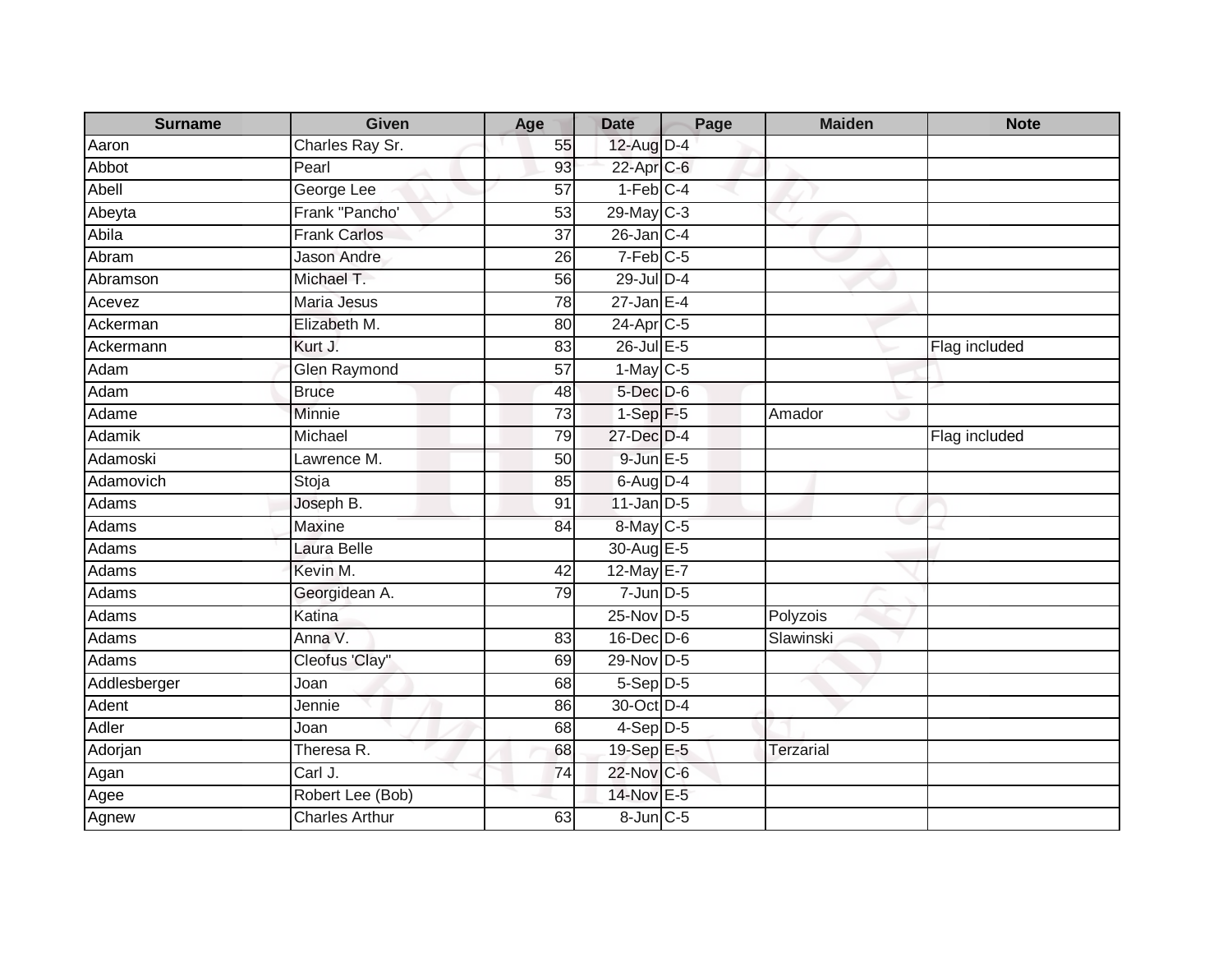| Surname | Given | Age | Date | Page | Maiden | Note |
| --- | --- | --- | --- | --- | --- | --- |
| Aaron | Charles Ray Sr. | 55 | 12-Aug | D-4 | | |
| Abbot | Pearl | 93 | 22-Apr | C-6 | | |
| Abell | George Lee | 57 | 1-Feb | C-4 | | |
| Abeyta | Frank "Pancho' | 53 | 29-May | C-3 | | |
| Abila | Frank Carlos | 37 | 26-Jan | C-4 | | |
| Abram | Jason Andre | 26 | 7-Feb | C-5 | | |
| Abramson | Michael T. | 56 | 29-Jul | D-4 | | |
| Acevez | Maria Jesus | 78 | 27-Jan | E-4 | | |
| Ackerman | Elizabeth M. | 80 | 24-Apr | C-5 | | |
| Ackermann | Kurt J. | 83 | 26-Jul | E-5 | | Flag included |
| Adam | Glen Raymond | 57 | 1-May | C-5 | | |
| Adam | Bruce | 48 | 5-Dec | D-6 | | |
| Adame | Minnie | 73 | 1-Sep | F-5 | Amador | |
| Adamik | Michael | 79 | 27-Dec | D-4 | | Flag included |
| Adamoski | Lawrence M. | 50 | 9-Jun | E-5 | | |
| Adamovich | Stoja | 85 | 6-Aug | D-4 | | |
| Adams | Joseph B. | 91 | 11-Jan | D-5 | | |
| Adams | Maxine | 84 | 8-May | C-5 | | |
| Adams | Laura Belle | | 30-Aug | E-5 | | |
| Adams | Kevin M. | 42 | 12-May | E-7 | | |
| Adams | Georgidean A. | 79 | 7-Jun | D-5 | | |
| Adams | Katina | | 25-Nov | D-5 | Polyzois | |
| Adams | Anna V. | 83 | 16-Dec | D-6 | Slawinski | |
| Adams | Cleofus 'Clay" | 69 | 29-Nov | D-5 | | |
| Addlesberger | Joan | 68 | 5-Sep | D-5 | | |
| Adent | Jennie | 86 | 30-Oct | D-4 | | |
| Adler | Joan | 68 | 4-Sep | D-5 | | |
| Adorjan | Theresa R. | 68 | 19-Sep | E-5 | Terzarial | |
| Agan | Carl J. | 74 | 22-Nov | C-6 | | |
| Agee | Robert Lee (Bob) | | 14-Nov | E-5 | | |
| Agnew | Charles Arthur | 63 | 8-Jun | C-5 | | |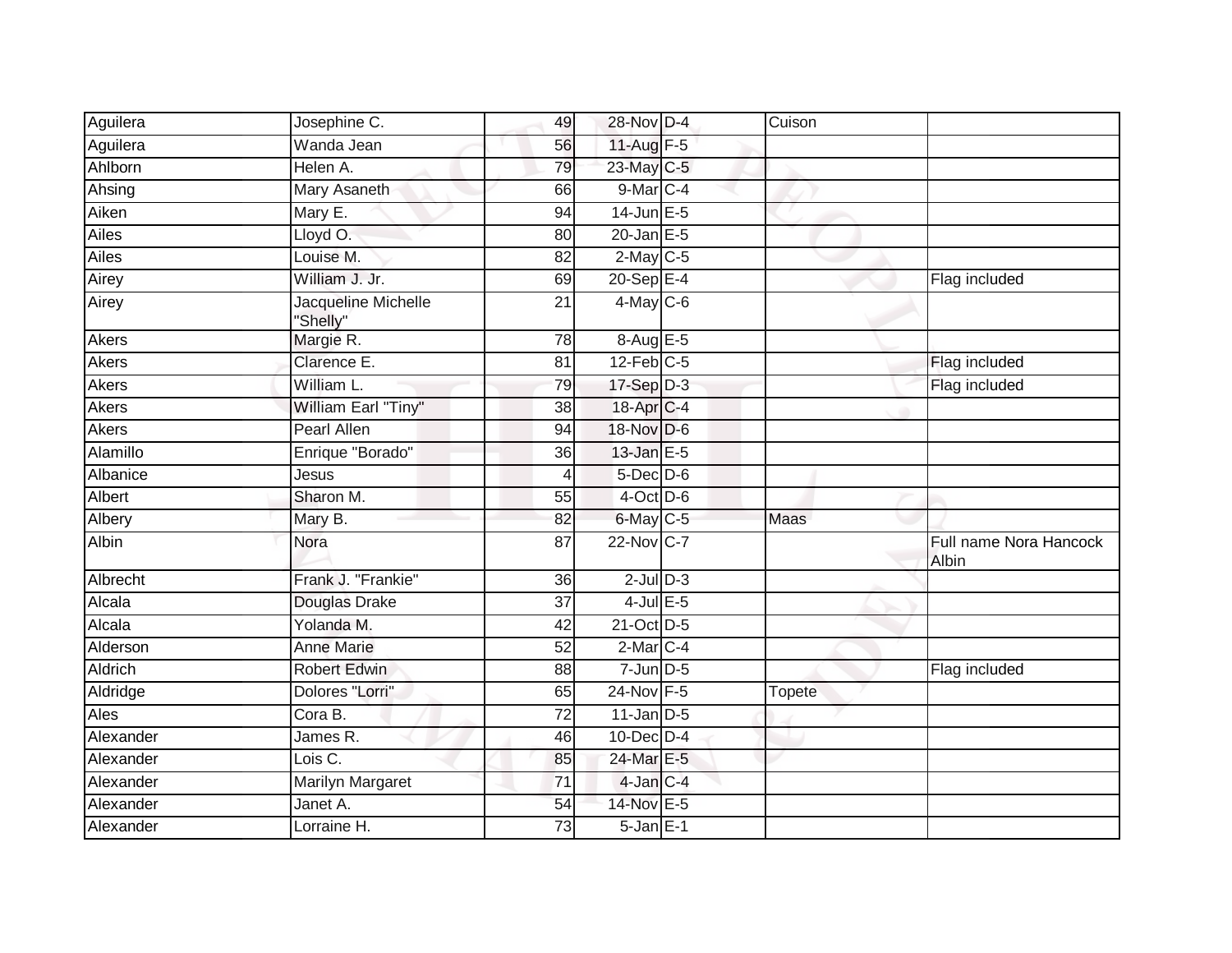| | | | | | | |
|---|---|---|---|---|---|---|
| Aguilera | Josephine C. | 49 | 28-Nov | D-4 | Cuison | |
| Aguilera | Wanda Jean | 56 | 11-Aug | F-5 | | |
| Ahlborn | Helen A. | 79 | 23-May | C-5 | | |
| Ahsing | Mary Asaneth | 66 | 9-Mar | C-4 | | |
| Aiken | Mary E. | 94 | 14-Jun | E-5 | | |
| Ailes | Lloyd O. | 80 | 20-Jan | E-5 | | |
| Ailes | Louise M. | 82 | 2-May | C-5 | | |
| Airey | William J. Jr. | 69 | 20-Sep | E-4 | | Flag included |
| Airey | Jacqueline Michelle "Shelly" | 21 | 4-May | C-6 | | |
| Akers | Margie R. | 78 | 8-Aug | E-5 | | |
| Akers | Clarence E. | 81 | 12-Feb | C-5 | | Flag included |
| Akers | William L. | 79 | 17-Sep | D-3 | | Flag included |
| Akers | William Earl "Tiny" | 38 | 18-Apr | C-4 | | |
| Akers | Pearl Allen | 94 | 18-Nov | D-6 | | |
| Alamillo | Enrique "Borado" | 36 | 13-Jan | E-5 | | |
| Albanice | Jesus | 4 | 5-Dec | D-6 | | |
| Albert | Sharon M. | 55 | 4-Oct | D-6 | | |
| Albery | Mary B. | 82 | 6-May | C-5 | Maas | |
| Albin | Nora | 87 | 22-Nov | C-7 | | Full name Nora Hancock Albin |
| Albrecht | Frank J. "Frankie" | 36 | 2-Jul | D-3 | | |
| Alcala | Douglas Drake | 37 | 4-Jul | E-5 | | |
| Alcala | Yolanda M. | 42 | 21-Oct | D-5 | | |
| Alderson | Anne Marie | 52 | 2-Mar | C-4 | | |
| Aldrich | Robert Edwin | 88 | 7-Jun | D-5 | | Flag included |
| Aldridge | Dolores "Lorri" | 65 | 24-Nov | F-5 | Topete | |
| Ales | Cora B. | 72 | 11-Jan | D-5 | | |
| Alexander | James R. | 46 | 10-Dec | D-4 | | |
| Alexander | Lois C. | 85 | 24-Mar | E-5 | | |
| Alexander | Marilyn Margaret | 71 | 4-Jan | C-4 | | |
| Alexander | Janet A. | 54 | 14-Nov | E-5 | | |
| Alexander | Lorraine H. | 73 | 5-Jan | E-1 | | |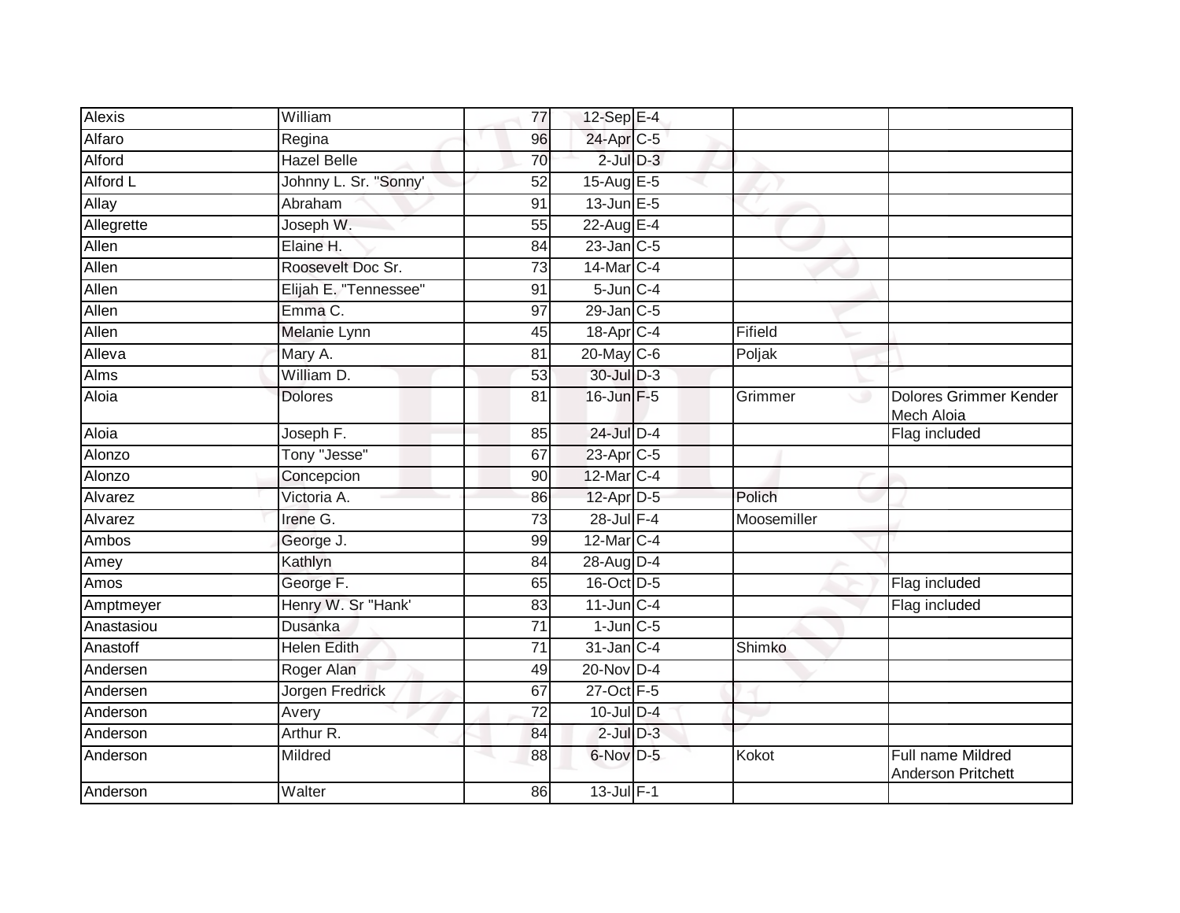| | | | | | | |
|---|---|---|---|---|---|---|
| Alexis | William | 77 | 12-Sep | E-4 | | |
| Alfaro | Regina | 96 | 24-Apr | C-5 | | |
| Alford | Hazel Belle | 70 | 2-Jul | D-3 | | |
| Alford L | Johnny L. Sr. "Sonny' | 52 | 15-Aug | E-5 | | |
| Allay | Abraham | 91 | 13-Jun | E-5 | | |
| Allegrette | Joseph W. | 55 | 22-Aug | E-4 | | |
| Allen | Elaine H. | 84 | 23-Jan | C-5 | | |
| Allen | Roosevelt Doc Sr. | 73 | 14-Mar | C-4 | | |
| Allen | Elijah E. "Tennessee" | 91 | 5-Jun | C-4 | | |
| Allen | Emma C. | 97 | 29-Jan | C-5 | | |
| Allen | Melanie Lynn | 45 | 18-Apr | C-4 | Fifield | |
| Alleva | Mary A. | 81 | 20-May | C-6 | Poljak | |
| Alms | William D. | 53 | 30-Jul | D-3 | | |
| Aloia | Dolores | 81 | 16-Jun | F-5 | Grimmer | Dolores Grimmer Kender Mech Aloia |
| Aloia | Joseph F. | 85 | 24-Jul | D-4 | | Flag included |
| Alonzo | Tony "Jesse" | 67 | 23-Apr | C-5 | | |
| Alonzo | Concepcion | 90 | 12-Mar | C-4 | | |
| Alvarez | Victoria A. | 86 | 12-Apr | D-5 | Polich | |
| Alvarez | Irene G. | 73 | 28-Jul | F-4 | Moosemiller | |
| Ambos | George J. | 99 | 12-Mar | C-4 | | |
| Amey | Kathlyn | 84 | 28-Aug | D-4 | | |
| Amos | George F. | 65 | 16-Oct | D-5 | | Flag included |
| Amptmeyer | Henry W. Sr "Hank' | 83 | 11-Jun | C-4 | | Flag included |
| Anastasiou | Dusanka | 71 | 1-Jun | C-5 | | |
| Anastoff | Helen Edith | 71 | 31-Jan | C-4 | Shimko | |
| Andersen | Roger Alan | 49 | 20-Nov | D-4 | | |
| Andersen | Jorgen Fredrick | 67 | 27-Oct | F-5 | | |
| Anderson | Avery | 72 | 10-Jul | D-4 | | |
| Anderson | Arthur R. | 84 | 2-Jul | D-3 | | |
| Anderson | Mildred | 88 | 6-Nov | D-5 | Kokot | Full name Mildred Anderson Pritchett |
| Anderson | Walter | 86 | 13-Jul | F-1 | | |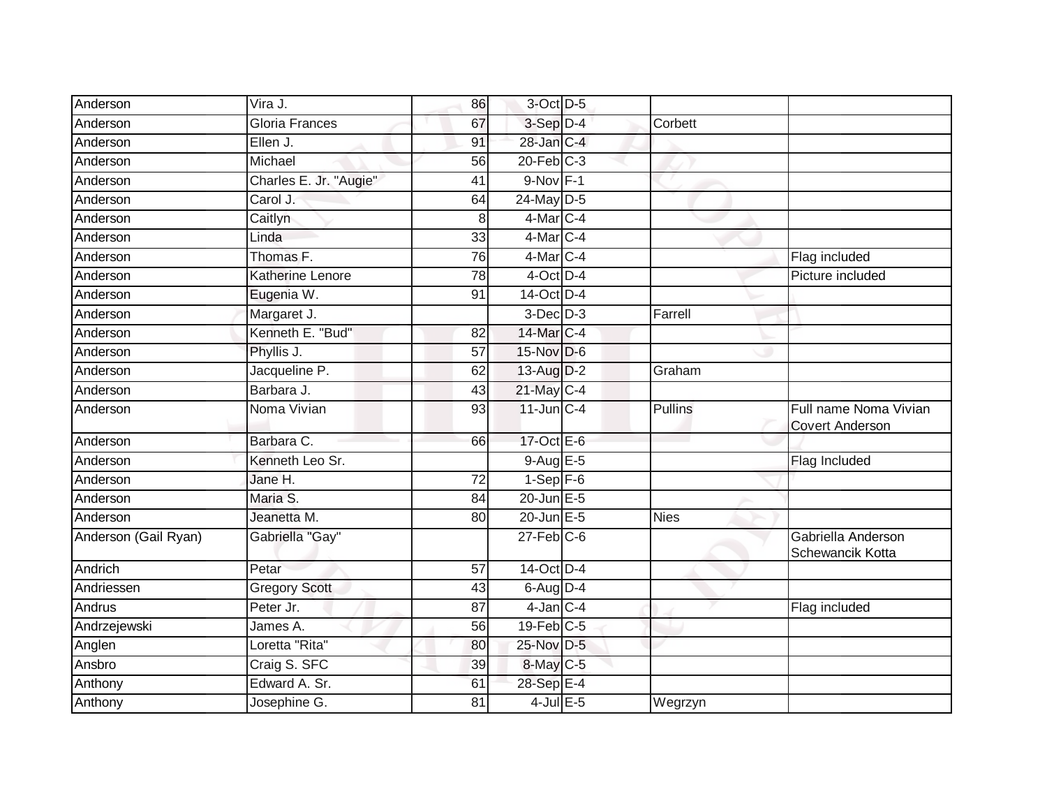| | | | | | | |
|---|---|---|---|---|---|---|
| Anderson | Vira J. | 86 | 3-Oct | D-5 | | |
| Anderson | Gloria Frances | 67 | 3-Sep | D-4 | Corbett | |
| Anderson | Ellen J. | 91 | 28-Jan | C-4 | | |
| Anderson | Michael | 56 | 20-Feb | C-3 | | |
| Anderson | Charles E. Jr. "Augie" | 41 | 9-Nov | F-1 | | |
| Anderson | Carol J. | 64 | 24-May | D-5 | | |
| Anderson | Caitlyn | 8 | 4-Mar | C-4 | | |
| Anderson | Linda | 33 | 4-Mar | C-4 | | |
| Anderson | Thomas F. | 76 | 4-Mar | C-4 | | Flag included |
| Anderson | Katherine Lenore | 78 | 4-Oct | D-4 | | Picture included |
| Anderson | Eugenia W. | 91 | 14-Oct | D-4 | | |
| Anderson | Margaret J. | | 3-Dec | D-3 | Farrell | |
| Anderson | Kenneth E. "Bud" | 82 | 14-Mar | C-4 | | |
| Anderson | Phyllis J. | 57 | 15-Nov | D-6 | | |
| Anderson | Jacqueline P. | 62 | 13-Aug | D-2 | Graham | |
| Anderson | Barbara J. | 43 | 21-May | C-4 | | |
| Anderson | Noma Vivian | 93 | 11-Jun | C-4 | Pullins | Full name Noma Vivian Covert Anderson |
| Anderson | Barbara C. | 66 | 17-Oct | E-6 | | |
| Anderson | Kenneth Leo Sr. | | 9-Aug | E-5 | | Flag Included |
| Anderson | Jane H. | 72 | 1-Sep | F-6 | | |
| Anderson | Maria S. | 84 | 20-Jun | E-5 | | |
| Anderson | Jeanetta M. | 80 | 20-Jun | E-5 | Nies | |
| Anderson (Gail Ryan) | Gabriella "Gay" | | 27-Feb | C-6 | | Gabriella Anderson Schewancik Kotta |
| Andrich | Petar | 57 | 14-Oct | D-4 | | |
| Andriessen | Gregory Scott | 43 | 6-Aug | D-4 | | |
| Andrus | Peter Jr. | 87 | 4-Jan | C-4 | | Flag included |
| Andrzejewski | James A. | 56 | 19-Feb | C-5 | | |
| Anglen | Loretta "Rita" | 80 | 25-Nov | D-5 | | |
| Ansbro | Craig S. SFC | 39 | 8-May | C-5 | | |
| Anthony | Edward A. Sr. | 61 | 28-Sep | E-4 | | |
| Anthony | Josephine G. | 81 | 4-Jul | E-5 | Wegrzyn | |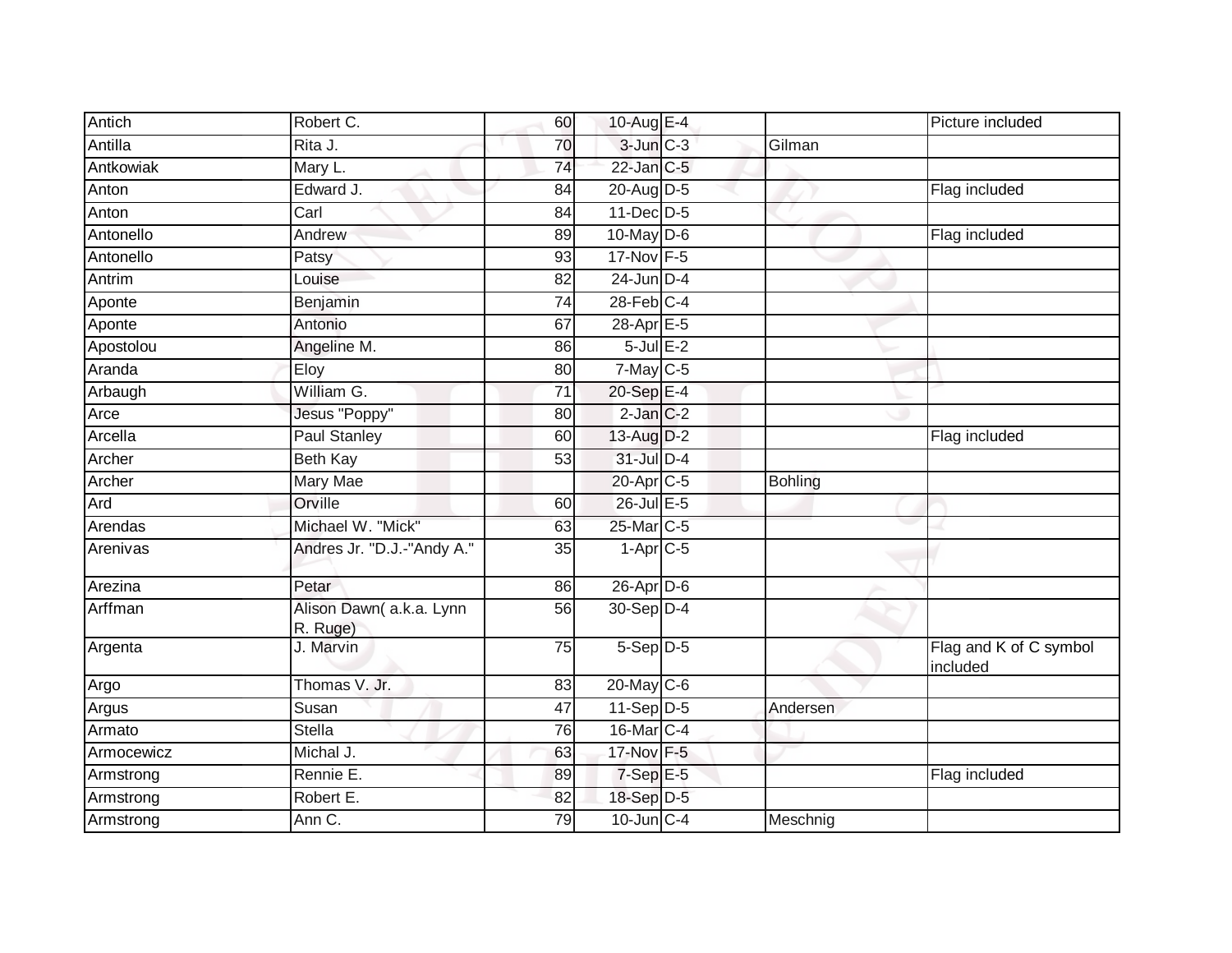| | | | | | | |
|---|---|---|---|---|---|---|
| Antich | Robert C. | 60 | 10-Aug | E-4 | | Picture included |
| Antilla | Rita J. | 70 | 3-Jun | C-3 | Gilman | |
| Antkowiak | Mary L. | 74 | 22-Jan | C-5 | | |
| Anton | Edward J. | 84 | 20-Aug | D-5 | | Flag included |
| Anton | Carl | 84 | 11-Dec | D-5 | | |
| Antonello | Andrew | 89 | 10-May | D-6 | | Flag included |
| Antonello | Patsy | 93 | 17-Nov | F-5 | | |
| Antrim | Louise | 82 | 24-Jun | D-4 | | |
| Aponte | Benjamin | 74 | 28-Feb | C-4 | | |
| Aponte | Antonio | 67 | 28-Apr | E-5 | | |
| Apostolou | Angeline M. | 86 | 5-Jul | E-2 | | |
| Aranda | Eloy | 80 | 7-May | C-5 | | |
| Arbaugh | William G. | 71 | 20-Sep | E-4 | | |
| Arce | Jesus "Poppy" | 80 | 2-Jan | C-2 | | |
| Arcella | Paul Stanley | 60 | 13-Aug | D-2 | | Flag included |
| Archer | Beth Kay | 53 | 31-Jul | D-4 | | |
| Archer | Mary Mae | | 20-Apr | C-5 | Bohling | |
| Ard | Orville | 60 | 26-Jul | E-5 | | |
| Arendas | Michael W. "Mick" | 63 | 25-Mar | C-5 | | |
| Arenivas | Andres Jr. "D.J.-"Andy A." | 35 | 1-Apr | C-5 | | |
| Arezina | Petar | 86 | 26-Apr | D-6 | | |
| Arffman | Alison Dawn( a.k.a. Lynn R. Ruge) | 56 | 30-Sep | D-4 | | |
| Argenta | J. Marvin | 75 | 5-Sep | D-5 | | Flag and K of C symbol included |
| Argo | Thomas V. Jr. | 83 | 20-May | C-6 | | |
| Argus | Susan | 47 | 11-Sep | D-5 | Andersen | |
| Armato | Stella | 76 | 16-Mar | C-4 | | |
| Armocewicz | Michal J. | 63 | 17-Nov | F-5 | | |
| Armstrong | Rennie E. | 89 | 7-Sep | E-5 | | Flag included |
| Armstrong | Robert E. | 82 | 18-Sep | D-5 | | |
| Armstrong | Ann C. | 79 | 10-Jun | C-4 | Meschnig | |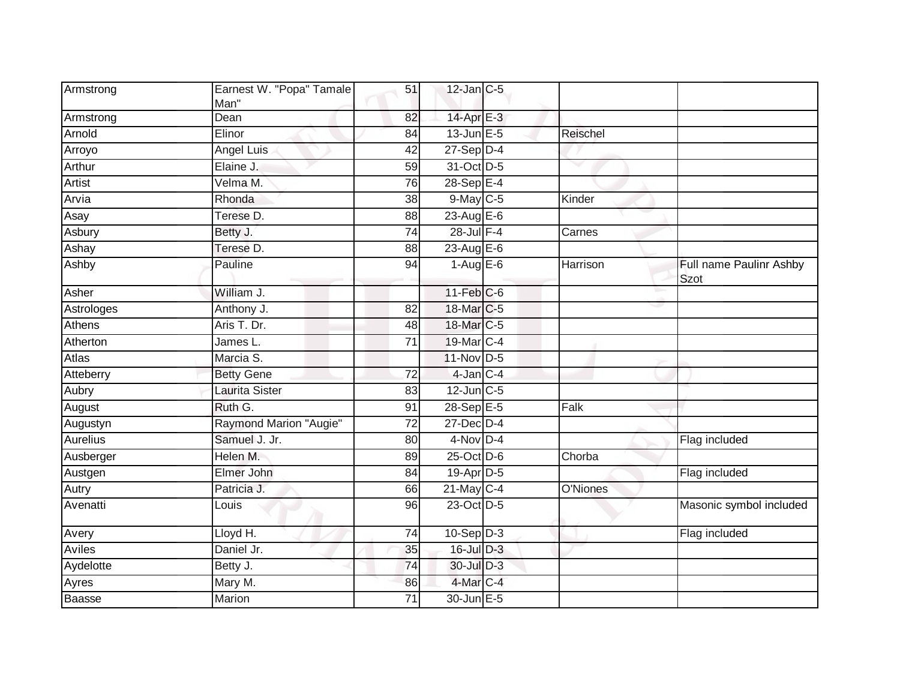| Armstrong | Earnest W. "Popa" Tamale Man" | 51 | 12-Jan | C-5 | | |
|---|---|---|---|---|---|---|
| Armstrong | Dean | 82 | 14-Apr | E-3 | | |
| Arnold | Elinor | 84 | 13-Jun | E-5 | Reischel | |
| Arroyo | Angel Luis | 42 | 27-Sep | D-4 | | |
| Arthur | Elaine J. | 59 | 31-Oct | D-5 | | |
| Artist | Velma M. | 76 | 28-Sep | E-4 | | |
| Arvia | Rhonda | 38 | 9-May | C-5 | Kinder | |
| Asay | Terese D. | 88 | 23-Aug | E-6 | | |
| Asbury | Betty J. | 74 | 28-Jul | F-4 | Carnes | |
| Ashay | Terese D. | 88 | 23-Aug | E-6 | | |
| Ashby | Pauline | 94 | 1-Aug | E-6 | Harrison | Full name Paulinr Ashby Szot |
| Asher | William J. | | 11-Feb | C-6 | | |
| Astrologes | Anthony J. | 82 | 18-Mar | C-5 | | |
| Athens | Aris T. Dr. | 48 | 18-Mar | C-5 | | |
| Atherton | James L. | 71 | 19-Mar | C-4 | | |
| Atlas | Marcia S. | | 11-Nov | D-5 | | |
| Atteberry | Betty Gene | 72 | 4-Jan | C-4 | | |
| Aubry | Laurita Sister | 83 | 12-Jun | C-5 | | |
| August | Ruth G. | 91 | 28-Sep | E-5 | Falk | |
| Augustyn | Raymond Marion "Augie" | 72 | 27-Dec | D-4 | | |
| Aurelius | Samuel J. Jr. | 80 | 4-Nov | D-4 | | Flag included |
| Ausberger | Helen M. | 89 | 25-Oct | D-6 | Chorba | |
| Austgen | Elmer John | 84 | 19-Apr | D-5 | | Flag included |
| Autry | Patricia J. | 66 | 21-May | C-4 | O'Niones | |
| Avenatti | Louis | 96 | 23-Oct | D-5 | | Masonic symbol included |
| Avery | Lloyd H. | 74 | 10-Sep | D-3 | | Flag included |
| Aviles | Daniel Jr. | 35 | 16-Jul | D-3 | | |
| Aydelotte | Betty J. | 74 | 30-Jul | D-3 | | |
| Ayres | Mary M. | 86 | 4-Mar | C-4 | | |
| Baasse | Marion | 71 | 30-Jun | E-5 | | |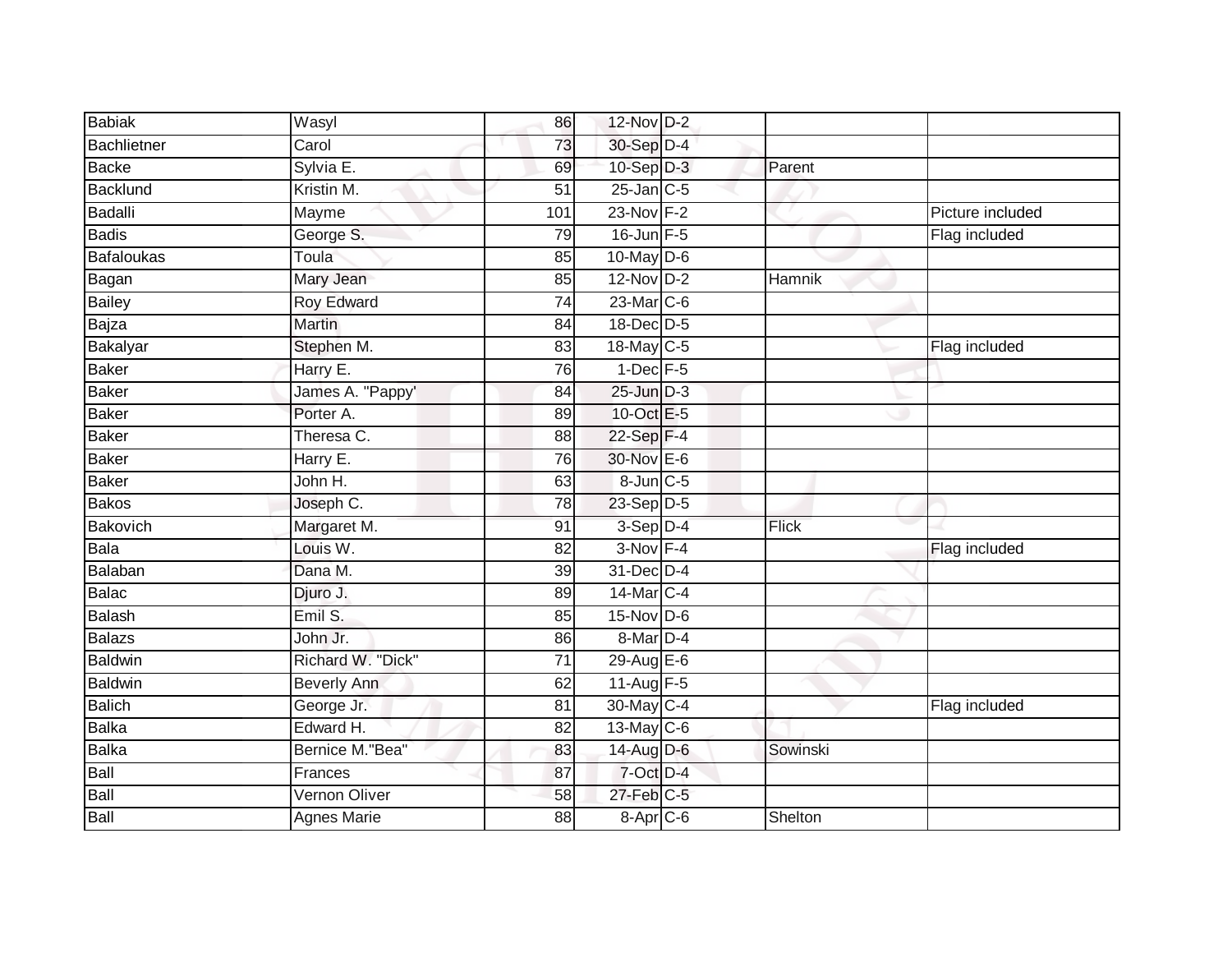| | | | | | | |
|---|---|---|---|---|---|---|
| Babiak | Wasyl | 86 | 12-Nov | D-2 | | |
| Bachlietner | Carol | 73 | 30-Sep | D-4 | | |
| Backe | Sylvia E. | 69 | 10-Sep | D-3 | Parent | |
| Backlund | Kristin M. | 51 | 25-Jan | C-5 | | |
| Badalli | Mayme | 101 | 23-Nov | F-2 | | Picture included |
| Badis | George S. | 79 | 16-Jun | F-5 | | Flag included |
| Bafaloukas | Toula | 85 | 10-May | D-6 | | |
| Bagan | Mary Jean | 85 | 12-Nov | D-2 | Hamnik | |
| Bailey | Roy Edward | 74 | 23-Mar | C-6 | | |
| Bajza | Martin | 84 | 18-Dec | D-5 | | |
| Bakalyar | Stephen M. | 83 | 18-May | C-5 | | Flag included |
| Baker | Harry E. | 76 | 1-Dec | F-5 | | |
| Baker | James A. "Pappy' | 84 | 25-Jun | D-3 | | |
| Baker | Porter A. | 89 | 10-Oct | E-5 | | |
| Baker | Theresa C. | 88 | 22-Sep | F-4 | | |
| Baker | Harry E. | 76 | 30-Nov | E-6 | | |
| Baker | John H. | 63 | 8-Jun | C-5 | | |
| Bakos | Joseph C. | 78 | 23-Sep | D-5 | | |
| Bakovich | Margaret M. | 91 | 3-Sep | D-4 | Flick | |
| Bala | Louis W. | 82 | 3-Nov | F-4 | | Flag included |
| Balaban | Dana M. | 39 | 31-Dec | D-4 | | |
| Balac | Djuro J. | 89 | 14-Mar | C-4 | | |
| Balash | Emil S. | 85 | 15-Nov | D-6 | | |
| Balazs | John Jr. | 86 | 8-Mar | D-4 | | |
| Baldwin | Richard W. "Dick" | 71 | 29-Aug | E-6 | | |
| Baldwin | Beverly Ann | 62 | 11-Aug | F-5 | | |
| Balich | George Jr. | 81 | 30-May | C-4 | | Flag included |
| Balka | Edward H. | 82 | 13-May | C-6 | | |
| Balka | Bernice M."Bea" | 83 | 14-Aug | D-6 | Sowinski | |
| Ball | Frances | 87 | 7-Oct | D-4 | | |
| Ball | Vernon Oliver | 58 | 27-Feb | C-5 | | |
| Ball | Agnes Marie | 88 | 8-Apr | C-6 | Shelton | |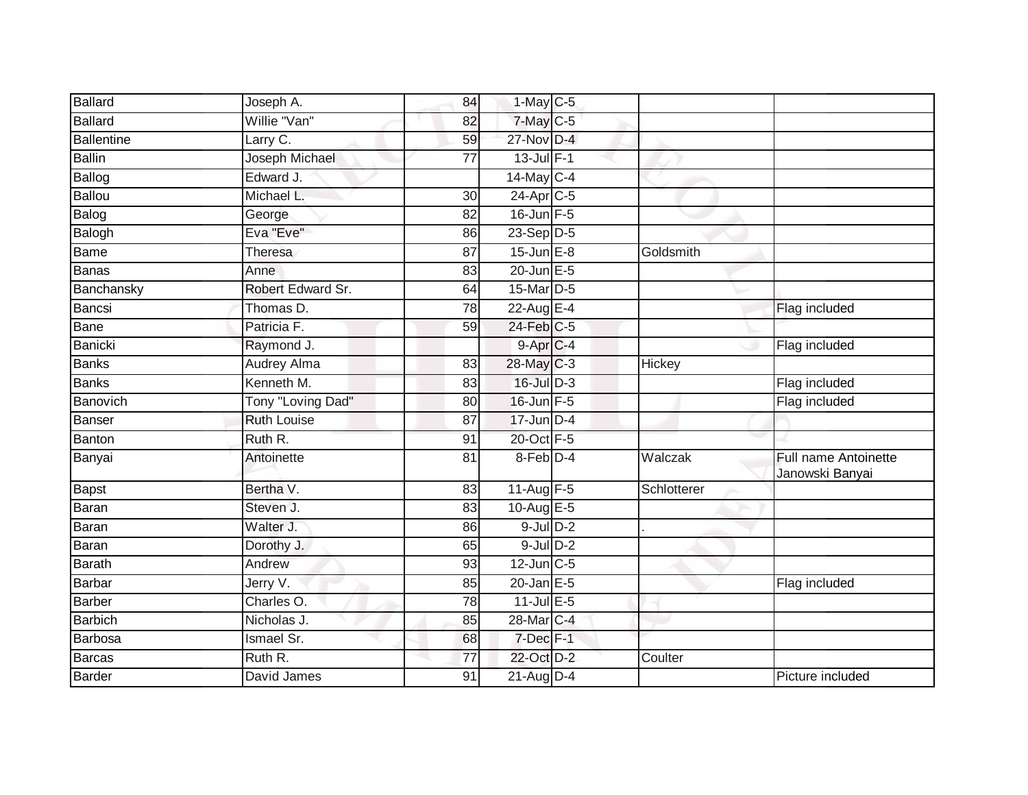| | | | | | | |
|---|---|---|---|---|---|---|
| Ballard | Joseph A. | 84 | 1-May | C-5 | | |
| Ballard | Willie "Van" | 82 | 7-May | C-5 | | |
| Ballentine | Larry C. | 59 | 27-Nov | D-4 | | |
| Ballin | Joseph Michael | 77 | 13-Jul | F-1 | | |
| Ballog | Edward J. | | 14-May | C-4 | | |
| Ballou | Michael L. | 30 | 24-Apr | C-5 | | |
| Balog | George | 82 | 16-Jun | F-5 | | |
| Balogh | Eva "Eve" | 86 | 23-Sep | D-5 | | |
| Bame | Theresa | 87 | 15-Jun | E-8 | Goldsmith | |
| Banas | Anne | 83 | 20-Jun | E-5 | | |
| Banchansky | Robert Edward Sr. | 64 | 15-Mar | D-5 | | |
| Bancsi | Thomas D. | 78 | 22-Aug | E-4 | | Flag included |
| Bane | Patricia F. | 59 | 24-Feb | C-5 | | |
| Banicki | Raymond J. | | 9-Apr | C-4 | | Flag included |
| Banks | Audrey Alma | 83 | 28-May | C-3 | Hickey | |
| Banks | Kenneth M. | 83 | 16-Jul | D-3 | | Flag included |
| Banovich | Tony "Loving Dad" | 80 | 16-Jun | F-5 | | Flag included |
| Banser | Ruth Louise | 87 | 17-Jun | D-4 | | |
| Banton | Ruth R. | 91 | 20-Oct | F-5 | | |
| Banyai | Antoinette | 81 | 8-Feb | D-4 | Walczak | Full name Antoinette Janowski Banyai |
| Bapst | Bertha V. | 83 | 11-Aug | F-5 | Schlotterer | |
| Baran | Steven J. | 83 | 10-Aug | E-5 | | |
| Baran | Walter J. | 86 | 9-Jul | D-2 | . | |
| Baran | Dorothy J. | 65 | 9-Jul | D-2 | | |
| Barath | Andrew | 93 | 12-Jun | C-5 | | |
| Barbar | Jerry V. | 85 | 20-Jan | E-5 | | Flag included |
| Barber | Charles O. | 78 | 11-Jul | E-5 | | |
| Barbich | Nicholas J. | 85 | 28-Mar | C-4 | | |
| Barbosa | Ismael Sr. | 68 | 7-Dec | F-1 | | |
| Barcas | Ruth R. | 77 | 22-Oct | D-2 | Coulter | |
| Barder | David James | 91 | 21-Aug | D-4 | | Picture included |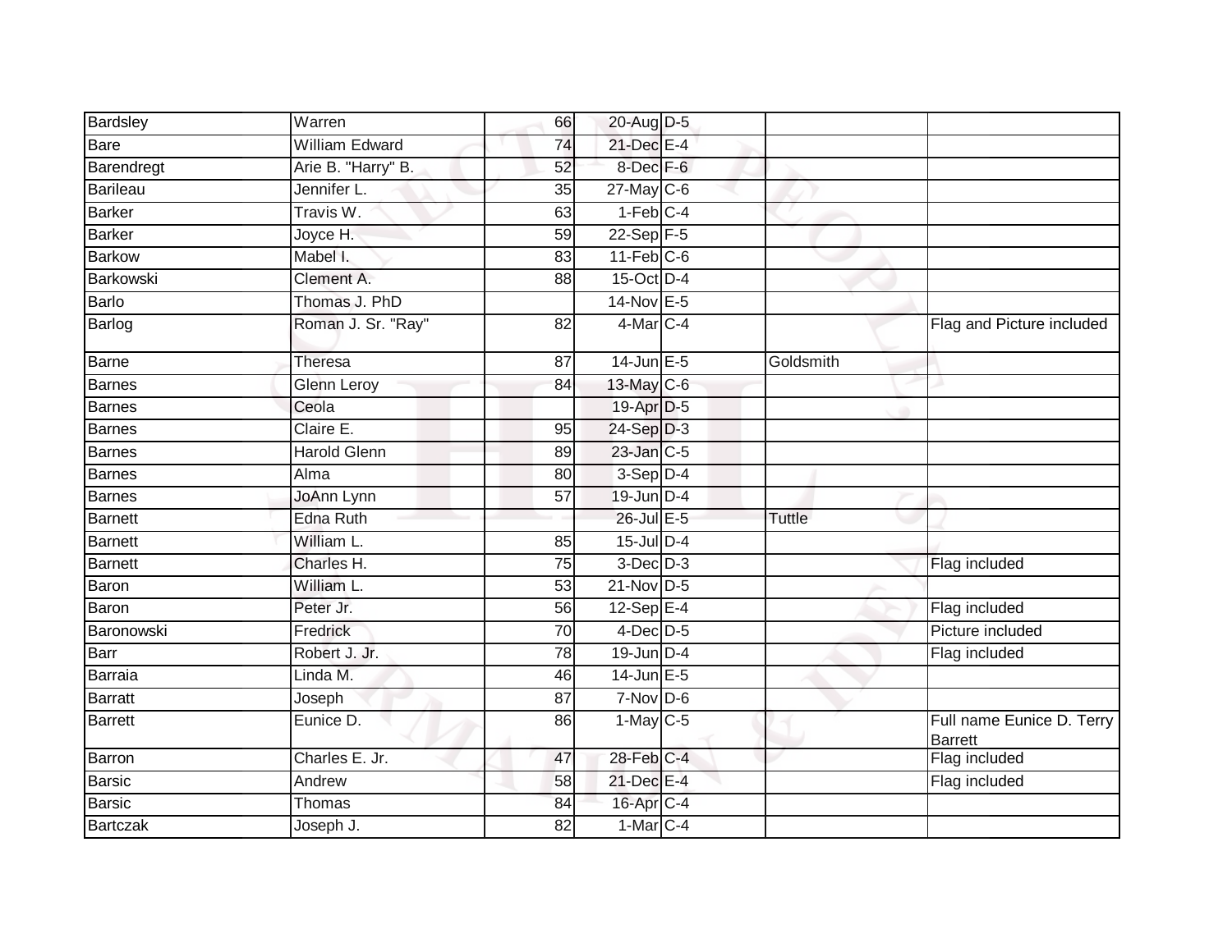| | | | | | | |
|---|---|---|---|---|---|---|
| Bardsley | Warren | 66 | 20-Aug | D-5 | | |
| Bare | William Edward | 74 | 21-Dec | E-4 | | |
| Barendregt | Arie B. "Harry" B. | 52 | 8-Dec | F-6 | | |
| Barileau | Jennifer L. | 35 | 27-May | C-6 | | |
| Barker | Travis W. | 63 | 1-Feb | C-4 | | |
| Barker | Joyce H. | 59 | 22-Sep | F-5 | | |
| Barkow | Mabel I. | 83 | 11-Feb | C-6 | | |
| Barkowski | Clement A. | 88 | 15-Oct | D-4 | | |
| Barlo | Thomas J. PhD | | 14-Nov | E-5 | | |
| Barlog | Roman J. Sr. "Ray" | 82 | 4-Mar | C-4 | | Flag and Picture included |
| Barne | Theresa | 87 | 14-Jun | E-5 | Goldsmith | |
| Barnes | Glenn Leroy | 84 | 13-May | C-6 | | |
| Barnes | Ceola | | 19-Apr | D-5 | | |
| Barnes | Claire E. | 95 | 24-Sep | D-3 | | |
| Barnes | Harold Glenn | 89 | 23-Jan | C-5 | | |
| Barnes | Alma | 80 | 3-Sep | D-4 | | |
| Barnes | JoAnn Lynn | 57 | 19-Jun | D-4 | | |
| Barnett | Edna Ruth | | 26-Jul | E-5 | Tuttle | |
| Barnett | William L. | 85 | 15-Jul | D-4 | | |
| Barnett | Charles H. | 75 | 3-Dec | D-3 | | Flag included |
| Baron | William L. | 53 | 21-Nov | D-5 | | |
| Baron | Peter Jr. | 56 | 12-Sep | E-4 | | Flag included |
| Baronowski | Fredrick | 70 | 4-Dec | D-5 | | Picture included |
| Barr | Robert J. Jr. | 78 | 19-Jun | D-4 | | Flag included |
| Barraia | Linda M. | 46 | 14-Jun | E-5 | | |
| Barratt | Joseph | 87 | 7-Nov | D-6 | | |
| Barrett | Eunice D. | 86 | 1-May | C-5 | | Full name Eunice D. Terry Barrett |
| Barron | Charles E. Jr. | 47 | 28-Feb | C-4 | | Flag included |
| Barsic | Andrew | 58 | 21-Dec | E-4 | | Flag included |
| Barsic | Thomas | 84 | 16-Apr | C-4 | | |
| Bartczak | Joseph J. | 82 | 1-Mar | C-4 | | |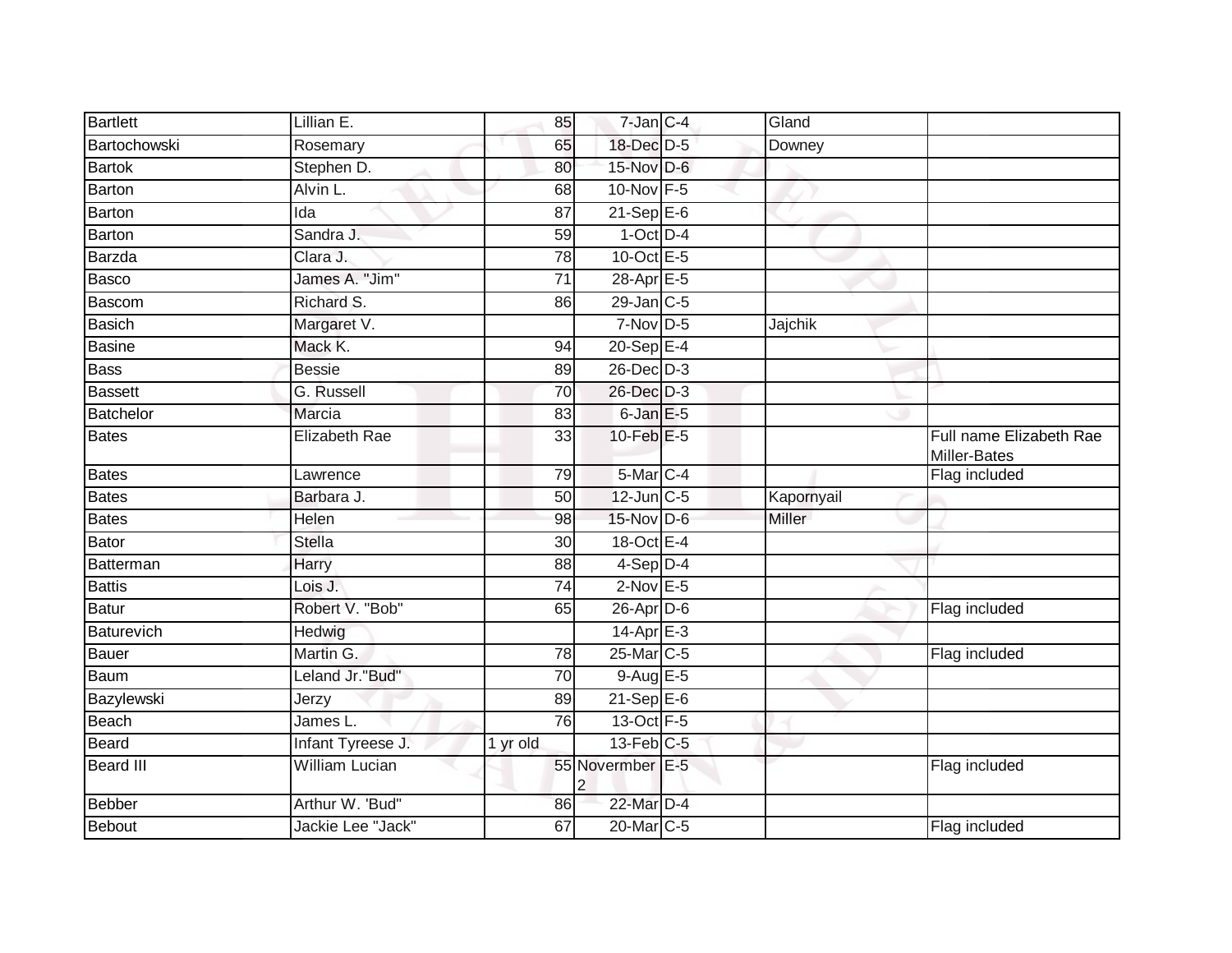| Bartlett | Lillian E. | 85 | 7-Jan | C-4 | Gland | |
|---|---|---|---|---|---|---|
| Bartochowski | Rosemary | 65 | 18-Dec | D-5 | Downey | |
| Bartok | Stephen D. | 80 | 15-Nov | D-6 | | |
| Barton | Alvin L. | 68 | 10-Nov | F-5 | | |
| Barton | Ida | 87 | 21-Sep | E-6 | | |
| Barton | Sandra J. | 59 | 1-Oct | D-4 | | |
| Barzda | Clara J. | 78 | 10-Oct | E-5 | | |
| Basco | James A. "Jim" | 71 | 28-Apr | E-5 | | |
| Bascom | Richard S. | 86 | 29-Jan | C-5 | | |
| Basich | Margaret V. | | 7-Nov | D-5 | Jajchik | |
| Basine | Mack K. | 94 | 20-Sep | E-4 | | |
| Bass | Bessie | 89 | 26-Dec | D-3 | | |
| Bassett | G. Russell | 70 | 26-Dec | D-3 | | |
| Batchelor | Marcia | 83 | 6-Jan | E-5 | | |
| Bates | Elizabeth Rae | 33 | 10-Feb | E-5 | | Full name Elizabeth Rae Miller-Bates |
| Bates | Lawrence | 79 | 5-Mar | C-4 | | Flag included |
| Bates | Barbara J. | 50 | 12-Jun | C-5 | Kapornyail | |
| Bates | Helen | 98 | 15-Nov | D-6 | Miller | |
| Bator | Stella | 30 | 18-Oct | E-4 | | |
| Batterman | Harry | 88 | 4-Sep | D-4 | | |
| Battis | Lois J. | 74 | 2-Nov | E-5 | | |
| Batur | Robert V. "Bob" | 65 | 26-Apr | D-6 | | Flag included |
| Baturevich | Hedwig | | 14-Apr | E-3 | | |
| Bauer | Martin G. | 78 | 25-Mar | C-5 | | Flag included |
| Baum | Leland Jr."Bud" | 70 | 9-Aug | E-5 | | |
| Bazylewski | Jerzy | 89 | 21-Sep | E-6 | | |
| Beach | James L. | 76 | 13-Oct | F-5 | | |
| Beard | Infant Tyreese J. | 1 yr old | 13-Feb | C-5 | | |
| Beard III | William Lucian | 55 | Novermber 2 | E-5 | | Flag included |
| Bebber | Arthur W. 'Bud" | 86 | 22-Mar | D-4 | | |
| Bebout | Jackie Lee "Jack" | 67 | 20-Mar | C-5 | | Flag included |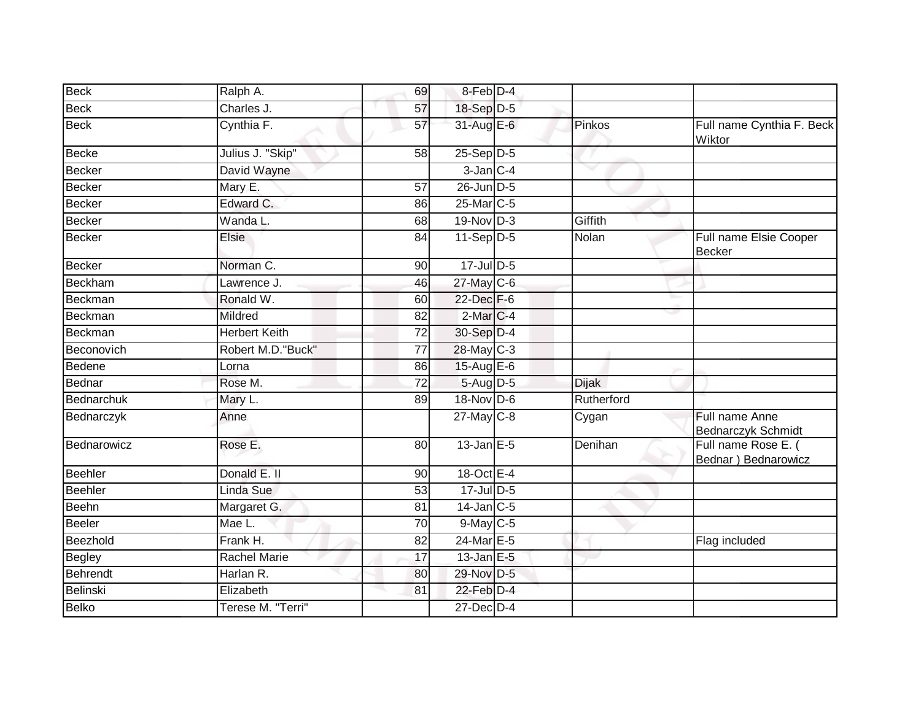| Beck | Ralph A. | 69 | 8-Feb | D-4 | | |
|---|---|---|---|---|---|---|
| Beck | Charles J. | 57 | 18-Sep | D-5 | | |
| Beck | Cynthia F. | 57 | 31-Aug | E-6 | Pinkos | Full name Cynthia F. Beck Wiktor |
| Becke | Julius J. "Skip" | 58 | 25-Sep | D-5 | | |
| Becker | David Wayne | | 3-Jan | C-4 | | |
| Becker | Mary E. | 57 | 26-Jun | D-5 | | |
| Becker | Edward C. | 86 | 25-Mar | C-5 | | |
| Becker | Wanda L. | 68 | 19-Nov | D-3 | Giffith | |
| Becker | Elsie | 84 | 11-Sep | D-5 | Nolan | Full name Elsie Cooper Becker |
| Becker | Norman C. | 90 | 17-Jul | D-5 | | |
| Beckham | Lawrence J. | 46 | 27-May | C-6 | | |
| Beckman | Ronald W. | 60 | 22-Dec | F-6 | | |
| Beckman | Mildred | 82 | 2-Mar | C-4 | | |
| Beckman | Herbert Keith | 72 | 30-Sep | D-4 | | |
| Beconovich | Robert M.D."Buck" | 77 | 28-May | C-3 | | |
| Bedene | Lorna | 86 | 15-Aug | E-6 | | |
| Bednar | Rose M. | 72 | 5-Aug | D-5 | Dijak | |
| Bednarchuk | Mary L. | 89 | 18-Nov | D-6 | Rutherford | |
| Bednarczyk | Anne | | 27-May | C-8 | Cygan | Full name Anne Bednarczyk Schmidt |
| Bednarowicz | Rose E. | 80 | 13-Jan | E-5 | Denihan | Full name Rose E. ( Bednar ) Bednarowicz |
| Beehler | Donald E. II | 90 | 18-Oct | E-4 | | |
| Beehler | Linda Sue | 53 | 17-Jul | D-5 | | |
| Beehn | Margaret G. | 81 | 14-Jan | C-5 | | |
| Beeler | Mae L. | 70 | 9-May | C-5 | | |
| Beezhold | Frank H. | 82 | 24-Mar | E-5 | | Flag included |
| Begley | Rachel Marie | 17 | 13-Jan | E-5 | | |
| Behrendt | Harlan R. | 80 | 29-Nov | D-5 | | |
| Belinski | Elizabeth | 81 | 22-Feb | D-4 | | |
| Belko | Terese M. "Terri" | | 27-Dec | D-4 | | |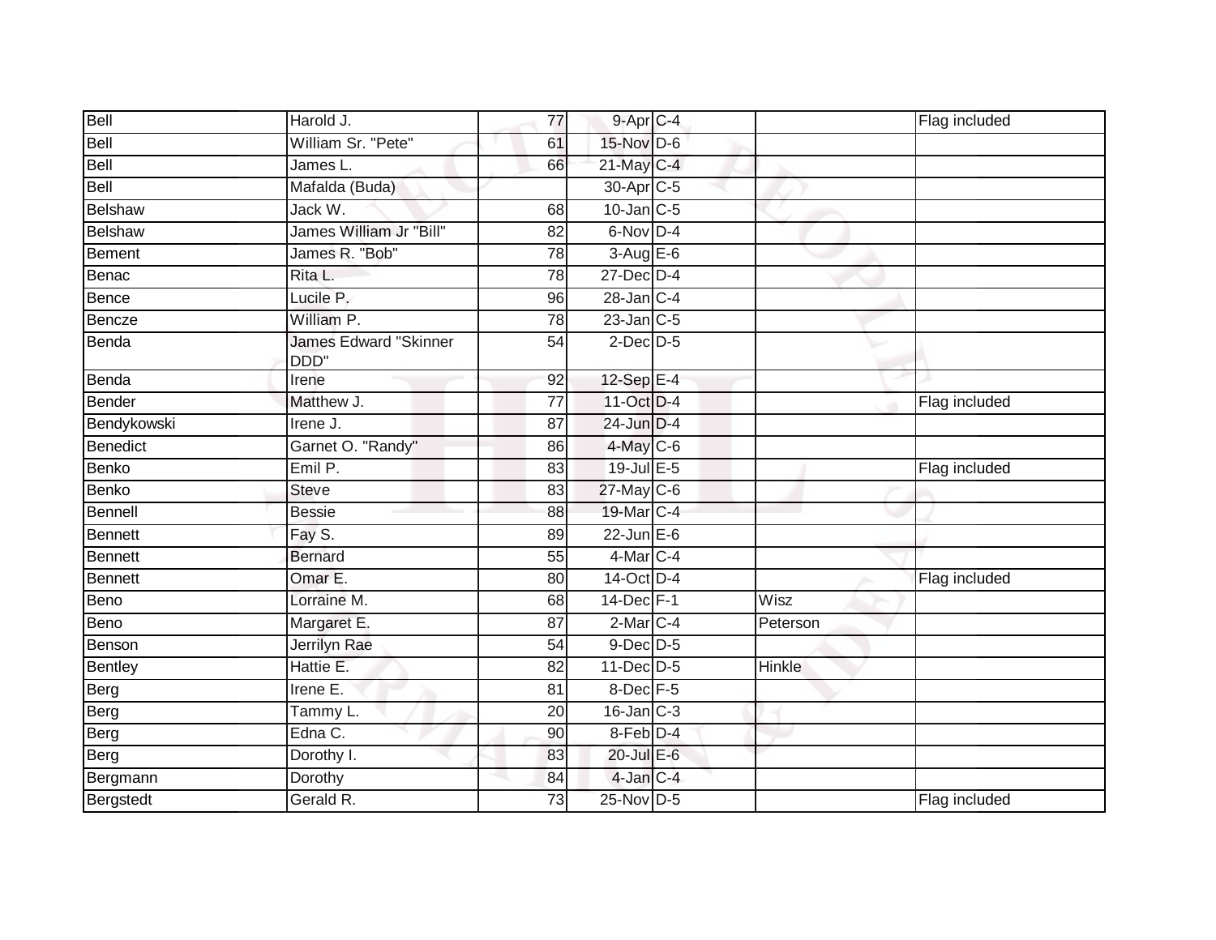| | | | | | | |
|---|---|---|---|---|---|---|
| Bell | Harold J. | 77 | 9-Apr | C-4 | | Flag included |
| Bell | William Sr. "Pete" | 61 | 15-Nov | D-6 | | |
| Bell | James L. | 66 | 21-May | C-4 | | |
| Bell | Mafalda (Buda) | | 30-Apr | C-5 | | |
| Belshaw | Jack W. | 68 | 10-Jan | C-5 | | |
| Belshaw | James William Jr "Bill" | 82 | 6-Nov | D-4 | | |
| Bement | James R. "Bob" | 78 | 3-Aug | E-6 | | |
| Benac | Rita L. | 78 | 27-Dec | D-4 | | |
| Bence | Lucile P. | 96 | 28-Jan | C-4 | | |
| Bencze | William P. | 78 | 23-Jan | C-5 | | |
| Benda | James Edward "Skinner DDD" | 54 | 2-Dec | D-5 | | |
| Benda | Irene | 92 | 12-Sep | E-4 | | |
| Bender | Matthew J. | 77 | 11-Oct | D-4 | | Flag included |
| Bendykowski | Irene J. | 87 | 24-Jun | D-4 | | |
| Benedict | Garnet O. "Randy" | 86 | 4-May | C-6 | | |
| Benko | Emil P. | 83 | 19-Jul | E-5 | | Flag included |
| Benko | Steve | 83 | 27-May | C-6 | | |
| Bennell | Bessie | 88 | 19-Mar | C-4 | | |
| Bennett | Fay S. | 89 | 22-Jun | E-6 | | |
| Bennett | Bernard | 55 | 4-Mar | C-4 | | |
| Bennett | Omar E. | 80 | 14-Oct | D-4 | | Flag included |
| Beno | Lorraine M. | 68 | 14-Dec | F-1 | Wisz | |
| Beno | Margaret E. | 87 | 2-Mar | C-4 | Peterson | |
| Benson | Jerrilyn Rae | 54 | 9-Dec | D-5 | | |
| Bentley | Hattie E. | 82 | 11-Dec | D-5 | Hinkle | |
| Berg | Irene E. | 81 | 8-Dec | F-5 | | |
| Berg | Tammy L. | 20 | 16-Jan | C-3 | | |
| Berg | Edna C. | 90 | 8-Feb | D-4 | | |
| Berg | Dorothy I. | 83 | 20-Jul | E-6 | | |
| Bergmann | Dorothy | 84 | 4-Jan | C-4 | | |
| Bergstedt | Gerald R. | 73 | 25-Nov | D-5 | | Flag included |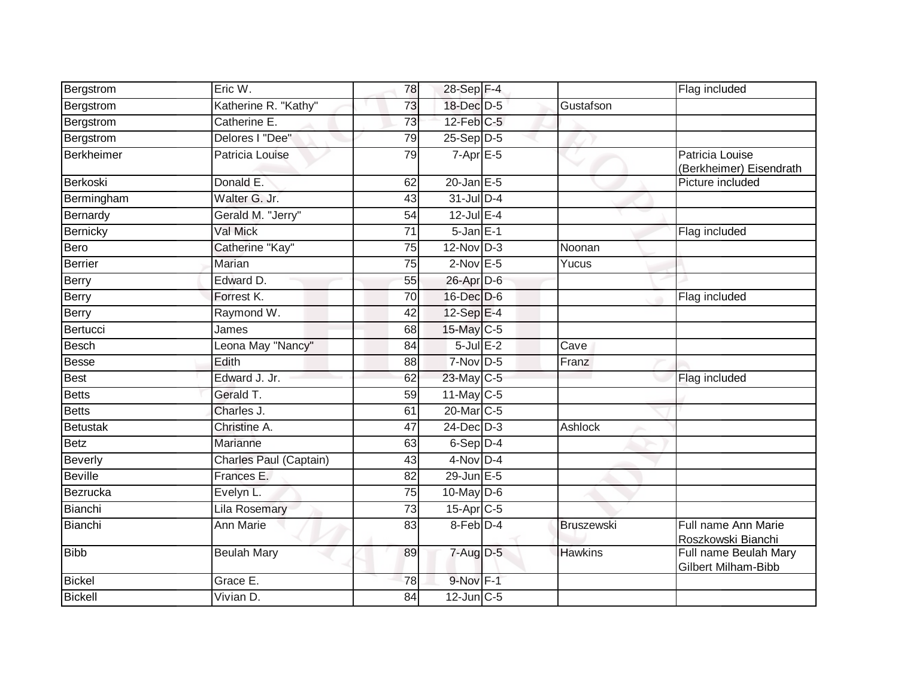| | | | | | | |
|---|---|---|---|---|---|---|
| Bergstrom | Eric W. | 78 | 28-Sep | F-4 | | Flag included |
| Bergstrom | Katherine R. "Kathy" | 73 | 18-Dec | D-5 | Gustafson | |
| Bergstrom | Catherine E. | 73 | 12-Feb | C-5 | | |
| Bergstrom | Delores I "Dee" | 79 | 25-Sep | D-5 | | |
| Berkheimer | Patricia Louise | 79 | 7-Apr | E-5 | | Patricia Louise (Berkheimer) Eisendrath |
| Berkoski | Donald E. | 62 | 20-Jan | E-5 | | Picture included |
| Bermingham | Walter G. Jr. | 43 | 31-Jul | D-4 | | |
| Bernardy | Gerald M. "Jerry" | 54 | 12-Jul | E-4 | | |
| Bernicky | Val Mick | 71 | 5-Jan | E-1 | | Flag included |
| Bero | Catherine "Kay" | 75 | 12-Nov | D-3 | Noonan | |
| Berrier | Marian | 75 | 2-Nov | E-5 | Yucus | |
| Berry | Edward D. | 55 | 26-Apr | D-6 | | |
| Berry | Forrest K. | 70 | 16-Dec | D-6 | | Flag included |
| Berry | Raymond W. | 42 | 12-Sep | E-4 | | |
| Bertucci | James | 68 | 15-May | C-5 | | |
| Besch | Leona May "Nancy" | 84 | 5-Jul | E-2 | Cave | |
| Besse | Edith | 88 | 7-Nov | D-5 | Franz | |
| Best | Edward J. Jr. | 62 | 23-May | C-5 | | Flag included |
| Betts | Gerald T. | 59 | 11-May | C-5 | | |
| Betts | Charles J. | 61 | 20-Mar | C-5 | | |
| Betustak | Christine A. | 47 | 24-Dec | D-3 | Ashlock | |
| Betz | Marianne | 63 | 6-Sep | D-4 | | |
| Beverly | Charles Paul (Captain) | 43 | 4-Nov | D-4 | | |
| Beville | Frances E. | 82 | 29-Jun | E-5 | | |
| Bezrucka | Evelyn L. | 75 | 10-May | D-6 | | |
| Bianchi | Lila Rosemary | 73 | 15-Apr | C-5 | | |
| Bianchi | Ann Marie | 83 | 8-Feb | D-4 | Bruszewski | Full name Ann Marie Roszkowski Bianchi |
| Bibb | Beulah Mary | 89 | 7-Aug | D-5 | Hawkins | Full name Beulah Mary Gilbert Milham-Bibb |
| Bickel | Grace E. | 78 | 9-Nov | F-1 | | |
| Bickell | Vivian D. | 84 | 12-Jun | C-5 | | |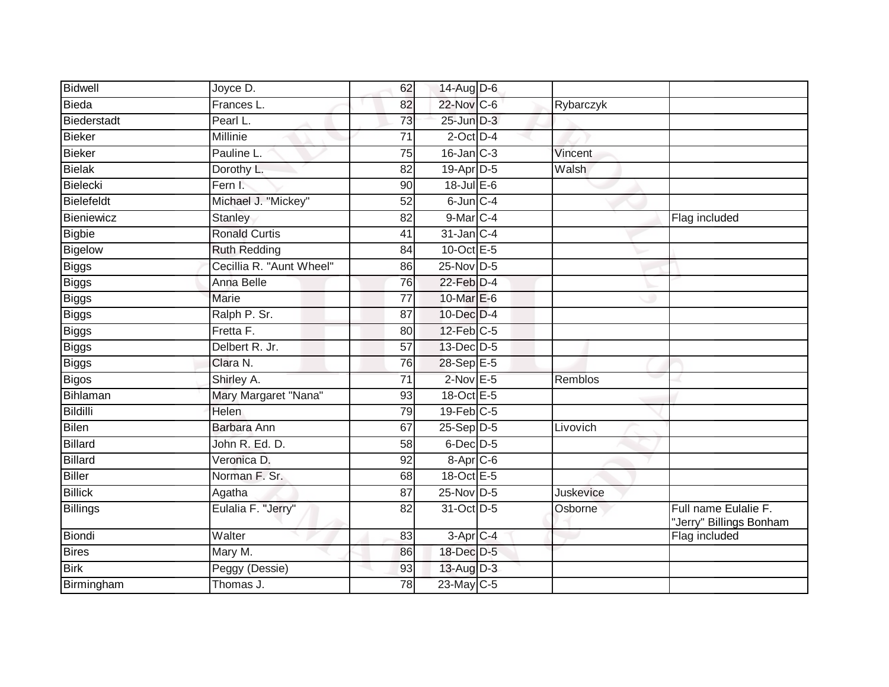| | | | | | | |
|---|---|---|---|---|---|---|
| Bidwell | Joyce D. | 62 | 14-Aug | D-6 | | |
| Bieda | Frances L. | 82 | 22-Nov | C-6 | Rybarczyk | |
| Biederstadt | Pearl L. | 73 | 25-Jun | D-3 | | |
| Bieker | Millinie | 71 | 2-Oct | D-4 | | |
| Bieker | Pauline L. | 75 | 16-Jan | C-3 | Vincent | |
| Bielak | Dorothy L. | 82 | 19-Apr | D-5 | Walsh | |
| Bielecki | Fern I. | 90 | 18-Jul | E-6 | | |
| Bielefeldt | Michael J. "Mickey" | 52 | 6-Jun | C-4 | | |
| Bieniewicz | Stanley | 82 | 9-Mar | C-4 | | Flag included |
| Bigbie | Ronald Curtis | 41 | 31-Jan | C-4 | | |
| Bigelow | Ruth Redding | 84 | 10-Oct | E-5 | | |
| Biggs | Cecillia R. "Aunt Wheel" | 86 | 25-Nov | D-5 | | |
| Biggs | Anna Belle | 76 | 22-Feb | D-4 | | |
| Biggs | Marie | 77 | 10-Mar | E-6 | | |
| Biggs | Ralph P. Sr. | 87 | 10-Dec | D-4 | | |
| Biggs | Fretta F. | 80 | 12-Feb | C-5 | | |
| Biggs | Delbert R. Jr. | 57 | 13-Dec | D-5 | | |
| Biggs | Clara N. | 76 | 28-Sep | E-5 | | |
| Bigos | Shirley A. | 71 | 2-Nov | E-5 | Remblos | |
| Bihlaman | Mary Margaret "Nana" | 93 | 18-Oct | E-5 | | |
| Bildilli | Helen | 79 | 19-Feb | C-5 | | |
| Bilen | Barbara Ann | 67 | 25-Sep | D-5 | Livovich | |
| Billard | John R. Ed. D. | 58 | 6-Dec | D-5 | | |
| Billard | Veronica D. | 92 | 8-Apr | C-6 | | |
| Biller | Norman F. Sr. | 68 | 18-Oct | E-5 | | |
| Billick | Agatha | 87 | 25-Nov | D-5 | Juskevice | |
| Billings | Eulalia F. "Jerry" | 82 | 31-Oct | D-5 | Osborne | Full name Eulalie F. "Jerry" Billings Bonham |
| Biondi | Walter | 83 | 3-Apr | C-4 | | Flag included |
| Bires | Mary M. | 86 | 18-Dec | D-5 | | |
| Birk | Peggy (Dessie) | 93 | 13-Aug | D-3 | | |
| Birmingham | Thomas J. | 78 | 23-May | C-5 | | |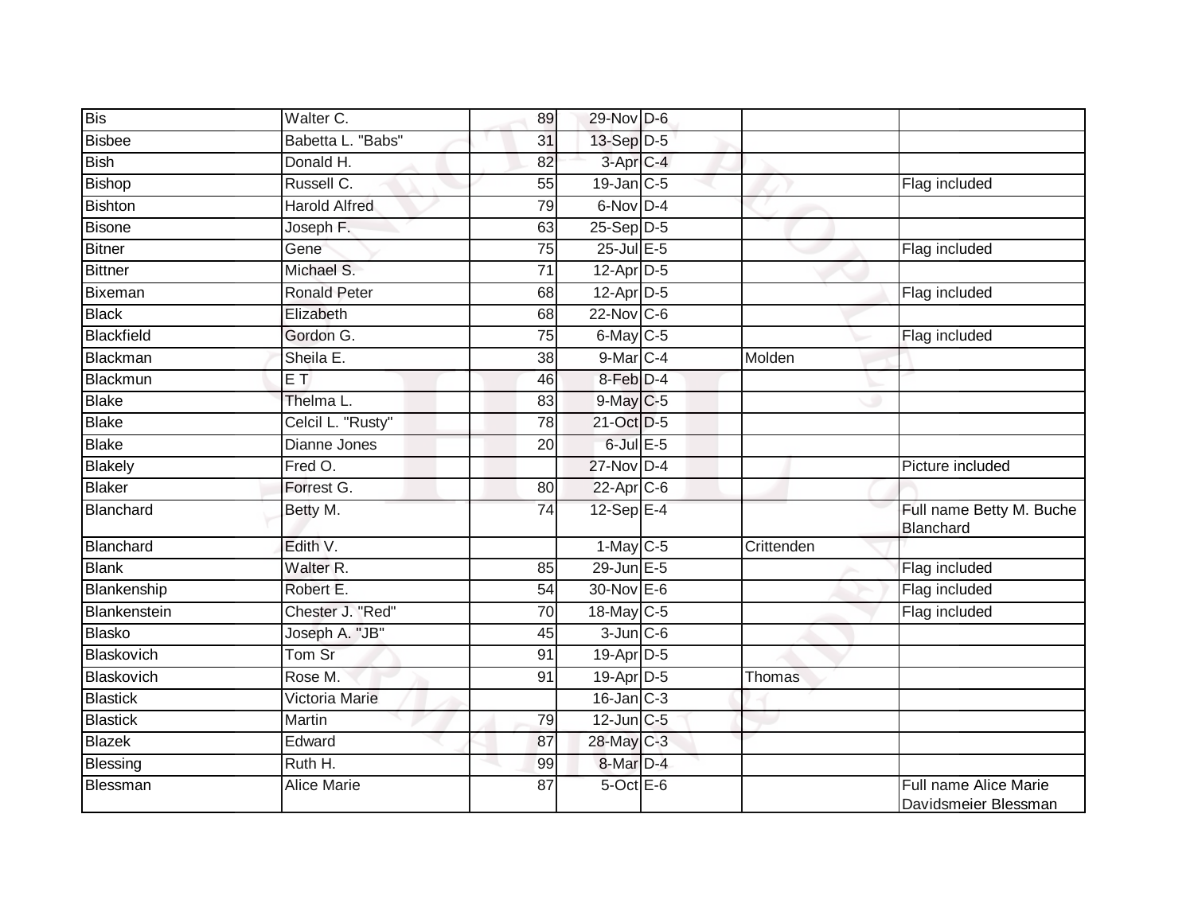| | | | | | | |
|---|---|---|---|---|---|---|
| Bis | Walter C. | 89 | 29-Nov | D-6 | | |
| Bisbee | Babetta L. "Babs" | 31 | 13-Sep | D-5 | | |
| Bish | Donald H. | 82 | 3-Apr | C-4 | | |
| Bishop | Russell C. | 55 | 19-Jan | C-5 | | Flag included |
| Bishton | Harold Alfred | 79 | 6-Nov | D-4 | | |
| Bisone | Joseph F. | 63 | 25-Sep | D-5 | | |
| Bitner | Gene | 75 | 25-Jul | E-5 | | Flag included |
| Bittner | Michael S. | 71 | 12-Apr | D-5 | | |
| Bixeman | Ronald Peter | 68 | 12-Apr | D-5 | | Flag included |
| Black | Elizabeth | 68 | 22-Nov | C-6 | | |
| Blackfield | Gordon G. | 75 | 6-May | C-5 | | Flag included |
| Blackman | Sheila E. | 38 | 9-Mar | C-4 | Molden | |
| Blackmun | E T | 46 | 8-Feb | D-4 | | |
| Blake | Thelma L. | 83 | 9-May | C-5 | | |
| Blake | Celcil L. "Rusty" | 78 | 21-Oct | D-5 | | |
| Blake | Dianne Jones | 20 | 6-Jul | E-5 | | |
| Blakely | Fred O. | | 27-Nov | D-4 | | Picture included |
| Blaker | Forrest G. | 80 | 22-Apr | C-6 | | |
| Blanchard | Betty M. | 74 | 12-Sep | E-4 | | Full name Betty M. Buche Blanchard |
| Blanchard | Edith V. | | 1-May | C-5 | Crittenden | |
| Blank | Walter R. | 85 | 29-Jun | E-5 | | Flag included |
| Blankenship | Robert E. | 54 | 30-Nov | E-6 | | Flag included |
| Blankenstein | Chester J. "Red" | 70 | 18-May | C-5 | | Flag included |
| Blasko | Joseph A. "JB" | 45 | 3-Jun | C-6 | | |
| Blaskovich | Tom Sr | 91 | 19-Apr | D-5 | | |
| Blaskovich | Rose M. | 91 | 19-Apr | D-5 | Thomas | |
| Blastick | Victoria Marie | | 16-Jan | C-3 | | |
| Blastick | Martin | 79 | 12-Jun | C-5 | | |
| Blazek | Edward | 87 | 28-May | C-3 | | |
| Blessing | Ruth H. | 99 | 8-Mar | D-4 | | |
| Blessman | Alice Marie | 87 | 5-Oct | E-6 | | Full name Alice Marie Davidsmeier Blessman |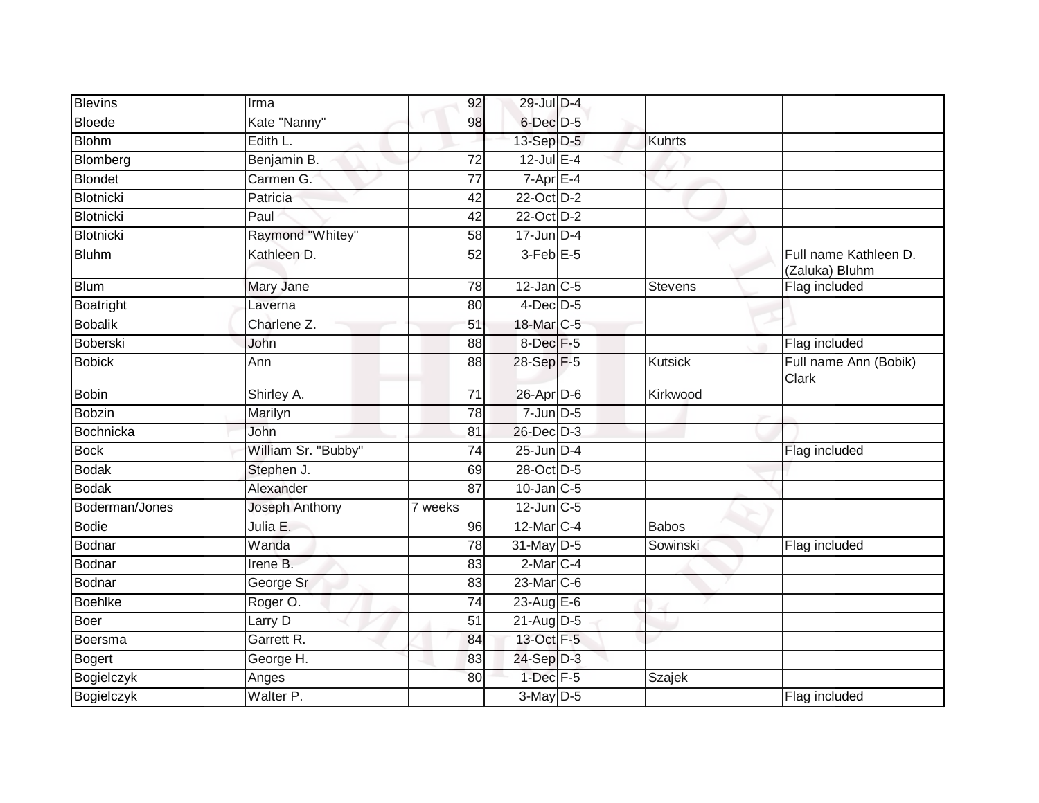| | | | | | | |
|---|---|---|---|---|---|---|
| Blevins | Irma | 92 | 29-Jul | D-4 | | |
| Bloede | Kate "Nanny" | 98 | 6-Dec | D-5 | | |
| Blohm | Edith L. | | 13-Sep | D-5 | Kuhrts | |
| Blomberg | Benjamin B. | 72 | 12-Jul | E-4 | | |
| Blondet | Carmen G. | 77 | 7-Apr | E-4 | | |
| Blotnicki | Patricia | 42 | 22-Oct | D-2 | | |
| Blotnicki | Paul | 42 | 22-Oct | D-2 | | |
| Blotnicki | Raymond "Whitey" | 58 | 17-Jun | D-4 | | |
| Bluhm | Kathleen D. | 52 | 3-Feb | E-5 | | Full name Kathleen D. (Zaluka) Bluhm |
| Blum | Mary Jane | 78 | 12-Jan | C-5 | Stevens | Flag included |
| Boatright | Laverna | 80 | 4-Dec | D-5 | | |
| Bobalik | Charlene Z. | 51 | 18-Mar | C-5 | | |
| Boberski | John | 88 | 8-Dec | F-5 | | Flag included |
| Bobick | Ann | 88 | 28-Sep | F-5 | Kutsick | Full name Ann (Bobik) Clark |
| Bobin | Shirley A. | 71 | 26-Apr | D-6 | Kirkwood | |
| Bobzin | Marilyn | 78 | 7-Jun | D-5 | | |
| Bochnicka | John | 81 | 26-Dec | D-3 | | |
| Bock | William Sr. "Bubby" | 74 | 25-Jun | D-4 | | Flag included |
| Bodak | Stephen J. | 69 | 28-Oct | D-5 | | |
| Bodak | Alexander | 87 | 10-Jan | C-5 | | |
| Boderman/Jones | Joseph Anthony | 7 weeks | 12-Jun | C-5 | | |
| Bodie | Julia E. | 96 | 12-Mar | C-4 | Babos | |
| Bodnar | Wanda | 78 | 31-May | D-5 | Sowinski | Flag included |
| Bodnar | Irene B. | 83 | 2-Mar | C-4 | | |
| Bodnar | George Sr | 83 | 23-Mar | C-6 | | |
| Boehlke | Roger O. | 74 | 23-Aug | E-6 | | |
| Boer | Larry D | 51 | 21-Aug | D-5 | | |
| Boersma | Garrett R. | 84 | 13-Oct | F-5 | | |
| Bogert | George H. | 83 | 24-Sep | D-3 | | |
| Bogielczyk | Anges | 80 | 1-Dec | F-5 | Szajek | |
| Bogielczyk | Walter P. | | 3-May | D-5 | | Flag included |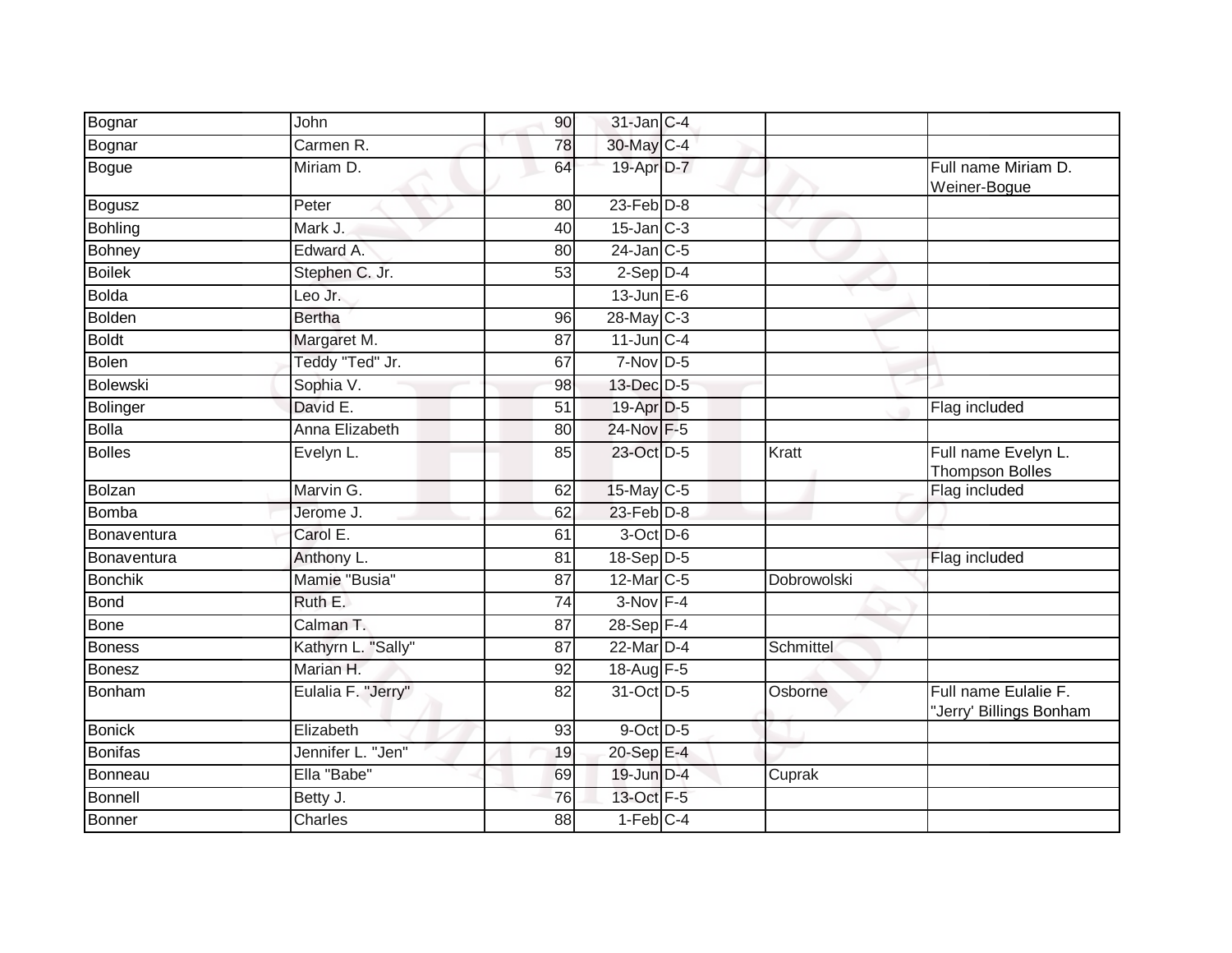| Bognar | John | 90 | 31-Jan | C-4 | | |
|---|---|---|---|---|---|---|
| Bognar | Carmen R. | 78 | 30-May | C-4 | | |
| Bogue | Miriam D. | 64 | 19-Apr | D-7 | | Full name Miriam D. Weiner-Bogue |
| Bogusz | Peter | 80 | 23-Feb | D-8 | | |
| Bohling | Mark J. | 40 | 15-Jan | C-3 | | |
| Bohney | Edward A. | 80 | 24-Jan | C-5 | | |
| Boilek | Stephen C. Jr. | 53 | 2-Sep | D-4 | | |
| Bolda | Leo Jr. | | 13-Jun | E-6 | | |
| Bolden | Bertha | 96 | 28-May | C-3 | | |
| Boldt | Margaret M. | 87 | 11-Jun | C-4 | | |
| Bolen | Teddy "Ted" Jr. | 67 | 7-Nov | D-5 | | |
| Bolewski | Sophia V. | 98 | 13-Dec | D-5 | | |
| Bolinger | David E. | 51 | 19-Apr | D-5 | | Flag included |
| Bolla | Anna Elizabeth | 80 | 24-Nov | F-5 | | |
| Bolles | Evelyn L. | 85 | 23-Oct | D-5 | Kratt | Full name Evelyn L. Thompson Bolles |
| Bolzan | Marvin G. | 62 | 15-May | C-5 | | Flag included |
| Bomba | Jerome J. | 62 | 23-Feb | D-8 | | |
| Bonaventura | Carol E. | 61 | 3-Oct | D-6 | | |
| Bonaventura | Anthony L. | 81 | 18-Sep | D-5 | | Flag included |
| Bonchik | Mamie "Busia" | 87 | 12-Mar | C-5 | Dobrowolski | |
| Bond | Ruth E. | 74 | 3-Nov | F-4 | | |
| Bone | Calman T. | 87 | 28-Sep | F-4 | | |
| Boness | Kathyrn L. "Sally" | 87 | 22-Mar | D-4 | Schmittel | |
| Bonesz | Marian H. | 92 | 18-Aug | F-5 | | |
| Bonham | Eulalia F. "Jerry" | 82 | 31-Oct | D-5 | Osborne | Full name Eulalie F. "Jerry' Billings Bonham |
| Bonick | Elizabeth | 93 | 9-Oct | D-5 | | |
| Bonifas | Jennifer L. "Jen" | 19 | 20-Sep | E-4 | | |
| Bonneau | Ella "Babe" | 69 | 19-Jun | D-4 | Cuprak | |
| Bonnell | Betty J. | 76 | 13-Oct | F-5 | | |
| Bonner | Charles | 88 | 1-Feb | C-4 | | |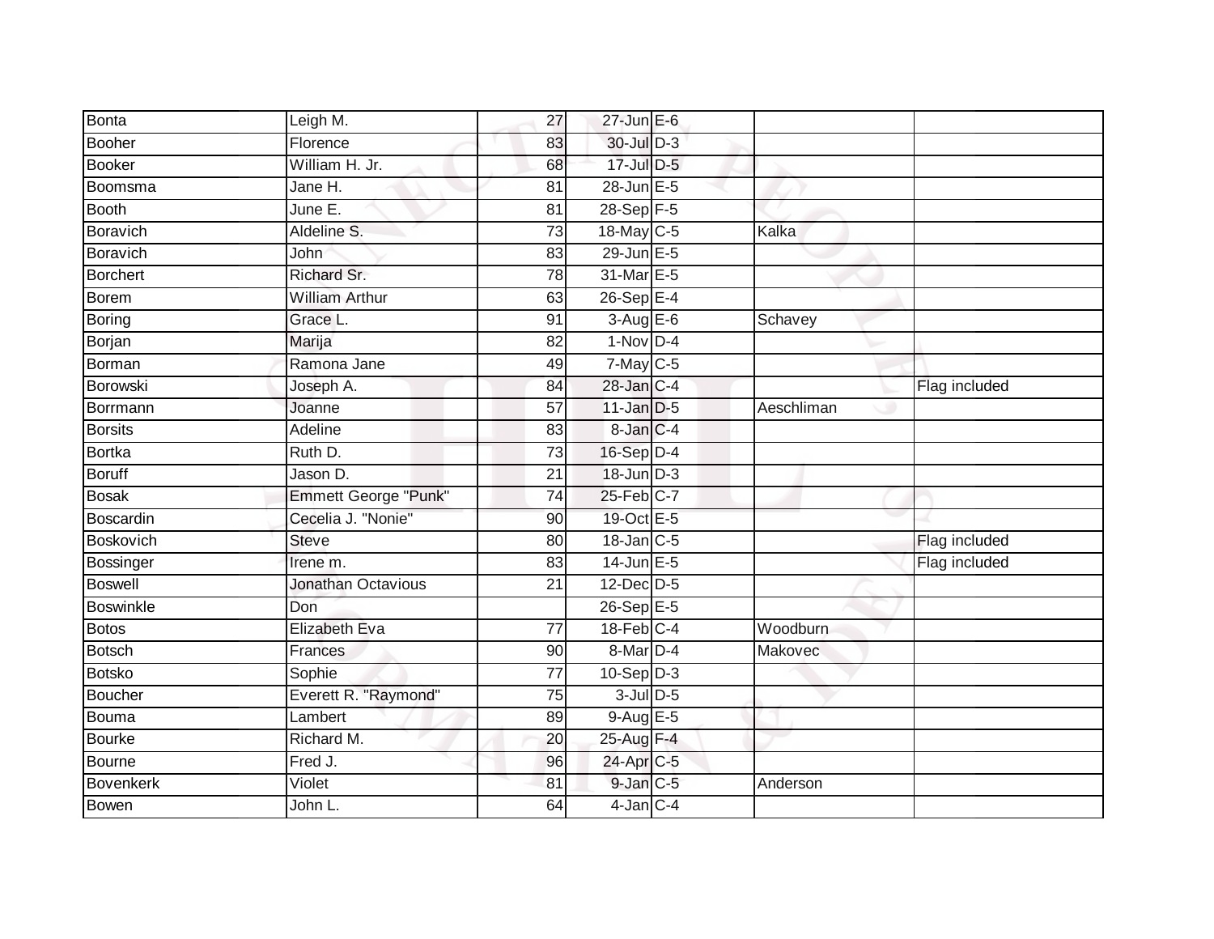| | | | | | | |
|---|---|---|---|---|---|---|
| Bonta | Leigh M. | 27 | 27-Jun | E-6 | | |
| Booher | Florence | 83 | 30-Jul | D-3 | | |
| Booker | William H. Jr. | 68 | 17-Jul | D-5 | | |
| Boomsma | Jane H. | 81 | 28-Jun | E-5 | | |
| Booth | June E. | 81 | 28-Sep | F-5 | | |
| Boravich | Aldeline S. | 73 | 18-May | C-5 | Kalka | |
| Boravich | John | 83 | 29-Jun | E-5 | | |
| Borchert | Richard Sr. | 78 | 31-Mar | E-5 | | |
| Borem | William Arthur | 63 | 26-Sep | E-4 | | |
| Boring | Grace L. | 91 | 3-Aug | E-6 | Schavey | |
| Borjan | Marija | 82 | 1-Nov | D-4 | | |
| Borman | Ramona Jane | 49 | 7-May | C-5 | | |
| Borowski | Joseph A. | 84 | 28-Jan | C-4 | | Flag included |
| Borrmann | Joanne | 57 | 11-Jan | D-5 | Aeschliman | |
| Borsits | Adeline | 83 | 8-Jan | C-4 | | |
| Bortka | Ruth D. | 73 | 16-Sep | D-4 | | |
| Boruff | Jason D. | 21 | 18-Jun | D-3 | | |
| Bosak | Emmett George "Punk" | 74 | 25-Feb | C-7 | | |
| Boscardin | Cecelia J. "Nonie" | 90 | 19-Oct | E-5 | | |
| Boskovich | Steve | 80 | 18-Jan | C-5 | | Flag included |
| Bossinger | Irene m. | 83 | 14-Jun | E-5 | | Flag included |
| Boswell | Jonathan Octavious | 21 | 12-Dec | D-5 | | |
| Boswinkle | Don | | 26-Sep | E-5 | | |
| Botos | Elizabeth Eva | 77 | 18-Feb | C-4 | Woodburn | |
| Botsch | Frances | 90 | 8-Mar | D-4 | Makovec | |
| Botsko | Sophie | 77 | 10-Sep | D-3 | | |
| Boucher | Everett R. "Raymond" | 75 | 3-Jul | D-5 | | |
| Bouma | Lambert | 89 | 9-Aug | E-5 | | |
| Bourke | Richard M. | 20 | 25-Aug | F-4 | | |
| Bourne | Fred J. | 96 | 24-Apr | C-5 | | |
| Bovenkerk | Violet | 81 | 9-Jan | C-5 | Anderson | |
| Bowen | John L. | 64 | 4-Jan | C-4 | | |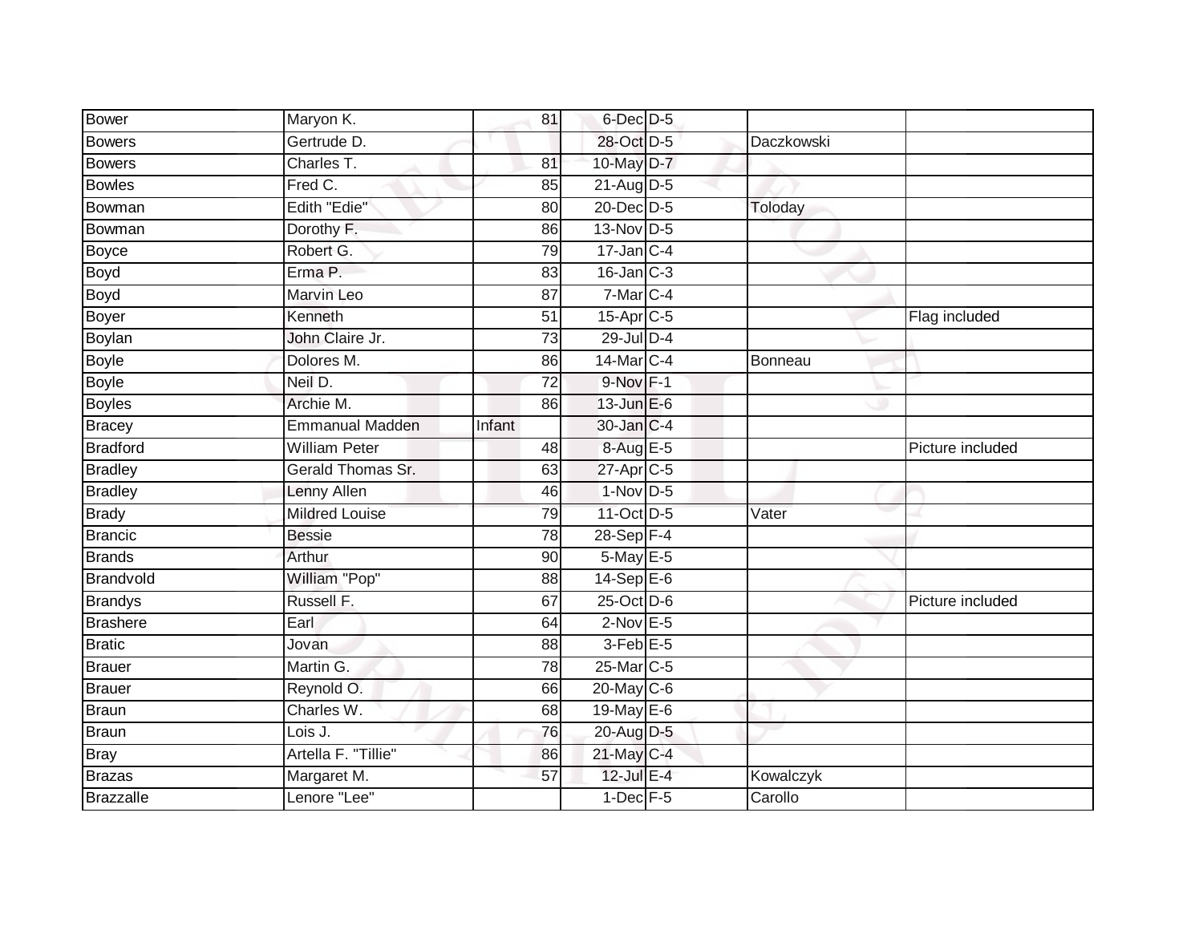| | | | | | | |
|---|---|---|---|---|---|---|
| Bower | Maryon K. | 81 | 6-Dec | D-5 | | |
| Bowers | Gertrude D. | | 28-Oct | D-5 | Daczkowski | |
| Bowers | Charles T. | 81 | 10-May | D-7 | | |
| Bowles | Fred C. | 85 | 21-Aug | D-5 | | |
| Bowman | Edith "Edie" | 80 | 20-Dec | D-5 | Toloday | |
| Bowman | Dorothy F. | 86 | 13-Nov | D-5 | | |
| Boyce | Robert G. | 79 | 17-Jan | C-4 | | |
| Boyd | Erma P. | 83 | 16-Jan | C-3 | | |
| Boyd | Marvin Leo | 87 | 7-Mar | C-4 | | |
| Boyer | Kenneth | 51 | 15-Apr | C-5 | | Flag included |
| Boylan | John Claire Jr. | 73 | 29-Jul | D-4 | | |
| Boyle | Dolores M. | 86 | 14-Mar | C-4 | Bonneau | |
| Boyle | Neil D. | 72 | 9-Nov | F-1 | | |
| Boyles | Archie M. | 86 | 13-Jun | E-6 | | |
| Bracey | Emmanual Madden | Infant | 30-Jan | C-4 | | |
| Bradford | William Peter | 48 | 8-Aug | E-5 | | Picture included |
| Bradley | Gerald Thomas Sr. | 63 | 27-Apr | C-5 | | |
| Bradley | Lenny Allen | 46 | 1-Nov | D-5 | | |
| Brady | Mildred Louise | 79 | 11-Oct | D-5 | Vater | |
| Brancic | Bessie | 78 | 28-Sep | F-4 | | |
| Brands | Arthur | 90 | 5-May | E-5 | | |
| Brandvold | William "Pop" | 88 | 14-Sep | E-6 | | |
| Brandys | Russell F. | 67 | 25-Oct | D-6 | | Picture included |
| Brashere | Earl | 64 | 2-Nov | E-5 | | |
| Bratic | Jovan | 88 | 3-Feb | E-5 | | |
| Brauer | Martin G. | 78 | 25-Mar | C-5 | | |
| Brauer | Reynold O. | 66 | 20-May | C-6 | | |
| Braun | Charles W. | 68 | 19-May | E-6 | | |
| Braun | Lois J. | 76 | 20-Aug | D-5 | | |
| Bray | Artella F. "Tillie" | 86 | 21-May | C-4 | | |
| Brazas | Margaret M. | 57 | 12-Jul | E-4 | Kowalczyk | |
| Brazzalle | Lenore "Lee" | | 1-Dec | F-5 | Carollo | |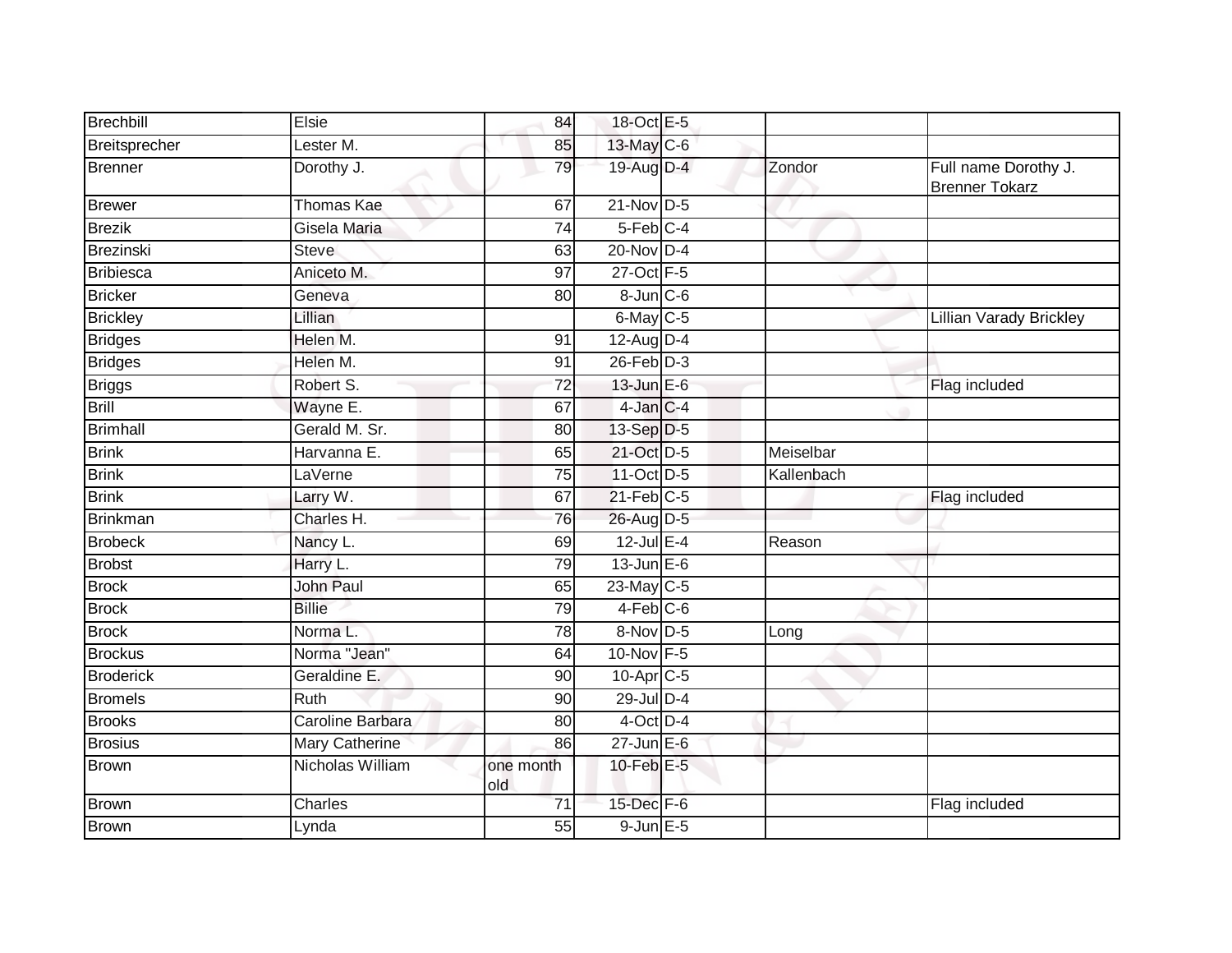| | | | | | | |
|---|---|---|---|---|---|---|
| Brechbill | Elsie | 84 | 18-Oct | E-5 | | |
| Breitsprecher | Lester M. | 85 | 13-May | C-6 | | |
| Brenner | Dorothy J. | 79 | 19-Aug | D-4 | Zondor | Full name Dorothy J. Brenner Tokarz |
| Brewer | Thomas Kae | 67 | 21-Nov | D-5 | | |
| Brezik | Gisela Maria | 74 | 5-Feb | C-4 | | |
| Brezinski | Steve | 63 | 20-Nov | D-4 | | |
| Bribiesca | Aniceto M. | 97 | 27-Oct | F-5 | | |
| Bricker | Geneva | 80 | 8-Jun | C-6 | | |
| Brickley | Lillian | | 6-May | C-5 | | Lillian Varady Brickley |
| Bridges | Helen M. | 91 | 12-Aug | D-4 | | |
| Bridges | Helen M. | 91 | 26-Feb | D-3 | | |
| Briggs | Robert S. | 72 | 13-Jun | E-6 | | Flag included |
| Brill | Wayne E. | 67 | 4-Jan | C-4 | | |
| Brimhall | Gerald M. Sr. | 80 | 13-Sep | D-5 | | |
| Brink | Harvanna E. | 65 | 21-Oct | D-5 | Meiselbar | |
| Brink | LaVerne | 75 | 11-Oct | D-5 | Kallenbach | |
| Brink | Larry W. | 67 | 21-Feb | C-5 | | Flag included |
| Brinkman | Charles H. | 76 | 26-Aug | D-5 | | |
| Brobeck | Nancy L. | 69 | 12-Jul | E-4 | Reason | |
| Brobst | Harry L. | 79 | 13-Jun | E-6 | | |
| Brock | John Paul | 65 | 23-May | C-5 | | |
| Brock | Billie | 79 | 4-Feb | C-6 | | |
| Brock | Norma L. | 78 | 8-Nov | D-5 | Long | |
| Brockus | Norma "Jean" | 64 | 10-Nov | F-5 | | |
| Broderick | Geraldine E. | 90 | 10-Apr | C-5 | | |
| Bromels | Ruth | 90 | 29-Jul | D-4 | | |
| Brooks | Caroline Barbara | 80 | 4-Oct | D-4 | | |
| Brosius | Mary Catherine | 86 | 27-Jun | E-6 | | |
| Brown | Nicholas William | one month old | 10-Feb | E-5 | | |
| Brown | Charles | 71 | 15-Dec | F-6 | | Flag included |
| Brown | Lynda | 55 | 9-Jun | E-5 | | |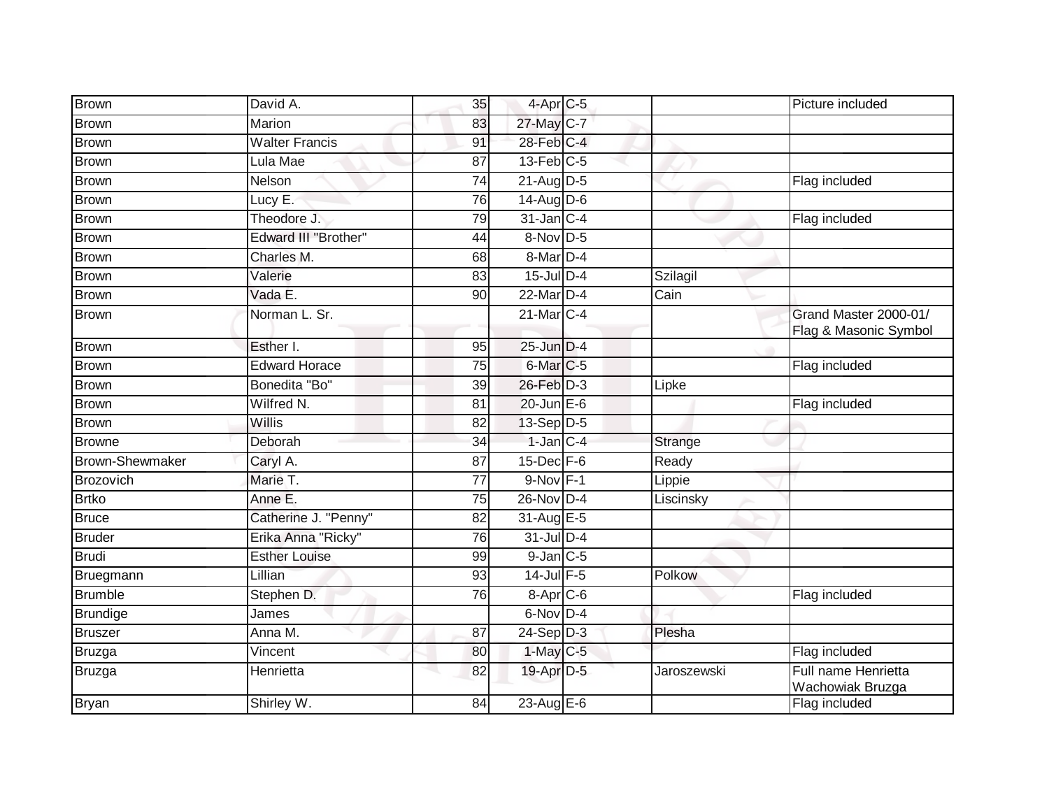| | | | | | | |
|---|---|---|---|---|---|---|
| Brown | David A. | 35 | 4-Apr | C-5 | | Picture included |
| Brown | Marion | 83 | 27-May | C-7 | | |
| Brown | Walter Francis | 91 | 28-Feb | C-4 | | |
| Brown | Lula Mae | 87 | 13-Feb | C-5 | | |
| Brown | Nelson | 74 | 21-Aug | D-5 | | Flag included |
| Brown | Lucy E. | 76 | 14-Aug | D-6 | | |
| Brown | Theodore J. | 79 | 31-Jan | C-4 | | Flag included |
| Brown | Edward III "Brother" | 44 | 8-Nov | D-5 | | |
| Brown | Charles M. | 68 | 8-Mar | D-4 | | |
| Brown | Valerie | 83 | 15-Jul | D-4 | Szilagil | |
| Brown | Vada E. | 90 | 22-Mar | D-4 | Cain | |
| Brown | Norman L. Sr. | | 21-Mar | C-4 | | Grand Master 2000-01/ Flag & Masonic Symbol |
| Brown | Esther I. | 95 | 25-Jun | D-4 | | |
| Brown | Edward Horace | 75 | 6-Mar | C-5 | | Flag included |
| Brown | Bonedita "Bo" | 39 | 26-Feb | D-3 | Lipke | |
| Brown | Wilfred N. | 81 | 20-Jun | E-6 | | Flag included |
| Brown | Willis | 82 | 13-Sep | D-5 | | |
| Browne | Deborah | 34 | 1-Jan | C-4 | Strange | |
| Brown-Shewmaker | Caryl A. | 87 | 15-Dec | F-6 | Ready | |
| Brozovich | Marie T. | 77 | 9-Nov | F-1 | Lippie | |
| Brtko | Anne E. | 75 | 26-Nov | D-4 | Liscinsky | |
| Bruce | Catherine J. "Penny" | 82 | 31-Aug | E-5 | | |
| Bruder | Erika Anna "Ricky" | 76 | 31-Jul | D-4 | | |
| Brudi | Esther Louise | 99 | 9-Jan | C-5 | | |
| Bruegmann | Lillian | 93 | 14-Jul | F-5 | Polkow | |
| Brumble | Stephen D. | 76 | 8-Apr | C-6 | | Flag included |
| Brundige | James | | 6-Nov | D-4 | | |
| Bruszer | Anna M. | 87 | 24-Sep | D-3 | Plesha | |
| Bruzga | Vincent | 80 | 1-May | C-5 | | Flag included |
| Bruzga | Henrietta | 82 | 19-Apr | D-5 | Jaroszewski | Full name Henrietta Wachowiak Bruzga |
| Bryan | Shirley W. | 84 | 23-Aug | E-6 | | Flag included |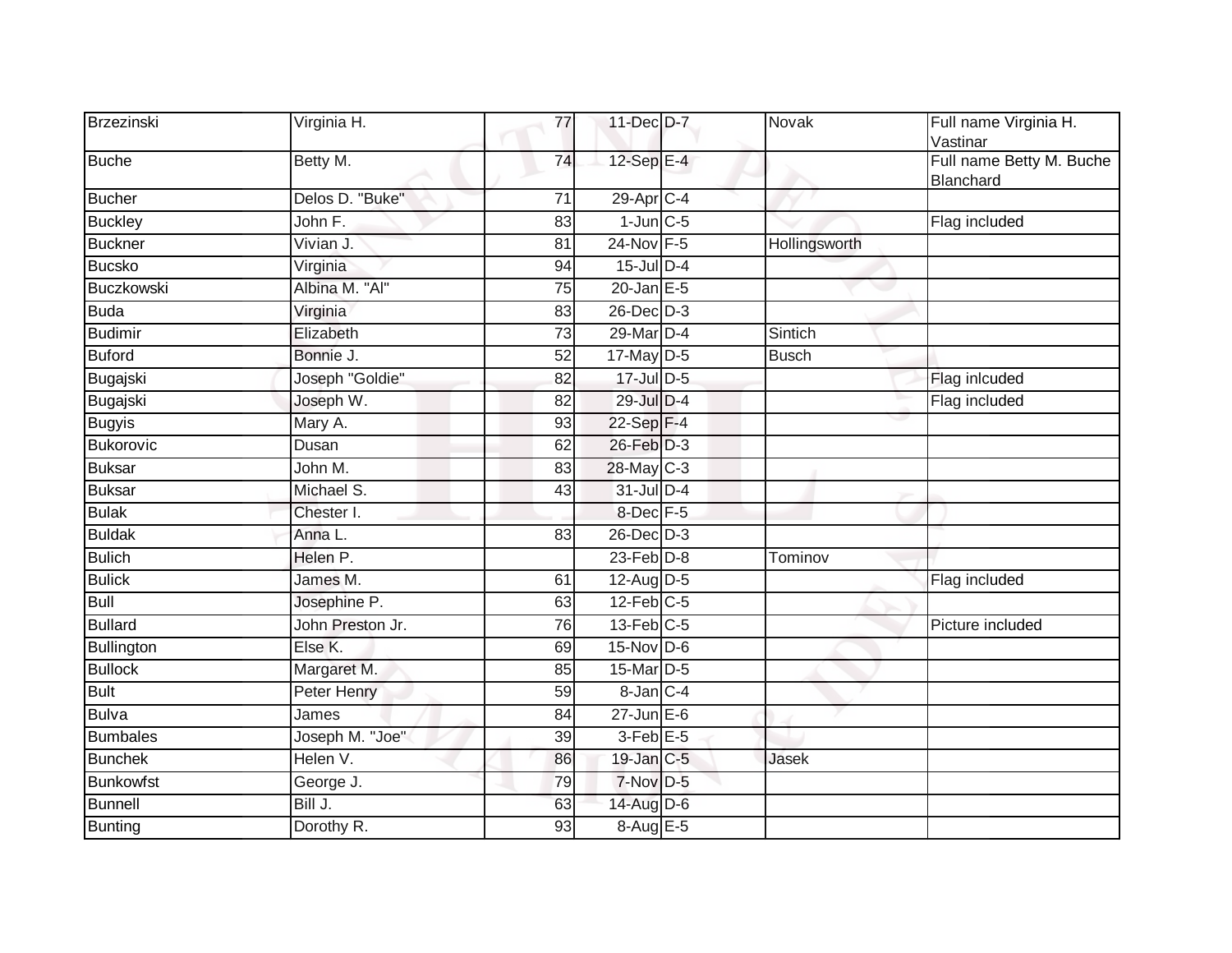| | | | | | | |
|---|---|---|---|---|---|---|
| Brzezinski | Virginia H. | 77 | 11-Dec | D-7 | Novak | Full name Virginia H. Vastinar |
| Buche | Betty M. | 74 | 12-Sep | E-4 | | Full name Betty M. Buche Blanchard |
| Bucher | Delos D. "Buke" | 71 | 29-Apr | C-4 | | |
| Buckley | John F. | 83 | 1-Jun | C-5 | | Flag included |
| Buckner | Vivian J. | 81 | 24-Nov | F-5 | Hollingsworth | |
| Bucsko | Virginia | 94 | 15-Jul | D-4 | | |
| Buczkowski | Albina M. "Al" | 75 | 20-Jan | E-5 | | |
| Buda | Virginia | 83 | 26-Dec | D-3 | | |
| Budimir | Elizabeth | 73 | 29-Mar | D-4 | Sintich | |
| Buford | Bonnie J. | 52 | 17-May | D-5 | Busch | |
| Bugajski | Joseph "Goldie" | 82 | 17-Jul | D-5 | | Flag inlcuded |
| Bugajski | Joseph W. | 82 | 29-Jul | D-4 | | Flag included |
| Bugyis | Mary A. | 93 | 22-Sep | F-4 | | |
| Bukorovic | Dusan | 62 | 26-Feb | D-3 | | |
| Buksar | John M. | 83 | 28-May | C-3 | | |
| Buksar | Michael S. | 43 | 31-Jul | D-4 | | |
| Bulak | Chester I. | | 8-Dec | F-5 | | |
| Buldak | Anna L. | 83 | 26-Dec | D-3 | | |
| Bulich | Helen P. | | 23-Feb | D-8 | Tominov | |
| Bulick | James M. | 61 | 12-Aug | D-5 | | Flag included |
| Bull | Josephine P. | 63 | 12-Feb | C-5 | | |
| Bullard | John Preston Jr. | 76 | 13-Feb | C-5 | | Picture included |
| Bullington | Else K. | 69 | 15-Nov | D-6 | | |
| Bullock | Margaret M. | 85 | 15-Mar | D-5 | | |
| Bult | Peter Henry | 59 | 8-Jan | C-4 | | |
| Bulva | James | 84 | 27-Jun | E-6 | | |
| Bumbales | Joseph M. "Joe" | 39 | 3-Feb | E-5 | | |
| Bunchek | Helen V. | 86 | 19-Jan | C-5 | Jasek | |
| Bunkowfst | George J. | 79 | 7-Nov | D-5 | | |
| Bunnell | Bill J. | 63 | 14-Aug | D-6 | | |
| Bunting | Dorothy R. | 93 | 8-Aug | E-5 | | |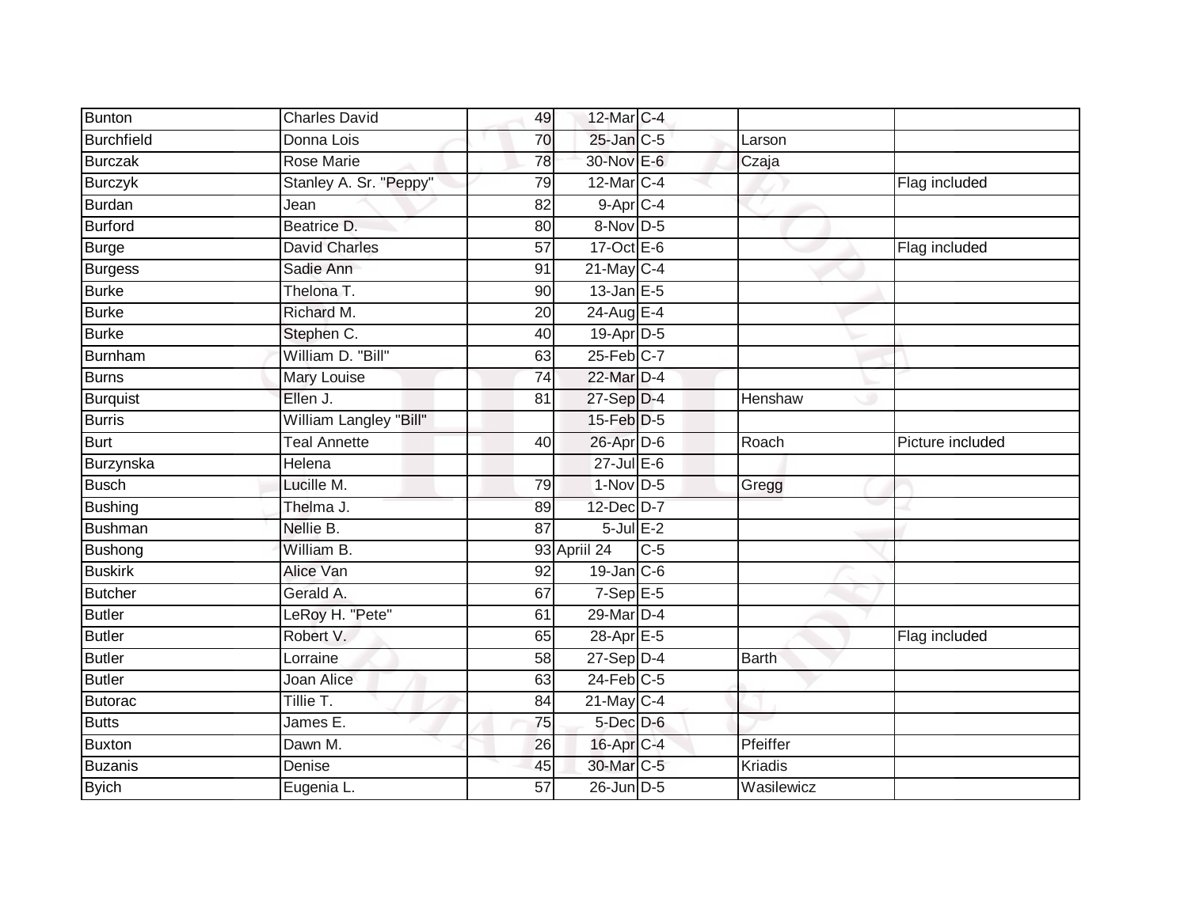| Bunton | Charles David | 49 | 12-Mar | C-4 | | |
|---|---|---|---|---|---|---|
| Burchfield | Donna Lois | 70 | 25-Jan | C-5 | Larson | |
| Burczak | Rose Marie | 78 | 30-Nov | E-6 | Czaja | |
| Burczyk | Stanley A. Sr. "Peppy" | 79 | 12-Mar | C-4 | | Flag included |
| Burdan | Jean | 82 | 9-Apr | C-4 | | |
| Burford | Beatrice D. | 80 | 8-Nov | D-5 | | |
| Burge | David Charles | 57 | 17-Oct | E-6 | | Flag included |
| Burgess | Sadie Ann | 91 | 21-May | C-4 | | |
| Burke | Thelona T. | 90 | 13-Jan | E-5 | | |
| Burke | Richard M. | 20 | 24-Aug | E-4 | | |
| Burke | Stephen C. | 40 | 19-Apr | D-5 | | |
| Burnham | William D. "Bill" | 63 | 25-Feb | C-7 | | |
| Burns | Mary Louise | 74 | 22-Mar | D-4 | | |
| Burquist | Ellen J. | 81 | 27-Sep | D-4 | Henshaw | |
| Burris | William Langley "Bill" | | 15-Feb | D-5 | | |
| Burt | Teal Annette | 40 | 26-Apr | D-6 | Roach | Picture included |
| Burzynska | Helena | | 27-Jul | E-6 | | |
| Busch | Lucille M. | 79 | 1-Nov | D-5 | Gregg | |
| Bushing | Thelma J. | 89 | 12-Dec | D-7 | | |
| Bushman | Nellie B. | 87 | 5-Jul | E-2 | | |
| Bushong | William B. | 93 | Apriil 24 | C-5 | | |
| Buskirk | Alice Van | 92 | 19-Jan | C-6 | | |
| Butcher | Gerald A. | 67 | 7-Sep | E-5 | | |
| Butler | LeRoy H. "Pete" | 61 | 29-Mar | D-4 | | |
| Butler | Robert V. | 65 | 28-Apr | E-5 | | Flag included |
| Butler | Lorraine | 58 | 27-Sep | D-4 | Barth | |
| Butler | Joan Alice | 63 | 24-Feb | C-5 | | |
| Butorac | Tillie T. | 84 | 21-May | C-4 | | |
| Butts | James E. | 75 | 5-Dec | D-6 | | |
| Buxton | Dawn M. | 26 | 16-Apr | C-4 | Pfeiffer | |
| Buzanis | Denise | 45 | 30-Mar | C-5 | Kriadis | |
| Byich | Eugenia L. | 57 | 26-Jun | D-5 | Wasilewicz | |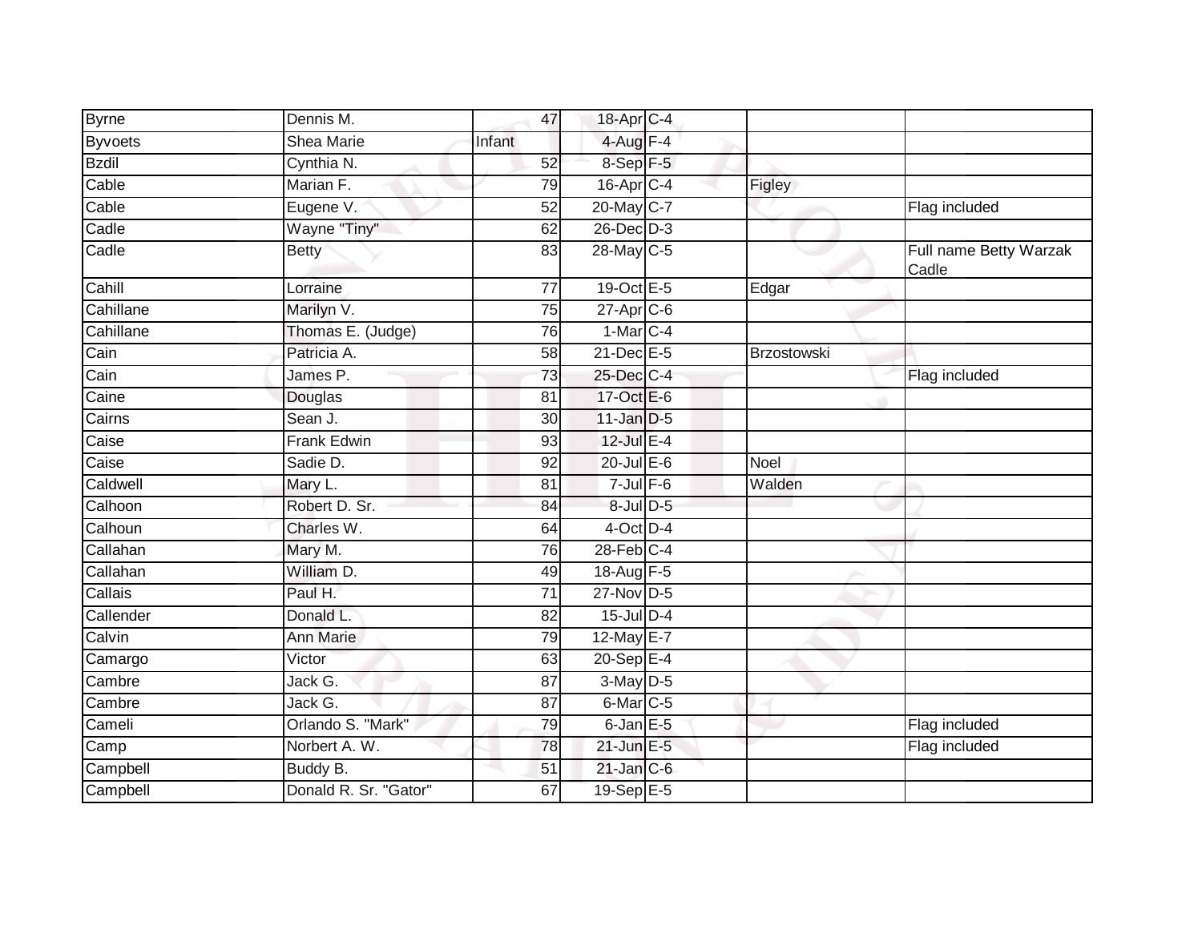| | | | | | | |
|---|---|---|---|---|---|---|
| Byrne | Dennis M. | 47 | 18-Apr | C-4 | | |
| Byvoets | Shea Marie | Infant | 4-Aug | F-4 | | |
| Bzdil | Cynthia N. | 52 | 8-Sep | F-5 | | |
| Cable | Marian F. | 79 | 16-Apr | C-4 | Figley | |
| Cable | Eugene V. | 52 | 20-May | C-7 | | Flag included |
| Cadle | Wayne "Tiny" | 62 | 26-Dec | D-3 | | |
| Cadle | Betty | 83 | 28-May | C-5 | | Full name Betty Warzak Cadle |
| Cahill | Lorraine | 77 | 19-Oct | E-5 | Edgar | |
| Cahillane | Marilyn V. | 75 | 27-Apr | C-6 | | |
| Cahillane | Thomas E. (Judge) | 76 | 1-Mar | C-4 | | |
| Cain | Patricia A. | 58 | 21-Dec | E-5 | Brzostowski | |
| Cain | James P. | 73 | 25-Dec | C-4 | | Flag included |
| Caine | Douglas | 81 | 17-Oct | E-6 | | |
| Cairns | Sean J. | 30 | 11-Jan | D-5 | | |
| Caise | Frank Edwin | 93 | 12-Jul | E-4 | | |
| Caise | Sadie D. | 92 | 20-Jul | E-6 | Noel | |
| Caldwell | Mary L. | 81 | 7-Jul | F-6 | Walden | |
| Calhoon | Robert D. Sr. | 84 | 8-Jul | D-5 | | |
| Calhoun | Charles W. | 64 | 4-Oct | D-4 | | |
| Callahan | Mary M. | 76 | 28-Feb | C-4 | | |
| Callahan | William D. | 49 | 18-Aug | F-5 | | |
| Callais | Paul H. | 71 | 27-Nov | D-5 | | |
| Callender | Donald L. | 82 | 15-Jul | D-4 | | |
| Calvin | Ann Marie | 79 | 12-May | E-7 | | |
| Camargo | Victor | 63 | 20-Sep | E-4 | | |
| Cambre | Jack G. | 87 | 3-May | D-5 | | |
| Cambre | Jack G. | 87 | 6-Mar | C-5 | | |
| Cameli | Orlando S. "Mark" | 79 | 6-Jan | E-5 | | Flag included |
| Camp | Norbert A. W. | 78 | 21-Jun | E-5 | | Flag included |
| Campbell | Buddy B. | 51 | 21-Jan | C-6 | | |
| Campbell | Donald R. Sr. "Gator" | 67 | 19-Sep | E-5 | | |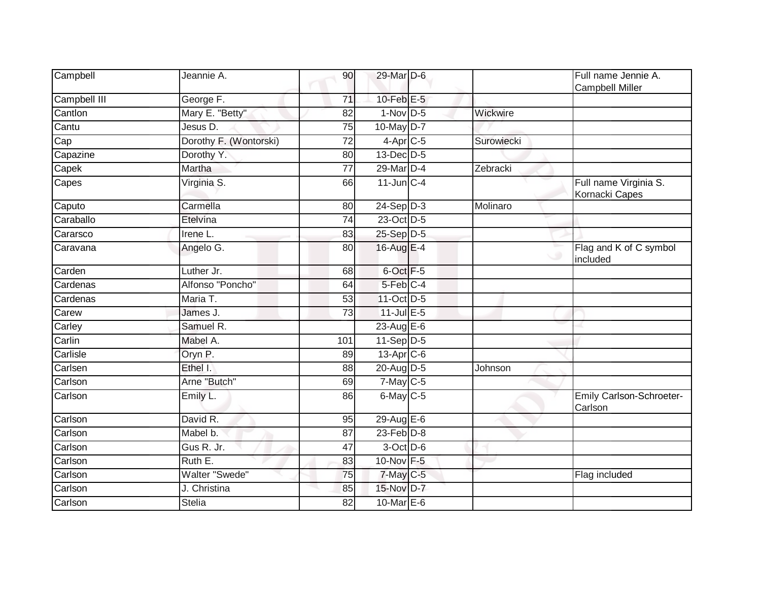| | | | | | | |
|---|---|---|---|---|---|---|
| Campbell | Jeannie A. | 90 | 29-Mar | D-6 | | Full name Jennie A. Campbell Miller |
| Campbell III | George F. | 71 | 10-Feb | E-5 | | |
| Cantlon | Mary E. "Betty" | 82 | 1-Nov | D-5 | Wickwire | |
| Cantu | Jesus D. | 75 | 10-May | D-7 | | |
| Cap | Dorothy F. (Wontorski) | 72 | 4-Apr | C-5 | Surowiecki | |
| Capazine | Dorothy Y. | 80 | 13-Dec | D-5 | | |
| Capek | Martha | 77 | 29-Mar | D-4 | Zebracki | |
| Capes | Virginia S. | 66 | 11-Jun | C-4 | | Full name Virginia S. Kornacki Capes |
| Caputo | Carmella | 80 | 24-Sep | D-3 | Molinaro | |
| Caraballo | Etelvina | 74 | 23-Oct | D-5 | | |
| Cararsco | Irene L. | 83 | 25-Sep | D-5 | | |
| Caravana | Angelo G. | 80 | 16-Aug | E-4 | | Flag and K of C symbol included |
| Carden | Luther Jr. | 68 | 6-Oct | F-5 | | |
| Cardenas | Alfonso "Poncho" | 64 | 5-Feb | C-4 | | |
| Cardenas | Maria T. | 53 | 11-Oct | D-5 | | |
| Carew | James J. | 73 | 11-Jul | E-5 | | |
| Carley | Samuel R. | | 23-Aug | E-6 | | |
| Carlin | Mabel A. | 101 | 11-Sep | D-5 | | |
| Carlisle | Oryn P. | 89 | 13-Apr | C-6 | | |
| Carlsen | Ethel I. | 88 | 20-Aug | D-5 | Johnson | |
| Carlson | Arne "Butch" | 69 | 7-May | C-5 | | |
| Carlson | Emily L. | 86 | 6-May | C-5 | | Emily Carlson-Schroeter-Carlson |
| Carlson | David R. | 95 | 29-Aug | E-6 | | |
| Carlson | Mabel b. | 87 | 23-Feb | D-8 | | |
| Carlson | Gus R. Jr. | 47 | 3-Oct | D-6 | | |
| Carlson | Ruth E. | 83 | 10-Nov | F-5 | | |
| Carlson | Walter "Swede" | 75 | 7-May | C-5 | | Flag included |
| Carlson | J. Christina | 85 | 15-Nov | D-7 | | |
| Carlson | Stelia | 82 | 10-Mar | E-6 | | |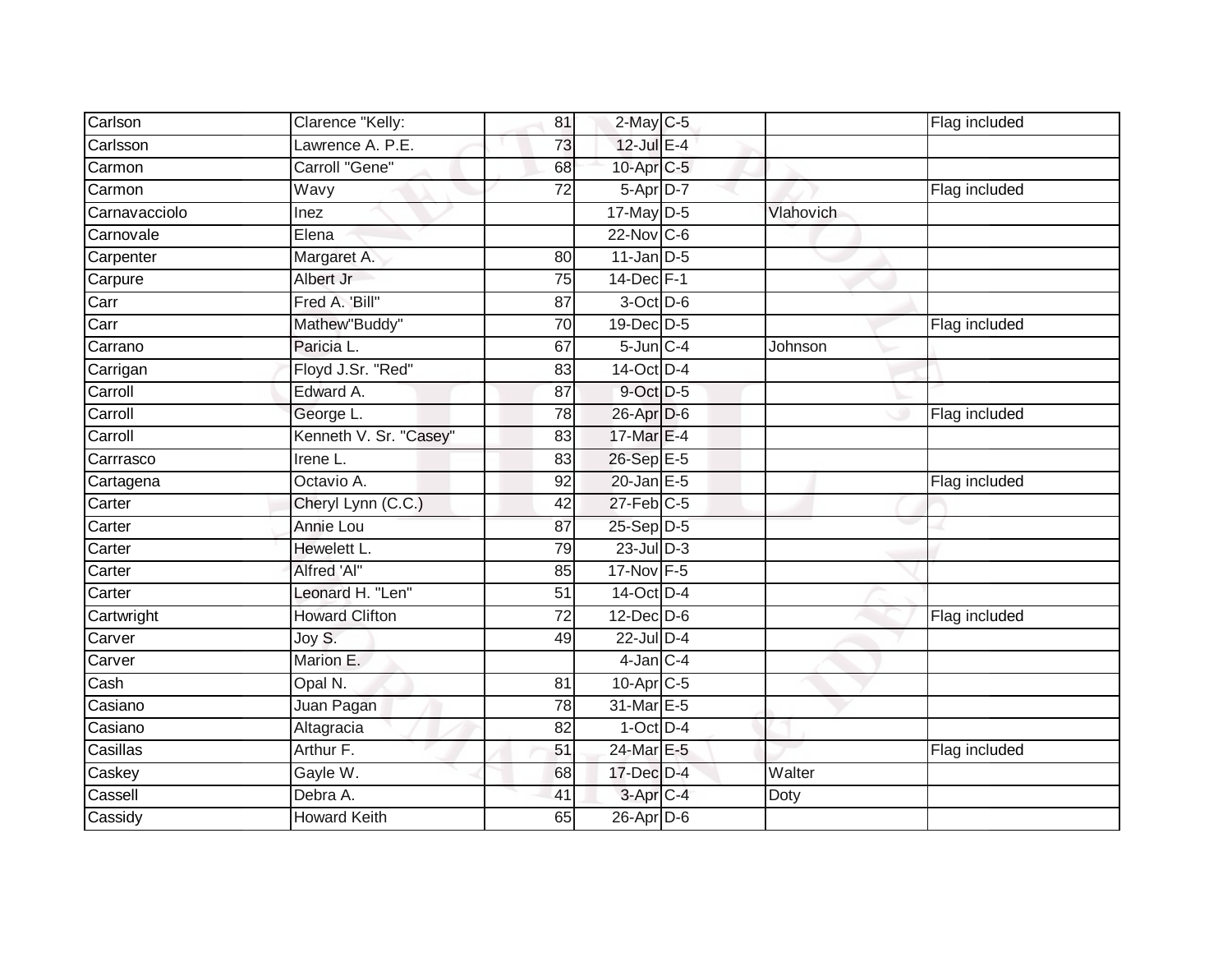| | | | | | | |
|---|---|---|---|---|---|---|
| Carlson | Clarence "Kelly: | 81 | 2-May | C-5 | | Flag included |
| Carlsson | Lawrence A. P.E. | 73 | 12-Jul | E-4 | | |
| Carmon | Carroll "Gene" | 68 | 10-Apr | C-5 | | |
| Carmon | Wavy | 72 | 5-Apr | D-7 | | Flag included |
| Carnavacciolo | Inez | | 17-May | D-5 | Vlahovich | |
| Carnovale | Elena | | 22-Nov | C-6 | | |
| Carpenter | Margaret A. | 80 | 11-Jan | D-5 | | |
| Carpure | Albert Jr | 75 | 14-Dec | F-1 | | |
| Carr | Fred A. 'Bill" | 87 | 3-Oct | D-6 | | |
| Carr | Mathew"Buddy" | 70 | 19-Dec | D-5 | | Flag included |
| Carrano | Paricia L. | 67 | 5-Jun | C-4 | Johnson | |
| Carrigan | Floyd J.Sr. "Red" | 83 | 14-Oct | D-4 | | |
| Carroll | Edward A. | 87 | 9-Oct | D-5 | | |
| Carroll | George L. | 78 | 26-Apr | D-6 | | Flag included |
| Carroll | Kenneth V. Sr. "Casey" | 83 | 17-Mar | E-4 | | |
| Carrrasco | Irene L. | 83 | 26-Sep | E-5 | | |
| Cartagena | Octavio A. | 92 | 20-Jan | E-5 | | Flag included |
| Carter | Cheryl Lynn (C.C.) | 42 | 27-Feb | C-5 | | |
| Carter | Annie Lou | 87 | 25-Sep | D-5 | | |
| Carter | Hewelett L. | 79 | 23-Jul | D-3 | | |
| Carter | Alfred 'Al" | 85 | 17-Nov | F-5 | | |
| Carter | Leonard H. "Len" | 51 | 14-Oct | D-4 | | |
| Cartwright | Howard Clifton | 72 | 12-Dec | D-6 | | Flag included |
| Carver | Joy S. | 49 | 22-Jul | D-4 | | |
| Carver | Marion E. | | 4-Jan | C-4 | | |
| Cash | Opal N. | 81 | 10-Apr | C-5 | | |
| Casiano | Juan Pagan | 78 | 31-Mar | E-5 | | |
| Casiano | Altagracia | 82 | 1-Oct | D-4 | | |
| Casillas | Arthur F. | 51 | 24-Mar | E-5 | | Flag included |
| Caskey | Gayle W. | 68 | 17-Dec | D-4 | Walter | |
| Cassell | Debra A. | 41 | 3-Apr | C-4 | Doty | |
| Cassidy | Howard Keith | 65 | 26-Apr | D-6 | | |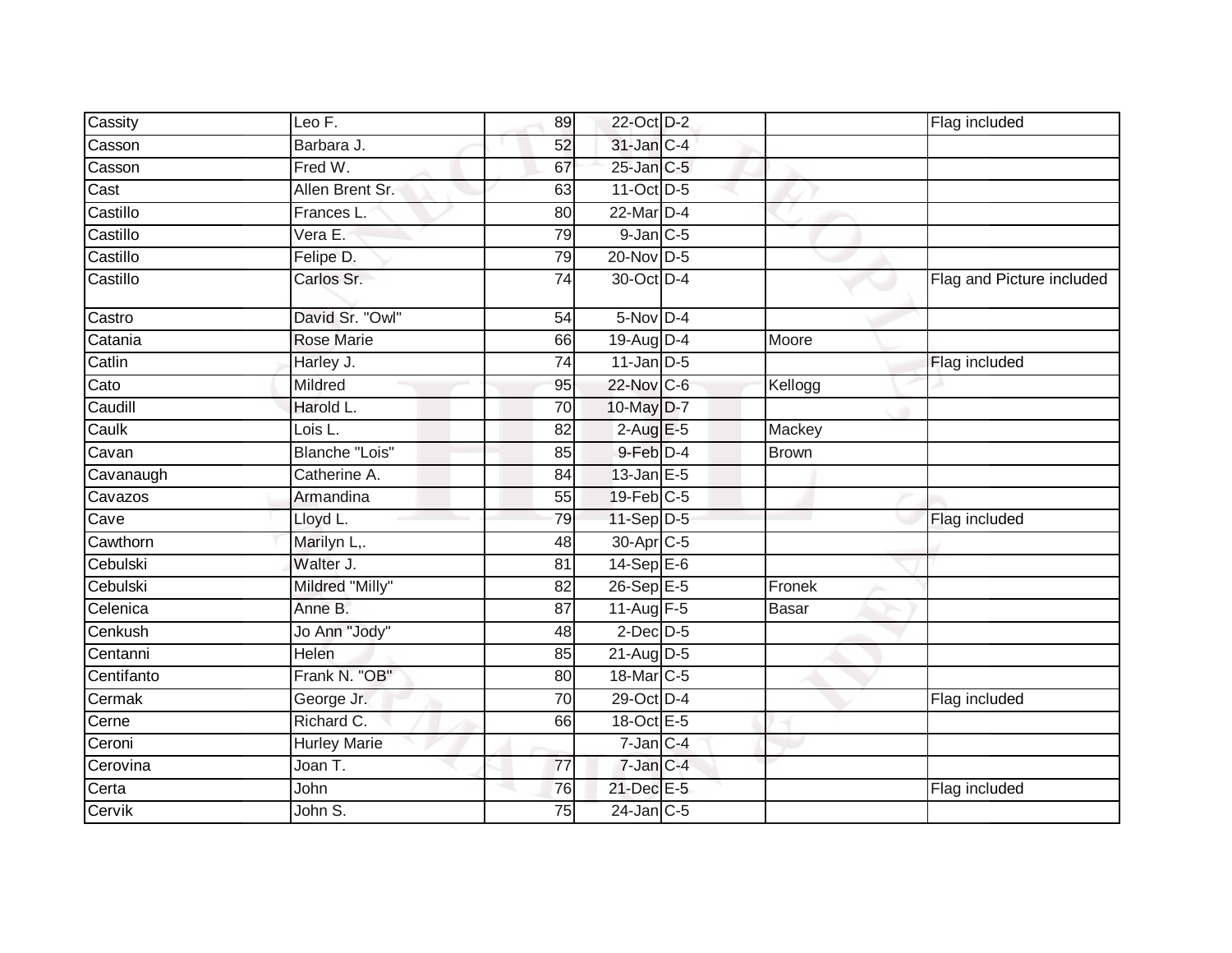| | | | | | | |
|---|---|---|---|---|---|---|
| Cassity | Leo F. | 89 | 22-Oct | D-2 | | Flag included |
| Casson | Barbara J. | 52 | 31-Jan | C-4 | | |
| Casson | Fred W. | 67 | 25-Jan | C-5 | | |
| Cast | Allen Brent Sr. | 63 | 11-Oct | D-5 | | |
| Castillo | Frances L. | 80 | 22-Mar | D-4 | | |
| Castillo | Vera E. | 79 | 9-Jan | C-5 | | |
| Castillo | Felipe D. | 79 | 20-Nov | D-5 | | |
| Castillo | Carlos Sr. | 74 | 30-Oct | D-4 | | Flag and Picture included |
| Castro | David Sr. "Owl" | 54 | 5-Nov | D-4 | | |
| Catania | Rose Marie | 66 | 19-Aug | D-4 | Moore | |
| Catlin | Harley J. | 74 | 11-Jan | D-5 | | Flag included |
| Cato | Mildred | 95 | 22-Nov | C-6 | Kellogg | |
| Caudill | Harold L. | 70 | 10-May | D-7 | | |
| Caulk | Lois L. | 82 | 2-Aug | E-5 | Mackey | |
| Cavan | Blanche "Lois" | 85 | 9-Feb | D-4 | Brown | |
| Cavanaugh | Catherine A. | 84 | 13-Jan | E-5 | | |
| Cavazos | Armandina | 55 | 19-Feb | C-5 | | |
| Cave | Lloyd L. | 79 | 11-Sep | D-5 | | Flag included |
| Cawthorn | Marilyn L,. | 48 | 30-Apr | C-5 | | |
| Cebulski | Walter J. | 81 | 14-Sep | E-6 | | |
| Cebulski | Mildred "Milly" | 82 | 26-Sep | E-5 | Fronek | |
| Celenica | Anne B. | 87 | 11-Aug | F-5 | Basar | |
| Cenkush | Jo Ann "Jody" | 48 | 2-Dec | D-5 | | |
| Centanni | Helen | 85 | 21-Aug | D-5 | | |
| Centifanto | Frank N. "OB" | 80 | 18-Mar | C-5 | | |
| Cermak | George Jr. | 70 | 29-Oct | D-4 | | Flag included |
| Cerne | Richard C. | 66 | 18-Oct | E-5 | | |
| Ceroni | Hurley Marie | | 7-Jan | C-4 | | |
| Cerovina | Joan T. | 77 | 7-Jan | C-4 | | |
| Certa | John | 76 | 21-Dec | E-5 | | Flag included |
| Cervik | John S. | 75 | 24-Jan | C-5 | | |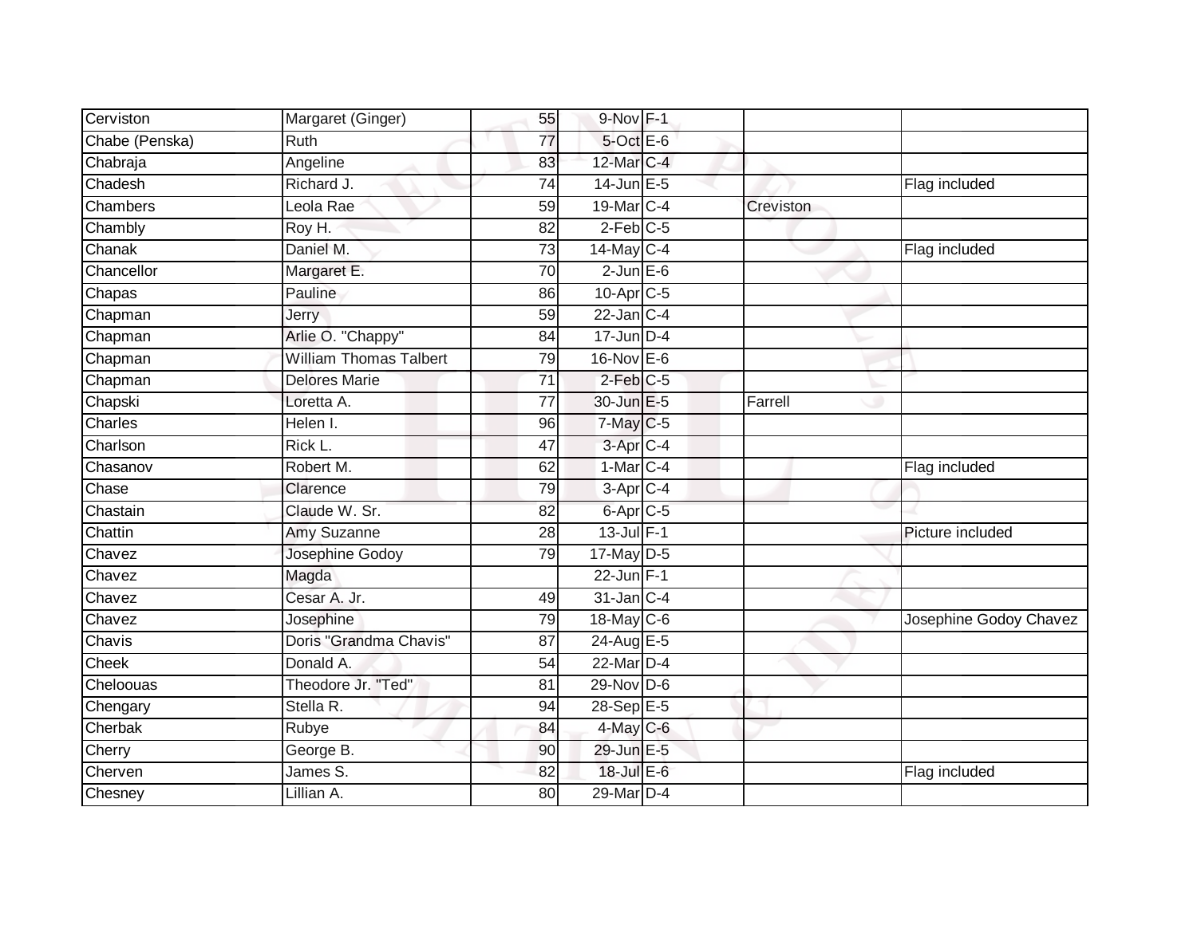| | | | | | | |
|---|---|---|---|---|---|---|
| Cerviston | Margaret (Ginger) | 55 | 9-Nov | F-1 | | |
| Chabe (Penska) | Ruth | 77 | 5-Oct | E-6 | | |
| Chabraja | Angeline | 83 | 12-Mar | C-4 | | |
| Chadesh | Richard J. | 74 | 14-Jun | E-5 | | Flag included |
| Chambers | Leola Rae | 59 | 19-Mar | C-4 | Creviston | |
| Chambly | Roy H. | 82 | 2-Feb | C-5 | | |
| Chanak | Daniel M. | 73 | 14-May | C-4 | | Flag included |
| Chancellor | Margaret E. | 70 | 2-Jun | E-6 | | |
| Chapas | Pauline | 86 | 10-Apr | C-5 | | |
| Chapman | Jerry | 59 | 22-Jan | C-4 | | |
| Chapman | Arlie O. "Chappy" | 84 | 17-Jun | D-4 | | |
| Chapman | William Thomas Talbert | 79 | 16-Nov | E-6 | | |
| Chapman | Delores Marie | 71 | 2-Feb | C-5 | | |
| Chapski | Loretta A. | 77 | 30-Jun | E-5 | Farrell | |
| Charles | Helen I. | 96 | 7-May | C-5 | | |
| Charlson | Rick L. | 47 | 3-Apr | C-4 | | |
| Chasanov | Robert M. | 62 | 1-Mar | C-4 | | Flag included |
| Chase | Clarence | 79 | 3-Apr | C-4 | | |
| Chastain | Claude W. Sr. | 82 | 6-Apr | C-5 | | |
| Chattin | Amy Suzanne | 28 | 13-Jul | F-1 | | Picture included |
| Chavez | Josephine Godoy | 79 | 17-May | D-5 | | |
| Chavez | Magda | | 22-Jun | F-1 | | |
| Chavez | Cesar A. Jr. | 49 | 31-Jan | C-4 | | |
| Chavez | Josephine | 79 | 18-May | C-6 | | Josephine Godoy Chavez |
| Chavis | Doris "Grandma Chavis" | 87 | 24-Aug | E-5 | | |
| Cheek | Donald A. | 54 | 22-Mar | D-4 | | |
| Cheloouas | Theodore Jr. "Ted" | 81 | 29-Nov | D-6 | | |
| Chengary | Stella R. | 94 | 28-Sep | E-5 | | |
| Cherbak | Rubye | 84 | 4-May | C-6 | | |
| Cherry | George B. | 90 | 29-Jun | E-5 | | |
| Cherven | James S. | 82 | 18-Jul | E-6 | | Flag included |
| Chesney | Lillian A. | 80 | 29-Mar | D-4 | | |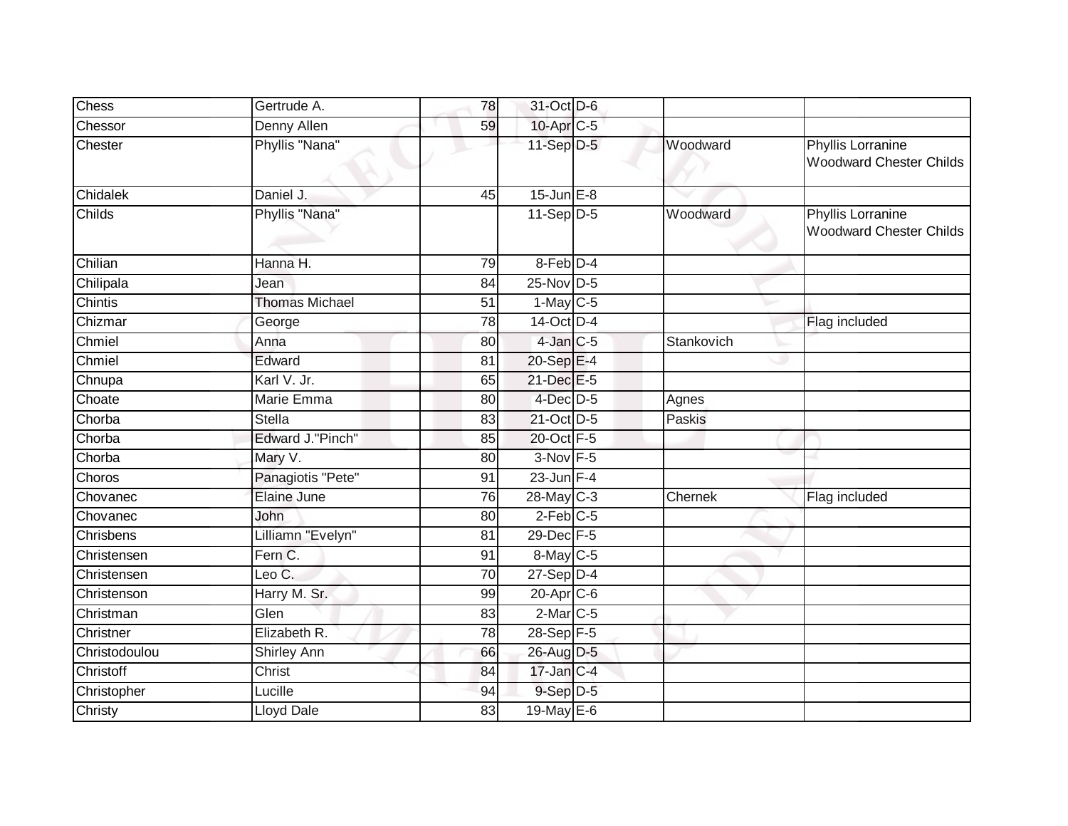| | | | | | | |
|---|---|---|---|---|---|---|
| Chess | Gertrude A. | 78 | 31-Oct | D-6 | | |
| Chessor | Denny Allen | 59 | 10-Apr | C-5 | | |
| Chester | Phyllis "Nana" | | 11-Sep | D-5 | Woodward | Phyllis Lorranine Woodward Chester Childs |
| Chidalek | Daniel J. | 45 | 15-Jun | E-8 | | |
| Childs | Phyllis "Nana" | | 11-Sep | D-5 | Woodward | Phyllis Lorranine Woodward Chester Childs |
| Chilian | Hanna H. | 79 | 8-Feb | D-4 | | |
| Chilipala | Jean | 84 | 25-Nov | D-5 | | |
| Chintis | Thomas Michael | 51 | 1-May | C-5 | | |
| Chizmar | George | 78 | 14-Oct | D-4 | | Flag included |
| Chmiel | Anna | 80 | 4-Jan | C-5 | Stankovich | |
| Chmiel | Edward | 81 | 20-Sep | E-4 | | |
| Chnupa | Karl V. Jr. | 65 | 21-Dec | E-5 | | |
| Choate | Marie Emma | 80 | 4-Dec | D-5 | Agnes | |
| Chorba | Stella | 83 | 21-Oct | D-5 | Paskis | |
| Chorba | Edward J."Pinch" | 85 | 20-Oct | F-5 | | |
| Chorba | Mary V. | 80 | 3-Nov | F-5 | | |
| Choros | Panagiotis "Pete" | 91 | 23-Jun | F-4 | | |
| Chovanec | Elaine June | 76 | 28-May | C-3 | Chernek | Flag included |
| Chovanec | John | 80 | 2-Feb | C-5 | | |
| Chrisbens | Lilliamn "Evelyn" | 81 | 29-Dec | F-5 | | |
| Christensen | Fern C. | 91 | 8-May | C-5 | | |
| Christensen | Leo C. | 70 | 27-Sep | D-4 | | |
| Christenson | Harry M. Sr. | 99 | 20-Apr | C-6 | | |
| Christman | Glen | 83 | 2-Mar | C-5 | | |
| Christner | Elizabeth R. | 78 | 28-Sep | F-5 | | |
| Christodoulou | Shirley Ann | 66 | 26-Aug | D-5 | | |
| Christoff | Christ | 84 | 17-Jan | C-4 | | |
| Christopher | Lucille | 94 | 9-Sep | D-5 | | |
| Christy | Lloyd Dale | 83 | 19-May | E-6 | | |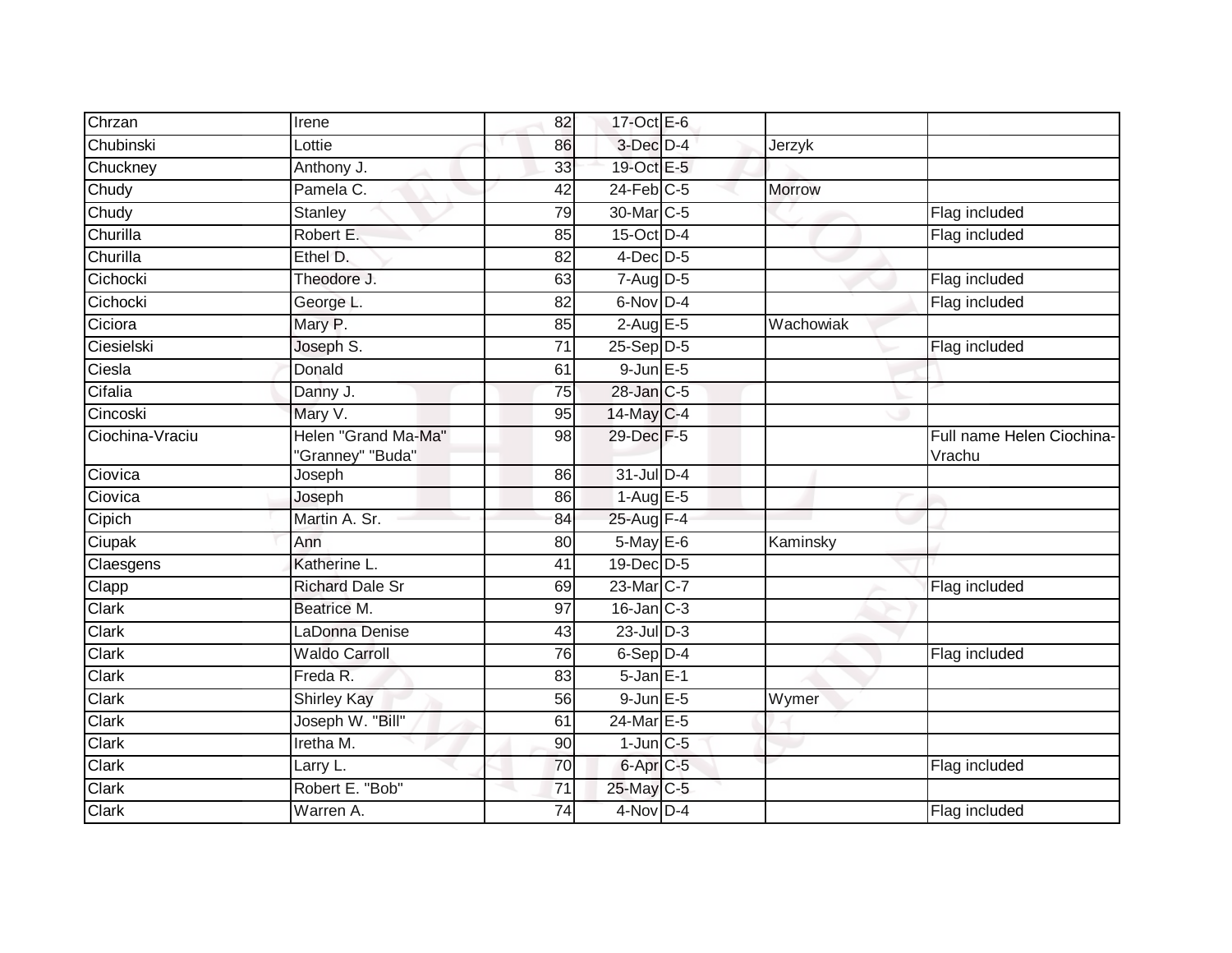| Chrzan | Irene | 82 | 17-Oct | E-6 | | |
|---|---|---|---|---|---|---|
| Chubinski | Lottie | 86 | 3-Dec | D-4 | Jerzyk | |
| Chuckney | Anthony J. | 33 | 19-Oct | E-5 | | |
| Chudy | Pamela C. | 42 | 24-Feb | C-5 | Morrow | |
| Chudy | Stanley | 79 | 30-Mar | C-5 | | Flag included |
| Churilla | Robert E. | 85 | 15-Oct | D-4 | | Flag included |
| Churilla | Ethel D. | 82 | 4-Dec | D-5 | | |
| Cichocki | Theodore J. | 63 | 7-Aug | D-5 | | Flag included |
| Cichocki | George L. | 82 | 6-Nov | D-4 | | Flag included |
| Ciciora | Mary P. | 85 | 2-Aug | E-5 | Wachowiak | |
| Ciesielski | Joseph S. | 71 | 25-Sep | D-5 | | Flag included |
| Ciesla | Donald | 61 | 9-Jun | E-5 | | |
| Cifalia | Danny J. | 75 | 28-Jan | C-5 | | |
| Cincoski | Mary V. | 95 | 14-May | C-4 | | |
| Ciochina-Vraciu | Helen "Grand Ma-Ma" "Granney" "Buda" | 98 | 29-Dec | F-5 | | Full name Helen Ciochina-Vrachu |
| Ciovica | Joseph | 86 | 31-Jul | D-4 | | |
| Ciovica | Joseph | 86 | 1-Aug | E-5 | | |
| Cipich | Martin A. Sr. | 84 | 25-Aug | F-4 | | |
| Ciupak | Ann | 80 | 5-May | E-6 | Kaminsky | |
| Claesgens | Katherine L. | 41 | 19-Dec | D-5 | | |
| Clapp | Richard Dale Sr | 69 | 23-Mar | C-7 | | Flag included |
| Clark | Beatrice M. | 97 | 16-Jan | C-3 | | |
| Clark | LaDonna Denise | 43 | 23-Jul | D-3 | | |
| Clark | Waldo Carroll | 76 | 6-Sep | D-4 | | Flag included |
| Clark | Freda R. | 83 | 5-Jan | E-1 | | |
| Clark | Shirley Kay | 56 | 9-Jun | E-5 | Wymer | |
| Clark | Joseph W. "Bill" | 61 | 24-Mar | E-5 | | |
| Clark | Iretha M. | 90 | 1-Jun | C-5 | | |
| Clark | Larry L. | 70 | 6-Apr | C-5 | | Flag included |
| Clark | Robert E. "Bob" | 71 | 25-May | C-5 | | |
| Clark | Warren A. | 74 | 4-Nov | D-4 | | Flag included |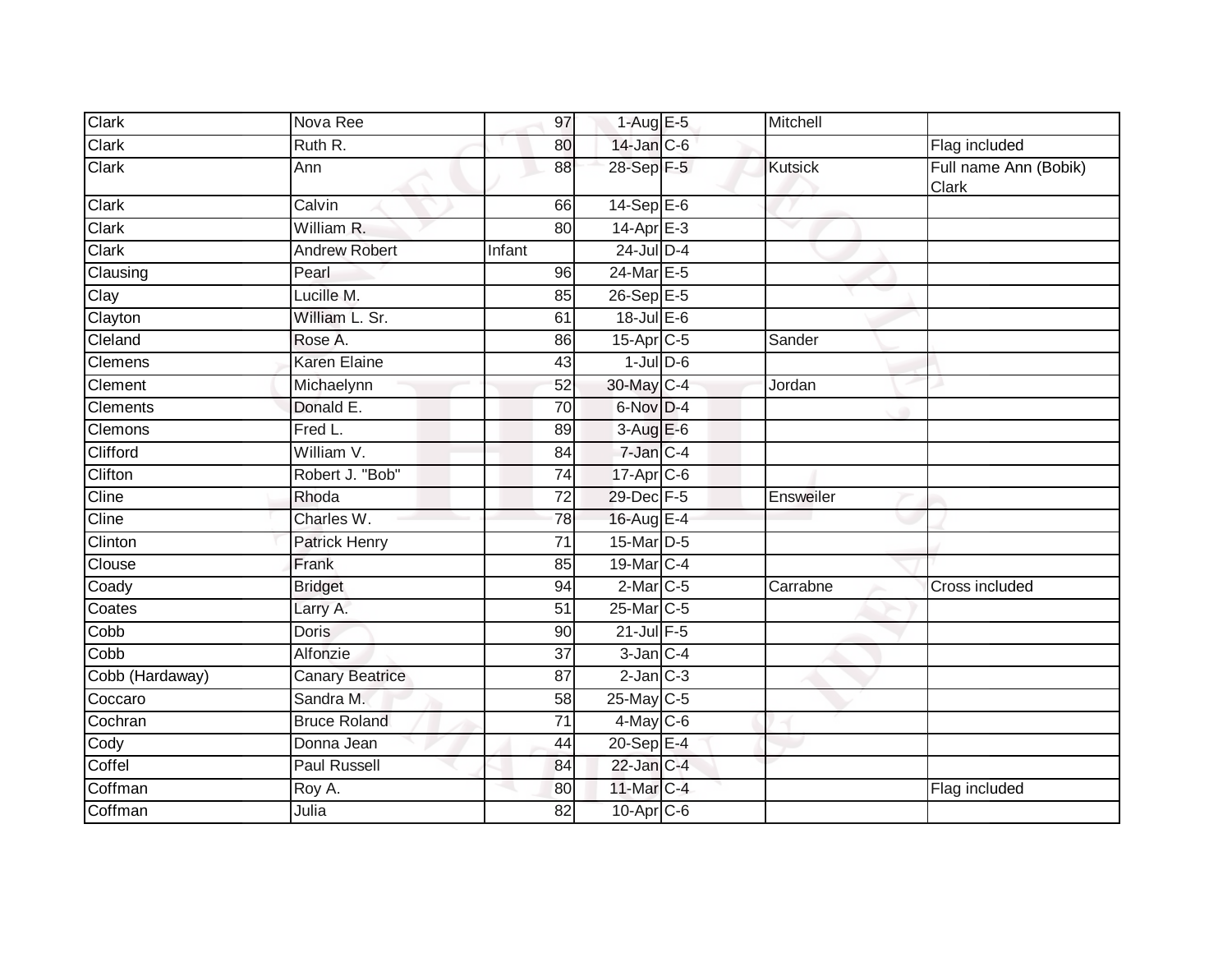| | | | | | | |
|---|---|---|---|---|---|---|
| Clark | Nova Ree | 97 | 1-Aug | E-5 | Mitchell | |
| Clark | Ruth R. | 80 | 14-Jan | C-6 | | Flag included |
| Clark | Ann | 88 | 28-Sep | F-5 | Kutsick | Full name Ann (Bobik) Clark |
| Clark | Calvin | 66 | 14-Sep | E-6 | | |
| Clark | William R. | 80 | 14-Apr | E-3 | | |
| Clark | Andrew Robert | Infant | 24-Jul | D-4 | | |
| Clausing | Pearl | 96 | 24-Mar | E-5 | | |
| Clay | Lucille M. | 85 | 26-Sep | E-5 | | |
| Clayton | William L. Sr. | 61 | 18-Jul | E-6 | | |
| Cleland | Rose A. | 86 | 15-Apr | C-5 | Sander | |
| Clemens | Karen Elaine | 43 | 1-Jul | D-6 | | |
| Clement | Michaelynn | 52 | 30-May | C-4 | Jordan | |
| Clements | Donald E. | 70 | 6-Nov | D-4 | | |
| Clemons | Fred L. | 89 | 3-Aug | E-6 | | |
| Clifford | William V. | 84 | 7-Jan | C-4 | | |
| Clifton | Robert J. "Bob" | 74 | 17-Apr | C-6 | | |
| Cline | Rhoda | 72 | 29-Dec | F-5 | Ensweiler | |
| Cline | Charles W. | 78 | 16-Aug | E-4 | | |
| Clinton | Patrick Henry | 71 | 15-Mar | D-5 | | |
| Clouse | Frank | 85 | 19-Mar | C-4 | | |
| Coady | Bridget | 94 | 2-Mar | C-5 | Carrabne | Cross included |
| Coates | Larry A. | 51 | 25-Mar | C-5 | | |
| Cobb | Doris | 90 | 21-Jul | F-5 | | |
| Cobb | Alfonzie | 37 | 3-Jan | C-4 | | |
| Cobb (Hardaway) | Canary Beatrice | 87 | 2-Jan | C-3 | | |
| Coccaro | Sandra M. | 58 | 25-May | C-5 | | |
| Cochran | Bruce Roland | 71 | 4-May | C-6 | | |
| Cody | Donna Jean | 44 | 20-Sep | E-4 | | |
| Coffel | Paul Russell | 84 | 22-Jan | C-4 | | |
| Coffman | Roy A. | 80 | 11-Mar | C-4 | | Flag included |
| Coffman | Julia | 82 | 10-Apr | C-6 | | |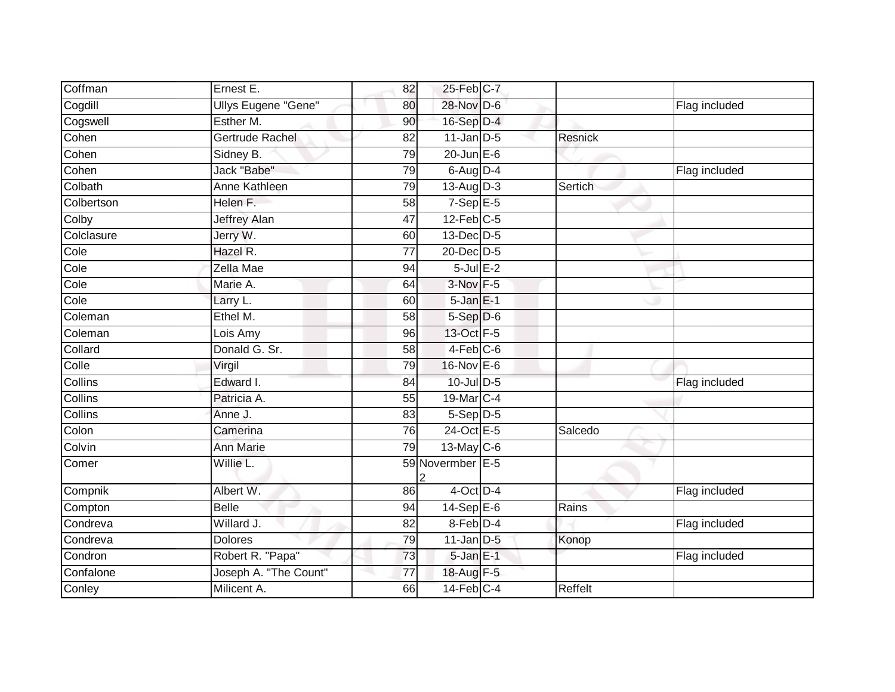| | | | | | | |
|---|---|---|---|---|---|---|
| Coffman | Ernest E. | 82 | 25-Feb | C-7 | | |
| Cogdill | Ullys Eugene "Gene" | 80 | 28-Nov | D-6 | | Flag included |
| Cogswell | Esther M. | 90 | 16-Sep | D-4 | | |
| Cohen | Gertrude Rachel | 82 | 11-Jan | D-5 | Resnick | |
| Cohen | Sidney B. | 79 | 20-Jun | E-6 | | |
| Cohen | Jack "Babe" | 79 | 6-Aug | D-4 | | Flag included |
| Colbath | Anne Kathleen | 79 | 13-Aug | D-3 | Sertich | |
| Colbertson | Helen F. | 58 | 7-Sep | E-5 | | |
| Colby | Jeffrey Alan | 47 | 12-Feb | C-5 | | |
| Colclasure | Jerry W. | 60 | 13-Dec | D-5 | | |
| Cole | Hazel R. | 77 | 20-Dec | D-5 | | |
| Cole | Zella Mae | 94 | 5-Jul | E-2 | | |
| Cole | Marie A. | 64 | 3-Nov | F-5 | | |
| Cole | Larry L. | 60 | 5-Jan | E-1 | | |
| Coleman | Ethel M. | 58 | 5-Sep | D-6 | | |
| Coleman | Lois Amy | 96 | 13-Oct | F-5 | | |
| Collard | Donald G. Sr. | 58 | 4-Feb | C-6 | | |
| Colle | Virgil | 79 | 16-Nov | E-6 | | |
| Collins | Edward I. | 84 | 10-Jul | D-5 | | Flag included |
| Collins | Patricia A. | 55 | 19-Mar | C-4 | | |
| Collins | Anne J. | 83 | 5-Sep | D-5 | | |
| Colon | Camerina | 76 | 24-Oct | E-5 | Salcedo | |
| Colvin | Ann Marie | 79 | 13-May | C-6 | | |
| Comer | Willie L. | 59 | Novermber 2 | E-5 | | |
| Compnik | Albert W. | 86 | 4-Oct | D-4 | | Flag included |
| Compton | Belle | 94 | 14-Sep | E-6 | Rains | |
| Condreva | Willard J. | 82 | 8-Feb | D-4 | | Flag included |
| Condreva | Dolores | 79 | 11-Jan | D-5 | Konop | |
| Condron | Robert R. "Papa" | 73 | 5-Jan | E-1 | | Flag included |
| Confalone | Joseph A. "The Count" | 77 | 18-Aug | F-5 | | |
| Conley | Milicent A. | 66 | 14-Feb | C-4 | Reffelt | |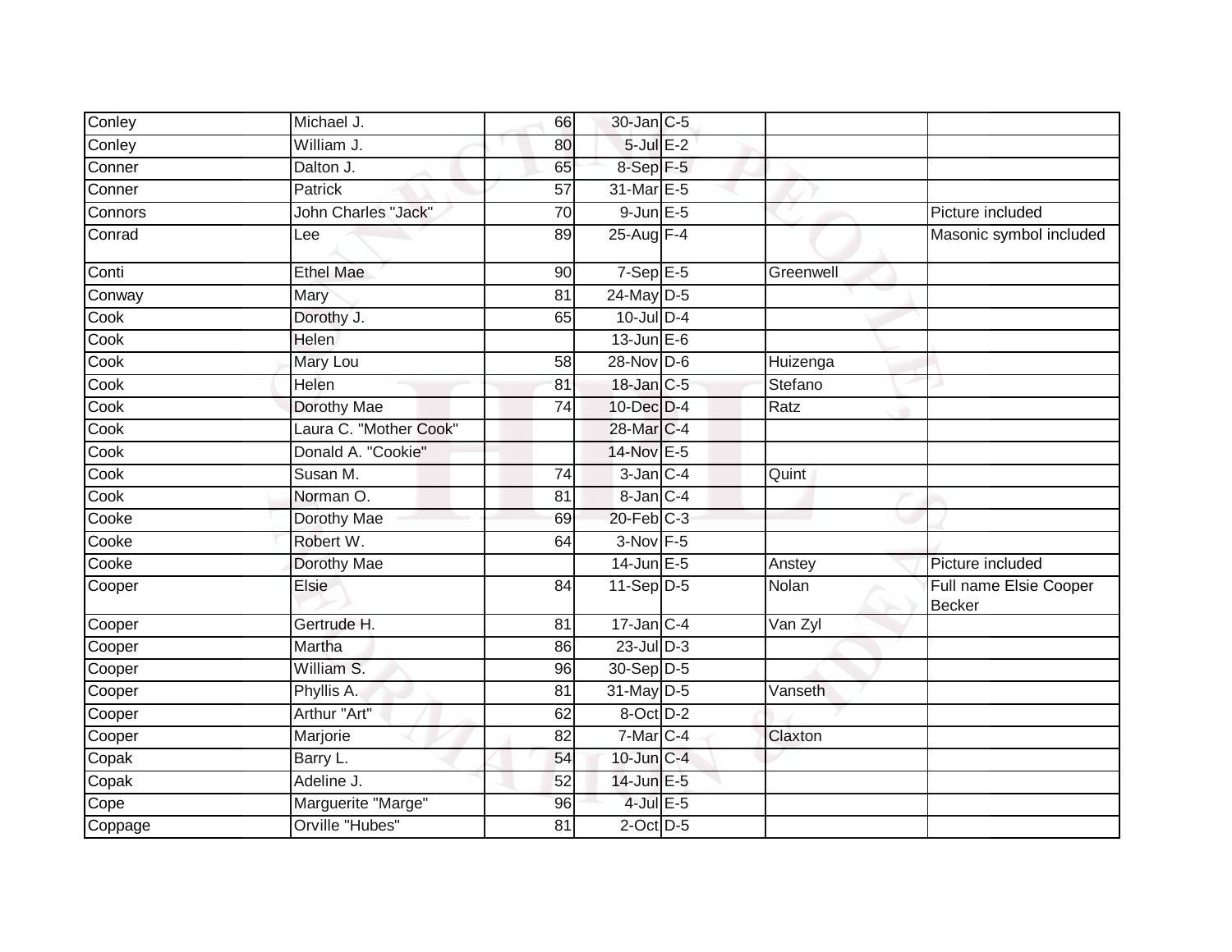| | | | | | | |
|---|---|---|---|---|---|---|
| Conley | Michael J. | 66 | 30-Jan | C-5 | | |
| Conley | William J. | 80 | 5-Jul | E-2 | | |
| Conner | Dalton J. | 65 | 8-Sep | F-5 | | |
| Conner | Patrick | 57 | 31-Mar | E-5 | | |
| Connors | John Charles "Jack" | 70 | 9-Jun | E-5 | | Picture included |
| Conrad | Lee | 89 | 25-Aug | F-4 | | Masonic symbol included |
| Conti | Ethel Mae | 90 | 7-Sep | E-5 | Greenwell | |
| Conway | Mary | 81 | 24-May | D-5 | | |
| Cook | Dorothy J. | 65 | 10-Jul | D-4 | | |
| Cook | Helen | | 13-Jun | E-6 | | |
| Cook | Mary Lou | 58 | 28-Nov | D-6 | Huizenga | |
| Cook | Helen | 81 | 18-Jan | C-5 | Stefano | |
| Cook | Dorothy Mae | 74 | 10-Dec | D-4 | Ratz | |
| Cook | Laura C. "Mother Cook" | | 28-Mar | C-4 | | |
| Cook | Donald A. "Cookie" | | 14-Nov | E-5 | | |
| Cook | Susan M. | 74 | 3-Jan | C-4 | Quint | |
| Cook | Norman O. | 81 | 8-Jan | C-4 | | |
| Cooke | Dorothy Mae | 69 | 20-Feb | C-3 | | |
| Cooke | Robert W. | 64 | 3-Nov | F-5 | | |
| Cooke | Dorothy Mae | | 14-Jun | E-5 | Anstey | Picture included |
| Cooper | Elsie | 84 | 11-Sep | D-5 | Nolan | Full name Elsie Cooper Becker |
| Cooper | Gertrude H. | 81 | 17-Jan | C-4 | Van Zyl | |
| Cooper | Martha | 86 | 23-Jul | D-3 | | |
| Cooper | William S. | 96 | 30-Sep | D-5 | | |
| Cooper | Phyllis A. | 81 | 31-May | D-5 | Vanseth | |
| Cooper | Arthur "Art" | 62 | 8-Oct | D-2 | | |
| Cooper | Marjorie | 82 | 7-Mar | C-4 | Claxton | |
| Copak | Barry L. | 54 | 10-Jun | C-4 | | |
| Copak | Adeline J. | 52 | 14-Jun | E-5 | | |
| Cope | Marguerite "Marge" | 96 | 4-Jul | E-5 | | |
| Coppage | Orville "Hubes" | 81 | 2-Oct | D-5 | | |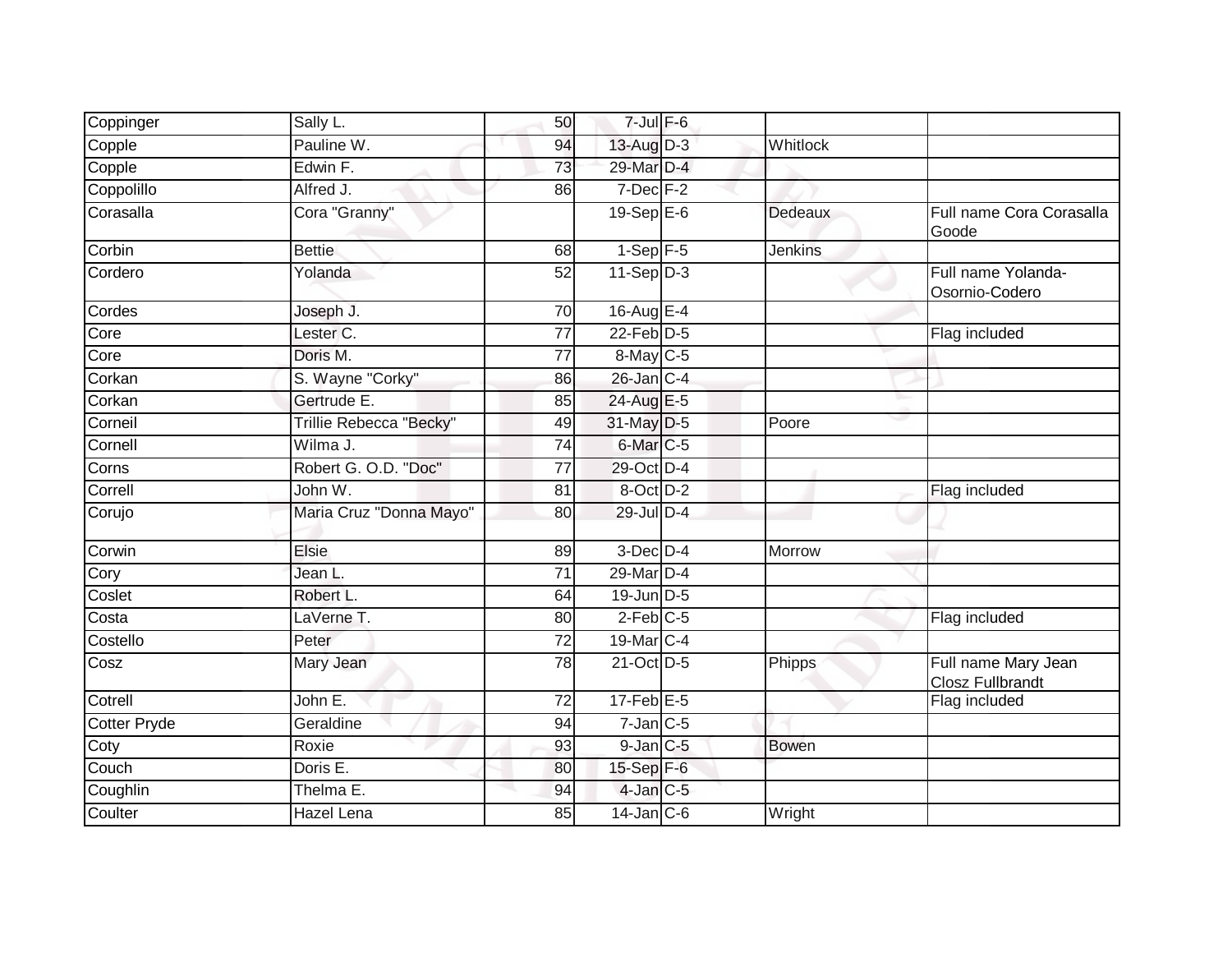| | | | | | | |
|---|---|---|---|---|---|---|
| Coppinger | Sally L. | 50 | 7-Jul | F-6 | | |
| Copple | Pauline W. | 94 | 13-Aug | D-3 | Whitlock | |
| Copple | Edwin F. | 73 | 29-Mar | D-4 | | |
| Coppolillo | Alfred J. | 86 | 7-Dec | F-2 | | |
| Corasalla | Cora "Granny" | | 19-Sep | E-6 | Dedeaux | Full name Cora Corasalla Goode |
| Corbin | Bettie | 68 | 1-Sep | F-5 | Jenkins | |
| Cordero | Yolanda | 52 | 11-Sep | D-3 | | Full name Yolanda-Osornio-Codero |
| Cordes | Joseph J. | 70 | 16-Aug | E-4 | | |
| Core | Lester C. | 77 | 22-Feb | D-5 | | Flag included |
| Core | Doris M. | 77 | 8-May | C-5 | | |
| Corkan | S. Wayne "Corky" | 86 | 26-Jan | C-4 | | |
| Corkan | Gertrude E. | 85 | 24-Aug | E-5 | | |
| Corneil | Trillie Rebecca "Becky" | 49 | 31-May | D-5 | Poore | |
| Cornell | Wilma J. | 74 | 6-Mar | C-5 | | |
| Corns | Robert G. O.D. "Doc" | 77 | 29-Oct | D-4 | | |
| Correll | John W. | 81 | 8-Oct | D-2 | | Flag included |
| Corujo | Maria Cruz "Donna Mayo" | 80 | 29-Jul | D-4 | | |
| Corwin | Elsie | 89 | 3-Dec | D-4 | Morrow | |
| Cory | Jean L. | 71 | 29-Mar | D-4 | | |
| Coslet | Robert L. | 64 | 19-Jun | D-5 | | |
| Costa | LaVerne T. | 80 | 2-Feb | C-5 | | Flag included |
| Costello | Peter | 72 | 19-Mar | C-4 | | |
| Cosz | Mary Jean | 78 | 21-Oct | D-5 | Phipps | Full name Mary Jean Closz Fullbrandt |
| Cotrell | John E. | 72 | 17-Feb | E-5 | | Flag included |
| Cotter Pryde | Geraldine | 94 | 7-Jan | C-5 | | |
| Coty | Roxie | 93 | 9-Jan | C-5 | Bowen | |
| Couch | Doris E. | 80 | 15-Sep | F-6 | | |
| Coughlin | Thelma E. | 94 | 4-Jan | C-5 | | |
| Coulter | Hazel Lena | 85 | 14-Jan | C-6 | Wright | |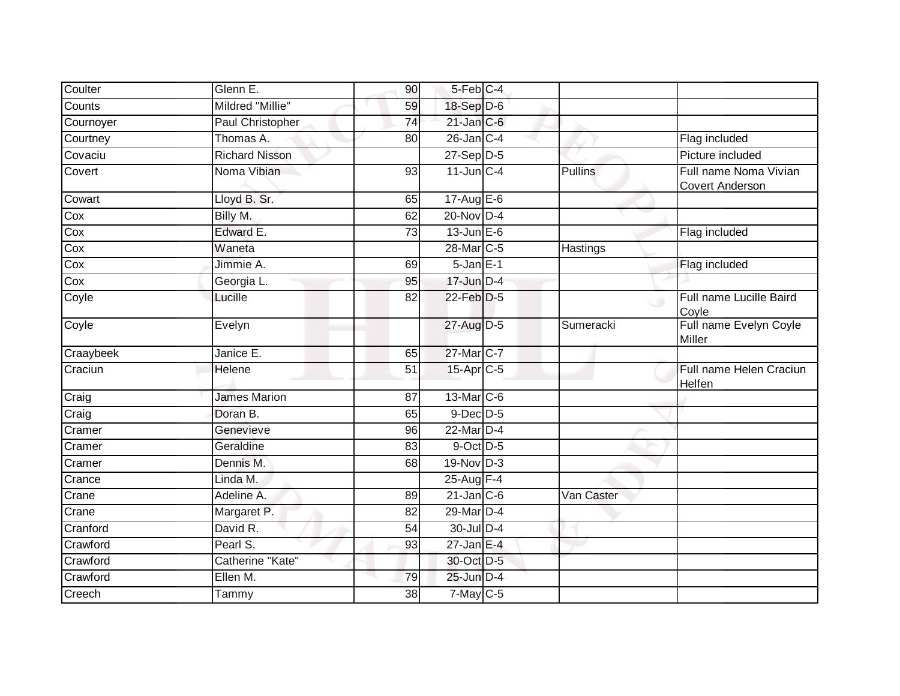| | | | | | | |
|---|---|---|---|---|---|---|
| Coulter | Glenn E. | 90 | 5-Feb | C-4 | | |
| Counts | Mildred "Millie" | 59 | 18-Sep | D-6 | | |
| Cournoyer | Paul Christopher | 74 | 21-Jan | C-6 | | |
| Courtney | Thomas A. | 80 | 26-Jan | C-4 | | Flag included |
| Covaciu | Richard Nisson | | 27-Sep | D-5 | | Picture included |
| Covert | Noma Vibian | 93 | 11-Jun | C-4 | Pullins | Full name Noma Vivian Covert Anderson |
| Cowart | Lloyd B. Sr. | 65 | 17-Aug | E-6 | | |
| Cox | Billy M. | 62 | 20-Nov | D-4 | | |
| Cox | Edward E. | 73 | 13-Jun | E-6 | | Flag included |
| Cox | Waneta | | 28-Mar | C-5 | Hastings | |
| Cox | Jimmie A. | 69 | 5-Jan | E-1 | | Flag included |
| Cox | Georgia L. | 95 | 17-Jun | D-4 | | |
| Coyle | Lucille | 82 | 22-Feb | D-5 | | Full name Lucille Baird Coyle |
| Coyle | Evelyn | | 27-Aug | D-5 | Sumeracki | Full name Evelyn Coyle Miller |
| Craaybeek | Janice E. | 65 | 27-Mar | C-7 | | |
| Craciun | Helene | 51 | 15-Apr | C-5 | | Full name Helen Craciun Helfen |
| Craig | James Marion | 87 | 13-Mar | C-6 | | |
| Craig | Doran B. | 65 | 9-Dec | D-5 | | |
| Cramer | Genevieve | 96 | 22-Mar | D-4 | | |
| Cramer | Geraldine | 83 | 9-Oct | D-5 | | |
| Cramer | Dennis M. | 68 | 19-Nov | D-3 | | |
| Crance | Linda M. | | 25-Aug | F-4 | | |
| Crane | Adeline A. | 89 | 21-Jan | C-6 | Van Caster | |
| Crane | Margaret P. | 82 | 29-Mar | D-4 | | |
| Cranford | David R. | 54 | 30-Jul | D-4 | | |
| Crawford | Pearl S. | 93 | 27-Jan | E-4 | | |
| Crawford | Catherine "Kate" | | 30-Oct | D-5 | | |
| Crawford | Ellen M. | 79 | 25-Jun | D-4 | | |
| Creech | Tammy | 38 | 7-May | C-5 | | |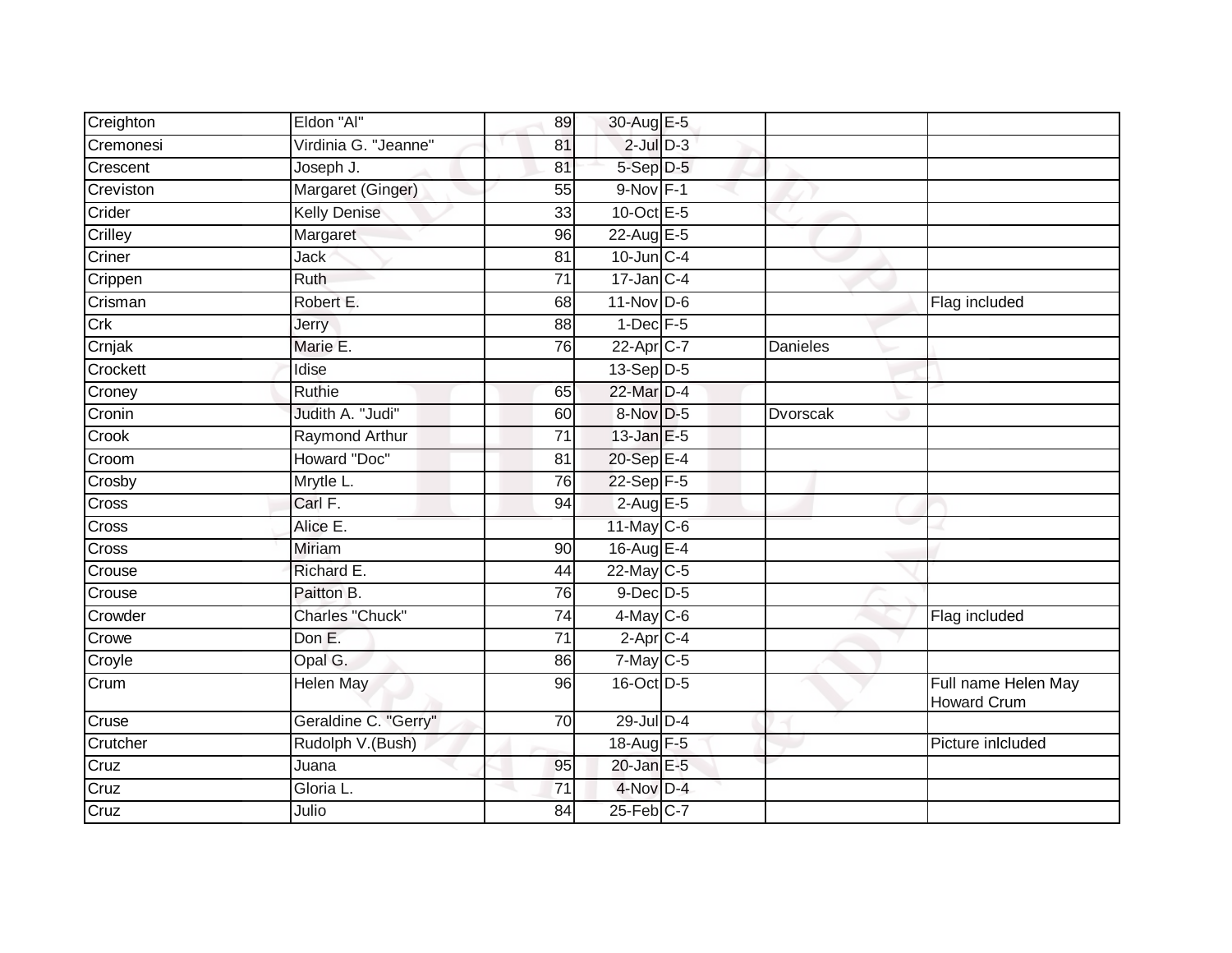| | | | | | | |
|---|---|---|---|---|---|---|
| Creighton | Eldon "Al" | 89 | 30-Aug | E-5 | | |
| Cremonesi | Virdinia G. "Jeanne" | 81 | 2-Jul | D-3 | | |
| Crescent | Joseph J. | 81 | 5-Sep | D-5 | | |
| Creviston | Margaret (Ginger) | 55 | 9-Nov | F-1 | | |
| Crider | Kelly Denise | 33 | 10-Oct | E-5 | | |
| Crilley | Margaret | 96 | 22-Aug | E-5 | | |
| Criner | Jack | 81 | 10-Jun | C-4 | | |
| Crippen | Ruth | 71 | 17-Jan | C-4 | | |
| Crisman | Robert E. | 68 | 11-Nov | D-6 | | Flag included |
| Crk | Jerry | 88 | 1-Dec | F-5 | | |
| Crnjak | Marie E. | 76 | 22-Apr | C-7 | Danieles | |
| Crockett | Idise | | 13-Sep | D-5 | | |
| Croney | Ruthie | 65 | 22-Mar | D-4 | | |
| Cronin | Judith A. "Judi" | 60 | 8-Nov | D-5 | Dvorscak | |
| Crook | Raymond Arthur | 71 | 13-Jan | E-5 | | |
| Croom | Howard "Doc" | 81 | 20-Sep | E-4 | | |
| Crosby | Mrytle L. | 76 | 22-Sep | F-5 | | |
| Cross | Carl F. | 94 | 2-Aug | E-5 | | |
| Cross | Alice E. | | 11-May | C-6 | | |
| Cross | Miriam | 90 | 16-Aug | E-4 | | |
| Crouse | Richard E. | 44 | 22-May | C-5 | | |
| Crouse | Paitton B. | 76 | 9-Dec | D-5 | | |
| Crowder | Charles "Chuck" | 74 | 4-May | C-6 | | Flag included |
| Crowe | Don E. | 71 | 2-Apr | C-4 | | |
| Croyle | Opal G. | 86 | 7-May | C-5 | | |
| Crum | Helen May | 96 | 16-Oct | D-5 | | Full name Helen May Howard Crum |
| Cruse | Geraldine C. "Gerry" | 70 | 29-Jul | D-4 | | |
| Crutcher | Rudolph V.(Bush) | | 18-Aug | F-5 | | Picture inlcluded |
| Cruz | Juana | 95 | 20-Jan | E-5 | | |
| Cruz | Gloria L. | 71 | 4-Nov | D-4 | | |
| Cruz | Julio | 84 | 25-Feb | C-7 | | |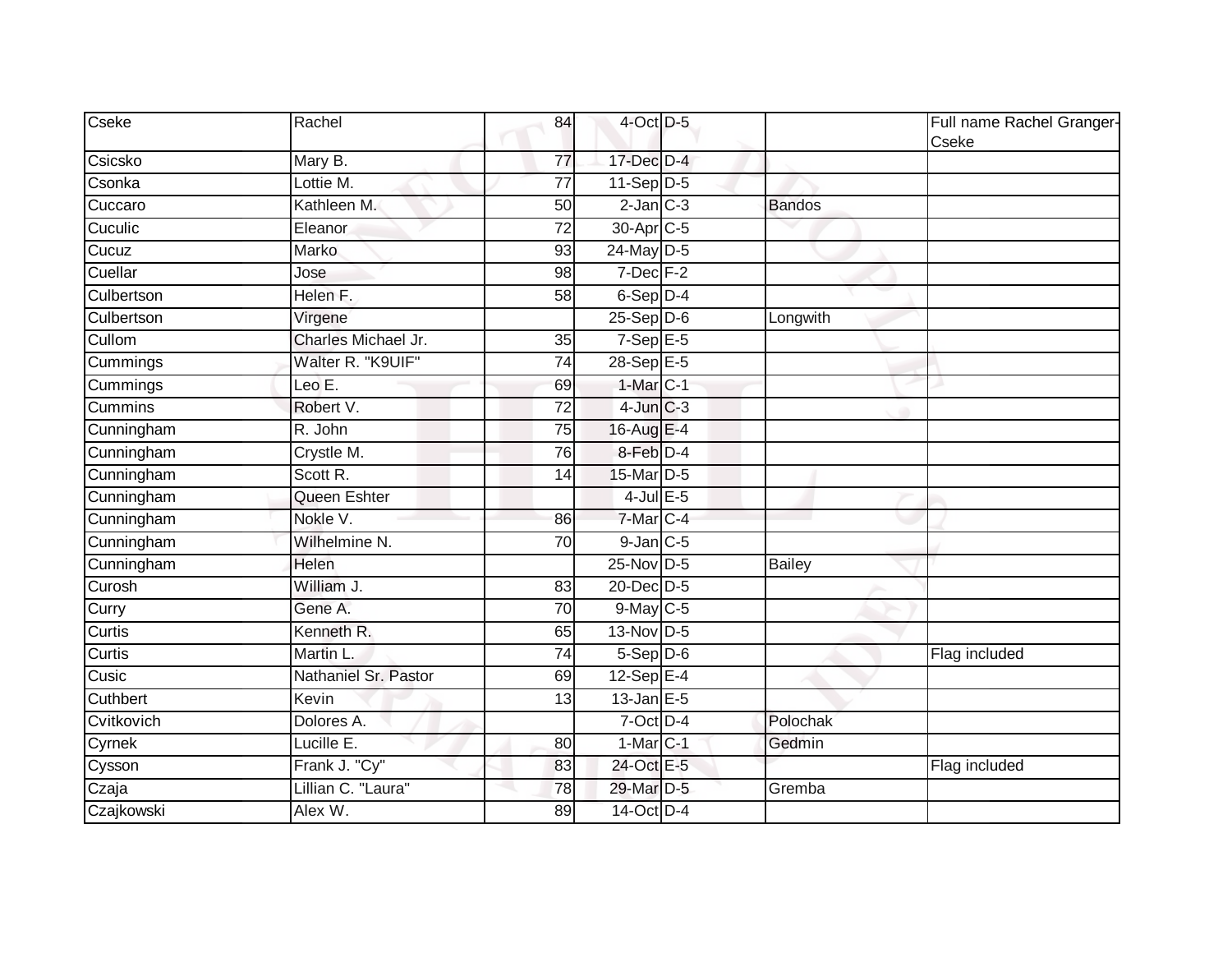| | | | | | | |
|---|---|---|---|---|---|---|
| Cseke | Rachel | 84 | 4-Oct | D-5 | | Full name Rachel Granger-Cseke |
| Csicsko | Mary B. | 77 | 17-Dec | D-4 | | |
| Csonka | Lottie M. | 77 | 11-Sep | D-5 | | |
| Cuccaro | Kathleen M. | 50 | 2-Jan | C-3 | Bandos | |
| Cuculic | Eleanor | 72 | 30-Apr | C-5 | | |
| Cucuz | Marko | 93 | 24-May | D-5 | | |
| Cuellar | Jose | 98 | 7-Dec | F-2 | | |
| Culbertson | Helen F. | 58 | 6-Sep | D-4 | | |
| Culbertson | Virgene | | 25-Sep | D-6 | Longwith | |
| Cullom | Charles Michael Jr. | 35 | 7-Sep | E-5 | | |
| Cummings | Walter R. "K9UIF" | 74 | 28-Sep | E-5 | | |
| Cummings | Leo E. | 69 | 1-Mar | C-1 | | |
| Cummins | Robert V. | 72 | 4-Jun | C-3 | | |
| Cunningham | R. John | 75 | 16-Aug | E-4 | | |
| Cunningham | Crystle M. | 76 | 8-Feb | D-4 | | |
| Cunningham | Scott R. | 14 | 15-Mar | D-5 | | |
| Cunningham | Queen Eshter | | 4-Jul | E-5 | | |
| Cunningham | Nokle V. | 86 | 7-Mar | C-4 | | |
| Cunningham | Wilhelmine N. | 70 | 9-Jan | C-5 | | |
| Cunningham | Helen | | 25-Nov | D-5 | Bailey | |
| Curosh | William J. | 83 | 20-Dec | D-5 | | |
| Curry | Gene A. | 70 | 9-May | C-5 | | |
| Curtis | Kenneth R. | 65 | 13-Nov | D-5 | | |
| Curtis | Martin L. | 74 | 5-Sep | D-6 | | Flag included |
| Cusic | Nathaniel Sr. Pastor | 69 | 12-Sep | E-4 | | |
| Cuthbert | Kevin | 13 | 13-Jan | E-5 | | |
| Cvitkovich | Dolores A. | | 7-Oct | D-4 | Polochak | |
| Cyrnek | Lucille E. | 80 | 1-Mar | C-1 | Gedmin | |
| Cysson | Frank J. "Cy" | 83 | 24-Oct | E-5 | | Flag included |
| Czaja | Lillian C. "Laura" | 78 | 29-Mar | D-5 | Gremba | |
| Czajkowski | Alex W. | 89 | 14-Oct | D-4 | | |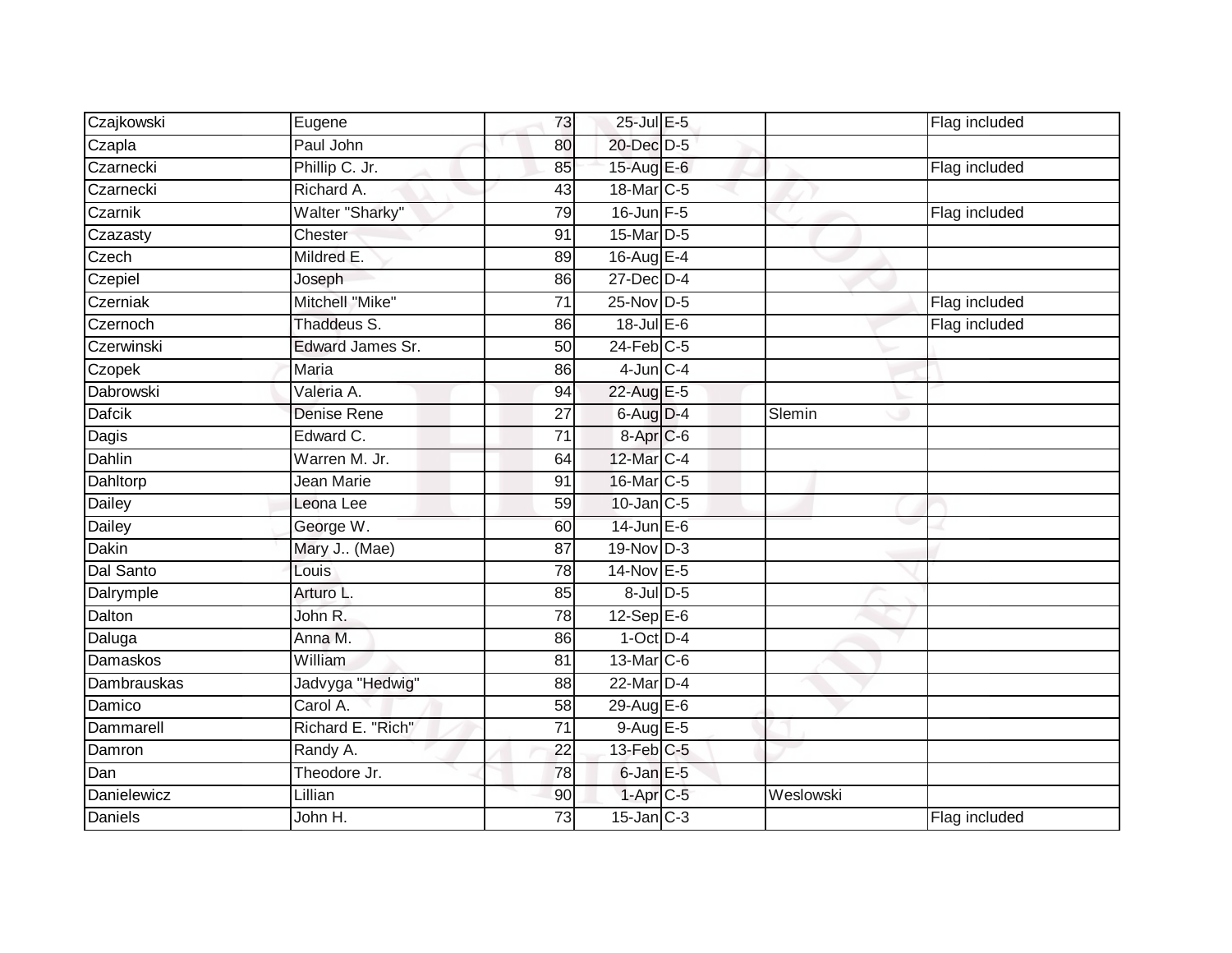| | | | | | | |
|---|---|---|---|---|---|---|
| Czajkowski | Eugene | 73 | 25-Jul | E-5 | | Flag included |
| Czapla | Paul John | 80 | 20-Dec | D-5 | | |
| Czarnecki | Phillip C. Jr. | 85 | 15-Aug | E-6 | | Flag included |
| Czarnecki | Richard A. | 43 | 18-Mar | C-5 | | |
| Czarnik | Walter "Sharky" | 79 | 16-Jun | F-5 | | Flag included |
| Czazasty | Chester | 91 | 15-Mar | D-5 | | |
| Czech | Mildred E. | 89 | 16-Aug | E-4 | | |
| Czepiel | Joseph | 86 | 27-Dec | D-4 | | |
| Czerniak | Mitchell "Mike" | 71 | 25-Nov | D-5 | | Flag included |
| Czernoch | Thaddeus S. | 86 | 18-Jul | E-6 | | Flag included |
| Czerwinski | Edward James Sr. | 50 | 24-Feb | C-5 | | |
| Czopek | Maria | 86 | 4-Jun | C-4 | | |
| Dabrowski | Valeria A. | 94 | 22-Aug | E-5 | | |
| Dafcik | Denise Rene | 27 | 6-Aug | D-4 | Slemin | |
| Dagis | Edward C. | 71 | 8-Apr | C-6 | | |
| Dahlin | Warren M. Jr. | 64 | 12-Mar | C-4 | | |
| Dahltorp | Jean Marie | 91 | 16-Mar | C-5 | | |
| Dailey | Leona Lee | 59 | 10-Jan | C-5 | | |
| Dailey | George W. | 60 | 14-Jun | E-6 | | |
| Dakin | Mary J.. (Mae) | 87 | 19-Nov | D-3 | | |
| Dal Santo | Louis | 78 | 14-Nov | E-5 | | |
| Dalrymple | Arturo L. | 85 | 8-Jul | D-5 | | |
| Dalton | John R. | 78 | 12-Sep | E-6 | | |
| Daluga | Anna M. | 86 | 1-Oct | D-4 | | |
| Damaskos | William | 81 | 13-Mar | C-6 | | |
| Dambrauskas | Jadvyga "Hedwig" | 88 | 22-Mar | D-4 | | |
| Damico | Carol A. | 58 | 29-Aug | E-6 | | |
| Dammarell | Richard E. "Rich" | 71 | 9-Aug | E-5 | | |
| Damron | Randy A. | 22 | 13-Feb | C-5 | | |
| Dan | Theodore Jr. | 78 | 6-Jan | E-5 | | |
| Danielewicz | Lillian | 90 | 1-Apr | C-5 | Weslowski | |
| Daniels | John H. | 73 | 15-Jan | C-3 | | Flag included |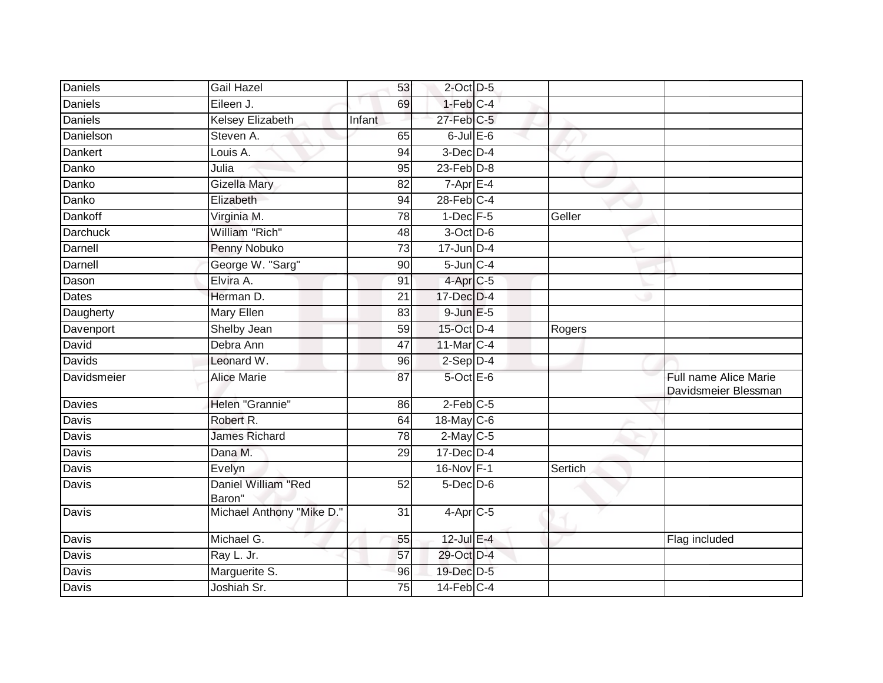| | | | | | | |
|---|---|---|---|---|---|---|
| Daniels | Gail Hazel | 53 | 2-Oct | D-5 | | |
| Daniels | Eileen J. | 69 | 1-Feb | C-4 | | |
| Daniels | Kelsey Elizabeth | Infant | 27-Feb | C-5 | | |
| Danielson | Steven A. | 65 | 6-Jul | E-6 | | |
| Dankert | Louis A. | 94 | 3-Dec | D-4 | | |
| Danko | Julia | 95 | 23-Feb | D-8 | | |
| Danko | Gizella Mary | 82 | 7-Apr | E-4 | | |
| Danko | Elizabeth | 94 | 28-Feb | C-4 | | |
| Dankoff | Virginia M. | 78 | 1-Dec | F-5 | Geller | |
| Darchuck | William "Rich" | 48 | 3-Oct | D-6 | | |
| Darnell | Penny Nobuko | 73 | 17-Jun | D-4 | | |
| Darnell | George W. "Sarg" | 90 | 5-Jun | C-4 | | |
| Dason | Elvira A. | 91 | 4-Apr | C-5 | | |
| Dates | Herman D. | 21 | 17-Dec | D-4 | | |
| Daugherty | Mary Ellen | 83 | 9-Jun | E-5 | | |
| Davenport | Shelby Jean | 59 | 15-Oct | D-4 | Rogers | |
| David | Debra Ann | 47 | 11-Mar | C-4 | | |
| Davids | Leonard W. | 96 | 2-Sep | D-4 | | |
| Davidsmeier | Alice Marie | 87 | 5-Oct | E-6 | | Full name Alice Marie Davidsmeier Blessman |
| Davies | Helen "Grannie" | 86 | 2-Feb | C-5 | | |
| Davis | Robert R. | 64 | 18-May | C-6 | | |
| Davis | James Richard | 78 | 2-May | C-5 | | |
| Davis | Dana M. | 29 | 17-Dec | D-4 | | |
| Davis | Evelyn | | 16-Nov | F-1 | Sertich | |
| Davis | Daniel William "Red Baron" | 52 | 5-Dec | D-6 | | |
| Davis | Michael Anthony "Mike D." | 31 | 4-Apr | C-5 | | |
| Davis | Michael G. | 55 | 12-Jul | E-4 | | Flag included |
| Davis | Ray L. Jr. | 57 | 29-Oct | D-4 | | |
| Davis | Marguerite S. | 96 | 19-Dec | D-5 | | |
| Davis | Joshiah Sr. | 75 | 14-Feb | C-4 | | |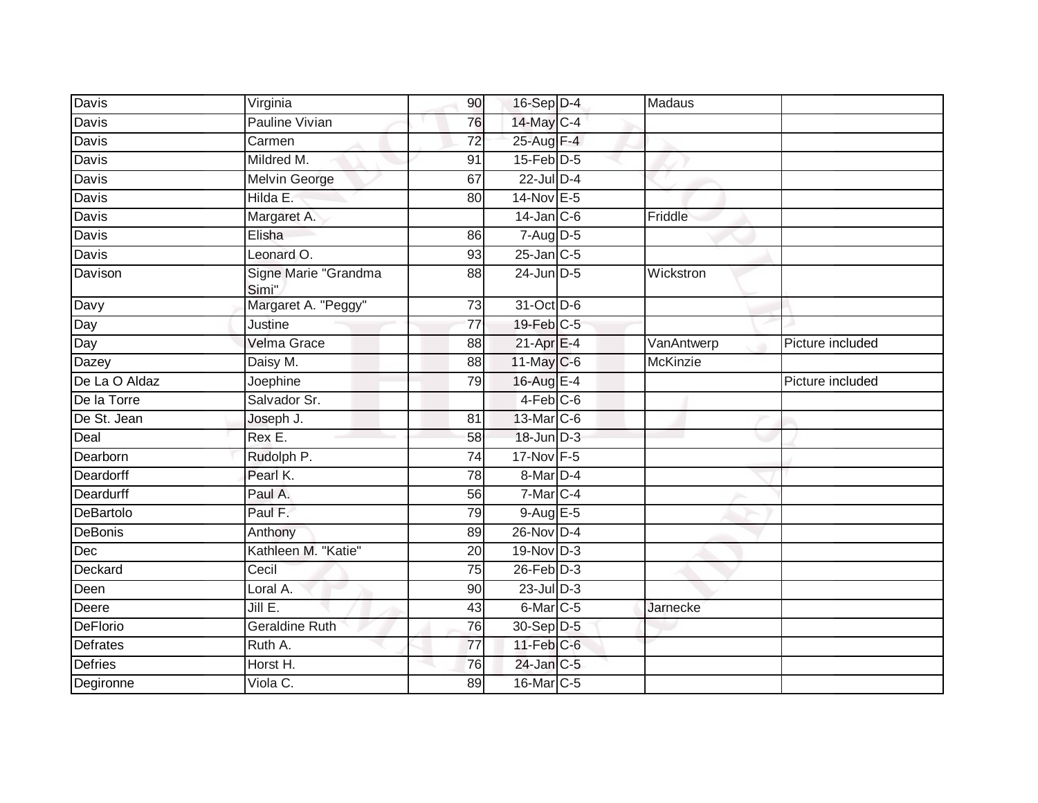| | | | | | | |
|---|---|---|---|---|---|---|
| Davis | Virginia | 90 | 16-Sep | D-4 | Madaus | |
| Davis | Pauline Vivian | 76 | 14-May | C-4 | | |
| Davis | Carmen | 72 | 25-Aug | F-4 | | |
| Davis | Mildred M. | 91 | 15-Feb | D-5 | | |
| Davis | Melvin George | 67 | 22-Jul | D-4 | | |
| Davis | Hilda E. | 80 | 14-Nov | E-5 | | |
| Davis | Margaret A. | | 14-Jan | C-6 | Friddle | |
| Davis | Elisha | 86 | 7-Aug | D-5 | | |
| Davis | Leonard O. | 93 | 25-Jan | C-5 | | |
| Davison | Signe Marie "Grandma Simi" | 88 | 24-Jun | D-5 | Wickstron | |
| Davy | Margaret A. "Peggy" | 73 | 31-Oct | D-6 | | |
| Day | Justine | 77 | 19-Feb | C-5 | | |
| Day | Velma Grace | 88 | 21-Apr | E-4 | VanAntwerp | Picture included |
| Dazey | Daisy M. | 88 | 11-May | C-6 | McKinzie | |
| De La O Aldaz | Joephine | 79 | 16-Aug | E-4 | | Picture included |
| De la Torre | Salvador Sr. | | 4-Feb | C-6 | | |
| De St. Jean | Joseph J. | 81 | 13-Mar | C-6 | | |
| Deal | Rex E. | 58 | 18-Jun | D-3 | | |
| Dearborn | Rudolph P. | 74 | 17-Nov | F-5 | | |
| Deardorff | Pearl K. | 78 | 8-Mar | D-4 | | |
| Deardurff | Paul A. | 56 | 7-Mar | C-4 | | |
| DeBartolo | Paul F. | 79 | 9-Aug | E-5 | | |
| DeBonis | Anthony | 89 | 26-Nov | D-4 | | |
| Dec | Kathleen M. "Katie" | 20 | 19-Nov | D-3 | | |
| Deckard | Cecil | 75 | 26-Feb | D-3 | | |
| Deen | Loral A. | 90 | 23-Jul | D-3 | | |
| Deere | Jill E. | 43 | 6-Mar | C-5 | Jarnecke | |
| DeFlorio | Geraldine Ruth | 76 | 30-Sep | D-5 | | |
| Defrates | Ruth A. | 77 | 11-Feb | C-6 | | |
| Defries | Horst H. | 76 | 24-Jan | C-5 | | |
| Degironne | Viola C. | 89 | 16-Mar | C-5 | | |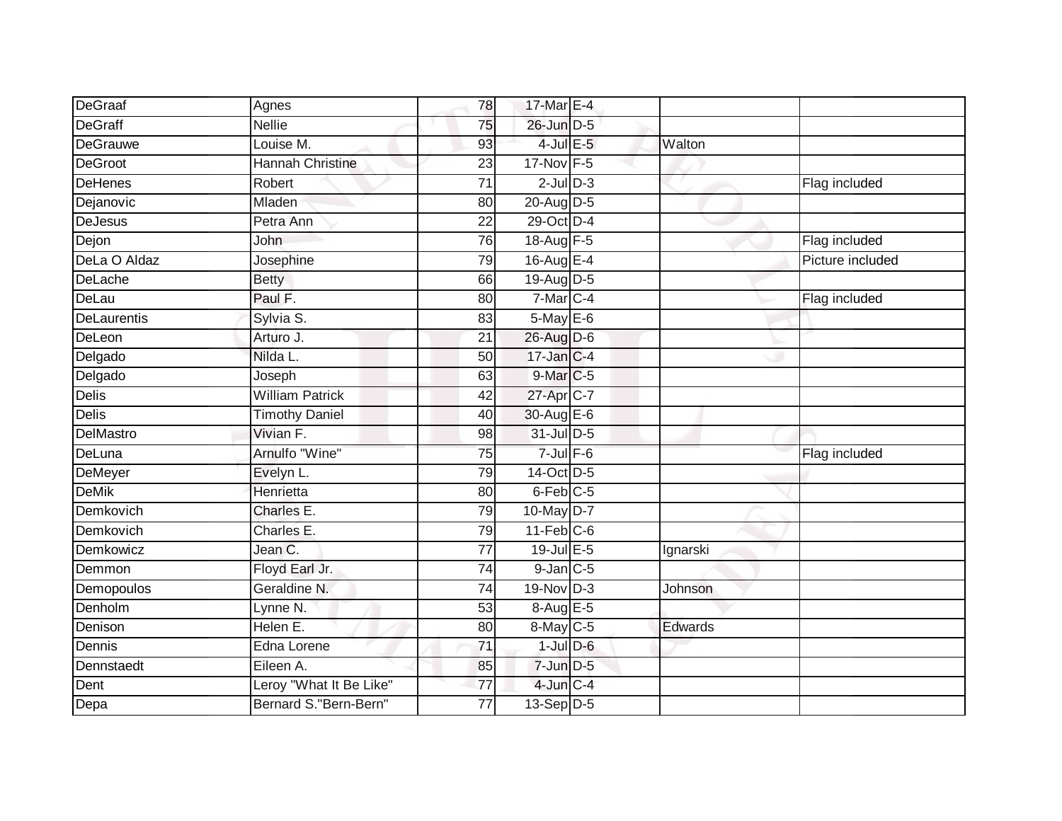| | | | | | | |
|---|---|---|---|---|---|---|
| DeGraaf | Agnes | 78 | 17-Mar | E-4 | | |
| DeGraff | Nellie | 75 | 26-Jun | D-5 | | |
| DeGrauwe | Louise M. | 93 | 4-Jul | E-5 | Walton | |
| DeGroot | Hannah Christine | 23 | 17-Nov | F-5 | | |
| DeHenes | Robert | 71 | 2-Jul | D-3 | | Flag included |
| Dejanovic | Mladen | 80 | 20-Aug | D-5 | | |
| DeJesus | Petra Ann | 22 | 29-Oct | D-4 | | |
| Dejon | John | 76 | 18-Aug | F-5 | | Flag included |
| DeLa O Aldaz | Josephine | 79 | 16-Aug | E-4 | | Picture included |
| DeLache | Betty | 66 | 19-Aug | D-5 | | |
| DeLau | Paul F. | 80 | 7-Mar | C-4 | | Flag included |
| DeLaurentis | Sylvia S. | 83 | 5-May | E-6 | | |
| DeLeon | Arturo J. | 21 | 26-Aug | D-6 | | |
| Delgado | Nilda L. | 50 | 17-Jan | C-4 | | |
| Delgado | Joseph | 63 | 9-Mar | C-5 | | |
| Delis | William Patrick | 42 | 27-Apr | C-7 | | |
| Delis | Timothy Daniel | 40 | 30-Aug | E-6 | | |
| DelMastro | Vivian F. | 98 | 31-Jul | D-5 | | |
| DeLuna | Arnulfo "Wine" | 75 | 7-Jul | F-6 | | Flag included |
| DeMeyer | Evelyn L. | 79 | 14-Oct | D-5 | | |
| DeMik | Henrietta | 80 | 6-Feb | C-5 | | |
| Demkovich | Charles E. | 79 | 10-May | D-7 | | |
| Demkovich | Charles E. | 79 | 11-Feb | C-6 | | |
| Demkowicz | Jean C. | 77 | 19-Jul | E-5 | Ignarski | |
| Demmon | Floyd Earl Jr. | 74 | 9-Jan | C-5 | | |
| Demopoulos | Geraldine N. | 74 | 19-Nov | D-3 | Johnson | |
| Denholm | Lynne N. | 53 | 8-Aug | E-5 | | |
| Denison | Helen E. | 80 | 8-May | C-5 | Edwards | |
| Dennis | Edna Lorene | 71 | 1-Jul | D-6 | | |
| Dennstaedt | Eileen A. | 85 | 7-Jun | D-5 | | |
| Dent | Leroy "What It Be Like" | 77 | 4-Jun | C-4 | | |
| Depa | Bernard S."Bern-Bern" | 77 | 13-Sep | D-5 | | |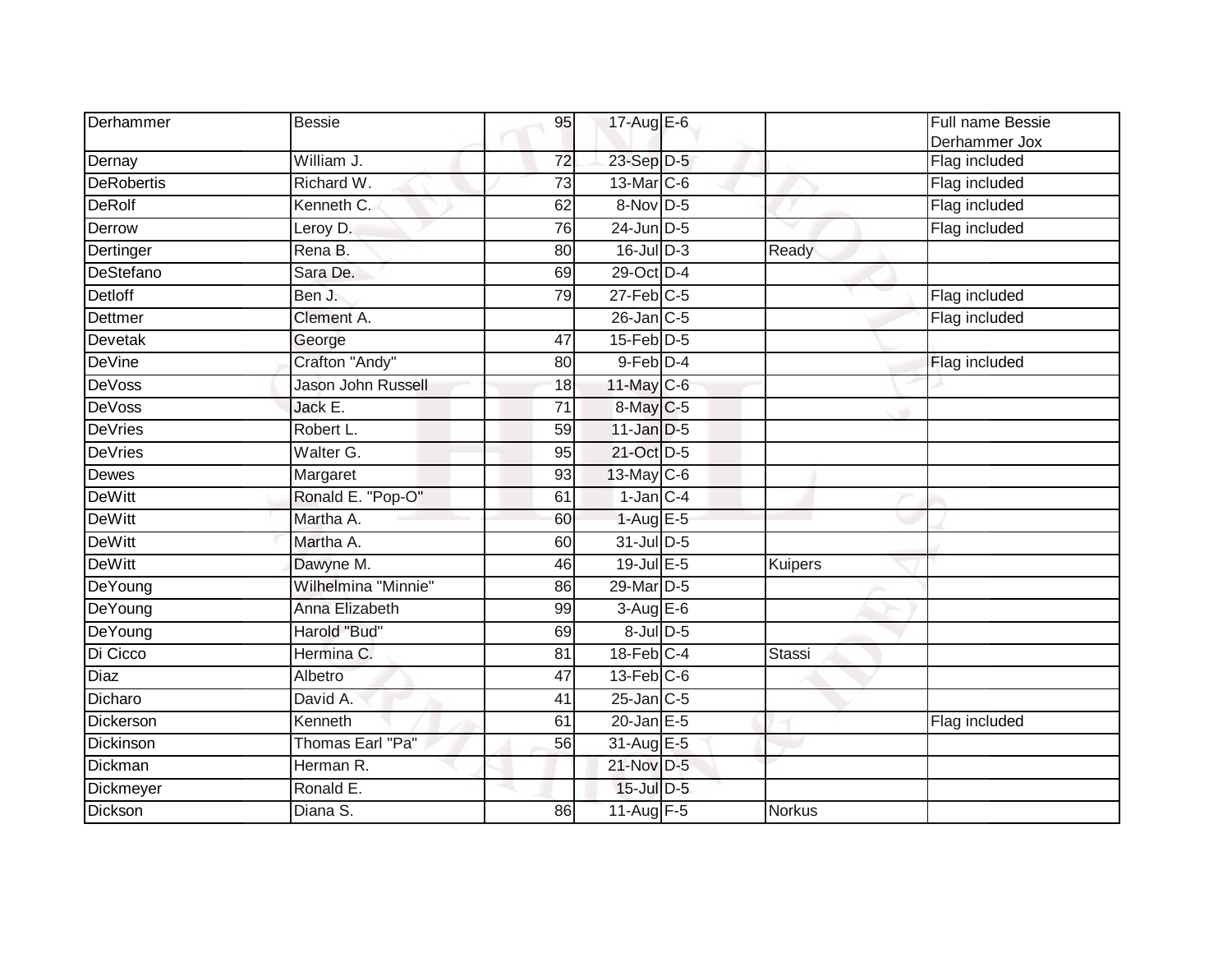| | | | | | | |
|---|---|---|---|---|---|---|
| Derhammer | Bessie | 95 | 17-Aug | E-6 | | Full name Bessie Derhammer Jox |
| Dernay | William J. | 72 | 23-Sep | D-5 | | Flag included |
| DeRobertis | Richard W. | 73 | 13-Mar | C-6 | | Flag included |
| DeRolf | Kenneth C. | 62 | 8-Nov | D-5 | | Flag included |
| Derrow | Leroy D. | 76 | 24-Jun | D-5 | | Flag included |
| Dertinger | Rena B. | 80 | 16-Jul | D-3 | Ready | |
| DeStefano | Sara De. | 69 | 29-Oct | D-4 | | |
| Detloff | Ben J. | 79 | 27-Feb | C-5 | | Flag included |
| Dettmer | Clement A. | | 26-Jan | C-5 | | Flag included |
| Devetak | George | 47 | 15-Feb | D-5 | | |
| DeVine | Crafton "Andy" | 80 | 9-Feb | D-4 | | Flag included |
| DeVoss | Jason John Russell | 18 | 11-May | C-6 | | |
| DeVoss | Jack E. | 71 | 8-May | C-5 | | |
| DeVries | Robert L. | 59 | 11-Jan | D-5 | | |
| DeVries | Walter G. | 95 | 21-Oct | D-5 | | |
| Dewes | Margaret | 93 | 13-May | C-6 | | |
| DeWitt | Ronald E. "Pop-O" | 61 | 1-Jan | C-4 | | |
| DeWitt | Martha A. | 60 | 1-Aug | E-5 | | |
| DeWitt | Martha A. | 60 | 31-Jul | D-5 | | |
| DeWitt | Dawyne M. | 46 | 19-Jul | E-5 | Kuipers | |
| DeYoung | Wilhelmina "Minnie" | 86 | 29-Mar | D-5 | | |
| DeYoung | Anna Elizabeth | 99 | 3-Aug | E-6 | | |
| DeYoung | Harold "Bud" | 69 | 8-Jul | D-5 | | |
| Di Cicco | Hermina C. | 81 | 18-Feb | C-4 | Stassi | |
| Diaz | Albetro | 47 | 13-Feb | C-6 | | |
| Dicharo | David A. | 41 | 25-Jan | C-5 | | |
| Dickerson | Kenneth | 61 | 20-Jan | E-5 | | Flag included |
| Dickinson | Thomas Earl "Pa" | 56 | 31-Aug | E-5 | | |
| Dickman | Herman R. | | 21-Nov | D-5 | | |
| Dickmeyer | Ronald E. | | 15-Jul | D-5 | | |
| Dickson | Diana S. | 86 | 11-Aug | F-5 | Norkus | |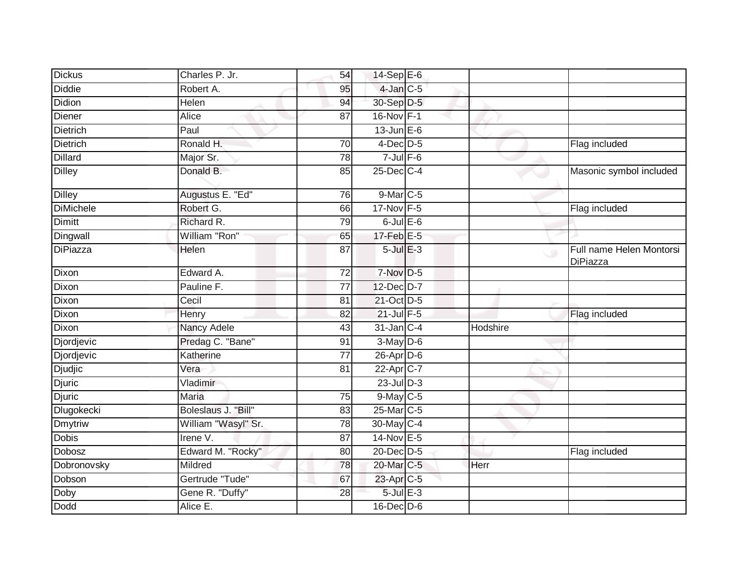| | | | | | | |
|---|---|---|---|---|---|---|
| Dickus | Charles P. Jr. | 54 | 14-Sep | E-6 | | |
| Diddie | Robert A. | 95 | 4-Jan | C-5 | | |
| Didion | Helen | 94 | 30-Sep | D-5 | | |
| Diener | Alice | 87 | 16-Nov | F-1 | | |
| Dietrich | Paul | | 13-Jun | E-6 | | |
| Dietrich | Ronald H. | 70 | 4-Dec | D-5 | | Flag included |
| Dillard | Major Sr. | 78 | 7-Jul | F-6 | | |
| Dilley | Donald B. | 85 | 25-Dec | C-4 | | Masonic symbol included |
| Dilley | Augustus E. "Ed" | 76 | 9-Mar | C-5 | | |
| DiMichele | Robert G. | 66 | 17-Nov | F-5 | | Flag included |
| Dimitt | Richard R. | 79 | 6-Jul | E-6 | | |
| Dingwall | William "Ron" | 65 | 17-Feb | E-5 | | |
| DiPiazza | Helen | 87 | 5-Jul | E-3 | | Full name Helen Montorsi DiPiazza |
| Dixon | Edward A. | 72 | 7-Nov | D-5 | | |
| Dixon | Pauline F. | 77 | 12-Dec | D-7 | | |
| Dixon | Cecil | 81 | 21-Oct | D-5 | | |
| Dixon | Henry | 82 | 21-Jul | F-5 | | Flag included |
| Dixon | Nancy Adele | 43 | 31-Jan | C-4 | Hodshire | |
| Djordjevic | Predag C. "Bane" | 91 | 3-May | D-6 | | |
| Djordjevic | Katherine | 77 | 26-Apr | D-6 | | |
| Djudjic | Vera | 81 | 22-Apr | C-7 | | |
| Djuric | Vladimir | | 23-Jul | D-3 | | |
| Djuric | Maria | 75 | 9-May | C-5 | | |
| Dlugokecki | Boleslaus J. "Bill" | 83 | 25-Mar | C-5 | | |
| Dmytriw | William "Wasyl" Sr. | 78 | 30-May | C-4 | | |
| Dobis | Irene V. | 87 | 14-Nov | E-5 | | |
| Dobosz | Edward M. "Rocky" | 80 | 20-Dec | D-5 | | Flag included |
| Dobronovsky | Mildred | 78 | 20-Mar | C-5 | Herr | |
| Dobson | Gertrude "Tude" | 67 | 23-Apr | C-5 | | |
| Doby | Gene R. "Duffy" | 28 | 5-Jul | E-3 | | |
| Dodd | Alice E. | | 16-Dec | D-6 | | |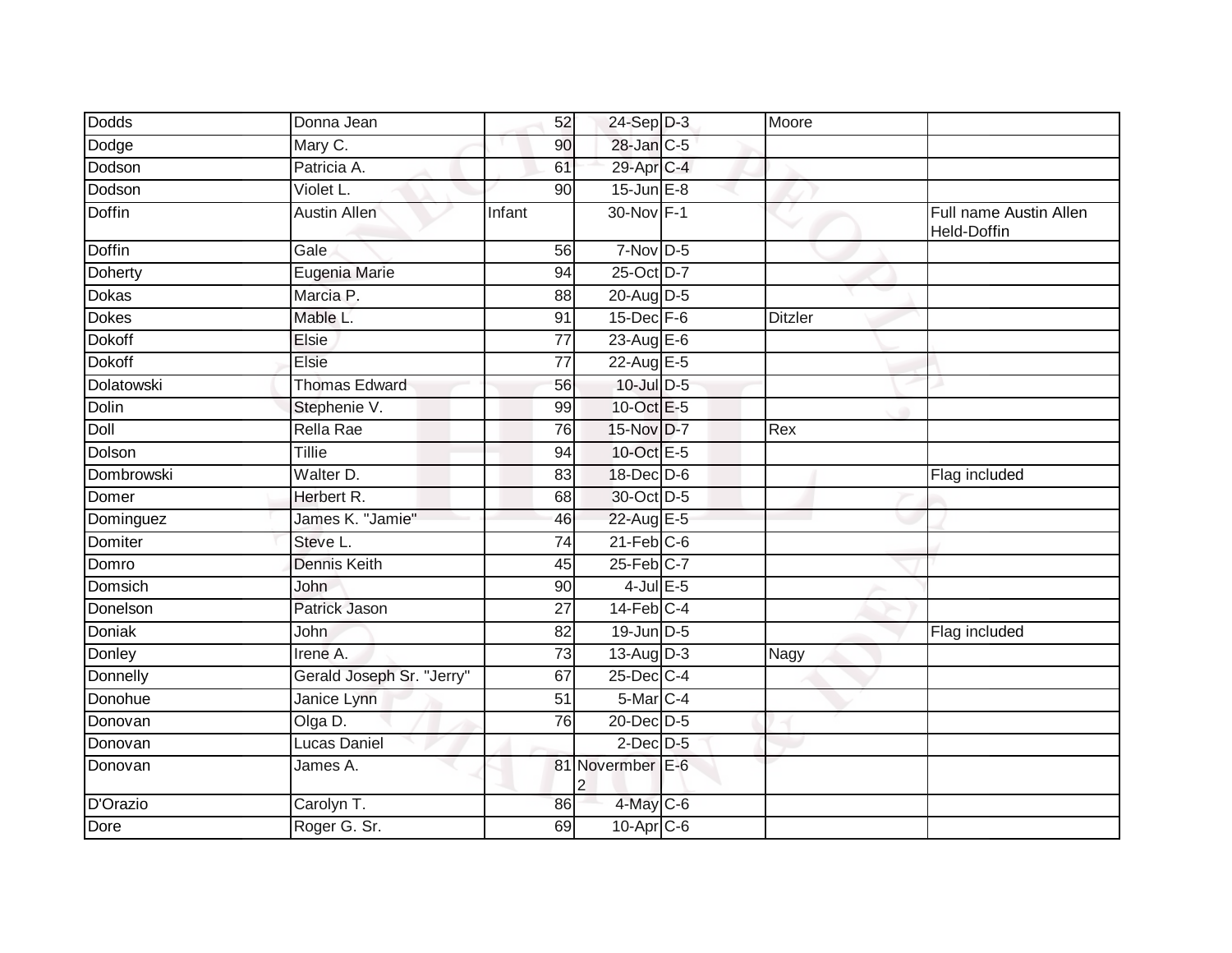| | | | | | | |
|---|---|---|---|---|---|---|
| Dodds | Donna Jean | 52 | 24-Sep | D-3 | Moore | |
| Dodge | Mary C. | 90 | 28-Jan | C-5 | | |
| Dodson | Patricia A. | 61 | 29-Apr | C-4 | | |
| Dodson | Violet L. | 90 | 15-Jun | E-8 | | |
| Doffin | Austin Allen | Infant | 30-Nov | F-1 | | Full name Austin Allen Held-Doffin |
| Doffin | Gale | 56 | 7-Nov | D-5 | | |
| Doherty | Eugenia Marie | 94 | 25-Oct | D-7 | | |
| Dokas | Marcia P. | 88 | 20-Aug | D-5 | | |
| Dokes | Mable L. | 91 | 15-Dec | F-6 | Ditzler | |
| Dokoff | Elsie | 77 | 23-Aug | E-6 | | |
| Dokoff | Elsie | 77 | 22-Aug | E-5 | | |
| Dolatowski | Thomas Edward | 56 | 10-Jul | D-5 | | |
| Dolin | Stephenie V. | 99 | 10-Oct | E-5 | | |
| Doll | Rella Rae | 76 | 15-Nov | D-7 | Rex | |
| Dolson | Tillie | 94 | 10-Oct | E-5 | | |
| Dombrowski | Walter D. | 83 | 18-Dec | D-6 | | Flag included |
| Domer | Herbert R. | 68 | 30-Oct | D-5 | | |
| Dominguez | James K. "Jamie" | 46 | 22-Aug | E-5 | | |
| Domiter | Steve L. | 74 | 21-Feb | C-6 | | |
| Domro | Dennis Keith | 45 | 25-Feb | C-7 | | |
| Domsich | John | 90 | 4-Jul | E-5 | | |
| Donelson | Patrick Jason | 27 | 14-Feb | C-4 | | |
| Doniak | John | 82 | 19-Jun | D-5 | | Flag included |
| Donley | Irene A. | 73 | 13-Aug | D-3 | Nagy | |
| Donnelly | Gerald Joseph Sr. "Jerry" | 67 | 25-Dec | C-4 | | |
| Donohue | Janice Lynn | 51 | 5-Mar | C-4 | | |
| Donovan | Olga D. | 76 | 20-Dec | D-5 | | |
| Donovan | Lucas Daniel | | 2-Dec | D-5 | | |
| Donovan | James A. | 81 | Novermber 2 | E-6 | | |
| D'Orazio | Carolyn T. | 86 | 4-May | C-6 | | |
| Dore | Roger G. Sr. | 69 | 10-Apr | C-6 | | |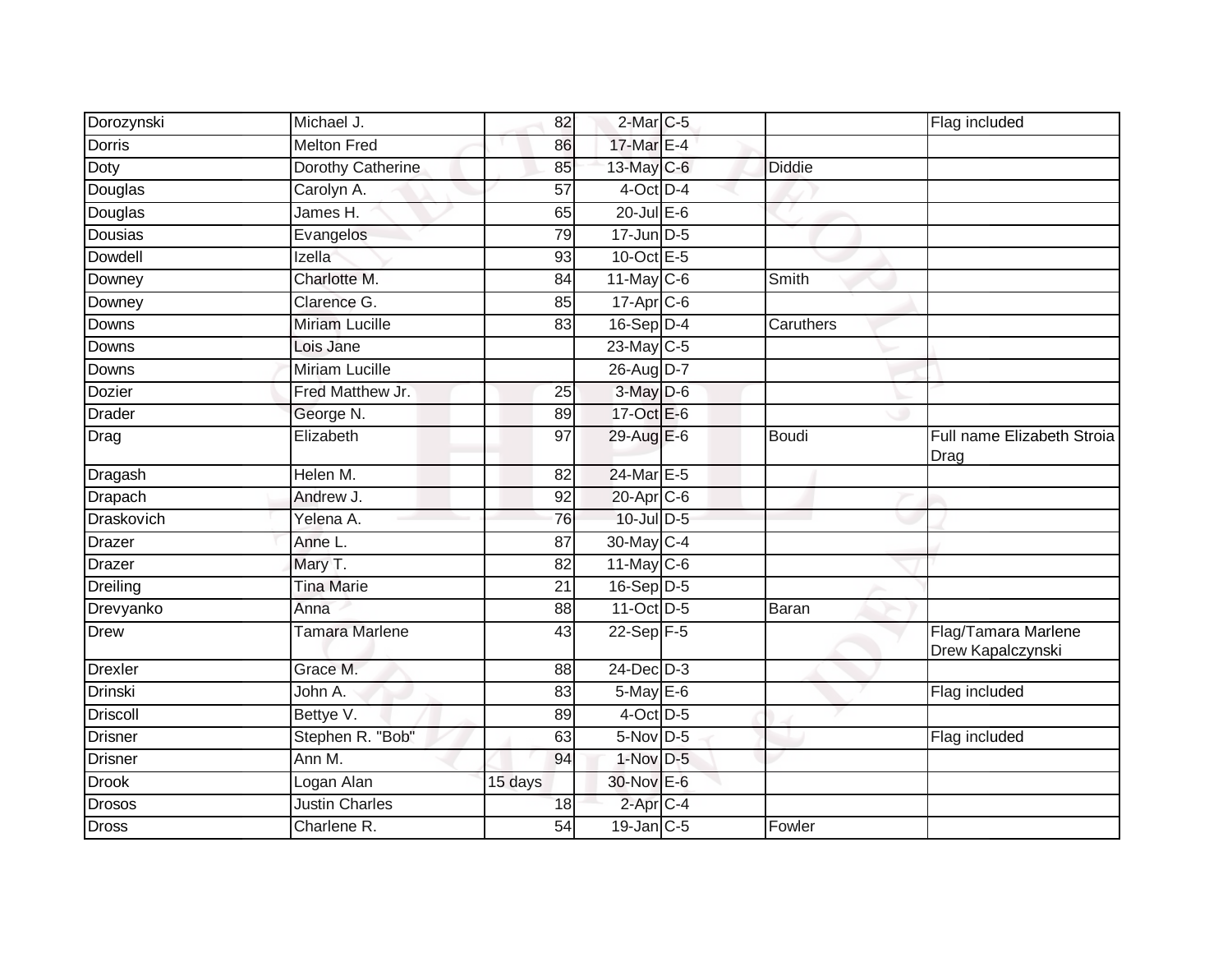| | | | | | | |
|---|---|---|---|---|---|---|
| Dorozynski | Michael J. | 82 | 2-Mar | C-5 | | Flag included |
| Dorris | Melton Fred | 86 | 17-Mar | E-4 | | |
| Doty | Dorothy Catherine | 85 | 13-May | C-6 | Diddie | |
| Douglas | Carolyn A. | 57 | 4-Oct | D-4 | | |
| Douglas | James H. | 65 | 20-Jul | E-6 | | |
| Dousias | Evangelos | 79 | 17-Jun | D-5 | | |
| Dowdell | Izella | 93 | 10-Oct | E-5 | | |
| Downey | Charlotte M. | 84 | 11-May | C-6 | Smith | |
| Downey | Clarence G. | 85 | 17-Apr | C-6 | | |
| Downs | Miriam Lucille | 83 | 16-Sep | D-4 | Caruthers | |
| Downs | Lois Jane | | 23-May | C-5 | | |
| Downs | Miriam Lucille | | 26-Aug | D-7 | | |
| Dozier | Fred Matthew Jr. | 25 | 3-May | D-6 | | |
| Drader | George N. | 89 | 17-Oct | E-6 | | |
| Drag | Elizabeth | 97 | 29-Aug | E-6 | Boudi | Full name Elizabeth Stroia Drag |
| Dragash | Helen M. | 82 | 24-Mar | E-5 | | |
| Drapach | Andrew J. | 92 | 20-Apr | C-6 | | |
| Draskovich | Yelena A. | 76 | 10-Jul | D-5 | | |
| Drazer | Anne L. | 87 | 30-May | C-4 | | |
| Drazer | Mary T. | 82 | 11-May | C-6 | | |
| Dreiling | Tina Marie | 21 | 16-Sep | D-5 | | |
| Drevyanko | Anna | 88 | 11-Oct | D-5 | Baran | |
| Drew | Tamara Marlene | 43 | 22-Sep | F-5 | | Flag/Tamara Marlene Drew Kapalczynski |
| Drexler | Grace M. | 88 | 24-Dec | D-3 | | |
| Drinski | John A. | 83 | 5-May | E-6 | | Flag included |
| Driscoll | Bettye V. | 89 | 4-Oct | D-5 | | |
| Drisner | Stephen R. "Bob" | 63 | 5-Nov | D-5 | | Flag included |
| Drisner | Ann M. | 94 | 1-Nov | D-5 | | |
| Drook | Logan Alan | 15 days | 30-Nov | E-6 | | |
| Drosos | Justin Charles | 18 | 2-Apr | C-4 | | |
| Dross | Charlene R. | 54 | 19-Jan | C-5 | Fowler | |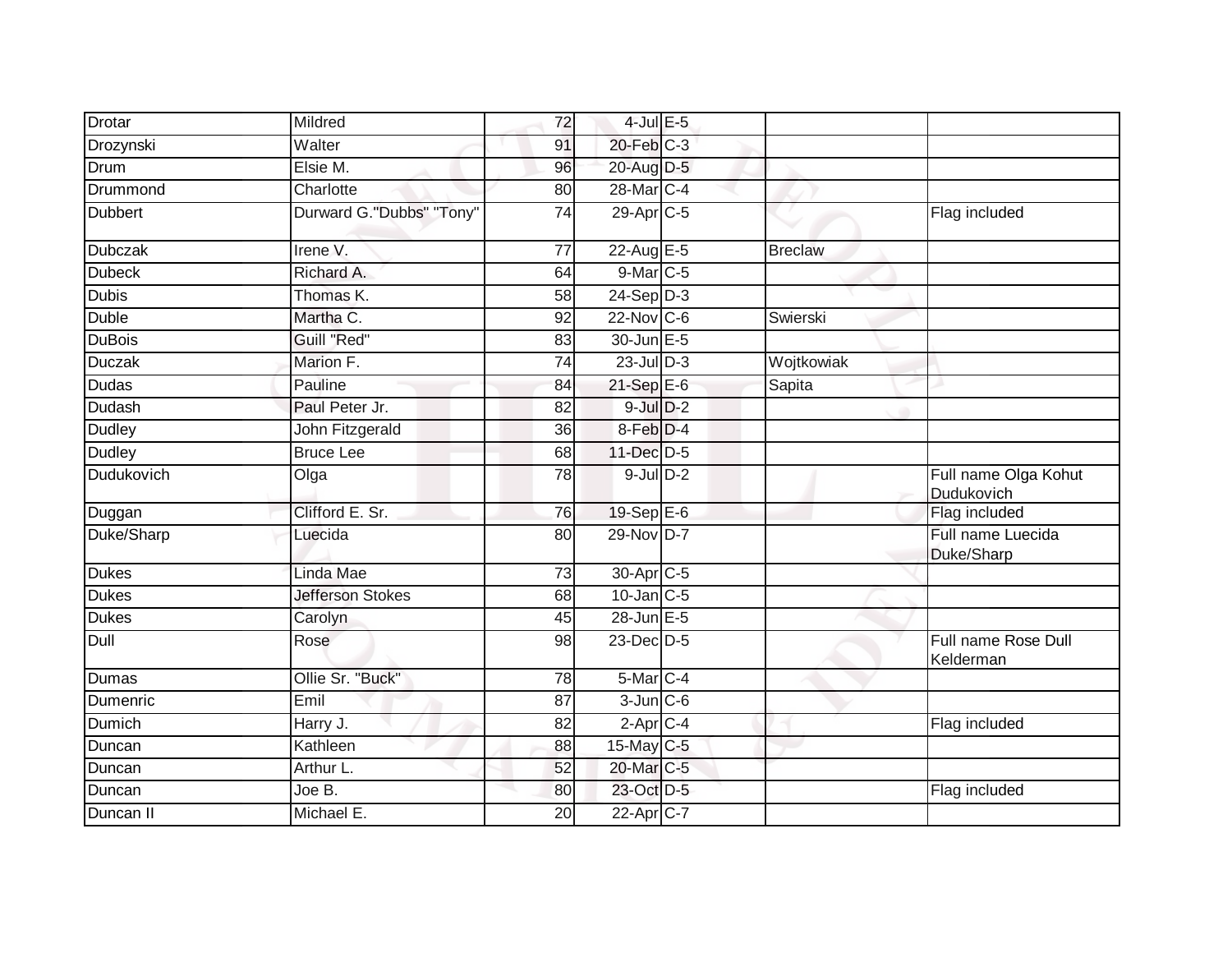| Drotar | Mildred | 72 | 4-Jul | E-5 | | |
|---|---|---|---|---|---|---|
| Drozynski | Walter | 91 | 20-Feb | C-3 | | |
| Drum | Elsie M. | 96 | 20-Aug | D-5 | | |
| Drummond | Charlotte | 80 | 28-Mar | C-4 | | |
| Dubbert | Durward G."Dubbs" "Tony" | 74 | 29-Apr | C-5 | | Flag included |
| Dubczak | Irene V. | 77 | 22-Aug | E-5 | Breclaw | |
| Dubeck | Richard A. | 64 | 9-Mar | C-5 | | |
| Dubis | Thomas K. | 58 | 24-Sep | D-3 | | |
| Duble | Martha C. | 92 | 22-Nov | C-6 | Swierski | |
| DuBois | Guill "Red" | 83 | 30-Jun | E-5 | | |
| Duczak | Marion F. | 74 | 23-Jul | D-3 | Wojtkowiak | |
| Dudas | Pauline | 84 | 21-Sep | E-6 | Sapita | |
| Dudash | Paul Peter Jr. | 82 | 9-Jul | D-2 | | |
| Dudley | John Fitzgerald | 36 | 8-Feb | D-4 | | |
| Dudley | Bruce Lee | 68 | 11-Dec | D-5 | | |
| Dudukovich | Olga | 78 | 9-Jul | D-2 | | Full name Olga Kohut Dudukovich |
| Duggan | Clifford E. Sr. | 76 | 19-Sep | E-6 | | Flag included |
| Duke/Sharp | Luecida | 80 | 29-Nov | D-7 | | Full name Luecida Duke/Sharp |
| Dukes | Linda Mae | 73 | 30-Apr | C-5 | | |
| Dukes | Jefferson Stokes | 68 | 10-Jan | C-5 | | |
| Dukes | Carolyn | 45 | 28-Jun | E-5 | | |
| Dull | Rose | 98 | 23-Dec | D-5 | | Full name Rose Dull Kelderman |
| Dumas | Ollie Sr. "Buck" | 78 | 5-Mar | C-4 | | |
| Dumenric | Emil | 87 | 3-Jun | C-6 | | |
| Dumich | Harry J. | 82 | 2-Apr | C-4 | | Flag included |
| Duncan | Kathleen | 88 | 15-May | C-5 | | |
| Duncan | Arthur L. | 52 | 20-Mar | C-5 | | |
| Duncan | Joe B. | 80 | 23-Oct | D-5 | | Flag included |
| Duncan II | Michael E. | 20 | 22-Apr | C-7 | | |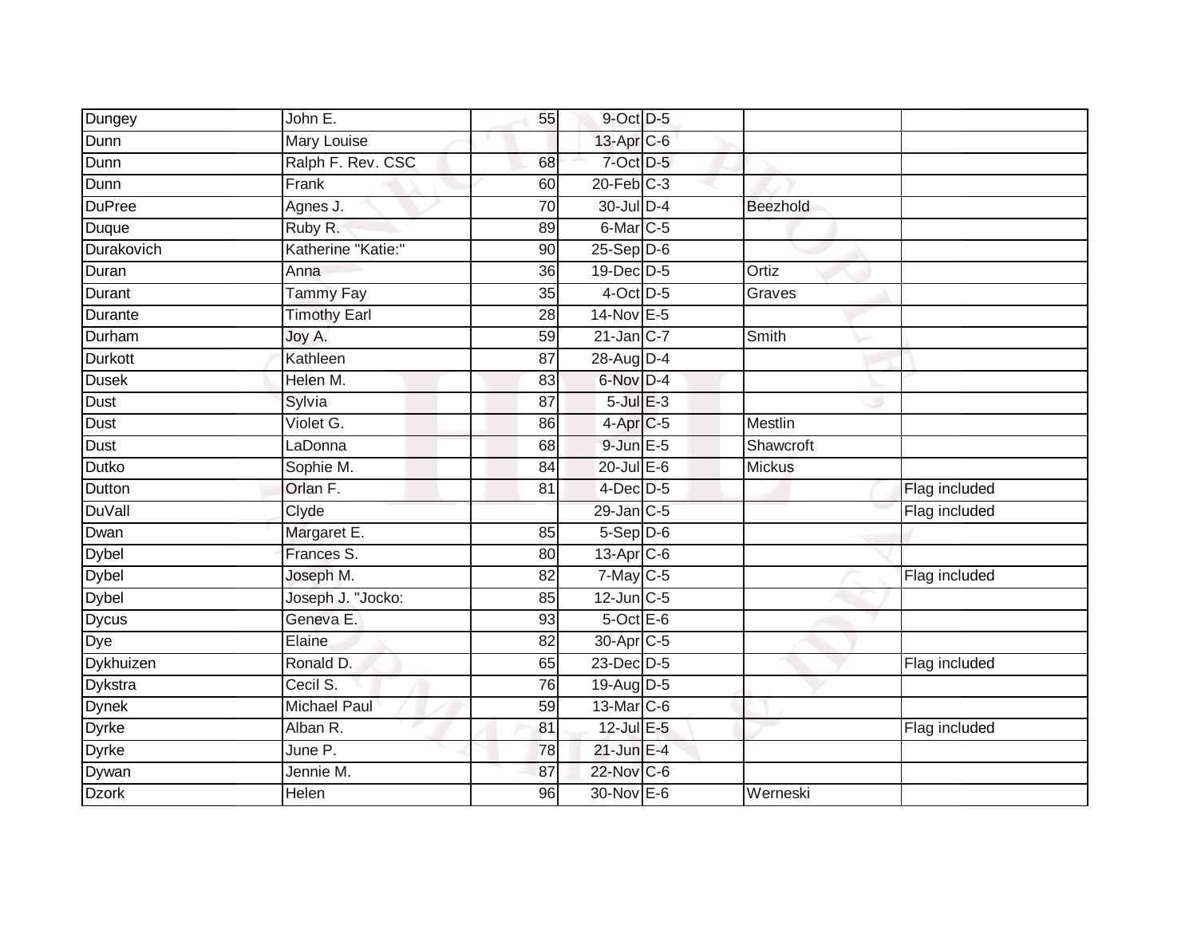| | | | | | | |
|---|---|---|---|---|---|---|
| Dungey | John E. | 55 | 9-Oct | D-5 | | |
| Dunn | Mary Louise | | 13-Apr | C-6 | | |
| Dunn | Ralph F. Rev. CSC | 68 | 7-Oct | D-5 | | |
| Dunn | Frank | 60 | 20-Feb | C-3 | | |
| DuPree | Agnes J. | 70 | 30-Jul | D-4 | Beezhold | |
| Duque | Ruby R. | 89 | 6-Mar | C-5 | | |
| Durakovich | Katherine "Katie:" | 90 | 25-Sep | D-6 | | |
| Duran | Anna | 36 | 19-Dec | D-5 | Ortiz | |
| Durant | Tammy Fay | 35 | 4-Oct | D-5 | Graves | |
| Durante | Timothy Earl | 28 | 14-Nov | E-5 | | |
| Durham | Joy A. | 59 | 21-Jan | C-7 | Smith | |
| Durkott | Kathleen | 87 | 28-Aug | D-4 | | |
| Dusek | Helen M. | 83 | 6-Nov | D-4 | | |
| Dust | Sylvia | 87 | 5-Jul | E-3 | | |
| Dust | Violet G. | 86 | 4-Apr | C-5 | Mestlin | |
| Dust | LaDonna | 68 | 9-Jun | E-5 | Shawcroft | |
| Dutko | Sophie M. | 84 | 20-Jul | E-6 | Mickus | |
| Dutton | Orlan F. | 81 | 4-Dec | D-5 | | Flag included |
| DuVall | Clyde | | 29-Jan | C-5 | | Flag included |
| Dwan | Margaret E. | 85 | 5-Sep | D-6 | | |
| Dybel | Frances S. | 80 | 13-Apr | C-6 | | |
| Dybel | Joseph M. | 82 | 7-May | C-5 | | Flag included |
| Dybel | Joseph J. "Jocko: | 85 | 12-Jun | C-5 | | |
| Dycus | Geneva E. | 93 | 5-Oct | E-6 | | |
| Dye | Elaine | 82 | 30-Apr | C-5 | | |
| Dykhuizen | Ronald D. | 65 | 23-Dec | D-5 | | Flag included |
| Dykstra | Cecil S. | 76 | 19-Aug | D-5 | | |
| Dynek | Michael Paul | 59 | 13-Mar | C-6 | | |
| Dyrke | Alban R. | 81 | 12-Jul | E-5 | | Flag included |
| Dyrke | June P. | 78 | 21-Jun | E-4 | | |
| Dywan | Jennie M. | 87 | 22-Nov | C-6 | | |
| Dzork | Helen | 96 | 30-Nov | E-6 | Werneski | |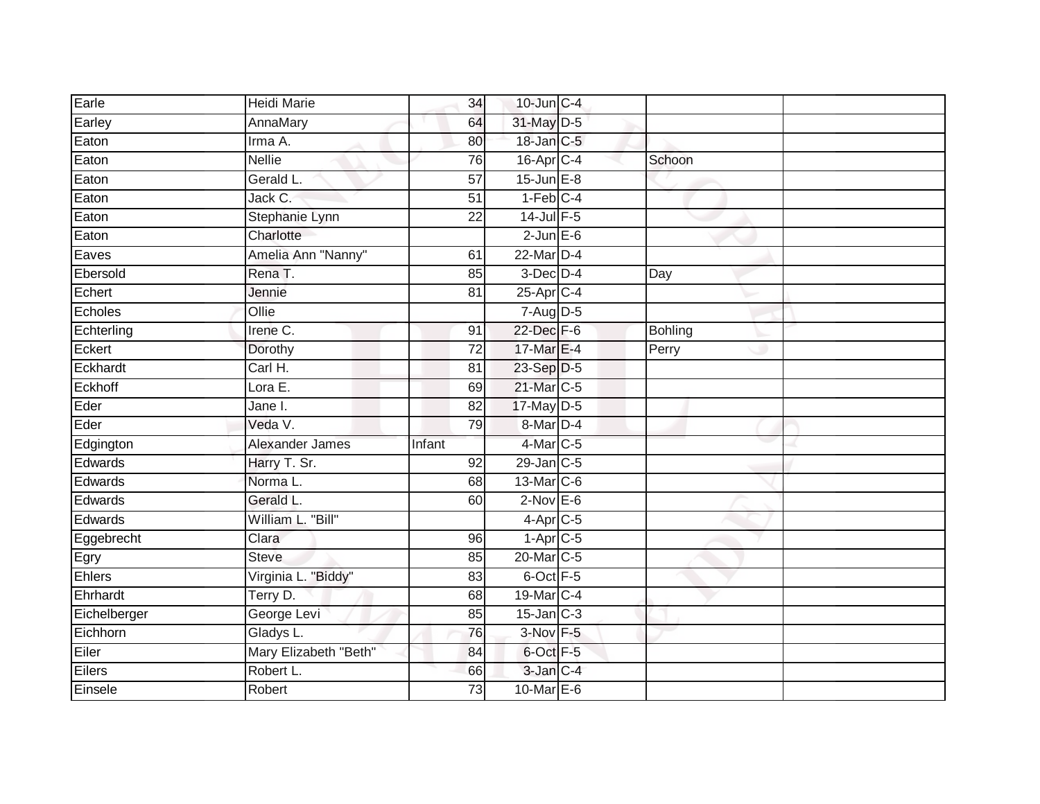| | | | | | | |
|---|---|---|---|---|---|---|
| Earle | Heidi Marie | 34 | 10-Jun | C-4 | | |
| Earley | AnnaMary | 64 | 31-May | D-5 | | |
| Eaton | Irma A. | 80 | 18-Jan | C-5 | | |
| Eaton | Nellie | 76 | 16-Apr | C-4 | Schoon | |
| Eaton | Gerald L. | 57 | 15-Jun | E-8 | | |
| Eaton | Jack C. | 51 | 1-Feb | C-4 | | |
| Eaton | Stephanie Lynn | 22 | 14-Jul | F-5 | | |
| Eaton | Charlotte | | 2-Jun | E-6 | | |
| Eaves | Amelia Ann "Nanny" | 61 | 22-Mar | D-4 | | |
| Ebersold | Rena T. | 85 | 3-Dec | D-4 | Day | |
| Echert | Jennie | 81 | 25-Apr | C-4 | | |
| Echoles | Ollie | | 7-Aug | D-5 | | |
| Echterling | Irene C. | 91 | 22-Dec | F-6 | Bohling | |
| Eckert | Dorothy | 72 | 17-Mar | E-4 | Perry | |
| Eckhardt | Carl H. | 81 | 23-Sep | D-5 | | |
| Eckhoff | Lora E. | 69 | 21-Mar | C-5 | | |
| Eder | Jane I. | 82 | 17-May | D-5 | | |
| Eder | Veda V. | 79 | 8-Mar | D-4 | | |
| Edgington | Alexander James | Infant | 4-Mar | C-5 | | |
| Edwards | Harry T. Sr. | 92 | 29-Jan | C-5 | | |
| Edwards | Norma L. | 68 | 13-Mar | C-6 | | |
| Edwards | Gerald L. | 60 | 2-Nov | E-6 | | |
| Edwards | William L. "Bill" | | 4-Apr | C-5 | | |
| Eggebrecht | Clara | 96 | 1-Apr | C-5 | | |
| Egry | Steve | 85 | 20-Mar | C-5 | | |
| Ehlers | Virginia L. "Biddy" | 83 | 6-Oct | F-5 | | |
| Ehrhardt | Terry D. | 68 | 19-Mar | C-4 | | |
| Eichelberger | George Levi | 85 | 15-Jan | C-3 | | |
| Eichhorn | Gladys L. | 76 | 3-Nov | F-5 | | |
| Eiler | Mary Elizabeth "Beth" | 84 | 6-Oct | F-5 | | |
| Eilers | Robert L. | 66 | 3-Jan | C-4 | | |
| Einsele | Robert | 73 | 10-Mar | E-6 | | |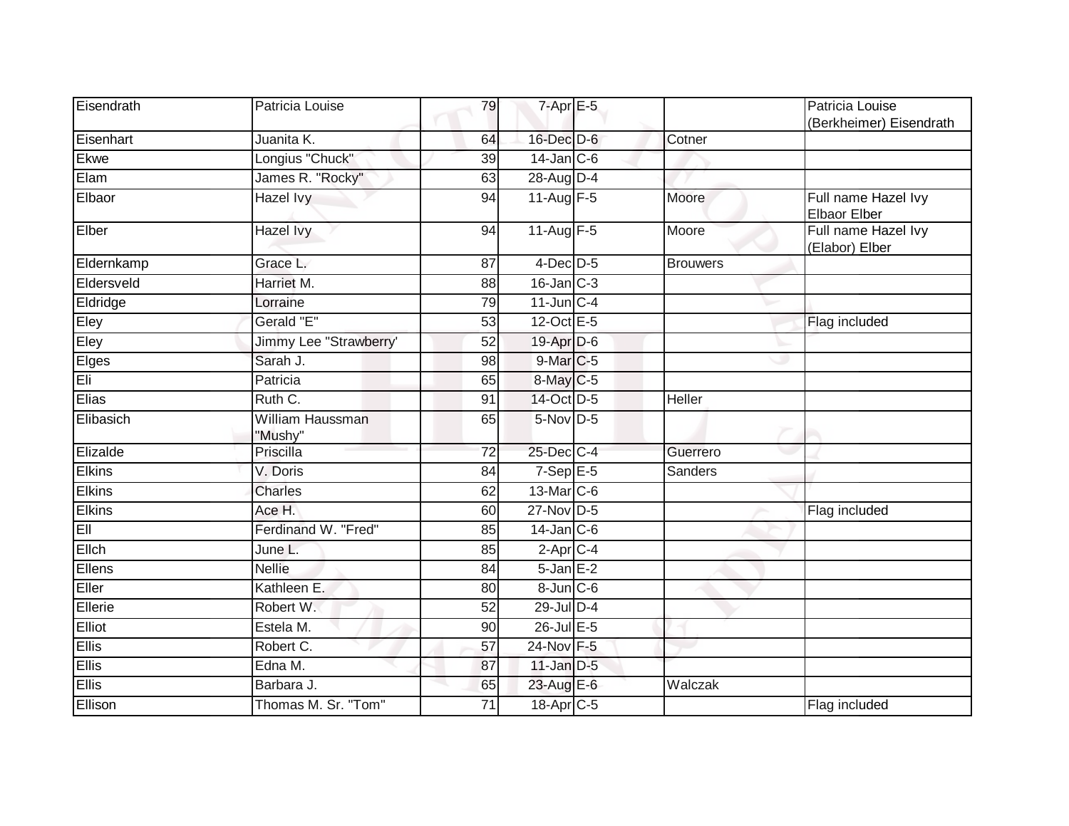| | | | | | | |
|---|---|---|---|---|---|---|
| Eisendrath | Patricia Louise | 79 | 7-Apr | E-5 | | Patricia Louise (Berkheimer) Eisendrath |
| Eisenhart | Juanita K. | 64 | 16-Dec | D-6 | Cotner | |
| Ekwe | Longius "Chuck" | 39 | 14-Jan | C-6 | | |
| Elam | James R. "Rocky" | 63 | 28-Aug | D-4 | | |
| Elbaor | Hazel Ivy | 94 | 11-Aug | F-5 | Moore | Full name Hazel Ivy Elbaor Elber |
| Elber | Hazel Ivy | 94 | 11-Aug | F-5 | Moore | Full name Hazel Ivy (Elabor) Elber |
| Eldernkamp | Grace L. | 87 | 4-Dec | D-5 | Brouwers | |
| Eldersveld | Harriet M. | 88 | 16-Jan | C-3 | | |
| Eldridge | Lorraine | 79 | 11-Jun | C-4 | | |
| Eley | Gerald "E" | 53 | 12-Oct | E-5 | | Flag included |
| Eley | Jimmy Lee "Strawberry' | 52 | 19-Apr | D-6 | | |
| Elges | Sarah J. | 98 | 9-Mar | C-5 | | |
| Eli | Patricia | 65 | 8-May | C-5 | | |
| Elias | Ruth C. | 91 | 14-Oct | D-5 | Heller | |
| Elibasich | William Haussman "Mushy" | 65 | 5-Nov | D-5 | | |
| Elizalde | Priscilla | 72 | 25-Dec | C-4 | Guerrero | |
| Elkins | V. Doris | 84 | 7-Sep | E-5 | Sanders | |
| Elkins | Charles | 62 | 13-Mar | C-6 | | |
| Elkins | Ace H. | 60 | 27-Nov | D-5 | | Flag included |
| Ell | Ferdinand W. "Fred" | 85 | 14-Jan | C-6 | | |
| Ellch | June L. | 85 | 2-Apr | C-4 | | |
| Ellens | Nellie | 84 | 5-Jan | E-2 | | |
| Eller | Kathleen E. | 80 | 8-Jun | C-6 | | |
| Ellerie | Robert W. | 52 | 29-Jul | D-4 | | |
| Elliot | Estela M. | 90 | 26-Jul | E-5 | | |
| Ellis | Robert C. | 57 | 24-Nov | F-5 | | |
| Ellis | Edna M. | 87 | 11-Jan | D-5 | | |
| Ellis | Barbara J. | 65 | 23-Aug | E-6 | Walczak | |
| Ellison | Thomas M. Sr. "Tom" | 71 | 18-Apr | C-5 | | Flag included |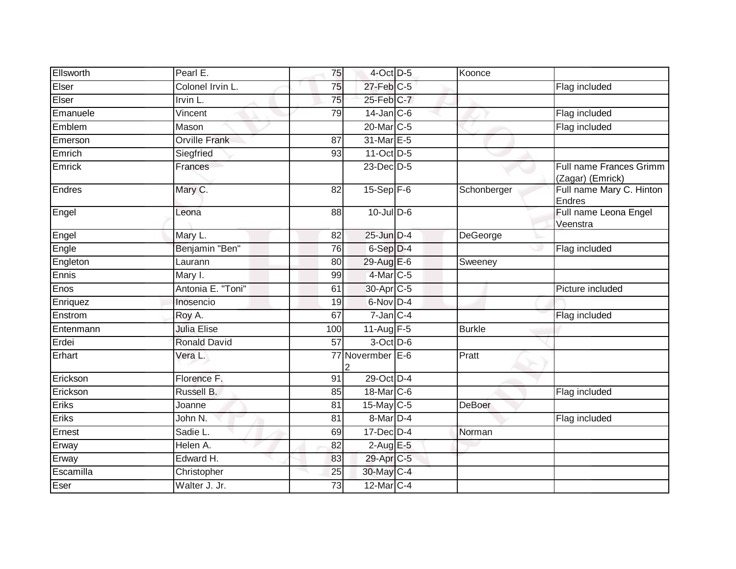| | | | | | | |
|---|---|---|---|---|---|---|
| Ellsworth | Pearl E. | 75 | 4-Oct | D-5 | Koonce | |
| Elser | Colonel Irvin L. | 75 | 27-Feb | C-5 | | Flag included |
| Elser | Irvin L. | 75 | 25-Feb | C-7 | | |
| Emanuele | Vincent | 79 | 14-Jan | C-6 | | Flag included |
| Emblem | Mason | | 20-Mar | C-5 | | Flag included |
| Emerson | Orville Frank | 87 | 31-Mar | E-5 | | |
| Emrich | Siegfried | 93 | 11-Oct | D-5 | | |
| Emrick | Frances | | 23-Dec | D-5 | | Full name Frances Grimm (Zagar) (Emrick) |
| Endres | Mary C. | 82 | 15-Sep | F-6 | Schonberger | Full name Mary C. Hinton Endres |
| Engel | Leona | 88 | 10-Jul | D-6 | | Full name Leona Engel Veenstra |
| Engel | Mary L. | 82 | 25-Jun | D-4 | DeGeorge | |
| Engle | Benjamin "Ben" | 76 | 6-Sep | D-4 | | Flag included |
| Engleton | Laurann | 80 | 29-Aug | E-6 | Sweeney | |
| Ennis | Mary I. | 99 | 4-Mar | C-5 | | |
| Enos | Antonia E. "Toni" | 61 | 30-Apr | C-5 | | Picture included |
| Enriquez | Inosencio | 19 | 6-Nov | D-4 | | |
| Enstrom | Roy A. | 67 | 7-Jan | C-4 | | Flag included |
| Entenmann | Julia Elise | 100 | 11-Aug | F-5 | Burkle | |
| Erdei | Ronald David | 57 | 3-Oct | D-6 | | |
| Erhart | Vera L. | 77 | Novermber 2 | E-6 | Pratt | |
| Erickson | Florence F. | 91 | 29-Oct | D-4 | | |
| Erickson | Russell B. | 85 | 18-Mar | C-6 | | Flag included |
| Eriks | Joanne | 81 | 15-May | C-5 | DeBoer | |
| Eriks | John N. | 81 | 8-Mar | D-4 | | Flag included |
| Ernest | Sadie L. | 69 | 17-Dec | D-4 | Norman | |
| Erway | Helen A. | 82 | 2-Aug | E-5 | | |
| Erway | Edward H. | 83 | 29-Apr | C-5 | | |
| Escamilla | Christopher | 25 | 30-May | C-4 | | |
| Eser | Walter J. Jr. | 73 | 12-Mar | C-4 | | |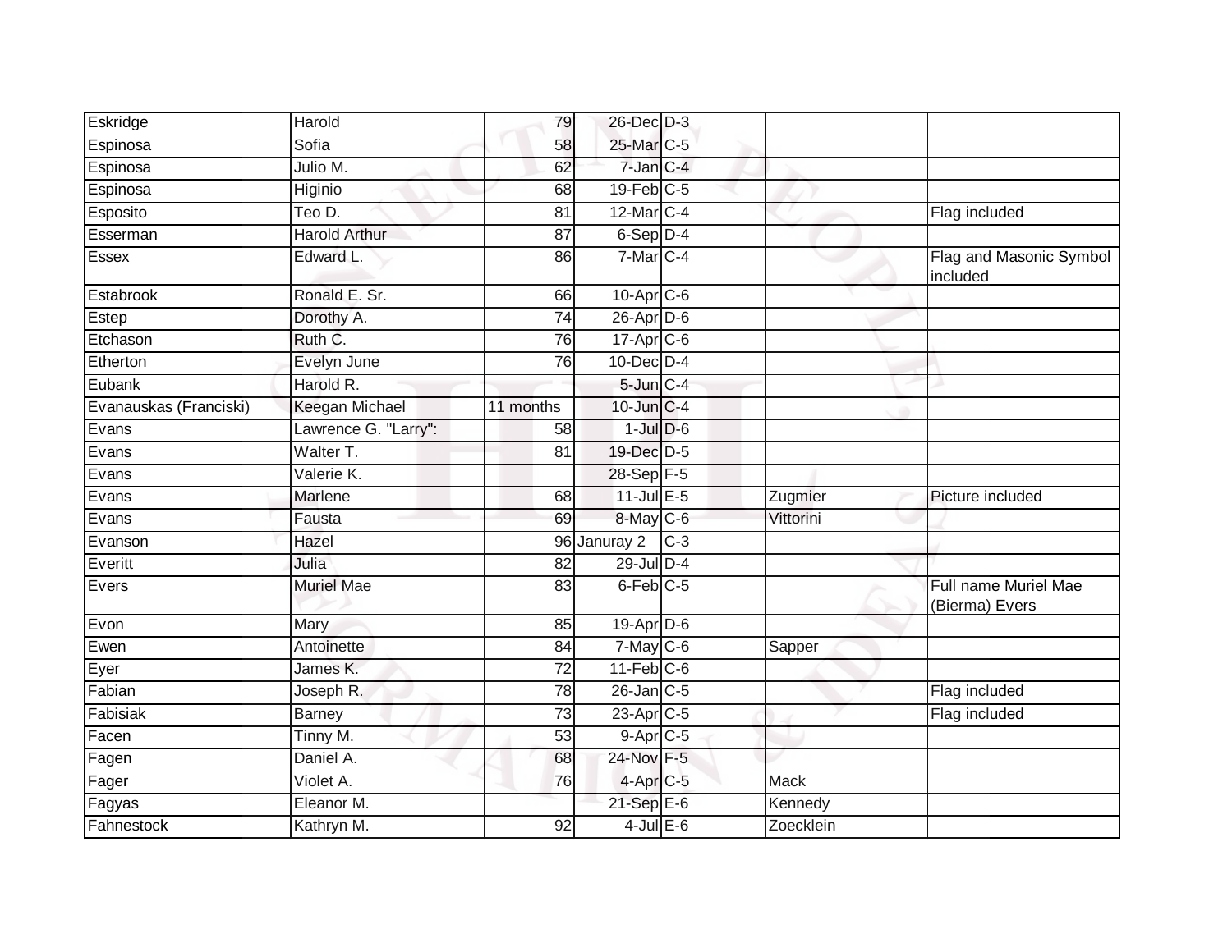| | | | | | | |
|---|---|---|---|---|---|---|
| Eskridge | Harold | 79 | 26-Dec | D-3 | | |
| Espinosa | Sofia | 58 | 25-Mar | C-5 | | |
| Espinosa | Julio M. | 62 | 7-Jan | C-4 | | |
| Espinosa | Higinio | 68 | 19-Feb | C-5 | | |
| Esposito | Teo D. | 81 | 12-Mar | C-4 | | Flag included |
| Esserman | Harold Arthur | 87 | 6-Sep | D-4 | | |
| Essex | Edward L. | 86 | 7-Mar | C-4 | | Flag and Masonic Symbol included |
| Estabrook | Ronald E. Sr. | 66 | 10-Apr | C-6 | | |
| Estep | Dorothy A. | 74 | 26-Apr | D-6 | | |
| Etchason | Ruth C. | 76 | 17-Apr | C-6 | | |
| Etherton | Evelyn June | 76 | 10-Dec | D-4 | | |
| Eubank | Harold R. | | 5-Jun | C-4 | | |
| Evanauskas (Franciski) | Keegan Michael | 11 months | 10-Jun | C-4 | | |
| Evans | Lawrence G. "Larry": | 58 | 1-Jul | D-6 | | |
| Evans | Walter T. | 81 | 19-Dec | D-5 | | |
| Evans | Valerie K. | | 28-Sep | F-5 | | |
| Evans | Marlene | 68 | 11-Jul | E-5 | Zugmier | Picture included |
| Evans | Fausta | 69 | 8-May | C-6 | Vittorini | |
| Evanson | Hazel | 96 | Januray 2 | C-3 | | |
| Everitt | Julia | 82 | 29-Jul | D-4 | | |
| Evers | Muriel Mae | 83 | 6-Feb | C-5 | | Full name Muriel Mae (Bierma) Evers |
| Evon | Mary | 85 | 19-Apr | D-6 | | |
| Ewen | Antoinette | 84 | 7-May | C-6 | Sapper | |
| Eyer | James K. | 72 | 11-Feb | C-6 | | |
| Fabian | Joseph R. | 78 | 26-Jan | C-5 | | Flag included |
| Fabisiak | Barney | 73 | 23-Apr | C-5 | | Flag included |
| Facen | Tinny M. | 53 | 9-Apr | C-5 | | |
| Fagen | Daniel A. | 68 | 24-Nov | F-5 | | |
| Fager | Violet A. | 76 | 4-Apr | C-5 | Mack | |
| Fagyas | Eleanor M. | | 21-Sep | E-6 | Kennedy | |
| Fahnestock | Kathryn M. | 92 | 4-Jul | E-6 | Zoecklein | |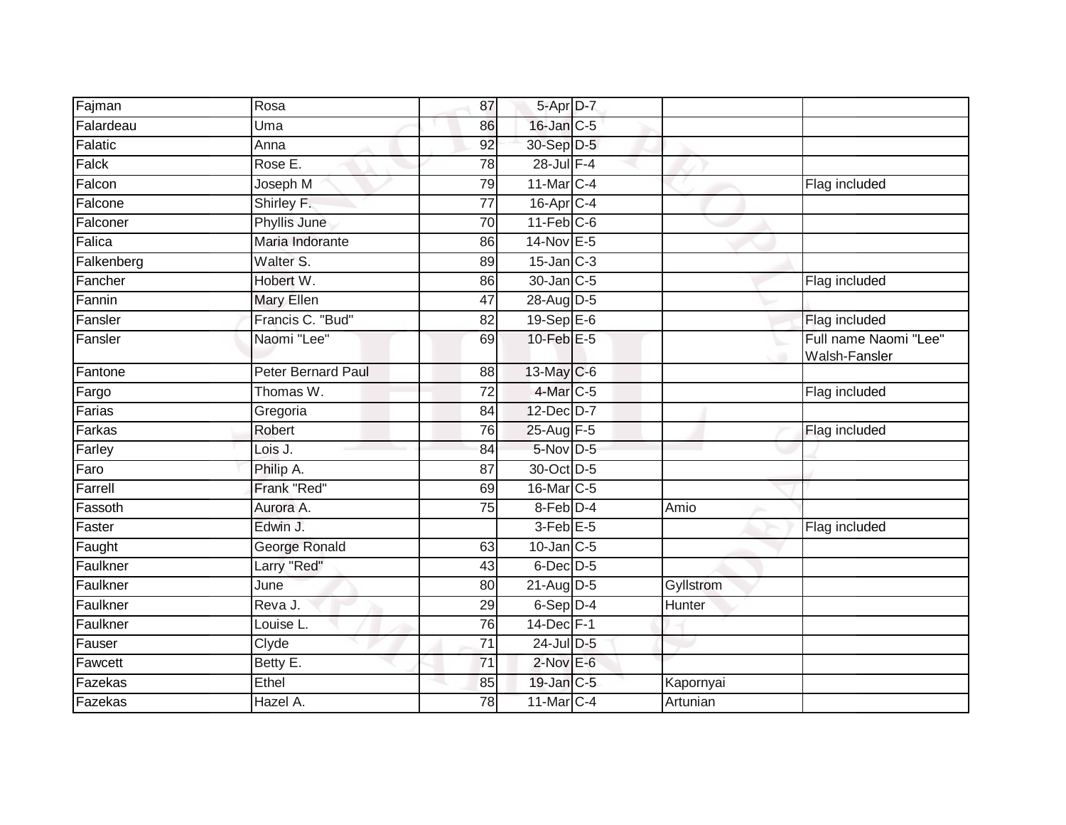| Fajman | Rosa | 87 | 5-Apr | D-7 | | |
|---|---|---|---|---|---|---|
| Falardeau | Uma | 86 | 16-Jan | C-5 | | |
| Falatic | Anna | 92 | 30-Sep | D-5 | | |
| Falck | Rose E. | 78 | 28-Jul | F-4 | | |
| Falcon | Joseph M | 79 | 11-Mar | C-4 | | Flag included |
| Falcone | Shirley F. | 77 | 16-Apr | C-4 | | |
| Falconer | Phyllis June | 70 | 11-Feb | C-6 | | |
| Falica | Maria Indorante | 86 | 14-Nov | E-5 | | |
| Falkenberg | Walter S. | 89 | 15-Jan | C-3 | | |
| Fancher | Hobert W. | 86 | 30-Jan | C-5 | | Flag included |
| Fannin | Mary Ellen | 47 | 28-Aug | D-5 | | |
| Fansler | Francis C. "Bud" | 82 | 19-Sep | E-6 | | Flag included |
| Fansler | Naomi "Lee" | 69 | 10-Feb | E-5 | | Full name Naomi "Lee" Walsh-Fansler |
| Fantone | Peter Bernard Paul | 88 | 13-May | C-6 | | |
| Fargo | Thomas W. | 72 | 4-Mar | C-5 | | Flag included |
| Farias | Gregoria | 84 | 12-Dec | D-7 | | |
| Farkas | Robert | 76 | 25-Aug | F-5 | | Flag included |
| Farley | Lois J. | 84 | 5-Nov | D-5 | | |
| Faro | Philip A. | 87 | 30-Oct | D-5 | | |
| Farrell | Frank "Red" | 69 | 16-Mar | C-5 | | |
| Fassoth | Aurora A. | 75 | 8-Feb | D-4 | Amio | |
| Faster | Edwin J. | | 3-Feb | E-5 | | Flag included |
| Faught | George Ronald | 63 | 10-Jan | C-5 | | |
| Faulkner | Larry "Red" | 43 | 6-Dec | D-5 | | |
| Faulkner | June | 80 | 21-Aug | D-5 | Gyllstrom | |
| Faulkner | Reva J. | 29 | 6-Sep | D-4 | Hunter | |
| Faulkner | Louise L. | 76 | 14-Dec | F-1 | | |
| Fauser | Clyde | 71 | 24-Jul | D-5 | | |
| Fawcett | Betty E. | 71 | 2-Nov | E-6 | | |
| Fazekas | Ethel | 85 | 19-Jan | C-5 | Kapornyai | |
| Fazekas | Hazel A. | 78 | 11-Mar | C-4 | Artunian | |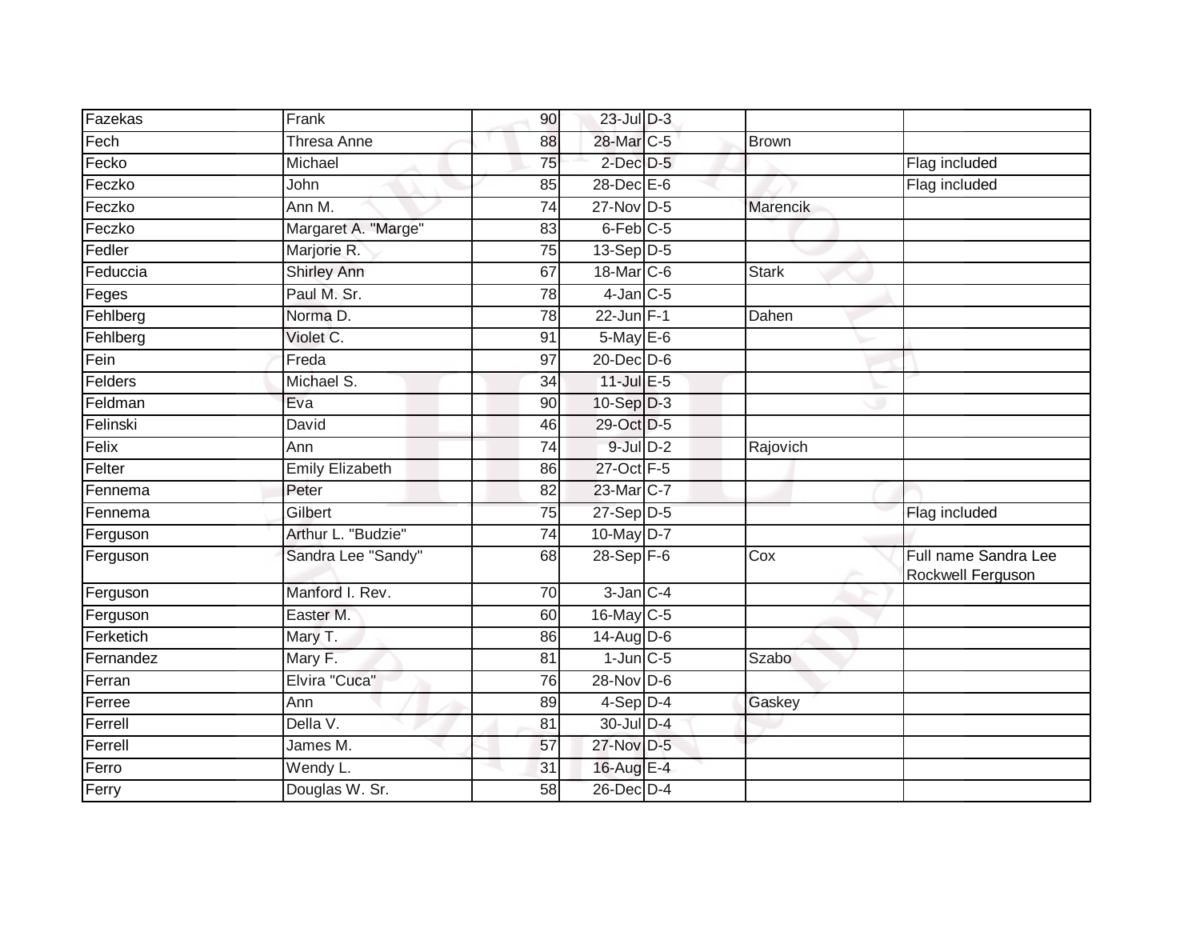| | | | | | | |
|---|---|---|---|---|---|---|
| Fazekas | Frank | 90 | 23-Jul | D-3 | | |
| Fech | Thresa Anne | 88 | 28-Mar | C-5 | Brown | |
| Fecko | Michael | 75 | 2-Dec | D-5 | | Flag included |
| Feczko | John | 85 | 28-Dec | E-6 | | Flag included |
| Feczko | Ann M. | 74 | 27-Nov | D-5 | Marencik | |
| Feczko | Margaret A. "Marge" | 83 | 6-Feb | C-5 | | |
| Fedler | Marjorie R. | 75 | 13-Sep | D-5 | | |
| Feduccia | Shirley Ann | 67 | 18-Mar | C-6 | Stark | |
| Feges | Paul M. Sr. | 78 | 4-Jan | C-5 | | |
| Fehlberg | Norma D. | 78 | 22-Jun | F-1 | Dahen | |
| Fehlberg | Violet C. | 91 | 5-May | E-6 | | |
| Fein | Freda | 97 | 20-Dec | D-6 | | |
| Felders | Michael S. | 34 | 11-Jul | E-5 | | |
| Feldman | Eva | 90 | 10-Sep | D-3 | | |
| Felinski | David | 46 | 29-Oct | D-5 | | |
| Felix | Ann | 74 | 9-Jul | D-2 | Rajovich | |
| Felter | Emily Elizabeth | 86 | 27-Oct | F-5 | | |
| Fennema | Peter | 82 | 23-Mar | C-7 | | |
| Fennema | Gilbert | 75 | 27-Sep | D-5 | | Flag included |
| Ferguson | Arthur L. "Budzie" | 74 | 10-May | D-7 | | |
| Ferguson | Sandra Lee "Sandy" | 68 | 28-Sep | F-6 | Cox | Full name Sandra Lee Rockwell Ferguson |
| Ferguson | Manford I. Rev. | 70 | 3-Jan | C-4 | | |
| Ferguson | Easter M. | 60 | 16-May | C-5 | | |
| Ferketich | Mary T. | 86 | 14-Aug | D-6 | | |
| Fernandez | Mary F. | 81 | 1-Jun | C-5 | Szabo | |
| Ferran | Elvira "Cuca" | 76 | 28-Nov | D-6 | | |
| Ferree | Ann | 89 | 4-Sep | D-4 | Gaskey | |
| Ferrell | Della V. | 81 | 30-Jul | D-4 | | |
| Ferrell | James M. | 57 | 27-Nov | D-5 | | |
| Ferro | Wendy L. | 31 | 16-Aug | E-4 | | |
| Ferry | Douglas W. Sr. | 58 | 26-Dec | D-4 | | |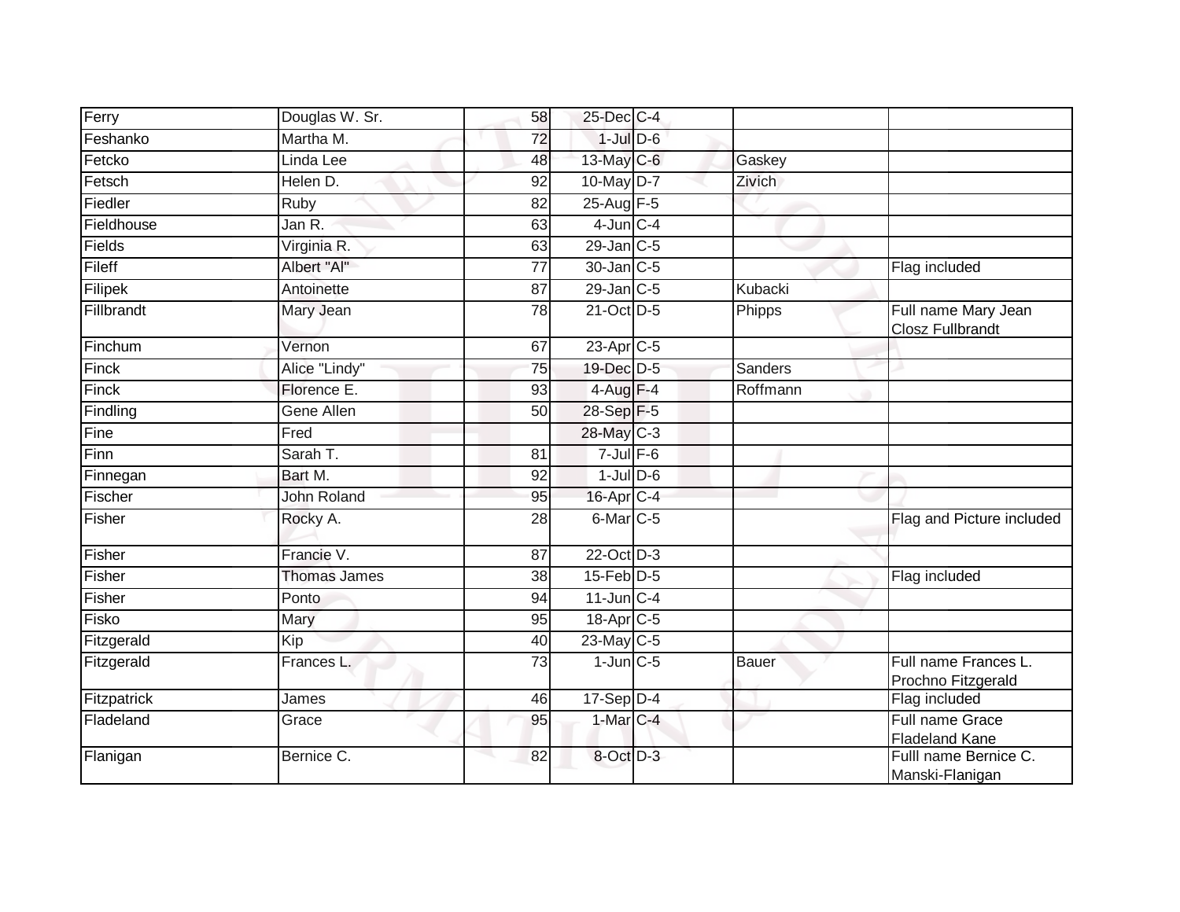| | | | | | | |
|---|---|---|---|---|---|---|
| Ferry | Douglas W. Sr. | 58 | 25-Dec | C-4 | | |
| Feshanko | Martha M. | 72 | 1-Jul | D-6 | | |
| Fetcko | Linda Lee | 48 | 13-May | C-6 | Gaskey | |
| Fetsch | Helen D. | 92 | 10-May | D-7 | Zivich | |
| Fiedler | Ruby | 82 | 25-Aug | F-5 | | |
| Fieldhouse | Jan R. | 63 | 4-Jun | C-4 | | |
| Fields | Virginia R. | 63 | 29-Jan | C-5 | | |
| Fileff | Albert "Al" | 77 | 30-Jan | C-5 | | Flag included |
| Filipek | Antoinette | 87 | 29-Jan | C-5 | Kubacki | |
| Fillbrandt | Mary Jean | 78 | 21-Oct | D-5 | Phipps | Full name Mary Jean Closz Fullbrandt |
| Finchum | Vernon | 67 | 23-Apr | C-5 | | |
| Finck | Alice "Lindy" | 75 | 19-Dec | D-5 | Sanders | |
| Finck | Florence E. | 93 | 4-Aug | F-4 | Roffmann | |
| Findling | Gene Allen | 50 | 28-Sep | F-5 | | |
| Fine | Fred | | 28-May | C-3 | | |
| Finn | Sarah T. | 81 | 7-Jul | F-6 | | |
| Finnegan | Bart M. | 92 | 1-Jul | D-6 | | |
| Fischer | John Roland | 95 | 16-Apr | C-4 | | |
| Fisher | Rocky A. | 28 | 6-Mar | C-5 | | Flag and Picture included |
| Fisher | Francie V. | 87 | 22-Oct | D-3 | | |
| Fisher | Thomas James | 38 | 15-Feb | D-5 | | Flag included |
| Fisher | Ponto | 94 | 11-Jun | C-4 | | |
| Fisko | Mary | 95 | 18-Apr | C-5 | | |
| Fitzgerald | Kip | 40 | 23-May | C-5 | | |
| Fitzgerald | Frances L. | 73 | 1-Jun | C-5 | Bauer | Full name Frances L. Prochno Fitzgerald |
| Fitzpatrick | James | 46 | 17-Sep | D-4 | | Flag included |
| Fladeland | Grace | 95 | 1-Mar | C-4 | | Full name Grace Fladeland Kane |
| Flanigan | Bernice C. | 82 | 8-Oct | D-3 | | Fulll name Bernice C. Manski-Flanigan |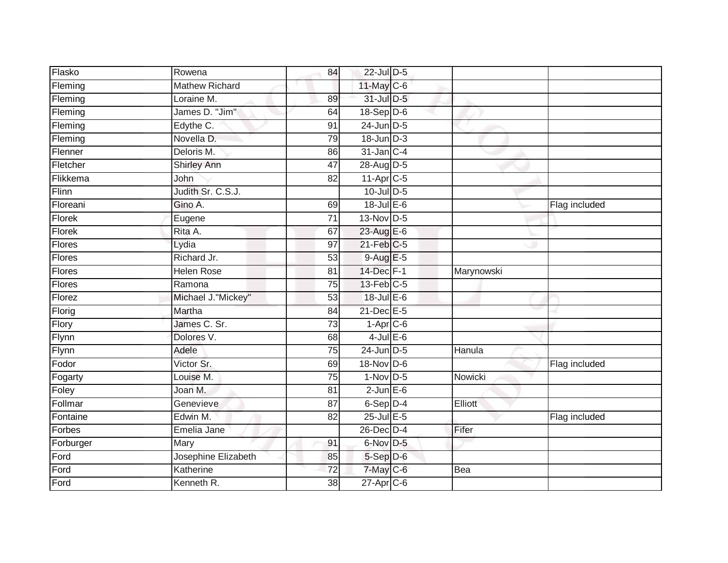| | | | | | | |
|---|---|---|---|---|---|---|
| Flasko | Rowena | 84 | 22-Jul | D-5 | | |
| Fleming | Mathew Richard | | 11-May | C-6 | | |
| Fleming | Loraine M. | 89 | 31-Jul | D-5 | | |
| Fleming | James D. "Jim" | 64 | 18-Sep | D-6 | | |
| Fleming | Edythe C. | 91 | 24-Jun | D-5 | | |
| Fleming | Novella D. | 79 | 18-Jun | D-3 | | |
| Flenner | Deloris M. | 86 | 31-Jan | C-4 | | |
| Fletcher | Shirley Ann | 47 | 28-Aug | D-5 | | |
| Flikkema | John | 82 | 11-Apr | C-5 | | |
| Flinn | Judith Sr. C.S.J. | | 10-Jul | D-5 | | |
| Floreani | Gino A. | 69 | 18-Jul | E-6 | | Flag included |
| Florek | Eugene | 71 | 13-Nov | D-5 | | |
| Florek | Rita A. | 67 | 23-Aug | E-6 | | |
| Flores | Lydia | 97 | 21-Feb | C-5 | | |
| Flores | Richard Jr. | 53 | 9-Aug | E-5 | | |
| Flores | Helen Rose | 81 | 14-Dec | F-1 | Marynowski | |
| Flores | Ramona | 75 | 13-Feb | C-5 | | |
| Florez | Michael J."Mickey" | 53 | 18-Jul | E-6 | | |
| Florig | Martha | 84 | 21-Dec | E-5 | | |
| Flory | James C. Sr. | 73 | 1-Apr | C-6 | | |
| Flynn | Dolores V. | 68 | 4-Jul | E-6 | | |
| Flynn | Adele | 75 | 24-Jun | D-5 | Hanula | |
| Fodor | Victor Sr. | 69 | 18-Nov | D-6 | | Flag included |
| Fogarty | Louise M. | 75 | 1-Nov | D-5 | Nowicki | |
| Foley | Joan M. | 81 | 2-Jun | E-6 | | |
| Follmar | Genevieve | 87 | 6-Sep | D-4 | Elliott | |
| Fontaine | Edwin M. | 82 | 25-Jul | E-5 | | Flag included |
| Forbes | Emelia Jane | | 26-Dec | D-4 | Fifer | |
| Forburger | Mary | 91 | 6-Nov | D-5 | | |
| Ford | Josephine Elizabeth | 85 | 5-Sep | D-6 | | |
| Ford | Katherine | 72 | 7-May | C-6 | Bea | |
| Ford | Kenneth R. | 38 | 27-Apr | C-6 | | |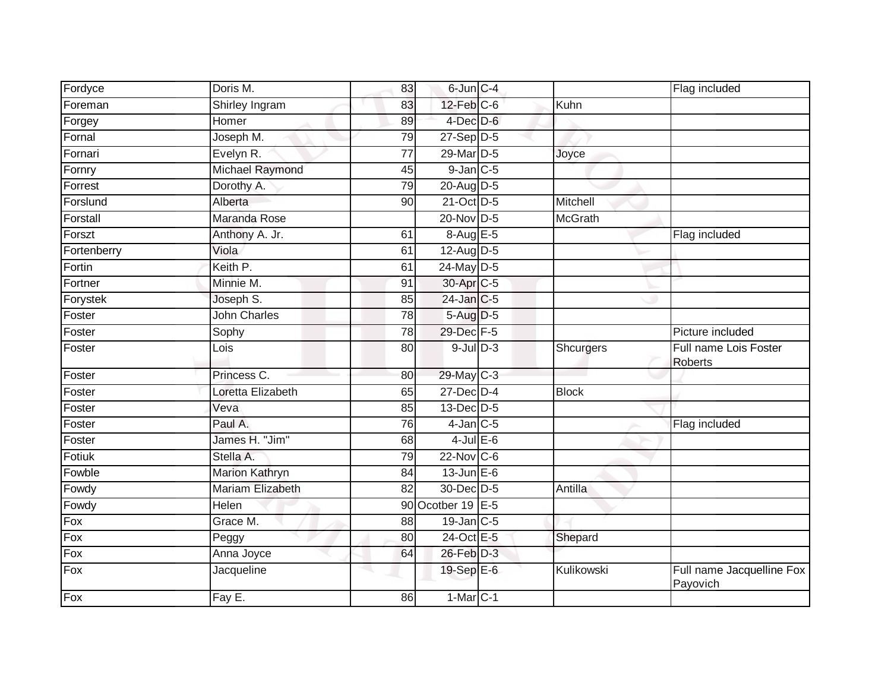| Fordyce | Doris M. | 83 | 6-Jun | C-4 | | Flag included |
|---|---|---|---|---|---|---|
| Foreman | Shirley Ingram | 83 | 12-Feb | C-6 | Kuhn | |
| Forgey | Homer | 89 | 4-Dec | D-6 | | |
| Fornal | Joseph M. | 79 | 27-Sep | D-5 | | |
| Fornari | Evelyn R. | 77 | 29-Mar | D-5 | Joyce | |
| Fornry | Michael Raymond | 45 | 9-Jan | C-5 | | |
| Forrest | Dorothy A. | 79 | 20-Aug | D-5 | | |
| Forslund | Alberta | 90 | 21-Oct | D-5 | Mitchell | |
| Forstall | Maranda Rose | | 20-Nov | D-5 | McGrath | |
| Forszt | Anthony A. Jr. | 61 | 8-Aug | E-5 | | Flag included |
| Fortenberry | Viola | 61 | 12-Aug | D-5 | | |
| Fortin | Keith P. | 61 | 24-May | D-5 | | |
| Fortner | Minnie M. | 91 | 30-Apr | C-5 | | |
| Forystek | Joseph S. | 85 | 24-Jan | C-5 | | |
| Foster | John Charles | 78 | 5-Aug | D-5 | | |
| Foster | Sophy | 78 | 29-Dec | F-5 | | Picture included |
| Foster | Lois | 80 | 9-Jul | D-3 | Shcurgers | Full name Lois Foster Roberts |
| Foster | Princess C. | 80 | 29-May | C-3 | | |
| Foster | Loretta Elizabeth | 65 | 27-Dec | D-4 | Block | |
| Foster | Veva | 85 | 13-Dec | D-5 | | |
| Foster | Paul A. | 76 | 4-Jan | C-5 | | Flag included |
| Foster | James H. "Jim" | 68 | 4-Jul | E-6 | | |
| Fotiuk | Stella A. | 79 | 22-Nov | C-6 | | |
| Fowble | Marion Kathryn | 84 | 13-Jun | E-6 | | |
| Fowdy | Mariam Elizabeth | 82 | 30-Dec | D-5 | Antilla | |
| Fowdy | Helen | 90 | Ocotber 19 | E-5 | | |
| Fox | Grace M. | 88 | 19-Jan | C-5 | | |
| Fox | Peggy | 80 | 24-Oct | E-5 | Shepard | |
| Fox | Anna Joyce | 64 | 26-Feb | D-3 | | |
| Fox | Jacqueline | | 19-Sep | E-6 | Kulikowski | Full name Jacquelline Fox Payovich |
| Fox | Fay E. | 86 | 1-Mar | C-1 | | |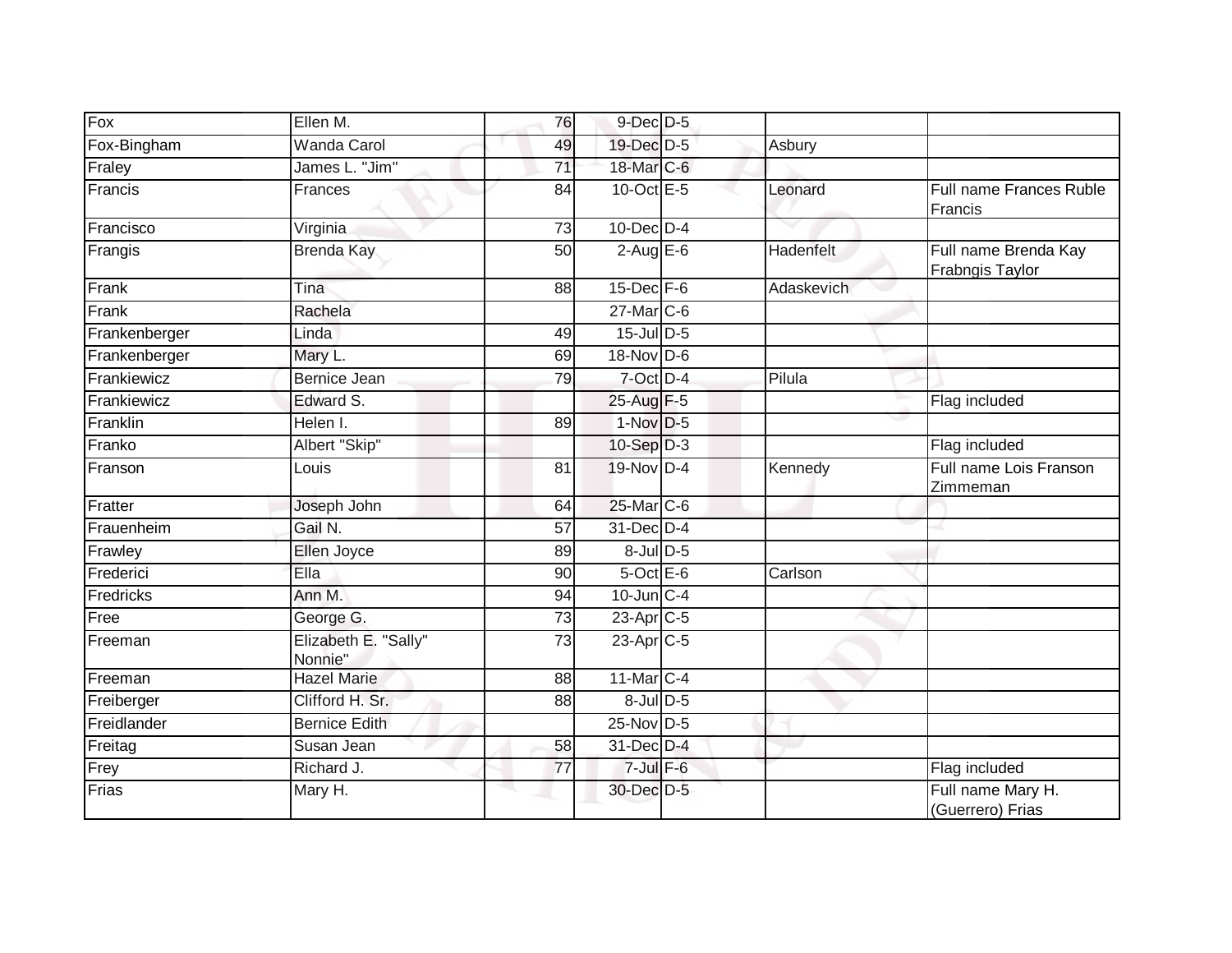| | | | | | | |
|---|---|---|---|---|---|---|
| Fox | Ellen M. | 76 | 9-Dec | D-5 | | |
| Fox-Bingham | Wanda Carol | 49 | 19-Dec | D-5 | Asbury | |
| Fraley | James L. "Jim" | 71 | 18-Mar | C-6 | | |
| Francis | Frances | 84 | 10-Oct | E-5 | Leonard | Full name Frances Ruble Francis |
| Francisco | Virginia | 73 | 10-Dec | D-4 | | |
| Frangis | Brenda Kay | 50 | 2-Aug | E-6 | Hadenfelt | Full name Brenda Kay Frabngis Taylor |
| Frank | Tina | 88 | 15-Dec | F-6 | Adaskevich | |
| Frank | Rachela | | 27-Mar | C-6 | | |
| Frankenberger | Linda | 49 | 15-Jul | D-5 | | |
| Frankenberger | Mary L. | 69 | 18-Nov | D-6 | | |
| Frankiewicz | Bernice Jean | 79 | 7-Oct | D-4 | Pilula | |
| Frankiewicz | Edward S. | | 25-Aug | F-5 | | Flag included |
| Franklin | Helen I. | 89 | 1-Nov | D-5 | | |
| Franko | Albert "Skip" | | 10-Sep | D-3 | | Flag included |
| Franson | Louis | 81 | 19-Nov | D-4 | Kennedy | Full name Lois Franson Zimmeman |
| Fratter | Joseph John | 64 | 25-Mar | C-6 | | |
| Frauenheim | Gail N. | 57 | 31-Dec | D-4 | | |
| Frawley | Ellen Joyce | 89 | 8-Jul | D-5 | | |
| Frederici | Ella | 90 | 5-Oct | E-6 | Carlson | |
| Fredricks | Ann M. | 94 | 10-Jun | C-4 | | |
| Free | George G. | 73 | 23-Apr | C-5 | | |
| Freeman | Elizabeth E. "Sally" Nonnie" | 73 | 23-Apr | C-5 | | |
| Freeman | Hazel Marie | 88 | 11-Mar | C-4 | | |
| Freiberger | Clifford H. Sr. | 88 | 8-Jul | D-5 | | |
| Freidlander | Bernice Edith | | 25-Nov | D-5 | | |
| Freitag | Susan Jean | 58 | 31-Dec | D-4 | | |
| Frey | Richard J. | 77 | 7-Jul | F-6 | | Flag included |
| Frias | Mary H. | | 30-Dec | D-5 | | Full name Mary H. (Guerrero) Frias |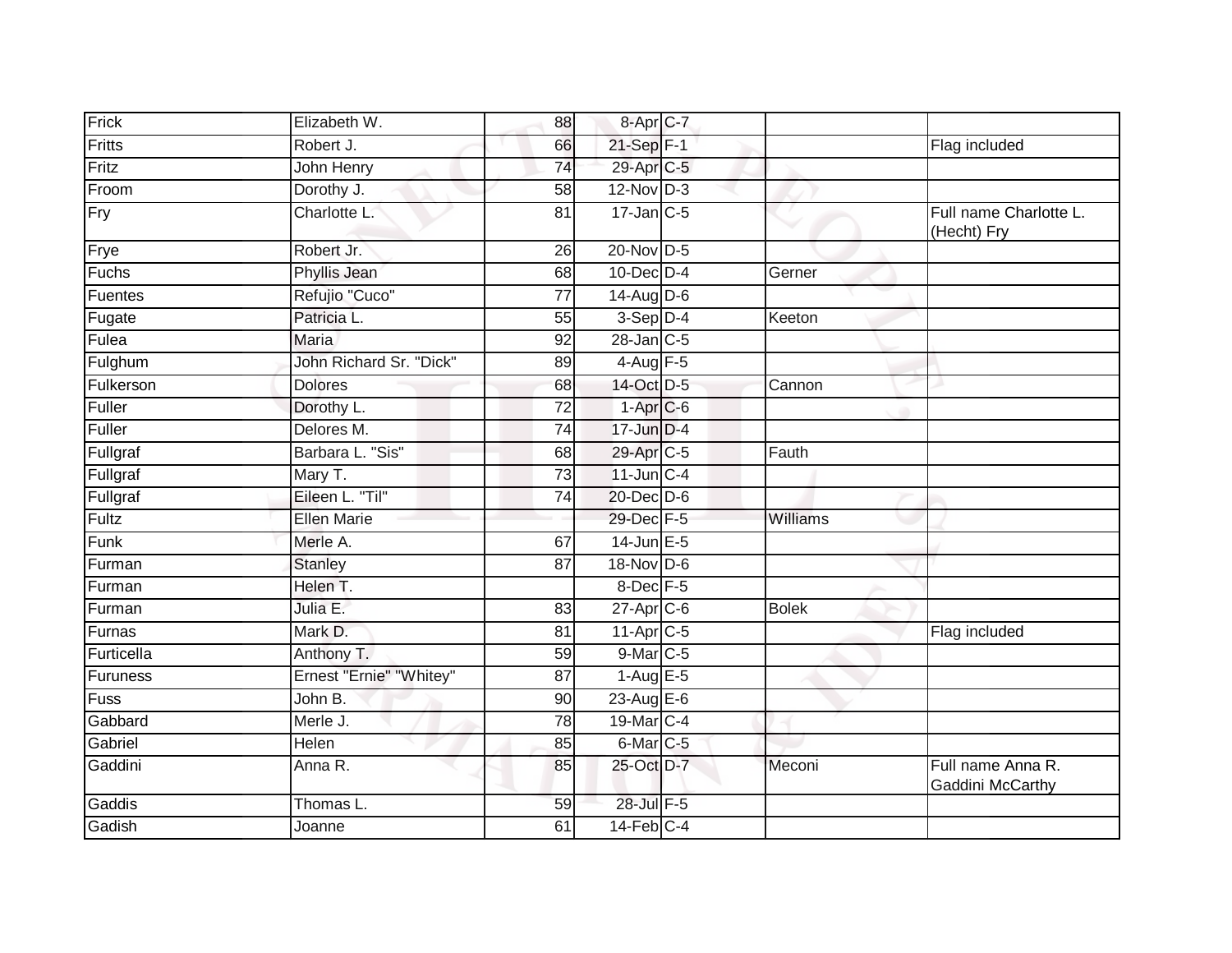| | | | | | | |
|---|---|---|---|---|---|---|
| Frick | Elizabeth W. | 88 | 8-Apr | C-7 | | |
| Fritts | Robert J. | 66 | 21-Sep | F-1 | | Flag included |
| Fritz | John Henry | 74 | 29-Apr | C-5 | | |
| Froom | Dorothy J. | 58 | 12-Nov | D-3 | | |
| Fry | Charlotte L. | 81 | 17-Jan | C-5 | | Full name Charlotte L. (Hecht) Fry |
| Frye | Robert Jr. | 26 | 20-Nov | D-5 | | |
| Fuchs | Phyllis Jean | 68 | 10-Dec | D-4 | Gerner | |
| Fuentes | Refujio "Cuco" | 77 | 14-Aug | D-6 | | |
| Fugate | Patricia L. | 55 | 3-Sep | D-4 | Keeton | |
| Fulea | Maria | 92 | 28-Jan | C-5 | | |
| Fulghum | John Richard Sr. "Dick" | 89 | 4-Aug | F-5 | | |
| Fulkerson | Dolores | 68 | 14-Oct | D-5 | Cannon | |
| Fuller | Dorothy L. | 72 | 1-Apr | C-6 | | |
| Fuller | Delores M. | 74 | 17-Jun | D-4 | | |
| Fullgraf | Barbara L. "Sis" | 68 | 29-Apr | C-5 | Fauth | |
| Fullgraf | Mary T. | 73 | 11-Jun | C-4 | | |
| Fullgraf | Eileen L. "Til" | 74 | 20-Dec | D-6 | | |
| Fultz | Ellen Marie | | 29-Dec | F-5 | Williams | |
| Funk | Merle A. | 67 | 14-Jun | E-5 | | |
| Furman | Stanley | 87 | 18-Nov | D-6 | | |
| Furman | Helen T. | | 8-Dec | F-5 | | |
| Furman | Julia E. | 83 | 27-Apr | C-6 | Bolek | |
| Furnas | Mark D. | 81 | 11-Apr | C-5 | | Flag included |
| Furticella | Anthony T. | 59 | 9-Mar | C-5 | | |
| Furuness | Ernest "Ernie" "Whitey" | 87 | 1-Aug | E-5 | | |
| Fuss | John B. | 90 | 23-Aug | E-6 | | |
| Gabbard | Merle J. | 78 | 19-Mar | C-4 | | |
| Gabriel | Helen | 85 | 6-Mar | C-5 | | |
| Gaddini | Anna R. | 85 | 25-Oct | D-7 | Meconi | Full name Anna R. Gaddini McCarthy |
| Gaddis | Thomas L. | 59 | 28-Jul | F-5 | | |
| Gadish | Joanne | 61 | 14-Feb | C-4 | | |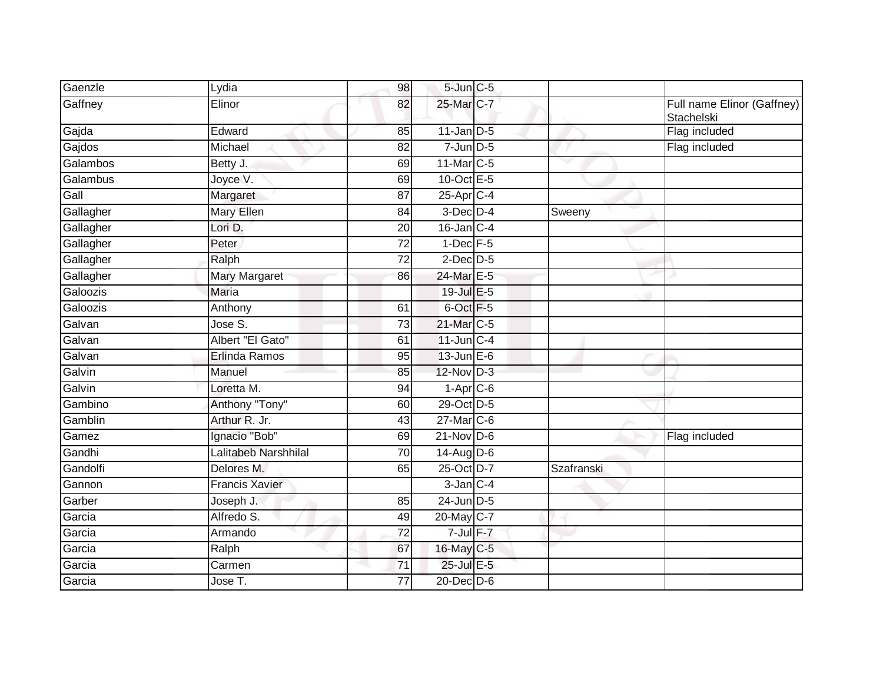| | | | | | | |
|---|---|---|---|---|---|---|
| Gaenzle | Lydia | 98 | 5-Jun | C-5 | | |
| Gaffney | Elinor | 82 | 25-Mar | C-7 | | Full name Elinor (Gaffney) Stachelski |
| Gajda | Edward | 85 | 11-Jan | D-5 | | Flag included |
| Gajdos | Michael | 82 | 7-Jun | D-5 | | Flag included |
| Galambos | Betty J. | 69 | 11-Mar | C-5 | | |
| Galambus | Joyce V. | 69 | 10-Oct | E-5 | | |
| Gall | Margaret | 87 | 25-Apr | C-4 | | |
| Gallagher | Mary Ellen | 84 | 3-Dec | D-4 | Sweeny | |
| Gallagher | Lori D. | 20 | 16-Jan | C-4 | | |
| Gallagher | Peter | 72 | 1-Dec | F-5 | | |
| Gallagher | Ralph | 72 | 2-Dec | D-5 | | |
| Gallagher | Mary Margaret | 86 | 24-Mar | E-5 | | |
| Galoozis | Maria | | 19-Jul | E-5 | | |
| Galoozis | Anthony | 61 | 6-Oct | F-5 | | |
| Galvan | Jose S. | 73 | 21-Mar | C-5 | | |
| Galvan | Albert "El Gato" | 61 | 11-Jun | C-4 | | |
| Galvan | Erlinda Ramos | 95 | 13-Jun | E-6 | | |
| Galvin | Manuel | 85 | 12-Nov | D-3 | | |
| Galvin | Loretta M. | 94 | 1-Apr | C-6 | | |
| Gambino | Anthony "Tony" | 60 | 29-Oct | D-5 | | |
| Gamblin | Arthur R. Jr. | 43 | 27-Mar | C-6 | | |
| Gamez | Ignacio "Bob" | 69 | 21-Nov | D-6 | | Flag included |
| Gandhi | Lalitabeb Narshhilal | 70 | 14-Aug | D-6 | | |
| Gandolfi | Delores M. | 65 | 25-Oct | D-7 | Szafranski | |
| Gannon | Francis Xavier | | 3-Jan | C-4 | | |
| Garber | Joseph J. | 85 | 24-Jun | D-5 | | |
| Garcia | Alfredo S. | 49 | 20-May | C-7 | | |
| Garcia | Armando | 72 | 7-Jul | F-7 | | |
| Garcia | Ralph | 67 | 16-May | C-5 | | |
| Garcia | Carmen | 71 | 25-Jul | E-5 | | |
| Garcia | Jose T. | 77 | 20-Dec | D-6 | | |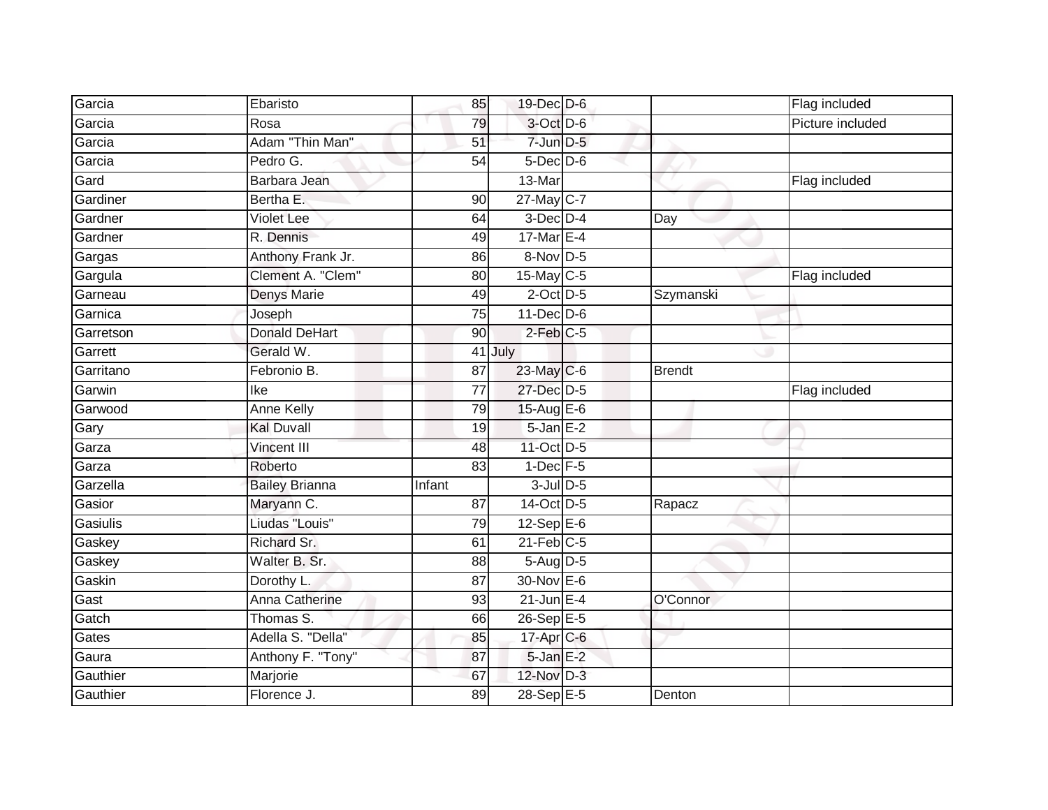| | | | | | | |
|---|---|---|---|---|---|---|
| Garcia | Ebaristo | 85 | 19-Dec | D-6 | | Flag included |
| Garcia | Rosa | 79 | 3-Oct | D-6 | | Picture included |
| Garcia | Adam "Thin Man" | 51 | 7-Jun | D-5 | | |
| Garcia | Pedro G. | 54 | 5-Dec | D-6 | | |
| Gard | Barbara Jean | | 13-Mar | | | Flag included |
| Gardiner | Bertha E. | 90 | 27-May | C-7 | | |
| Gardner | Violet Lee | 64 | 3-Dec | D-4 | Day | |
| Gardner | R. Dennis | 49 | 17-Mar | E-4 | | |
| Gargas | Anthony Frank Jr. | 86 | 8-Nov | D-5 | | |
| Gargula | Clement A. "Clem" | 80 | 15-May | C-5 | | Flag included |
| Garneau | Denys Marie | 49 | 2-Oct | D-5 | Szymanski | |
| Garnica | Joseph | 75 | 11-Dec | D-6 | | |
| Garretson | Donald DeHart | 90 | 2-Feb | C-5 | | |
| Garrett | Gerald W. | 41 | July | | | |
| Garritano | Febronio B. | 87 | 23-May | C-6 | Brendt | |
| Garwin | Ike | 77 | 27-Dec | D-5 | | Flag included |
| Garwood | Anne Kelly | 79 | 15-Aug | E-6 | | |
| Gary | Kal Duvall | 19 | 5-Jan | E-2 | | |
| Garza | Vincent III | 48 | 11-Oct | D-5 | | |
| Garza | Roberto | 83 | 1-Dec | F-5 | | |
| Garzella | Bailey Brianna | Infant | 3-Jul | D-5 | | |
| Gasior | Maryann C. | 87 | 14-Oct | D-5 | Rapacz | |
| Gasiulis | Liudas "Louis" | 79 | 12-Sep | E-6 | | |
| Gaskey | Richard Sr. | 61 | 21-Feb | C-5 | | |
| Gaskey | Walter B. Sr. | 88 | 5-Aug | D-5 | | |
| Gaskin | Dorothy L. | 87 | 30-Nov | E-6 | | |
| Gast | Anna Catherine | 93 | 21-Jun | E-4 | O'Connor | |
| Gatch | Thomas S. | 66 | 26-Sep | E-5 | | |
| Gates | Adella S. "Della" | 85 | 17-Apr | C-6 | | |
| Gaura | Anthony F. "Tony" | 87 | 5-Jan | E-2 | | |
| Gauthier | Marjorie | 67 | 12-Nov | D-3 | | |
| Gauthier | Florence J. | 89 | 28-Sep | E-5 | Denton | |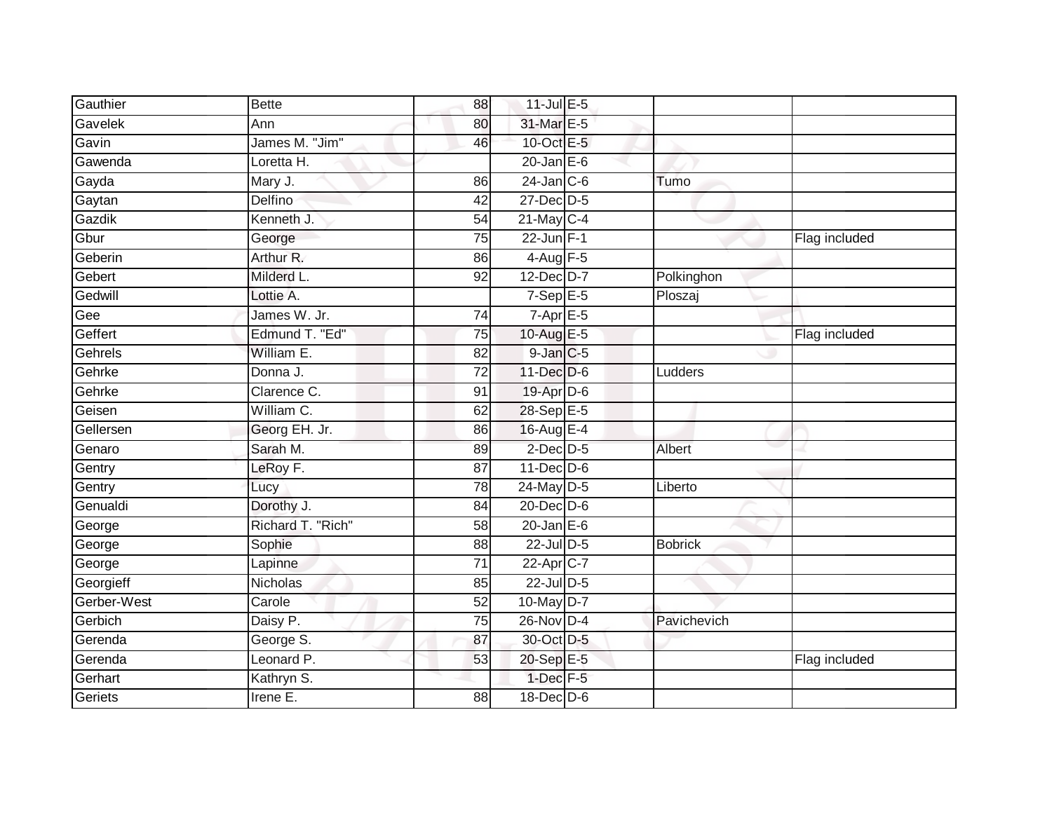| | | | | | | |
|---|---|---|---|---|---|---|
| Gauthier | Bette | 88 | 11-Jul | E-5 | | |
| Gavelek | Ann | 80 | 31-Mar | E-5 | | |
| Gavin | James M. "Jim" | 46 | 10-Oct | E-5 | | |
| Gawenda | Loretta H. | | 20-Jan | E-6 | | |
| Gayda | Mary J. | 86 | 24-Jan | C-6 | Tumo | |
| Gaytan | Delfino | 42 | 27-Dec | D-5 | | |
| Gazdik | Kenneth J. | 54 | 21-May | C-4 | | |
| Gbur | George | 75 | 22-Jun | F-1 | | Flag included |
| Geberin | Arthur R. | 86 | 4-Aug | F-5 | | |
| Gebert | Milderd L. | 92 | 12-Dec | D-7 | Polkinghon | |
| Gedwill | Lottie A. | | 7-Sep | E-5 | Ploszaj | |
| Gee | James W. Jr. | 74 | 7-Apr | E-5 | | |
| Geffert | Edmund T. "Ed" | 75 | 10-Aug | E-5 | | Flag included |
| Gehrels | William E. | 82 | 9-Jan | C-5 | | |
| Gehrke | Donna J. | 72 | 11-Dec | D-6 | Ludders | |
| Gehrke | Clarence C. | 91 | 19-Apr | D-6 | | |
| Geisen | William C. | 62 | 28-Sep | E-5 | | |
| Gellersen | Georg EH. Jr. | 86 | 16-Aug | E-4 | | |
| Genaro | Sarah M. | 89 | 2-Dec | D-5 | Albert | |
| Gentry | LeRoy F. | 87 | 11-Dec | D-6 | | |
| Gentry | Lucy | 78 | 24-May | D-5 | Liberto | |
| Genualdi | Dorothy J. | 84 | 20-Dec | D-6 | | |
| George | Richard T. "Rich" | 58 | 20-Jan | E-6 | | |
| George | Sophie | 88 | 22-Jul | D-5 | Bobrick | |
| George | Lapinne | 71 | 22-Apr | C-7 | | |
| Georgieff | Nicholas | 85 | 22-Jul | D-5 | | |
| Gerber-West | Carole | 52 | 10-May | D-7 | | |
| Gerbich | Daisy P. | 75 | 26-Nov | D-4 | Pavichevich | |
| Gerenda | George S. | 87 | 30-Oct | D-5 | | |
| Gerenda | Leonard P. | 53 | 20-Sep | E-5 | | Flag included |
| Gerhart | Kathryn S. | | 1-Dec | F-5 | | |
| Geriets | Irene E. | 88 | 18-Dec | D-6 | | |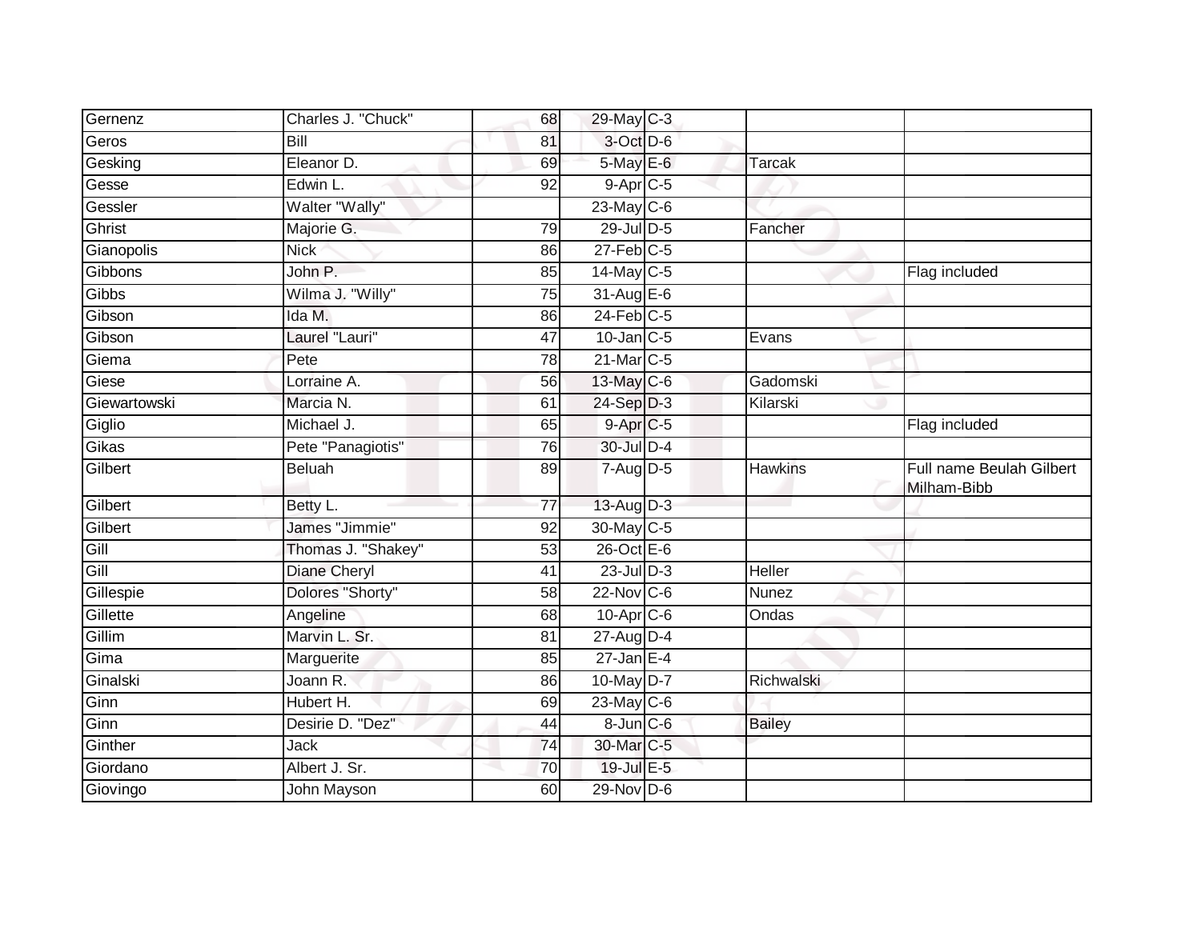| | | | | | | |
|---|---|---|---|---|---|---|
| Gernenz | Charles J. "Chuck" | 68 | 29-May | C-3 | | |
| Geros | Bill | 81 | 3-Oct | D-6 | | |
| Gesking | Eleanor D. | 69 | 5-May | E-6 | Tarcak | |
| Gesse | Edwin L. | 92 | 9-Apr | C-5 | | |
| Gessler | Walter "Wally" | | 23-May | C-6 | | |
| Ghrist | Majorie G. | 79 | 29-Jul | D-5 | Fancher | |
| Gianopolis | Nick | 86 | 27-Feb | C-5 | | |
| Gibbons | John P. | 85 | 14-May | C-5 | | Flag included |
| Gibbs | Wilma J. "Willy" | 75 | 31-Aug | E-6 | | |
| Gibson | Ida M. | 86 | 24-Feb | C-5 | | |
| Gibson | Laurel "Lauri" | 47 | 10-Jan | C-5 | Evans | |
| Giema | Pete | 78 | 21-Mar | C-5 | | |
| Giese | Lorraine A. | 56 | 13-May | C-6 | Gadomski | |
| Giewartowski | Marcia N. | 61 | 24-Sep | D-3 | Kilarski | |
| Giglio | Michael J. | 65 | 9-Apr | C-5 | | Flag included |
| Gikas | Pete "Panagiotis" | 76 | 30-Jul | D-4 | | |
| Gilbert | Beluah | 89 | 7-Aug | D-5 | Hawkins | Full name Beulah Gilbert Milham-Bibb |
| Gilbert | Betty L. | 77 | 13-Aug | D-3 | | |
| Gilbert | James "Jimmie" | 92 | 30-May | C-5 | | |
| Gill | Thomas J. "Shakey" | 53 | 26-Oct | E-6 | | |
| Gill | Diane Cheryl | 41 | 23-Jul | D-3 | Heller | |
| Gillespie | Dolores "Shorty" | 58 | 22-Nov | C-6 | Nunez | |
| Gillette | Angeline | 68 | 10-Apr | C-6 | Ondas | |
| Gillim | Marvin L. Sr. | 81 | 27-Aug | D-4 | | |
| Gima | Marguerite | 85 | 27-Jan | E-4 | | |
| Ginalski | Joann R. | 86 | 10-May | D-7 | Richwalski | |
| Ginn | Hubert H. | 69 | 23-May | C-6 | | |
| Ginn | Desirie D. "Dez" | 44 | 8-Jun | C-6 | Bailey | |
| Ginther | Jack | 74 | 30-Mar | C-5 | | |
| Giordano | Albert J. Sr. | 70 | 19-Jul | E-5 | | |
| Giovingo | John Mayson | 60 | 29-Nov | D-6 | | |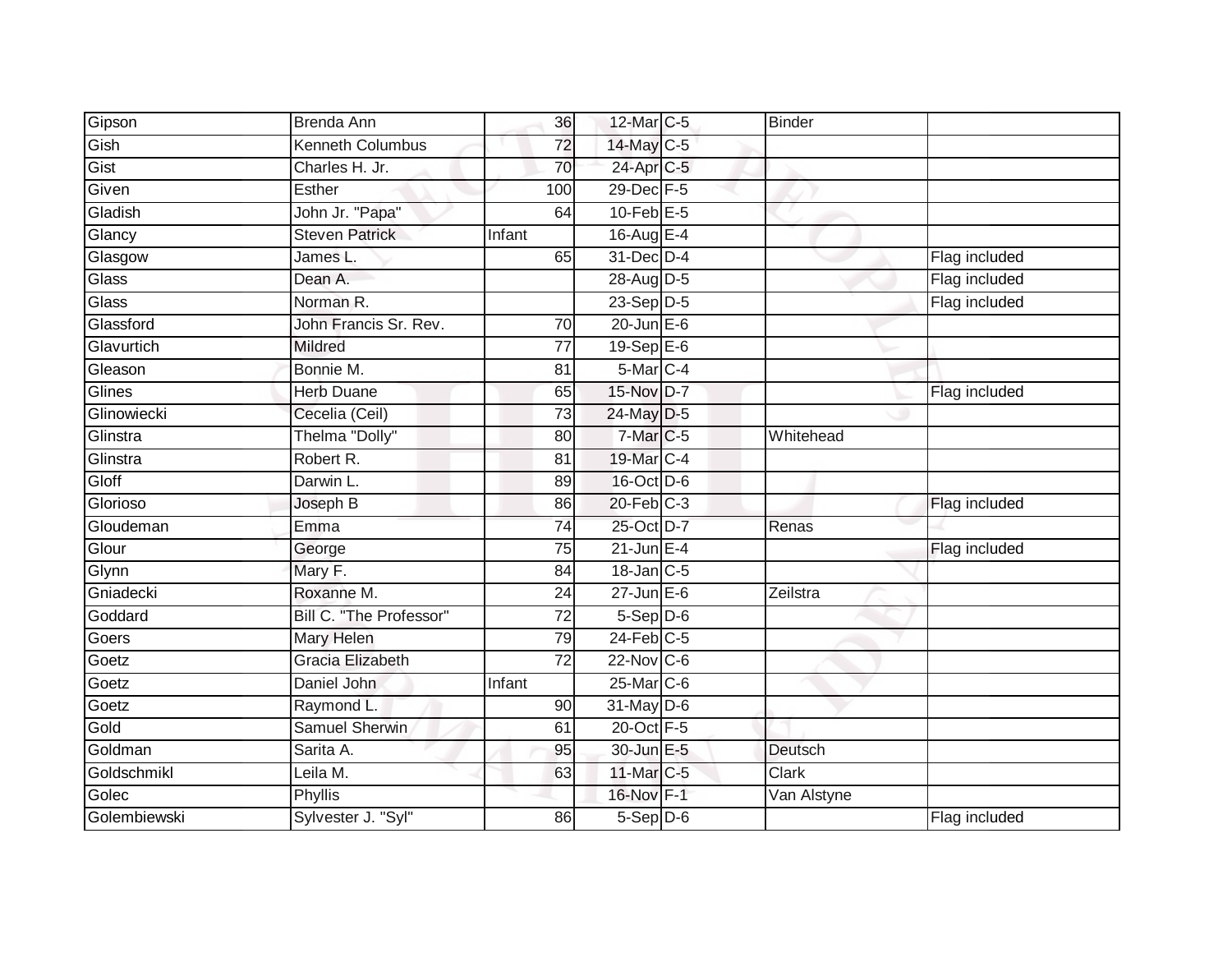| | | | | | | |
|---|---|---|---|---|---|---|
| Gipson | Brenda Ann | 36 | 12-Mar | C-5 | Binder | |
| Gish | Kenneth Columbus | 72 | 14-May | C-5 | | |
| Gist | Charles H. Jr. | 70 | 24-Apr | C-5 | | |
| Given | Esther | 100 | 29-Dec | F-5 | | |
| Gladish | John Jr. "Papa" | 64 | 10-Feb | E-5 | | |
| Glancy | Steven Patrick | Infant | 16-Aug | E-4 | | |
| Glasgow | James L. | 65 | 31-Dec | D-4 | | Flag included |
| Glass | Dean A. | | 28-Aug | D-5 | | Flag included |
| Glass | Norman R. | | 23-Sep | D-5 | | Flag included |
| Glassford | John Francis Sr. Rev. | 70 | 20-Jun | E-6 | | |
| Glavurtich | Mildred | 77 | 19-Sep | E-6 | | |
| Gleason | Bonnie M. | 81 | 5-Mar | C-4 | | |
| Glines | Herb Duane | 65 | 15-Nov | D-7 | | Flag included |
| Glinowiecki | Cecelia (Ceil) | 73 | 24-May | D-5 | | |
| Glinstra | Thelma "Dolly" | 80 | 7-Mar | C-5 | Whitehead | |
| Glinstra | Robert R. | 81 | 19-Mar | C-4 | | |
| Gloff | Darwin L. | 89 | 16-Oct | D-6 | | |
| Glorioso | Joseph B | 86 | 20-Feb | C-3 | | Flag included |
| Gloudeman | Emma | 74 | 25-Oct | D-7 | Renas | |
| Glour | George | 75 | 21-Jun | E-4 | | Flag included |
| Glynn | Mary F. | 84 | 18-Jan | C-5 | | |
| Gniadecki | Roxanne M. | 24 | 27-Jun | E-6 | Zeilstra | |
| Goddard | Bill C. "The Professor" | 72 | 5-Sep | D-6 | | |
| Goers | Mary Helen | 79 | 24-Feb | C-5 | | |
| Goetz | Gracia Elizabeth | 72 | 22-Nov | C-6 | | |
| Goetz | Daniel John | Infant | 25-Mar | C-6 | | |
| Goetz | Raymond L. | 90 | 31-May | D-6 | | |
| Gold | Samuel Sherwin | 61 | 20-Oct | F-5 | | |
| Goldman | Sarita A. | 95 | 30-Jun | E-5 | Deutsch | |
| Goldschmikl | Leila M. | 63 | 11-Mar | C-5 | Clark | |
| Golec | Phyllis | | 16-Nov | F-1 | Van Alstyne | |
| Golembiewski | Sylvester J. "Syl" | 86 | 5-Sep | D-6 | | Flag included |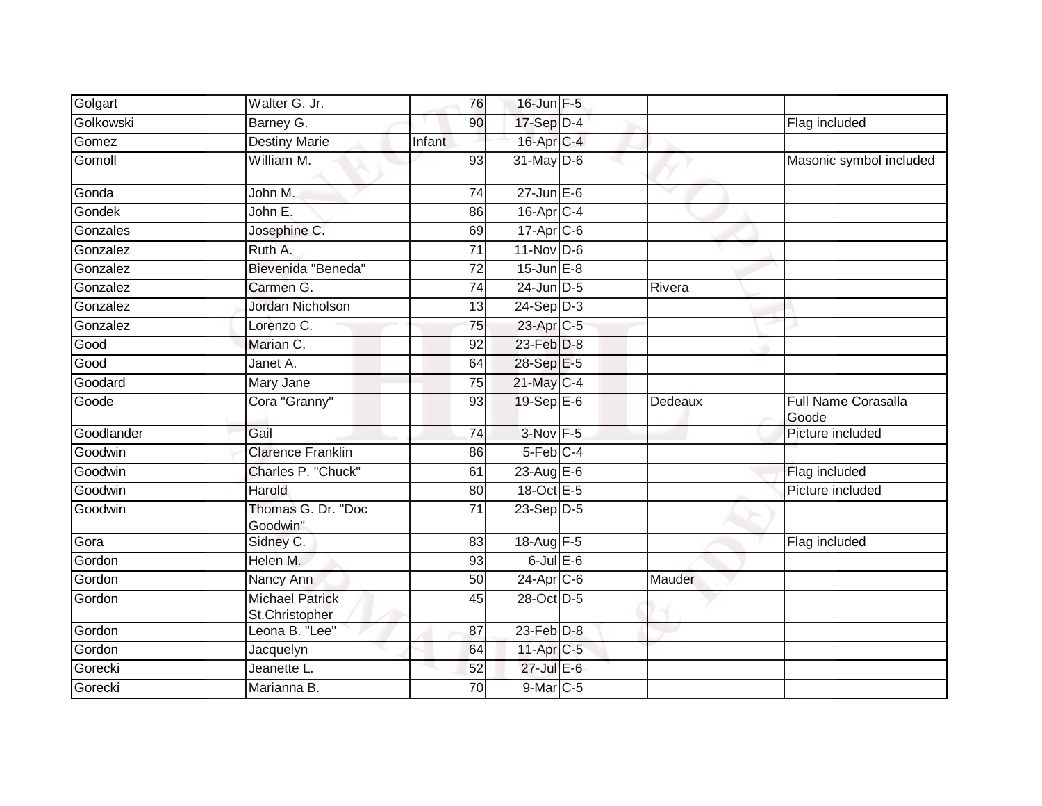| | | | | | | |
|---|---|---|---|---|---|---|
| Golgart | Walter G. Jr. | 76 | 16-Jun | F-5 | | |
| Golkowski | Barney G. | 90 | 17-Sep | D-4 | | Flag included |
| Gomez | Destiny Marie | Infant | 16-Apr | C-4 | | |
| Gomoll | William M. | 93 | 31-May | D-6 | | Masonic symbol included |
| Gonda | John M. | 74 | 27-Jun | E-6 | | |
| Gondek | John E. | 86 | 16-Apr | C-4 | | |
| Gonzales | Josephine C. | 69 | 17-Apr | C-6 | | |
| Gonzalez | Ruth A. | 71 | 11-Nov | D-6 | | |
| Gonzalez | Bievenida "Beneda" | 72 | 15-Jun | E-8 | | |
| Gonzalez | Carmen G. | 74 | 24-Jun | D-5 | Rivera | |
| Gonzalez | Jordan Nicholson | 13 | 24-Sep | D-3 | | |
| Gonzalez | Lorenzo C. | 75 | 23-Apr | C-5 | | |
| Good | Marian C. | 92 | 23-Feb | D-8 | | |
| Good | Janet A. | 64 | 28-Sep | E-5 | | |
| Goodard | Mary Jane | 75 | 21-May | C-4 | | |
| Goode | Cora "Granny" | 93 | 19-Sep | E-6 | Dedeaux | Full Name Corasalla Goode |
| Goodlander | Gail | 74 | 3-Nov | F-5 | | Picture included |
| Goodwin | Clarence Franklin | 86 | 5-Feb | C-4 | | |
| Goodwin | Charles P. "Chuck" | 61 | 23-Aug | E-6 | | Flag included |
| Goodwin | Harold | 80 | 18-Oct | E-5 | | Picture included |
| Goodwin | Thomas G. Dr. "Doc Goodwin" | 71 | 23-Sep | D-5 | | |
| Gora | Sidney C. | 83 | 18-Aug | F-5 | | Flag included |
| Gordon | Helen M. | 93 | 6-Jul | E-6 | | |
| Gordon | Nancy Ann | 50 | 24-Apr | C-6 | Mauder | |
| Gordon | Michael Patrick St.Christopher | 45 | 28-Oct | D-5 | | |
| Gordon | Leona B. "Lee" | 87 | 23-Feb | D-8 | | |
| Gordon | Jacquelyn | 64 | 11-Apr | C-5 | | |
| Gorecki | Jeanette L. | 52 | 27-Jul | E-6 | | |
| Gorecki | Marianna B. | 70 | 9-Mar | C-5 | | |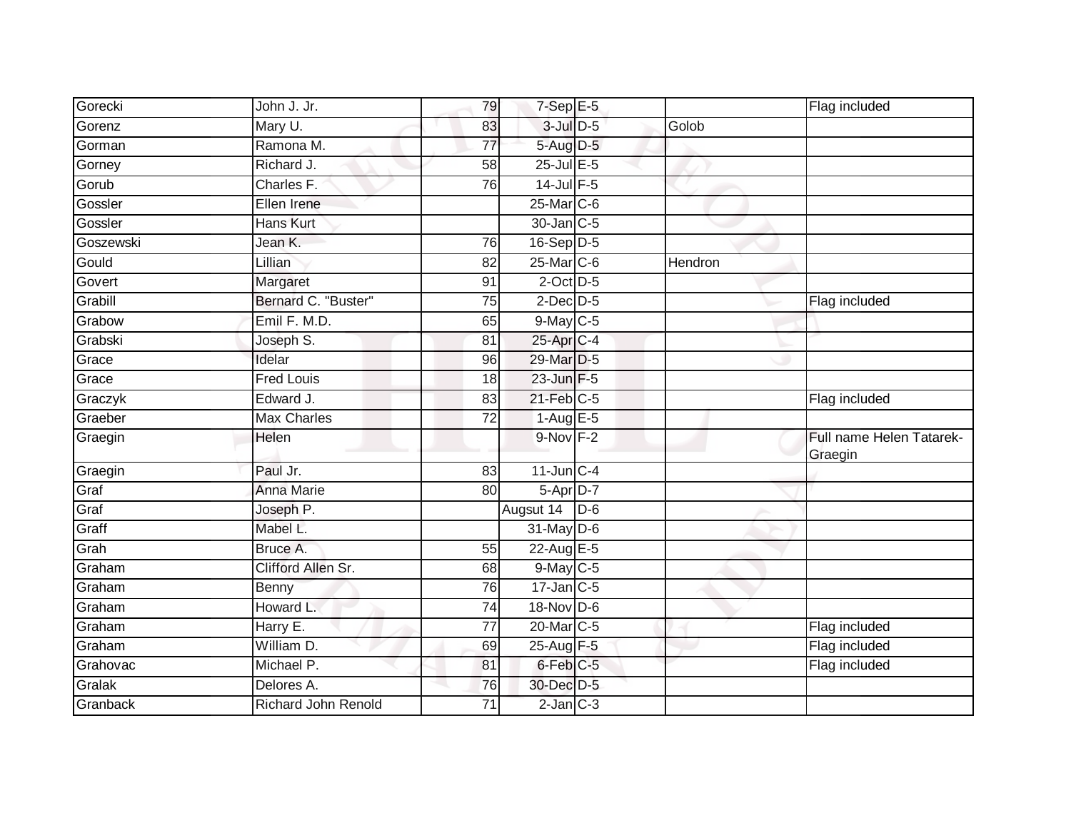| | | | | | | |
|---|---|---|---|---|---|---|
| Gorecki | John J. Jr. | 79 | 7-Sep | E-5 | | Flag included |
| Gorenz | Mary U. | 83 | 3-Jul | D-5 | Golob | |
| Gorman | Ramona M. | 77 | 5-Aug | D-5 | | |
| Gorney | Richard J. | 58 | 25-Jul | E-5 | | |
| Gorub | Charles F. | 76 | 14-Jul | F-5 | | |
| Gossler | Ellen Irene | | 25-Mar | C-6 | | |
| Gossler | Hans Kurt | | 30-Jan | C-5 | | |
| Goszewski | Jean K. | 76 | 16-Sep | D-5 | | |
| Gould | Lillian | 82 | 25-Mar | C-6 | Hendron | |
| Govert | Margaret | 91 | 2-Oct | D-5 | | |
| Grabill | Bernard C. "Buster" | 75 | 2-Dec | D-5 | | Flag included |
| Grabow | Emil F. M.D. | 65 | 9-May | C-5 | | |
| Grabski | Joseph S. | 81 | 25-Apr | C-4 | | |
| Grace | Idelar | 96 | 29-Mar | D-5 | | |
| Grace | Fred Louis | 18 | 23-Jun | F-5 | | |
| Graczyk | Edward J. | 83 | 21-Feb | C-5 | | Flag included |
| Graeber | Max Charles | 72 | 1-Aug | E-5 | | |
| Graegin | Helen | | 9-Nov | F-2 | | Full name Helen Tatarek-Graegin |
| Graegin | Paul Jr. | 83 | 11-Jun | C-4 | | |
| Graf | Anna Marie | 80 | 5-Apr | D-7 | | |
| Graf | Joseph P. | | Augsut 14 | D-6 | | |
| Graff | Mabel L. | | 31-May | D-6 | | |
| Grah | Bruce A. | 55 | 22-Aug | E-5 | | |
| Graham | Clifford Allen Sr. | 68 | 9-May | C-5 | | |
| Graham | Benny | 76 | 17-Jan | C-5 | | |
| Graham | Howard L. | 74 | 18-Nov | D-6 | | |
| Graham | Harry E. | 77 | 20-Mar | C-5 | | Flag included |
| Graham | William D. | 69 | 25-Aug | F-5 | | Flag included |
| Grahovac | Michael P. | 81 | 6-Feb | C-5 | | Flag included |
| Gralak | Delores A. | 76 | 30-Dec | D-5 | | |
| Granback | Richard John Renold | 71 | 2-Jan | C-3 | | |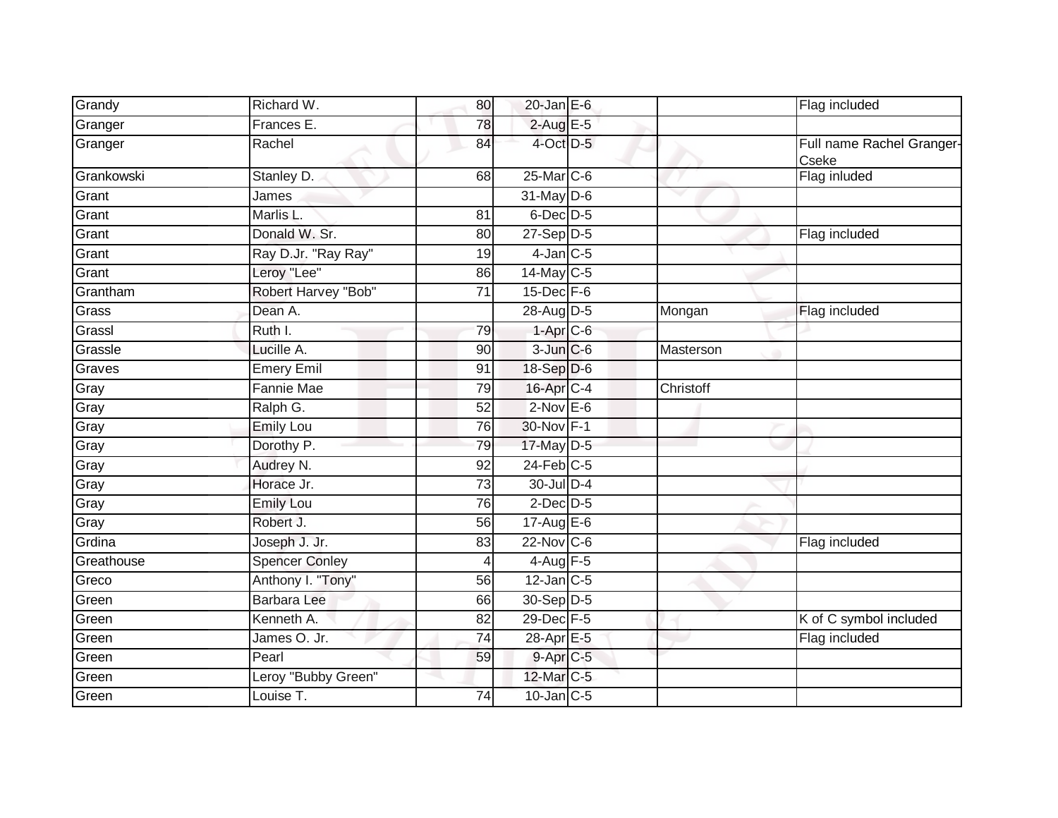| | | | | | | |
|---|---|---|---|---|---|---|
| Grandy | Richard W. | 80 | 20-Jan | E-6 | | Flag included |
| Granger | Frances E. | 78 | 2-Aug | E-5 | | |
| Granger | Rachel | 84 | 4-Oct | D-5 | | Full name Rachel Granger-Cseke |
| Grankowski | Stanley D. | 68 | 25-Mar | C-6 | | Flag inluded |
| Grant | James | | 31-May | D-6 | | |
| Grant | Marlis L. | 81 | 6-Dec | D-5 | | |
| Grant | Donald W. Sr. | 80 | 27-Sep | D-5 | | Flag included |
| Grant | Ray D.Jr. "Ray Ray" | 19 | 4-Jan | C-5 | | |
| Grant | Leroy "Lee" | 86 | 14-May | C-5 | | |
| Grantham | Robert Harvey "Bob" | 71 | 15-Dec | F-6 | | |
| Grass | Dean A. | | 28-Aug | D-5 | Mongan | Flag included |
| Grassl | Ruth I. | 79 | 1-Apr | C-6 | | |
| Grassle | Lucille A. | 90 | 3-Jun | C-6 | Masterson | |
| Graves | Emery Emil | 91 | 18-Sep | D-6 | | |
| Gray | Fannie Mae | 79 | 16-Apr | C-4 | Christoff | |
| Gray | Ralph G. | 52 | 2-Nov | E-6 | | |
| Gray | Emily Lou | 76 | 30-Nov | F-1 | | |
| Gray | Dorothy P. | 79 | 17-May | D-5 | | |
| Gray | Audrey N. | 92 | 24-Feb | C-5 | | |
| Gray | Horace Jr. | 73 | 30-Jul | D-4 | | |
| Gray | Emily Lou | 76 | 2-Dec | D-5 | | |
| Gray | Robert J. | 56 | 17-Aug | E-6 | | |
| Grdina | Joseph J. Jr. | 83 | 22-Nov | C-6 | | Flag included |
| Greathouse | Spencer Conley | 4 | 4-Aug | F-5 | | |
| Greco | Anthony I. "Tony" | 56 | 12-Jan | C-5 | | |
| Green | Barbara Lee | 66 | 30-Sep | D-5 | | |
| Green | Kenneth A. | 82 | 29-Dec | F-5 | | K of C symbol included |
| Green | James O. Jr. | 74 | 28-Apr | E-5 | | Flag included |
| Green | Pearl | 59 | 9-Apr | C-5 | | |
| Green | Leroy "Bubby Green" | | 12-Mar | C-5 | | |
| Green | Louise T. | 74 | 10-Jan | C-5 | | |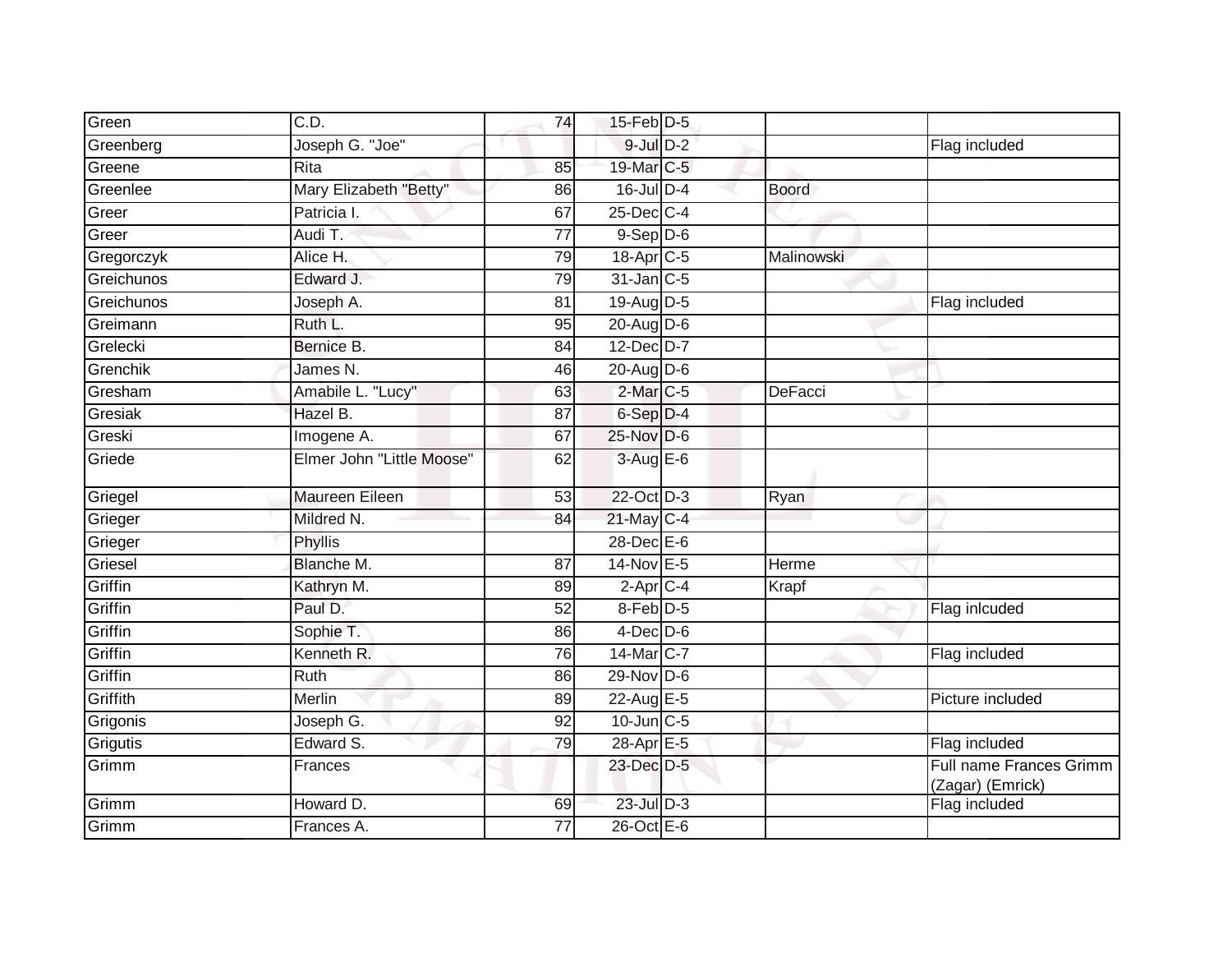| Green | C.D. | 74 | 15-Feb | D-5 | | |
|---|---|---|---|---|---|---|
| Greenberg | Joseph G. "Joe" | | 9-Jul | D-2 | | Flag included |
| Greene | Rita | 85 | 19-Mar | C-5 | | |
| Greenlee | Mary Elizabeth "Betty" | 86 | 16-Jul | D-4 | Boord | |
| Greer | Patricia I. | 67 | 25-Dec | C-4 | | |
| Greer | Audi T. | 77 | 9-Sep | D-6 | | |
| Gregorczyk | Alice H. | 79 | 18-Apr | C-5 | Malinowski | |
| Greichunos | Edward J. | 79 | 31-Jan | C-5 | | |
| Greichunos | Joseph A. | 81 | 19-Aug | D-5 | | Flag included |
| Greimann | Ruth L. | 95 | 20-Aug | D-6 | | |
| Grelecki | Bernice B. | 84 | 12-Dec | D-7 | | |
| Grenchik | James N. | 46 | 20-Aug | D-6 | | |
| Gresham | Amabile L. "Lucy" | 63 | 2-Mar | C-5 | DeFacci | |
| Gresiak | Hazel B. | 87 | 6-Sep | D-4 | | |
| Greski | Imogene A. | 67 | 25-Nov | D-6 | | |
| Griede | Elmer John "Little Moose" | 62 | 3-Aug | E-6 | | |
| Griegel | Maureen Eileen | 53 | 22-Oct | D-3 | Ryan | |
| Grieger | Mildred N. | 84 | 21-May | C-4 | | |
| Grieger | Phyllis | | 28-Dec | E-6 | | |
| Griesel | Blanche M. | 87 | 14-Nov | E-5 | Herme | |
| Griffin | Kathryn M. | 89 | 2-Apr | C-4 | Krapf | |
| Griffin | Paul D. | 52 | 8-Feb | D-5 | | Flag inlcuded |
| Griffin | Sophie T. | 86 | 4-Dec | D-6 | | |
| Griffin | Kenneth R. | 76 | 14-Mar | C-7 | | Flag included |
| Griffin | Ruth | 86 | 29-Nov | D-6 | | |
| Griffith | Merlin | 89 | 22-Aug | E-5 | | Picture included |
| Grigonis | Joseph G. | 92 | 10-Jun | C-5 | | |
| Grigutis | Edward S. | 79 | 28-Apr | E-5 | | Flag included |
| Grimm | Frances | | 23-Dec | D-5 | | Full name Frances Grimm (Zagar) (Emrick) |
| Grimm | Howard D. | 69 | 23-Jul | D-3 | | Flag included |
| Grimm | Frances A. | 77 | 26-Oct | E-6 | | |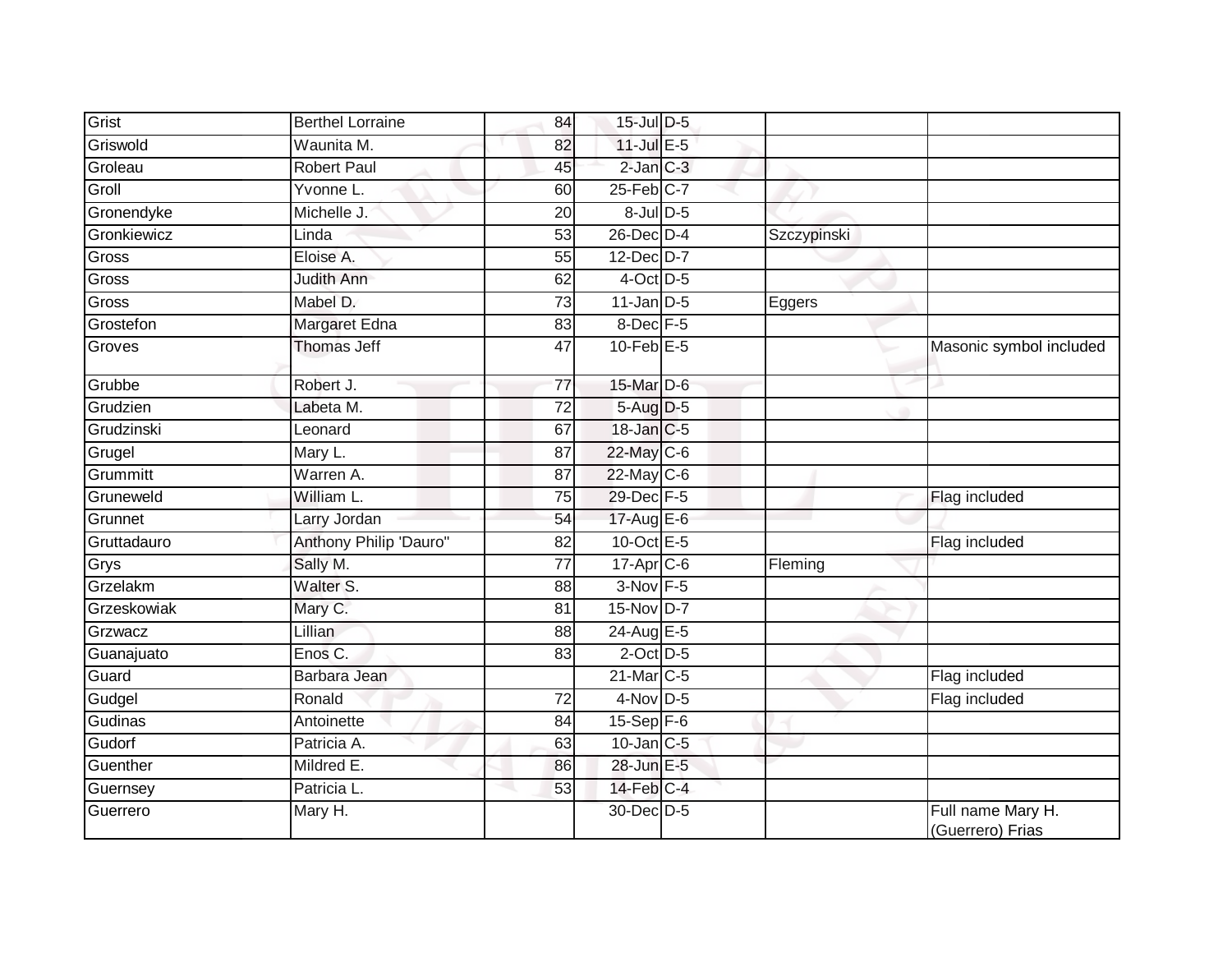| | | | | | | |
|---|---|---|---|---|---|---|
| Grist | Berthel Lorraine | 84 | 15-Jul | D-5 | | |
| Griswold | Waunita M. | 82 | 11-Jul | E-5 | | |
| Groleau | Robert Paul | 45 | 2-Jan | C-3 | | |
| Groll | Yvonne L. | 60 | 25-Feb | C-7 | | |
| Gronendyke | Michelle J. | 20 | 8-Jul | D-5 | | |
| Gronkiewicz | Linda | 53 | 26-Dec | D-4 | Szczypinski | |
| Gross | Eloise A. | 55 | 12-Dec | D-7 | | |
| Gross | Judith Ann | 62 | 4-Oct | D-5 | | |
| Gross | Mabel D. | 73 | 11-Jan | D-5 | Eggers | |
| Grostefon | Margaret Edna | 83 | 8-Dec | F-5 | | |
| Groves | Thomas Jeff | 47 | 10-Feb | E-5 | | Masonic symbol included |
| Grubbe | Robert J. | 77 | 15-Mar | D-6 | | |
| Grudzien | Labeta M. | 72 | 5-Aug | D-5 | | |
| Grudzinski | Leonard | 67 | 18-Jan | C-5 | | |
| Grugel | Mary L. | 87 | 22-May | C-6 | | |
| Grummitt | Warren A. | 87 | 22-May | C-6 | | |
| Gruneweld | William L. | 75 | 29-Dec | F-5 | | Flag included |
| Grunnet | Larry Jordan | 54 | 17-Aug | E-6 | | |
| Gruttadauro | Anthony Philip 'Dauro" | 82 | 10-Oct | E-5 | | Flag included |
| Grys | Sally M. | 77 | 17-Apr | C-6 | Fleming | |
| Grzelakm | Walter S. | 88 | 3-Nov | F-5 | | |
| Grzeskowiak | Mary C. | 81 | 15-Nov | D-7 | | |
| Grzwacz | Lillian | 88 | 24-Aug | E-5 | | |
| Guanajuato | Enos C. | 83 | 2-Oct | D-5 | | |
| Guard | Barbara Jean | | 21-Mar | C-5 | | Flag included |
| Gudgel | Ronald | 72 | 4-Nov | D-5 | | Flag included |
| Gudinas | Antoinette | 84 | 15-Sep | F-6 | | |
| Gudorf | Patricia A. | 63 | 10-Jan | C-5 | | |
| Guenther | Mildred E. | 86 | 28-Jun | E-5 | | |
| Guernsey | Patricia L. | 53 | 14-Feb | C-4 | | |
| Guerrero | Mary H. | | 30-Dec | D-5 | | Full name Mary H. (Guerrero) Frias |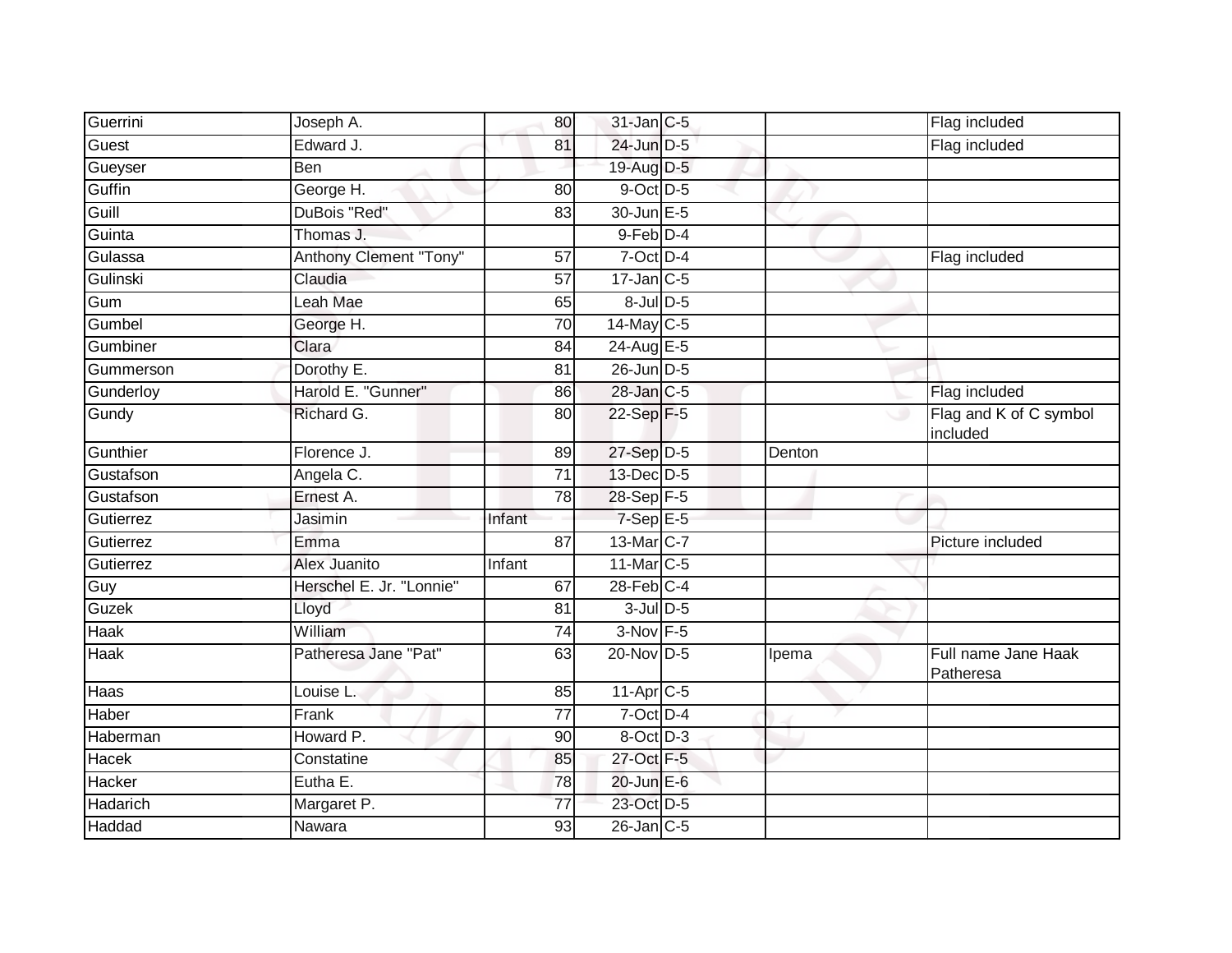| | | | | | | |
|---|---|---|---|---|---|---|
| Guerrini | Joseph A. | 80 | 31-Jan | C-5 | | Flag included |
| Guest | Edward J. | 81 | 24-Jun | D-5 | | Flag included |
| Gueyser | Ben | | 19-Aug | D-5 | | |
| Guffin | George H. | 80 | 9-Oct | D-5 | | |
| Guill | DuBois "Red" | 83 | 30-Jun | E-5 | | |
| Guinta | Thomas J. | | 9-Feb | D-4 | | |
| Gulassa | Anthony Clement "Tony" | 57 | 7-Oct | D-4 | | Flag included |
| Gulinski | Claudia | 57 | 17-Jan | C-5 | | |
| Gum | Leah Mae | 65 | 8-Jul | D-5 | | |
| Gumbel | George H. | 70 | 14-May | C-5 | | |
| Gumbiner | Clara | 84 | 24-Aug | E-5 | | |
| Gummerson | Dorothy E. | 81 | 26-Jun | D-5 | | |
| Gunderloy | Harold E. "Gunner" | 86 | 28-Jan | C-5 | | Flag included |
| Gundy | Richard G. | 80 | 22-Sep | F-5 | | Flag and K of C symbol included |
| Gunthier | Florence J. | 89 | 27-Sep | D-5 | Denton | |
| Gustafson | Angela C. | 71 | 13-Dec | D-5 | | |
| Gustafson | Ernest A. | 78 | 28-Sep | F-5 | | |
| Gutierrez | Jasimin | Infant | 7-Sep | E-5 | | |
| Gutierrez | Emma | 87 | 13-Mar | C-7 | | Picture included |
| Gutierrez | Alex Juanito | Infant | 11-Mar | C-5 | | |
| Guy | Herschel E. Jr. "Lonnie" | 67 | 28-Feb | C-4 | | |
| Guzek | Lloyd | 81 | 3-Jul | D-5 | | |
| Haak | William | 74 | 3-Nov | F-5 | | |
| Haak | Patheresa Jane "Pat" | 63 | 20-Nov | D-5 | Ipema | Full name Jane Haak Patheresa |
| Haas | Louise L. | 85 | 11-Apr | C-5 | | |
| Haber | Frank | 77 | 7-Oct | D-4 | | |
| Haberman | Howard P. | 90 | 8-Oct | D-3 | | |
| Hacek | Constatine | 85 | 27-Oct | F-5 | | |
| Hacker | Eutha E. | 78 | 20-Jun | E-6 | | |
| Hadarich | Margaret P. | 77 | 23-Oct | D-5 | | |
| Haddad | Nawara | 93 | 26-Jan | C-5 | | |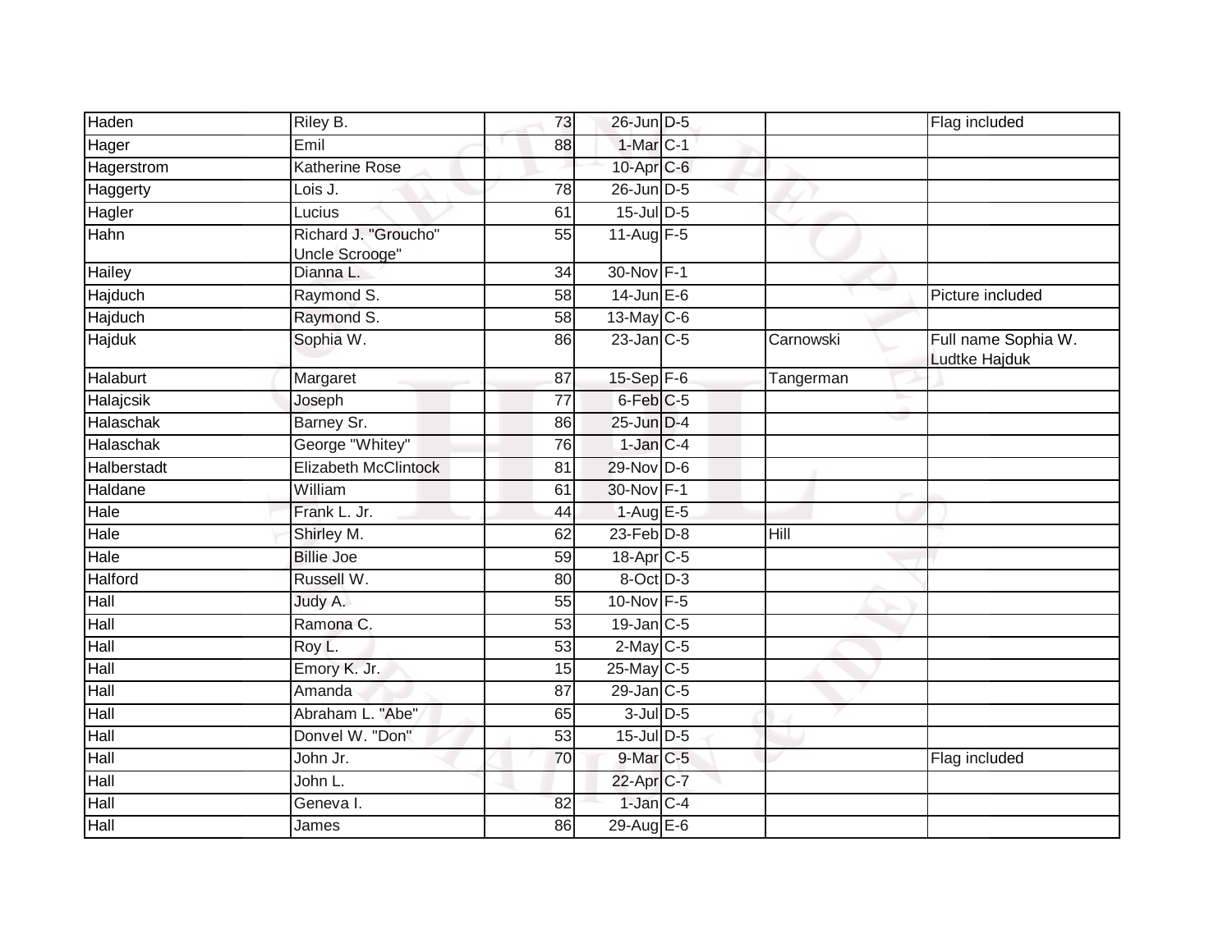| Haden | Riley B. | 73 | 26-Jun | D-5 | | Flag included |
|---|---|---|---|---|---|---|
| Hager | Emil | 88 | 1-Mar | C-1 | | |
| Hagerstrom | Katherine Rose | | 10-Apr | C-6 | | |
| Haggerty | Lois J. | 78 | 26-Jun | D-5 | | |
| Hagler | Lucius | 61 | 15-Jul | D-5 | | |
| Hahn | Richard J. "Groucho" Uncle Scrooge" | 55 | 11-Aug | F-5 | | |
| Hailey | Dianna L. | 34 | 30-Nov | F-1 | | |
| Hajduch | Raymond S. | 58 | 14-Jun | E-6 | | Picture included |
| Hajduch | Raymond S. | 58 | 13-May | C-6 | | |
| Hajduk | Sophia W. | 86 | 23-Jan | C-5 | Carnowski | Full name Sophia W. Ludtke Hajduk |
| Halaburt | Margaret | 87 | 15-Sep | F-6 | Tangerman | |
| Halajcsik | Joseph | 77 | 6-Feb | C-5 | | |
| Halaschak | Barney Sr. | 86 | 25-Jun | D-4 | | |
| Halaschak | George "Whitey" | 76 | 1-Jan | C-4 | | |
| Halberstadt | Elizabeth McClintock | 81 | 29-Nov | D-6 | | |
| Haldane | William | 61 | 30-Nov | F-1 | | |
| Hale | Frank L. Jr. | 44 | 1-Aug | E-5 | | |
| Hale | Shirley M. | 62 | 23-Feb | D-8 | Hill | |
| Hale | Billie Joe | 59 | 18-Apr | C-5 | | |
| Halford | Russell W. | 80 | 8-Oct | D-3 | | |
| Hall | Judy A. | 55 | 10-Nov | F-5 | | |
| Hall | Ramona C. | 53 | 19-Jan | C-5 | | |
| Hall | Roy L. | 53 | 2-May | C-5 | | |
| Hall | Emory K. Jr. | 15 | 25-May | C-5 | | |
| Hall | Amanda | 87 | 29-Jan | C-5 | | |
| Hall | Abraham L. "Abe" | 65 | 3-Jul | D-5 | | |
| Hall | Donvel W. "Don" | 53 | 15-Jul | D-5 | | |
| Hall | John Jr. | 70 | 9-Mar | C-5 | | Flag included |
| Hall | John L. | | 22-Apr | C-7 | | |
| Hall | Geneva I. | 82 | 1-Jan | C-4 | | |
| Hall | James | 86 | 29-Aug | E-6 | | |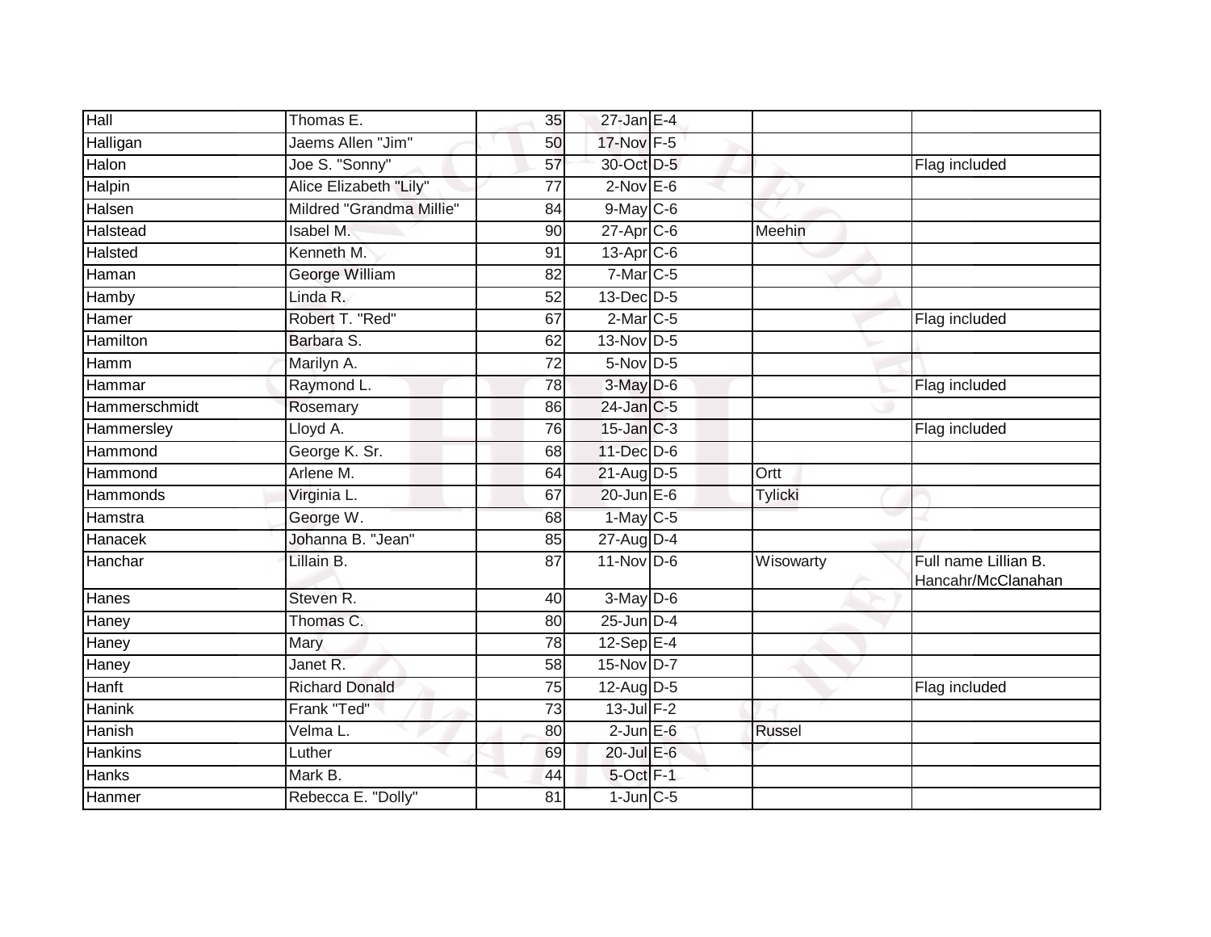| Hall | Thomas E. | 35 | 27-Jan | E-4 | | |
|---|---|---|---|---|---|---|
| Halligan | Jaems Allen "Jim" | 50 | 17-Nov | F-5 | | |
| Halon | Joe S. "Sonny" | 57 | 30-Oct | D-5 | | Flag included |
| Halpin | Alice Elizabeth "Lily" | 77 | 2-Nov | E-6 | | |
| Halsen | Mildred "Grandma Millie" | 84 | 9-May | C-6 | | |
| Halstead | Isabel M. | 90 | 27-Apr | C-6 | Meehin | |
| Halsted | Kenneth M. | 91 | 13-Apr | C-6 | | |
| Haman | George William | 82 | 7-Mar | C-5 | | |
| Hamby | Linda R. | 52 | 13-Dec | D-5 | | |
| Hamer | Robert T. "Red" | 67 | 2-Mar | C-5 | | Flag included |
| Hamilton | Barbara S. | 62 | 13-Nov | D-5 | | |
| Hamm | Marilyn A. | 72 | 5-Nov | D-5 | | |
| Hammar | Raymond L. | 78 | 3-May | D-6 | | Flag included |
| Hammerschmidt | Rosemary | 86 | 24-Jan | C-5 | | |
| Hammersley | Lloyd A. | 76 | 15-Jan | C-3 | | Flag included |
| Hammond | George K. Sr. | 68 | 11-Dec | D-6 | | |
| Hammond | Arlene M. | 64 | 21-Aug | D-5 | Ortt | |
| Hammonds | Virginia L. | 67 | 20-Jun | E-6 | Tylicki | |
| Hamstra | George W. | 68 | 1-May | C-5 | | |
| Hanacek | Johanna B. "Jean" | 85 | 27-Aug | D-4 | | |
| Hanchar | Lillain B. | 87 | 11-Nov | D-6 | Wisowarty | Full name Lillian B. Hancahr/McClanahan |
| Hanes | Steven R. | 40 | 3-May | D-6 | | |
| Haney | Thomas C. | 80 | 25-Jun | D-4 | | |
| Haney | Mary | 78 | 12-Sep | E-4 | | |
| Haney | Janet R. | 58 | 15-Nov | D-7 | | |
| Hanft | Richard Donald | 75 | 12-Aug | D-5 | | Flag included |
| Hanink | Frank "Ted" | 73 | 13-Jul | F-2 | | |
| Hanish | Velma L. | 80 | 2-Jun | E-6 | Russel | |
| Hankins | Luther | 69 | 20-Jul | E-6 | | |
| Hanks | Mark B. | 44 | 5-Oct | F-1 | | |
| Hanmer | Rebecca E. "Dolly" | 81 | 1-Jun | C-5 | | |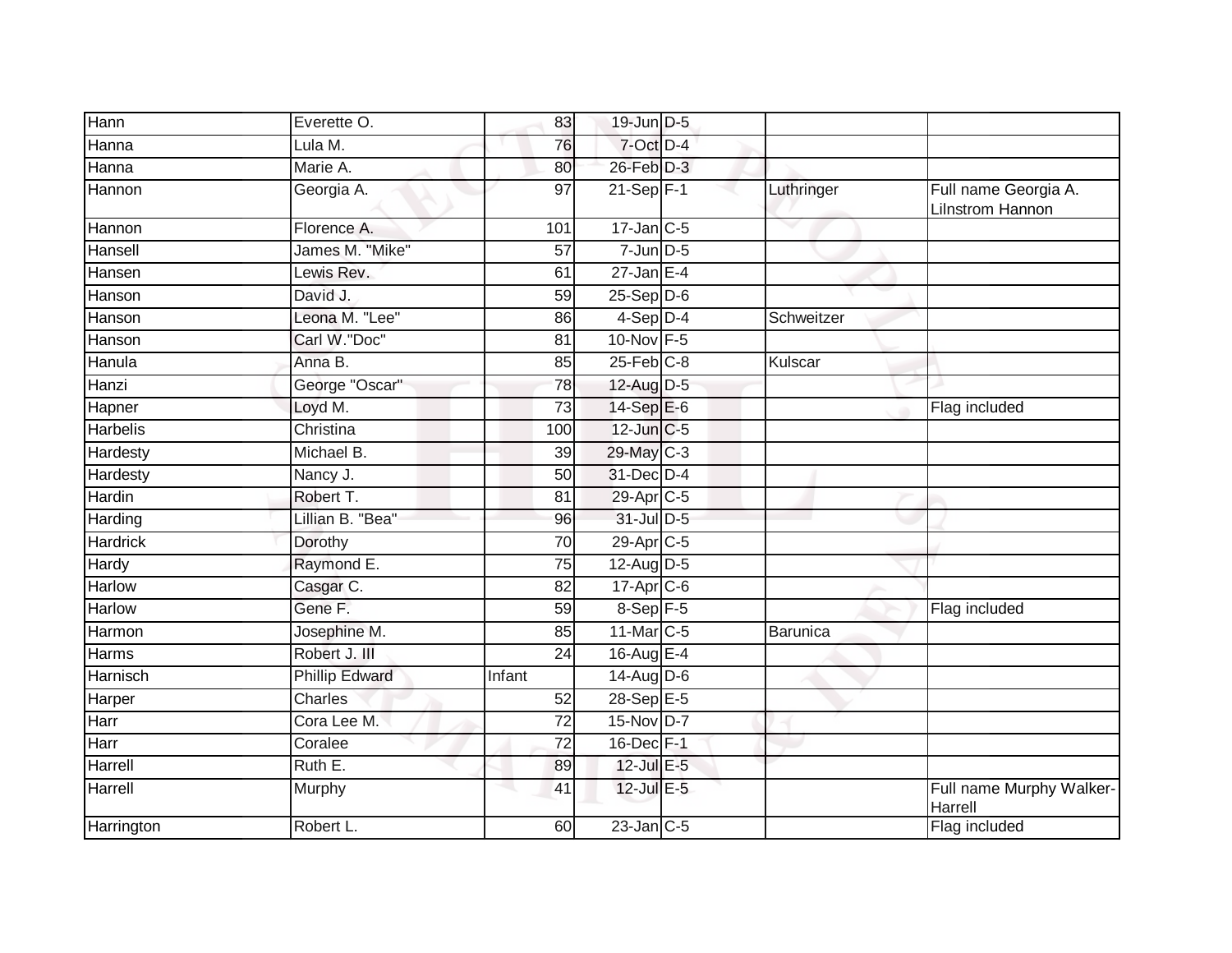| | | | | | | |
|---|---|---|---|---|---|---|
| Hann | Everette O. | 83 | 19-Jun | D-5 | | |
| Hanna | Lula M. | 76 | 7-Oct | D-4 | | |
| Hanna | Marie A. | 80 | 26-Feb | D-3 | | |
| Hannon | Georgia A. | 97 | 21-Sep | F-1 | Luthringer | Full name Georgia A. Lilnstrom Hannon |
| Hannon | Florence A. | 101 | 17-Jan | C-5 | | |
| Hansell | James M. "Mike" | 57 | 7-Jun | D-5 | | |
| Hansen | Lewis Rev. | 61 | 27-Jan | E-4 | | |
| Hanson | David J. | 59 | 25-Sep | D-6 | | |
| Hanson | Leona M. "Lee" | 86 | 4-Sep | D-4 | Schweitzer | |
| Hanson | Carl W."Doc" | 81 | 10-Nov | F-5 | | |
| Hanula | Anna B. | 85 | 25-Feb | C-8 | Kulscar | |
| Hanzi | George "Oscar" | 78 | 12-Aug | D-5 | | |
| Hapner | Loyd M. | 73 | 14-Sep | E-6 | | Flag included |
| Harbelis | Christina | 100 | 12-Jun | C-5 | | |
| Hardesty | Michael B. | 39 | 29-May | C-3 | | |
| Hardesty | Nancy J. | 50 | 31-Dec | D-4 | | |
| Hardin | Robert T. | 81 | 29-Apr | C-5 | | |
| Harding | Lillian B. "Bea" | 96 | 31-Jul | D-5 | | |
| Hardrick | Dorothy | 70 | 29-Apr | C-5 | | |
| Hardy | Raymond E. | 75 | 12-Aug | D-5 | | |
| Harlow | Casgar C. | 82 | 17-Apr | C-6 | | |
| Harlow | Gene F. | 59 | 8-Sep | F-5 | | Flag included |
| Harmon | Josephine M. | 85 | 11-Mar | C-5 | Barunica | |
| Harms | Robert J. III | 24 | 16-Aug | E-4 | | |
| Harnisch | Phillip Edward | Infant | 14-Aug | D-6 | | |
| Harper | Charles | 52 | 28-Sep | E-5 | | |
| Harr | Cora Lee M. | 72 | 15-Nov | D-7 | | |
| Harr | Coralee | 72 | 16-Dec | F-1 | | |
| Harrell | Ruth E. | 89 | 12-Jul | E-5 | | |
| Harrell | Murphy | 41 | 12-Jul | E-5 | | Full name Murphy Walker-Harrell |
| Harrington | Robert L. | 60 | 23-Jan | C-5 | | Flag included |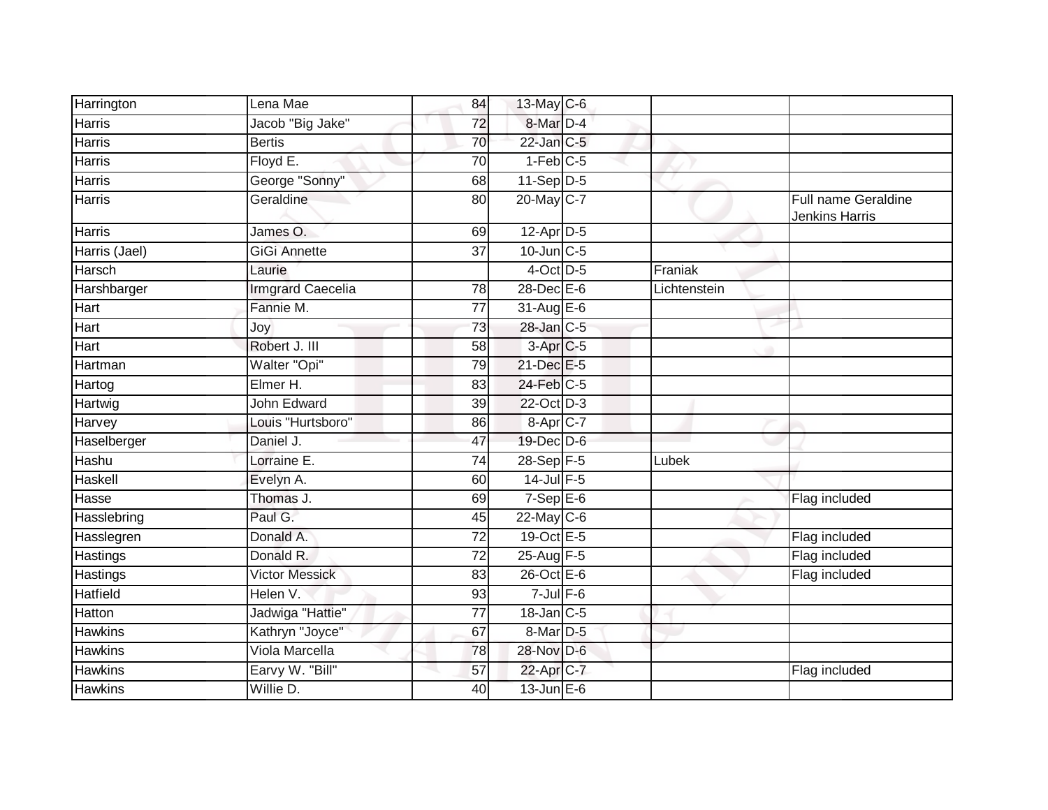| | | | | | | |
|---|---|---|---|---|---|---|
| Harrington | Lena Mae | 84 | 13-May | C-6 | | |
| Harris | Jacob "Big Jake" | 72 | 8-Mar | D-4 | | |
| Harris | Bertis | 70 | 22-Jan | C-5 | | |
| Harris | Floyd E. | 70 | 1-Feb | C-5 | | |
| Harris | George "Sonny" | 68 | 11-Sep | D-5 | | |
| Harris | Geraldine | 80 | 20-May | C-7 | | Full name Geraldine Jenkins Harris |
| Harris | James O. | 69 | 12-Apr | D-5 | | |
| Harris (Jael) | GiGi Annette | 37 | 10-Jun | C-5 | | |
| Harsch | Laurie | | 4-Oct | D-5 | Franiak | |
| Harshbarger | Irmgrard Caecelia | 78 | 28-Dec | E-6 | Lichtenstein | |
| Hart | Fannie M. | 77 | 31-Aug | E-6 | | |
| Hart | Joy | 73 | 28-Jan | C-5 | | |
| Hart | Robert J. III | 58 | 3-Apr | C-5 | | |
| Hartman | Walter "Opi" | 79 | 21-Dec | E-5 | | |
| Hartog | Elmer H. | 83 | 24-Feb | C-5 | | |
| Hartwig | John Edward | 39 | 22-Oct | D-3 | | |
| Harvey | Louis "Hurtsboro" | 86 | 8-Apr | C-7 | | |
| Haselberger | Daniel J. | 47 | 19-Dec | D-6 | | |
| Hashu | Lorraine E. | 74 | 28-Sep | F-5 | Lubek | |
| Haskell | Evelyn A. | 60 | 14-Jul | F-5 | | |
| Hasse | Thomas J. | 69 | 7-Sep | E-6 | | Flag included |
| Hasslebring | Paul G. | 45 | 22-May | C-6 | | |
| Hasslegren | Donald A. | 72 | 19-Oct | E-5 | | Flag included |
| Hastings | Donald R. | 72 | 25-Aug | F-5 | | Flag included |
| Hastings | Victor Messick | 83 | 26-Oct | E-6 | | Flag included |
| Hatfield | Helen V. | 93 | 7-Jul | F-6 | | |
| Hatton | Jadwiga "Hattie" | 77 | 18-Jan | C-5 | | |
| Hawkins | Kathryn "Joyce" | 67 | 8-Mar | D-5 | | |
| Hawkins | Viola Marcella | 78 | 28-Nov | D-6 | | |
| Hawkins | Earvy W. "Bill" | 57 | 22-Apr | C-7 | | Flag included |
| Hawkins | Willie D. | 40 | 13-Jun | E-6 | | |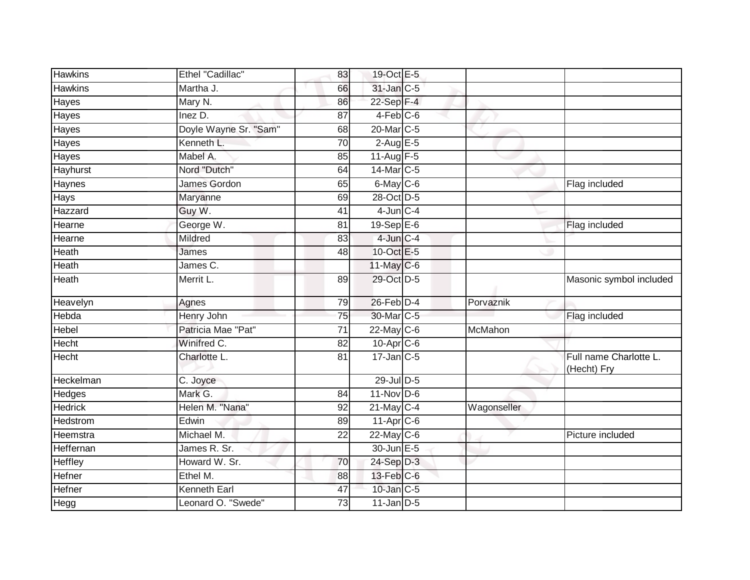| | | | | | | |
|---|---|---|---|---|---|---|
| Hawkins | Ethel "Cadillac" | 83 | 19-Oct | E-5 | | |
| Hawkins | Martha J. | 66 | 31-Jan | C-5 | | |
| Hayes | Mary N. | 86 | 22-Sep | F-4 | | |
| Hayes | Inez D. | 87 | 4-Feb | C-6 | | |
| Hayes | Doyle Wayne Sr. "Sam" | 68 | 20-Mar | C-5 | | |
| Hayes | Kenneth L. | 70 | 2-Aug | E-5 | | |
| Hayes | Mabel A. | 85 | 11-Aug | F-5 | | |
| Hayhurst | Nord "Dutch" | 64 | 14-Mar | C-5 | | |
| Haynes | James Gordon | 65 | 6-May | C-6 | | Flag included |
| Hays | Maryanne | 69 | 28-Oct | D-5 | | |
| Hazzard | Guy W. | 41 | 4-Jun | C-4 | | |
| Hearne | George W. | 81 | 19-Sep | E-6 | | Flag included |
| Hearne | Mildred | 83 | 4-Jun | C-4 | | |
| Heath | James | 48 | 10-Oct | E-5 | | |
| Heath | James C. | | 11-May | C-6 | | |
| Heath | Merrit L. | 89 | 29-Oct | D-5 | | Masonic symbol included |
| Heavelyn | Agnes | 79 | 26-Feb | D-4 | Porvaznik | |
| Hebda | Henry John | 75 | 30-Mar | C-5 | | Flag included |
| Hebel | Patricia Mae "Pat" | 71 | 22-May | C-6 | McMahon | |
| Hecht | Winifred C. | 82 | 10-Apr | C-6 | | |
| Hecht | Charlotte L. | 81 | 17-Jan | C-5 | | Full name Charlotte L. (Hecht) Fry |
| Heckelman | C. Joyce | | 29-Jul | D-5 | | |
| Hedges | Mark G. | 84 | 11-Nov | D-6 | | |
| Hedrick | Helen M. "Nana" | 92 | 21-May | C-4 | Wagonseller | |
| Hedstrom | Edwin | 89 | 11-Apr | C-6 | | |
| Heemstra | Michael M. | 22 | 22-May | C-6 | | Picture included |
| Heffernan | James R. Sr. | | 30-Jun | E-5 | | |
| Heffley | Howard W. Sr. | 70 | 24-Sep | D-3 | | |
| Hefner | Ethel M. | 88 | 13-Feb | C-6 | | |
| Hefner | Kenneth Earl | 47 | 10-Jan | C-5 | | |
| Hegg | Leonard O. "Swede" | 73 | 11-Jan | D-5 | | |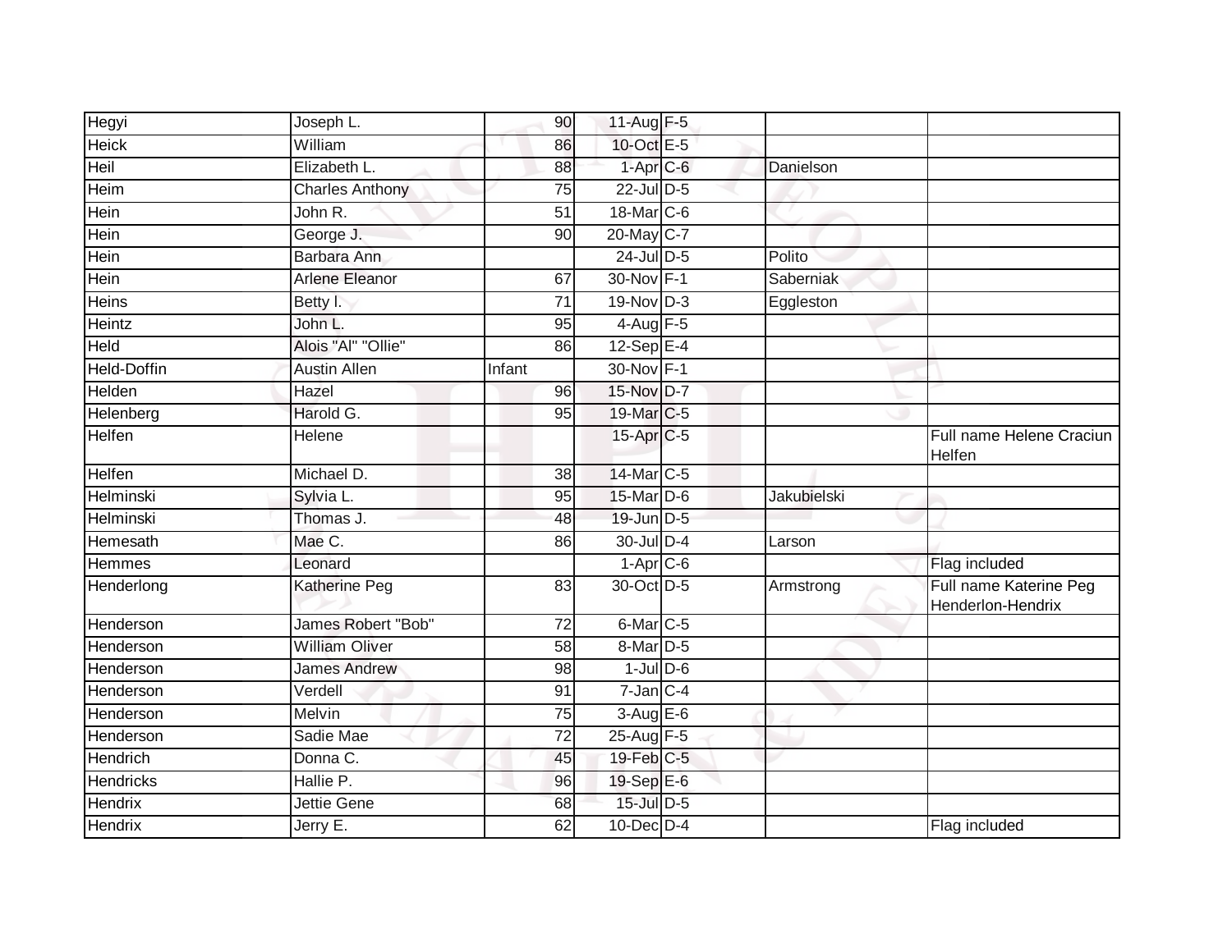| | | | | | | |
|---|---|---|---|---|---|---|
| Hegyi | Joseph L. | 90 | 11-Aug | F-5 | | |
| Heick | William | 86 | 10-Oct | E-5 | | |
| Heil | Elizabeth L. | 88 | 1-Apr | C-6 | Danielson | |
| Heim | Charles Anthony | 75 | 22-Jul | D-5 | | |
| Hein | John R. | 51 | 18-Mar | C-6 | | |
| Hein | George J. | 90 | 20-May | C-7 | | |
| Hein | Barbara Ann | | 24-Jul | D-5 | Polito | |
| Hein | Arlene Eleanor | 67 | 30-Nov | F-1 | Saberniak | |
| Heins | Betty I. | 71 | 19-Nov | D-3 | Eggleston | |
| Heintz | John L. | 95 | 4-Aug | F-5 | | |
| Held | Alois "Al" "Ollie" | 86 | 12-Sep | E-4 | | |
| Held-Doffin | Austin Allen | Infant | 30-Nov | F-1 | | |
| Helden | Hazel | 96 | 15-Nov | D-7 | | |
| Helenberg | Harold G. | 95 | 19-Mar | C-5 | | |
| Helfen | Helene | | 15-Apr | C-5 | | Full name Helene Craciun Helfen |
| Helfen | Michael D. | 38 | 14-Mar | C-5 | | |
| Helminski | Sylvia L. | 95 | 15-Mar | D-6 | Jakubielski | |
| Helminski | Thomas J. | 48 | 19-Jun | D-5 | | |
| Hemesath | Mae C. | 86 | 30-Jul | D-4 | Larson | |
| Hemmes | Leonard | | 1-Apr | C-6 | | Flag included |
| Henderlong | Katherine Peg | 83 | 30-Oct | D-5 | Armstrong | Full name Katerine Peg Henderlon-Hendrix |
| Henderson | James Robert "Bob" | 72 | 6-Mar | C-5 | | |
| Henderson | William Oliver | 58 | 8-Mar | D-5 | | |
| Henderson | James Andrew | 98 | 1-Jul | D-6 | | |
| Henderson | Verdell | 91 | 7-Jan | C-4 | | |
| Henderson | Melvin | 75 | 3-Aug | E-6 | | |
| Henderson | Sadie Mae | 72 | 25-Aug | F-5 | | |
| Hendrich | Donna C. | 45 | 19-Feb | C-5 | | |
| Hendricks | Hallie P. | 96 | 19-Sep | E-6 | | |
| Hendrix | Jettie Gene | 68 | 15-Jul | D-5 | | |
| Hendrix | Jerry E. | 62 | 10-Dec | D-4 | | Flag included |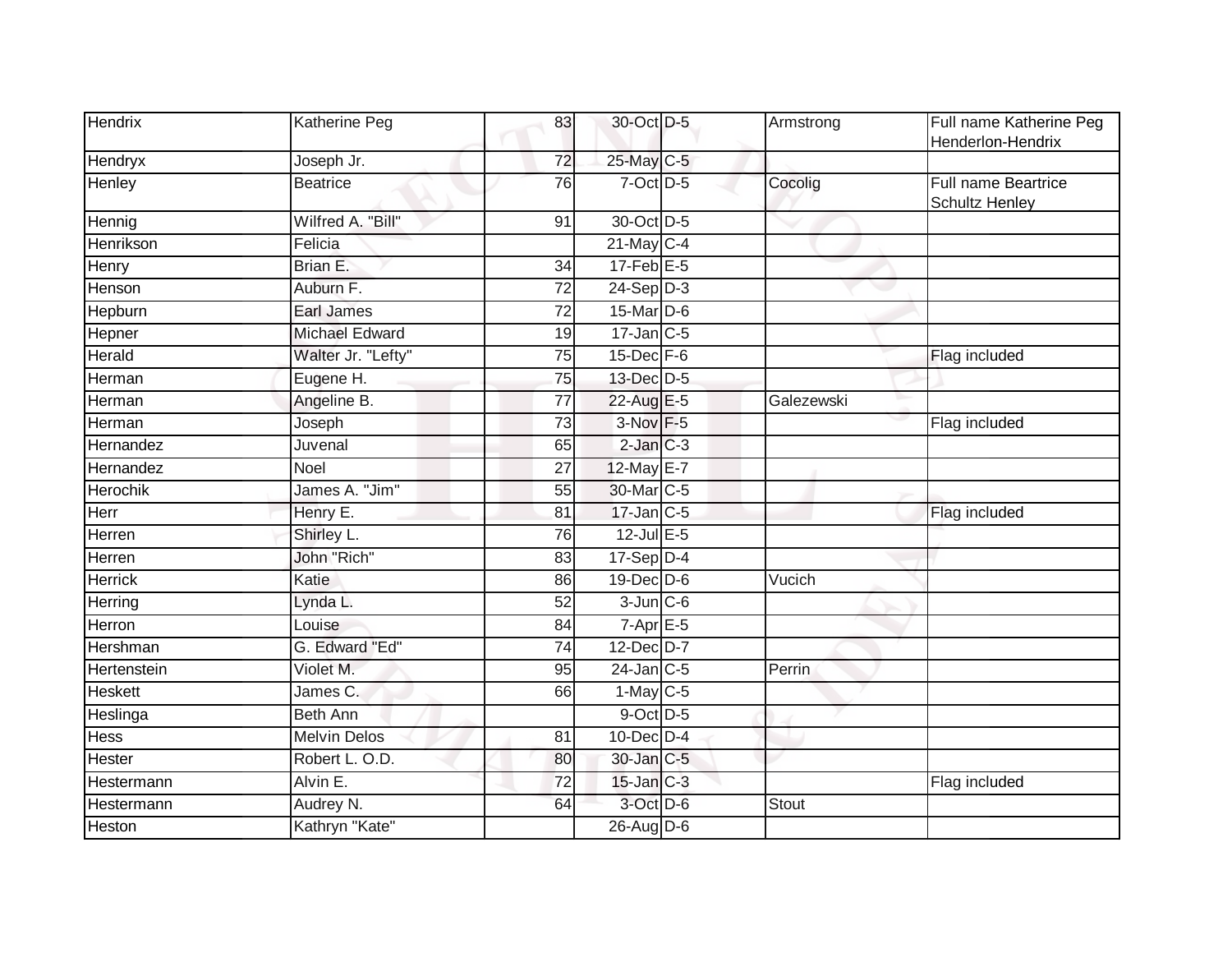| Hendrix | Katherine Peg | 83 | 30-Oct | D-5 | Armstrong | Full name Katherine Peg Henderlon-Hendrix |
|---|---|---|---|---|---|---|
| Hendryx | Joseph Jr. | 72 | 25-May | C-5 | | |
| Henley | Beatrice | 76 | 7-Oct | D-5 | Cocolig | Full name Beartrice Schultz Henley |
| Hennig | Wilfred A. "Bill" | 91 | 30-Oct | D-5 | | |
| Henrikson | Felicia | | 21-May | C-4 | | |
| Henry | Brian E. | 34 | 17-Feb | E-5 | | |
| Henson | Auburn F. | 72 | 24-Sep | D-3 | | |
| Hepburn | Earl James | 72 | 15-Mar | D-6 | | |
| Hepner | Michael Edward | 19 | 17-Jan | C-5 | | |
| Herald | Walter Jr. "Lefty" | 75 | 15-Dec | F-6 | | Flag included |
| Herman | Eugene H. | 75 | 13-Dec | D-5 | | |
| Herman | Angeline B. | 77 | 22-Aug | E-5 | Galezewski | |
| Herman | Joseph | 73 | 3-Nov | F-5 | | Flag included |
| Hernandez | Juvenal | 65 | 2-Jan | C-3 | | |
| Hernandez | Noel | 27 | 12-May | E-7 | | |
| Herochik | James A. "Jim" | 55 | 30-Mar | C-5 | | |
| Herr | Henry E. | 81 | 17-Jan | C-5 | | Flag included |
| Herren | Shirley L. | 76 | 12-Jul | E-5 | | |
| Herren | John "Rich" | 83 | 17-Sep | D-4 | | |
| Herrick | Katie | 86 | 19-Dec | D-6 | Vucich | |
| Herring | Lynda L. | 52 | 3-Jun | C-6 | | |
| Herron | Louise | 84 | 7-Apr | E-5 | | |
| Hershman | G. Edward "Ed" | 74 | 12-Dec | D-7 | | |
| Hertenstein | Violet M. | 95 | 24-Jan | C-5 | Perrin | |
| Heskett | James C. | 66 | 1-May | C-5 | | |
| Heslinga | Beth Ann | | 9-Oct | D-5 | | |
| Hess | Melvin Delos | 81 | 10-Dec | D-4 | | |
| Hester | Robert L. O.D. | 80 | 30-Jan | C-5 | | |
| Hestermann | Alvin E. | 72 | 15-Jan | C-3 | | Flag included |
| Hestermann | Audrey N. | 64 | 3-Oct | D-6 | Stout | |
| Heston | Kathryn "Kate" | | 26-Aug | D-6 | | |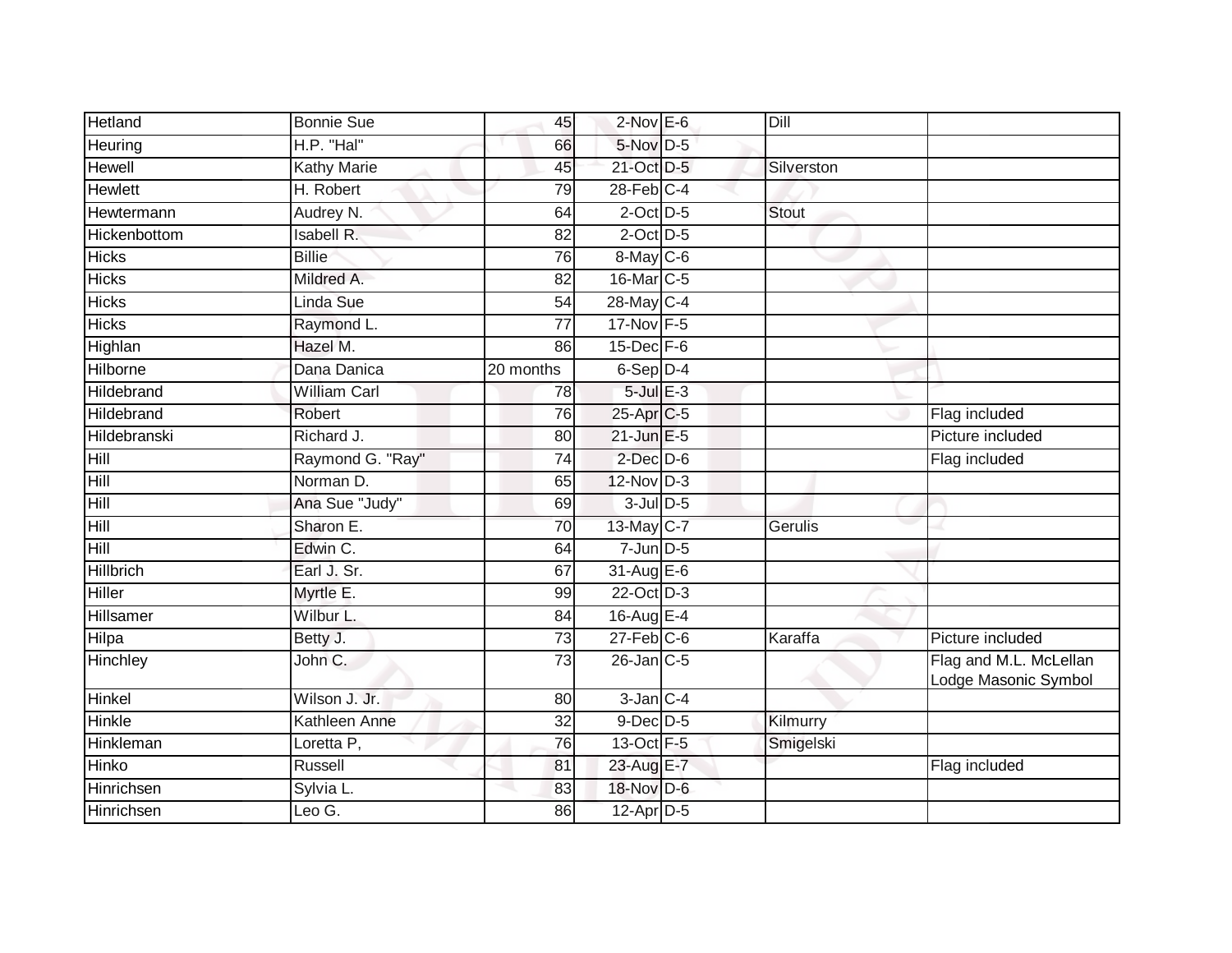| | | | | | | |
|---|---|---|---|---|---|---|
| Hetland | Bonnie Sue | 45 | 2-Nov | E-6 | Dill | |
| Heuring | H.P. "Hal" | 66 | 5-Nov | D-5 | | |
| Hewell | Kathy Marie | 45 | 21-Oct | D-5 | Silverston | |
| Hewlett | H. Robert | 79 | 28-Feb | C-4 | | |
| Hewtermann | Audrey N. | 64 | 2-Oct | D-5 | Stout | |
| Hickenbottom | Isabell R. | 82 | 2-Oct | D-5 | | |
| Hicks | Billie | 76 | 8-May | C-6 | | |
| Hicks | Mildred A. | 82 | 16-Mar | C-5 | | |
| Hicks | Linda Sue | 54 | 28-May | C-4 | | |
| Hicks | Raymond L. | 77 | 17-Nov | F-5 | | |
| Highlan | Hazel M. | 86 | 15-Dec | F-6 | | |
| Hilborne | Dana Danica | 20 months | 6-Sep | D-4 | | |
| Hildebrand | William Carl | 78 | 5-Jul | E-3 | | |
| Hildebrand | Robert | 76 | 25-Apr | C-5 | | Flag included |
| Hildebranski | Richard J. | 80 | 21-Jun | E-5 | | Picture included |
| Hill | Raymond G. "Ray" | 74 | 2-Dec | D-6 | | Flag included |
| Hill | Norman D. | 65 | 12-Nov | D-3 | | |
| Hill | Ana Sue "Judy" | 69 | 3-Jul | D-5 | | |
| Hill | Sharon E. | 70 | 13-May | C-7 | Gerulis | |
| Hill | Edwin C. | 64 | 7-Jun | D-5 | | |
| Hillbrich | Earl J. Sr. | 67 | 31-Aug | E-6 | | |
| Hiller | Myrtle E. | 99 | 22-Oct | D-3 | | |
| Hillsamer | Wilbur L. | 84 | 16-Aug | E-4 | | |
| Hilpa | Betty J. | 73 | 27-Feb | C-6 | Karaffa | Picture included |
| Hinchley | John C. | 73 | 26-Jan | C-5 | | Flag and M.L. McLellan Lodge Masonic Symbol |
| Hinkel | Wilson J. Jr. | 80 | 3-Jan | C-4 | | |
| Hinkle | Kathleen Anne | 32 | 9-Dec | D-5 | Kilmurry | |
| Hinkleman | Loretta P, | 76 | 13-Oct | F-5 | Smigelski | |
| Hinko | Russell | 81 | 23-Aug | E-7 | | Flag included |
| Hinrichsen | Sylvia L. | 83 | 18-Nov | D-6 | | |
| Hinrichsen | Leo G. | 86 | 12-Apr | D-5 | | |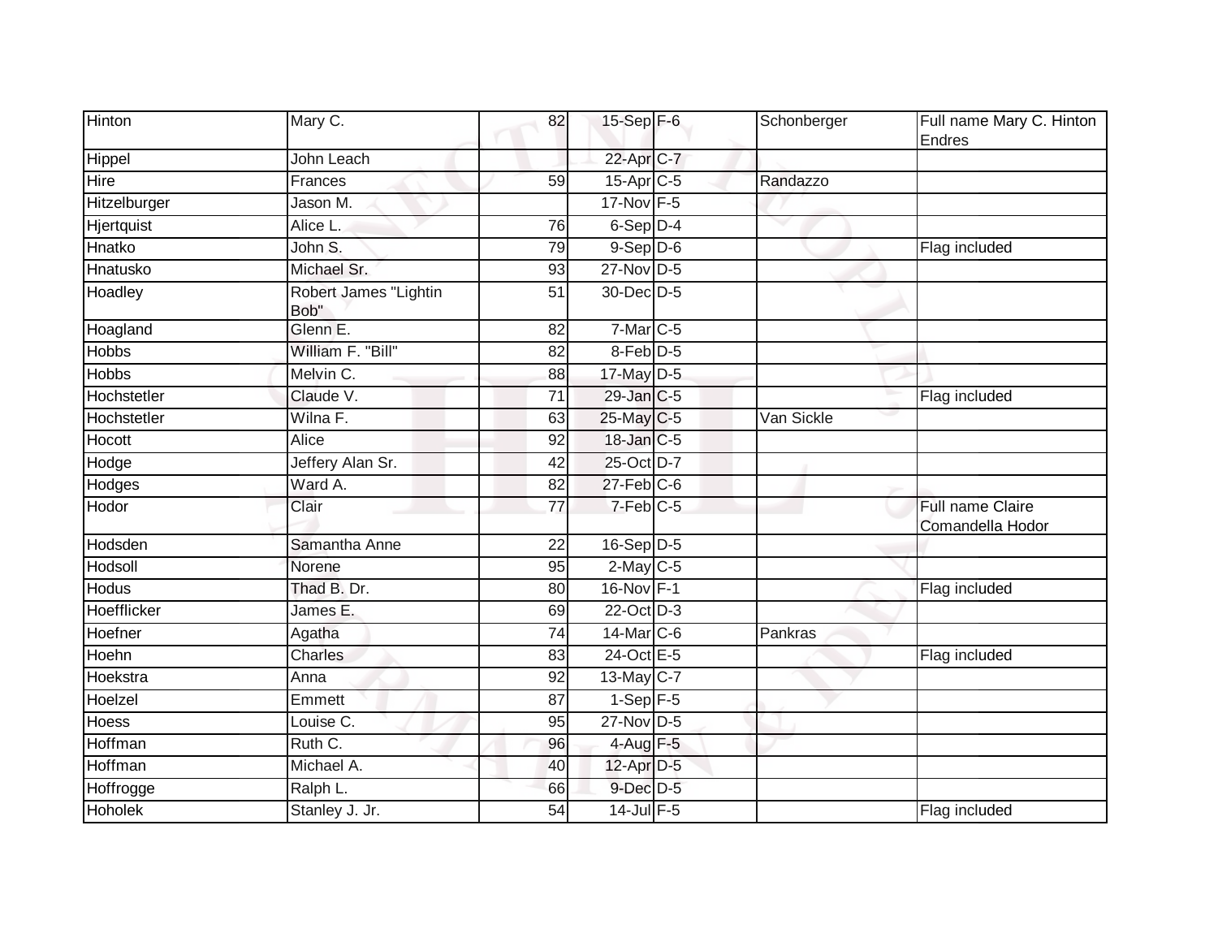| Hinton | Mary C. | 82 | 15-Sep | F-6 | Schonberger | Full name Mary C. Hinton Endres |
|---|---|---|---|---|---|---|
| Hippel | John Leach | | 22-Apr | C-7 | | |
| Hire | Frances | 59 | 15-Apr | C-5 | Randazzo | |
| Hitzelburger | Jason M. | | 17-Nov | F-5 | | |
| Hjertquist | Alice L. | 76 | 6-Sep | D-4 | | |
| Hnatko | John S. | 79 | 9-Sep | D-6 | | Flag included |
| Hnatusko | Michael Sr. | 93 | 27-Nov | D-5 | | |
| Hoadley | Robert James "Lightin Bob" | 51 | 30-Dec | D-5 | | |
| Hoagland | Glenn E. | 82 | 7-Mar | C-5 | | |
| Hobbs | William F. "Bill" | 82 | 8-Feb | D-5 | | |
| Hobbs | Melvin C. | 88 | 17-May | D-5 | | |
| Hochstetler | Claude V. | 71 | 29-Jan | C-5 | | Flag included |
| Hochstetler | Wilna F. | 63 | 25-May | C-5 | Van Sickle | |
| Hocott | Alice | 92 | 18-Jan | C-5 | | |
| Hodge | Jeffery Alan Sr. | 42 | 25-Oct | D-7 | | |
| Hodges | Ward A. | 82 | 27-Feb | C-6 | | |
| Hodor | Clair | 77 | 7-Feb | C-5 | | Full name Claire Comandella Hodor |
| Hodsden | Samantha Anne | 22 | 16-Sep | D-5 | | |
| Hodsoll | Norene | 95 | 2-May | C-5 | | |
| Hodus | Thad B. Dr. | 80 | 16-Nov | F-1 | | Flag included |
| Hoefflicker | James E. | 69 | 22-Oct | D-3 | | |
| Hoefner | Agatha | 74 | 14-Mar | C-6 | Pankras | |
| Hoehn | Charles | 83 | 24-Oct | E-5 | | Flag included |
| Hoekstra | Anna | 92 | 13-May | C-7 | | |
| Hoelzel | Emmett | 87 | 1-Sep | F-5 | | |
| Hoess | Louise C. | 95 | 27-Nov | D-5 | | |
| Hoffman | Ruth C. | 96 | 4-Aug | F-5 | | |
| Hoffman | Michael A. | 40 | 12-Apr | D-5 | | |
| Hoffrogge | Ralph L. | 66 | 9-Dec | D-5 | | |
| Hoholek | Stanley J. Jr. | 54 | 14-Jul | F-5 | | Flag included |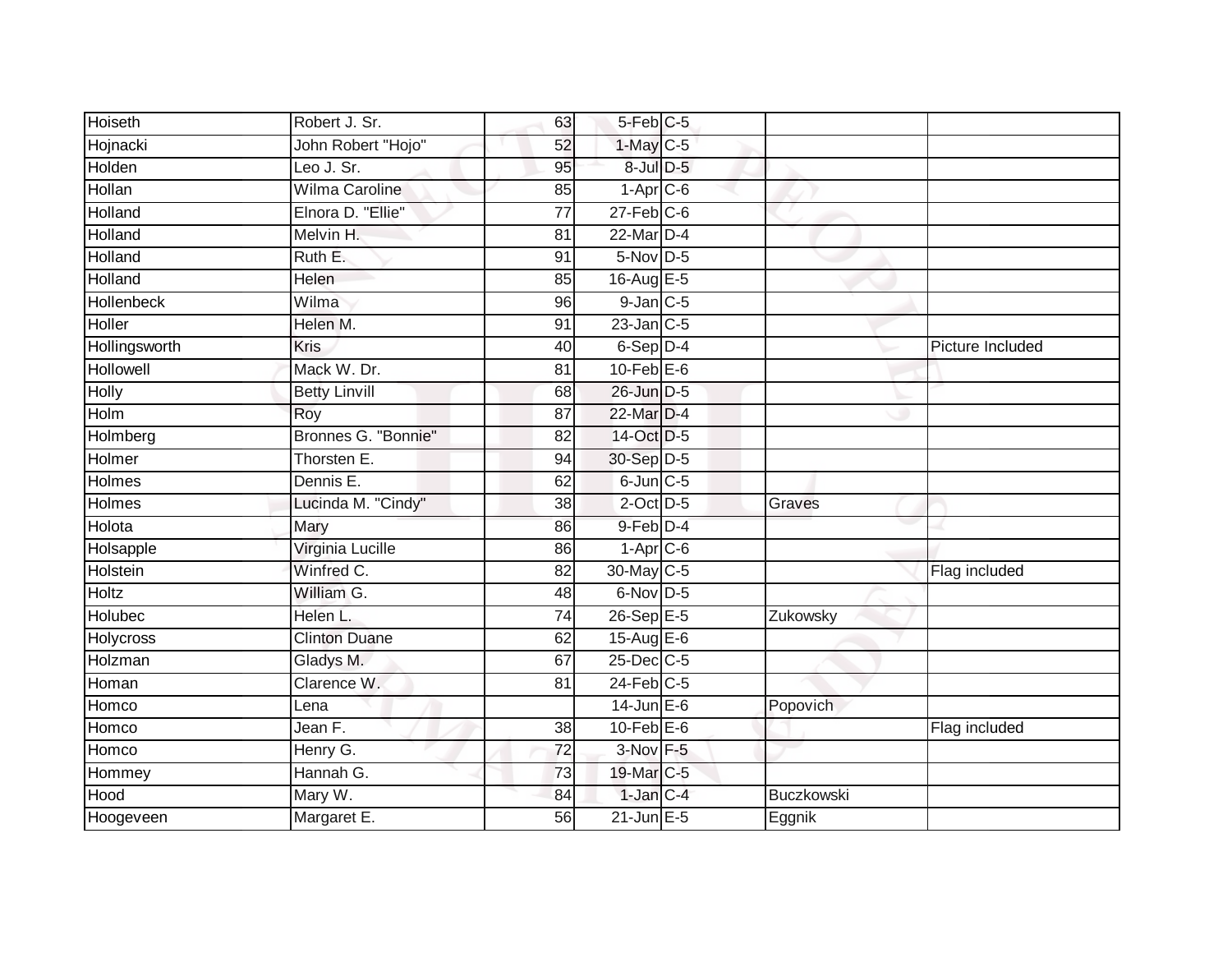| | | | | | | |
|---|---|---|---|---|---|---|
| Hoiseth | Robert J. Sr. | 63 | 5-Feb | C-5 | | |
| Hojnacki | John Robert "Hojo" | 52 | 1-May | C-5 | | |
| Holden | Leo J. Sr. | 95 | 8-Jul | D-5 | | |
| Hollan | Wilma Caroline | 85 | 1-Apr | C-6 | | |
| Holland | Elnora D. "Ellie" | 77 | 27-Feb | C-6 | | |
| Holland | Melvin H. | 81 | 22-Mar | D-4 | | |
| Holland | Ruth E. | 91 | 5-Nov | D-5 | | |
| Holland | Helen | 85 | 16-Aug | E-5 | | |
| Hollenbeck | Wilma | 96 | 9-Jan | C-5 | | |
| Holler | Helen M. | 91 | 23-Jan | C-5 | | |
| Hollingsworth | Kris | 40 | 6-Sep | D-4 | | Picture Included |
| Hollowell | Mack W. Dr. | 81 | 10-Feb | E-6 | | |
| Holly | Betty Linvill | 68 | 26-Jun | D-5 | | |
| Holm | Roy | 87 | 22-Mar | D-4 | | |
| Holmberg | Bronnes G. "Bonnie" | 82 | 14-Oct | D-5 | | |
| Holmer | Thorsten E. | 94 | 30-Sep | D-5 | | |
| Holmes | Dennis E. | 62 | 6-Jun | C-5 | | |
| Holmes | Lucinda M. "Cindy" | 38 | 2-Oct | D-5 | Graves | |
| Holota | Mary | 86 | 9-Feb | D-4 | | |
| Holsapple | Virginia Lucille | 86 | 1-Apr | C-6 | | |
| Holstein | Winfred C. | 82 | 30-May | C-5 | | Flag included |
| Holtz | William G. | 48 | 6-Nov | D-5 | | |
| Holubec | Helen L. | 74 | 26-Sep | E-5 | Zukowsky | |
| Holycross | Clinton Duane | 62 | 15-Aug | E-6 | | |
| Holzman | Gladys M. | 67 | 25-Dec | C-5 | | |
| Homan | Clarence W. | 81 | 24-Feb | C-5 | | |
| Homco | Lena | | 14-Jun | E-6 | Popovich | |
| Homco | Jean F. | 38 | 10-Feb | E-6 | | Flag included |
| Homco | Henry G. | 72 | 3-Nov | F-5 | | |
| Hommey | Hannah G. | 73 | 19-Mar | C-5 | | |
| Hood | Mary W. | 84 | 1-Jan | C-4 | Buczkowski | |
| Hoogeveen | Margaret E. | 56 | 21-Jun | E-5 | Eggnik | |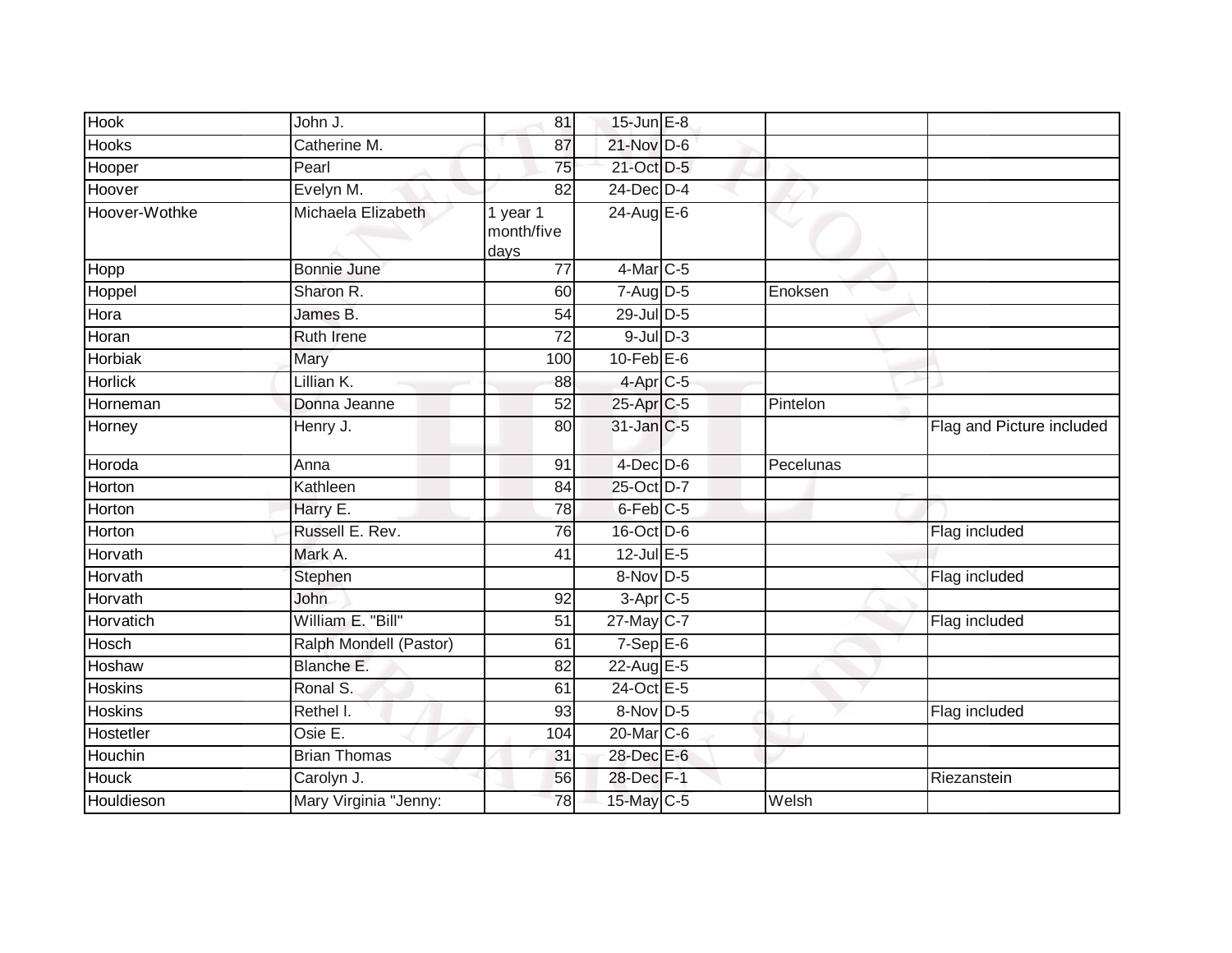| | | | | | | |
|---|---|---|---|---|---|---|
| Hook | John J. | 81 | 15-Jun | E-8 | | |
| Hooks | Catherine M. | 87 | 21-Nov | D-6 | | |
| Hooper | Pearl | 75 | 21-Oct | D-5 | | |
| Hoover | Evelyn M. | 82 | 24-Dec | D-4 | | |
| Hoover-Wothke | Michaela Elizabeth | 1 year 1 month/five days | 24-Aug | E-6 | | |
| Hopp | Bonnie June | 77 | 4-Mar | C-5 | | |
| Hoppel | Sharon R. | 60 | 7-Aug | D-5 | Enoksen | |
| Hora | James B. | 54 | 29-Jul | D-5 | | |
| Horan | Ruth Irene | 72 | 9-Jul | D-3 | | |
| Horbiak | Mary | 100 | 10-Feb | E-6 | | |
| Horlick | Lillian K. | 88 | 4-Apr | C-5 | | |
| Horneman | Donna Jeanne | 52 | 25-Apr | C-5 | Pintelon | |
| Horney | Henry J. | 80 | 31-Jan | C-5 | | Flag and Picture included |
| Horoda | Anna | 91 | 4-Dec | D-6 | Pecelunas | |
| Horton | Kathleen | 84 | 25-Oct | D-7 | | |
| Horton | Harry E. | 78 | 6-Feb | C-5 | | |
| Horton | Russell E. Rev. | 76 | 16-Oct | D-6 | | Flag included |
| Horvath | Mark A. | 41 | 12-Jul | E-5 | | |
| Horvath | Stephen | | 8-Nov | D-5 | | Flag included |
| Horvath | John | 92 | 3-Apr | C-5 | | |
| Horvatich | William E. "Bill" | 51 | 27-May | C-7 | | Flag included |
| Hosch | Ralph Mondell (Pastor) | 61 | 7-Sep | E-6 | | |
| Hoshaw | Blanche E. | 82 | 22-Aug | E-5 | | |
| Hoskins | Ronal S. | 61 | 24-Oct | E-5 | | |
| Hoskins | Rethel I. | 93 | 8-Nov | D-5 | | Flag included |
| Hostetler | Osie E. | 104 | 20-Mar | C-6 | | |
| Houchin | Brian Thomas | 31 | 28-Dec | E-6 | | |
| Houck | Carolyn J. | 56 | 28-Dec | F-1 | | Riezanstein |
| Houldieson | Mary Virginia "Jenny: | 78 | 15-May | C-5 | Welsh | |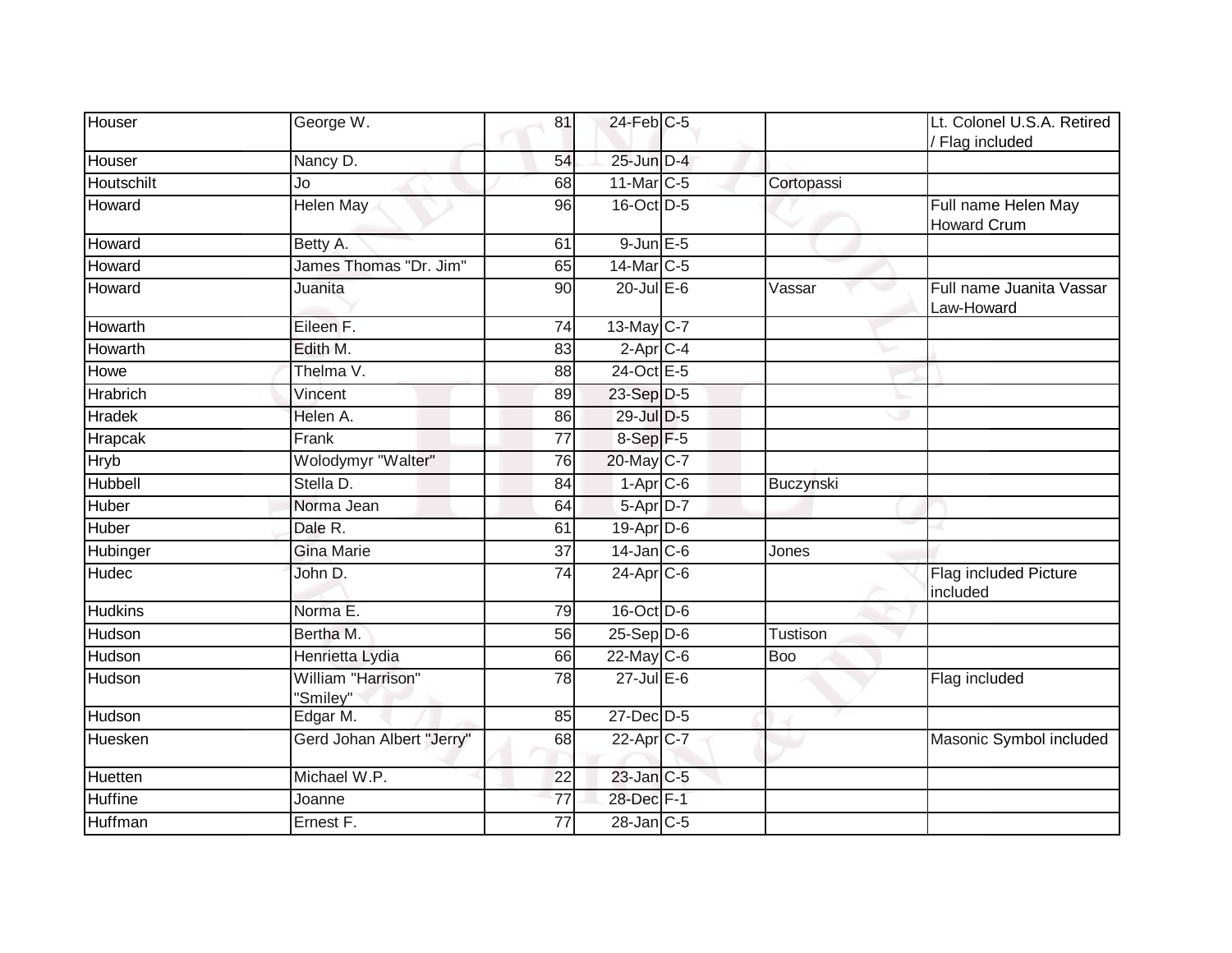| Houser | George W. | 81 | 24-Feb | C-5 | | Lt. Colonel U.S.A. Retired / Flag included |
|---|---|---|---|---|---|---|
| Houser | Nancy D. | 54 | 25-Jun | D-4 | | |
| Houtschilt | Jo | 68 | 11-Mar | C-5 | Cortopassi | |
| Howard | Helen May | 96 | 16-Oct | D-5 | | Full name Helen May Howard Crum |
| Howard | Betty A. | 61 | 9-Jun | E-5 | | |
| Howard | James Thomas "Dr. Jim" | 65 | 14-Mar | C-5 | | |
| Howard | Juanita | 90 | 20-Jul | E-6 | Vassar | Full name Juanita Vassar Law-Howard |
| Howarth | Eileen F. | 74 | 13-May | C-7 | | |
| Howarth | Edith M. | 83 | 2-Apr | C-4 | | |
| Howe | Thelma V. | 88 | 24-Oct | E-5 | | |
| Hrabrich | Vincent | 89 | 23-Sep | D-5 | | |
| Hradek | Helen A. | 86 | 29-Jul | D-5 | | |
| Hrapcak | Frank | 77 | 8-Sep | F-5 | | |
| Hryb | Wolodymyr "Walter" | 76 | 20-May | C-7 | | |
| Hubbell | Stella D. | 84 | 1-Apr | C-6 | Buczynski | |
| Huber | Norma Jean | 64 | 5-Apr | D-7 | | |
| Huber | Dale R. | 61 | 19-Apr | D-6 | | |
| Hubinger | Gina Marie | 37 | 14-Jan | C-6 | Jones | |
| Hudec | John D. | 74 | 24-Apr | C-6 | | Flag included Picture included |
| Hudkins | Norma E. | 79 | 16-Oct | D-6 | | |
| Hudson | Bertha M. | 56 | 25-Sep | D-6 | Tustison | |
| Hudson | Henrietta Lydia | 66 | 22-May | C-6 | Boo | |
| Hudson | William "Harrison" "Smiley" | 78 | 27-Jul | E-6 | | Flag included |
| Hudson | Edgar M. | 85 | 27-Dec | D-5 | | |
| Huesken | Gerd Johan Albert "Jerry" | 68 | 22-Apr | C-7 | | Masonic Symbol included |
| Huetten | Michael W.P. | 22 | 23-Jan | C-5 | | |
| Huffine | Joanne | 77 | 28-Dec | F-1 | | |
| Huffman | Ernest F. | 77 | 28-Jan | C-5 | | |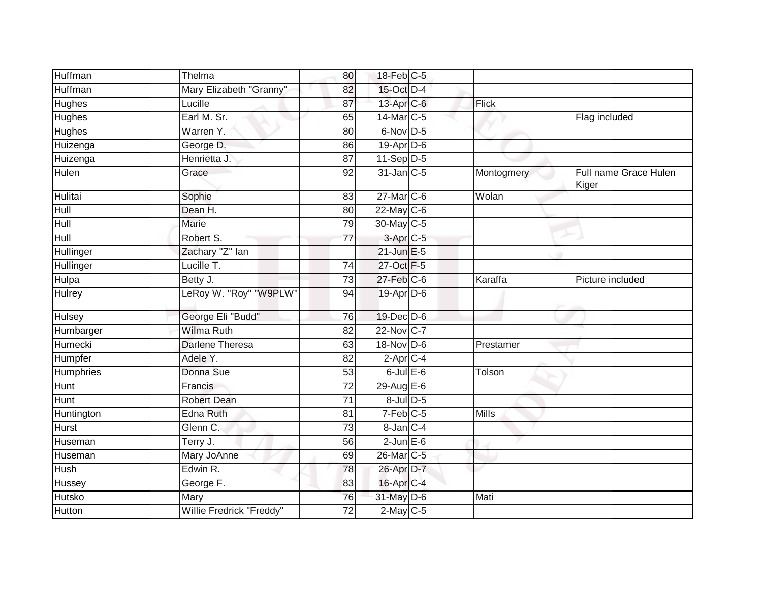| | | | | | | |
|---|---|---|---|---|---|---|
| Huffman | Thelma | 80 | 18-Feb | C-5 | | |
| Huffman | Mary Elizabeth "Granny" | 82 | 15-Oct | D-4 | | |
| Hughes | Lucille | 87 | 13-Apr | C-6 | Flick | |
| Hughes | Earl M. Sr. | 65 | 14-Mar | C-5 | | Flag included |
| Hughes | Warren Y. | 80 | 6-Nov | D-5 | | |
| Huizenga | George D. | 86 | 19-Apr | D-6 | | |
| Huizenga | Henrietta J. | 87 | 11-Sep | D-5 | | |
| Hulen | Grace | 92 | 31-Jan | C-5 | Montogmery | Full name Grace Hulen Kiger |
| Hulitai | Sophie | 83 | 27-Mar | C-6 | Wolan | |
| Hull | Dean H. | 80 | 22-May | C-6 | | |
| Hull | Marie | 79 | 30-May | C-5 | | |
| Hull | Robert S. | 77 | 3-Apr | C-5 | | |
| Hullinger | Zachary "Z" Ian | | 21-Jun | E-5 | | |
| Hullinger | Lucille T. | 74 | 27-Oct | F-5 | | |
| Hulpa | Betty J. | 73 | 27-Feb | C-6 | Karaffa | Picture included |
| Hulrey | LeRoy W. "Roy" "W9PLW" | 94 | 19-Apr | D-6 | | |
| Hulsey | George Eli "Budd" | 76 | 19-Dec | D-6 | | |
| Humbarger | Wilma Ruth | 82 | 22-Nov | C-7 | | |
| Humecki | Darlene Theresa | 63 | 18-Nov | D-6 | Prestamer | |
| Humpfer | Adele Y. | 82 | 2-Apr | C-4 | | |
| Humphries | Donna Sue | 53 | 6-Jul | E-6 | Tolson | |
| Hunt | Francis | 72 | 29-Aug | E-6 | | |
| Hunt | Robert Dean | 71 | 8-Jul | D-5 | | |
| Huntington | Edna Ruth | 81 | 7-Feb | C-5 | Mills | |
| Hurst | Glenn C. | 73 | 8-Jan | C-4 | | |
| Huseman | Terry J. | 56 | 2-Jun | E-6 | | |
| Huseman | Mary JoAnne | 69 | 26-Mar | C-5 | | |
| Hush | Edwin R. | 78 | 26-Apr | D-7 | | |
| Hussey | George F. | 83 | 16-Apr | C-4 | | |
| Hutsko | Mary | 76 | 31-May | D-6 | Mati | |
| Hutton | Willie Fredrick "Freddy" | 72 | 2-May | C-5 | | |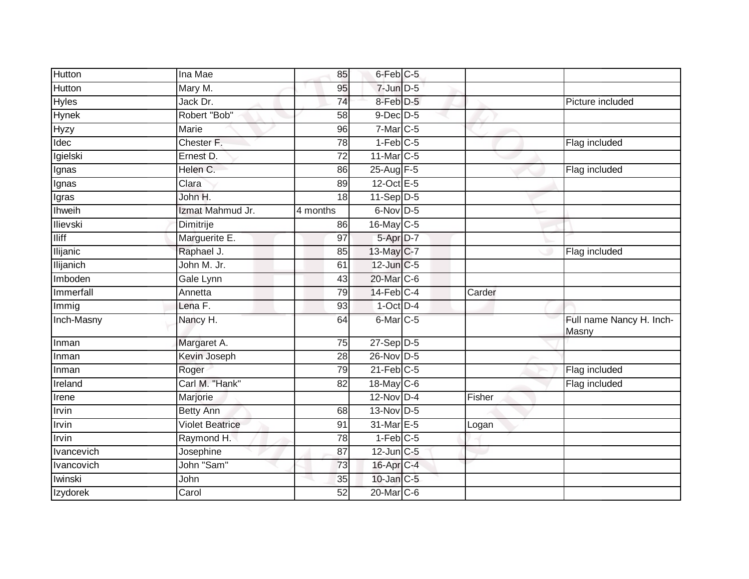| | | | | | | |
|---|---|---|---|---|---|---|
| Hutton | Ina Mae | 85 | 6-Feb | C-5 | | |
| Hutton | Mary M. | 95 | 7-Jun | D-5 | | |
| Hyles | Jack Dr. | 74 | 8-Feb | D-5 | | Picture included |
| Hynek | Robert "Bob" | 58 | 9-Dec | D-5 | | |
| Hyzy | Marie | 96 | 7-Mar | C-5 | | |
| Idec | Chester F. | 78 | 1-Feb | C-5 | | Flag included |
| Igielski | Ernest D. | 72 | 11-Mar | C-5 | | |
| Ignas | Helen C. | 86 | 25-Aug | F-5 | | Flag included |
| Ignas | Clara | 89 | 12-Oct | E-5 | | |
| Igras | John H. | 18 | 11-Sep | D-5 | | |
| Ihweih | Izmat Mahmud Jr. | 4 months | 6-Nov | D-5 | | |
| Ilievski | Dimitrije | 86 | 16-May | C-5 | | |
| Iliff | Marguerite E. | 97 | 5-Apr | D-7 | | |
| Ilijanic | Raphael J. | 85 | 13-May | C-7 | | Flag included |
| Ilijanich | John M. Jr. | 61 | 12-Jun | C-5 | | |
| Imboden | Gale Lynn | 43 | 20-Mar | C-6 | | |
| Immerfall | Annetta | 79 | 14-Feb | C-4 | Carder | |
| Immig | Lena F. | 93 | 1-Oct | D-4 | | |
| Inch-Masny | Nancy H. | 64 | 6-Mar | C-5 | | Full name Nancy H. Inch-Masny |
| Inman | Margaret A. | 75 | 27-Sep | D-5 | | |
| Inman | Kevin Joseph | 28 | 26-Nov | D-5 | | |
| Inman | Roger | 79 | 21-Feb | C-5 | | Flag included |
| Ireland | Carl M. "Hank" | 82 | 18-May | C-6 | | Flag included |
| Irene | Marjorie | | 12-Nov | D-4 | Fisher | |
| Irvin | Betty Ann | 68 | 13-Nov | D-5 | | |
| Irvin | Violet Beatrice | 91 | 31-Mar | E-5 | Logan | |
| Irvin | Raymond H. | 78 | 1-Feb | C-5 | | |
| Ivancevich | Josephine | 87 | 12-Jun | C-5 | | |
| Ivancovich | John "Sam" | 73 | 16-Apr | C-4 | | |
| Iwinski | John | 35 | 10-Jan | C-5 | | |
| Izydorek | Carol | 52 | 20-Mar | C-6 | | |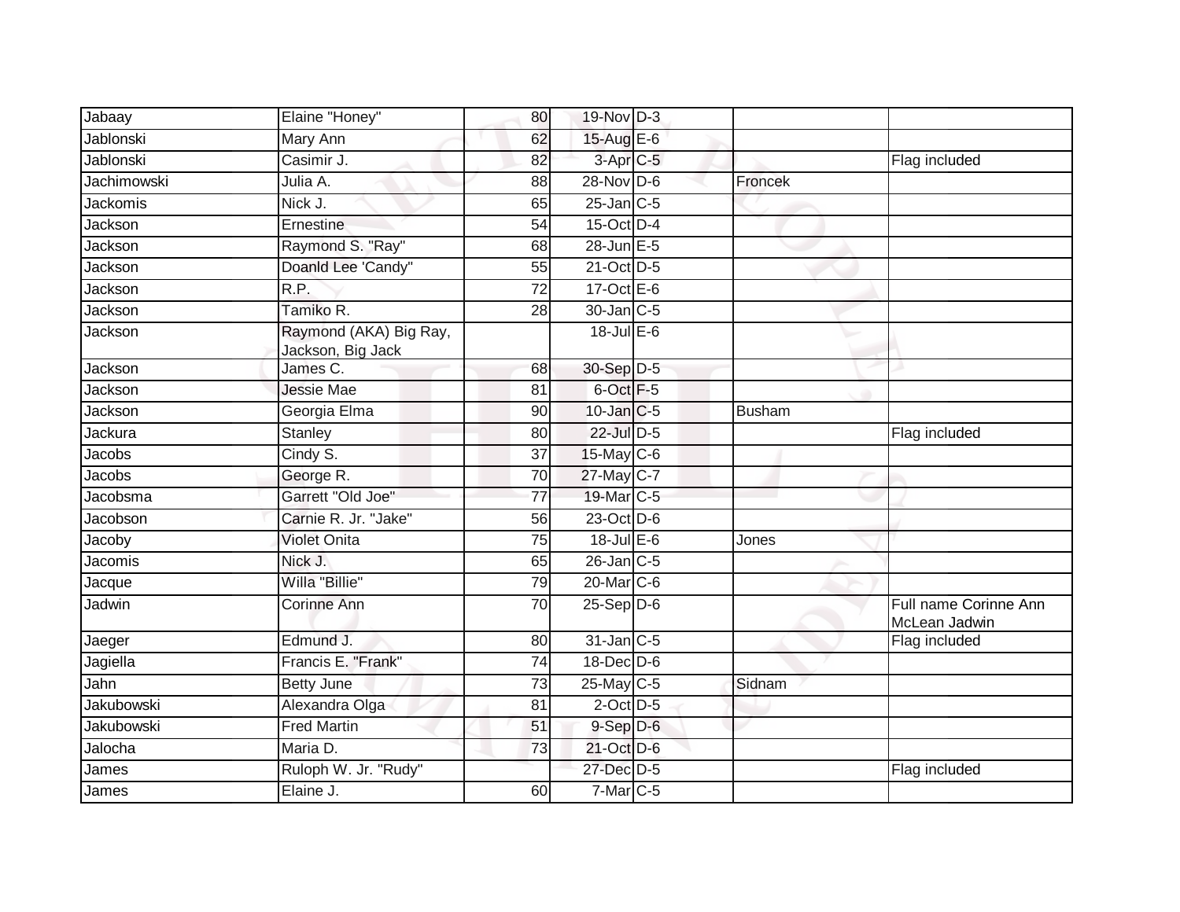| | | | | | | |
|---|---|---|---|---|---|---|
| Jabaay | Elaine "Honey" | 80 | 19-Nov | D-3 | | |
| Jablonski | Mary Ann | 62 | 15-Aug | E-6 | | |
| Jablonski | Casimir J. | 82 | 3-Apr | C-5 | | Flag included |
| Jachimowski | Julia A. | 88 | 28-Nov | D-6 | Froncek | |
| Jackomis | Nick J. | 65 | 25-Jan | C-5 | | |
| Jackson | Ernestine | 54 | 15-Oct | D-4 | | |
| Jackson | Raymond S. "Ray" | 68 | 28-Jun | E-5 | | |
| Jackson | Doanld Lee 'Candy" | 55 | 21-Oct | D-5 | | |
| Jackson | R.P. | 72 | 17-Oct | E-6 | | |
| Jackson | Tamiko R. | 28 | 30-Jan | C-5 | | |
| Jackson | Raymond (AKA) Big Ray, Jackson, Big Jack | | 18-Jul | E-6 | | |
| Jackson | James C. | 68 | 30-Sep | D-5 | | |
| Jackson | Jessie Mae | 81 | 6-Oct | F-5 | | |
| Jackson | Georgia Elma | 90 | 10-Jan | C-5 | Busham | |
| Jackura | Stanley | 80 | 22-Jul | D-5 | | Flag included |
| Jacobs | Cindy S. | 37 | 15-May | C-6 | | |
| Jacobs | George R. | 70 | 27-May | C-7 | | |
| Jacobsma | Garrett "Old Joe" | 77 | 19-Mar | C-5 | | |
| Jacobson | Carnie R. Jr. "Jake" | 56 | 23-Oct | D-6 | | |
| Jacoby | Violet Onita | 75 | 18-Jul | E-6 | Jones | |
| Jacomis | Nick J. | 65 | 26-Jan | C-5 | | |
| Jacque | Willa "Billie" | 79 | 20-Mar | C-6 | | |
| Jadwin | Corinne Ann | 70 | 25-Sep | D-6 | | Full name Corinne Ann McLean Jadwin |
| Jaeger | Edmund J. | 80 | 31-Jan | C-5 | | Flag included |
| Jagiella | Francis E. "Frank" | 74 | 18-Dec | D-6 | | |
| Jahn | Betty June | 73 | 25-May | C-5 | Sidnam | |
| Jakubowski | Alexandra Olga | 81 | 2-Oct | D-5 | | |
| Jakubowski | Fred Martin | 51 | 9-Sep | D-6 | | |
| Jalocha | Maria D. | 73 | 21-Oct | D-6 | | |
| James | Ruloph W. Jr. "Rudy" | | 27-Dec | D-5 | | Flag included |
| James | Elaine J. | 60 | 7-Mar | C-5 | | |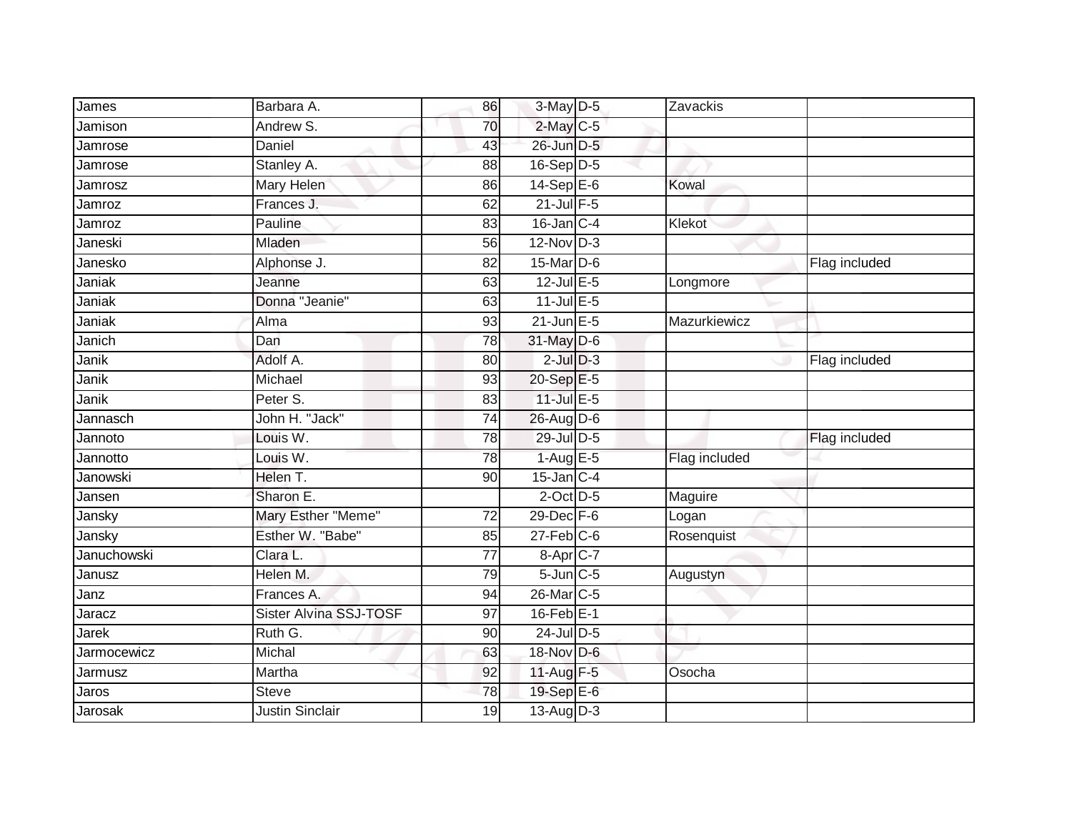| | | | | | | |
|---|---|---|---|---|---|---|
| James | Barbara A. | 86 | 3-May | D-5 | Zavackis | |
| Jamison | Andrew S. | 70 | 2-May | C-5 | | |
| Jamrose | Daniel | 43 | 26-Jun | D-5 | | |
| Jamrose | Stanley A. | 88 | 16-Sep | D-5 | | |
| Jamrosz | Mary Helen | 86 | 14-Sep | E-6 | Kowal | |
| Jamroz | Frances J. | 62 | 21-Jul | F-5 | | |
| Jamroz | Pauline | 83 | 16-Jan | C-4 | Klekot | |
| Janeski | Mladen | 56 | 12-Nov | D-3 | | |
| Janesko | Alphonse J. | 82 | 15-Mar | D-6 | | Flag included |
| Janiak | Jeanne | 63 | 12-Jul | E-5 | Longmore | |
| Janiak | Donna "Jeanie" | 63 | 11-Jul | E-5 | | |
| Janiak | Alma | 93 | 21-Jun | E-5 | Mazurkiewicz | |
| Janich | Dan | 78 | 31-May | D-6 | | |
| Janik | Adolf A. | 80 | 2-Jul | D-3 | | Flag included |
| Janik | Michael | 93 | 20-Sep | E-5 | | |
| Janik | Peter S. | 83 | 11-Jul | E-5 | | |
| Jannasch | John H. "Jack" | 74 | 26-Aug | D-6 | | |
| Jannoto | Louis W. | 78 | 29-Jul | D-5 | | Flag included |
| Jannotto | Louis W. | 78 | 1-Aug | E-5 | Flag included | |
| Janowski | Helen T. | 90 | 15-Jan | C-4 | | |
| Jansen | Sharon E. | | 2-Oct | D-5 | Maguire | |
| Jansky | Mary Esther "Meme" | 72 | 29-Dec | F-6 | Logan | |
| Jansky | Esther W. "Babe" | 85 | 27-Feb | C-6 | Rosenquist | |
| Januchowski | Clara L. | 77 | 8-Apr | C-7 | | |
| Janusz | Helen M. | 79 | 5-Jun | C-5 | Augustyn | |
| Janz | Frances A. | 94 | 26-Mar | C-5 | | |
| Jaracz | Sister Alvina SSJ-TOSF | 97 | 16-Feb | E-1 | | |
| Jarek | Ruth G. | 90 | 24-Jul | D-5 | | |
| Jarmocewicz | Michal | 63 | 18-Nov | D-6 | | |
| Jarmusz | Martha | 92 | 11-Aug | F-5 | Osocha | |
| Jaros | Steve | 78 | 19-Sep | E-6 | | |
| Jarosak | Justin Sinclair | 19 | 13-Aug | D-3 | | |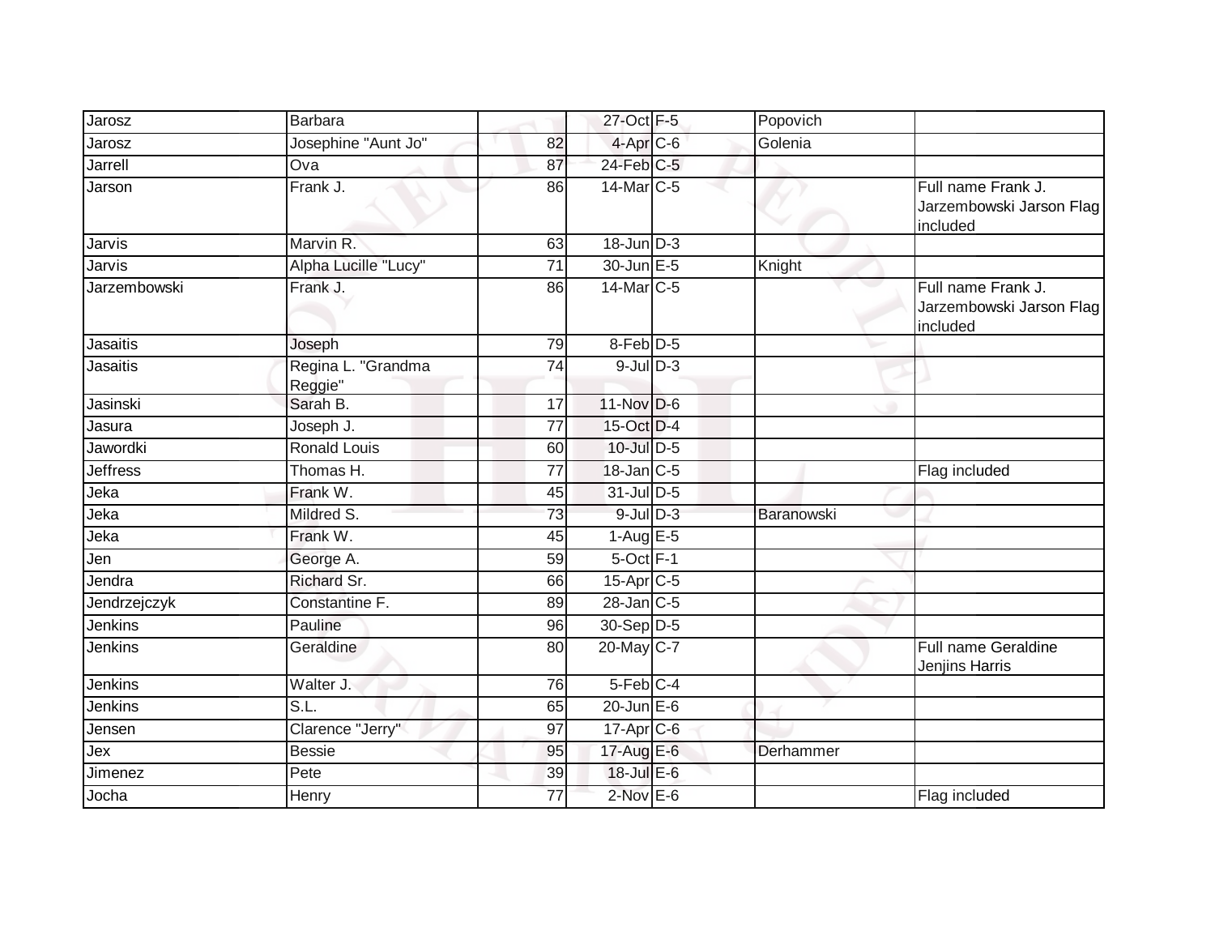| | | | | | | |
|---|---|---|---|---|---|---|
| Jarosz | Barbara | | 27-Oct | F-5 | Popovich | |
| Jarosz | Josephine "Aunt Jo" | 82 | 4-Apr | C-6 | Golenia | |
| Jarrell | Ova | 87 | 24-Feb | C-5 | | |
| Jarson | Frank J. | 86 | 14-Mar | C-5 | | Full name Frank J. Jarzembowski Jarson Flag included |
| Jarvis | Marvin R. | 63 | 18-Jun | D-3 | | |
| Jarvis | Alpha Lucille "Lucy" | 71 | 30-Jun | E-5 | Knight | |
| Jarzembowski | Frank J. | 86 | 14-Mar | C-5 | | Full name Frank J. Jarzembowski Jarson Flag included |
| Jasaitis | Joseph | 79 | 8-Feb | D-5 | | |
| Jasaitis | Regina L. "Grandma Reggie" | 74 | 9-Jul | D-3 | | |
| Jasinski | Sarah B. | 17 | 11-Nov | D-6 | | |
| Jasura | Joseph J. | 77 | 15-Oct | D-4 | | |
| Jawordki | Ronald Louis | 60 | 10-Jul | D-5 | | |
| Jeffress | Thomas H. | 77 | 18-Jan | C-5 | | Flag included |
| Jeka | Frank W. | 45 | 31-Jul | D-5 | | |
| Jeka | Mildred S. | 73 | 9-Jul | D-3 | Baranowski | |
| Jeka | Frank W. | 45 | 1-Aug | E-5 | | |
| Jen | George A. | 59 | 5-Oct | F-1 | | |
| Jendra | Richard Sr. | 66 | 15-Apr | C-5 | | |
| Jendrzejczyk | Constantine F. | 89 | 28-Jan | C-5 | | |
| Jenkins | Pauline | 96 | 30-Sep | D-5 | | |
| Jenkins | Geraldine | 80 | 20-May | C-7 | | Full name Geraldine Jenjins Harris |
| Jenkins | Walter J. | 76 | 5-Feb | C-4 | | |
| Jenkins | S.L. | 65 | 20-Jun | E-6 | | |
| Jensen | Clarence "Jerry" | 97 | 17-Apr | C-6 | | |
| Jex | Bessie | 95 | 17-Aug | E-6 | Derhammer | |
| Jimenez | Pete | 39 | 18-Jul | E-6 | | |
| Jocha | Henry | 77 | 2-Nov | E-6 | | Flag included |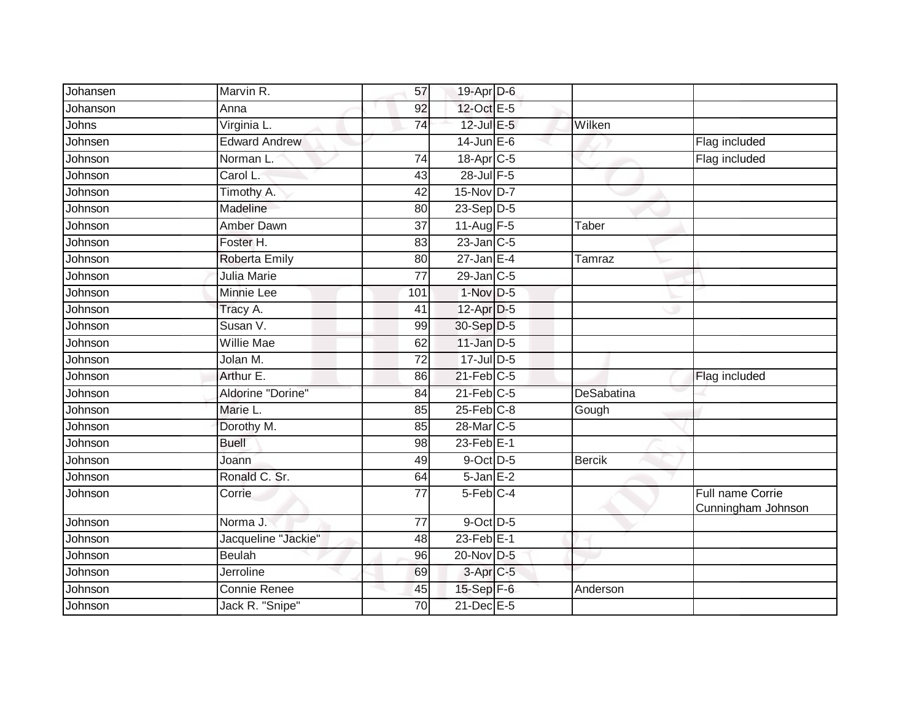| | | | | | | |
|---|---|---|---|---|---|---|
| Johansen | Marvin R. | 57 | 19-Apr | D-6 | | |
| Johanson | Anna | 92 | 12-Oct | E-5 | | |
| Johns | Virginia L. | 74 | 12-Jul | E-5 | Wilken | |
| Johnsen | Edward Andrew | | 14-Jun | E-6 | | Flag included |
| Johnson | Norman L. | 74 | 18-Apr | C-5 | | Flag included |
| Johnson | Carol L. | 43 | 28-Jul | F-5 | | |
| Johnson | Timothy A. | 42 | 15-Nov | D-7 | | |
| Johnson | Madeline | 80 | 23-Sep | D-5 | | |
| Johnson | Amber Dawn | 37 | 11-Aug | F-5 | Taber | |
| Johnson | Foster H. | 83 | 23-Jan | C-5 | | |
| Johnson | Roberta Emily | 80 | 27-Jan | E-4 | Tamraz | |
| Johnson | Julia Marie | 77 | 29-Jan | C-5 | | |
| Johnson | Minnie Lee | 101 | 1-Nov | D-5 | | |
| Johnson | Tracy A. | 41 | 12-Apr | D-5 | | |
| Johnson | Susan V. | 99 | 30-Sep | D-5 | | |
| Johnson | Willie Mae | 62 | 11-Jan | D-5 | | |
| Johnson | Jolan M. | 72 | 17-Jul | D-5 | | |
| Johnson | Arthur E. | 86 | 21-Feb | C-5 | | Flag included |
| Johnson | Aldorine "Dorine" | 84 | 21-Feb | C-5 | DeSabatina | |
| Johnson | Marie L. | 85 | 25-Feb | C-8 | Gough | |
| Johnson | Dorothy M. | 85 | 28-Mar | C-5 | | |
| Johnson | Buell | 98 | 23-Feb | E-1 | | |
| Johnson | Joann | 49 | 9-Oct | D-5 | Bercik | |
| Johnson | Ronald C. Sr. | 64 | 5-Jan | E-2 | | |
| Johnson | Corrie | 77 | 5-Feb | C-4 | | Full name Corrie Cunningham Johnson |
| Johnson | Norma J. | 77 | 9-Oct | D-5 | | |
| Johnson | Jacqueline "Jackie" | 48 | 23-Feb | E-1 | | |
| Johnson | Beulah | 96 | 20-Nov | D-5 | | |
| Johnson | Jerroline | 69 | 3-Apr | C-5 | | |
| Johnson | Connie Renee | 45 | 15-Sep | F-6 | Anderson | |
| Johnson | Jack R. "Snipe" | 70 | 21-Dec | E-5 | | |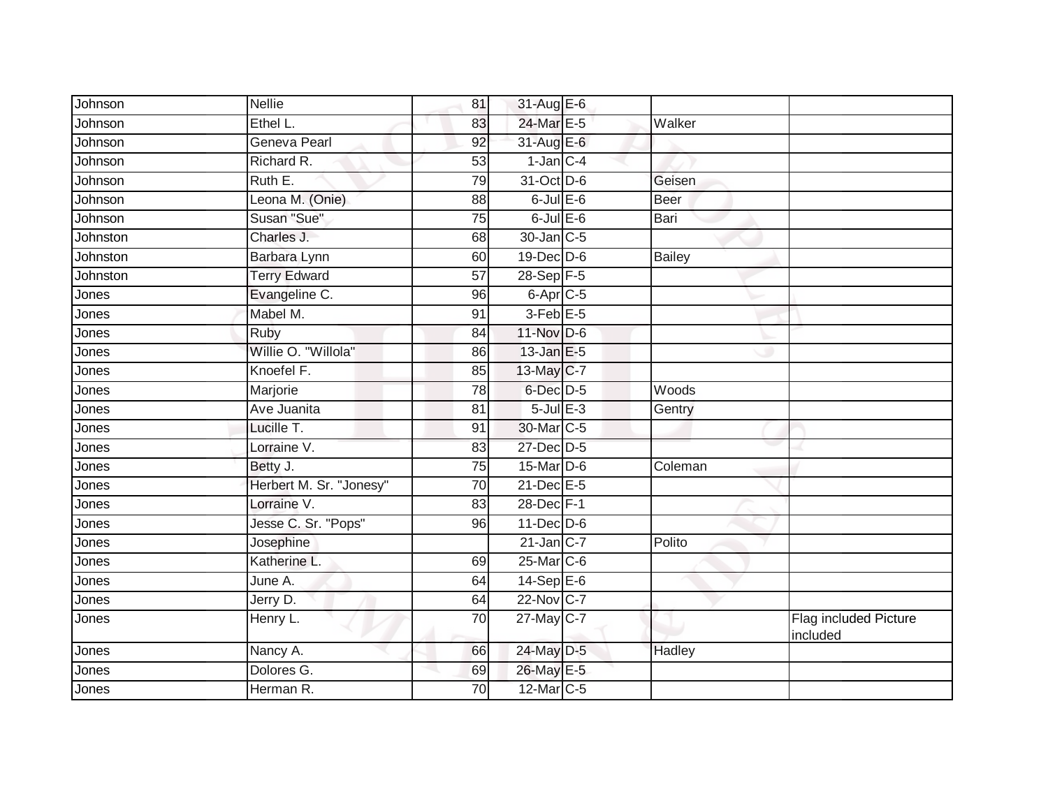| | | | | | | |
|---|---|---|---|---|---|---|
| Johnson | Nellie | 81 | 31-Aug | E-6 | | |
| Johnson | Ethel L. | 83 | 24-Mar | E-5 | Walker | |
| Johnson | Geneva Pearl | 92 | 31-Aug | E-6 | | |
| Johnson | Richard R. | 53 | 1-Jan | C-4 | | |
| Johnson | Ruth E. | 79 | 31-Oct | D-6 | Geisen | |
| Johnson | Leona M. (Onie) | 88 | 6-Jul | E-6 | Beer | |
| Johnson | Susan "Sue" | 75 | 6-Jul | E-6 | Bari | |
| Johnston | Charles J. | 68 | 30-Jan | C-5 | | |
| Johnston | Barbara Lynn | 60 | 19-Dec | D-6 | Bailey | |
| Johnston | Terry Edward | 57 | 28-Sep | F-5 | | |
| Jones | Evangeline C. | 96 | 6-Apr | C-5 | | |
| Jones | Mabel M. | 91 | 3-Feb | E-5 | | |
| Jones | Ruby | 84 | 11-Nov | D-6 | | |
| Jones | Willie O. "Willola" | 86 | 13-Jan | E-5 | | |
| Jones | Knoefel F. | 85 | 13-May | C-7 | | |
| Jones | Marjorie | 78 | 6-Dec | D-5 | Woods | |
| Jones | Ave Juanita | 81 | 5-Jul | E-3 | Gentry | |
| Jones | Lucille T. | 91 | 30-Mar | C-5 | | |
| Jones | Lorraine V. | 83 | 27-Dec | D-5 | | |
| Jones | Betty J. | 75 | 15-Mar | D-6 | Coleman | |
| Jones | Herbert M. Sr. "Jonesy" | 70 | 21-Dec | E-5 | | |
| Jones | Lorraine V. | 83 | 28-Dec | F-1 | | |
| Jones | Jesse C. Sr. "Pops" | 96 | 11-Dec | D-6 | | |
| Jones | Josephine | | 21-Jan | C-7 | Polito | |
| Jones | Katherine L. | 69 | 25-Mar | C-6 | | |
| Jones | June A. | 64 | 14-Sep | E-6 | | |
| Jones | Jerry D. | 64 | 22-Nov | C-7 | | |
| Jones | Henry L. | 70 | 27-May | C-7 | | Flag included Picture included |
| Jones | Nancy A. | 66 | 24-May | D-5 | Hadley | |
| Jones | Dolores G. | 69 | 26-May | E-5 | | |
| Jones | Herman R. | 70 | 12-Mar | C-5 | | |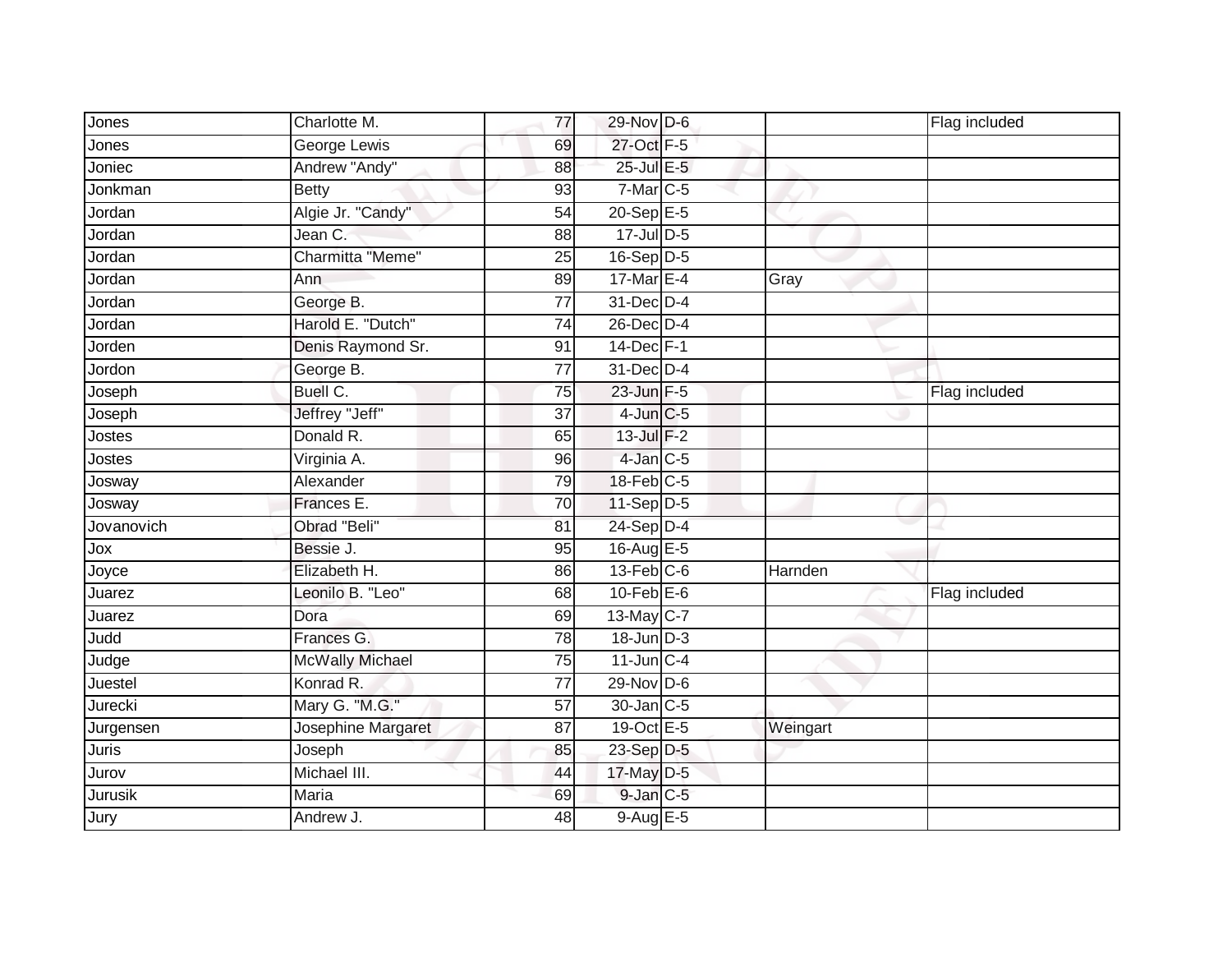| | | | | | | |
|---|---|---|---|---|---|---|
| Jones | Charlotte M. | 77 | 29-Nov | D-6 | | Flag included |
| Jones | George Lewis | 69 | 27-Oct | F-5 | | |
| Joniec | Andrew "Andy" | 88 | 25-Jul | E-5 | | |
| Jonkman | Betty | 93 | 7-Mar | C-5 | | |
| Jordan | Algie Jr. "Candy" | 54 | 20-Sep | E-5 | | |
| Jordan | Jean C. | 88 | 17-Jul | D-5 | | |
| Jordan | Charmitta "Meme" | 25 | 16-Sep | D-5 | | |
| Jordan | Ann | 89 | 17-Mar | E-4 | Gray | |
| Jordan | George B. | 77 | 31-Dec | D-4 | | |
| Jordan | Harold E. "Dutch" | 74 | 26-Dec | D-4 | | |
| Jorden | Denis Raymond Sr. | 91 | 14-Dec | F-1 | | |
| Jordon | George B. | 77 | 31-Dec | D-4 | | |
| Joseph | Buell C. | 75 | 23-Jun | F-5 | | Flag included |
| Joseph | Jeffrey "Jeff" | 37 | 4-Jun | C-5 | | |
| Jostes | Donald R. | 65 | 13-Jul | F-2 | | |
| Jostes | Virginia A. | 96 | 4-Jan | C-5 | | |
| Josway | Alexander | 79 | 18-Feb | C-5 | | |
| Josway | Frances E. | 70 | 11-Sep | D-5 | | |
| Jovanovich | Obrad "Beli" | 81 | 24-Sep | D-4 | | |
| Jox | Bessie J. | 95 | 16-Aug | E-5 | | |
| Joyce | Elizabeth H. | 86 | 13-Feb | C-6 | Harnden | |
| Juarez | Leonilo B. "Leo" | 68 | 10-Feb | E-6 | | Flag included |
| Juarez | Dora | 69 | 13-May | C-7 | | |
| Judd | Frances G. | 78 | 18-Jun | D-3 | | |
| Judge | McWally Michael | 75 | 11-Jun | C-4 | | |
| Juestel | Konrad R. | 77 | 29-Nov | D-6 | | |
| Jurecki | Mary G. "M.G." | 57 | 30-Jan | C-5 | | |
| Jurgensen | Josephine Margaret | 87 | 19-Oct | E-5 | Weingart | |
| Juris | Joseph | 85 | 23-Sep | D-5 | | |
| Jurov | Michael III. | 44 | 17-May | D-5 | | |
| Jurusik | Maria | 69 | 9-Jan | C-5 | | |
| Jury | Andrew J. | 48 | 9-Aug | E-5 | | |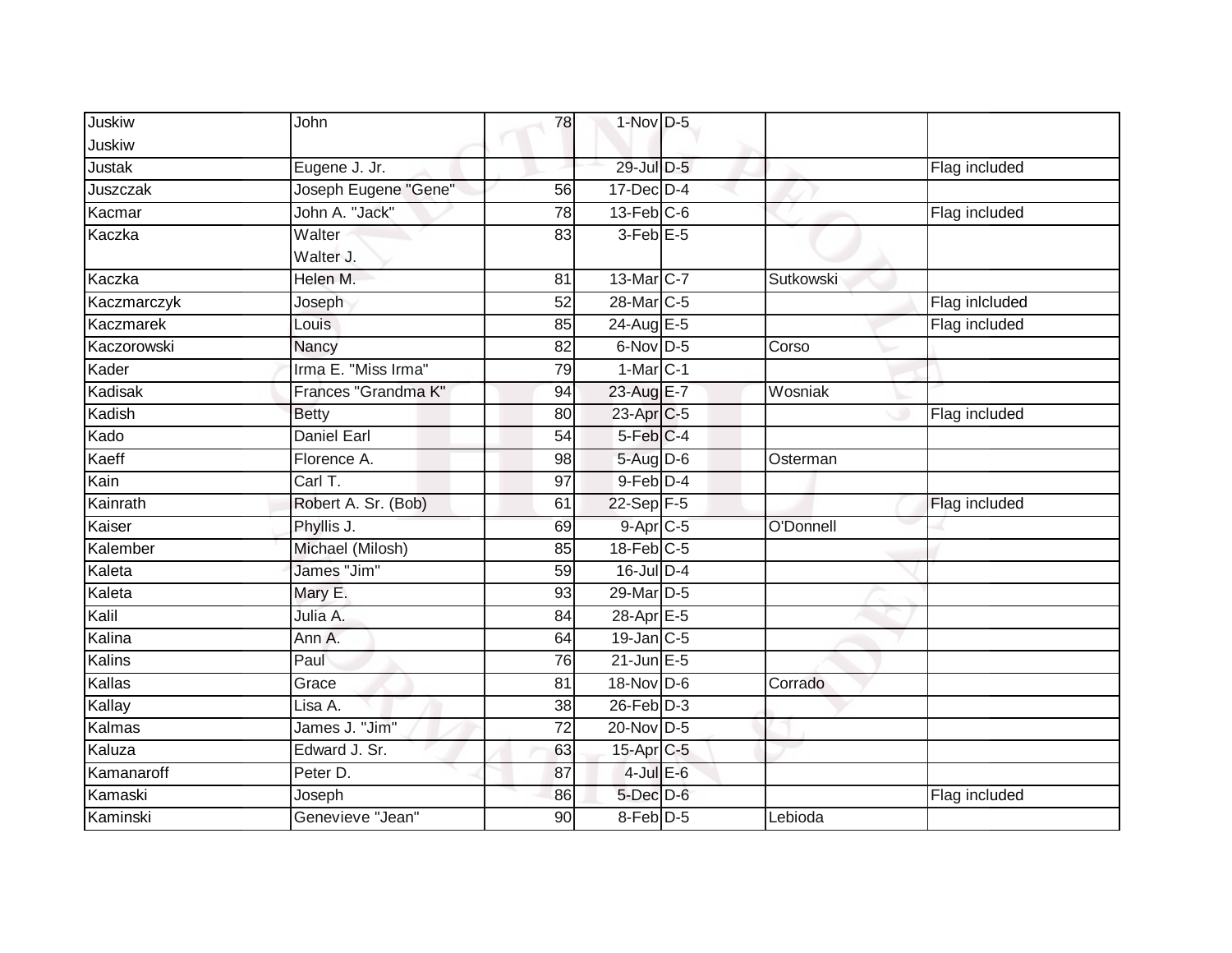| | | | | | | |
|---|---|---|---|---|---|---|
| Juskiw<br>Juskiw | John | 78 | 1-Nov | D-5 | | |
| Justak | Eugene J. Jr. | | 29-Jul | D-5 | | Flag included |
| Juszczak | Joseph Eugene "Gene" | 56 | 17-Dec | D-4 | | |
| Kacmar | John A. "Jack" | 78 | 13-Feb | C-6 | | Flag included |
| Kaczka | Walter<br>Walter J. | 83 | 3-Feb | E-5 | | |
| Kaczka | Helen M. | 81 | 13-Mar | C-7 | Sutkowski | |
| Kaczmarczyk | Joseph | 52 | 28-Mar | C-5 | | Flag inlcluded |
| Kaczmarek | Louis | 85 | 24-Aug | E-5 | | Flag included |
| Kaczorowski | Nancy | 82 | 6-Nov | D-5 | Corso | |
| Kader | Irma E. "Miss Irma" | 79 | 1-Mar | C-1 | | |
| Kadisak | Frances "Grandma K" | 94 | 23-Aug | E-7 | Wosniak | |
| Kadish | Betty | 80 | 23-Apr | C-5 | | Flag included |
| Kado | Daniel Earl | 54 | 5-Feb | C-4 | | |
| Kaeff | Florence A. | 98 | 5-Aug | D-6 | Osterman | |
| Kain | Carl T. | 97 | 9-Feb | D-4 | | |
| Kainrath | Robert A. Sr. (Bob) | 61 | 22-Sep | F-5 | | Flag included |
| Kaiser | Phyllis J. | 69 | 9-Apr | C-5 | O'Donnell | |
| Kalember | Michael (Milosh) | 85 | 18-Feb | C-5 | | |
| Kaleta | James "Jim" | 59 | 16-Jul | D-4 | | |
| Kaleta | Mary E. | 93 | 29-Mar | D-5 | | |
| Kalil | Julia A. | 84 | 28-Apr | E-5 | | |
| Kalina | Ann A. | 64 | 19-Jan | C-5 | | |
| Kalins | Paul | 76 | 21-Jun | E-5 | | |
| Kallas | Grace | 81 | 18-Nov | D-6 | Corrado | |
| Kallay | Lisa A. | 38 | 26-Feb | D-3 | | |
| Kalmas | James J. "Jim" | 72 | 20-Nov | D-5 | | |
| Kaluza | Edward J. Sr. | 63 | 15-Apr | C-5 | | |
| Kamanaroff | Peter D. | 87 | 4-Jul | E-6 | | |
| Kamaski | Joseph | 86 | 5-Dec | D-6 | | Flag included |
| Kaminski | Genevieve "Jean" | 90 | 8-Feb | D-5 | Lebioda | |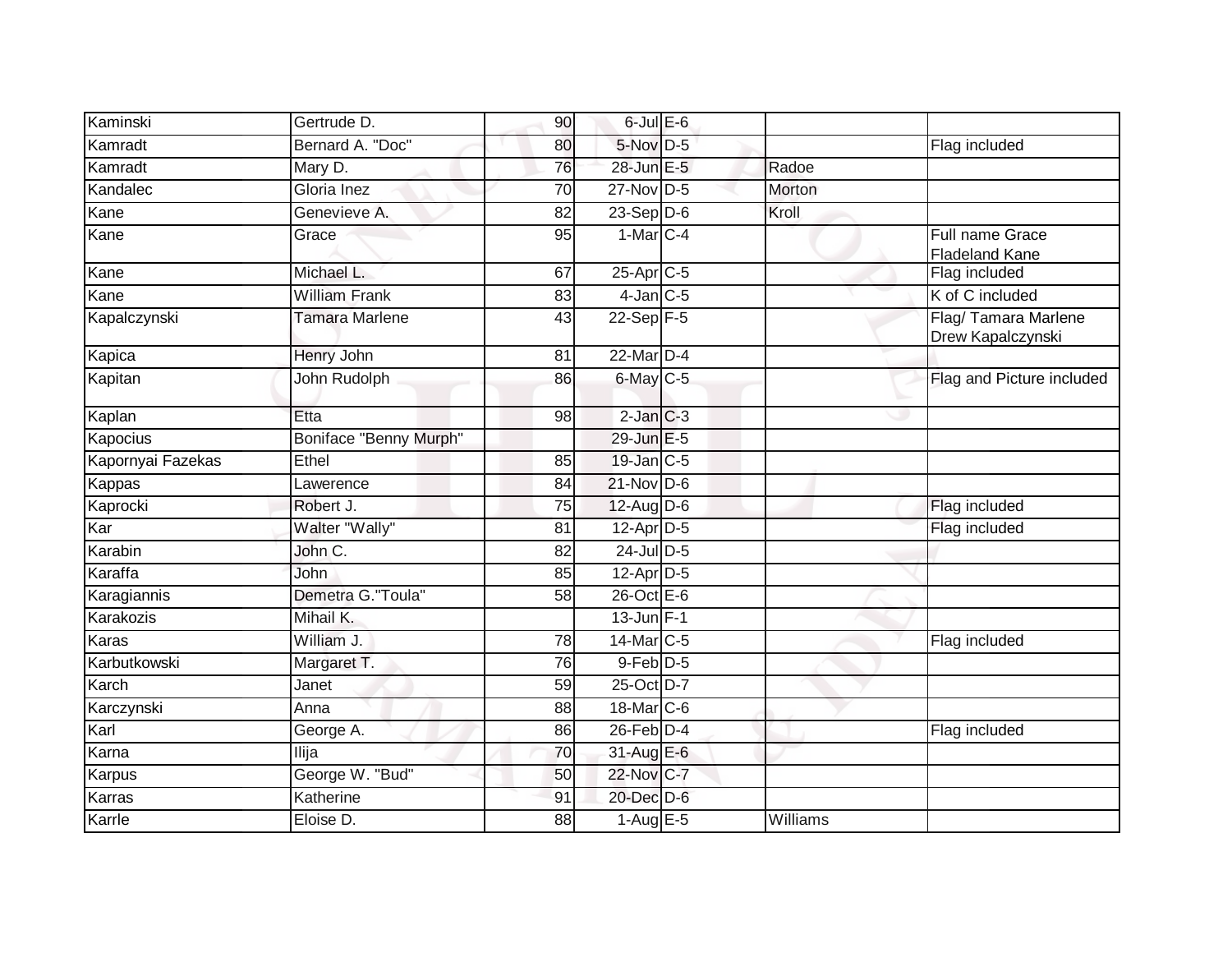| | | | | | | |
|---|---|---|---|---|---|---|
| Kaminski | Gertrude D. | 90 | 6-Jul | E-6 | | |
| Kamradt | Bernard A. "Doc" | 80 | 5-Nov | D-5 | | Flag included |
| Kamradt | Mary D. | 76 | 28-Jun | E-5 | Radoe | |
| Kandalec | Gloria Inez | 70 | 27-Nov | D-5 | Morton | |
| Kane | Genevieve A. | 82 | 23-Sep | D-6 | Kroll | |
| Kane | Grace | 95 | 1-Mar | C-4 | | Full name Grace Fladeland Kane |
| Kane | Michael L. | 67 | 25-Apr | C-5 | | Flag included |
| Kane | William Frank | 83 | 4-Jan | C-5 | | K of C included |
| Kapalczynski | Tamara Marlene | 43 | 22-Sep | F-5 | | Flag/ Tamara Marlene Drew Kapalczynski |
| Kapica | Henry John | 81 | 22-Mar | D-4 | | |
| Kapitan | John Rudolph | 86 | 6-May | C-5 | | Flag and Picture included |
| Kaplan | Etta | 98 | 2-Jan | C-3 | | |
| Kapocius | Boniface "Benny Murph" | | 29-Jun | E-5 | | |
| Kapornyai Fazekas | Ethel | 85 | 19-Jan | C-5 | | |
| Kappas | Lawerence | 84 | 21-Nov | D-6 | | |
| Kaprocki | Robert J. | 75 | 12-Aug | D-6 | | Flag included |
| Kar | Walter "Wally" | 81 | 12-Apr | D-5 | | Flag included |
| Karabin | John C. | 82 | 24-Jul | D-5 | | |
| Karaffa | John | 85 | 12-Apr | D-5 | | |
| Karagiannis | Demetra G."Toula" | 58 | 26-Oct | E-6 | | |
| Karakozis | Mihail K. | | 13-Jun | F-1 | | |
| Karas | William J. | 78 | 14-Mar | C-5 | | Flag included |
| Karbutkowski | Margaret T. | 76 | 9-Feb | D-5 | | |
| Karch | Janet | 59 | 25-Oct | D-7 | | |
| Karczynski | Anna | 88 | 18-Mar | C-6 | | |
| Karl | George A. | 86 | 26-Feb | D-4 | | Flag included |
| Karna | Ilija | 70 | 31-Aug | E-6 | | |
| Karpus | George W. "Bud" | 50 | 22-Nov | C-7 | | |
| Karras | Katherine | 91 | 20-Dec | D-6 | | |
| Karrle | Eloise D. | 88 | 1-Aug | E-5 | Williams | |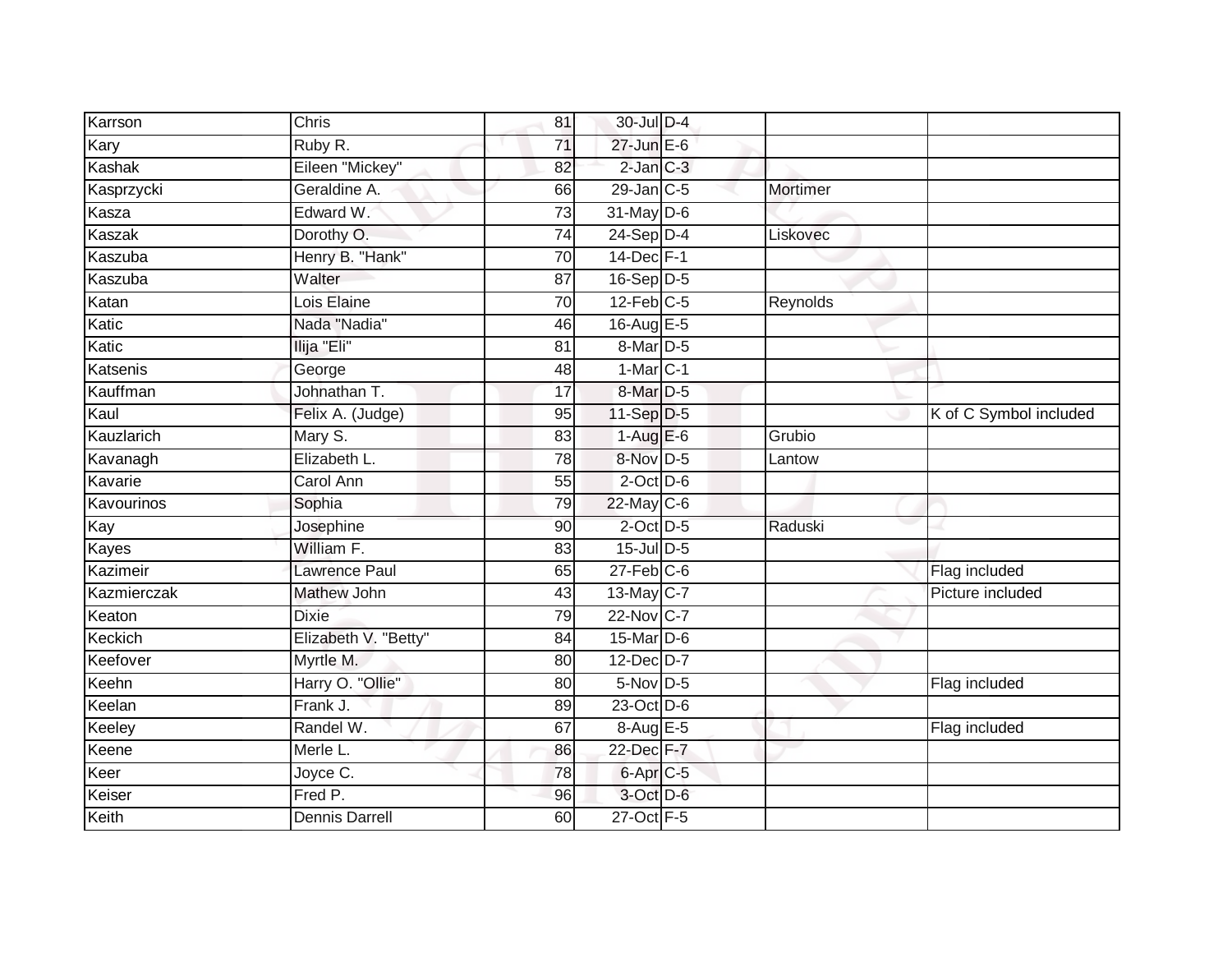| | | | | | | |
|---|---|---|---|---|---|---|
| Karrson | Chris | 81 | 30-Jul | D-4 | | |
| Kary | Ruby R. | 71 | 27-Jun | E-6 | | |
| Kashak | Eileen "Mickey" | 82 | 2-Jan | C-3 | | |
| Kasprzycki | Geraldine A. | 66 | 29-Jan | C-5 | Mortimer | |
| Kasza | Edward W. | 73 | 31-May | D-6 | | |
| Kaszak | Dorothy O. | 74 | 24-Sep | D-4 | Liskovec | |
| Kaszuba | Henry B. "Hank" | 70 | 14-Dec | F-1 | | |
| Kaszuba | Walter | 87 | 16-Sep | D-5 | | |
| Katan | Lois Elaine | 70 | 12-Feb | C-5 | Reynolds | |
| Katic | Nada "Nadia" | 46 | 16-Aug | E-5 | | |
| Katic | Ilija "Eli" | 81 | 8-Mar | D-5 | | |
| Katsenis | George | 48 | 1-Mar | C-1 | | |
| Kauffman | Johnathan T. | 17 | 8-Mar | D-5 | | |
| Kaul | Felix A. (Judge) | 95 | 11-Sep | D-5 | | K of C Symbol included |
| Kauzlarich | Mary S. | 83 | 1-Aug | E-6 | Grubio | |
| Kavanagh | Elizabeth L. | 78 | 8-Nov | D-5 | Lantow | |
| Kavarie | Carol Ann | 55 | 2-Oct | D-6 | | |
| Kavourinos | Sophia | 79 | 22-May | C-6 | | |
| Kay | Josephine | 90 | 2-Oct | D-5 | Raduski | |
| Kayes | William F. | 83 | 15-Jul | D-5 | | |
| Kazimeir | Lawrence Paul | 65 | 27-Feb | C-6 | | Flag included |
| Kazmierczak | Mathew John | 43 | 13-May | C-7 | | Picture included |
| Keaton | Dixie | 79 | 22-Nov | C-7 | | |
| Keckich | Elizabeth V. "Betty" | 84 | 15-Mar | D-6 | | |
| Keefover | Myrtle M. | 80 | 12-Dec | D-7 | | |
| Keehn | Harry O. "Ollie" | 80 | 5-Nov | D-5 | | Flag included |
| Keelan | Frank J. | 89 | 23-Oct | D-6 | | |
| Keeley | Randel W. | 67 | 8-Aug | E-5 | | Flag included |
| Keene | Merle L. | 86 | 22-Dec | F-7 | | |
| Keer | Joyce C. | 78 | 6-Apr | C-5 | | |
| Keiser | Fred P. | 96 | 3-Oct | D-6 | | |
| Keith | Dennis Darrell | 60 | 27-Oct | F-5 | | |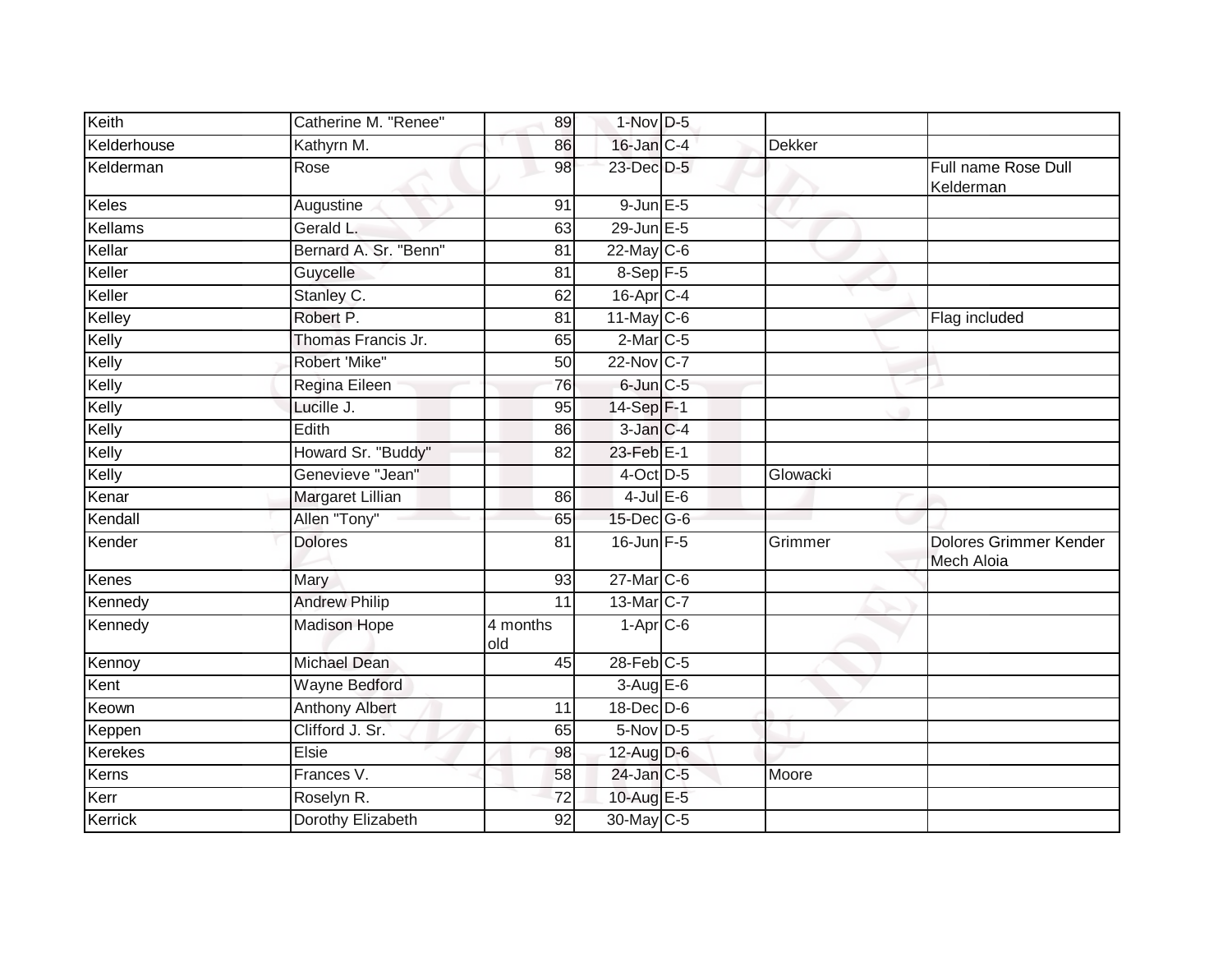| Keith | Catherine M. "Renee" | 89 | 1-Nov | D-5 | | |
|---|---|---|---|---|---|---|
| Kelderhouse | Kathyrn M. | 86 | 16-Jan | C-4 | Dekker | |
| Kelderman | Rose | 98 | 23-Dec | D-5 | | Full name Rose Dull Kelderman |
| Keles | Augustine | 91 | 9-Jun | E-5 | | |
| Kellams | Gerald L. | 63 | 29-Jun | E-5 | | |
| Kellar | Bernard A. Sr. "Benn" | 81 | 22-May | C-6 | | |
| Keller | Guycelle | 81 | 8-Sep | F-5 | | |
| Keller | Stanley C. | 62 | 16-Apr | C-4 | | |
| Kelley | Robert P. | 81 | 11-May | C-6 | | Flag included |
| Kelly | Thomas Francis Jr. | 65 | 2-Mar | C-5 | | |
| Kelly | Robert 'Mike" | 50 | 22-Nov | C-7 | | |
| Kelly | Regina Eileen | 76 | 6-Jun | C-5 | | |
| Kelly | Lucille J. | 95 | 14-Sep | F-1 | | |
| Kelly | Edith | 86 | 3-Jan | C-4 | | |
| Kelly | Howard Sr. "Buddy" | 82 | 23-Feb | E-1 | | |
| Kelly | Genevieve "Jean" | | 4-Oct | D-5 | Glowacki | |
| Kenar | Margaret Lillian | 86 | 4-Jul | E-6 | | |
| Kendall | Allen "Tony" | 65 | 15-Dec | G-6 | | |
| Kender | Dolores | 81 | 16-Jun | F-5 | Grimmer | Dolores Grimmer Kender Mech Aloia |
| Kenes | Mary | 93 | 27-Mar | C-6 | | |
| Kennedy | Andrew Philip | 11 | 13-Mar | C-7 | | |
| Kennedy | Madison Hope | 4 months old | 1-Apr | C-6 | | |
| Kennoy | Michael Dean | 45 | 28-Feb | C-5 | | |
| Kent | Wayne Bedford | | 3-Aug | E-6 | | |
| Keown | Anthony Albert | 11 | 18-Dec | D-6 | | |
| Keppen | Clifford J. Sr. | 65 | 5-Nov | D-5 | | |
| Kerekes | Elsie | 98 | 12-Aug | D-6 | | |
| Kerns | Frances V. | 58 | 24-Jan | C-5 | Moore | |
| Kerr | Roselyn R. | 72 | 10-Aug | E-5 | | |
| Kerrick | Dorothy Elizabeth | 92 | 30-May | C-5 | | |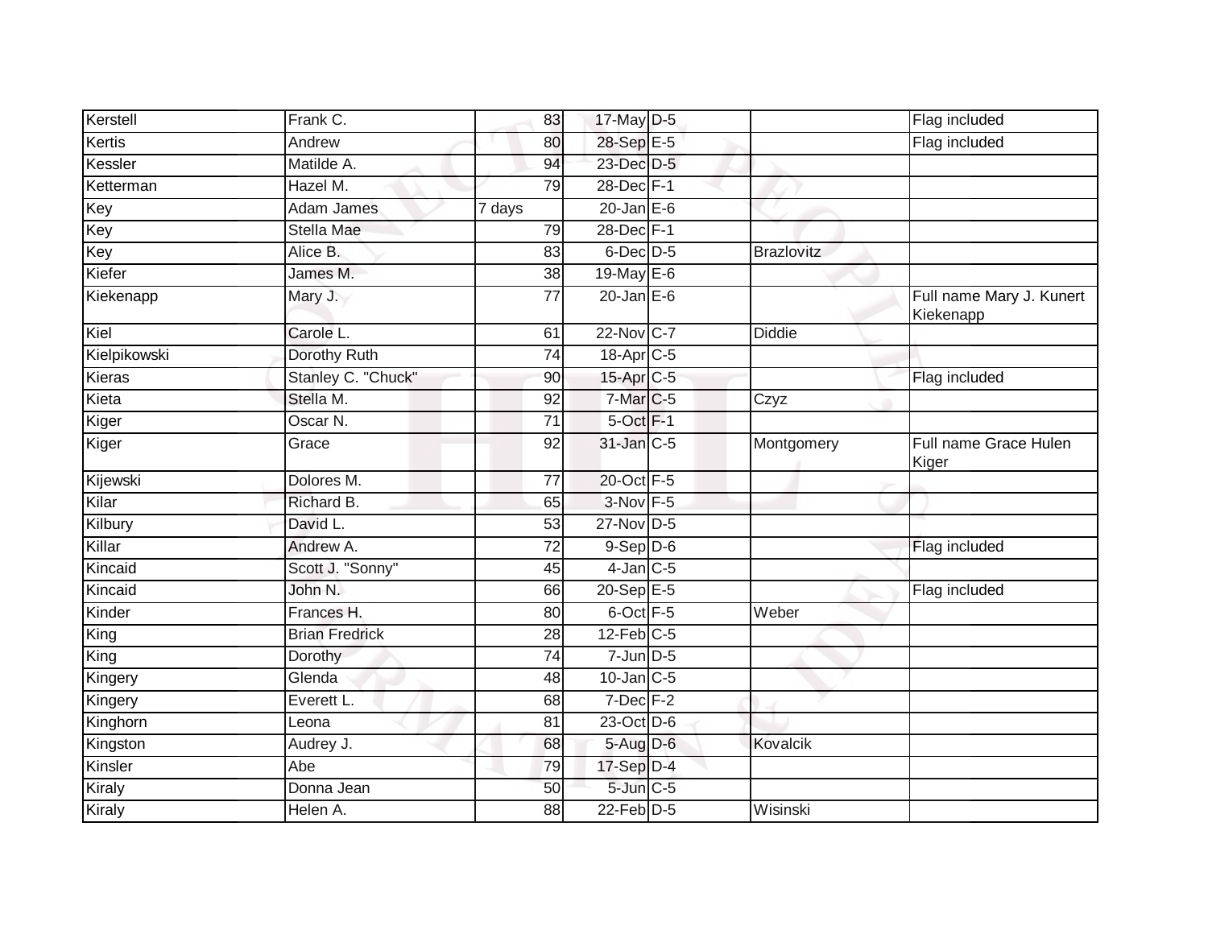| | | | | | | |
|---|---|---|---|---|---|---|
| Kerstell | Frank C. | 83 | 17-May | D-5 | | Flag included |
| Kertis | Andrew | 80 | 28-Sep | E-5 | | Flag included |
| Kessler | Matilde A. | 94 | 23-Dec | D-5 | | |
| Ketterman | Hazel M. | 79 | 28-Dec | F-1 | | |
| Key | Adam James | 7 days | 20-Jan | E-6 | | |
| Key | Stella Mae | 79 | 28-Dec | F-1 | | |
| Key | Alice B. | 83 | 6-Dec | D-5 | Brazlovitz | |
| Kiefer | James M. | 38 | 19-May | E-6 | | |
| Kiekenapp | Mary J. | 77 | 20-Jan | E-6 | | Full name Mary J. Kunert Kiekenapp |
| Kiel | Carole L. | 61 | 22-Nov | C-7 | Diddie | |
| Kielpikowski | Dorothy Ruth | 74 | 18-Apr | C-5 | | |
| Kieras | Stanley C. "Chuck" | 90 | 15-Apr | C-5 | | Flag included |
| Kieta | Stella M. | 92 | 7-Mar | C-5 | Czyz | |
| Kiger | Oscar N. | 71 | 5-Oct | F-1 | | |
| Kiger | Grace | 92 | 31-Jan | C-5 | Montgomery | Full name Grace Hulen Kiger |
| Kijewski | Dolores M. | 77 | 20-Oct | F-5 | | |
| Kilar | Richard B. | 65 | 3-Nov | F-5 | | |
| Kilbury | David L. | 53 | 27-Nov | D-5 | | |
| Killar | Andrew A. | 72 | 9-Sep | D-6 | | Flag included |
| Kincaid | Scott J. "Sonny" | 45 | 4-Jan | C-5 | | |
| Kincaid | John N. | 66 | 20-Sep | E-5 | | Flag included |
| Kinder | Frances H. | 80 | 6-Oct | F-5 | Weber | |
| King | Brian Fredrick | 28 | 12-Feb | C-5 | | |
| King | Dorothy | 74 | 7-Jun | D-5 | | |
| Kingery | Glenda | 48 | 10-Jan | C-5 | | |
| Kingery | Everett L. | 68 | 7-Dec | F-2 | | |
| Kinghorn | Leona | 81 | 23-Oct | D-6 | | |
| Kingston | Audrey J. | 68 | 5-Aug | D-6 | Kovalcik | |
| Kinsler | Abe | 79 | 17-Sep | D-4 | | |
| Kiraly | Donna Jean | 50 | 5-Jun | C-5 | | |
| Kiraly | Helen A. | 88 | 22-Feb | D-5 | Wisinski | |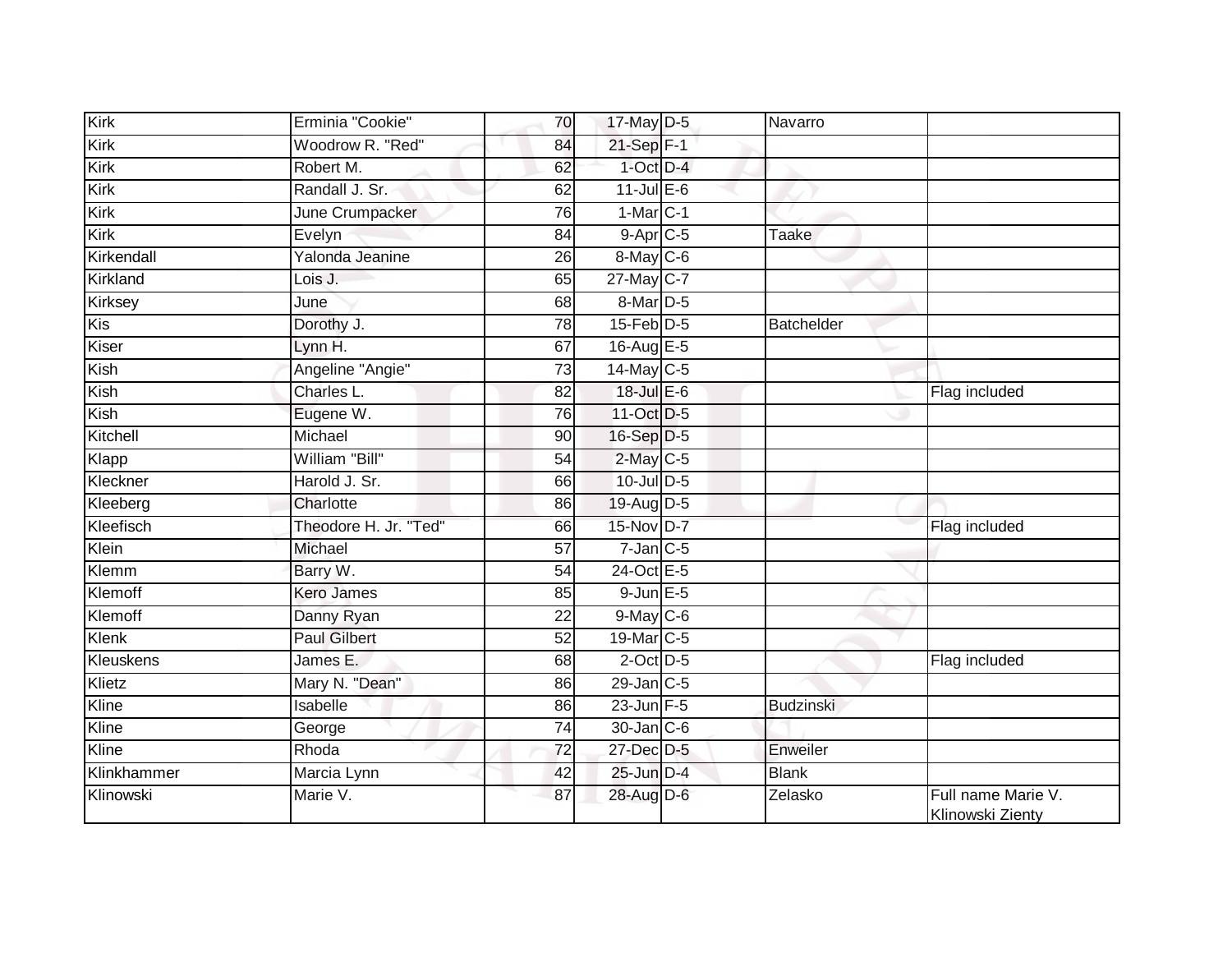| | | | | | | |
|---|---|---|---|---|---|---|
| Kirk | Erminia "Cookie" | 70 | 17-May | D-5 | Navarro | |
| Kirk | Woodrow R. "Red" | 84 | 21-Sep | F-1 | | |
| Kirk | Robert M. | 62 | 1-Oct | D-4 | | |
| Kirk | Randall J. Sr. | 62 | 11-Jul | E-6 | | |
| Kirk | June Crumpacker | 76 | 1-Mar | C-1 | | |
| Kirk | Evelyn | 84 | 9-Apr | C-5 | Taake | |
| Kirkendall | Yalonda Jeanine | 26 | 8-May | C-6 | | |
| Kirkland | Lois J. | 65 | 27-May | C-7 | | |
| Kirksey | June | 68 | 8-Mar | D-5 | | |
| Kis | Dorothy J. | 78 | 15-Feb | D-5 | Batchelder | |
| Kiser | Lynn H. | 67 | 16-Aug | E-5 | | |
| Kish | Angeline "Angie" | 73 | 14-May | C-5 | | |
| Kish | Charles L. | 82 | 18-Jul | E-6 | | Flag included |
| Kish | Eugene W. | 76 | 11-Oct | D-5 | | |
| Kitchell | Michael | 90 | 16-Sep | D-5 | | |
| Klapp | William "Bill" | 54 | 2-May | C-5 | | |
| Kleckner | Harold J. Sr. | 66 | 10-Jul | D-5 | | |
| Kleeberg | Charlotte | 86 | 19-Aug | D-5 | | |
| Kleefisch | Theodore H. Jr. "Ted" | 66 | 15-Nov | D-7 | | Flag included |
| Klein | Michael | 57 | 7-Jan | C-5 | | |
| Klemm | Barry W. | 54 | 24-Oct | E-5 | | |
| Klemoff | Kero James | 85 | 9-Jun | E-5 | | |
| Klemoff | Danny Ryan | 22 | 9-May | C-6 | | |
| Klenk | Paul Gilbert | 52 | 19-Mar | C-5 | | |
| Kleuskens | James E. | 68 | 2-Oct | D-5 | | Flag included |
| Klietz | Mary N. "Dean" | 86 | 29-Jan | C-5 | | |
| Kline | Isabelle | 86 | 23-Jun | F-5 | Budzinski | |
| Kline | George | 74 | 30-Jan | C-6 | | |
| Kline | Rhoda | 72 | 27-Dec | D-5 | Enweiler | |
| Klinkhammer | Marcia Lynn | 42 | 25-Jun | D-4 | Blank | |
| Klinowski | Marie V. | 87 | 28-Aug | D-6 | Zelasko | Full name Marie V. Klinowski Zienty |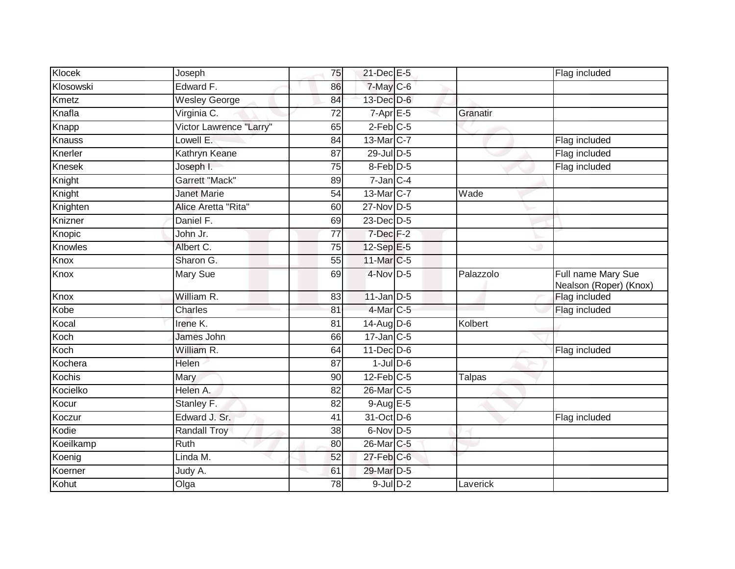| Klocek | Joseph | 75 | 21-Dec | E-5 | | Flag included |
|---|---|---|---|---|---|---|
| Klosowski | Edward F. | 86 | 7-May | C-6 | | |
| Kmetz | Wesley George | 84 | 13-Dec | D-6 | | |
| Knafla | Virginia C. | 72 | 7-Apr | E-5 | Granatir | |
| Knapp | Victor Lawrence "Larry" | 65 | 2-Feb | C-5 | | |
| Knauss | Lowell E. | 84 | 13-Mar | C-7 | | Flag included |
| Knerler | Kathryn Keane | 87 | 29-Jul | D-5 | | Flag included |
| Knesek | Joseph I. | 75 | 8-Feb | D-5 | | Flag included |
| Knight | Garrett "Mack" | 89 | 7-Jan | C-4 | | |
| Knight | Janet Marie | 54 | 13-Mar | C-7 | Wade | |
| Knighten | Alice Aretta "Rita" | 60 | 27-Nov | D-5 | | |
| Knizner | Daniel F. | 69 | 23-Dec | D-5 | | |
| Knopic | John Jr. | 77 | 7-Dec | F-2 | | |
| Knowles | Albert C. | 75 | 12-Sep | E-5 | | |
| Knox | Sharon G. | 55 | 11-Mar | C-5 | | |
| Knox | Mary Sue | 69 | 4-Nov | D-5 | Palazzolo | Full name Mary Sue Nealson (Roper) (Knox) |
| Knox | William R. | 83 | 11-Jan | D-5 | | Flag included |
| Kobe | Charles | 81 | 4-Mar | C-5 | | Flag included |
| Kocal | Irene K. | 81 | 14-Aug | D-6 | Kolbert | |
| Koch | James John | 66 | 17-Jan | C-5 | | |
| Koch | William R. | 64 | 11-Dec | D-6 | | Flag included |
| Kochera | Helen | 87 | 1-Jul | D-6 | | |
| Kochis | Mary | 90 | 12-Feb | C-5 | Talpas | |
| Kocielko | Helen A. | 82 | 26-Mar | C-5 | | |
| Kocur | Stanley F. | 82 | 9-Aug | E-5 | | |
| Koczur | Edward J. Sr. | 41 | 31-Oct | D-6 | | Flag included |
| Kodie | Randall Troy | 38 | 6-Nov | D-5 | | |
| Koeilkamp | Ruth | 80 | 26-Mar | C-5 | | |
| Koenig | Linda M. | 52 | 27-Feb | C-6 | | |
| Koerner | Judy A. | 61 | 29-Mar | D-5 | | |
| Kohut | Olga | 78 | 9-Jul | D-2 | Laverick | |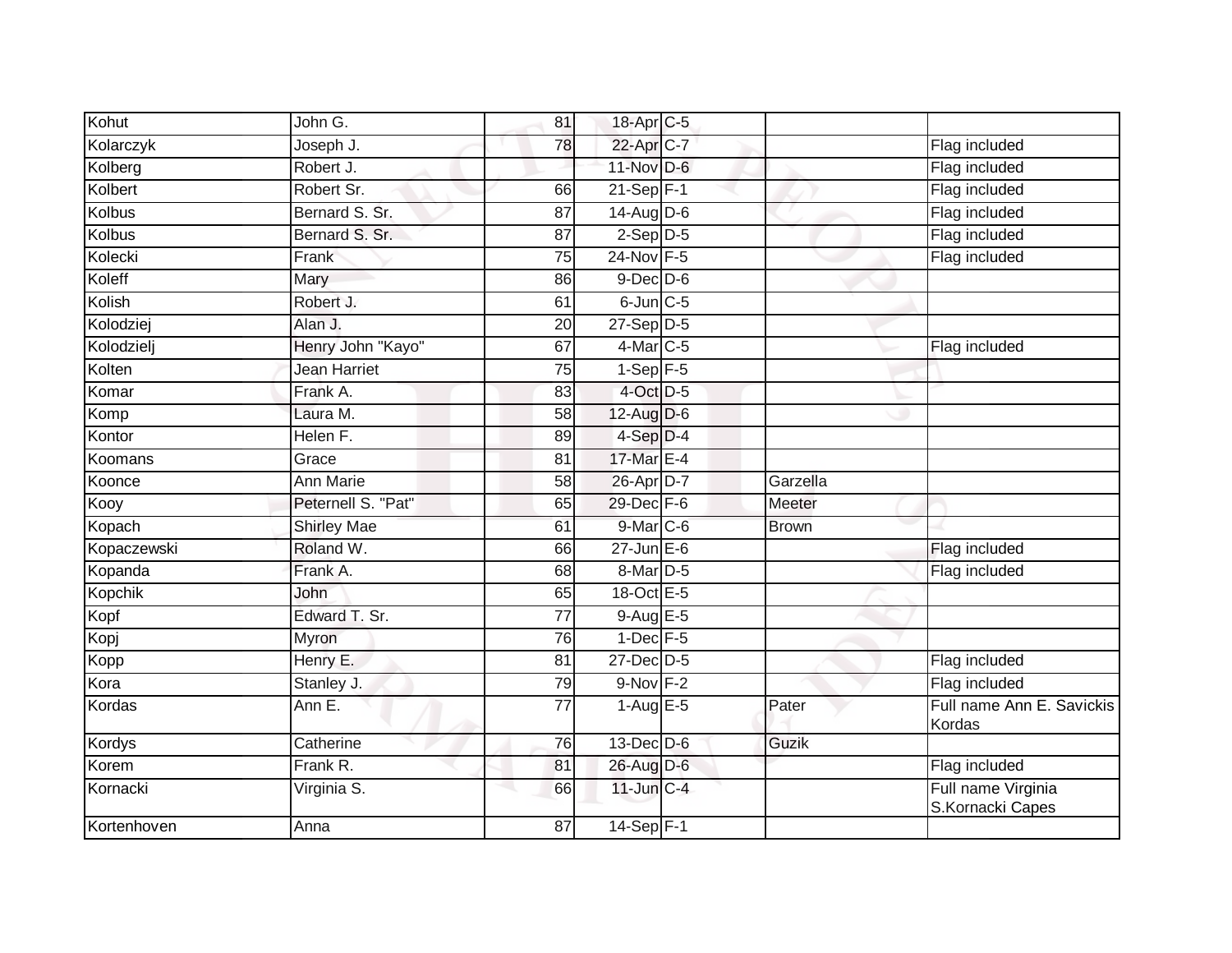| Kohut | John G. | 81 | 18-Apr | C-5 | | |
|---|---|---|---|---|---|---|
| Kolarczyk | Joseph J. | 78 | 22-Apr | C-7 | | Flag included |
| Kolberg | Robert J. | | 11-Nov | D-6 | | Flag included |
| Kolbert | Robert Sr. | 66 | 21-Sep | F-1 | | Flag included |
| Kolbus | Bernard S. Sr. | 87 | 14-Aug | D-6 | | Flag included |
| Kolbus | Bernard S. Sr. | 87 | 2-Sep | D-5 | | Flag included |
| Kolecki | Frank | 75 | 24-Nov | F-5 | | Flag included |
| Koleff | Mary | 86 | 9-Dec | D-6 | | |
| Kolish | Robert J. | 61 | 6-Jun | C-5 | | |
| Kolodziej | Alan J. | 20 | 27-Sep | D-5 | | |
| Kolodzielj | Henry John "Kayo" | 67 | 4-Mar | C-5 | | Flag included |
| Kolten | Jean Harriet | 75 | 1-Sep | F-5 | | |
| Komar | Frank A. | 83 | 4-Oct | D-5 | | |
| Komp | Laura M. | 58 | 12-Aug | D-6 | | |
| Kontor | Helen F. | 89 | 4-Sep | D-4 | | |
| Koomans | Grace | 81 | 17-Mar | E-4 | | |
| Koonce | Ann Marie | 58 | 26-Apr | D-7 | Garzella | |
| Kooy | Peternell S. "Pat" | 65 | 29-Dec | F-6 | Meeter | |
| Kopach | Shirley Mae | 61 | 9-Mar | C-6 | Brown | |
| Kopaczewski | Roland W. | 66 | 27-Jun | E-6 | | Flag included |
| Kopanda | Frank A. | 68 | 8-Mar | D-5 | | Flag included |
| Kopchik | John | 65 | 18-Oct | E-5 | | |
| Kopf | Edward T. Sr. | 77 | 9-Aug | E-5 | | |
| Kopj | Myron | 76 | 1-Dec | F-5 | | |
| Kopp | Henry E. | 81 | 27-Dec | D-5 | | Flag included |
| Kora | Stanley J. | 79 | 9-Nov | F-2 | | Flag included |
| Kordas | Ann E. | 77 | 1-Aug | E-5 | Pater | Full name Ann E. Savickis Kordas |
| Kordys | Catherine | 76 | 13-Dec | D-6 | Guzik | |
| Korem | Frank R. | 81 | 26-Aug | D-6 | | Flag included |
| Kornacki | Virginia S. | 66 | 11-Jun | C-4 | | Full name Virginia S.Kornacki Capes |
| Kortenhoven | Anna | 87 | 14-Sep | F-1 | | |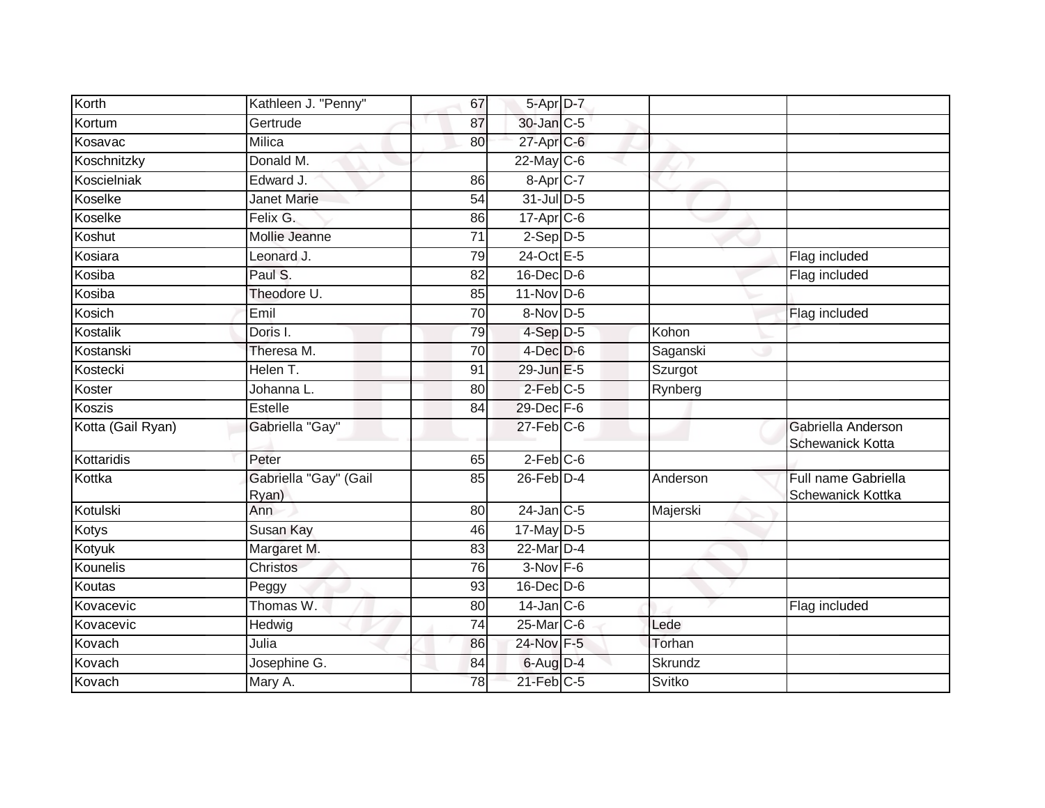| | | | | | | |
|---|---|---|---|---|---|---|
| Korth | Kathleen J. "Penny" | 67 | 5-Apr | D-7 | | |
| Kortum | Gertrude | 87 | 30-Jan | C-5 | | |
| Kosavac | Milica | 80 | 27-Apr | C-6 | | |
| Koschnitzky | Donald M. | | 22-May | C-6 | | |
| Koscielniak | Edward J. | 86 | 8-Apr | C-7 | | |
| Koselke | Janet Marie | 54 | 31-Jul | D-5 | | |
| Koselke | Felix G. | 86 | 17-Apr | C-6 | | |
| Koshut | Mollie Jeanne | 71 | 2-Sep | D-5 | | |
| Kosiara | Leonard J. | 79 | 24-Oct | E-5 | | Flag included |
| Kosiba | Paul S. | 82 | 16-Dec | D-6 | | Flag included |
| Kosiba | Theodore U. | 85 | 11-Nov | D-6 | | |
| Kosich | Emil | 70 | 8-Nov | D-5 | | Flag included |
| Kostalik | Doris I. | 79 | 4-Sep | D-5 | Kohon | |
| Kostanski | Theresa M. | 70 | 4-Dec | D-6 | Saganski | |
| Kostecki | Helen T. | 91 | 29-Jun | E-5 | Szurgot | |
| Koster | Johanna L. | 80 | 2-Feb | C-5 | Rynberg | |
| Koszis | Estelle | 84 | 29-Dec | F-6 | | |
| Kotta (Gail Ryan) | Gabriella "Gay" | | 27-Feb | C-6 | | Gabriella Anderson Schewanick Kotta |
| Kottaridis | Peter | 65 | 2-Feb | C-6 | | |
| Kottka | Gabriella "Gay" (Gail Ryan) | 85 | 26-Feb | D-4 | Anderson | Full name Gabriella Schewanick Kottka |
| Kotulski | Ann | 80 | 24-Jan | C-5 | Majerski | |
| Kotys | Susan Kay | 46 | 17-May | D-5 | | |
| Kotyuk | Margaret M. | 83 | 22-Mar | D-4 | | |
| Kounelis | Christos | 76 | 3-Nov | F-6 | | |
| Koutas | Peggy | 93 | 16-Dec | D-6 | | |
| Kovacevic | Thomas W. | 80 | 14-Jan | C-6 | | Flag included |
| Kovacevic | Hedwig | 74 | 25-Mar | C-6 | Lede | |
| Kovach | Julia | 86 | 24-Nov | F-5 | Torhan | |
| Kovach | Josephine G. | 84 | 6-Aug | D-4 | Skrundz | |
| Kovach | Mary A. | 78 | 21-Feb | C-5 | Svitko | |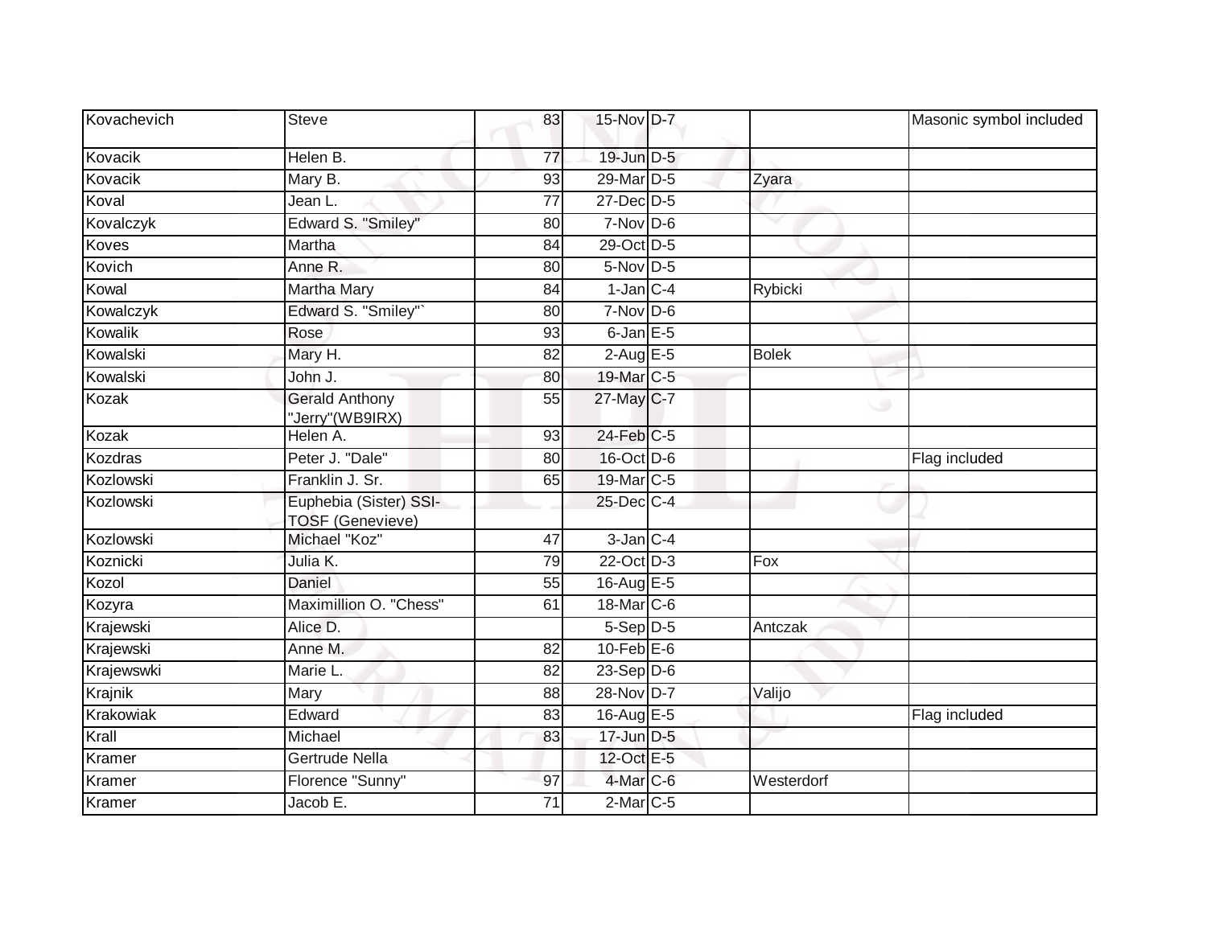| | | | | | | |
|---|---|---|---|---|---|---|
| Kovachevich | Steve | 83 | 15-Nov | D-7 | | Masonic symbol included |
| Kovacik | Helen B. | 77 | 19-Jun | D-5 | | |
| Kovacik | Mary B. | 93 | 29-Mar | D-5 | Zyara | |
| Koval | Jean L. | 77 | 27-Dec | D-5 | | |
| Kovalczyk | Edward S. "Smiley" | 80 | 7-Nov | D-6 | | |
| Koves | Martha | 84 | 29-Oct | D-5 | | |
| Kovich | Anne R. | 80 | 5-Nov | D-5 | | |
| Kowal | Martha Mary | 84 | 1-Jan | C-4 | Rybicki | |
| Kowalczyk | Edward S. "Smiley"` | 80 | 7-Nov | D-6 | | |
| Kowalik | Rose | 93 | 6-Jan | E-5 | | |
| Kowalski | Mary H. | 82 | 2-Aug | E-5 | Bolek | |
| Kowalski | John J. | 80 | 19-Mar | C-5 | | |
| Kozak | Gerald Anthony "Jerry"(WB9IRX) | 55 | 27-May | C-7 | | |
| Kozak | Helen A. | 93 | 24-Feb | C-5 | | |
| Kozdras | Peter J. "Dale" | 80 | 16-Oct | D-6 | | Flag included |
| Kozlowski | Franklin J. Sr. | 65 | 19-Mar | C-5 | | |
| Kozlowski | Euphebia (Sister) SSI-TOSF (Genevieve) | | 25-Dec | C-4 | | |
| Kozlowski | Michael "Koz" | 47 | 3-Jan | C-4 | | |
| Koznicki | Julia K. | 79 | 22-Oct | D-3 | Fox | |
| Kozol | Daniel | 55 | 16-Aug | E-5 | | |
| Kozyra | Maximillion O. "Chess" | 61 | 18-Mar | C-6 | | |
| Krajewski | Alice D. | | 5-Sep | D-5 | Antczak | |
| Krajewski | Anne M. | 82 | 10-Feb | E-6 | | |
| Krajewswki | Marie L. | 82 | 23-Sep | D-6 | | |
| Krajnik | Mary | 88 | 28-Nov | D-7 | Valijo | |
| Krakowiak | Edward | 83 | 16-Aug | E-5 | | Flag included |
| Krall | Michael | 83 | 17-Jun | D-5 | | |
| Kramer | Gertrude Nella | | 12-Oct | E-5 | | |
| Kramer | Florence "Sunny" | 97 | 4-Mar | C-6 | Westerdorf | |
| Kramer | Jacob E. | 71 | 2-Mar | C-5 | | |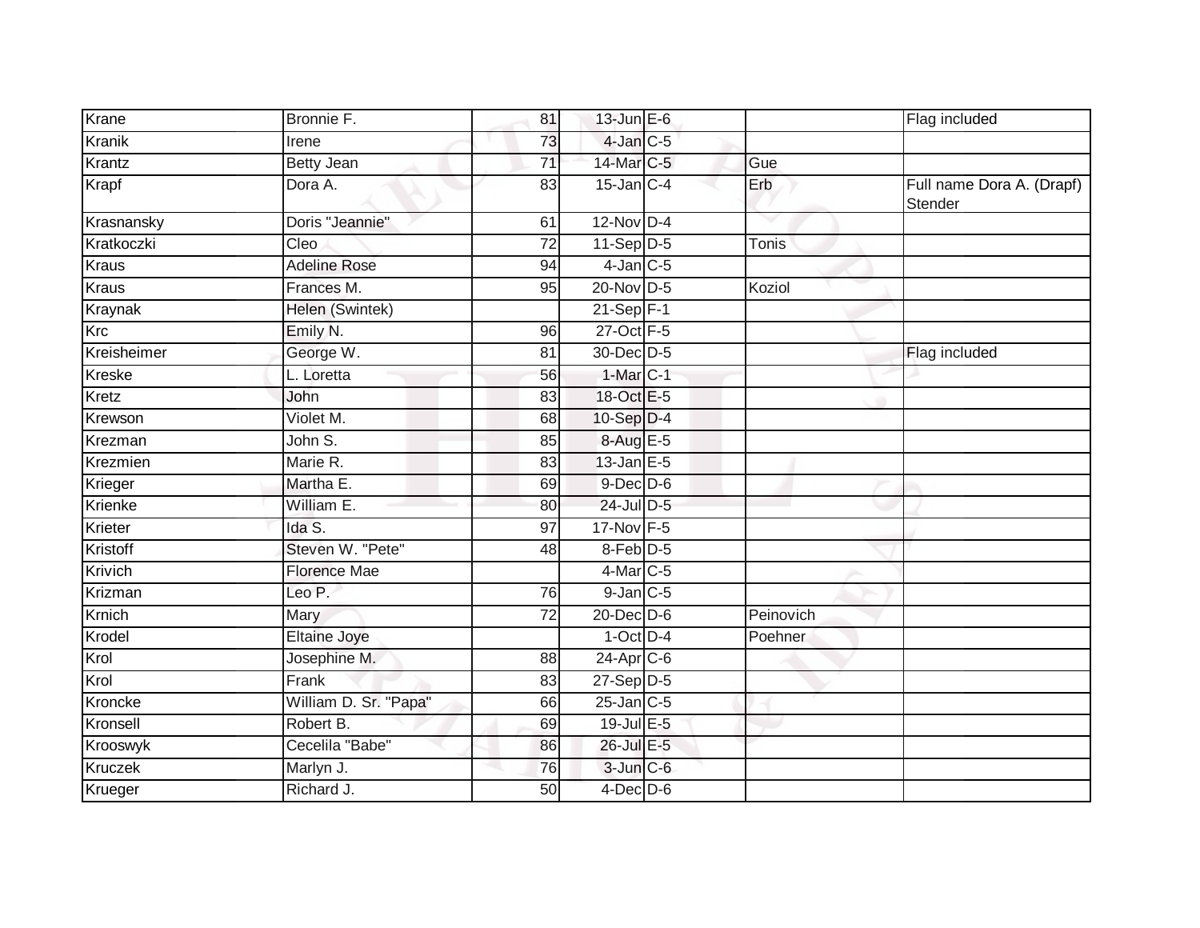| Krane | Bronnie F. | 81 | 13-Jun | E-6 | | Flag included |
|---|---|---|---|---|---|---|
| Kranik | Irene | 73 | 4-Jan | C-5 | | |
| Krantz | Betty Jean | 71 | 14-Mar | C-5 | Gue | |
| Krapf | Dora A. | 83 | 15-Jan | C-4 | Erb | Full name Dora A. (Drapf) Stender |
| Krasnansky | Doris "Jeannie" | 61 | 12-Nov | D-4 | | |
| Kratkoczki | Cleo | 72 | 11-Sep | D-5 | Tonis | |
| Kraus | Adeline Rose | 94 | 4-Jan | C-5 | | |
| Kraus | Frances M. | 95 | 20-Nov | D-5 | Koziol | |
| Kraynak | Helen (Swintek) | | 21-Sep | F-1 | | |
| Krc | Emily N. | 96 | 27-Oct | F-5 | | |
| Kreisheimer | George W. | 81 | 30-Dec | D-5 | | Flag included |
| Kreske | L. Loretta | 56 | 1-Mar | C-1 | | |
| Kretz | John | 83 | 18-Oct | E-5 | | |
| Krewson | Violet M. | 68 | 10-Sep | D-4 | | |
| Krezman | John S. | 85 | 8-Aug | E-5 | | |
| Krezmien | Marie R. | 83 | 13-Jan | E-5 | | |
| Krieger | Martha E. | 69 | 9-Dec | D-6 | | |
| Krienke | William E. | 80 | 24-Jul | D-5 | | |
| Krieter | Ida S. | 97 | 17-Nov | F-5 | | |
| Kristoff | Steven W. "Pete" | 48 | 8-Feb | D-5 | | |
| Krivich | Florence Mae | | 4-Mar | C-5 | | |
| Krizman | Leo P. | 76 | 9-Jan | C-5 | | |
| Krnich | Mary | 72 | 20-Dec | D-6 | Peinovich | |
| Krodel | Eltaine Joye | | 1-Oct | D-4 | Poehner | |
| Krol | Josephine M. | 88 | 24-Apr | C-6 | | |
| Krol | Frank | 83 | 27-Sep | D-5 | | |
| Kroncke | William D. Sr. "Papa" | 66 | 25-Jan | C-5 | | |
| Kronsell | Robert B. | 69 | 19-Jul | E-5 | | |
| Krooswyk | Cecelila "Babe" | 86 | 26-Jul | E-5 | | |
| Kruczek | Marlyn J. | 76 | 3-Jun | C-6 | | |
| Krueger | Richard J. | 50 | 4-Dec | D-6 | | |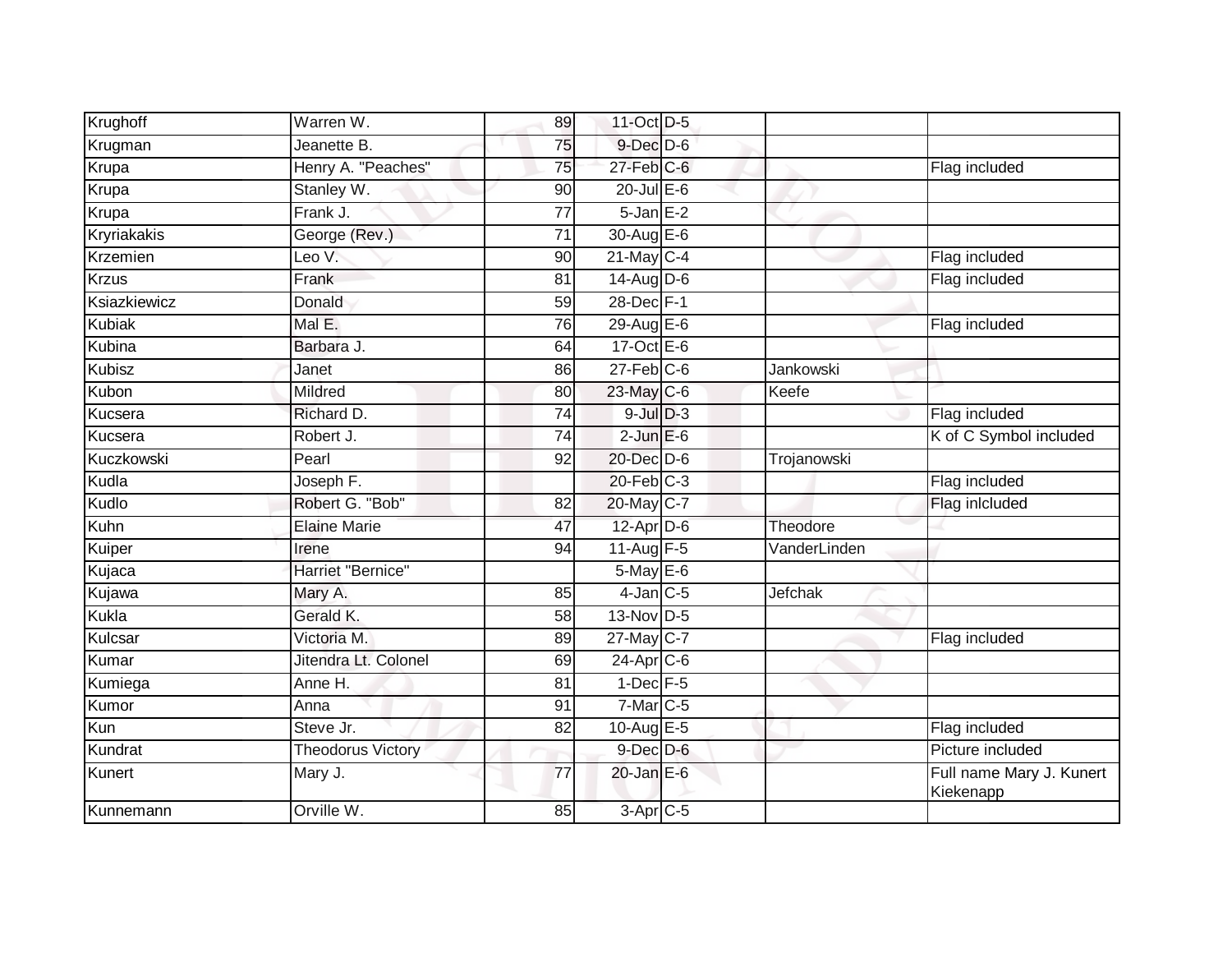| | | | | | | |
|---|---|---|---|---|---|---|
| Krughoff | Warren W. | 89 | 11-Oct | D-5 | | |
| Krugman | Jeanette B. | 75 | 9-Dec | D-6 | | |
| Krupa | Henry A. "Peaches" | 75 | 27-Feb | C-6 | | Flag included |
| Krupa | Stanley W. | 90 | 20-Jul | E-6 | | |
| Krupa | Frank J. | 77 | 5-Jan | E-2 | | |
| Kryriakakis | George (Rev.) | 71 | 30-Aug | E-6 | | |
| Krzemien | Leo V. | 90 | 21-May | C-4 | | Flag included |
| Krzus | Frank | 81 | 14-Aug | D-6 | | Flag included |
| Ksiazkiewicz | Donald | 59 | 28-Dec | F-1 | | |
| Kubiak | Mal E. | 76 | 29-Aug | E-6 | | Flag included |
| Kubina | Barbara J. | 64 | 17-Oct | E-6 | | |
| Kubisz | Janet | 86 | 27-Feb | C-6 | Jankowski | |
| Kubon | Mildred | 80 | 23-May | C-6 | Keefe | |
| Kucsera | Richard D. | 74 | 9-Jul | D-3 | | Flag included |
| Kucsera | Robert J. | 74 | 2-Jun | E-6 | | K of C Symbol included |
| Kuczkowski | Pearl | 92 | 20-Dec | D-6 | Trojanowski | |
| Kudla | Joseph F. | | 20-Feb | C-3 | | Flag included |
| Kudlo | Robert G. "Bob" | 82 | 20-May | C-7 | | Flag inlcluded |
| Kuhn | Elaine Marie | 47 | 12-Apr | D-6 | Theodore | |
| Kuiper | Irene | 94 | 11-Aug | F-5 | VanderLinden | |
| Kujaca | Harriet "Bernice" | | 5-May | E-6 | | |
| Kujawa | Mary A. | 85 | 4-Jan | C-5 | Jefchak | |
| Kukla | Gerald K. | 58 | 13-Nov | D-5 | | |
| Kulcsar | Victoria M. | 89 | 27-May | C-7 | | Flag included |
| Kumar | Jitendra Lt. Colonel | 69 | 24-Apr | C-6 | | |
| Kumiega | Anne H. | 81 | 1-Dec | F-5 | | |
| Kumor | Anna | 91 | 7-Mar | C-5 | | |
| Kun | Steve Jr. | 82 | 10-Aug | E-5 | | Flag included |
| Kundrat | Theodorus Victory | | 9-Dec | D-6 | | Picture included |
| Kunert | Mary J. | 77 | 20-Jan | E-6 | | Full name Mary J. Kunert Kiekenapp |
| Kunnemann | Orville W. | 85 | 3-Apr | C-5 | | |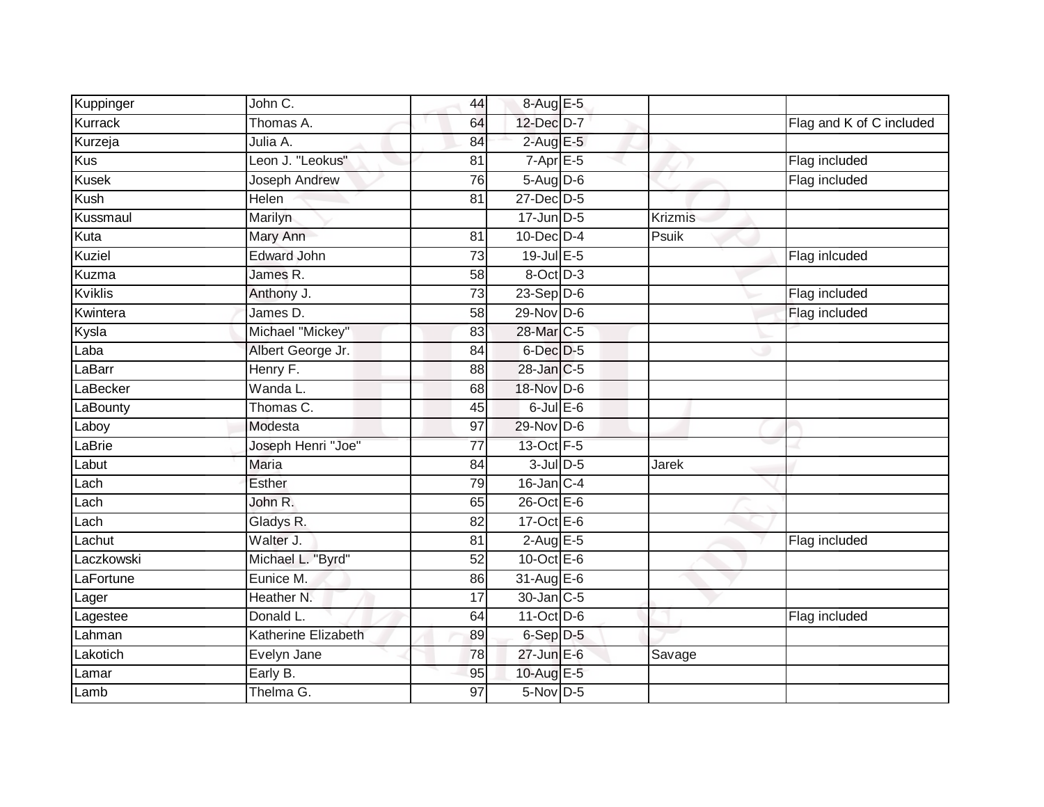| | | | | | | |
|---|---|---|---|---|---|---|
| Kuppinger | John C. | 44 | 8-Aug | E-5 | | |
| Kurrack | Thomas A. | 64 | 12-Dec | D-7 | | Flag and K of C included |
| Kurzeja | Julia A. | 84 | 2-Aug | E-5 | | |
| Kus | Leon J. "Leokus" | 81 | 7-Apr | E-5 | | Flag included |
| Kusek | Joseph Andrew | 76 | 5-Aug | D-6 | | Flag included |
| Kush | Helen | 81 | 27-Dec | D-5 | | |
| Kussmaul | Marilyn | | 17-Jun | D-5 | Krizmis | |
| Kuta | Mary Ann | 81 | 10-Dec | D-4 | Psuik | |
| Kuziel | Edward John | 73 | 19-Jul | E-5 | | Flag inlcuded |
| Kuzma | James R. | 58 | 8-Oct | D-3 | | |
| Kviklis | Anthony J. | 73 | 23-Sep | D-6 | | Flag included |
| Kwintera | James D. | 58 | 29-Nov | D-6 | | Flag included |
| Kysla | Michael "Mickey" | 83 | 28-Mar | C-5 | | |
| Laba | Albert George Jr. | 84 | 6-Dec | D-5 | | |
| LaBarr | Henry F. | 88 | 28-Jan | C-5 | | |
| LaBecker | Wanda L. | 68 | 18-Nov | D-6 | | |
| LaBounty | Thomas C. | 45 | 6-Jul | E-6 | | |
| Laboy | Modesta | 97 | 29-Nov | D-6 | | |
| LaBrie | Joseph Henri "Joe" | 77 | 13-Oct | F-5 | | |
| Labut | Maria | 84 | 3-Jul | D-5 | Jarek | |
| Lach | Esther | 79 | 16-Jan | C-4 | | |
| Lach | John R. | 65 | 26-Oct | E-6 | | |
| Lach | Gladys R. | 82 | 17-Oct | E-6 | | |
| Lachut | Walter J. | 81 | 2-Aug | E-5 | | Flag included |
| Laczkowski | Michael L. "Byrd" | 52 | 10-Oct | E-6 | | |
| LaFortune | Eunice M. | 86 | 31-Aug | E-6 | | |
| Lager | Heather N. | 17 | 30-Jan | C-5 | | |
| Lagestee | Donald L. | 64 | 11-Oct | D-6 | | Flag included |
| Lahman | Katherine Elizabeth | 89 | 6-Sep | D-5 | | |
| Lakotich | Evelyn Jane | 78 | 27-Jun | E-6 | Savage | |
| Lamar | Early B. | 95 | 10-Aug | E-5 | | |
| Lamb | Thelma G. | 97 | 5-Nov | D-5 | | |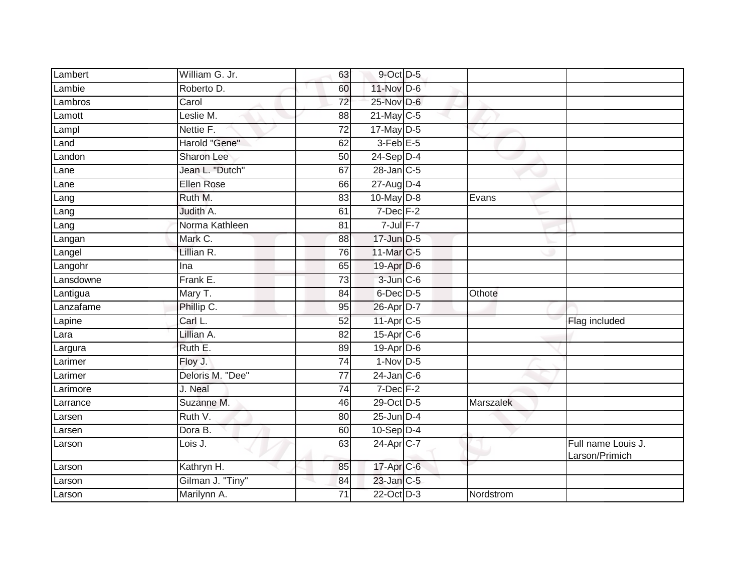| | | | | | | |
|---|---|---|---|---|---|---|
| Lambert | William G. Jr. | 63 | 9-Oct | D-5 | | |
| Lambie | Roberto D. | 60 | 11-Nov | D-6 | | |
| Lambros | Carol | 72 | 25-Nov | D-6 | | |
| Lamott | Leslie M. | 88 | 21-May | C-5 | | |
| Lampl | Nettie F. | 72 | 17-May | D-5 | | |
| Land | Harold "Gene" | 62 | 3-Feb | E-5 | | |
| Landon | Sharon Lee | 50 | 24-Sep | D-4 | | |
| Lane | Jean L. "Dutch" | 67 | 28-Jan | C-5 | | |
| Lane | Ellen Rose | 66 | 27-Aug | D-4 | | |
| Lang | Ruth M. | 83 | 10-May | D-8 | Evans | |
| Lang | Judith A. | 61 | 7-Dec | F-2 | | |
| Lang | Norma Kathleen | 81 | 7-Jul | F-7 | | |
| Langan | Mark C. | 88 | 17-Jun | D-5 | | |
| Langel | Lillian R. | 76 | 11-Mar | C-5 | | |
| Langohr | Ina | 65 | 19-Apr | D-6 | | |
| Lansdowne | Frank E. | 73 | 3-Jun | C-6 | | |
| Lantigua | Mary T. | 84 | 6-Dec | D-5 | Othote | |
| Lanzafame | Phillip C. | 95 | 26-Apr | D-7 | | |
| Lapine | Carl L. | 52 | 11-Apr | C-5 | | Flag included |
| Lara | Lillian A. | 82 | 15-Apr | C-6 | | |
| Largura | Ruth E. | 89 | 19-Apr | D-6 | | |
| Larimer | Floy J. | 74 | 1-Nov | D-5 | | |
| Larimer | Deloris M. "Dee" | 77 | 24-Jan | C-6 | | |
| Larimore | J. Neal | 74 | 7-Dec | F-2 | | |
| Larrance | Suzanne M. | 46 | 29-Oct | D-5 | Marszalek | |
| Larsen | Ruth V. | 80 | 25-Jun | D-4 | | |
| Larsen | Dora B. | 60 | 10-Sep | D-4 | | |
| Larson | Lois J. | 63 | 24-Apr | C-7 | | Full name Louis J. Larson/Primich |
| Larson | Kathryn H. | 85 | 17-Apr | C-6 | | |
| Larson | Gilman J. "Tiny" | 84 | 23-Jan | C-5 | | |
| Larson | Marilynn A. | 71 | 22-Oct | D-3 | Nordstrom | |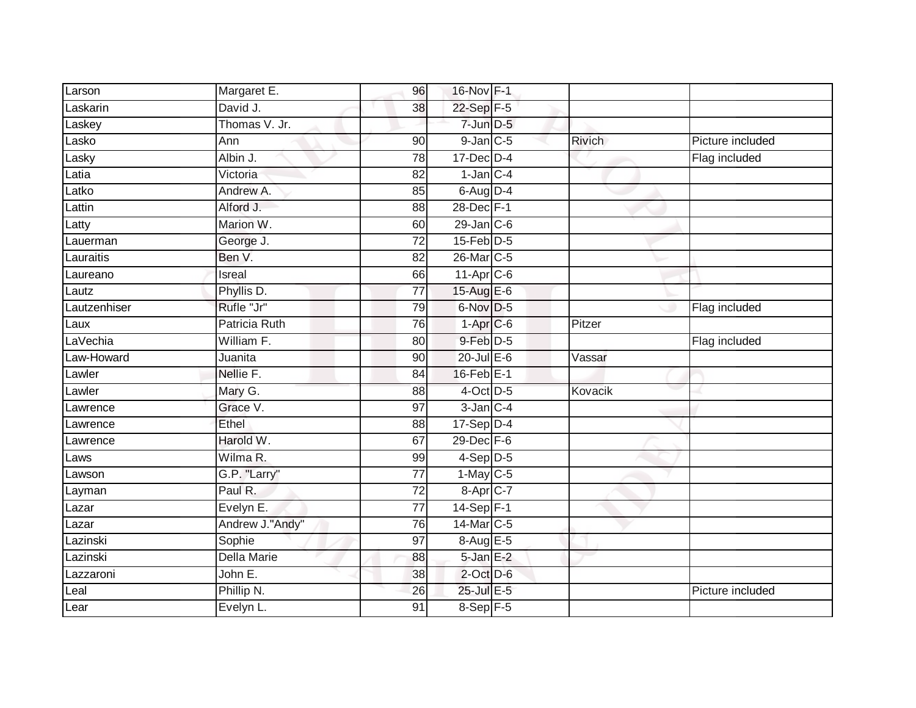| | | | | | | |
|---|---|---|---|---|---|---|
| Larson | Margaret E. | 96 | 16-Nov | F-1 | | |
| Laskarin | David J. | 38 | 22-Sep | F-5 | | |
| Laskey | Thomas V. Jr. | | 7-Jun | D-5 | | |
| Lasko | Ann | 90 | 9-Jan | C-5 | Rivich | Picture included |
| Lasky | Albin J. | 78 | 17-Dec | D-4 | | Flag included |
| Latia | Victoria | 82 | 1-Jan | C-4 | | |
| Latko | Andrew A. | 85 | 6-Aug | D-4 | | |
| Lattin | Alford J. | 88 | 28-Dec | F-1 | | |
| Latty | Marion W. | 60 | 29-Jan | C-6 | | |
| Lauerman | George J. | 72 | 15-Feb | D-5 | | |
| Lauraitis | Ben V. | 82 | 26-Mar | C-5 | | |
| Laureano | Isreal | 66 | 11-Apr | C-6 | | |
| Lautz | Phyllis D. | 77 | 15-Aug | E-6 | | |
| Lautzenhiser | Rufle "Jr" | 79 | 6-Nov | D-5 | | Flag included |
| Laux | Patricia Ruth | 76 | 1-Apr | C-6 | Pitzer | |
| LaVechia | William F. | 80 | 9-Feb | D-5 | | Flag included |
| Law-Howard | Juanita | 90 | 20-Jul | E-6 | Vassar | |
| Lawler | Nellie F. | 84 | 16-Feb | E-1 | | |
| Lawler | Mary G. | 88 | 4-Oct | D-5 | Kovacik | |
| Lawrence | Grace V. | 97 | 3-Jan | C-4 | | |
| Lawrence | Ethel | 88 | 17-Sep | D-4 | | |
| Lawrence | Harold W. | 67 | 29-Dec | F-6 | | |
| Laws | Wilma R. | 99 | 4-Sep | D-5 | | |
| Lawson | G.P. "Larry" | 77 | 1-May | C-5 | | |
| Layman | Paul R. | 72 | 8-Apr | C-7 | | |
| Lazar | Evelyn E. | 77 | 14-Sep | F-1 | | |
| Lazar | Andrew J."Andy" | 76 | 14-Mar | C-5 | | |
| Lazinski | Sophie | 97 | 8-Aug | E-5 | | |
| Lazinski | Della Marie | 88 | 5-Jan | E-2 | | |
| Lazzaroni | John E. | 38 | 2-Oct | D-6 | | |
| Leal | Phillip N. | 26 | 25-Jul | E-5 | | Picture included |
| Lear | Evelyn L. | 91 | 8-Sep | F-5 | | |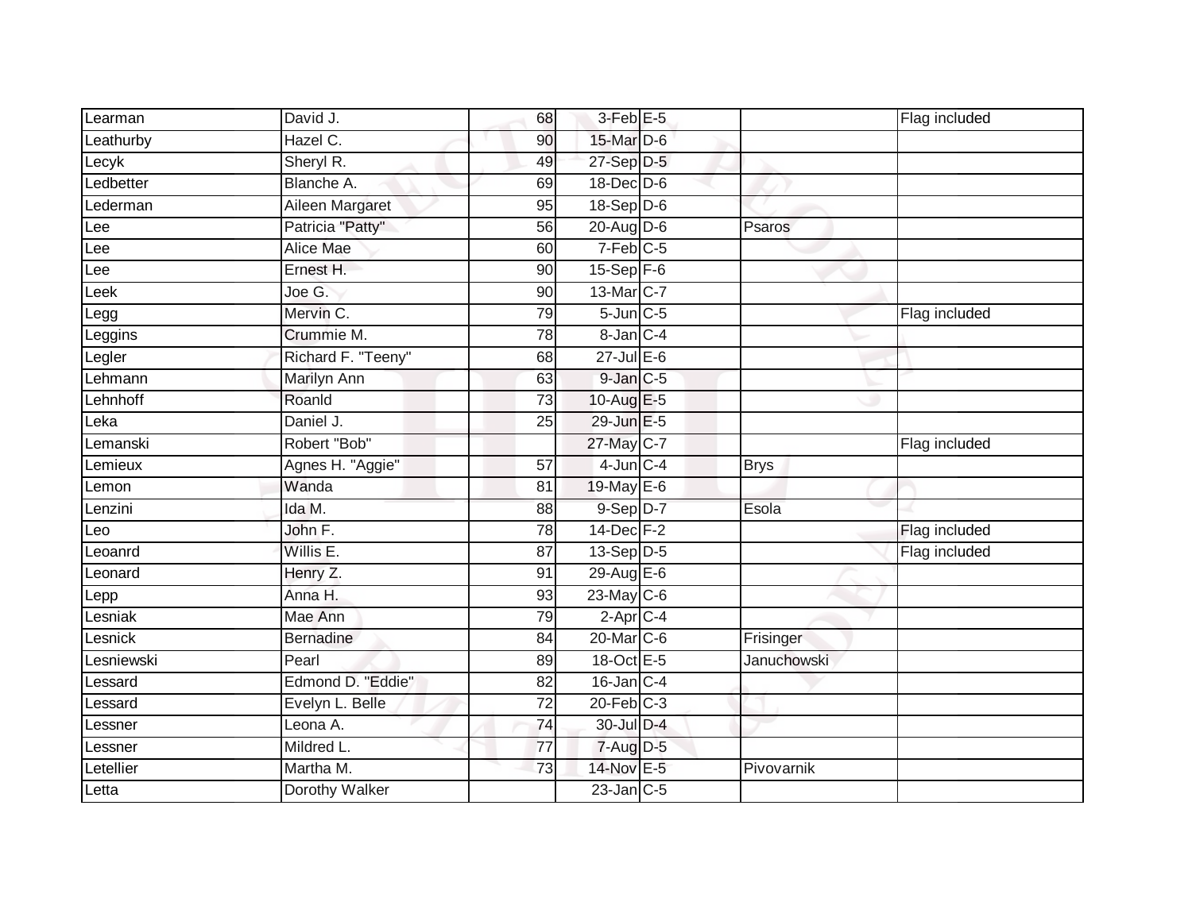| | | | | | | |
|---|---|---|---|---|---|---|
| Learman | David J. | 68 | 3-Feb | E-5 | | Flag included |
| Leathurby | Hazel C. | 90 | 15-Mar | D-6 | | |
| Lecyk | Sheryl R. | 49 | 27-Sep | D-5 | | |
| Ledbetter | Blanche A. | 69 | 18-Dec | D-6 | | |
| Lederman | Aileen Margaret | 95 | 18-Sep | D-6 | | |
| Lee | Patricia "Patty" | 56 | 20-Aug | D-6 | Psaros | |
| Lee | Alice Mae | 60 | 7-Feb | C-5 | | |
| Lee | Ernest H. | 90 | 15-Sep | F-6 | | |
| Leek | Joe G. | 90 | 13-Mar | C-7 | | |
| Legg | Mervin C. | 79 | 5-Jun | C-5 | | Flag included |
| Leggins | Crummie M. | 78 | 8-Jan | C-4 | | |
| Legler | Richard F. "Teeny" | 68 | 27-Jul | E-6 | | |
| Lehmann | Marilyn Ann | 63 | 9-Jan | C-5 | | |
| Lehnhoff | Roanld | 73 | 10-Aug | E-5 | | |
| Leka | Daniel J. | 25 | 29-Jun | E-5 | | |
| Lemanski | Robert "Bob" | | 27-May | C-7 | | Flag included |
| Lemieux | Agnes H. "Aggie" | 57 | 4-Jun | C-4 | Brys | |
| Lemon | Wanda | 81 | 19-May | E-6 | | |
| Lenzini | Ida M. | 88 | 9-Sep | D-7 | Esola | |
| Leo | John F. | 78 | 14-Dec | F-2 | | Flag included |
| Leoanrd | Willis E. | 87 | 13-Sep | D-5 | | Flag included |
| Leonard | Henry Z. | 91 | 29-Aug | E-6 | | |
| Lepp | Anna H. | 93 | 23-May | C-6 | | |
| Lesniak | Mae Ann | 79 | 2-Apr | C-4 | | |
| Lesnick | Bernadine | 84 | 20-Mar | C-6 | Frisinger | |
| Lesniewski | Pearl | 89 | 18-Oct | E-5 | Januchowski | |
| Lessard | Edmond D. "Eddie" | 82 | 16-Jan | C-4 | | |
| Lessard | Evelyn L. Belle | 72 | 20-Feb | C-3 | | |
| Lessner | Leona A. | 74 | 30-Jul | D-4 | | |
| Lessner | Mildred L. | 77 | 7-Aug | D-5 | | |
| Letellier | Martha M. | 73 | 14-Nov | E-5 | Pivovarnik | |
| Letta | Dorothy Walker | | 23-Jan | C-5 | | |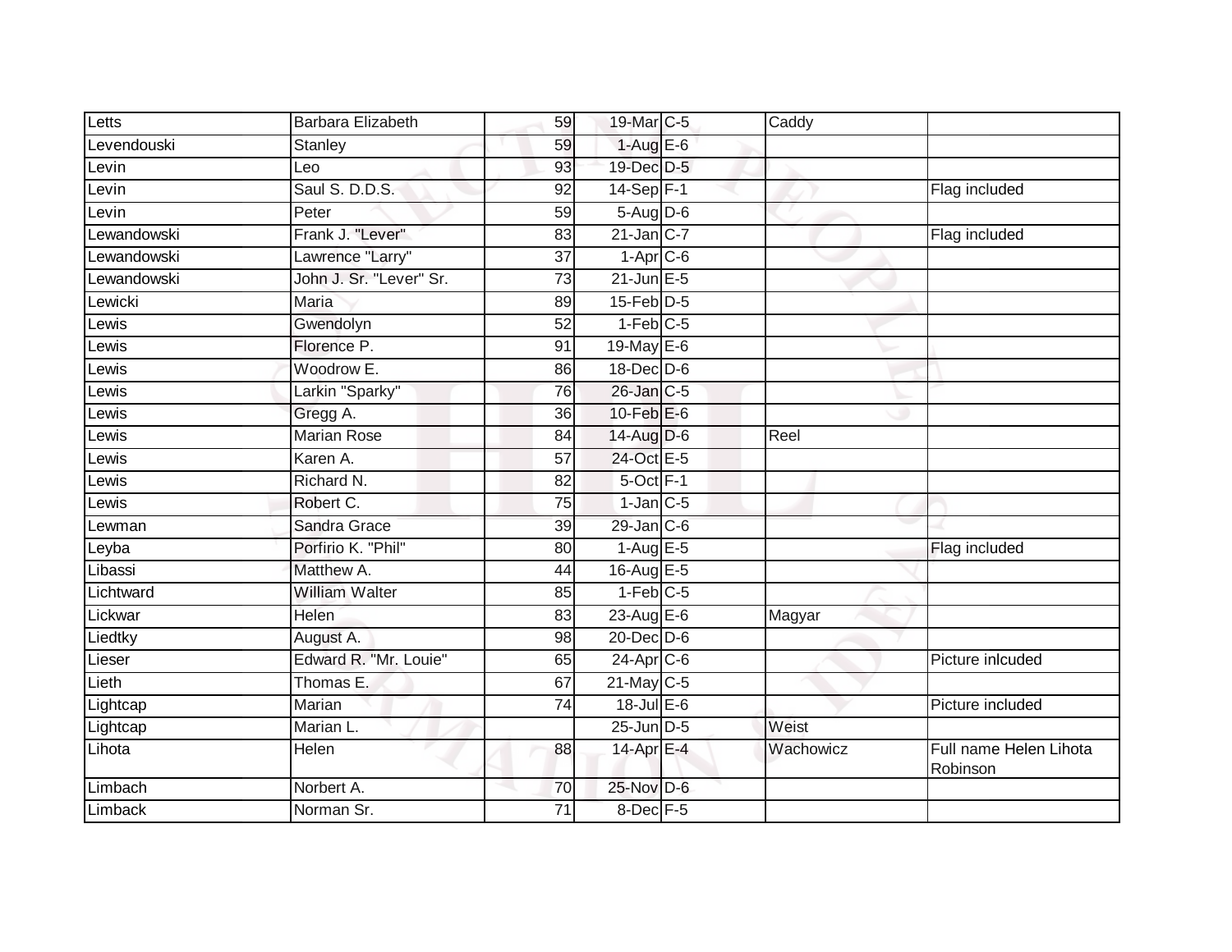| Letts | Barbara Elizabeth | 59 | 19-Mar | C-5 | Caddy | |
|---|---|---|---|---|---|---|
| Levendouski | Stanley | 59 | 1-Aug | E-6 | | |
| Levin | Leo | 93 | 19-Dec | D-5 | | |
| Levin | Saul S. D.D.S. | 92 | 14-Sep | F-1 | | Flag included |
| Levin | Peter | 59 | 5-Aug | D-6 | | |
| Lewandowski | Frank J. "Lever" | 83 | 21-Jan | C-7 | | Flag included |
| Lewandowski | Lawrence "Larry" | 37 | 1-Apr | C-6 | | |
| Lewandowski | John J. Sr. "Lever" Sr. | 73 | 21-Jun | E-5 | | |
| Lewicki | Maria | 89 | 15-Feb | D-5 | | |
| Lewis | Gwendolyn | 52 | 1-Feb | C-5 | | |
| Lewis | Florence P. | 91 | 19-May | E-6 | | |
| Lewis | Woodrow E. | 86 | 18-Dec | D-6 | | |
| Lewis | Larkin "Sparky" | 76 | 26-Jan | C-5 | | |
| Lewis | Gregg A. | 36 | 10-Feb | E-6 | | |
| Lewis | Marian Rose | 84 | 14-Aug | D-6 | Reel | |
| Lewis | Karen A. | 57 | 24-Oct | E-5 | | |
| Lewis | Richard N. | 82 | 5-Oct | F-1 | | |
| Lewis | Robert C. | 75 | 1-Jan | C-5 | | |
| Lewman | Sandra Grace | 39 | 29-Jan | C-6 | | |
| Leyba | Porfirio K. "Phil" | 80 | 1-Aug | E-5 | | Flag included |
| Libassi | Matthew A. | 44 | 16-Aug | E-5 | | |
| Lichtward | William Walter | 85 | 1-Feb | C-5 | | |
| Lickwar | Helen | 83 | 23-Aug | E-6 | Magyar | |
| Liedtky | August A. | 98 | 20-Dec | D-6 | | |
| Lieser | Edward R. "Mr. Louie" | 65 | 24-Apr | C-6 | | Picture inlcuded |
| Lieth | Thomas E. | 67 | 21-May | C-5 | | |
| Lightcap | Marian | 74 | 18-Jul | E-6 | | Picture included |
| Lightcap | Marian L. | | 25-Jun | D-5 | Weist | |
| Lihota | Helen | 88 | 14-Apr | E-4 | Wachowicz | Full name Helen Lihota Robinson |
| Limbach | Norbert A. | 70 | 25-Nov | D-6 | | |
| Limback | Norman Sr. | 71 | 8-Dec | F-5 | | |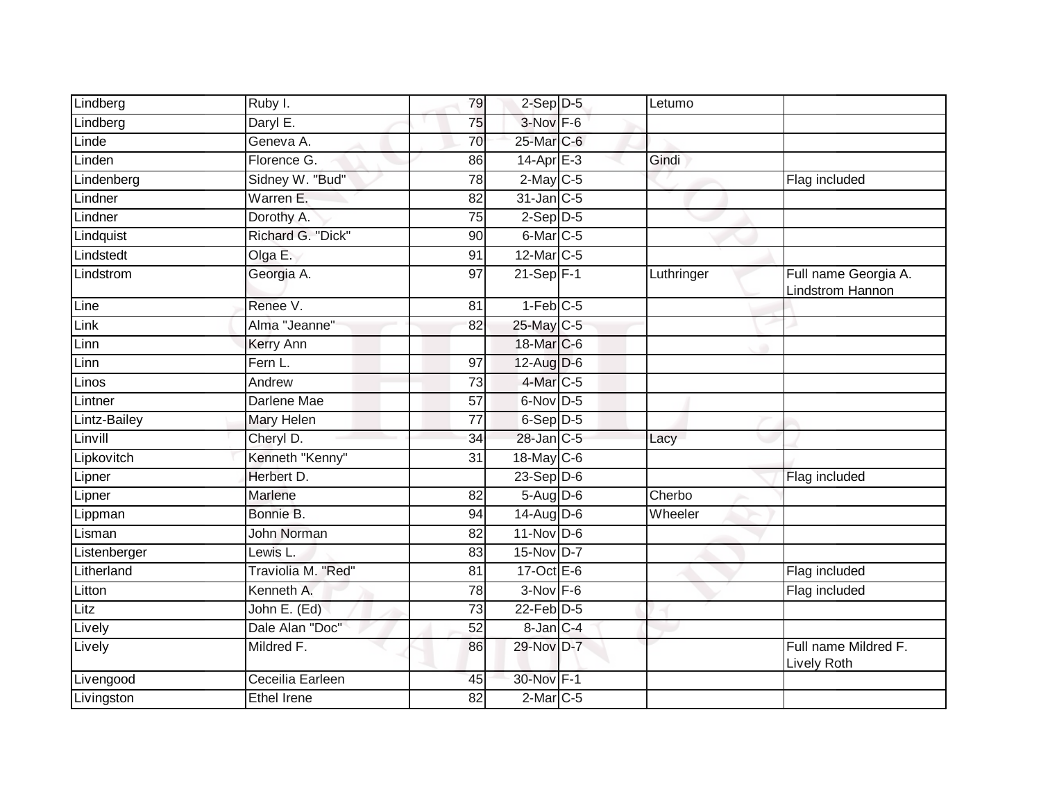| | | | | | | |
|---|---|---|---|---|---|---|
| Lindberg | Ruby I. | 79 | 2-Sep | D-5 | Letumo | |
| Lindberg | Daryl E. | 75 | 3-Nov | F-6 | | |
| Linde | Geneva A. | 70 | 25-Mar | C-6 | | |
| Linden | Florence G. | 86 | 14-Apr | E-3 | Gindi | |
| Lindenberg | Sidney W. "Bud" | 78 | 2-May | C-5 | | Flag included |
| Lindner | Warren E. | 82 | 31-Jan | C-5 | | |
| Lindner | Dorothy A. | 75 | 2-Sep | D-5 | | |
| Lindquist | Richard G. "Dick" | 90 | 6-Mar | C-5 | | |
| Lindstedt | Olga E. | 91 | 12-Mar | C-5 | | |
| Lindstrom | Georgia A. | 97 | 21-Sep | F-1 | Luthringer | Full name Georgia A. Lindstrom Hannon |
| Line | Renee V. | 81 | 1-Feb | C-5 | | |
| Link | Alma "Jeanne" | 82 | 25-May | C-5 | | |
| Linn | Kerry Ann | | 18-Mar | C-6 | | |
| Linn | Fern L. | 97 | 12-Aug | D-6 | | |
| Linos | Andrew | 73 | 4-Mar | C-5 | | |
| Lintner | Darlene Mae | 57 | 6-Nov | D-5 | | |
| Lintz-Bailey | Mary Helen | 77 | 6-Sep | D-5 | | |
| Linvill | Cheryl D. | 34 | 28-Jan | C-5 | Lacy | |
| Lipkovitch | Kenneth "Kenny" | 31 | 18-May | C-6 | | |
| Lipner | Herbert D. | | 23-Sep | D-6 | | Flag included |
| Lipner | Marlene | 82 | 5-Aug | D-6 | Cherbo | |
| Lippman | Bonnie B. | 94 | 14-Aug | D-6 | Wheeler | |
| Lisman | John Norman | 82 | 11-Nov | D-6 | | |
| Listenberger | Lewis L. | 83 | 15-Nov | D-7 | | |
| Litherland | Traviolia M. "Red" | 81 | 17-Oct | E-6 | | Flag included |
| Litton | Kenneth A. | 78 | 3-Nov | F-6 | | Flag included |
| Litz | John E. (Ed) | 73 | 22-Feb | D-5 | | |
| Lively | Dale Alan "Doc" | 52 | 8-Jan | C-4 | | |
| Lively | Mildred F. | 86 | 29-Nov | D-7 | | Full name Mildred F. Lively Roth |
| Livengood | Ceceilia Earleen | 45 | 30-Nov | F-1 | | |
| Livingston | Ethel Irene | 82 | 2-Mar | C-5 | | |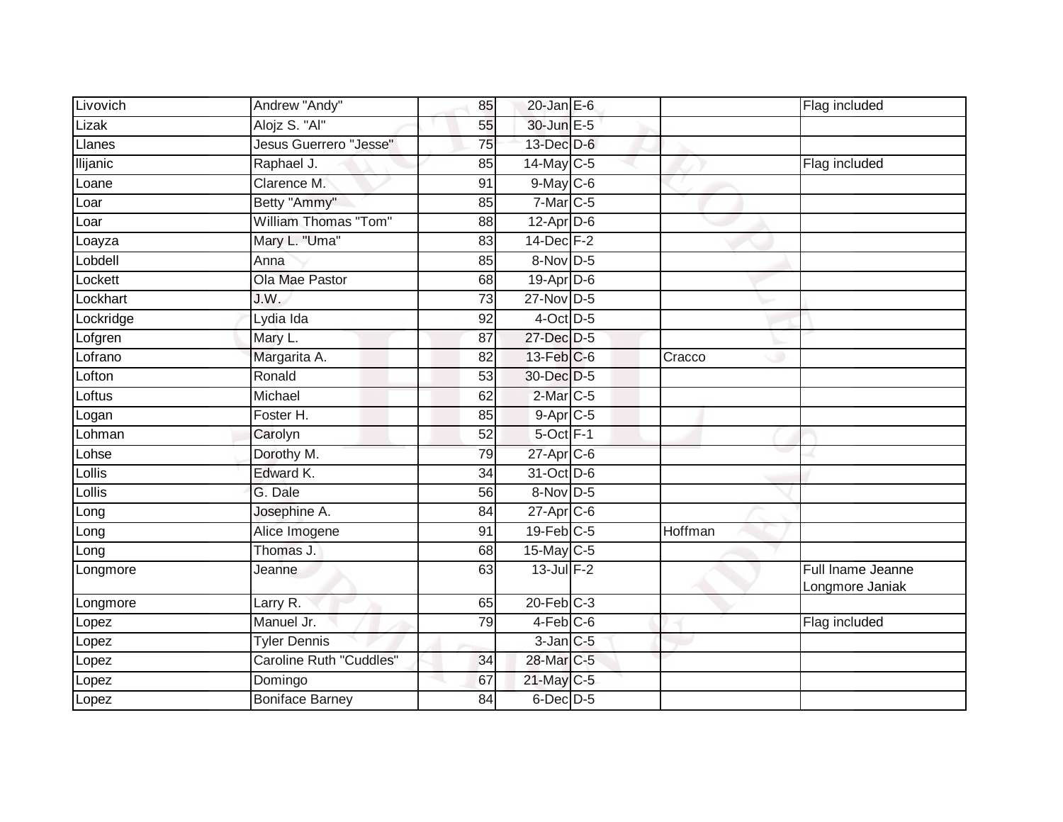| | | | | | | |
|---|---|---|---|---|---|---|
| Livovich | Andrew "Andy" | 85 | 20-Jan | E-6 | | Flag included |
| Lizak | Alojz S. "Al" | 55 | 30-Jun | E-5 | | |
| Llanes | Jesus Guerrero "Jesse" | 75 | 13-Dec | D-6 | | |
| llijanic | Raphael J. | 85 | 14-May | C-5 | | Flag included |
| Loane | Clarence M. | 91 | 9-May | C-6 | | |
| Loar | Betty "Ammy" | 85 | 7-Mar | C-5 | | |
| Loar | William Thomas "Tom" | 88 | 12-Apr | D-6 | | |
| Loayza | Mary L. "Uma" | 83 | 14-Dec | F-2 | | |
| Lobdell | Anna | 85 | 8-Nov | D-5 | | |
| Lockett | Ola Mae Pastor | 68 | 19-Apr | D-6 | | |
| Lockhart | J.W. | 73 | 27-Nov | D-5 | | |
| Lockridge | Lydia Ida | 92 | 4-Oct | D-5 | | |
| Lofgren | Mary L. | 87 | 27-Dec | D-5 | | |
| Lofrano | Margarita A. | 82 | 13-Feb | C-6 | Cracco | |
| Lofton | Ronald | 53 | 30-Dec | D-5 | | |
| Loftus | Michael | 62 | 2-Mar | C-5 | | |
| Logan | Foster H. | 85 | 9-Apr | C-5 | | |
| Lohman | Carolyn | 52 | 5-Oct | F-1 | | |
| Lohse | Dorothy M. | 79 | 27-Apr | C-6 | | |
| Lollis | Edward K. | 34 | 31-Oct | D-6 | | |
| Lollis | G. Dale | 56 | 8-Nov | D-5 | | |
| Long | Josephine A. | 84 | 27-Apr | C-6 | | |
| Long | Alice Imogene | 91 | 19-Feb | C-5 | Hoffman | |
| Long | Thomas J. | 68 | 15-May | C-5 | | |
| Longmore | Jeanne | 63 | 13-Jul | F-2 | | Full lname Jeanne Longmore Janiak |
| Longmore | Larry R. | 65 | 20-Feb | C-3 | | |
| Lopez | Manuel Jr. | 79 | 4-Feb | C-6 | | Flag included |
| Lopez | Tyler Dennis | | 3-Jan | C-5 | | |
| Lopez | Caroline Ruth "Cuddles" | 34 | 28-Mar | C-5 | | |
| Lopez | Domingo | 67 | 21-May | C-5 | | |
| Lopez | Boniface Barney | 84 | 6-Dec | D-5 | | |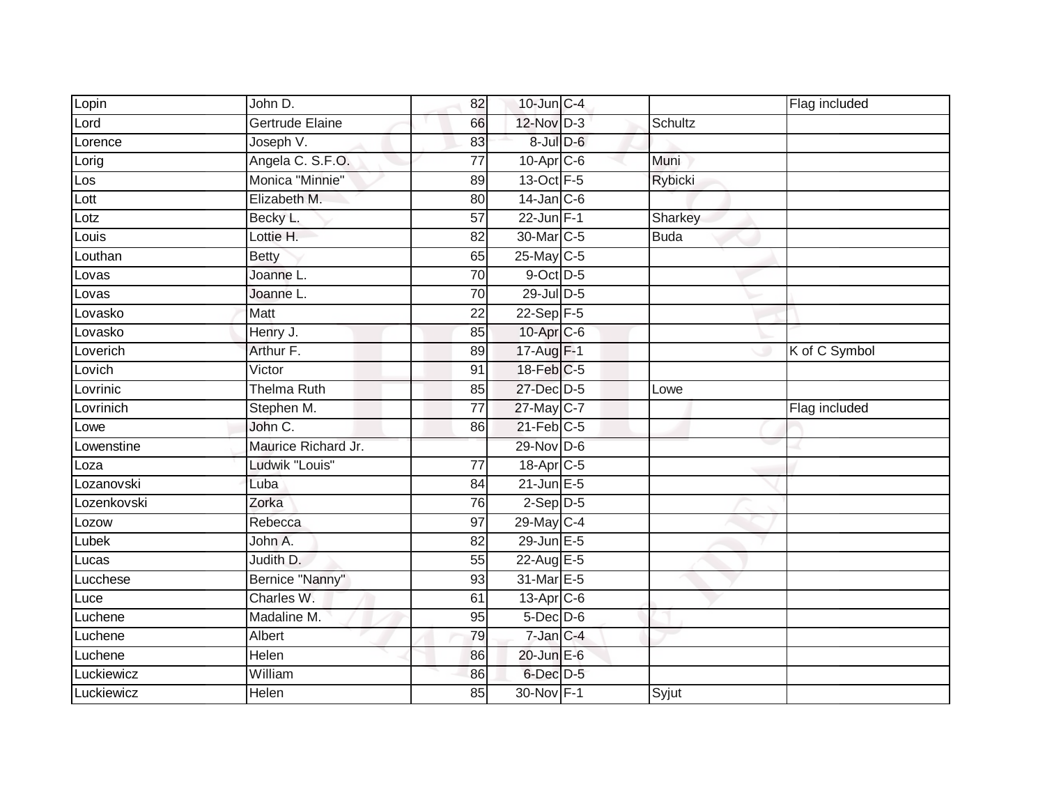| Lopin | John D. | 82 | 10-Jun | C-4 | | Flag included |
|---|---|---|---|---|---|---|
| Lord | Gertrude Elaine | 66 | 12-Nov | D-3 | Schultz | |
| Lorence | Joseph V. | 83 | 8-Jul | D-6 | | |
| Lorig | Angela C. S.F.O. | 77 | 10-Apr | C-6 | Muni | |
| Los | Monica "Minnie" | 89 | 13-Oct | F-5 | Rybicki | |
| Lott | Elizabeth M. | 80 | 14-Jan | C-6 | | |
| Lotz | Becky L. | 57 | 22-Jun | F-1 | Sharkey | |
| Louis | Lottie H. | 82 | 30-Mar | C-5 | Buda | |
| Louthan | Betty | 65 | 25-May | C-5 | | |
| Lovas | Joanne L. | 70 | 9-Oct | D-5 | | |
| Lovas | Joanne L. | 70 | 29-Jul | D-5 | | |
| Lovasko | Matt | 22 | 22-Sep | F-5 | | |
| Lovasko | Henry J. | 85 | 10-Apr | C-6 | | |
| Loverich | Arthur F. | 89 | 17-Aug | F-1 | | K of C Symbol |
| Lovich | Victor | 91 | 18-Feb | C-5 | | |
| Lovrinic | Thelma Ruth | 85 | 27-Dec | D-5 | Lowe | |
| Lovrinich | Stephen M. | 77 | 27-May | C-7 | | Flag included |
| Lowe | John C. | 86 | 21-Feb | C-5 | | |
| Lowenstine | Maurice Richard Jr. | | 29-Nov | D-6 | | |
| Loza | Ludwik "Louis" | 77 | 18-Apr | C-5 | | |
| Lozanovski | Luba | 84 | 21-Jun | E-5 | | |
| Lozenkovski | Zorka | 76 | 2-Sep | D-5 | | |
| Lozow | Rebecca | 97 | 29-May | C-4 | | |
| Lubek | John A. | 82 | 29-Jun | E-5 | | |
| Lucas | Judith D. | 55 | 22-Aug | E-5 | | |
| Lucchese | Bernice "Nanny" | 93 | 31-Mar | E-5 | | |
| Luce | Charles W. | 61 | 13-Apr | C-6 | | |
| Luchene | Madaline M. | 95 | 5-Dec | D-6 | | |
| Luchene | Albert | 79 | 7-Jan | C-4 | | |
| Luchene | Helen | 86 | 20-Jun | E-6 | | |
| Luckiewicz | William | 86 | 6-Dec | D-5 | | |
| Luckiewicz | Helen | 85 | 30-Nov | F-1 | Syjut | |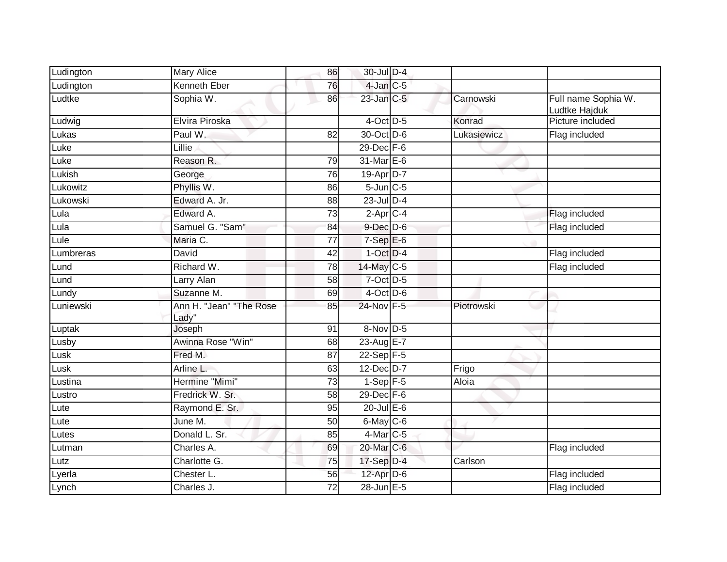| | | | | | | |
|---|---|---|---|---|---|---|
| Ludington | Mary Alice | 86 | 30-Jul | D-4 | | |
| Ludington | Kenneth Eber | 76 | 4-Jan | C-5 | | |
| Ludtke | Sophia W. | 86 | 23-Jan | C-5 | Carnowski | Full name Sophia W. Ludtke Hajduk |
| Ludwig | Elvira Piroska | | 4-Oct | D-5 | Konrad | Picture included |
| Lukas | Paul W. | 82 | 30-Oct | D-6 | Lukasiewicz | Flag included |
| Luke | Lillie | | 29-Dec | F-6 | | |
| Luke | Reason R. | 79 | 31-Mar | E-6 | | |
| Lukish | George | 76 | 19-Apr | D-7 | | |
| Lukowitz | Phyllis W. | 86 | 5-Jun | C-5 | | |
| Lukowski | Edward A. Jr. | 88 | 23-Jul | D-4 | | |
| Lula | Edward A. | 73 | 2-Apr | C-4 | | Flag included |
| Lula | Samuel G. "Sam" | 84 | 9-Dec | D-6 | | Flag included |
| Lule | Maria C. | 77 | 7-Sep | E-6 | | |
| Lumbreras | David | 42 | 1-Oct | D-4 | | Flag included |
| Lund | Richard W. | 78 | 14-May | C-5 | | Flag included |
| Lund | Larry Alan | 58 | 7-Oct | D-5 | | |
| Lundy | Suzanne M. | 69 | 4-Oct | D-6 | | |
| Luniewski | Ann H. "Jean" "The Rose Lady" | 85 | 24-Nov | F-5 | Piotrowski | |
| Luptak | Joseph | 91 | 8-Nov | D-5 | | |
| Lusby | Awinna Rose "Win" | 68 | 23-Aug | E-7 | | |
| Lusk | Fred M. | 87 | 22-Sep | F-5 | | |
| Lusk | Arline L. | 63 | 12-Dec | D-7 | Frigo | |
| Lustina | Hermine "Mimi" | 73 | 1-Sep | F-5 | Aloia | |
| Lustro | Fredrick W. Sr. | 58 | 29-Dec | F-6 | | |
| Lute | Raymond E. Sr. | 95 | 20-Jul | E-6 | | |
| Lute | June M. | 50 | 6-May | C-6 | | |
| Lutes | Donald L. Sr. | 85 | 4-Mar | C-5 | | |
| Lutman | Charles A. | 69 | 20-Mar | C-6 | | Flag included |
| Lutz | Charlotte G. | 75 | 17-Sep | D-4 | Carlson | |
| Lyerla | Chester L. | 56 | 12-Apr | D-6 | | Flag included |
| Lynch | Charles J. | 72 | 28-Jun | E-5 | | Flag included |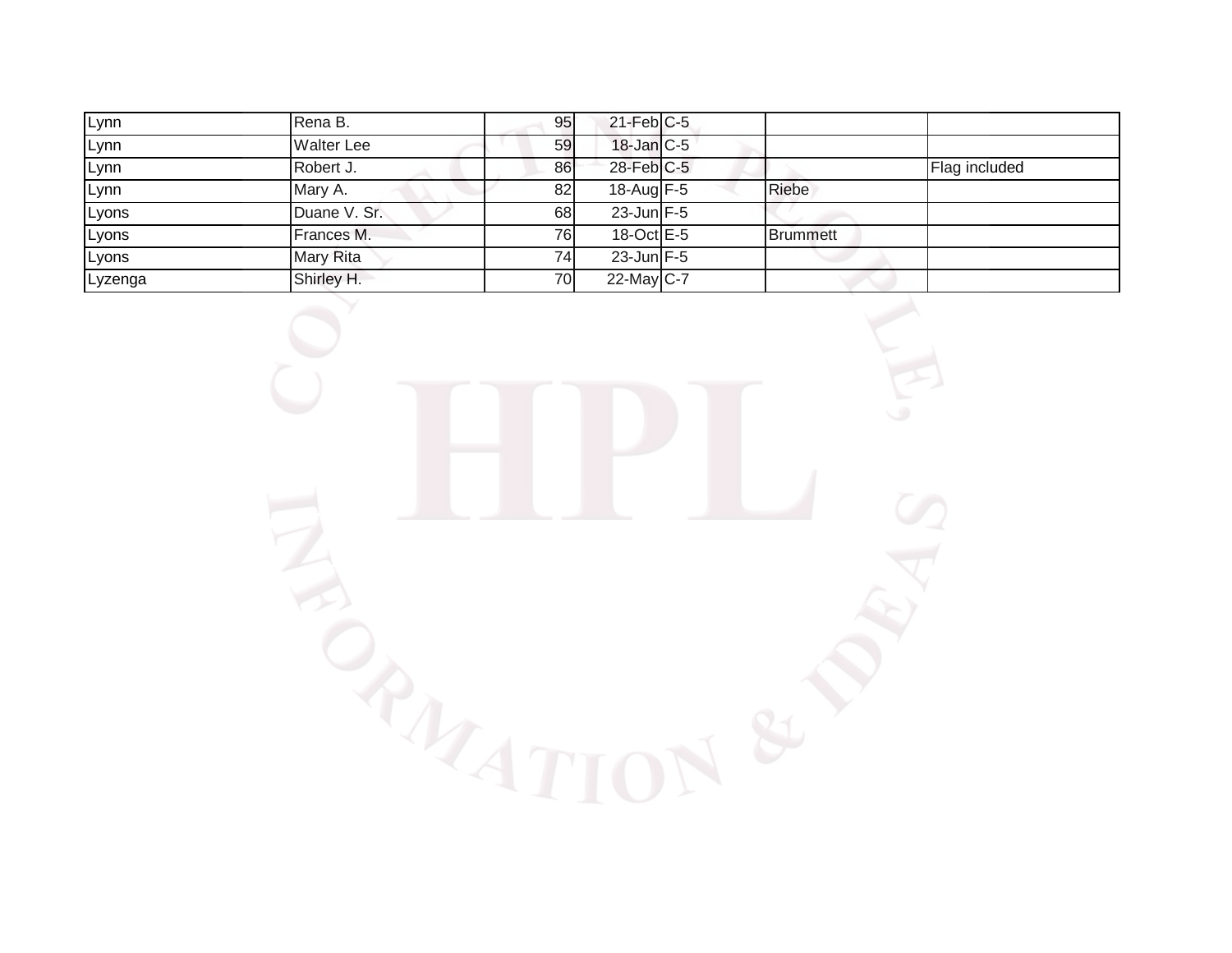| | | | | | | |
|---|---|---|---|---|---|---|
| Lynn | Rena B. | 95 | 21-Feb | C-5 | | |
| Lynn | Walter Lee | 59 | 18-Jan | C-5 | | |
| Lynn | Robert J. | 86 | 28-Feb | C-5 | | Flag included |
| Lynn | Mary A. | 82 | 18-Aug | F-5 | Riebe | |
| Lyons | Duane V. Sr. | 68 | 23-Jun | F-5 | | |
| Lyons | Frances M. | 76 | 18-Oct | E-5 | Brummett | |
| Lyons | Mary Rita | 74 | 23-Jun | F-5 | | |
| Lyzenga | Shirley H. | 70 | 22-May | C-7 | | |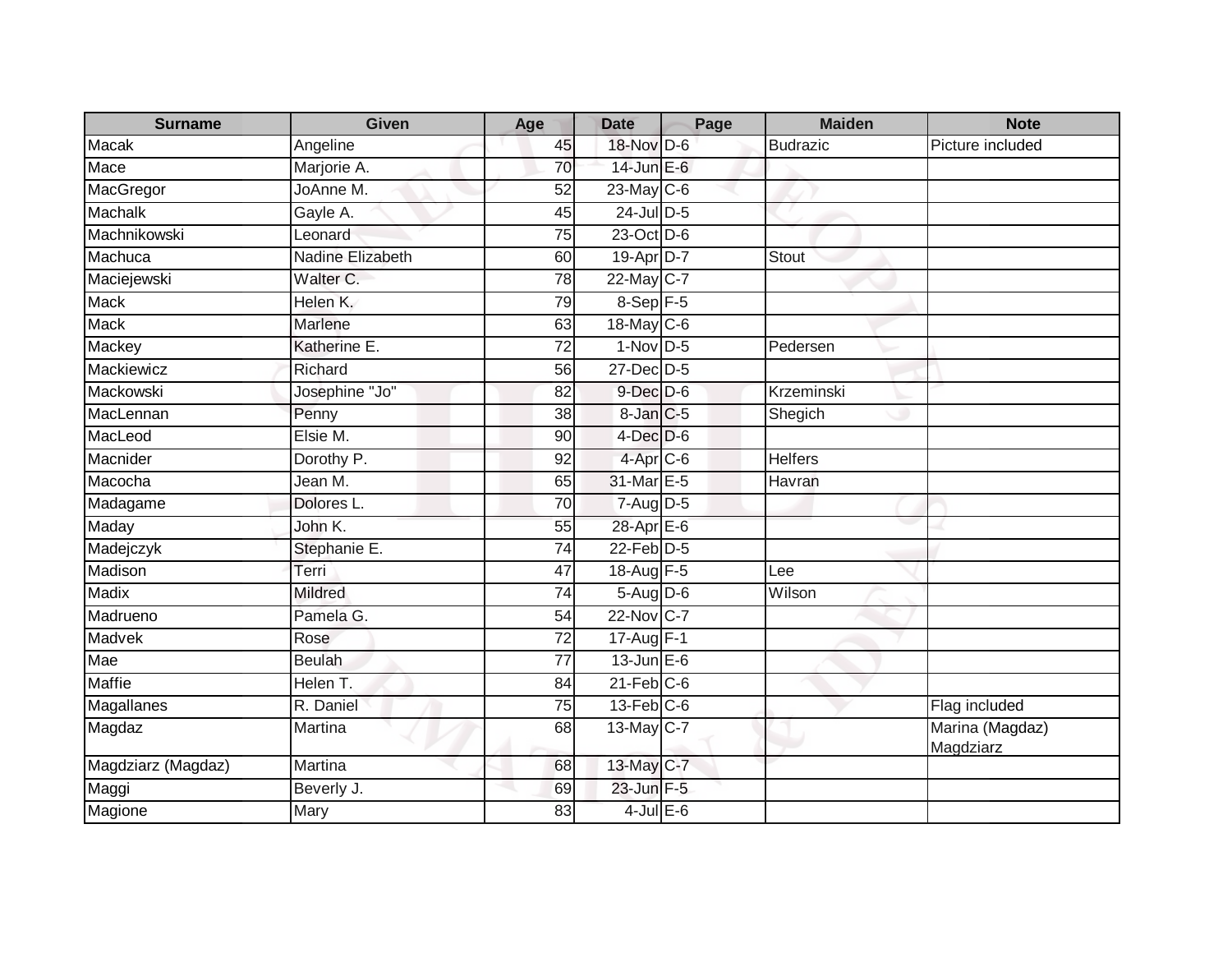| Surname | Given | Age | Date | Page | Maiden | Note |
|---|---|---|---|---|---|---|
| Macak | Angeline | 45 | 18-Nov | D-6 | Budrazic | Picture included |
| Mace | Marjorie A. | 70 | 14-Jun | E-6 | | |
| MacGregor | JoAnne M. | 52 | 23-May | C-6 | | |
| Machalk | Gayle A. | 45 | 24-Jul | D-5 | | |
| Machnikowski | Leonard | 75 | 23-Oct | D-6 | | |
| Machuca | Nadine Elizabeth | 60 | 19-Apr | D-7 | Stout | |
| Maciejewski | Walter C. | 78 | 22-May | C-7 | | |
| Mack | Helen K. | 79 | 8-Sep | F-5 | | |
| Mack | Marlene | 63 | 18-May | C-6 | | |
| Mackey | Katherine E. | 72 | 1-Nov | D-5 | Pedersen | |
| Mackiewicz | Richard | 56 | 27-Dec | D-5 | | |
| Mackowski | Josephine "Jo" | 82 | 9-Dec | D-6 | Krzeminski | |
| MacLennan | Penny | 38 | 8-Jan | C-5 | Shegich | |
| MacLeod | Elsie M. | 90 | 4-Dec | D-6 | | |
| Macnider | Dorothy P. | 92 | 4-Apr | C-6 | Helfers | |
| Macocha | Jean M. | 65 | 31-Mar | E-5 | Havran | |
| Madagame | Dolores L. | 70 | 7-Aug | D-5 | | |
| Maday | John K. | 55 | 28-Apr | E-6 | | |
| Madejczyk | Stephanie E. | 74 | 22-Feb | D-5 | | |
| Madison | Terri | 47 | 18-Aug | F-5 | Lee | |
| Madix | Mildred | 74 | 5-Aug | D-6 | Wilson | |
| Madrueno | Pamela G. | 54 | 22-Nov | C-7 | | |
| Madvek | Rose | 72 | 17-Aug | F-1 | | |
| Mae | Beulah | 77 | 13-Jun | E-6 | | |
| Maffie | Helen T. | 84 | 21-Feb | C-6 | | |
| Magallanes | R. Daniel | 75 | 13-Feb | C-6 | | Flag included |
| Magdaz | Martina | 68 | 13-May | C-7 | | Marina (Magdaz) Magdziarz |
| Magdziarz (Magdaz) | Martina | 68 | 13-May | C-7 | | |
| Maggi | Beverly J. | 69 | 23-Jun | F-5 | | |
| Magione | Mary | 83 | 4-Jul | E-6 | | |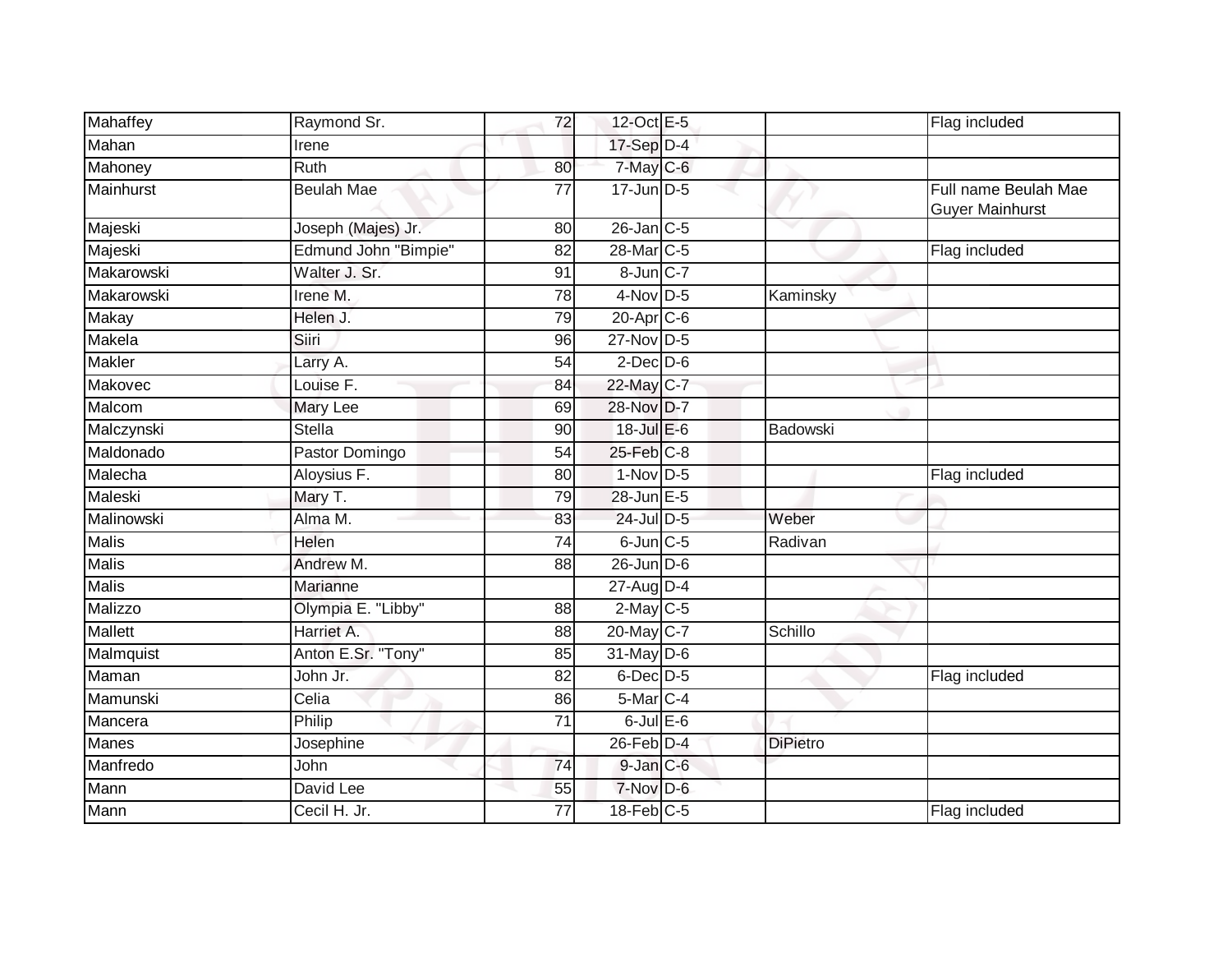| | | | | | | |
|---|---|---|---|---|---|---|
| Mahaffey | Raymond Sr. | 72 | 12-Oct | E-5 | | Flag included |
| Mahan | Irene | | 17-Sep | D-4 | | |
| Mahoney | Ruth | 80 | 7-May | C-6 | | |
| Mainhurst | Beulah Mae | 77 | 17-Jun | D-5 | | Full name Beulah Mae Guyer Mainhurst |
| Majeski | Joseph (Majes) Jr. | 80 | 26-Jan | C-5 | | |
| Majeski | Edmund John "Bimpie" | 82 | 28-Mar | C-5 | | Flag included |
| Makarowski | Walter J. Sr. | 91 | 8-Jun | C-7 | | |
| Makarowski | Irene M. | 78 | 4-Nov | D-5 | Kaminsky | |
| Makay | Helen J. | 79 | 20-Apr | C-6 | | |
| Makela | Siiri | 96 | 27-Nov | D-5 | | |
| Makler | Larry A. | 54 | 2-Dec | D-6 | | |
| Makovec | Louise F. | 84 | 22-May | C-7 | | |
| Malcom | Mary Lee | 69 | 28-Nov | D-7 | | |
| Malczynski | Stella | 90 | 18-Jul | E-6 | Badowski | |
| Maldonado | Pastor Domingo | 54 | 25-Feb | C-8 | | |
| Malecha | Aloysius F. | 80 | 1-Nov | D-5 | | Flag included |
| Maleski | Mary T. | 79 | 28-Jun | E-5 | | |
| Malinowski | Alma M. | 83 | 24-Jul | D-5 | Weber | |
| Malis | Helen | 74 | 6-Jun | C-5 | Radivan | |
| Malis | Andrew M. | 88 | 26-Jun | D-6 | | |
| Malis | Marianne | | 27-Aug | D-4 | | |
| Malizzo | Olympia E. "Libby" | 88 | 2-May | C-5 | | |
| Mallett | Harriet A. | 88 | 20-May | C-7 | Schillo | |
| Malmquist | Anton E.Sr. "Tony" | 85 | 31-May | D-6 | | |
| Maman | John Jr. | 82 | 6-Dec | D-5 | | Flag included |
| Mamunski | Celia | 86 | 5-Mar | C-4 | | |
| Mancera | Philip | 71 | 6-Jul | E-6 | | |
| Manes | Josephine | | 26-Feb | D-4 | DiPietro | |
| Manfredo | John | 74 | 9-Jan | C-6 | | |
| Mann | David Lee | 55 | 7-Nov | D-6 | | |
| Mann | Cecil H. Jr. | 77 | 18-Feb | C-5 | | Flag included |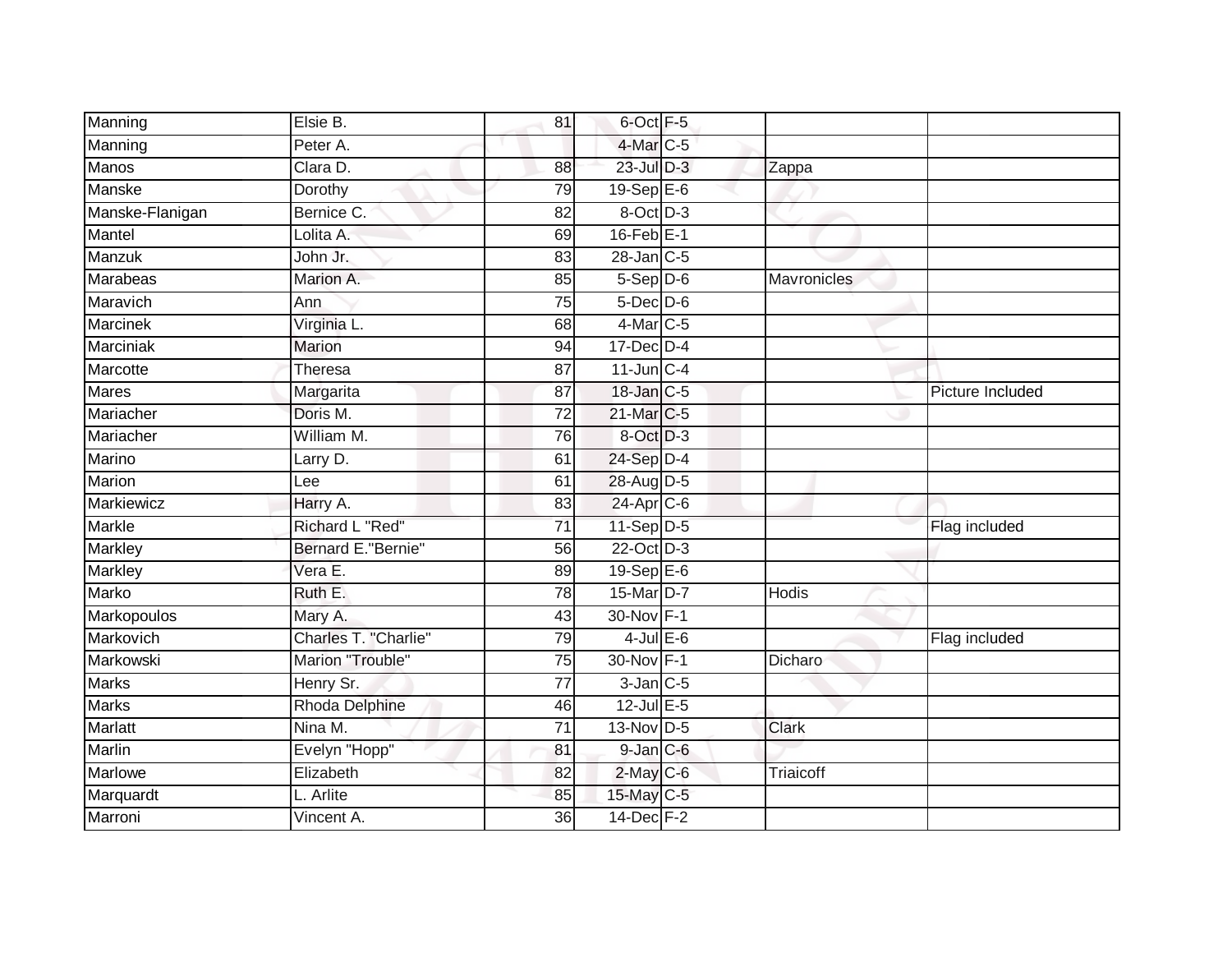| | | | | | | |
|---|---|---|---|---|---|---|
| Manning | Elsie B. | 81 | 6-Oct | F-5 | | |
| Manning | Peter A. | | 4-Mar | C-5 | | |
| Manos | Clara D. | 88 | 23-Jul | D-3 | Zappa | |
| Manske | Dorothy | 79 | 19-Sep | E-6 | | |
| Manske-Flanigan | Bernice C. | 82 | 8-Oct | D-3 | | |
| Mantel | Lolita A. | 69 | 16-Feb | E-1 | | |
| Manzuk | John Jr. | 83 | 28-Jan | C-5 | | |
| Marabeas | Marion A. | 85 | 5-Sep | D-6 | Mavronicles | |
| Maravich | Ann | 75 | 5-Dec | D-6 | | |
| Marcinek | Virginia L. | 68 | 4-Mar | C-5 | | |
| Marciniak | Marion | 94 | 17-Dec | D-4 | | |
| Marcotte | Theresa | 87 | 11-Jun | C-4 | | |
| Mares | Margarita | 87 | 18-Jan | C-5 | | Picture Included |
| Mariacher | Doris M. | 72 | 21-Mar | C-5 | | |
| Mariacher | William M. | 76 | 8-Oct | D-3 | | |
| Marino | Larry D. | 61 | 24-Sep | D-4 | | |
| Marion | Lee | 61 | 28-Aug | D-5 | | |
| Markiewicz | Harry A. | 83 | 24-Apr | C-6 | | |
| Markle | Richard L "Red" | 71 | 11-Sep | D-5 | | Flag included |
| Markley | Bernard E."Bernie" | 56 | 22-Oct | D-3 | | |
| Markley | Vera E. | 89 | 19-Sep | E-6 | | |
| Marko | Ruth E. | 78 | 15-Mar | D-7 | Hodis | |
| Markopoulos | Mary A. | 43 | 30-Nov | F-1 | | |
| Markovich | Charles T. "Charlie" | 79 | 4-Jul | E-6 | | Flag included |
| Markowski | Marion "Trouble" | 75 | 30-Nov | F-1 | Dicharo | |
| Marks | Henry Sr. | 77 | 3-Jan | C-5 | | |
| Marks | Rhoda Delphine | 46 | 12-Jul | E-5 | | |
| Marlatt | Nina M. | 71 | 13-Nov | D-5 | Clark | |
| Marlin | Evelyn "Hopp" | 81 | 9-Jan | C-6 | | |
| Marlowe | Elizabeth | 82 | 2-May | C-6 | Triaicoff | |
| Marquardt | L. Arlite | 85 | 15-May | C-5 | | |
| Marroni | Vincent A. | 36 | 14-Dec | F-2 | | |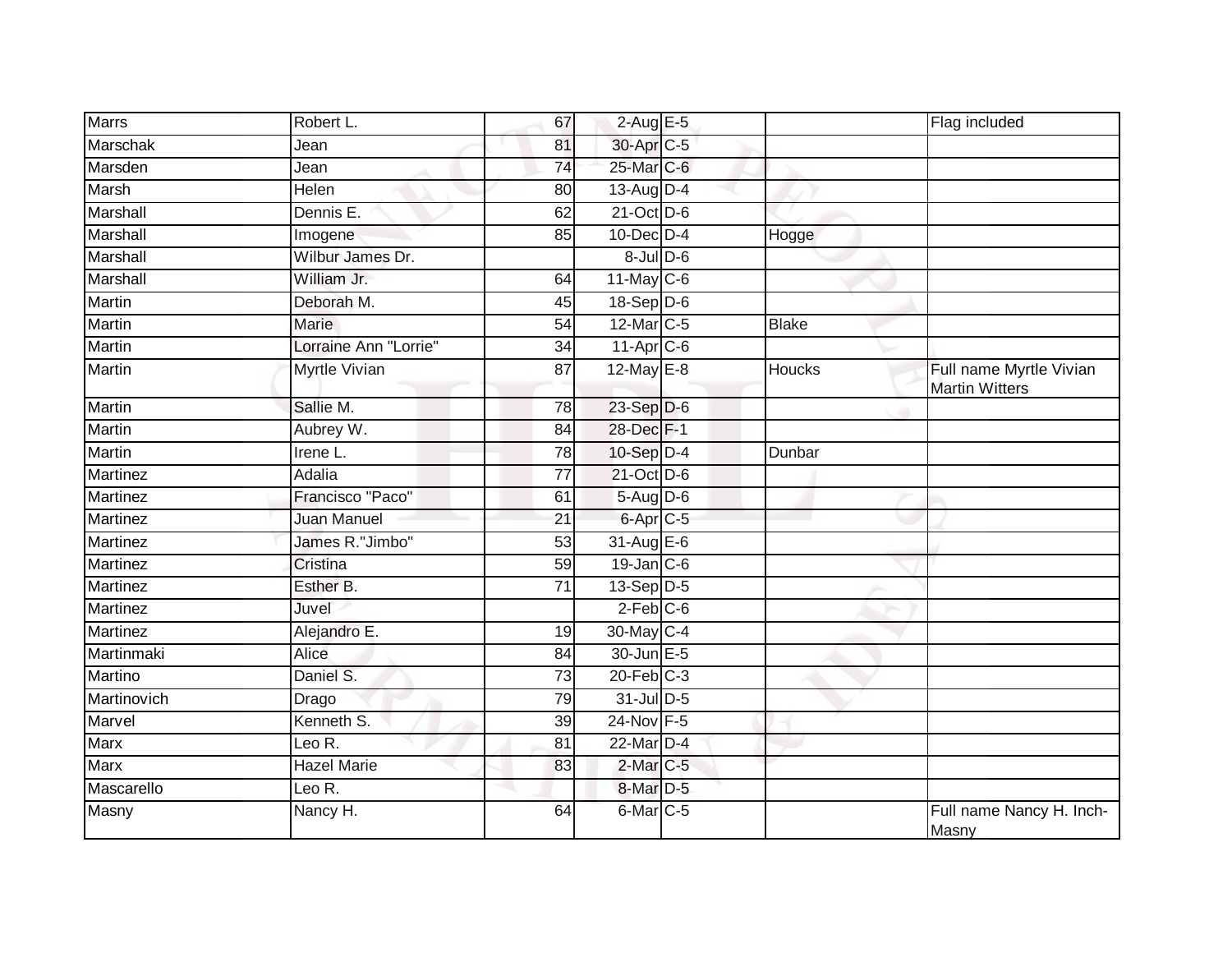| Marrs | Robert L. | 67 | 2-Aug | E-5 | | Flag included |
|---|---|---|---|---|---|---|
| Marschak | Jean | 81 | 30-Apr | C-5 | | |
| Marsden | Jean | 74 | 25-Mar | C-6 | | |
| Marsh | Helen | 80 | 13-Aug | D-4 | | |
| Marshall | Dennis E. | 62 | 21-Oct | D-6 | | |
| Marshall | Imogene | 85 | 10-Dec | D-4 | Hogge | |
| Marshall | Wilbur James Dr. | | 8-Jul | D-6 | | |
| Marshall | William Jr. | 64 | 11-May | C-6 | | |
| Martin | Deborah M. | 45 | 18-Sep | D-6 | | |
| Martin | Marie | 54 | 12-Mar | C-5 | Blake | |
| Martin | Lorraine Ann "Lorrie" | 34 | 11-Apr | C-6 | | |
| Martin | Myrtle Vivian | 87 | 12-May | E-8 | Houcks | Full name Myrtle Vivian Martin Witters |
| Martin | Sallie M. | 78 | 23-Sep | D-6 | | |
| Martin | Aubrey W. | 84 | 28-Dec | F-1 | | |
| Martin | Irene L. | 78 | 10-Sep | D-4 | Dunbar | |
| Martinez | Adalia | 77 | 21-Oct | D-6 | | |
| Martinez | Francisco "Paco" | 61 | 5-Aug | D-6 | | |
| Martinez | Juan Manuel | 21 | 6-Apr | C-5 | | |
| Martinez | James R."Jimbo" | 53 | 31-Aug | E-6 | | |
| Martinez | Cristina | 59 | 19-Jan | C-6 | | |
| Martinez | Esther B. | 71 | 13-Sep | D-5 | | |
| Martinez | Juvel | | 2-Feb | C-6 | | |
| Martinez | Alejandro E. | 19 | 30-May | C-4 | | |
| Martinmaki | Alice | 84 | 30-Jun | E-5 | | |
| Martino | Daniel S. | 73 | 20-Feb | C-3 | | |
| Martinovich | Drago | 79 | 31-Jul | D-5 | | |
| Marvel | Kenneth S. | 39 | 24-Nov | F-5 | | |
| Marx | Leo R. | 81 | 22-Mar | D-4 | | |
| Marx | Hazel Marie | 83 | 2-Mar | C-5 | | |
| Mascarello | Leo R. | | 8-Mar | D-5 | | |
| Masny | Nancy H. | 64 | 6-Mar | C-5 | | Full name Nancy H. Inch-Masny |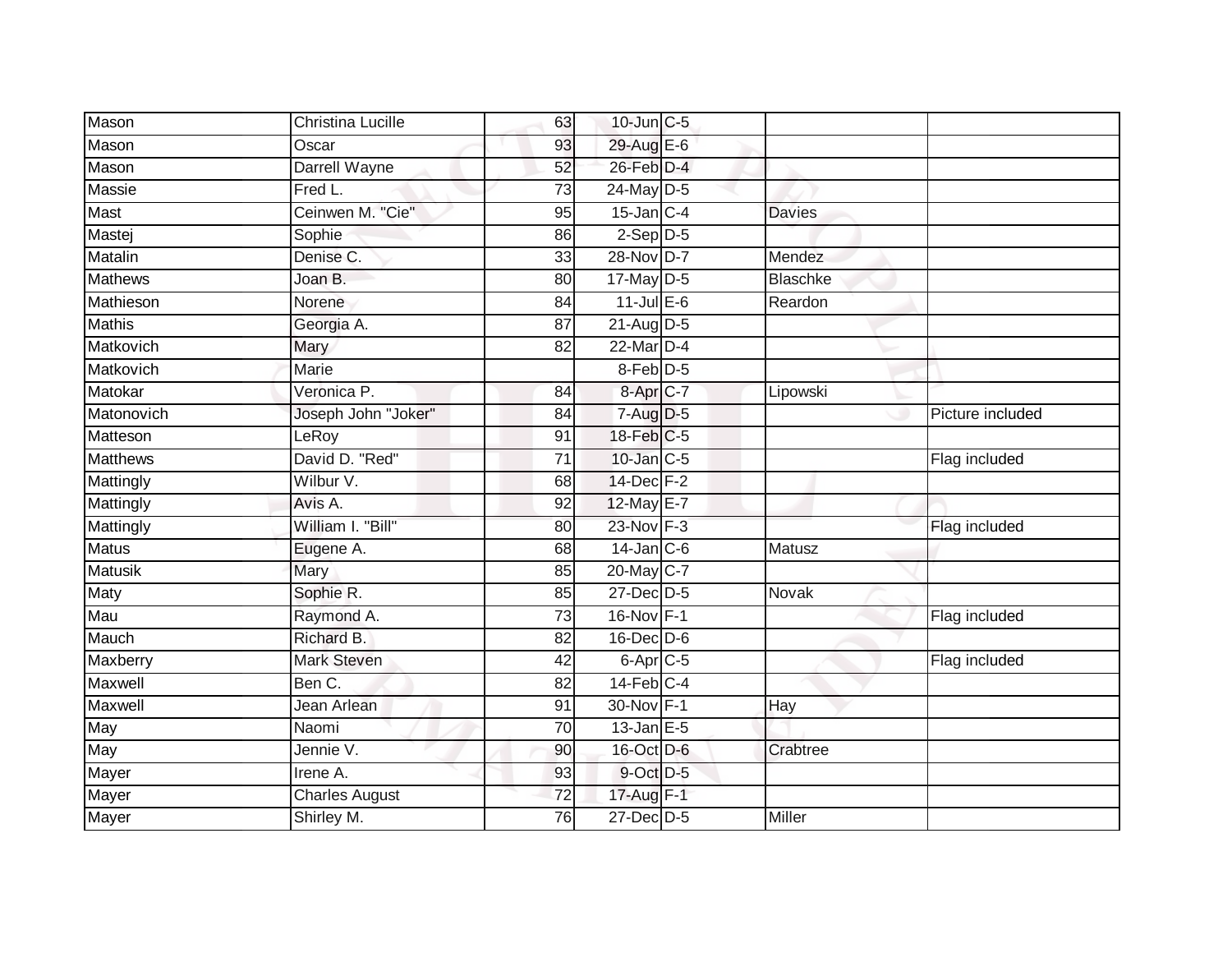| | | | | | | |
|---|---|---|---|---|---|---|
| Mason | Christina Lucille | 63 | 10-Jun | C-5 | | |
| Mason | Oscar | 93 | 29-Aug | E-6 | | |
| Mason | Darrell Wayne | 52 | 26-Feb | D-4 | | |
| Massie | Fred L. | 73 | 24-May | D-5 | | |
| Mast | Ceinwen M. "Cie" | 95 | 15-Jan | C-4 | Davies | |
| Mastej | Sophie | 86 | 2-Sep | D-5 | | |
| Matalin | Denise C. | 33 | 28-Nov | D-7 | Mendez | |
| Mathews | Joan B. | 80 | 17-May | D-5 | Blaschke | |
| Mathieson | Norene | 84 | 11-Jul | E-6 | Reardon | |
| Mathis | Georgia A. | 87 | 21-Aug | D-5 | | |
| Matkovich | Mary | 82 | 22-Mar | D-4 | | |
| Matkovich | Marie | | 8-Feb | D-5 | | |
| Matokar | Veronica P. | 84 | 8-Apr | C-7 | Lipowski | |
| Matonovich | Joseph John "Joker" | 84 | 7-Aug | D-5 | | Picture included |
| Matteson | LeRoy | 91 | 18-Feb | C-5 | | |
| Matthews | David D. "Red" | 71 | 10-Jan | C-5 | | Flag included |
| Mattingly | Wilbur V. | 68 | 14-Dec | F-2 | | |
| Mattingly | Avis A. | 92 | 12-May | E-7 | | |
| Mattingly | William I. "Bill" | 80 | 23-Nov | F-3 | | Flag included |
| Matus | Eugene A. | 68 | 14-Jan | C-6 | Matusz | |
| Matusik | Mary | 85 | 20-May | C-7 | | |
| Maty | Sophie R. | 85 | 27-Dec | D-5 | Novak | |
| Mau | Raymond A. | 73 | 16-Nov | F-1 | | Flag included |
| Mauch | Richard B. | 82 | 16-Dec | D-6 | | |
| Maxberry | Mark Steven | 42 | 6-Apr | C-5 | | Flag included |
| Maxwell | Ben C. | 82 | 14-Feb | C-4 | | |
| Maxwell | Jean Arlean | 91 | 30-Nov | F-1 | Hay | |
| May | Naomi | 70 | 13-Jan | E-5 | | |
| May | Jennie V. | 90 | 16-Oct | D-6 | Crabtree | |
| Mayer | Irene A. | 93 | 9-Oct | D-5 | | |
| Mayer | Charles August | 72 | 17-Aug | F-1 | | |
| Mayer | Shirley M. | 76 | 27-Dec | D-5 | Miller | |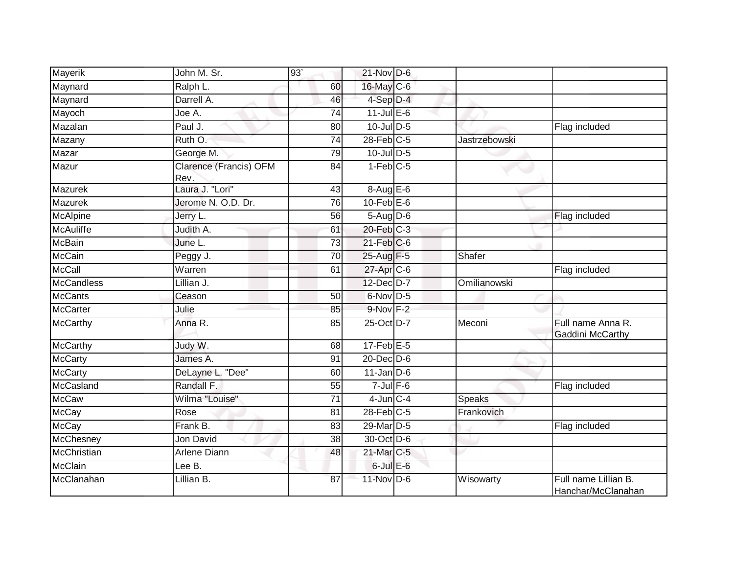| | | | | | | |
|---|---|---|---|---|---|---|
| Mayerik | John M. Sr. | 93` | 21-Nov | D-6 | | |
| Maynard | Ralph L. | 60 | 16-May | C-6 | | |
| Maynard | Darrell A. | 46 | 4-Sep | D-4 | | |
| Mayoch | Joe A. | 74 | 11-Jul | E-6 | | |
| Mazalan | Paul J. | 80 | 10-Jul | D-5 | | Flag included |
| Mazany | Ruth O. | 74 | 28-Feb | C-5 | Jastrzebowski | |
| Mazar | George M. | 79 | 10-Jul | D-5 | | |
| Mazur | Clarence (Francis) OFM Rev. | 84 | 1-Feb | C-5 | | |
| Mazurek | Laura J. "Lori" | 43 | 8-Aug | E-6 | | |
| Mazurek | Jerome N. O.D. Dr. | 76 | 10-Feb | E-6 | | |
| McAlpine | Jerry L. | 56 | 5-Aug | D-6 | | Flag included |
| McAuliffe | Judith A. | 61 | 20-Feb | C-3 | | |
| McBain | June L. | 73 | 21-Feb | C-6 | | |
| McCain | Peggy J. | 70 | 25-Aug | F-5 | Shafer | |
| McCall | Warren | 61 | 27-Apr | C-6 | | Flag included |
| McCandless | Lillian J. | | 12-Dec | D-7 | Omilianowski | |
| McCants | Ceason | 50 | 6-Nov | D-5 | | |
| McCarter | Julie | 85 | 9-Nov | F-2 | | |
| McCarthy | Anna R. | 85 | 25-Oct | D-7 | Meconi | Full name Anna R. Gaddini McCarthy |
| McCarthy | Judy W. | 68 | 17-Feb | E-5 | | |
| McCarty | James A. | 91 | 20-Dec | D-6 | | |
| McCarty | DeLayne L. "Dee" | 60 | 11-Jan | D-6 | | |
| McCasland | Randall F. | 55 | 7-Jul | F-6 | | Flag included |
| McCaw | Wilma "Louise" | 71 | 4-Jun | C-4 | Speaks | |
| McCay | Rose | 81 | 28-Feb | C-5 | Frankovich | |
| McCay | Frank B. | 83 | 29-Mar | D-5 | | Flag included |
| McChesney | Jon David | 38 | 30-Oct | D-6 | | |
| McChristian | Arlene Diann | 48 | 21-Mar | C-5 | | |
| McClain | Lee B. | | 6-Jul | E-6 | | |
| McClanahan | Lillian B. | 87 | 11-Nov | D-6 | Wisowarty | Full name Lillian B. Hanchar/McClanahan |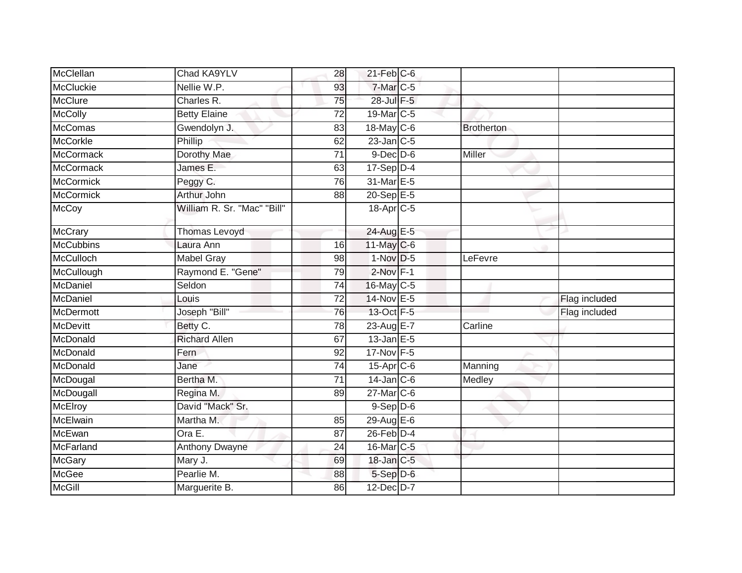| | | | | | | |
|---|---|---|---|---|---|---|
| McClellan | Chad KA9YLV | 28 | 21-Feb | C-6 | | |
| McCluckie | Nellie W.P. | 93 | 7-Mar | C-5 | | |
| McClure | Charles R. | 75 | 28-Jul | F-5 | | |
| McColly | Betty Elaine | 72 | 19-Mar | C-5 | | |
| McComas | Gwendolyn J. | 83 | 18-May | C-6 | Brotherton | |
| McCorkle | Phillip | 62 | 23-Jan | C-5 | | |
| McCormack | Dorothy Mae | 71 | 9-Dec | D-6 | Miller | |
| McCormack | James E. | 63 | 17-Sep | D-4 | | |
| McCormick | Peggy C. | 76 | 31-Mar | E-5 | | |
| McCormick | Arthur John | 88 | 20-Sep | E-5 | | |
| McCoy | William R. Sr. "Mac" "Bill" | | 18-Apr | C-5 | | |
| McCrary | Thomas Levoyd | | 24-Aug | E-5 | | |
| McCubbins | Laura Ann | 16 | 11-May | C-6 | | |
| McCulloch | Mabel Gray | 98 | 1-Nov | D-5 | LeFevre | |
| McCullough | Raymond E. "Gene" | 79 | 2-Nov | F-1 | | |
| McDaniel | Seldon | 74 | 16-May | C-5 | | |
| McDaniel | Louis | 72 | 14-Nov | E-5 | | Flag included |
| McDermott | Joseph "Bill" | 76 | 13-Oct | F-5 | | Flag included |
| McDevitt | Betty C. | 78 | 23-Aug | E-7 | Carline | |
| McDonald | Richard Allen | 67 | 13-Jan | E-5 | | |
| McDonald | Fern | 92 | 17-Nov | F-5 | | |
| McDonald | Jane | 74 | 15-Apr | C-6 | Manning | |
| McDougal | Bertha M. | 71 | 14-Jan | C-6 | Medley | |
| McDougall | Regina M. | 89 | 27-Mar | C-6 | | |
| McElroy | David "Mack" Sr. | | 9-Sep | D-6 | | |
| McElwain | Martha M. | 85 | 29-Aug | E-6 | | |
| McEwan | Ora E. | 87 | 26-Feb | D-4 | | |
| McFarland | Anthony Dwayne | 24 | 16-Mar | C-5 | | |
| McGary | Mary J. | 69 | 18-Jan | C-5 | | |
| McGee | Pearlie M. | 88 | 5-Sep | D-6 | | |
| McGill | Marguerite B. | 86 | 12-Dec | D-7 | | |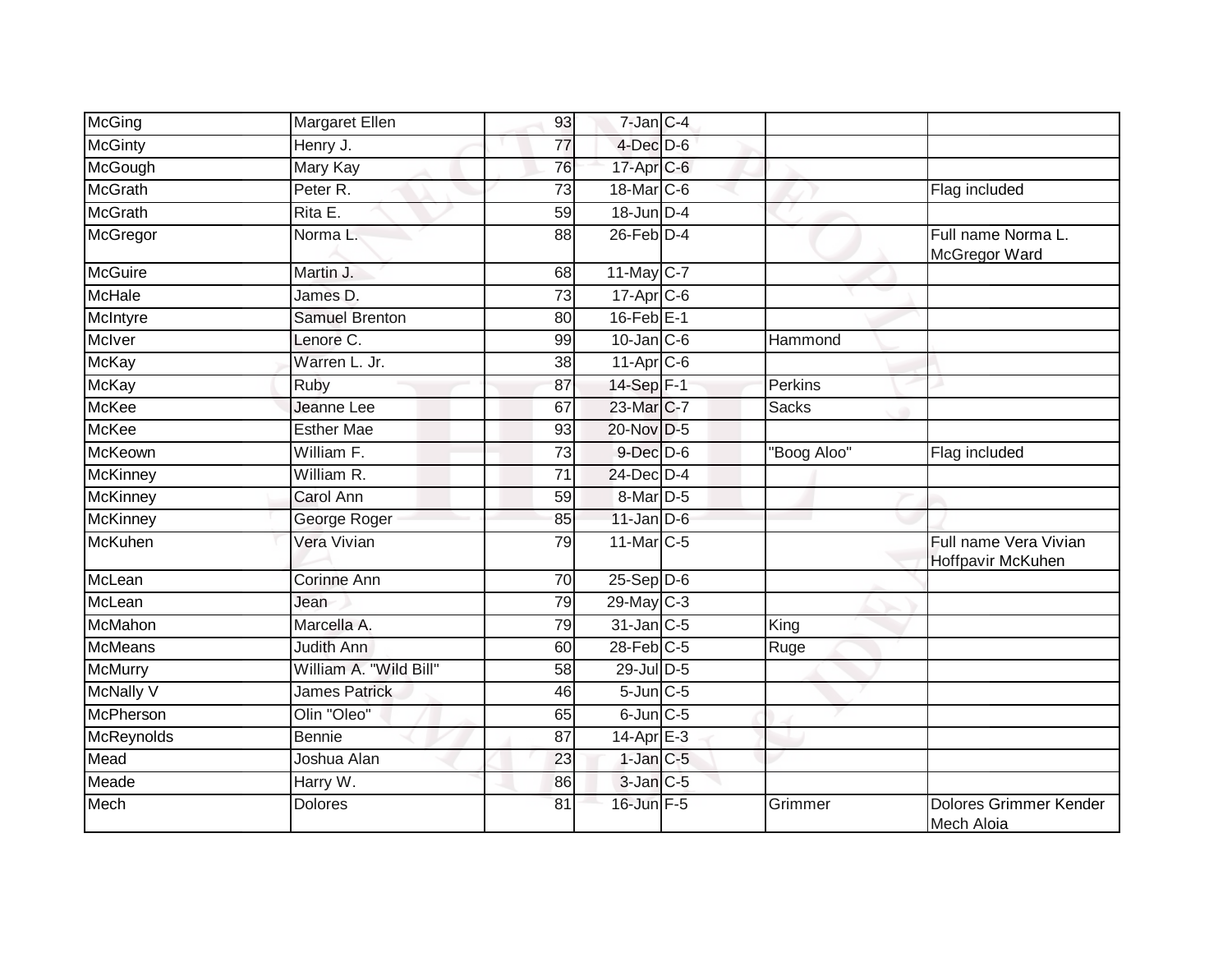| | | | | | | |
|---|---|---|---|---|---|---|
| McGing | Margaret Ellen | 93 | 7-Jan | C-4 | | |
| McGinty | Henry J. | 77 | 4-Dec | D-6 | | |
| McGough | Mary Kay | 76 | 17-Apr | C-6 | | |
| McGrath | Peter R. | 73 | 18-Mar | C-6 | | Flag included |
| McGrath | Rita E. | 59 | 18-Jun | D-4 | | |
| McGregor | Norma L. | 88 | 26-Feb | D-4 | | Full name Norma L. McGregor Ward |
| McGuire | Martin J. | 68 | 11-May | C-7 | | |
| McHale | James D. | 73 | 17-Apr | C-6 | | |
| McIntyre | Samuel Brenton | 80 | 16-Feb | E-1 | | |
| McIver | Lenore C. | 99 | 10-Jan | C-6 | Hammond | |
| McKay | Warren L. Jr. | 38 | 11-Apr | C-6 | | |
| McKay | Ruby | 87 | 14-Sep | F-1 | Perkins | |
| McKee | Jeanne Lee | 67 | 23-Mar | C-7 | Sacks | |
| McKee | Esther Mae | 93 | 20-Nov | D-5 | | |
| McKeown | William F. | 73 | 9-Dec | D-6 | "Boog Aloo" | Flag included |
| McKinney | William R. | 71 | 24-Dec | D-4 | | |
| McKinney | Carol Ann | 59 | 8-Mar | D-5 | | |
| McKinney | George Roger | 85 | 11-Jan | D-6 | | |
| McKuhen | Vera Vivian | 79 | 11-Mar | C-5 | | Full name Vera Vivian Hoffpavir McKuhen |
| McLean | Corinne Ann | 70 | 25-Sep | D-6 | | |
| McLean | Jean | 79 | 29-May | C-3 | | |
| McMahon | Marcella A. | 79 | 31-Jan | C-5 | King | |
| McMeans | Judith Ann | 60 | 28-Feb | C-5 | Ruge | |
| McMurry | William A. "Wild Bill" | 58 | 29-Jul | D-5 | | |
| McNally V | James Patrick | 46 | 5-Jun | C-5 | | |
| McPherson | Olin "Oleo" | 65 | 6-Jun | C-5 | | |
| McReynolds | Bennie | 87 | 14-Apr | E-3 | | |
| Mead | Joshua Alan | 23 | 1-Jan | C-5 | | |
| Meade | Harry W. | 86 | 3-Jan | C-5 | | |
| Mech | Dolores | 81 | 16-Jun | F-5 | Grimmer | Dolores Grimmer Kender Mech Aloia |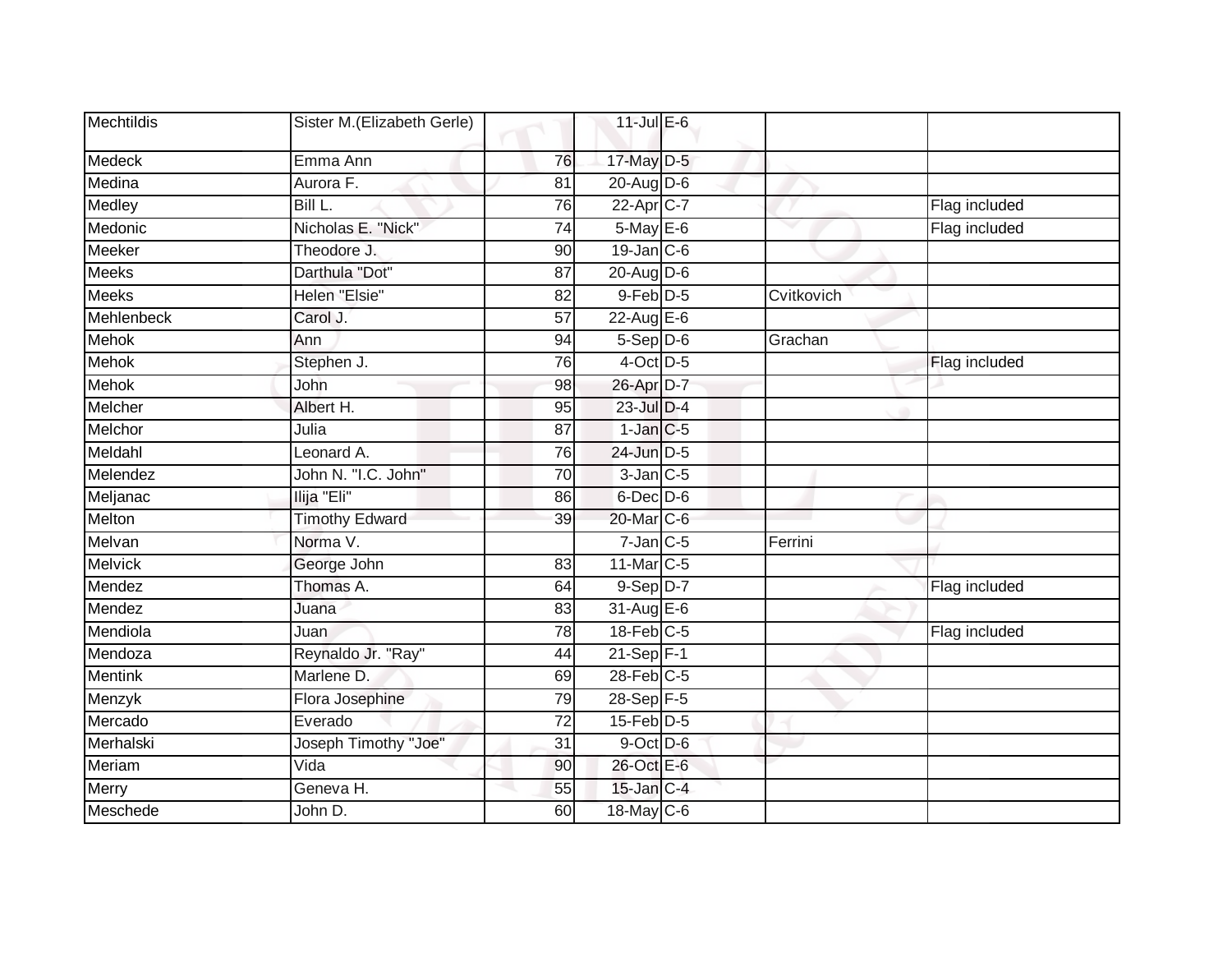| | | | | | | |
|---|---|---|---|---|---|---|
| Mechtildis | Sister M.(Elizabeth Gerle) | | 11-Jul | E-6 | | |
| Medeck | Emma Ann | 76 | 17-May | D-5 | | |
| Medina | Aurora F. | 81 | 20-Aug | D-6 | | |
| Medley | Bill L. | 76 | 22-Apr | C-7 | | Flag included |
| Medonic | Nicholas E. "Nick" | 74 | 5-May | E-6 | | Flag included |
| Meeker | Theodore J. | 90 | 19-Jan | C-6 | | |
| Meeks | Darthula "Dot" | 87 | 20-Aug | D-6 | | |
| Meeks | Helen "Elsie" | 82 | 9-Feb | D-5 | Cvitkovich | |
| Mehlenbeck | Carol J. | 57 | 22-Aug | E-6 | | |
| Mehok | Ann | 94 | 5-Sep | D-6 | Grachan | |
| Mehok | Stephen J. | 76 | 4-Oct | D-5 | | Flag included |
| Mehok | John | 98 | 26-Apr | D-7 | | |
| Melcher | Albert H. | 95 | 23-Jul | D-4 | | |
| Melchor | Julia | 87 | 1-Jan | C-5 | | |
| Meldahl | Leonard A. | 76 | 24-Jun | D-5 | | |
| Melendez | John N. "I.C. John" | 70 | 3-Jan | C-5 | | |
| Meljanac | Ilija "Eli" | 86 | 6-Dec | D-6 | | |
| Melton | Timothy Edward | 39 | 20-Mar | C-6 | | |
| Melvan | Norma V. | | 7-Jan | C-5 | Ferrini | |
| Melvick | George John | 83 | 11-Mar | C-5 | | |
| Mendez | Thomas A. | 64 | 9-Sep | D-7 | | Flag included |
| Mendez | Juana | 83 | 31-Aug | E-6 | | |
| Mendiola | Juan | 78 | 18-Feb | C-5 | | Flag included |
| Mendoza | Reynaldo Jr. "Ray" | 44 | 21-Sep | F-1 | | |
| Mentink | Marlene D. | 69 | 28-Feb | C-5 | | |
| Menzyk | Flora Josephine | 79 | 28-Sep | F-5 | | |
| Mercado | Everado | 72 | 15-Feb | D-5 | | |
| Merhalski | Joseph Timothy "Joe" | 31 | 9-Oct | D-6 | | |
| Meriam | Vida | 90 | 26-Oct | E-6 | | |
| Merry | Geneva H. | 55 | 15-Jan | C-4 | | |
| Meschede | John D. | 60 | 18-May | C-6 | | |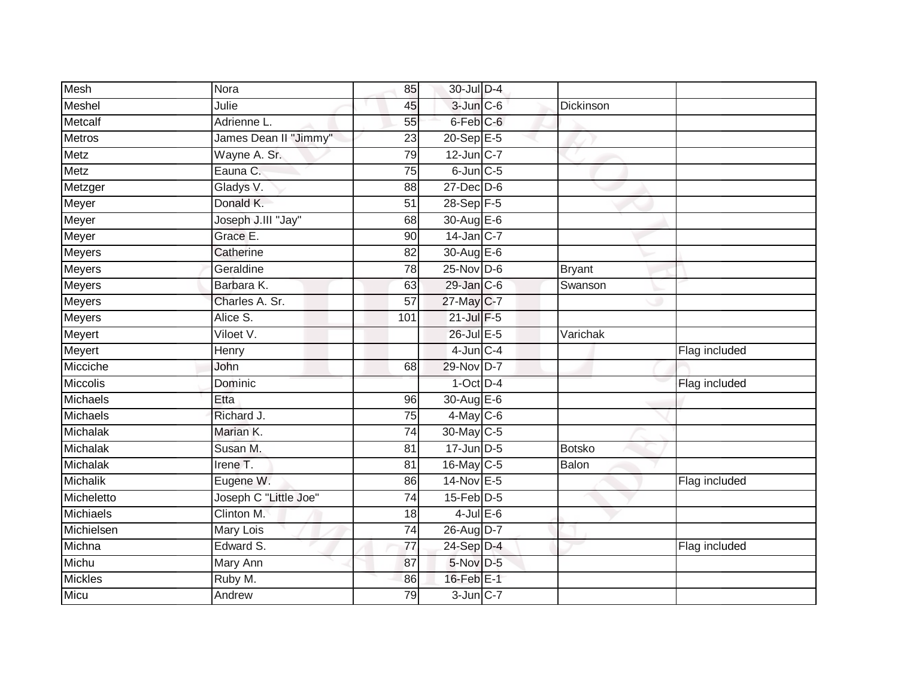| | | | | | | |
|---|---|---|---|---|---|---|
| Mesh | Nora | 85 | 30-Jul | D-4 | | |
| Meshel | Julie | 45 | 3-Jun | C-6 | Dickinson | |
| Metcalf | Adrienne L. | 55 | 6-Feb | C-6 | | |
| Metros | James Dean II "Jimmy" | 23 | 20-Sep | E-5 | | |
| Metz | Wayne A. Sr. | 79 | 12-Jun | C-7 | | |
| Metz | Eauna C. | 75 | 6-Jun | C-5 | | |
| Metzger | Gladys V. | 88 | 27-Dec | D-6 | | |
| Meyer | Donald K. | 51 | 28-Sep | F-5 | | |
| Meyer | Joseph J.III "Jay" | 68 | 30-Aug | E-6 | | |
| Meyer | Grace E. | 90 | 14-Jan | C-7 | | |
| Meyers | Catherine | 82 | 30-Aug | E-6 | | |
| Meyers | Geraldine | 78 | 25-Nov | D-6 | Bryant | |
| Meyers | Barbara K. | 63 | 29-Jan | C-6 | Swanson | |
| Meyers | Charles A. Sr. | 57 | 27-May | C-7 | | |
| Meyers | Alice S. | 101 | 21-Jul | F-5 | | |
| Meyert | Viloet V. | | 26-Jul | E-5 | Varichak | |
| Meyert | Henry | | 4-Jun | C-4 | | Flag included |
| Micciche | John | 68 | 29-Nov | D-7 | | |
| Miccolis | Dominic | | 1-Oct | D-4 | | Flag included |
| Michaels | Etta | 96 | 30-Aug | E-6 | | |
| Michaels | Richard J. | 75 | 4-May | C-6 | | |
| Michalak | Marian K. | 74 | 30-May | C-5 | | |
| Michalak | Susan M. | 81 | 17-Jun | D-5 | Botsko | |
| Michalak | Irene T. | 81 | 16-May | C-5 | Balon | |
| Michalik | Eugene W. | 86 | 14-Nov | E-5 | | Flag included |
| Micheletto | Joseph C "Little Joe" | 74 | 15-Feb | D-5 | | |
| Michiaels | Clinton M. | 18 | 4-Jul | E-6 | | |
| Michielsen | Mary Lois | 74 | 26-Aug | D-7 | | |
| Michna | Edward S. | 77 | 24-Sep | D-4 | | Flag included |
| Michu | Mary Ann | 87 | 5-Nov | D-5 | | |
| Mickles | Ruby M. | 86 | 16-Feb | E-1 | | |
| Micu | Andrew | 79 | 3-Jun | C-7 | | |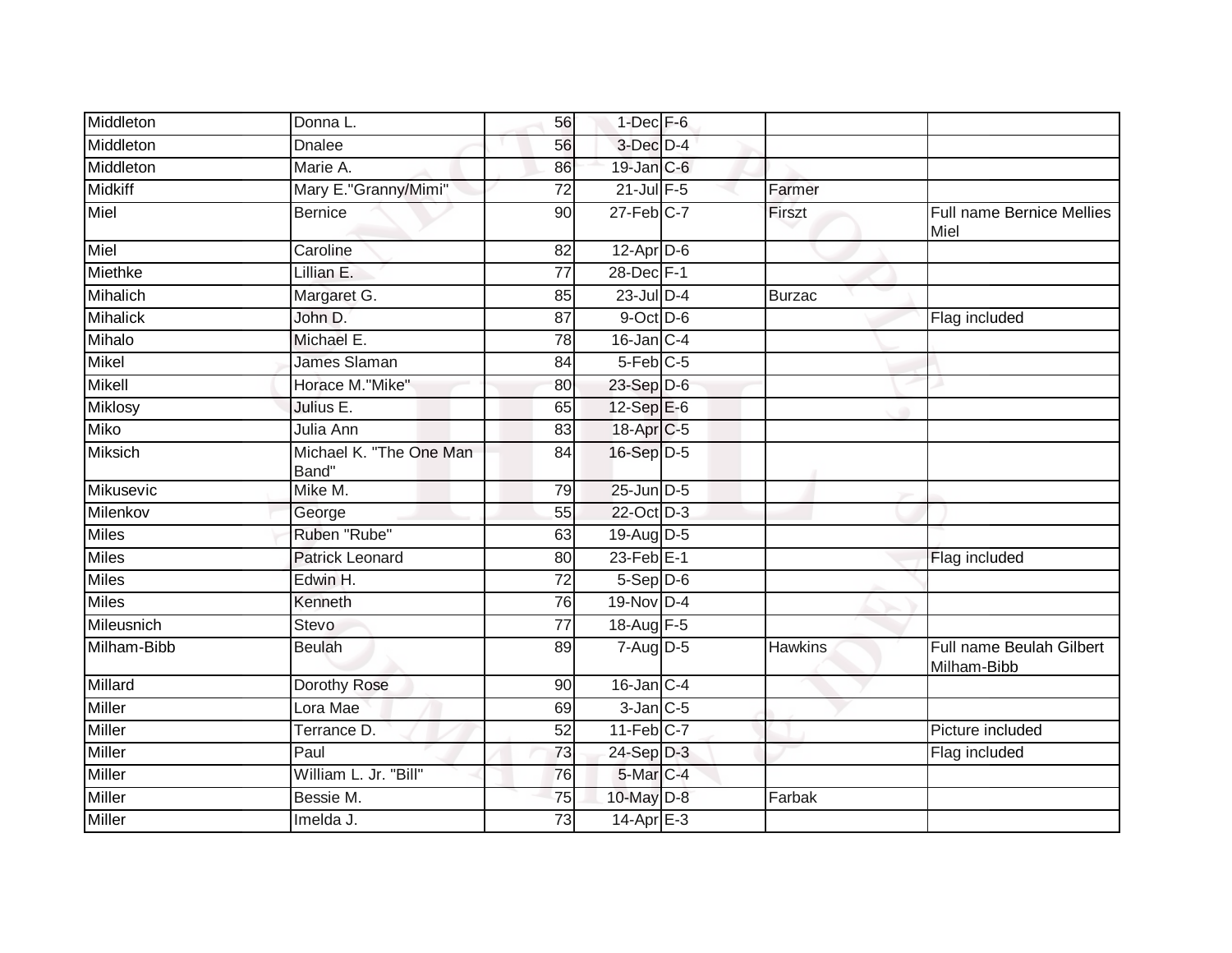| Middleton | Donna L. | 56 | 1-Dec | F-6 | | |
|---|---|---|---|---|---|---|
| Middleton | Dnalee | 56 | 3-Dec | D-4 | | |
| Middleton | Marie A. | 86 | 19-Jan | C-6 | | |
| Midkiff | Mary E."Granny/Mimi" | 72 | 21-Jul | F-5 | Farmer | |
| Miel | Bernice | 90 | 27-Feb | C-7 | Firszt | Full name Bernice Mellies Miel |
| Miel | Caroline | 82 | 12-Apr | D-6 | | |
| Miethke | Lillian E. | 77 | 28-Dec | F-1 | | |
| Mihalich | Margaret G. | 85 | 23-Jul | D-4 | Burzac | |
| Mihalick | John D. | 87 | 9-Oct | D-6 | | Flag included |
| Mihalo | Michael E. | 78 | 16-Jan | C-4 | | |
| Mikel | James Slaman | 84 | 5-Feb | C-5 | | |
| Mikell | Horace M."Mike" | 80 | 23-Sep | D-6 | | |
| Miklosy | Julius E. | 65 | 12-Sep | E-6 | | |
| Miko | Julia Ann | 83 | 18-Apr | C-5 | | |
| Miksich | Michael K. "The One Man Band" | 84 | 16-Sep | D-5 | | |
| Mikusevic | Mike M. | 79 | 25-Jun | D-5 | | |
| Milenkov | George | 55 | 22-Oct | D-3 | | |
| Miles | Ruben "Rube" | 63 | 19-Aug | D-5 | | |
| Miles | Patrick Leonard | 80 | 23-Feb | E-1 | | Flag included |
| Miles | Edwin H. | 72 | 5-Sep | D-6 | | |
| Miles | Kenneth | 76 | 19-Nov | D-4 | | |
| Mileusnich | Stevo | 77 | 18-Aug | F-5 | | |
| Milham-Bibb | Beulah | 89 | 7-Aug | D-5 | Hawkins | Full name Beulah Gilbert Milham-Bibb |
| Millard | Dorothy Rose | 90 | 16-Jan | C-4 | | |
| Miller | Lora Mae | 69 | 3-Jan | C-5 | | |
| Miller | Terrance D. | 52 | 11-Feb | C-7 | | Picture included |
| Miller | Paul | 73 | 24-Sep | D-3 | | Flag included |
| Miller | William L. Jr. "Bill" | 76 | 5-Mar | C-4 | | |
| Miller | Bessie M. | 75 | 10-May | D-8 | Farbak | |
| Miller | Imelda J. | 73 | 14-Apr | E-3 | | |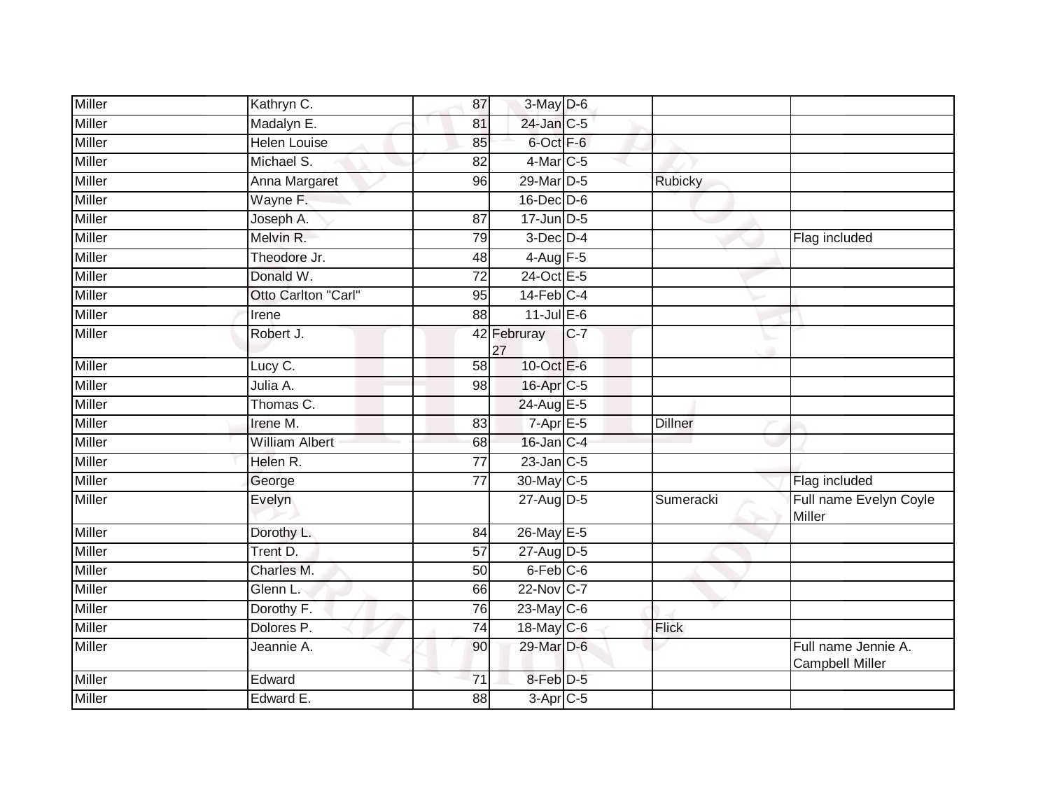| | | | | | | |
|---|---|---|---|---|---|---|
| Miller | Kathryn C. | 87 | 3-May | D-6 | | |
| Miller | Madalyn E. | 81 | 24-Jan | C-5 | | |
| Miller | Helen Louise | 85 | 6-Oct | F-6 | | |
| Miller | Michael S. | 82 | 4-Mar | C-5 | | |
| Miller | Anna Margaret | 96 | 29-Mar | D-5 | Rubicky | |
| Miller | Wayne F. | | 16-Dec | D-6 | | |
| Miller | Joseph A. | 87 | 17-Jun | D-5 | | |
| Miller | Melvin R. | 79 | 3-Dec | D-4 | | Flag included |
| Miller | Theodore Jr. | 48 | 4-Aug | F-5 | | |
| Miller | Donald W. | 72 | 24-Oct | E-5 | | |
| Miller | Otto Carlton "Carl" | 95 | 14-Feb | C-4 | | |
| Miller | Irene | 88 | 11-Jul | E-6 | | |
| Miller | Robert J. | 42 | Februray 27 | C-7 | | |
| Miller | Lucy C. | 58 | 10-Oct | E-6 | | |
| Miller | Julia A. | 98 | 16-Apr | C-5 | | |
| Miller | Thomas C. | | 24-Aug | E-5 | | |
| Miller | Irene M. | 83 | 7-Apr | E-5 | Dillner | |
| Miller | William Albert | 68 | 16-Jan | C-4 | | |
| Miller | Helen R. | 77 | 23-Jan | C-5 | | |
| Miller | George | 77 | 30-May | C-5 | | Flag included |
| Miller | Evelyn | | 27-Aug | D-5 | Sumeracki | Full name Evelyn Coyle Miller |
| Miller | Dorothy L. | 84 | 26-May | E-5 | | |
| Miller | Trent D. | 57 | 27-Aug | D-5 | | |
| Miller | Charles M. | 50 | 6-Feb | C-6 | | |
| Miller | Glenn L. | 66 | 22-Nov | C-7 | | |
| Miller | Dorothy F. | 76 | 23-May | C-6 | | |
| Miller | Dolores P. | 74 | 18-May | C-6 | Flick | |
| Miller | Jeannie A. | 90 | 29-Mar | D-6 | | Full name Jennie A. Campbell Miller |
| Miller | Edward | 71 | 8-Feb | D-5 | | |
| Miller | Edward E. | 88 | 3-Apr | C-5 | | |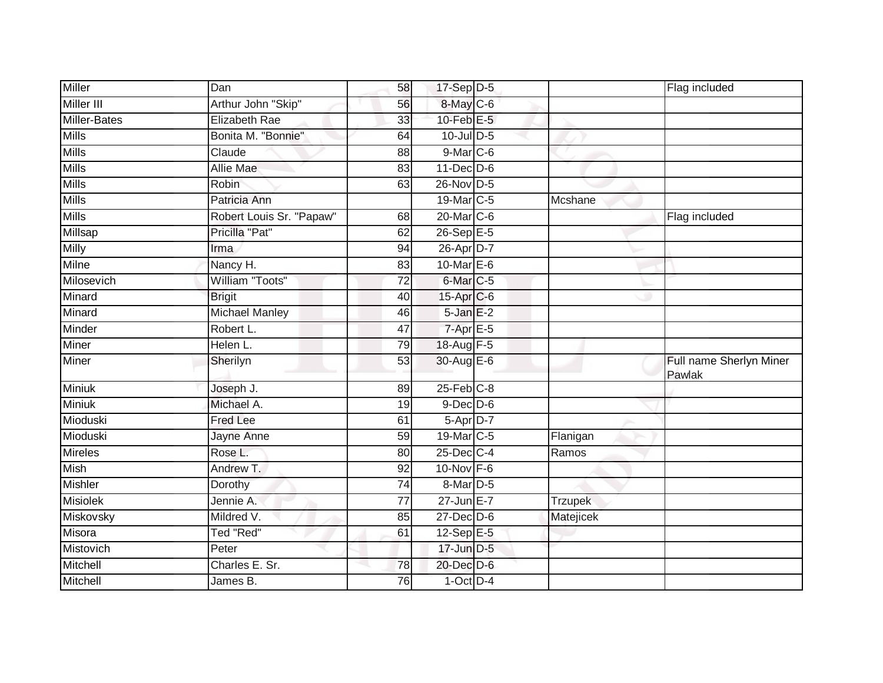| | | | | | | |
|---|---|---|---|---|---|---|
| Miller | Dan | 58 | 17-Sep | D-5 | | Flag included |
| Miller III | Arthur John "Skip" | 56 | 8-May | C-6 | | |
| Miller-Bates | Elizabeth Rae | 33 | 10-Feb | E-5 | | |
| Mills | Bonita M. "Bonnie" | 64 | 10-Jul | D-5 | | |
| Mills | Claude | 88 | 9-Mar | C-6 | | |
| Mills | Allie Mae | 83 | 11-Dec | D-6 | | |
| Mills | Robin | 63 | 26-Nov | D-5 | | |
| Mills | Patricia Ann | | 19-Mar | C-5 | Mcshane | |
| Mills | Robert Louis Sr. "Papaw" | 68 | 20-Mar | C-6 | | Flag included |
| Millsap | Pricilla "Pat" | 62 | 26-Sep | E-5 | | |
| Milly | Irma | 94 | 26-Apr | D-7 | | |
| Milne | Nancy H. | 83 | 10-Mar | E-6 | | |
| Milosevich | William "Toots" | 72 | 6-Mar | C-5 | | |
| Minard | Brigit | 40 | 15-Apr | C-6 | | |
| Minard | Michael Manley | 46 | 5-Jan | E-2 | | |
| Minder | Robert L. | 47 | 7-Apr | E-5 | | |
| Miner | Helen L. | 79 | 18-Aug | F-5 | | |
| Miner | Sherilyn | 53 | 30-Aug | E-6 | | Full name Sherlyn Miner Pawlak |
| Miniuk | Joseph J. | 89 | 25-Feb | C-8 | | |
| Miniuk | Michael A. | 19 | 9-Dec | D-6 | | |
| Mioduski | Fred Lee | 61 | 5-Apr | D-7 | | |
| Mioduski | Jayne Anne | 59 | 19-Mar | C-5 | Flanigan | |
| Mireles | Rose L. | 80 | 25-Dec | C-4 | Ramos | |
| Mish | Andrew T. | 92 | 10-Nov | F-6 | | |
| Mishler | Dorothy | 74 | 8-Mar | D-5 | | |
| Misiolek | Jennie A. | 77 | 27-Jun | E-7 | Trzupek | |
| Miskovsky | Mildred V. | 85 | 27-Dec | D-6 | Matejicek | |
| Misora | Ted "Red" | 61 | 12-Sep | E-5 | | |
| Mistovich | Peter | | 17-Jun | D-5 | | |
| Mitchell | Charles E. Sr. | 78 | 20-Dec | D-6 | | |
| Mitchell | James B. | 76 | 1-Oct | D-4 | | |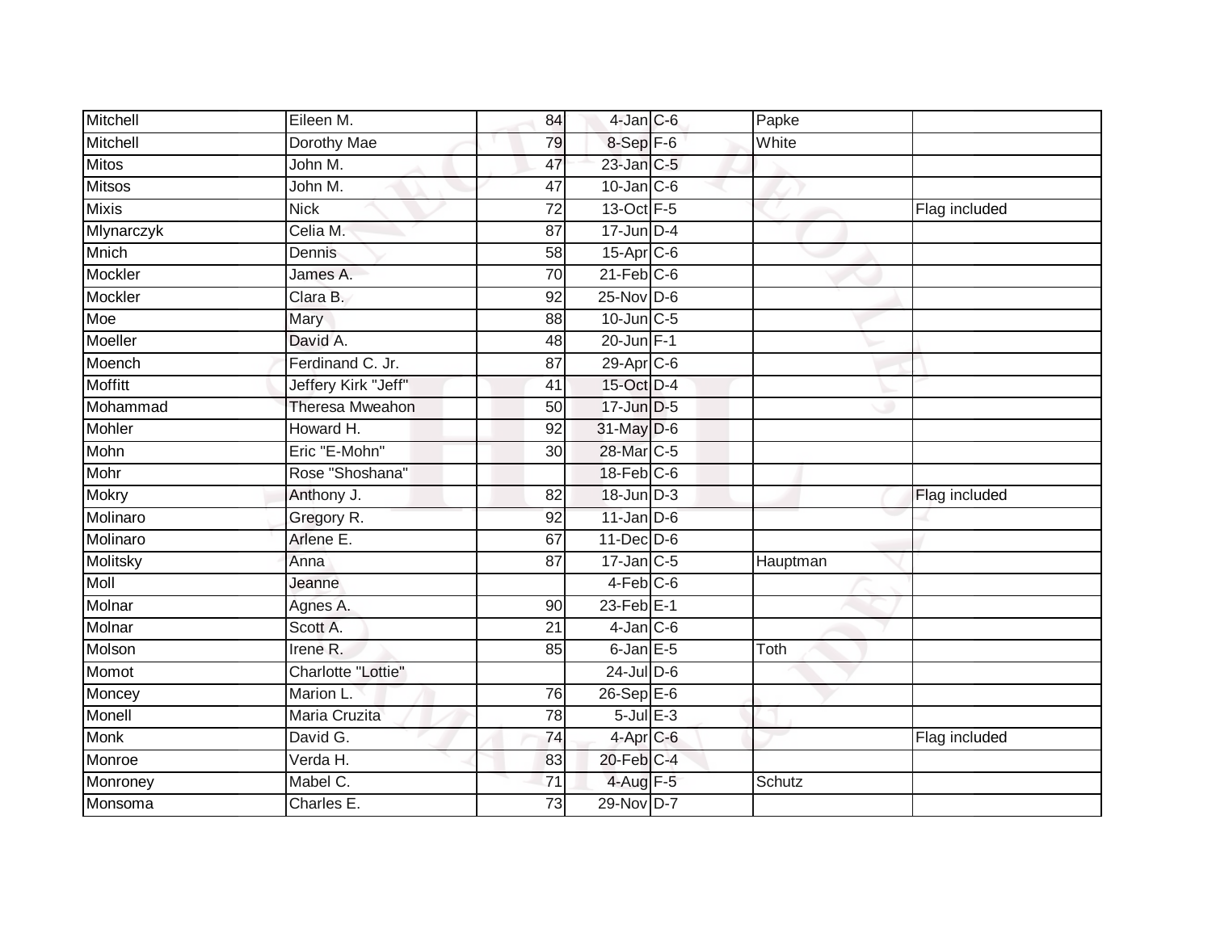| | | | | | | |
|---|---|---|---|---|---|---|
| Mitchell | Eileen M. | 84 | 4-Jan | C-6 | Papke | |
| Mitchell | Dorothy Mae | 79 | 8-Sep | F-6 | White | |
| Mitos | John M. | 47 | 23-Jan | C-5 | | |
| Mitsos | John M. | 47 | 10-Jan | C-6 | | |
| Mixis | Nick | 72 | 13-Oct | F-5 | | Flag included |
| Mlynarczyk | Celia M. | 87 | 17-Jun | D-4 | | |
| Mnich | Dennis | 58 | 15-Apr | C-6 | | |
| Mockler | James A. | 70 | 21-Feb | C-6 | | |
| Mockler | Clara B. | 92 | 25-Nov | D-6 | | |
| Moe | Mary | 88 | 10-Jun | C-5 | | |
| Moeller | David A. | 48 | 20-Jun | F-1 | | |
| Moench | Ferdinand C. Jr. | 87 | 29-Apr | C-6 | | |
| Moffitt | Jeffery Kirk "Jeff" | 41 | 15-Oct | D-4 | | |
| Mohammad | Theresa Mweahon | 50 | 17-Jun | D-5 | | |
| Mohler | Howard H. | 92 | 31-May | D-6 | | |
| Mohn | Eric "E-Mohn" | 30 | 28-Mar | C-5 | | |
| Mohr | Rose "Shoshana" | | 18-Feb | C-6 | | |
| Mokry | Anthony J. | 82 | 18-Jun | D-3 | | Flag included |
| Molinaro | Gregory R. | 92 | 11-Jan | D-6 | | |
| Molinaro | Arlene E. | 67 | 11-Dec | D-6 | | |
| Molitsky | Anna | 87 | 17-Jan | C-5 | Hauptman | |
| Moll | Jeanne | | 4-Feb | C-6 | | |
| Molnar | Agnes A. | 90 | 23-Feb | E-1 | | |
| Molnar | Scott A. | 21 | 4-Jan | C-6 | | |
| Molson | Irene R. | 85 | 6-Jan | E-5 | Toth | |
| Momot | Charlotte "Lottie" | | 24-Jul | D-6 | | |
| Moncey | Marion L. | 76 | 26-Sep | E-6 | | |
| Monell | Maria Cruzita | 78 | 5-Jul | E-3 | | |
| Monk | David G. | 74 | 4-Apr | C-6 | | Flag included |
| Monroe | Verda H. | 83 | 20-Feb | C-4 | | |
| Monroney | Mabel C. | 71 | 4-Aug | F-5 | Schutz | |
| Monsoma | Charles E. | 73 | 29-Nov | D-7 | | |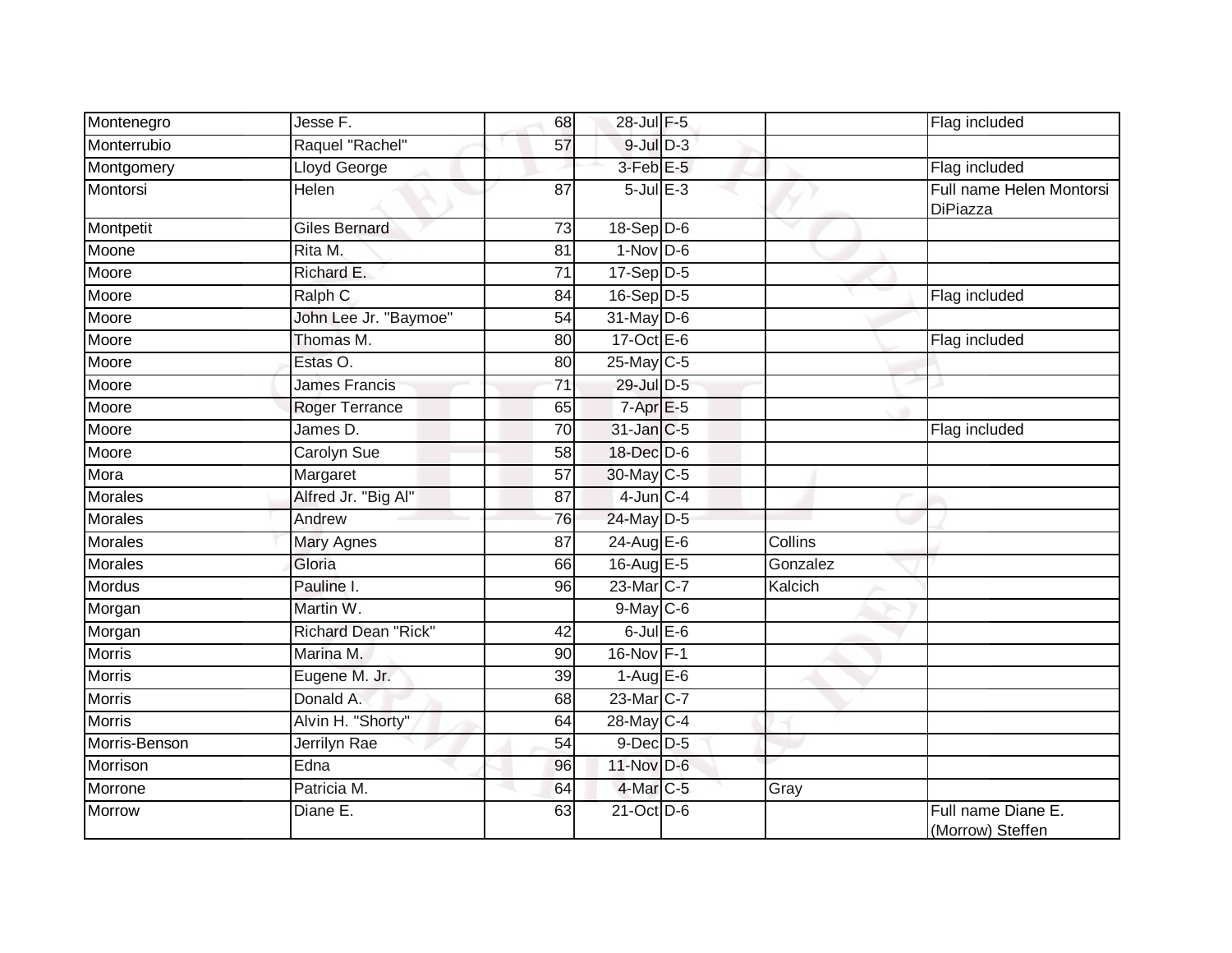| | | | | | | |
|---|---|---|---|---|---|---|
| Montenegro | Jesse F. | 68 | 28-Jul | F-5 | | Flag included |
| Monterrubio | Raquel "Rachel" | 57 | 9-Jul | D-3 | | |
| Montgomery | Lloyd George | | 3-Feb | E-5 | | Flag included |
| Montorsi | Helen | 87 | 5-Jul | E-3 | | Full name Helen Montorsi DiPiazza |
| Montpetit | Giles Bernard | 73 | 18-Sep | D-6 | | |
| Moone | Rita M. | 81 | 1-Nov | D-6 | | |
| Moore | Richard E. | 71 | 17-Sep | D-5 | | |
| Moore | Ralph C | 84 | 16-Sep | D-5 | | Flag included |
| Moore | John Lee Jr. "Baymoe" | 54 | 31-May | D-6 | | |
| Moore | Thomas M. | 80 | 17-Oct | E-6 | | Flag included |
| Moore | Estas O. | 80 | 25-May | C-5 | | |
| Moore | James Francis | 71 | 29-Jul | D-5 | | |
| Moore | Roger Terrance | 65 | 7-Apr | E-5 | | |
| Moore | James D. | 70 | 31-Jan | C-5 | | Flag included |
| Moore | Carolyn Sue | 58 | 18-Dec | D-6 | | |
| Mora | Margaret | 57 | 30-May | C-5 | | |
| Morales | Alfred Jr. "Big Al" | 87 | 4-Jun | C-4 | | |
| Morales | Andrew | 76 | 24-May | D-5 | | |
| Morales | Mary Agnes | 87 | 24-Aug | E-6 | Collins | |
| Morales | Gloria | 66 | 16-Aug | E-5 | Gonzalez | |
| Mordus | Pauline I. | 96 | 23-Mar | C-7 | Kalcich | |
| Morgan | Martin W. | | 9-May | C-6 | | |
| Morgan | Richard Dean "Rick" | 42 | 6-Jul | E-6 | | |
| Morris | Marina M. | 90 | 16-Nov | F-1 | | |
| Morris | Eugene M. Jr. | 39 | 1-Aug | E-6 | | |
| Morris | Donald A. | 68 | 23-Mar | C-7 | | |
| Morris | Alvin H. "Shorty" | 64 | 28-May | C-4 | | |
| Morris-Benson | Jerrilyn Rae | 54 | 9-Dec | D-5 | | |
| Morrison | Edna | 96 | 11-Nov | D-6 | | |
| Morrone | Patricia M. | 64 | 4-Mar | C-5 | Gray | |
| Morrow | Diane E. | 63 | 21-Oct | D-6 | | Full name Diane E. (Morrow) Steffen |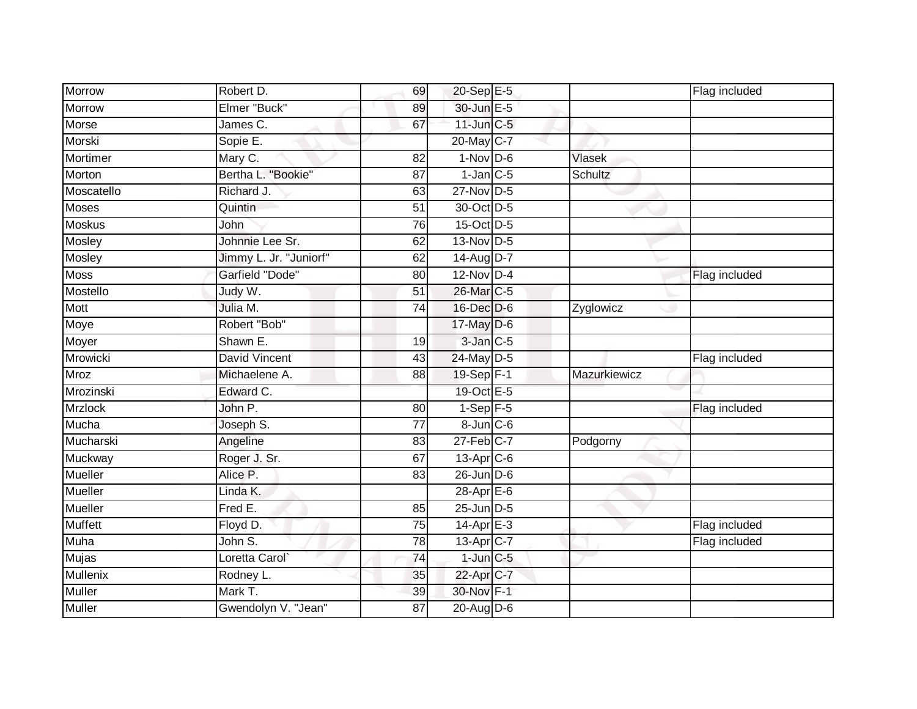| | | | | | | |
|---|---|---|---|---|---|---|
| Morrow | Robert D. | 69 | 20-Sep | E-5 | | Flag included |
| Morrow | Elmer "Buck" | 89 | 30-Jun | E-5 | | |
| Morse | James C. | 67 | 11-Jun | C-5 | | |
| Morski | Sopie E. | | 20-May | C-7 | | |
| Mortimer | Mary C. | 82 | 1-Nov | D-6 | Vlasek | |
| Morton | Bertha L. "Bookie" | 87 | 1-Jan | C-5 | Schultz | |
| Moscatello | Richard J. | 63 | 27-Nov | D-5 | | |
| Moses | Quintin | 51 | 30-Oct | D-5 | | |
| Moskus | John | 76 | 15-Oct | D-5 | | |
| Mosley | Johnnie Lee Sr. | 62 | 13-Nov | D-5 | | |
| Mosley | Jimmy L. Jr. "Juniorf" | 62 | 14-Aug | D-7 | | |
| Moss | Garfield "Dode" | 80 | 12-Nov | D-4 | | Flag included |
| Mostello | Judy W. | 51 | 26-Mar | C-5 | | |
| Mott | Julia M. | 74 | 16-Dec | D-6 | Zyglowicz | |
| Moye | Robert "Bob" | | 17-May | D-6 | | |
| Moyer | Shawn E. | 19 | 3-Jan | C-5 | | |
| Mrowicki | David Vincent | 43 | 24-May | D-5 | | Flag included |
| Mroz | Michaelene A. | 88 | 19-Sep | F-1 | Mazurkiewicz | |
| Mrozinski | Edward C. | | 19-Oct | E-5 | | |
| Mrzlock | John P. | 80 | 1-Sep | F-5 | | Flag included |
| Mucha | Joseph S. | 77 | 8-Jun | C-6 | | |
| Mucharski | Angeline | 83 | 27-Feb | C-7 | Podgorny | |
| Muckway | Roger J. Sr. | 67 | 13-Apr | C-6 | | |
| Mueller | Alice P. | 83 | 26-Jun | D-6 | | |
| Mueller | Linda K. | | 28-Apr | E-6 | | |
| Mueller | Fred E. | 85 | 25-Jun | D-5 | | |
| Muffett | Floyd D. | 75 | 14-Apr | E-3 | | Flag included |
| Muha | John S. | 78 | 13-Apr | C-7 | | Flag included |
| Mujas | Loretta Carol` | 74 | 1-Jun | C-5 | | |
| Mullenix | Rodney L. | 35 | 22-Apr | C-7 | | |
| Muller | Mark T. | 39 | 30-Nov | F-1 | | |
| Muller | Gwendolyn V. "Jean" | 87 | 20-Aug | D-6 | | |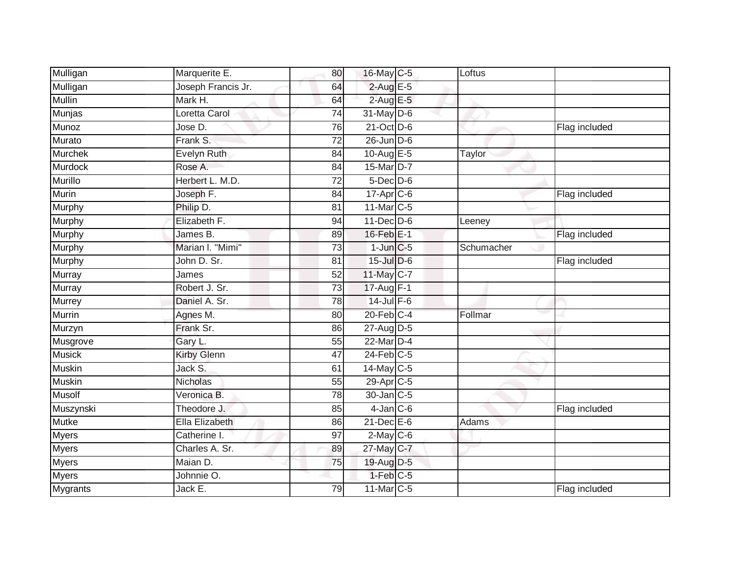| | | | | | | |
|---|---|---|---|---|---|---|
| Mulligan | Marquerite E. | 80 | 16-May | C-5 | Loftus | |
| Mulligan | Joseph Francis Jr. | 64 | 2-Aug | E-5 | | |
| Mullin | Mark H. | 64 | 2-Aug | E-5 | | |
| Munjas | Loretta Carol | 74 | 31-May | D-6 | | |
| Munoz | Jose D. | 76 | 21-Oct | D-6 | | Flag included |
| Murato | Frank S. | 72 | 26-Jun | D-6 | | |
| Murchek | Evelyn Ruth | 84 | 10-Aug | E-5 | Taylor | |
| Murdock | Rose A. | 84 | 15-Mar | D-7 | | |
| Murillo | Herbert L. M.D. | 72 | 5-Dec | D-6 | | |
| Murin | Joseph F. | 84 | 17-Apr | C-6 | | Flag included |
| Murphy | Philip D. | 81 | 11-Mar | C-5 | | |
| Murphy | Elizabeth F. | 94 | 11-Dec | D-6 | Leeney | |
| Murphy | James B. | 89 | 16-Feb | E-1 | | Flag included |
| Murphy | Marian I. "Mimi" | 73 | 1-Jun | C-5 | Schumacher | |
| Murphy | John D. Sr. | 81 | 15-Jul | D-6 | | Flag included |
| Murray | James | 52 | 11-May | C-7 | | |
| Murray | Robert J. Sr. | 73 | 17-Aug | F-1 | | |
| Murrey | Daniel A. Sr. | 78 | 14-Jul | F-6 | | |
| Murrin | Agnes M. | 80 | 20-Feb | C-4 | Follmar | |
| Murzyn | Frank Sr. | 86 | 27-Aug | D-5 | | |
| Musgrove | Gary L. | 55 | 22-Mar | D-4 | | |
| Musick | Kirby Glenn | 47 | 24-Feb | C-5 | | |
| Muskin | Jack S. | 61 | 14-May | C-5 | | |
| Muskin | Nicholas | 55 | 29-Apr | C-5 | | |
| Musolf | Veronica B. | 78 | 30-Jan | C-5 | | |
| Muszynski | Theodore J. | 85 | 4-Jan | C-6 | | Flag included |
| Mutke | Ella Elizabeth | 86 | 21-Dec | E-6 | Adams | |
| Myers | Catherine I. | 97 | 2-May | C-6 | | |
| Myers | Charles A. Sr. | 89 | 27-May | C-7 | | |
| Myers | Maian D. | 75 | 19-Aug | D-5 | | |
| Myers | Johnnie O. | | 1-Feb | C-5 | | |
| Mygrants | Jack E. | 79 | 11-Mar | C-5 | | Flag included |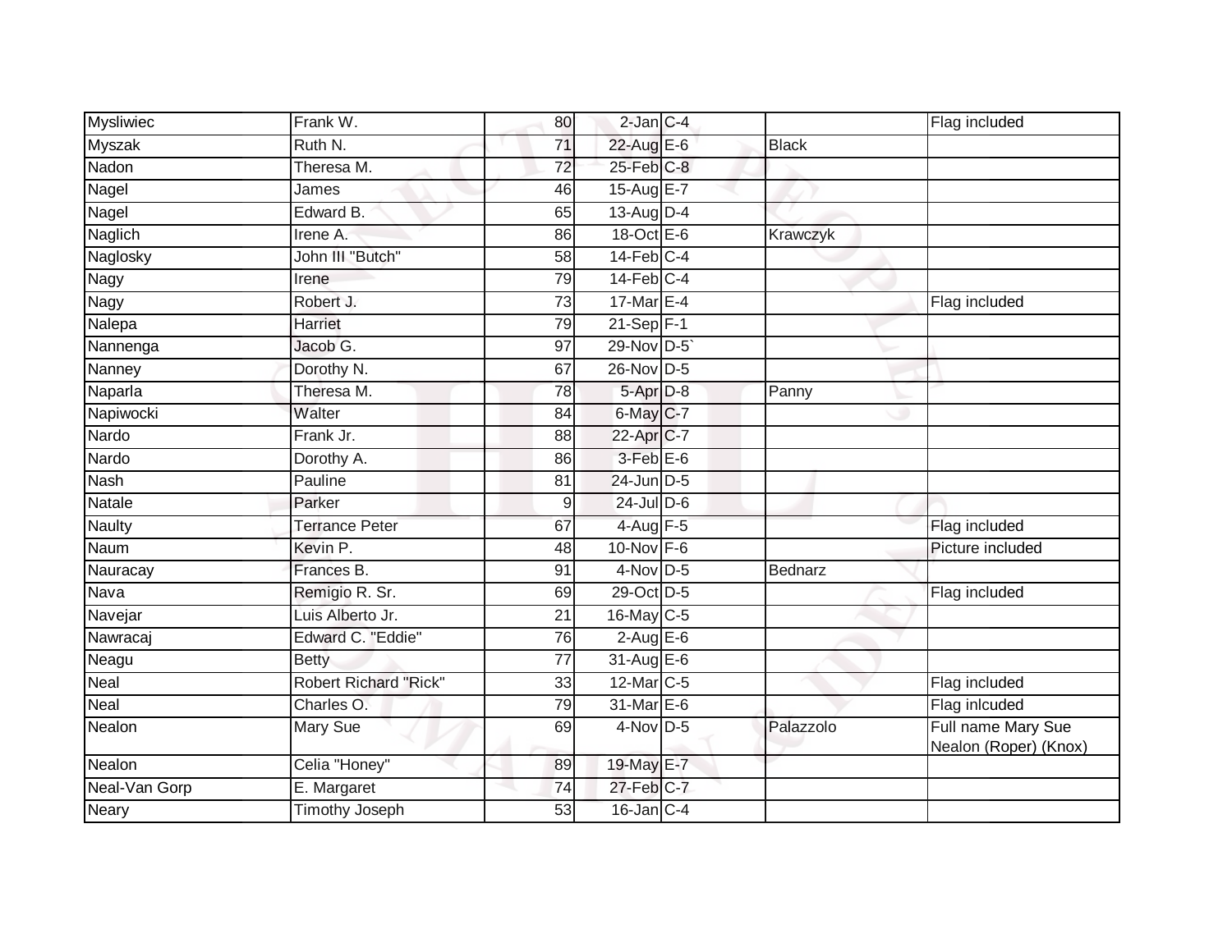| | | | | | | |
|---|---|---|---|---|---|---|
| Mysliwiec | Frank W. | 80 | 2-Jan | C-4 | | Flag included |
| Myszak | Ruth N. | 71 | 22-Aug | E-6 | Black | |
| Nadon | Theresa M. | 72 | 25-Feb | C-8 | | |
| Nagel | James | 46 | 15-Aug | E-7 | | |
| Nagel | Edward B. | 65 | 13-Aug | D-4 | | |
| Naglich | Irene A. | 86 | 18-Oct | E-6 | Krawczyk | |
| Naglosky | John III "Butch" | 58 | 14-Feb | C-4 | | |
| Nagy | Irene | 79 | 14-Feb | C-4 | | |
| Nagy | Robert J. | 73 | 17-Mar | E-4 | | Flag included |
| Nalepa | Harriet | 79 | 21-Sep | F-1 | | |
| Nannenga | Jacob G. | 97 | 29-Nov | D-5` | | |
| Nanney | Dorothy N. | 67 | 26-Nov | D-5 | | |
| Naparla | Theresa M. | 78 | 5-Apr | D-8 | Panny | |
| Napiwocki | Walter | 84 | 6-May | C-7 | | |
| Nardo | Frank Jr. | 88 | 22-Apr | C-7 | | |
| Nardo | Dorothy A. | 86 | 3-Feb | E-6 | | |
| Nash | Pauline | 81 | 24-Jun | D-5 | | |
| Natale | Parker | 9 | 24-Jul | D-6 | | |
| Naulty | Terrance Peter | 67 | 4-Aug | F-5 | | Flag included |
| Naum | Kevin P. | 48 | 10-Nov | F-6 | | Picture included |
| Nauracay | Frances B. | 91 | 4-Nov | D-5 | Bednarz | |
| Nava | Remigio R. Sr. | 69 | 29-Oct | D-5 | | Flag included |
| Navejar | Luis Alberto Jr. | 21 | 16-May | C-5 | | |
| Nawracaj | Edward C. "Eddie" | 76 | 2-Aug | E-6 | | |
| Neagu | Betty | 77 | 31-Aug | E-6 | | |
| Neal | Robert Richard "Rick" | 33 | 12-Mar | C-5 | | Flag included |
| Neal | Charles O. | 79 | 31-Mar | E-6 | | Flag inlcuded |
| Nealon | Mary Sue | 69 | 4-Nov | D-5 | Palazzolo | Full name Mary Sue Nealon (Roper) (Knox) |
| Nealon | Celia "Honey" | 89 | 19-May | E-7 | | |
| Neal-Van Gorp | E. Margaret | 74 | 27-Feb | C-7 | | |
| Neary | Timothy Joseph | 53 | 16-Jan | C-4 | | |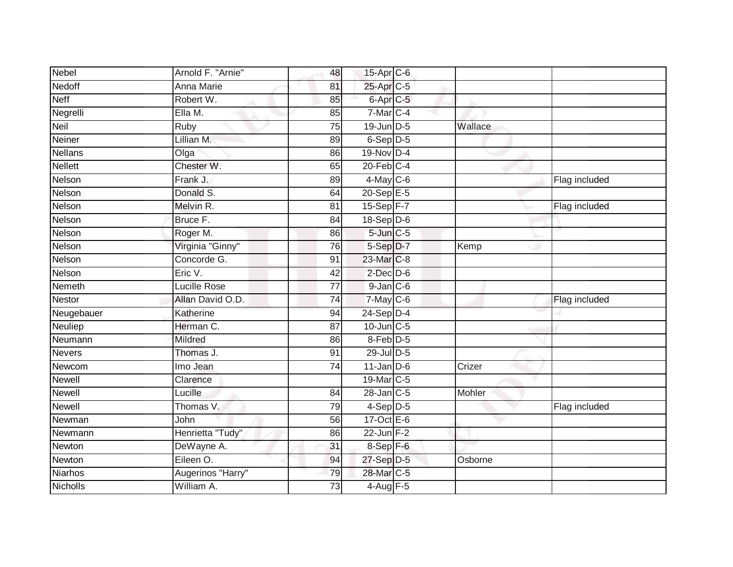| Nebel | Arnold F. "Arnie" | 48 | 15-Apr | C-6 | | |
|---|---|---|---|---|---|---|
| Nedoff | Anna Marie | 81 | 25-Apr | C-5 | | |
| Neff | Robert W. | 85 | 6-Apr | C-5 | | |
| Negrelli | Ella M. | 85 | 7-Mar | C-4 | | |
| Neil | Ruby | 75 | 19-Jun | D-5 | Wallace | |
| Neiner | Lillian M. | 89 | 6-Sep | D-5 | | |
| Nellans | Olga | 86 | 19-Nov | D-4 | | |
| Nellett | Chester W. | 65 | 20-Feb | C-4 | | |
| Nelson | Frank J. | 89 | 4-May | C-6 | | Flag included |
| Nelson | Donald S. | 64 | 20-Sep | E-5 | | |
| Nelson | Melvin R. | 81 | 15-Sep | F-7 | | Flag included |
| Nelson | Bruce F. | 84 | 18-Sep | D-6 | | |
| Nelson | Roger M. | 86 | 5-Jun | C-5 | | |
| Nelson | Virginia "Ginny" | 76 | 5-Sep | D-7 | Kemp | |
| Nelson | Concorde G. | 91 | 23-Mar | C-8 | | |
| Nelson | Eric V. | 42 | 2-Dec | D-6 | | |
| Nemeth | Lucille Rose | 77 | 9-Jan | C-6 | | |
| Nestor | Allan David O.D. | 74 | 7-May | C-6 | | Flag included |
| Neugebauer | Katherine | 94 | 24-Sep | D-4 | | |
| Neuliep | Herman C. | 87 | 10-Jun | C-5 | | |
| Neumann | Mildred | 86 | 8-Feb | D-5 | | |
| Nevers | Thomas J. | 91 | 29-Jul | D-5 | | |
| Newcom | Imo Jean | 74 | 11-Jan | D-6 | Crizer | |
| Newell | Clarence | | 19-Mar | C-5 | | |
| Newell | Lucille | 84 | 28-Jan | C-5 | Mohler | |
| Newell | Thomas V. | 79 | 4-Sep | D-5 | | Flag included |
| Newman | John | 56 | 17-Oct | E-6 | | |
| Newmann | Henrietta "Tudy" | 86 | 22-Jun | F-2 | | |
| Newton | DeWayne A. | 31 | 8-Sep | F-6 | | |
| Newton | Eileen O. | 94 | 27-Sep | D-5 | Osborne | |
| Niarhos | Augerinos "Harry" | 79 | 28-Mar | C-5 | | |
| Nicholls | William A. | 73 | 4-Aug | F-5 | | |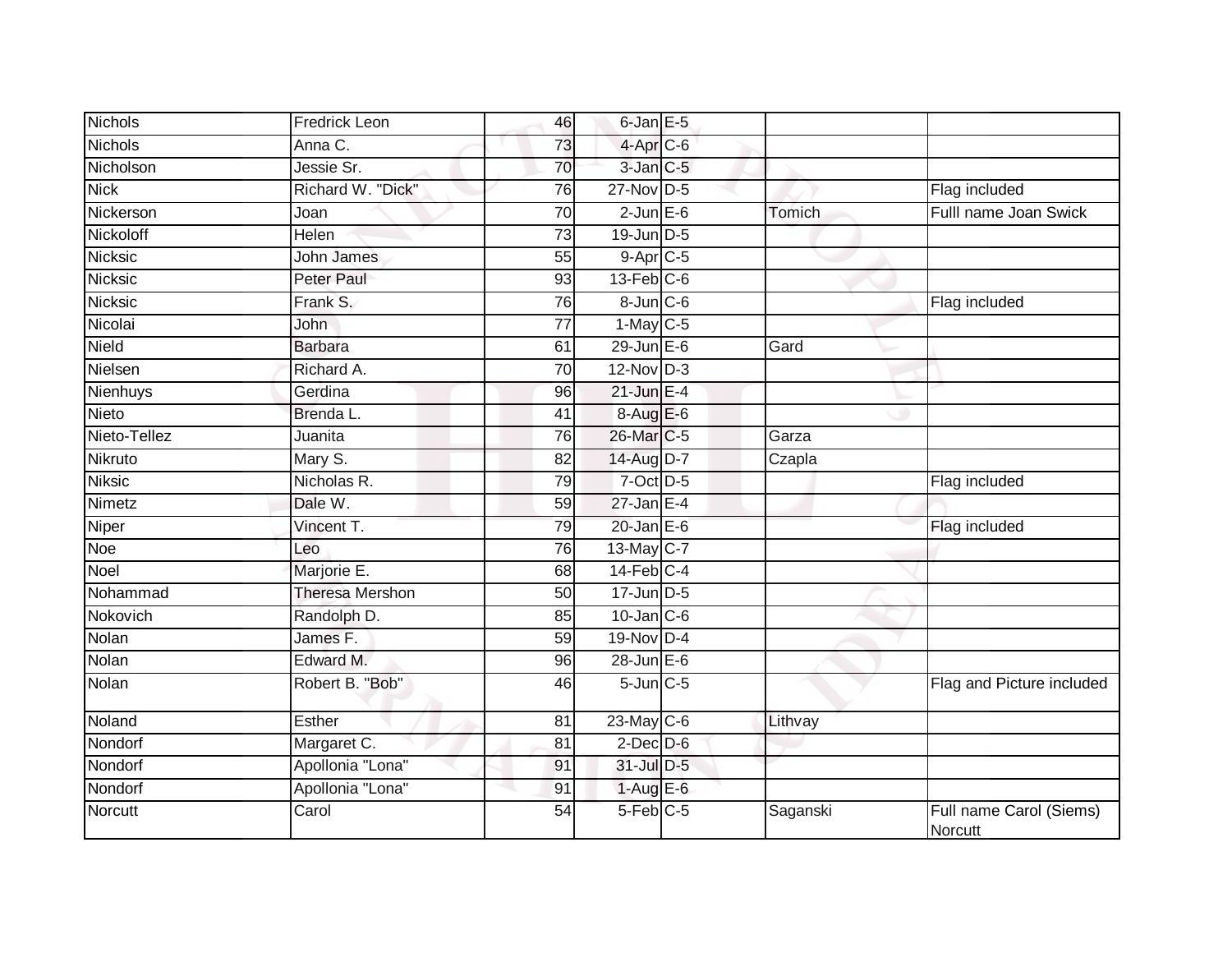| | | | | | | |
|---|---|---|---|---|---|---|
| Nichols | Fredrick Leon | 46 | 6-Jan | E-5 | | |
| Nichols | Anna C. | 73 | 4-Apr | C-6 | | |
| Nicholson | Jessie Sr. | 70 | 3-Jan | C-5 | | |
| Nick | Richard W. "Dick" | 76 | 27-Nov | D-5 | | Flag included |
| Nickerson | Joan | 70 | 2-Jun | E-6 | Tomich | Fulll name Joan Swick |
| Nickoloff | Helen | 73 | 19-Jun | D-5 | | |
| Nicksic | John James | 55 | 9-Apr | C-5 | | |
| Nicksic | Peter Paul | 93 | 13-Feb | C-6 | | |
| Nicksic | Frank S. | 76 | 8-Jun | C-6 | | Flag included |
| Nicolai | John | 77 | 1-May | C-5 | | |
| Nield | Barbara | 61 | 29-Jun | E-6 | Gard | |
| Nielsen | Richard A. | 70 | 12-Nov | D-3 | | |
| Nienhuys | Gerdina | 96 | 21-Jun | E-4 | | |
| Nieto | Brenda L. | 41 | 8-Aug | E-6 | | |
| Nieto-Tellez | Juanita | 76 | 26-Mar | C-5 | Garza | |
| Nikruto | Mary S. | 82 | 14-Aug | D-7 | Czapla | |
| Niksic | Nicholas R. | 79 | 7-Oct | D-5 | | Flag included |
| Nimetz | Dale W. | 59 | 27-Jan | E-4 | | |
| Niper | Vincent T. | 79 | 20-Jan | E-6 | | Flag included |
| Noe | Leo | 76 | 13-May | C-7 | | |
| Noel | Marjorie E. | 68 | 14-Feb | C-4 | | |
| Nohammad | Theresa Mershon | 50 | 17-Jun | D-5 | | |
| Nokovich | Randolph D. | 85 | 10-Jan | C-6 | | |
| Nolan | James F. | 59 | 19-Nov | D-4 | | |
| Nolan | Edward M. | 96 | 28-Jun | E-6 | | |
| Nolan | Robert B. "Bob" | 46 | 5-Jun | C-5 | | Flag and Picture included |
| Noland | Esther | 81 | 23-May | C-6 | Lithvay | |
| Nondorf | Margaret C. | 81 | 2-Dec | D-6 | | |
| Nondorf | Apollonia "Lona" | 91 | 31-Jul | D-5 | | |
| Nondorf | Apollonia "Lona" | 91 | 1-Aug | E-6 | | |
| Norcutt | Carol | 54 | 5-Feb | C-5 | Saganski | Full name Carol (Siems) Norcutt |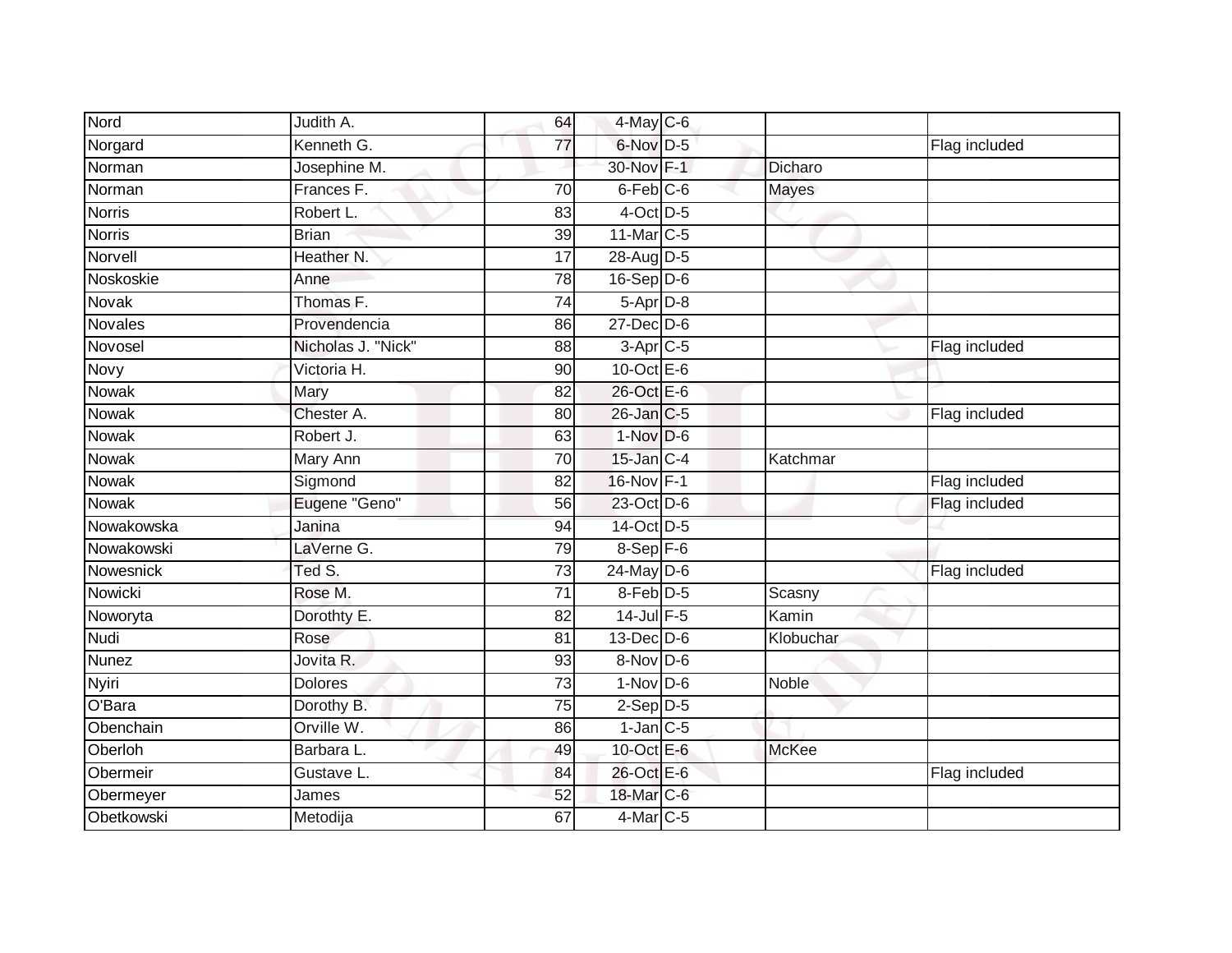| | | | | | | |
|---|---|---|---|---|---|---|
| Nord | Judith A. | 64 | 4-May | C-6 | | |
| Norgard | Kenneth G. | 77 | 6-Nov | D-5 | | Flag included |
| Norman | Josephine M. | | 30-Nov | F-1 | Dicharo | |
| Norman | Frances F. | 70 | 6-Feb | C-6 | Mayes | |
| Norris | Robert L. | 83 | 4-Oct | D-5 | | |
| Norris | Brian | 39 | 11-Mar | C-5 | | |
| Norvell | Heather N. | 17 | 28-Aug | D-5 | | |
| Noskoskie | Anne | 78 | 16-Sep | D-6 | | |
| Novak | Thomas F. | 74 | 5-Apr | D-8 | | |
| Novales | Provendencia | 86 | 27-Dec | D-6 | | |
| Novosel | Nicholas J. "Nick" | 88 | 3-Apr | C-5 | | Flag included |
| Novy | Victoria H. | 90 | 10-Oct | E-6 | | |
| Nowak | Mary | 82 | 26-Oct | E-6 | | |
| Nowak | Chester A. | 80 | 26-Jan | C-5 | | Flag included |
| Nowak | Robert J. | 63 | 1-Nov | D-6 | | |
| Nowak | Mary Ann | 70 | 15-Jan | C-4 | Katchmar | |
| Nowak | Sigmond | 82 | 16-Nov | F-1 | | Flag included |
| Nowak | Eugene "Geno" | 56 | 23-Oct | D-6 | | Flag included |
| Nowakowska | Janina | 94 | 14-Oct | D-5 | | |
| Nowakowski | LaVerne G. | 79 | 8-Sep | F-6 | | |
| Nowesnick | Ted S. | 73 | 24-May | D-6 | | Flag included |
| Nowicki | Rose M. | 71 | 8-Feb | D-5 | Scasny | |
| Noworyta | Dorothty E. | 82 | 14-Jul | F-5 | Kamin | |
| Nudi | Rose | 81 | 13-Dec | D-6 | Klobuchar | |
| Nunez | Jovita R. | 93 | 8-Nov | D-6 | | |
| Nyiri | Dolores | 73 | 1-Nov | D-6 | Noble | |
| O'Bara | Dorothy B. | 75 | 2-Sep | D-5 | | |
| Obenchain | Orville W. | 86 | 1-Jan | C-5 | | |
| Oberloh | Barbara L. | 49 | 10-Oct | E-6 | McKee | |
| Obermeir | Gustave L. | 84 | 26-Oct | E-6 | | Flag included |
| Obermeyer | James | 52 | 18-Mar | C-6 | | |
| Obetkowski | Metodija | 67 | 4-Mar | C-5 | | |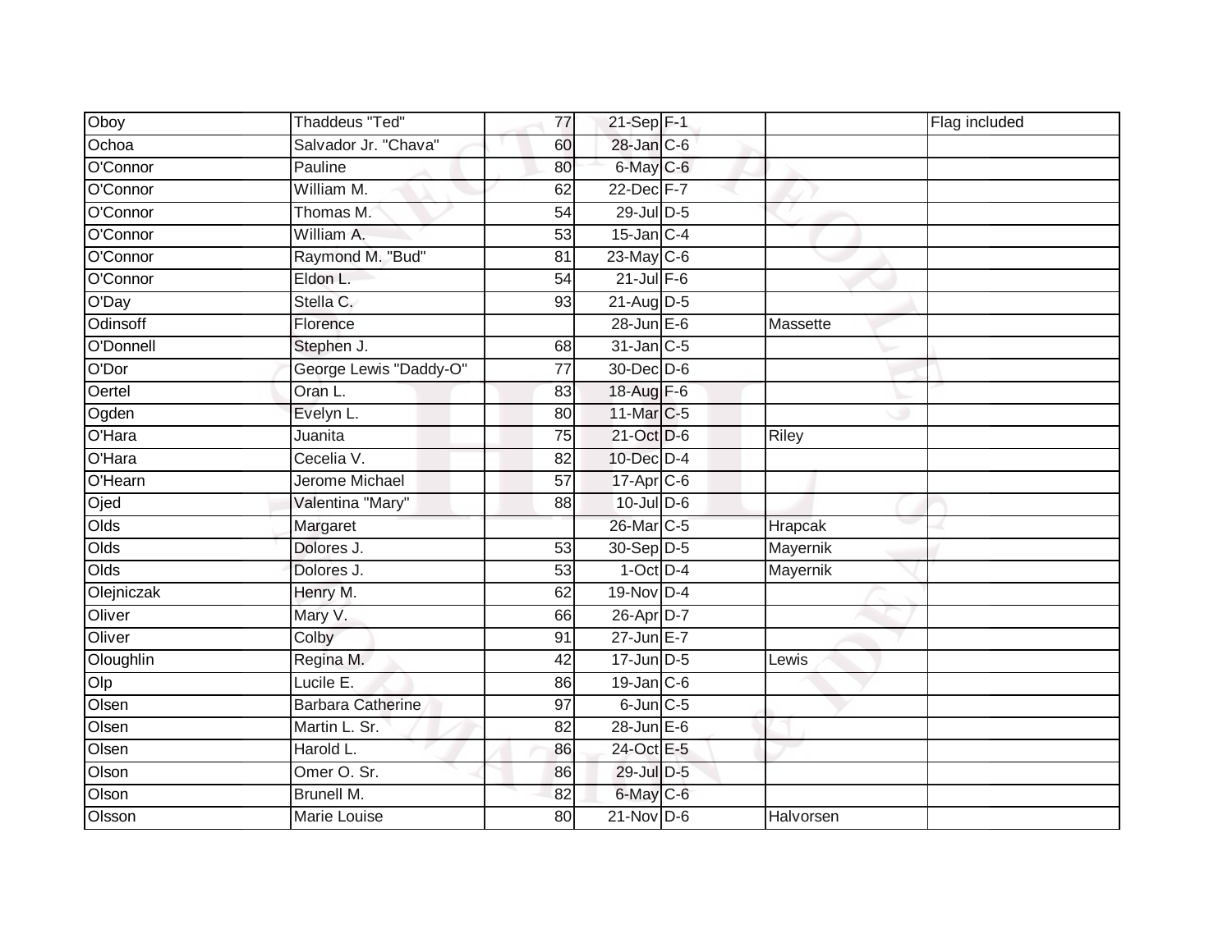| | | | | | | |
|---|---|---|---|---|---|---|
| Oboy | Thaddeus "Ted" | 77 | 21-Sep | F-1 | | Flag included |
| Ochoa | Salvador Jr. "Chava" | 60 | 28-Jan | C-6 | | |
| O'Connor | Pauline | 80 | 6-May | C-6 | | |
| O'Connor | William M. | 62 | 22-Dec | F-7 | | |
| O'Connor | Thomas M. | 54 | 29-Jul | D-5 | | |
| O'Connor | William A. | 53 | 15-Jan | C-4 | | |
| O'Connor | Raymond M. "Bud" | 81 | 23-May | C-6 | | |
| O'Connor | Eldon L. | 54 | 21-Jul | F-6 | | |
| O'Day | Stella C. | 93 | 21-Aug | D-5 | | |
| Odinsoff | Florence | | 28-Jun | E-6 | Massette | |
| O'Donnell | Stephen J. | 68 | 31-Jan | C-5 | | |
| O'Dor | George Lewis "Daddy-O" | 77 | 30-Dec | D-6 | | |
| Oertel | Oran L. | 83 | 18-Aug | F-6 | | |
| Ogden | Evelyn L. | 80 | 11-Mar | C-5 | | |
| O'Hara | Juanita | 75 | 21-Oct | D-6 | Riley | |
| O'Hara | Cecelia V. | 82 | 10-Dec | D-4 | | |
| O'Hearn | Jerome Michael | 57 | 17-Apr | C-6 | | |
| Ojed | Valentina "Mary" | 88 | 10-Jul | D-6 | | |
| Olds | Margaret | | 26-Mar | C-5 | Hrapcak | |
| Olds | Dolores J. | 53 | 30-Sep | D-5 | Mayernik | |
| Olds | Dolores J. | 53 | 1-Oct | D-4 | Mayernik | |
| Olejniczak | Henry M. | 62 | 19-Nov | D-4 | | |
| Oliver | Mary V. | 66 | 26-Apr | D-7 | | |
| Oliver | Colby | 91 | 27-Jun | E-7 | | |
| Oloughlin | Regina M. | 42 | 17-Jun | D-5 | Lewis | |
| Olp | Lucile E. | 86 | 19-Jan | C-6 | | |
| Olsen | Barbara Catherine | 97 | 6-Jun | C-5 | | |
| Olsen | Martin L. Sr. | 82 | 28-Jun | E-6 | | |
| Olsen | Harold L. | 86 | 24-Oct | E-5 | | |
| Olson | Omer O. Sr. | 86 | 29-Jul | D-5 | | |
| Olson | Brunell M. | 82 | 6-May | C-6 | | |
| Olsson | Marie Louise | 80 | 21-Nov | D-6 | Halvorsen | |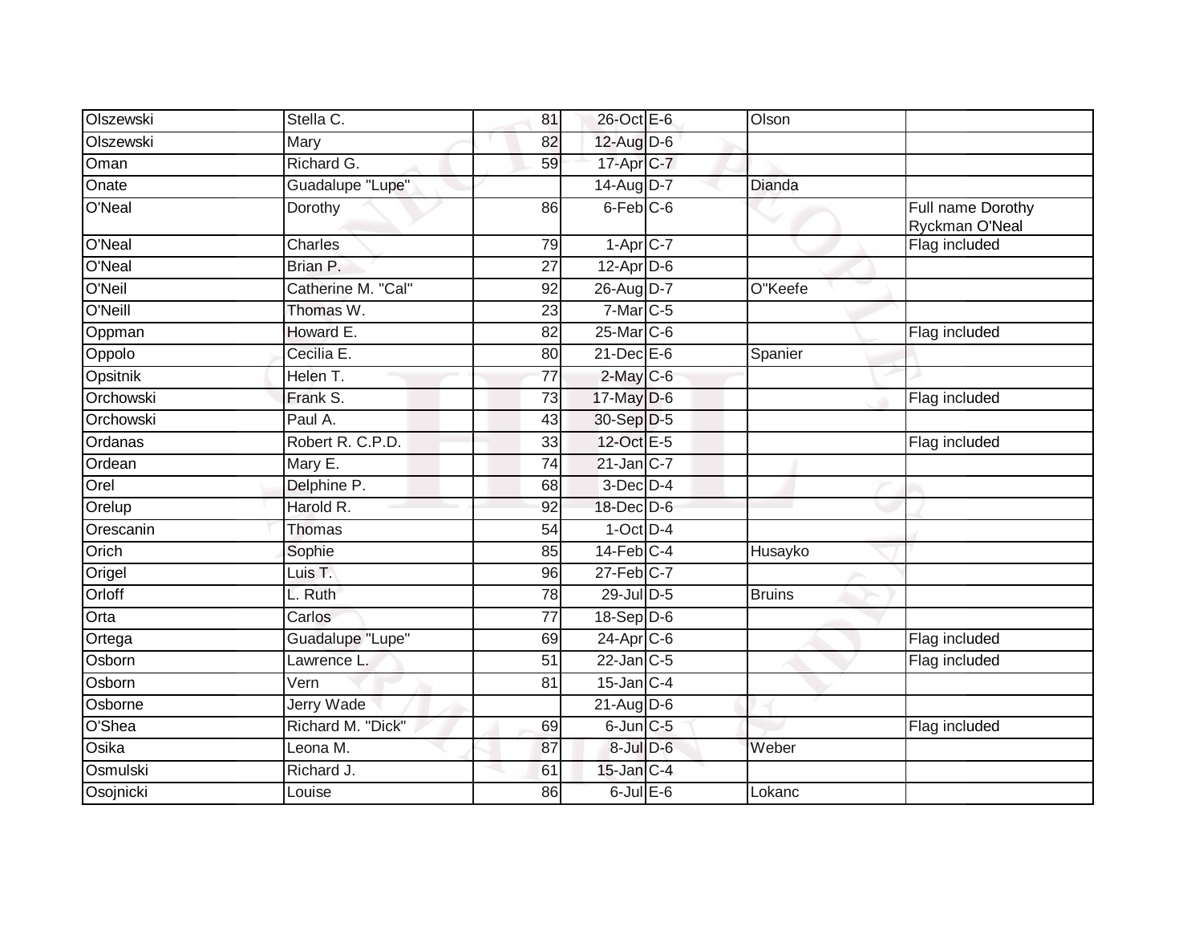| | | | | | | |
|---|---|---|---|---|---|---|
| Olszewski | Stella C. | 81 | 26-Oct | E-6 | Olson | |
| Olszewski | Mary | 82 | 12-Aug | D-6 | | |
| Oman | Richard G. | 59 | 17-Apr | C-7 | | |
| Onate | Guadalupe "Lupe" | | 14-Aug | D-7 | Dianda | |
| O'Neal | Dorothy | 86 | 6-Feb | C-6 | | Full name Dorothy Ryckman O'Neal |
| O'Neal | Charles | 79 | 1-Apr | C-7 | | Flag included |
| O'Neal | Brian P. | 27 | 12-Apr | D-6 | | |
| O'Neil | Catherine M. "Cal" | 92 | 26-Aug | D-7 | O"Keefe | |
| O'Neill | Thomas W. | 23 | 7-Mar | C-5 | | |
| Oppman | Howard E. | 82 | 25-Mar | C-6 | | Flag included |
| Oppolo | Cecilia E. | 80 | 21-Dec | E-6 | Spanier | |
| Opsitnik | Helen T. | 77 | 2-May | C-6 | | |
| Orchowski | Frank S. | 73 | 17-May | D-6 | | Flag included |
| Orchowski | Paul A. | 43 | 30-Sep | D-5 | | |
| Ordanas | Robert R. C.P.D. | 33 | 12-Oct | E-5 | | Flag included |
| Ordean | Mary E. | 74 | 21-Jan | C-7 | | |
| Orel | Delphine P. | 68 | 3-Dec | D-4 | | |
| Orelup | Harold R. | 92 | 18-Dec | D-6 | | |
| Orescanin | Thomas | 54 | 1-Oct | D-4 | | |
| Orich | Sophie | 85 | 14-Feb | C-4 | Husayko | |
| Origel | Luis T. | 96 | 27-Feb | C-7 | | |
| Orloff | L. Ruth | 78 | 29-Jul | D-5 | Bruins | |
| Orta | Carlos | 77 | 18-Sep | D-6 | | |
| Ortega | Guadalupe "Lupe" | 69 | 24-Apr | C-6 | | Flag included |
| Osborn | Lawrence L. | 51 | 22-Jan | C-5 | | Flag included |
| Osborn | Vern | 81 | 15-Jan | C-4 | | |
| Osborne | Jerry Wade | | 21-Aug | D-6 | | |
| O'Shea | Richard M. "Dick" | 69 | 6-Jun | C-5 | | Flag included |
| Osika | Leona M. | 87 | 8-Jul | D-6 | Weber | |
| Osmulski | Richard J. | 61 | 15-Jan | C-4 | | |
| Osojnicki | Louise | 86 | 6-Jul | E-6 | Lokanc | |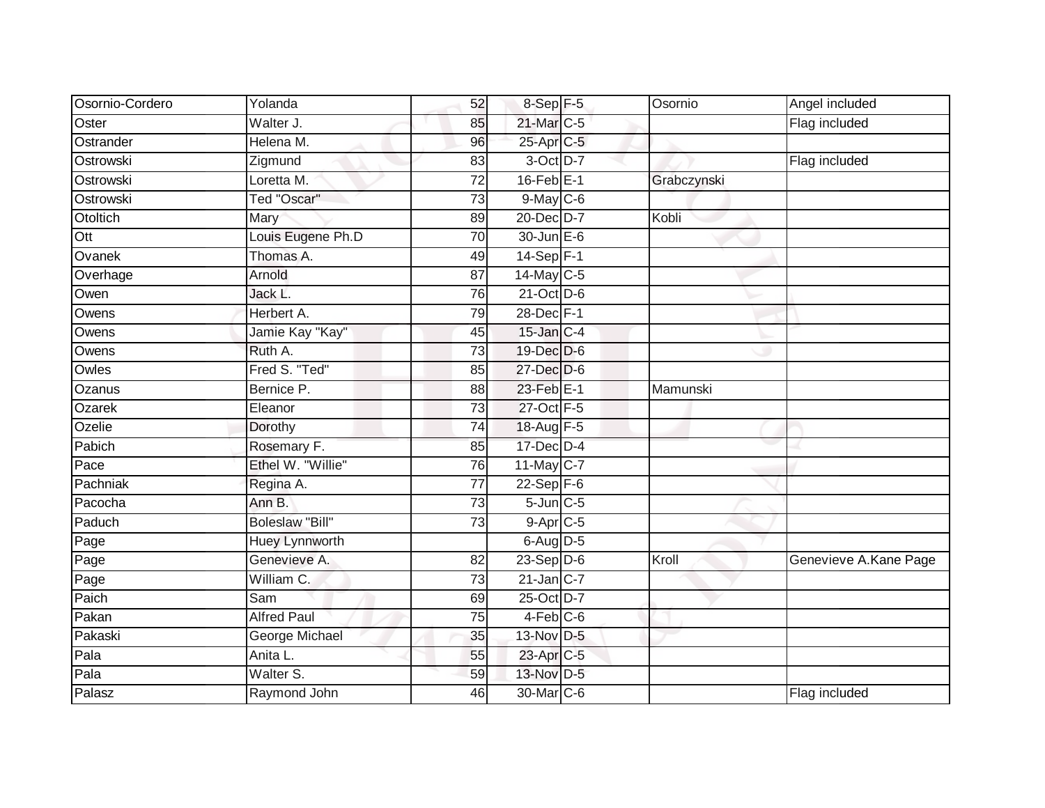| | | | | | | |
|---|---|---|---|---|---|---|
| Osornio-Cordero | Yolanda | 52 | 8-Sep | F-5 | Osornio | Angel included |
| Oster | Walter J. | 85 | 21-Mar | C-5 | | Flag included |
| Ostrander | Helena M. | 96 | 25-Apr | C-5 | | |
| Ostrowski | Zigmund | 83 | 3-Oct | D-7 | | Flag included |
| Ostrowski | Loretta M. | 72 | 16-Feb | E-1 | Grabczynski | |
| Ostrowski | Ted "Oscar" | 73 | 9-May | C-6 | | |
| Otoltich | Mary | 89 | 20-Dec | D-7 | Kobli | |
| Ott | Louis Eugene Ph.D | 70 | 30-Jun | E-6 | | |
| Ovanek | Thomas A. | 49 | 14-Sep | F-1 | | |
| Overhage | Arnold | 87 | 14-May | C-5 | | |
| Owen | Jack L. | 76 | 21-Oct | D-6 | | |
| Owens | Herbert A. | 79 | 28-Dec | F-1 | | |
| Owens | Jamie Kay "Kay" | 45 | 15-Jan | C-4 | | |
| Owens | Ruth A. | 73 | 19-Dec | D-6 | | |
| Owles | Fred S. "Ted" | 85 | 27-Dec | D-6 | | |
| Ozanus | Bernice P. | 88 | 23-Feb | E-1 | Mamunski | |
| Ozarek | Eleanor | 73 | 27-Oct | F-5 | | |
| Ozelie | Dorothy | 74 | 18-Aug | F-5 | | |
| Pabich | Rosemary F. | 85 | 17-Dec | D-4 | | |
| Pace | Ethel W. "Willie" | 76 | 11-May | C-7 | | |
| Pachniak | Regina A. | 77 | 22-Sep | F-6 | | |
| Pacocha | Ann B. | 73 | 5-Jun | C-5 | | |
| Paduch | Boleslaw "Bill" | 73 | 9-Apr | C-5 | | |
| Page | Huey Lynnworth | | 6-Aug | D-5 | | |
| Page | Genevieve A. | 82 | 23-Sep | D-6 | Kroll | Genevieve A.Kane Page |
| Page | William C. | 73 | 21-Jan | C-7 | | |
| Paich | Sam | 69 | 25-Oct | D-7 | | |
| Pakan | Alfred Paul | 75 | 4-Feb | C-6 | | |
| Pakaski | George Michael | 35 | 13-Nov | D-5 | | |
| Pala | Anita L. | 55 | 23-Apr | C-5 | | |
| Pala | Walter S. | 59 | 13-Nov | D-5 | | |
| Palasz | Raymond John | 46 | 30-Mar | C-6 | | Flag included |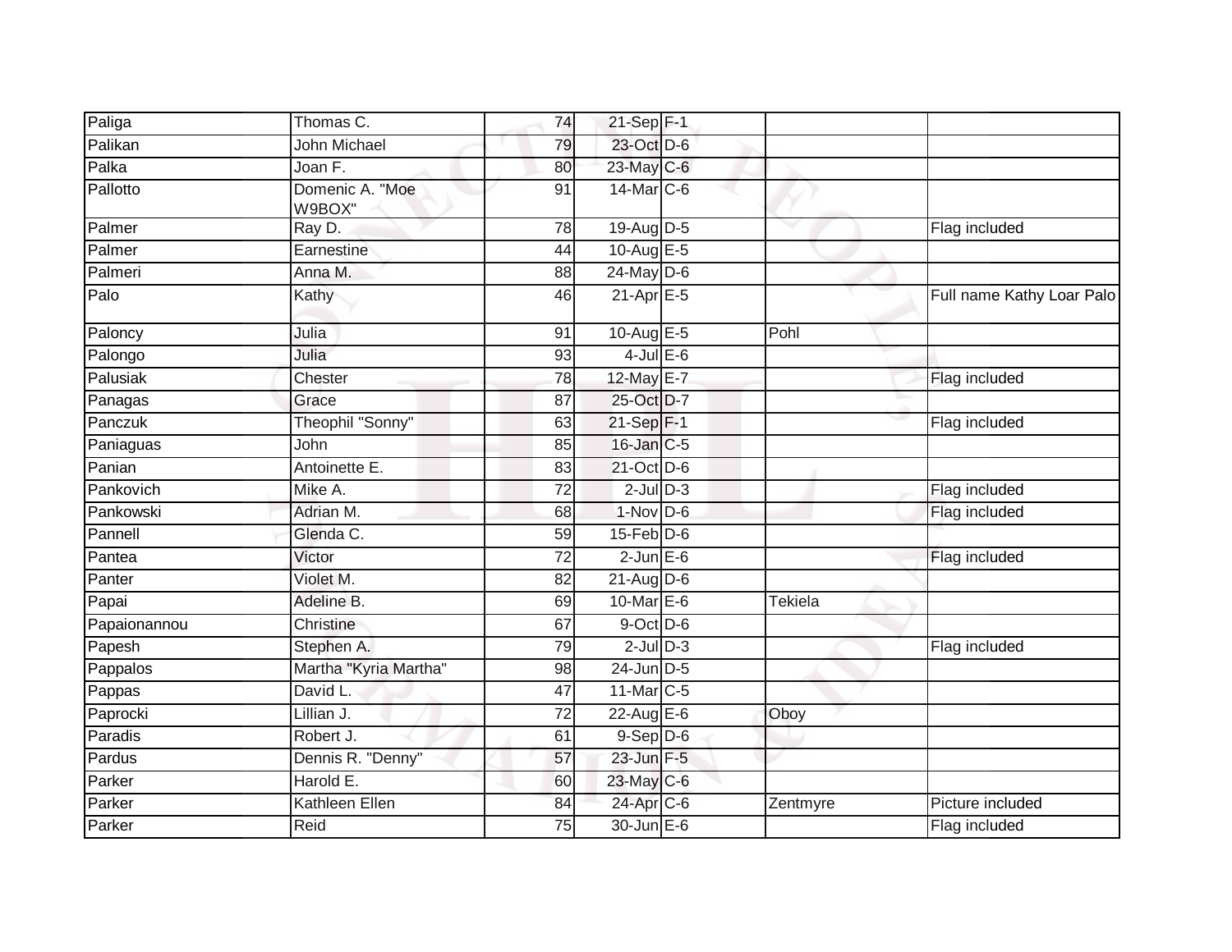| | | | | | | |
|---|---|---|---|---|---|---|
| Paliga | Thomas C. | 74 | 21-Sep | F-1 | | |
| Palikan | John Michael | 79 | 23-Oct | D-6 | | |
| Palka | Joan F. | 80 | 23-May | C-6 | | |
| Pallotto | Domenic A. "Moe W9BOX" | 91 | 14-Mar | C-6 | | |
| Palmer | Ray D. | 78 | 19-Aug | D-5 | | Flag included |
| Palmer | Earnestine | 44 | 10-Aug | E-5 | | |
| Palmeri | Anna M. | 88 | 24-May | D-6 | | |
| Palo | Kathy | 46 | 21-Apr | E-5 | | Full name Kathy Loar Palo |
| Paloncy | Julia | 91 | 10-Aug | E-5 | Pohl | |
| Palongo | Julia | 93 | 4-Jul | E-6 | | |
| Palusiak | Chester | 78 | 12-May | E-7 | | Flag included |
| Panagas | Grace | 87 | 25-Oct | D-7 | | |
| Panczuk | Theophil "Sonny" | 63 | 21-Sep | F-1 | | Flag included |
| Paniaguas | John | 85 | 16-Jan | C-5 | | |
| Panian | Antoinette E. | 83 | 21-Oct | D-6 | | |
| Pankovich | Mike A. | 72 | 2-Jul | D-3 | | Flag included |
| Pankowski | Adrian M. | 68 | 1-Nov | D-6 | | Flag included |
| Pannell | Glenda C. | 59 | 15-Feb | D-6 | | |
| Pantea | Victor | 72 | 2-Jun | E-6 | | Flag included |
| Panter | Violet M. | 82 | 21-Aug | D-6 | | |
| Papai | Adeline B. | 69 | 10-Mar | E-6 | Tekiela | |
| Papaionannou | Christine | 67 | 9-Oct | D-6 | | |
| Papesh | Stephen A. | 79 | 2-Jul | D-3 | | Flag included |
| Pappalos | Martha "Kyria Martha" | 98 | 24-Jun | D-5 | | |
| Pappas | David L. | 47 | 11-Mar | C-5 | | |
| Paprocki | Lillian J. | 72 | 22-Aug | E-6 | Oboy | |
| Paradis | Robert J. | 61 | 9-Sep | D-6 | | |
| Pardus | Dennis R. "Denny" | 57 | 23-Jun | F-5 | | |
| Parker | Harold E. | 60 | 23-May | C-6 | | |
| Parker | Kathleen Ellen | 84 | 24-Apr | C-6 | Zentmyre | Picture included |
| Parker | Reid | 75 | 30-Jun | E-6 | | Flag included |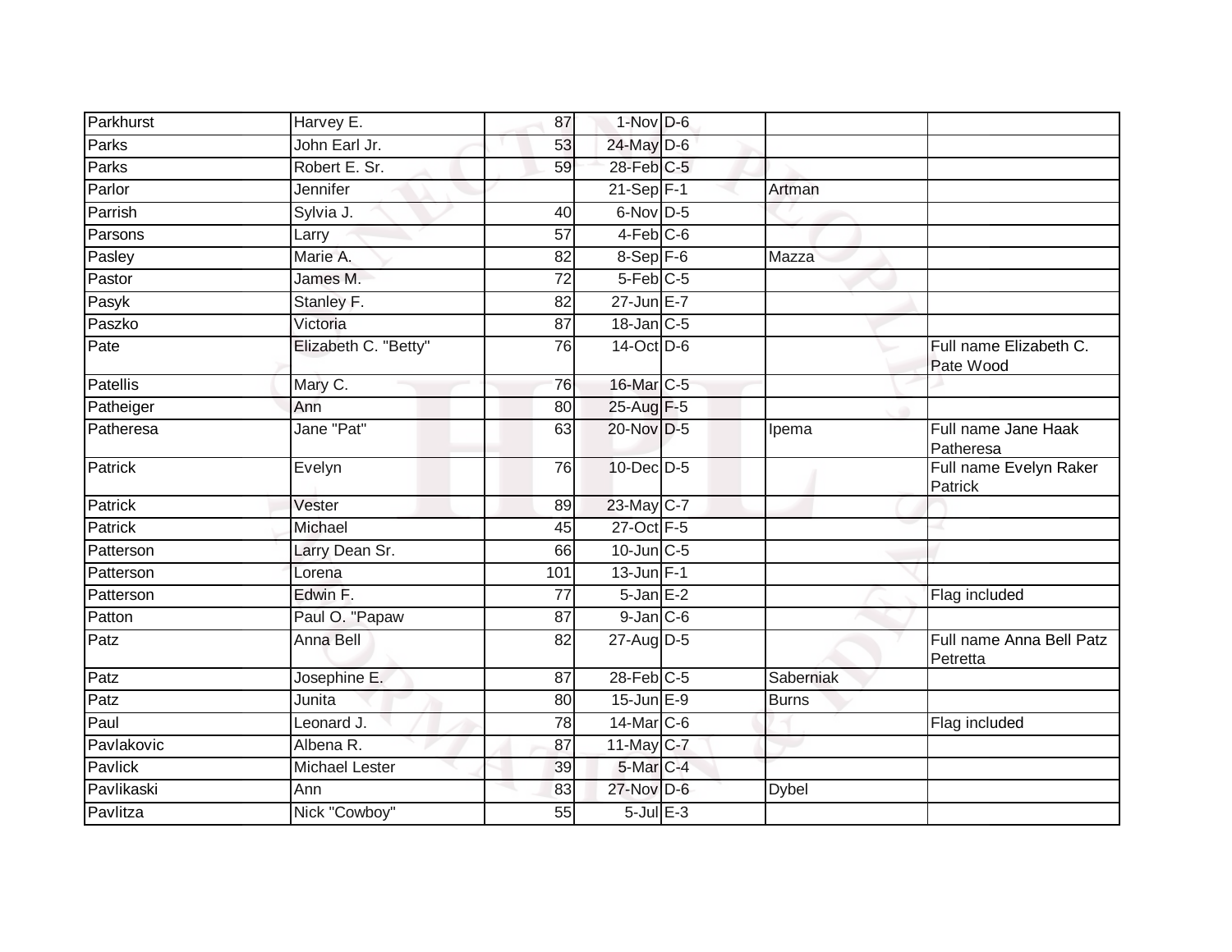| | | | | | | |
|---|---|---|---|---|---|---|
| Parkhurst | Harvey E. | 87 | 1-Nov | D-6 | | |
| Parks | John Earl Jr. | 53 | 24-May | D-6 | | |
| Parks | Robert E. Sr. | 59 | 28-Feb | C-5 | | |
| Parlor | Jennifer | | 21-Sep | F-1 | Artman | |
| Parrish | Sylvia J. | 40 | 6-Nov | D-5 | | |
| Parsons | Larry | 57 | 4-Feb | C-6 | | |
| Pasley | Marie A. | 82 | 8-Sep | F-6 | Mazza | |
| Pastor | James M. | 72 | 5-Feb | C-5 | | |
| Pasyk | Stanley F. | 82 | 27-Jun | E-7 | | |
| Paszko | Victoria | 87 | 18-Jan | C-5 | | |
| Pate | Elizabeth C. "Betty" | 76 | 14-Oct | D-6 | | Full name Elizabeth C. Pate Wood |
| Patellis | Mary C. | 76 | 16-Mar | C-5 | | |
| Patheiger | Ann | 80 | 25-Aug | F-5 | | |
| Patheresa | Jane "Pat" | 63 | 20-Nov | D-5 | Ipema | Full name Jane Haak Patheresa |
| Patrick | Evelyn | 76 | 10-Dec | D-5 | | Full name Evelyn Raker Patrick |
| Patrick | Vester | 89 | 23-May | C-7 | | |
| Patrick | Michael | 45 | 27-Oct | F-5 | | |
| Patterson | Larry Dean Sr. | 66 | 10-Jun | C-5 | | |
| Patterson | Lorena | 101 | 13-Jun | F-1 | | |
| Patterson | Edwin F. | 77 | 5-Jan | E-2 | | Flag included |
| Patton | Paul O. "Papaw | 87 | 9-Jan | C-6 | | |
| Patz | Anna Bell | 82 | 27-Aug | D-5 | | Full name Anna Bell Patz Petretta |
| Patz | Josephine E. | 87 | 28-Feb | C-5 | Saberniak | |
| Patz | Junita | 80 | 15-Jun | E-9 | Burns | |
| Paul | Leonard J. | 78 | 14-Mar | C-6 | | Flag included |
| Pavlakovic | Albena R. | 87 | 11-May | C-7 | | |
| Pavlick | Michael Lester | 39 | 5-Mar | C-4 | | |
| Pavlikaski | Ann | 83 | 27-Nov | D-6 | Dybel | |
| Pavlitza | Nick "Cowboy" | 55 | 5-Jul | E-3 | | |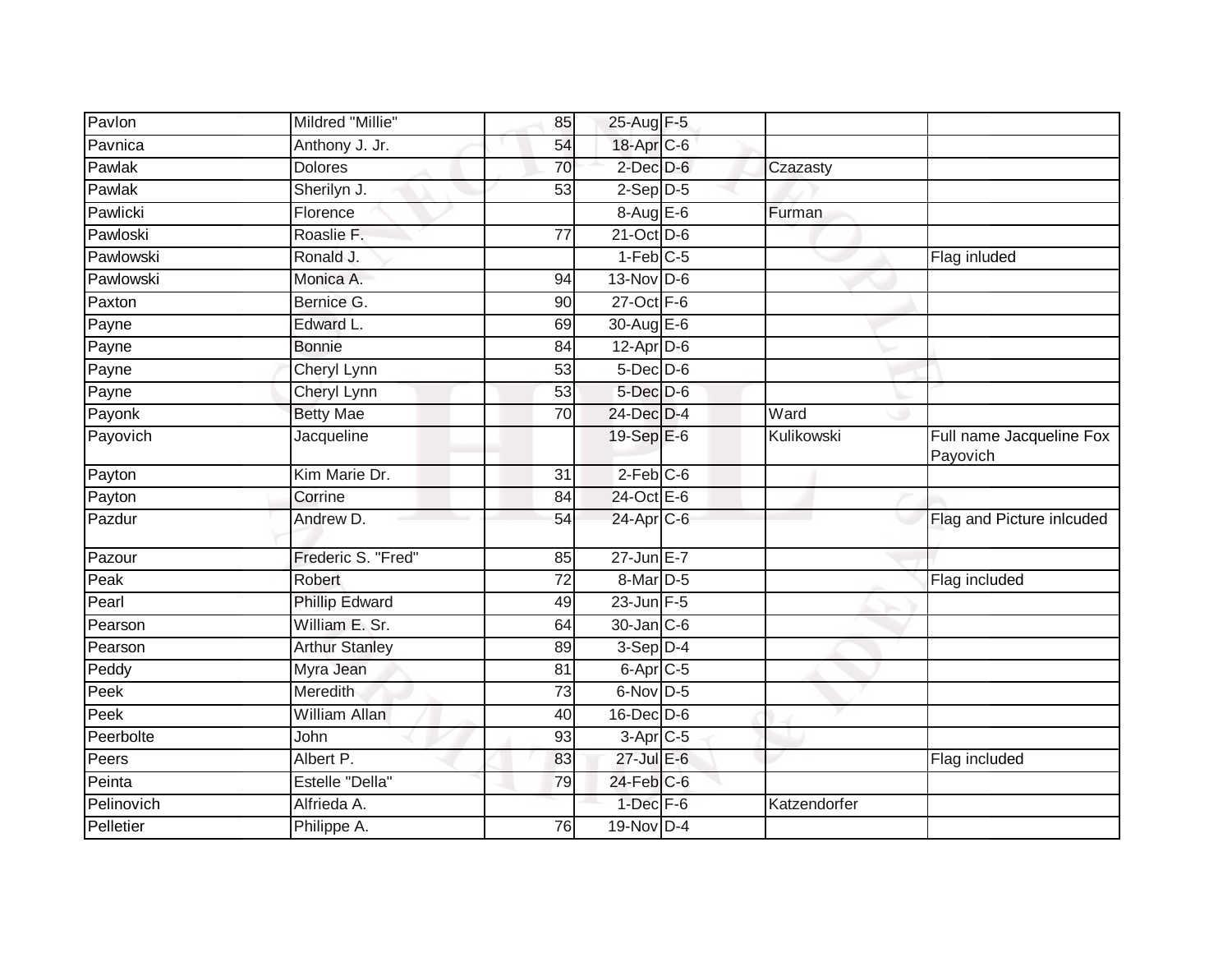| | | | | | | |
|---|---|---|---|---|---|---|
| Pavlon | Mildred "Millie" | 85 | 25-Aug | F-5 | | |
| Pavnica | Anthony J. Jr. | 54 | 18-Apr | C-6 | | |
| Pawlak | Dolores | 70 | 2-Dec | D-6 | Czazasty | |
| Pawlak | Sherilyn J. | 53 | 2-Sep | D-5 | | |
| Pawlicki | Florence | | 8-Aug | E-6 | Furman | |
| Pawloski | Roaslie F. | 77 | 21-Oct | D-6 | | |
| Pawlowski | Ronald J. | | 1-Feb | C-5 | | Flag inluded |
| Pawlowski | Monica A. | 94 | 13-Nov | D-6 | | |
| Paxton | Bernice G. | 90 | 27-Oct | F-6 | | |
| Payne | Edward L. | 69 | 30-Aug | E-6 | | |
| Payne | Bonnie | 84 | 12-Apr | D-6 | | |
| Payne | Cheryl Lynn | 53 | 5-Dec | D-6 | | |
| Payne | Cheryl Lynn | 53 | 5-Dec | D-6 | | |
| Payonk | Betty Mae | 70 | 24-Dec | D-4 | Ward | |
| Payovich | Jacqueline | | 19-Sep | E-6 | Kulikowski | Full name Jacqueline Fox Payovich |
| Payton | Kim Marie Dr. | 31 | 2-Feb | C-6 | | |
| Payton | Corrine | 84 | 24-Oct | E-6 | | |
| Pazdur | Andrew D. | 54 | 24-Apr | C-6 | | Flag and Picture inlcuded |
| Pazour | Frederic S. "Fred" | 85 | 27-Jun | E-7 | | |
| Peak | Robert | 72 | 8-Mar | D-5 | | Flag included |
| Pearl | Phillip Edward | 49 | 23-Jun | F-5 | | |
| Pearson | William E. Sr. | 64 | 30-Jan | C-6 | | |
| Pearson | Arthur Stanley | 89 | 3-Sep | D-4 | | |
| Peddy | Myra Jean | 81 | 6-Apr | C-5 | | |
| Peek | Meredith | 73 | 6-Nov | D-5 | | |
| Peek | William Allan | 40 | 16-Dec | D-6 | | |
| Peerbolte | John | 93 | 3-Apr | C-5 | | |
| Peers | Albert P. | 83 | 27-Jul | E-6 | | Flag included |
| Peinta | Estelle "Della" | 79 | 24-Feb | C-6 | | |
| Pelinovich | Alfrieda A. | | 1-Dec | F-6 | Katzendorfer | |
| Pelletier | Philippe A. | 76 | 19-Nov | D-4 | | |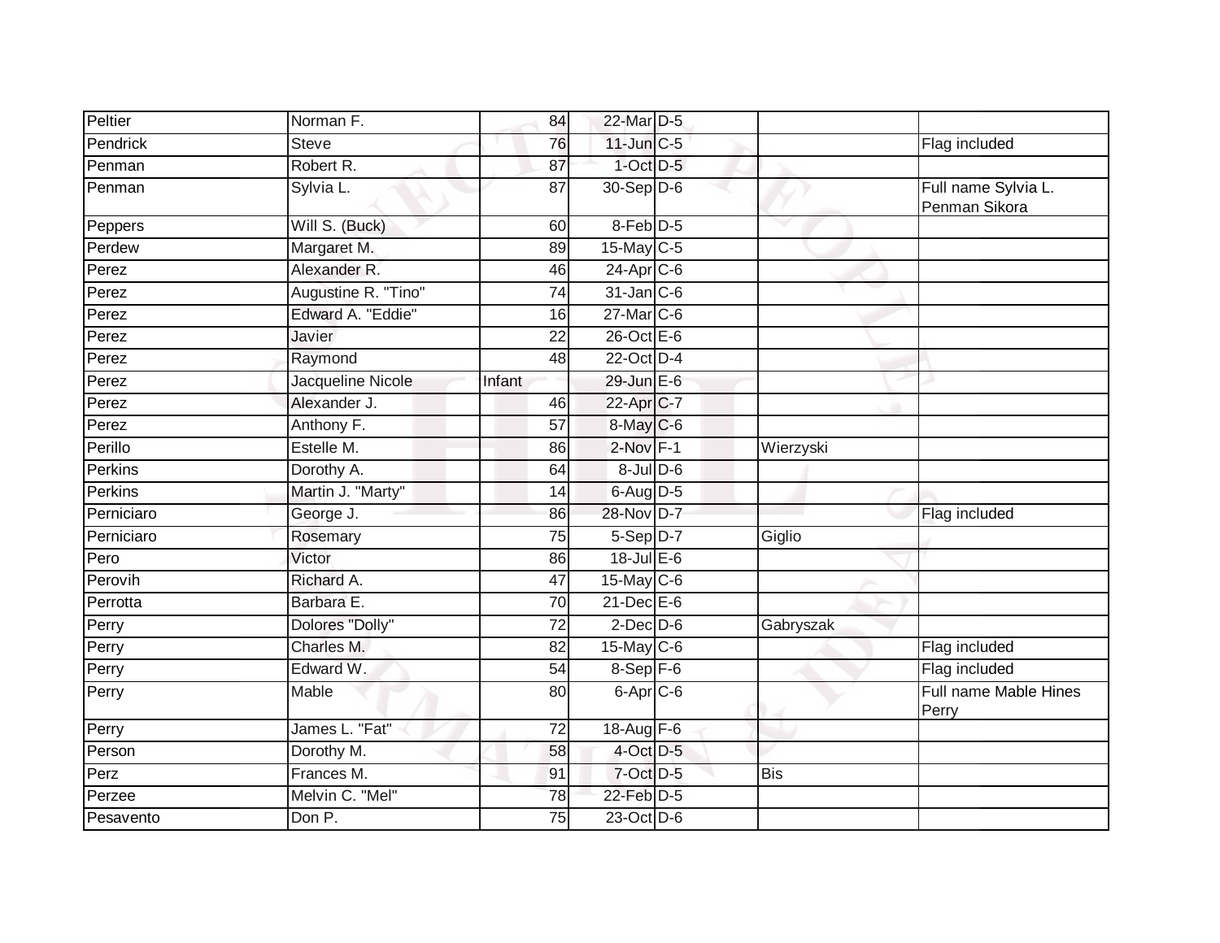| | | | | | | |
|---|---|---|---|---|---|---|
| Peltier | Norman F. | 84 | 22-Mar | D-5 | | |
| Pendrick | Steve | 76 | 11-Jun | C-5 | | Flag included |
| Penman | Robert R. | 87 | 1-Oct | D-5 | | |
| Penman | Sylvia L. | 87 | 30-Sep | D-6 | | Full name Sylvia L. Penman Sikora |
| Peppers | Will S. (Buck) | 60 | 8-Feb | D-5 | | |
| Perdew | Margaret M. | 89 | 15-May | C-5 | | |
| Perez | Alexander R. | 46 | 24-Apr | C-6 | | |
| Perez | Augustine R. "Tino" | 74 | 31-Jan | C-6 | | |
| Perez | Edward A. "Eddie" | 16 | 27-Mar | C-6 | | |
| Perez | Javier | 22 | 26-Oct | E-6 | | |
| Perez | Raymond | 48 | 22-Oct | D-4 | | |
| Perez | Jacqueline Nicole | Infant | 29-Jun | E-6 | | |
| Perez | Alexander J. | 46 | 22-Apr | C-7 | | |
| Perez | Anthony F. | 57 | 8-May | C-6 | | |
| Perillo | Estelle M. | 86 | 2-Nov | F-1 | Wierzyski | |
| Perkins | Dorothy A. | 64 | 8-Jul | D-6 | | |
| Perkins | Martin J. "Marty" | 14 | 6-Aug | D-5 | | |
| Perniciaro | George J. | 86 | 28-Nov | D-7 | | Flag included |
| Perniciaro | Rosemary | 75 | 5-Sep | D-7 | Giglio | |
| Pero | Victor | 86 | 18-Jul | E-6 | | |
| Perovih | Richard A. | 47 | 15-May | C-6 | | |
| Perrotta | Barbara E. | 70 | 21-Dec | E-6 | | |
| Perry | Dolores "Dolly" | 72 | 2-Dec | D-6 | Gabryszak | |
| Perry | Charles M. | 82 | 15-May | C-6 | | Flag included |
| Perry | Edward W. | 54 | 8-Sep | F-6 | | Flag included |
| Perry | Mable | 80 | 6-Apr | C-6 | | Full name Mable Hines Perry |
| Perry | James L. "Fat" | 72 | 18-Aug | F-6 | | |
| Person | Dorothy M. | 58 | 4-Oct | D-5 | | |
| Perz | Frances M. | 91 | 7-Oct | D-5 | Bis | |
| Perzee | Melvin C. "Mel" | 78 | 22-Feb | D-5 | | |
| Pesavento | Don P. | 75 | 23-Oct | D-6 | | |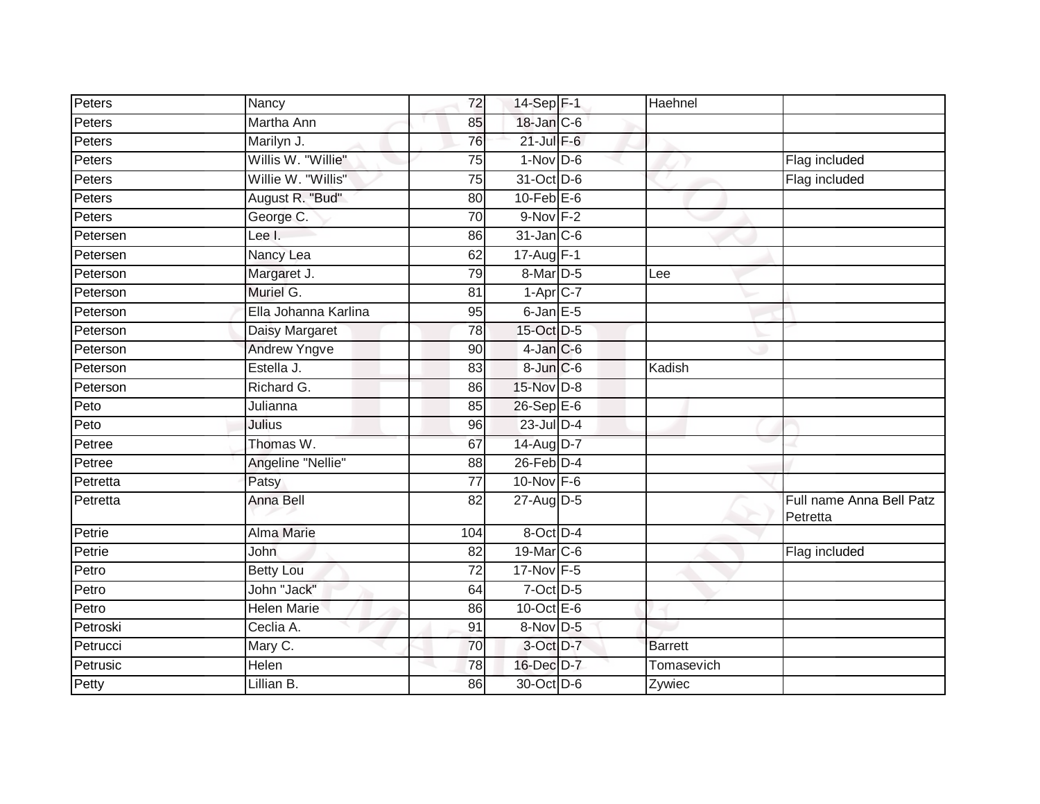| | | | | | | |
|---|---|---|---|---|---|---|
| Peters | Nancy | 72 | 14-Sep | F-1 | Haehnel | |
| Peters | Martha Ann | 85 | 18-Jan | C-6 | | |
| Peters | Marilyn J. | 76 | 21-Jul | F-6 | | |
| Peters | Willis W. "Willie" | 75 | 1-Nov | D-6 | | Flag included |
| Peters | Willie W. "Willis" | 75 | 31-Oct | D-6 | | Flag included |
| Peters | August R. "Bud" | 80 | 10-Feb | E-6 | | |
| Peters | George C. | 70 | 9-Nov | F-2 | | |
| Petersen | Lee I. | 86 | 31-Jan | C-6 | | |
| Petersen | Nancy Lea | 62 | 17-Aug | F-1 | | |
| Peterson | Margaret J. | 79 | 8-Mar | D-5 | Lee | |
| Peterson | Muriel G. | 81 | 1-Apr | C-7 | | |
| Peterson | Ella Johanna Karlina | 95 | 6-Jan | E-5 | | |
| Peterson | Daisy Margaret | 78 | 15-Oct | D-5 | | |
| Peterson | Andrew Yngve | 90 | 4-Jan | C-6 | | |
| Peterson | Estella J. | 83 | 8-Jun | C-6 | Kadish | |
| Peterson | Richard G. | 86 | 15-Nov | D-8 | | |
| Peto | Julianna | 85 | 26-Sep | E-6 | | |
| Peto | Julius | 96 | 23-Jul | D-4 | | |
| Petree | Thomas W. | 67 | 14-Aug | D-7 | | |
| Petree | Angeline "Nellie" | 88 | 26-Feb | D-4 | | |
| Petretta | Patsy | 77 | 10-Nov | F-6 | | |
| Petretta | Anna Bell | 82 | 27-Aug | D-5 | | Full name Anna Bell Patz Petretta |
| Petrie | Alma Marie | 104 | 8-Oct | D-4 | | |
| Petrie | John | 82 | 19-Mar | C-6 | | Flag included |
| Petro | Betty Lou | 72 | 17-Nov | F-5 | | |
| Petro | John "Jack" | 64 | 7-Oct | D-5 | | |
| Petro | Helen Marie | 86 | 10-Oct | E-6 | | |
| Petroski | Ceclia A. | 91 | 8-Nov | D-5 | | |
| Petrucci | Mary C. | 70 | 3-Oct | D-7 | Barrett | |
| Petrusic | Helen | 78 | 16-Dec | D-7 | Tomasevich | |
| Petty | Lillian B. | 86 | 30-Oct | D-6 | Zywiec | |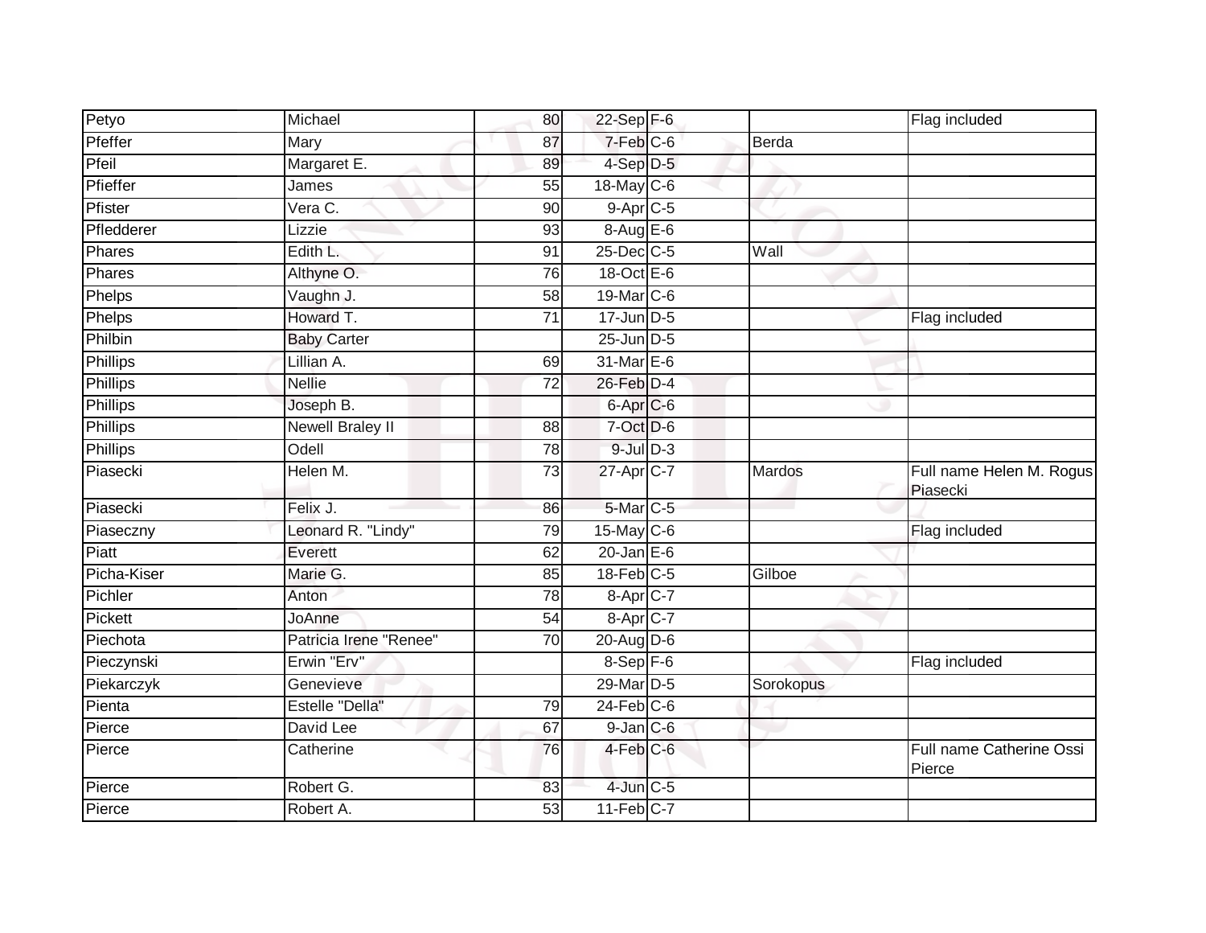| | | | | | | |
|---|---|---|---|---|---|---|
| Petyo | Michael | 80 | 22-Sep | F-6 | | Flag included |
| Pfeffer | Mary | 87 | 7-Feb | C-6 | Berda | |
| Pfeil | Margaret E. | 89 | 4-Sep | D-5 | | |
| Pfieffer | James | 55 | 18-May | C-6 | | |
| Pfister | Vera C. | 90 | 9-Apr | C-5 | | |
| Pfledderer | Lizzie | 93 | 8-Aug | E-6 | | |
| Phares | Edith L. | 91 | 25-Dec | C-5 | Wall | |
| Phares | Althyne O. | 76 | 18-Oct | E-6 | | |
| Phelps | Vaughn J. | 58 | 19-Mar | C-6 | | |
| Phelps | Howard T. | 71 | 17-Jun | D-5 | | Flag included |
| Philbin | Baby Carter | | 25-Jun | D-5 | | |
| Phillips | Lillian A. | 69 | 31-Mar | E-6 | | |
| Phillips | Nellie | 72 | 26-Feb | D-4 | | |
| Phillips | Joseph B. | | 6-Apr | C-6 | | |
| Phillips | Newell Braley II | 88 | 7-Oct | D-6 | | |
| Phillips | Odell | 78 | 9-Jul | D-3 | | |
| Piasecki | Helen M. | 73 | 27-Apr | C-7 | Mardos | Full name Helen M. Rogus Piasecki |
| Piasecki | Felix J. | 86 | 5-Mar | C-5 | | |
| Piaseczny | Leonard R. "Lindy" | 79 | 15-May | C-6 | | Flag included |
| Piatt | Everett | 62 | 20-Jan | E-6 | | |
| Picha-Kiser | Marie G. | 85 | 18-Feb | C-5 | Gilboe | |
| Pichler | Anton | 78 | 8-Apr | C-7 | | |
| Pickett | JoAnne | 54 | 8-Apr | C-7 | | |
| Piechota | Patricia Irene "Renee" | 70 | 20-Aug | D-6 | | |
| Pieczynski | Erwin "Erv" | | 8-Sep | F-6 | | Flag included |
| Piekarczyk | Genevieve | | 29-Mar | D-5 | Sorokopus | |
| Pienta | Estelle "Della" | 79 | 24-Feb | C-6 | | |
| Pierce | David Lee | 67 | 9-Jan | C-6 | | |
| Pierce | Catherine | 76 | 4-Feb | C-6 | | Full name Catherine Ossi Pierce |
| Pierce | Robert G. | 83 | 4-Jun | C-5 | | |
| Pierce | Robert A. | 53 | 11-Feb | C-7 | | |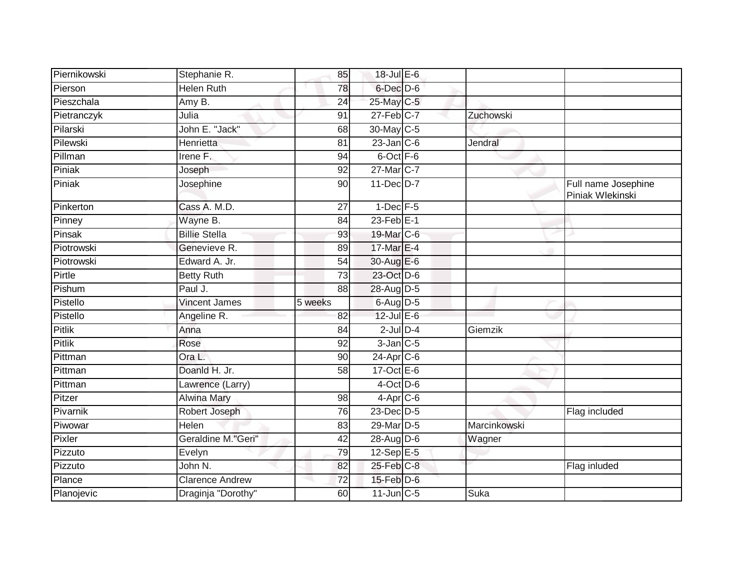| | | | | | | |
|---|---|---|---|---|---|---|
| Piernikowski | Stephanie R. | 85 | 18-Jul | E-6 | | |
| Pierson | Helen Ruth | 78 | 6-Dec | D-6 | | |
| Pieszchala | Amy B. | 24 | 25-May | C-5 | | |
| Pietranczyk | Julia | 91 | 27-Feb | C-7 | Zuchowski | |
| Pilarski | John E. "Jack" | 68 | 30-May | C-5 | | |
| Pilewski | Henrietta | 81 | 23-Jan | C-6 | Jendral | |
| Pillman | Irene F. | 94 | 6-Oct | F-6 | | |
| Piniak | Joseph | 92 | 27-Mar | C-7 | | |
| Piniak | Josephine | 90 | 11-Dec | D-7 | | Full name Josephine Piniak Wlekinski |
| Pinkerton | Cass A. M.D. | 27 | 1-Dec | F-5 | | |
| Pinney | Wayne B. | 84 | 23-Feb | E-1 | | |
| Pinsak | Billie Stella | 93 | 19-Mar | C-6 | | |
| Piotrowski | Genevieve R. | 89 | 17-Mar | E-4 | | |
| Piotrowski | Edward A. Jr. | 54 | 30-Aug | E-6 | | |
| Pirtle | Betty Ruth | 73 | 23-Oct | D-6 | | |
| Pishum | Paul J. | 88 | 28-Aug | D-5 | | |
| Pistello | Vincent James | 5 weeks | 6-Aug | D-5 | | |
| Pistello | Angeline R. | 82 | 12-Jul | E-6 | | |
| Pitlik | Anna | 84 | 2-Jul | D-4 | Giemzik | |
| Pitlik | Rose | 92 | 3-Jan | C-5 | | |
| Pittman | Ora L. | 90 | 24-Apr | C-6 | | |
| Pittman | Doanld H. Jr. | 58 | 17-Oct | E-6 | | |
| Pittman | Lawrence (Larry) | | 4-Oct | D-6 | | |
| Pitzer | Alwina Mary | 98 | 4-Apr | C-6 | | |
| Pivarnik | Robert Joseph | 76 | 23-Dec | D-5 | | Flag included |
| Piwowar | Helen | 83 | 29-Mar | D-5 | Marcinkowski | |
| Pixler | Geraldine M."Geri" | 42 | 28-Aug | D-6 | Wagner | |
| Pizzuto | Evelyn | 79 | 12-Sep | E-5 | | |
| Pizzuto | John N. | 82 | 25-Feb | C-8 | | Flag inluded |
| Plance | Clarence Andrew | 72 | 15-Feb | D-6 | | |
| Planojevic | Draginja "Dorothy" | 60 | 11-Jun | C-5 | Suka | |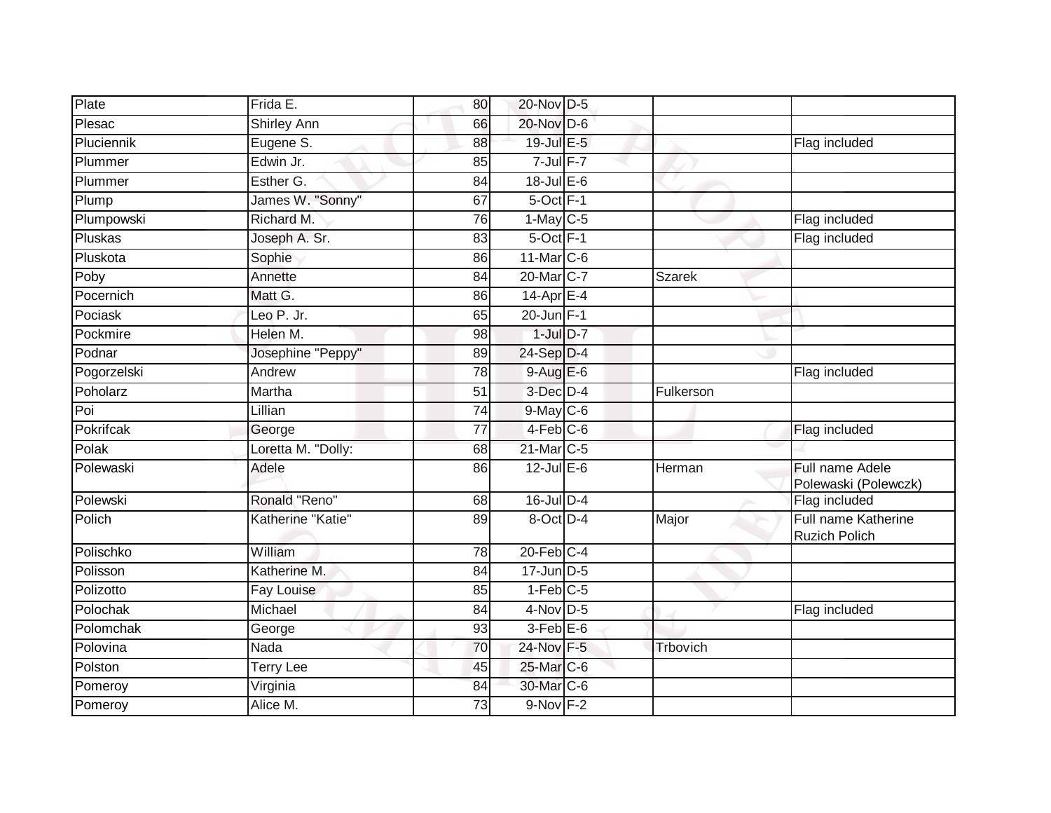| Plate | Frida E. | 80 | 20-Nov | D-5 | | |
|---|---|---|---|---|---|---|
| Plesac | Shirley Ann | 66 | 20-Nov | D-6 | | |
| Pluciennik | Eugene S. | 88 | 19-Jul | E-5 | | Flag included |
| Plummer | Edwin Jr. | 85 | 7-Jul | F-7 | | |
| Plummer | Esther G. | 84 | 18-Jul | E-6 | | |
| Plump | James W. "Sonny" | 67 | 5-Oct | F-1 | | |
| Plumpowski | Richard M. | 76 | 1-May | C-5 | | Flag included |
| Pluskas | Joseph A. Sr. | 83 | 5-Oct | F-1 | | Flag included |
| Pluskota | Sophie | 86 | 11-Mar | C-6 | | |
| Poby | Annette | 84 | 20-Mar | C-7 | Szarek | |
| Pocernich | Matt G. | 86 | 14-Apr | E-4 | | |
| Pociask | Leo P. Jr. | 65 | 20-Jun | F-1 | | |
| Pockmire | Helen M. | 98 | 1-Jul | D-7 | | |
| Podnar | Josephine "Peppy" | 89 | 24-Sep | D-4 | | |
| Pogorzelski | Andrew | 78 | 9-Aug | E-6 | | Flag included |
| Poholarz | Martha | 51 | 3-Dec | D-4 | Fulkerson | |
| Poi | Lillian | 74 | 9-May | C-6 | | |
| Pokrifcak | George | 77 | 4-Feb | C-6 | | Flag included |
| Polak | Loretta M. "Dolly: | 68 | 21-Mar | C-5 | | |
| Polewaski | Adele | 86 | 12-Jul | E-6 | Herman | Full name Adele Polewaski (Polewczk) |
| Polewski | Ronald "Reno" | 68 | 16-Jul | D-4 | | Flag included |
| Polich | Katherine "Katie" | 89 | 8-Oct | D-4 | Major | Full name Katherine Ruzich Polich |
| Polischko | William | 78 | 20-Feb | C-4 | | |
| Polisson | Katherine M. | 84 | 17-Jun | D-5 | | |
| Polizotto | Fay Louise | 85 | 1-Feb | C-5 | | |
| Polochak | Michael | 84 | 4-Nov | D-5 | | Flag included |
| Polomchak | George | 93 | 3-Feb | E-6 | | |
| Polovina | Nada | 70 | 24-Nov | F-5 | Trbovich | |
| Polston | Terry Lee | 45 | 25-Mar | C-6 | | |
| Pomeroy | Virginia | 84 | 30-Mar | C-6 | | |
| Pomeroy | Alice M. | 73 | 9-Nov | F-2 | | |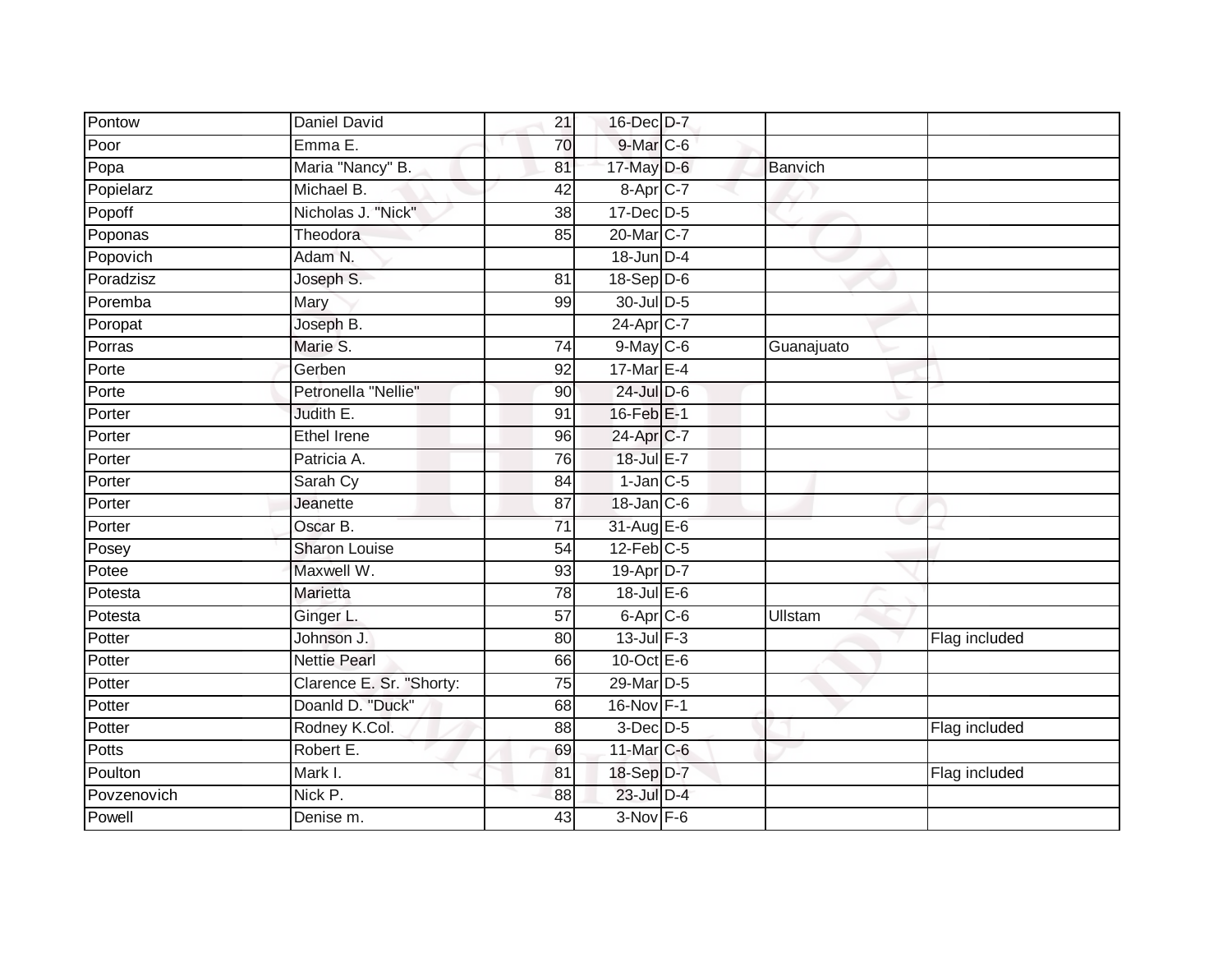| | | | | | | |
|---|---|---|---|---|---|---|
| Pontow | Daniel David | 21 | 16-Dec | D-7 | | |
| Poor | Emma E. | 70 | 9-Mar | C-6 | | |
| Popa | Maria "Nancy" B. | 81 | 17-May | D-6 | Banvich | |
| Popielarz | Michael B. | 42 | 8-Apr | C-7 | | |
| Popoff | Nicholas J. "Nick" | 38 | 17-Dec | D-5 | | |
| Poponas | Theodora | 85 | 20-Mar | C-7 | | |
| Popovich | Adam N. | | 18-Jun | D-4 | | |
| Poradzisz | Joseph S. | 81 | 18-Sep | D-6 | | |
| Poremba | Mary | 99 | 30-Jul | D-5 | | |
| Poropat | Joseph B. | | 24-Apr | C-7 | | |
| Porras | Marie S. | 74 | 9-May | C-6 | Guanajuato | |
| Porte | Gerben | 92 | 17-Mar | E-4 | | |
| Porte | Petronella "Nellie" | 90 | 24-Jul | D-6 | | |
| Porter | Judith E. | 91 | 16-Feb | E-1 | | |
| Porter | Ethel Irene | 96 | 24-Apr | C-7 | | |
| Porter | Patricia A. | 76 | 18-Jul | E-7 | | |
| Porter | Sarah Cy | 84 | 1-Jan | C-5 | | |
| Porter | Jeanette | 87 | 18-Jan | C-6 | | |
| Porter | Oscar B. | 71 | 31-Aug | E-6 | | |
| Posey | Sharon Louise | 54 | 12-Feb | C-5 | | |
| Potee | Maxwell W. | 93 | 19-Apr | D-7 | | |
| Potesta | Marietta | 78 | 18-Jul | E-6 | | |
| Potesta | Ginger L. | 57 | 6-Apr | C-6 | Ullstam | |
| Potter | Johnson J. | 80 | 13-Jul | F-3 | | Flag included |
| Potter | Nettie Pearl | 66 | 10-Oct | E-6 | | |
| Potter | Clarence E. Sr. "Shorty: | 75 | 29-Mar | D-5 | | |
| Potter | Doanld D. "Duck" | 68 | 16-Nov | F-1 | | |
| Potter | Rodney K.Col. | 88 | 3-Dec | D-5 | | Flag included |
| Potts | Robert E. | 69 | 11-Mar | C-6 | | |
| Poulton | Mark I. | 81 | 18-Sep | D-7 | | Flag included |
| Povzenovich | Nick P. | 88 | 23-Jul | D-4 | | |
| Powell | Denise m. | 43 | 3-Nov | F-6 | | |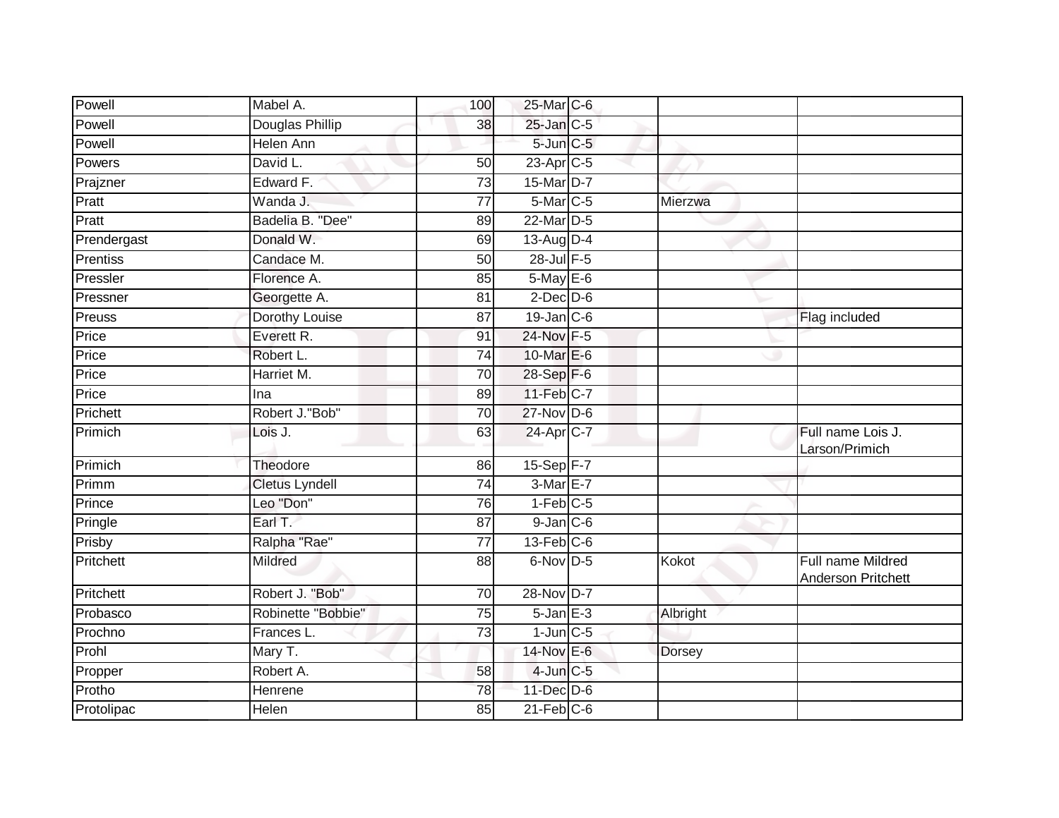| | | | | | | |
|---|---|---|---|---|---|---|
| Powell | Mabel A. | 100 | 25-Mar | C-6 | | |
| Powell | Douglas Phillip | 38 | 25-Jan | C-5 | | |
| Powell | Helen Ann | | 5-Jun | C-5 | | |
| Powers | David L. | 50 | 23-Apr | C-5 | | |
| Prajzner | Edward F. | 73 | 15-Mar | D-7 | | |
| Pratt | Wanda J. | 77 | 5-Mar | C-5 | Mierzwa | |
| Pratt | Badelia B. "Dee" | 89 | 22-Mar | D-5 | | |
| Prendergast | Donald W. | 69 | 13-Aug | D-4 | | |
| Prentiss | Candace M. | 50 | 28-Jul | F-5 | | |
| Pressler | Florence A. | 85 | 5-May | E-6 | | |
| Pressner | Georgette A. | 81 | 2-Dec | D-6 | | |
| Preuss | Dorothy Louise | 87 | 19-Jan | C-6 | | Flag included |
| Price | Everett R. | 91 | 24-Nov | F-5 | | |
| Price | Robert L. | 74 | 10-Mar | E-6 | | |
| Price | Harriet M. | 70 | 28-Sep | F-6 | | |
| Price | Ina | 89 | 11-Feb | C-7 | | |
| Prichett | Robert J."Bob" | 70 | 27-Nov | D-6 | | |
| Primich | Lois J. | 63 | 24-Apr | C-7 | | Full name Lois J. Larson/Primich |
| Primich | Theodore | 86 | 15-Sep | F-7 | | |
| Primm | Cletus Lyndell | 74 | 3-Mar | E-7 | | |
| Prince | Leo "Don" | 76 | 1-Feb | C-5 | | |
| Pringle | Earl T. | 87 | 9-Jan | C-6 | | |
| Prisby | Ralpha "Rae" | 77 | 13-Feb | C-6 | | |
| Pritchett | Mildred | 88 | 6-Nov | D-5 | Kokot | Full name Mildred Anderson Pritchett |
| Pritchett | Robert J. "Bob" | 70 | 28-Nov | D-7 | | |
| Probasco | Robinette "Bobbie" | 75 | 5-Jan | E-3 | Albright | |
| Prochno | Frances L. | 73 | 1-Jun | C-5 | | |
| Prohl | Mary T. | | 14-Nov | E-6 | Dorsey | |
| Propper | Robert A. | 58 | 4-Jun | C-5 | | |
| Protho | Henrene | 78 | 11-Dec | D-6 | | |
| Protolipac | Helen | 85 | 21-Feb | C-6 | | |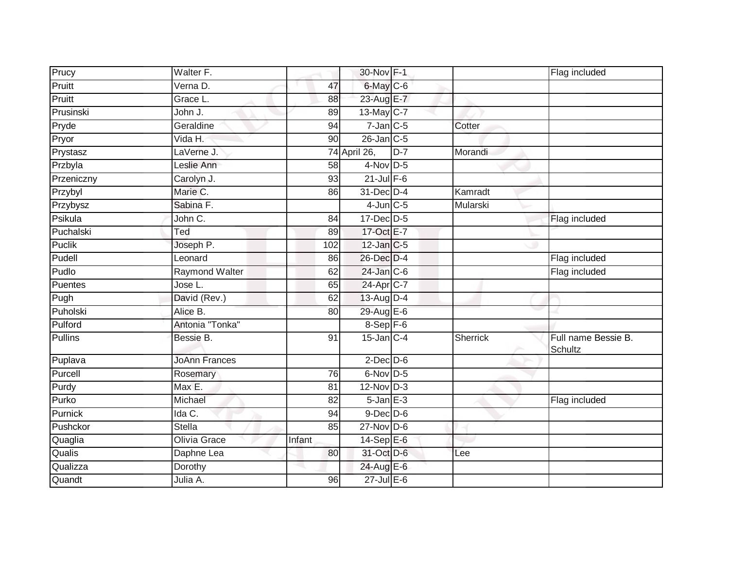| | | | | | | |
|---|---|---|---|---|---|---|
| Prucy | Walter F. | | 30-Nov | F-1 | | Flag included |
| Pruitt | Verna D. | 47 | 6-May | C-6 | | |
| Pruitt | Grace L. | 88 | 23-Aug | E-7 | | |
| Prusinski | John J. | 89 | 13-May | C-7 | | |
| Pryde | Geraldine | 94 | 7-Jan | C-5 | Cotter | |
| Pryor | Vida H. | 90 | 26-Jan | C-5 | | |
| Prystasz | LaVerne J. | 74 | April 26, | D-7 | Morandi | |
| Przbyla | Leslie Ann | 58 | 4-Nov | D-5 | | |
| Przeniczny | Carolyn J. | 93 | 21-Jul | F-6 | | |
| Przybyl | Marie C. | 86 | 31-Dec | D-4 | Kamradt | |
| Przybysz | Sabina F. | | 4-Jun | C-5 | Mularski | |
| Psikula | John C. | 84 | 17-Dec | D-5 | | Flag included |
| Puchalski | Ted | 89 | 17-Oct | E-7 | | |
| Puclik | Joseph P. | 102 | 12-Jan | C-5 | | |
| Pudell | Leonard | 86 | 26-Dec | D-4 | | Flag included |
| Pudlo | Raymond Walter | 62 | 24-Jan | C-6 | | Flag included |
| Puentes | Jose L. | 65 | 24-Apr | C-7 | | |
| Pugh | David (Rev.) | 62 | 13-Aug | D-4 | | |
| Puholski | Alice B. | 80 | 29-Aug | E-6 | | |
| Pulford | Antonia "Tonka" | | 8-Sep | F-6 | | |
| Pullins | Bessie B. | 91 | 15-Jan | C-4 | Sherrick | Full name Bessie B. Schultz |
| Puplava | JoAnn Frances | | 2-Dec | D-6 | | |
| Purcell | Rosemary | 76 | 6-Nov | D-5 | | |
| Purdy | Max E. | 81 | 12-Nov | D-3 | | |
| Purko | Michael | 82 | 5-Jan | E-3 | | Flag included |
| Purnick | Ida C. | 94 | 9-Dec | D-6 | | |
| Pushckor | Stella | 85 | 27-Nov | D-6 | | |
| Quaglia | Olivia Grace | Infant | 14-Sep | E-6 | | |
| Qualis | Daphne Lea | 80 | 31-Oct | D-6 | Lee | |
| Qualizza | Dorothy | | 24-Aug | E-6 | | |
| Quandt | Julia A. | 96 | 27-Jul | E-6 | | |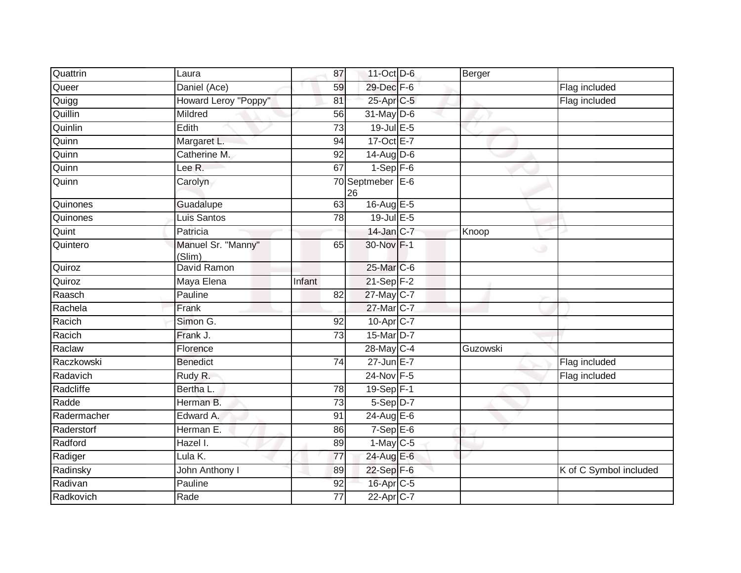| | | | | | | |
|---|---|---|---|---|---|---|
| Quattrin | Laura | 87 | 11-Oct | D-6 | Berger | |
| Queer | Daniel (Ace) | 59 | 29-Dec | F-6 | | Flag included |
| Quigg | Howard Leroy "Poppy" | 81 | 25-Apr | C-5 | | Flag included |
| Quillin | Mildred | 56 | 31-May | D-6 | | |
| Quinlin | Edith | 73 | 19-Jul | E-5 | | |
| Quinn | Margaret L. | 94 | 17-Oct | E-7 | | |
| Quinn | Catherine M. | 92 | 14-Aug | D-6 | | |
| Quinn | Lee R. | 67 | 1-Sep | F-6 | | |
| Quinn | Carolyn | 70 | Septmeber 26 | E-6 | | |
| Quinones | Guadalupe | 63 | 16-Aug | E-5 | | |
| Quinones | Luis Santos | 78 | 19-Jul | E-5 | | |
| Quint | Patricia | | 14-Jan | C-7 | Knoop | |
| Quintero | Manuel Sr. "Manny" (Slim)_ | 65 | 30-Nov | F-1 | | |
| Quiroz | David Ramon | | 25-Mar | C-6 | | |
| Quiroz | Maya Elena | Infant | 21-Sep | F-2 | | |
| Raasch | Pauline | 82 | 27-May | C-7 | | |
| Rachela | Frank | | 27-Mar | C-7 | | |
| Racich | Simon G. | 92 | 10-Apr | C-7 | | |
| Racich | Frank J. | 73 | 15-Mar | D-7 | | |
| Raclaw | Florence | | 28-May | C-4 | Guzowski | |
| Raczkowski | Benedict | 74 | 27-Jun | E-7 | | Flag included |
| Radavich | Rudy R. | | 24-Nov | F-5 | | Flag included |
| Radcliffe | Bertha L. | 78 | 19-Sep | F-1 | | |
| Radde | Herman B. | 73 | 5-Sep | D-7 | | |
| Radermacher | Edward A. | 91 | 24-Aug | E-6 | | |
| Raderstorf | Herman E. | 86 | 7-Sep | E-6 | | |
| Radford | Hazel I. | 89 | 1-May | C-5 | | |
| Radiger | Lula K. | 77 | 24-Aug | E-6 | | |
| Radinsky | John Anthony I | 89 | 22-Sep | F-6 | | K of C Symbol included |
| Radivan | Pauline | 92 | 16-Apr | C-5 | | |
| Radkovich | Rade | 77 | 22-Apr | C-7 | | |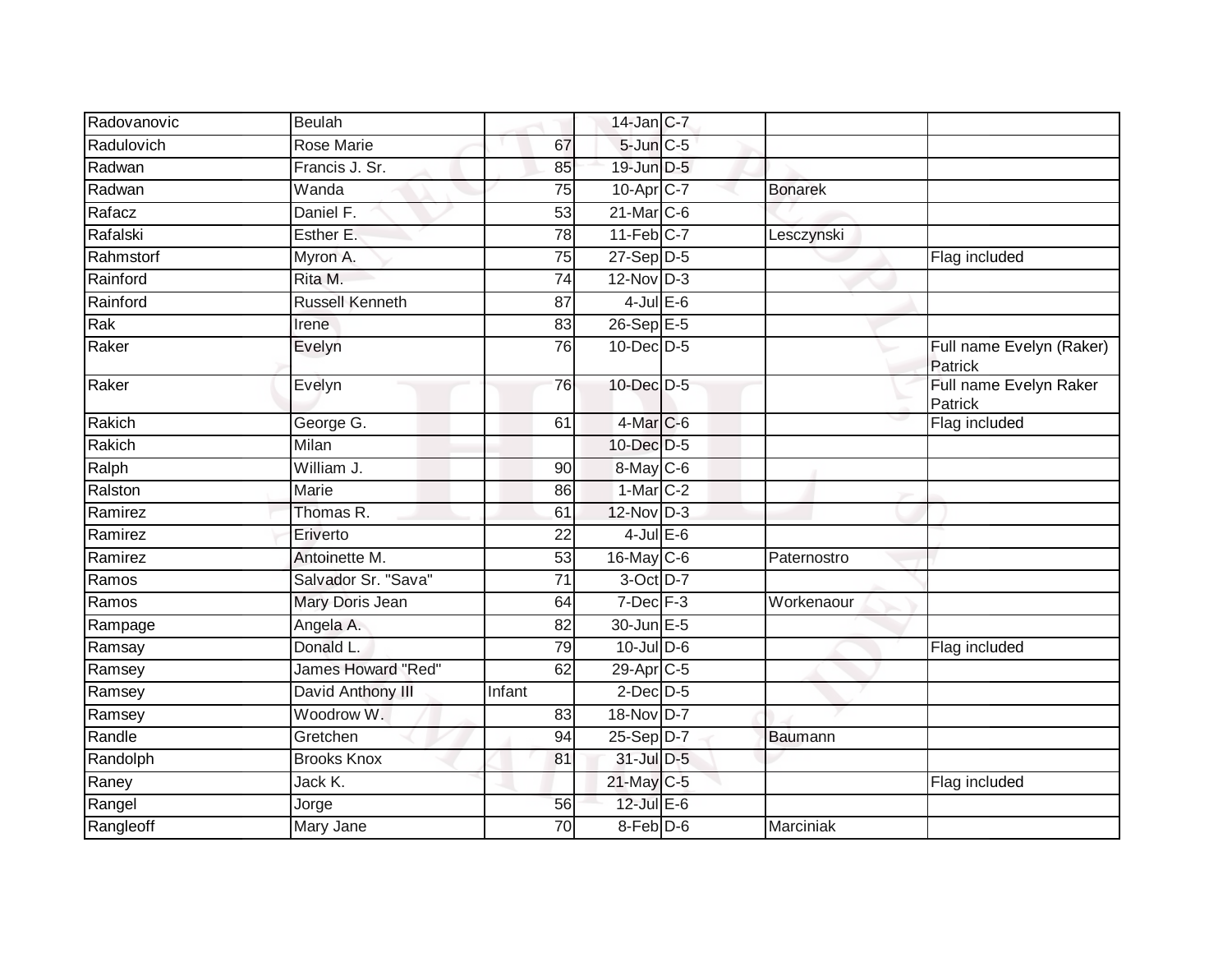| Radovanovic | Beulah | | 14-Jan | C-7 | | |
|---|---|---|---|---|---|---|
| Radulovich | Rose Marie | 67 | 5-Jun | C-5 | | |
| Radwan | Francis J. Sr. | 85 | 19-Jun | D-5 | | |
| Radwan | Wanda | 75 | 10-Apr | C-7 | Bonarek | |
| Rafacz | Daniel F. | 53 | 21-Mar | C-6 | | |
| Rafalski | Esther E. | 78 | 11-Feb | C-7 | Lesczynski | |
| Rahmstorf | Myron A. | 75 | 27-Sep | D-5 | | Flag included |
| Rainford | Rita M. | 74 | 12-Nov | D-3 | | |
| Rainford | Russell Kenneth | 87 | 4-Jul | E-6 | | |
| Rak | Irene | 83 | 26-Sep | E-5 | | |
| Raker | Evelyn | 76 | 10-Dec | D-5 | | Full name Evelyn (Raker) Patrick |
| Raker | Evelyn | 76 | 10-Dec | D-5 | | Full name Evelyn Raker Patrick |
| Rakich | George G. | 61 | 4-Mar | C-6 | | Flag included |
| Rakich | Milan | | 10-Dec | D-5 | | |
| Ralph | William J. | 90 | 8-May | C-6 | | |
| Ralston | Marie | 86 | 1-Mar | C-2 | | |
| Ramirez | Thomas R. | 61 | 12-Nov | D-3 | | |
| Ramirez | Eriverto | 22 | 4-Jul | E-6 | | |
| Ramirez | Antoinette M. | 53 | 16-May | C-6 | Paternostro | |
| Ramos | Salvador Sr. "Sava" | 71 | 3-Oct | D-7 | | |
| Ramos | Mary Doris Jean | 64 | 7-Dec | F-3 | Workenaour | |
| Rampage | Angela A. | 82 | 30-Jun | E-5 | | |
| Ramsay | Donald L. | 79 | 10-Jul | D-6 | | Flag included |
| Ramsey | James Howard "Red" | 62 | 29-Apr | C-5 | | |
| Ramsey | David Anthony III | Infant | 2-Dec | D-5 | | |
| Ramsey | Woodrow W. | 83 | 18-Nov | D-7 | | |
| Randle | Gretchen | 94 | 25-Sep | D-7 | Baumann | |
| Randolph | Brooks Knox | 81 | 31-Jul | D-5 | | |
| Raney | Jack K. | | 21-May | C-5 | | Flag included |
| Rangel | Jorge | 56 | 12-Jul | E-6 | | |
| Rangleoff | Mary Jane | 70 | 8-Feb | D-6 | Marciniak | |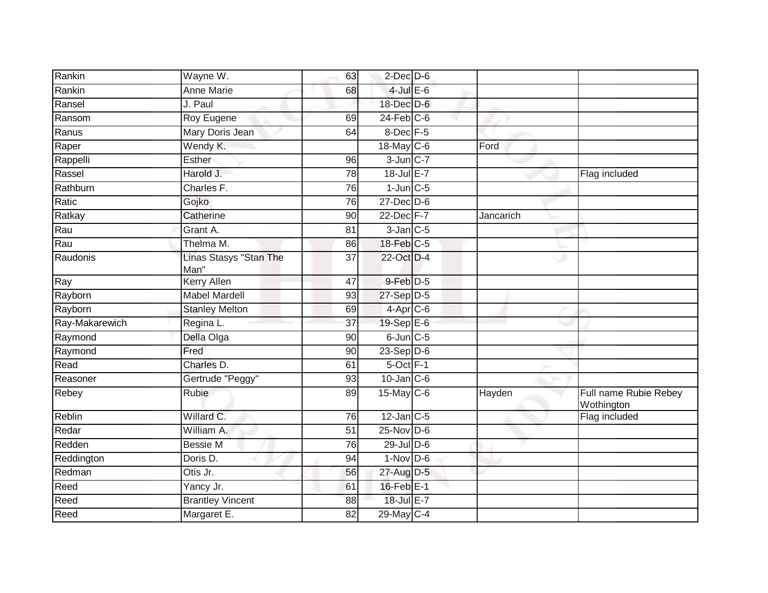| | | | | | | |
|---|---|---|---|---|---|---|
| Rankin | Wayne W. | 63 | 2-Dec | D-6 | | |
| Rankin | Anne Marie | 68 | 4-Jul | E-6 | | |
| Ransel | J. Paul | | 18-Dec | D-6 | | |
| Ransom | Roy Eugene | 69 | 24-Feb | C-6 | | |
| Ranus | Mary Doris Jean | 64 | 8-Dec | F-5 | | |
| Raper | Wendy K. | | 18-May | C-6 | Ford | |
| Rappelli | Esther | 96 | 3-Jun | C-7 | | |
| Rassel | Harold J. | 78 | 18-Jul | E-7 | | Flag included |
| Rathburn | Charles F. | 76 | 1-Jun | C-5 | | |
| Ratic | Gojko | 76 | 27-Dec | D-6 | | |
| Ratkay | Catherine | 90 | 22-Dec | F-7 | Jancarich | |
| Rau | Grant A. | 81 | 3-Jan | C-5 | | |
| Rau | Thelma M. | 86 | 18-Feb | C-5 | | |
| Raudonis | Linas Stasys "Stan The Man" | 37 | 22-Oct | D-4 | | |
| Ray | Kerry Allen | 47 | 9-Feb | D-5 | | |
| Rayborn | Mabel Mardell | 93 | 27-Sep | D-5 | | |
| Rayborn | Stanley Melton | 69 | 4-Apr | C-6 | | |
| Ray-Makarewich | Regina L. | 37 | 19-Sep | E-6 | | |
| Raymond | Della Olga | 90 | 6-Jun | C-5 | | |
| Raymond | Fred | 90 | 23-Sep | D-6 | | |
| Read | Charles D. | 61 | 5-Oct | F-1 | | |
| Reasoner | Gertrude "Peggy" | 93 | 10-Jan | C-6 | | |
| Rebey | Rubie | 89 | 15-May | C-6 | Hayden | Full name Rubie Rebey Wothington |
| Reblin | Willard C. | 76 | 12-Jan | C-5 | | Flag included |
| Redar | William A. | 51 | 25-Nov | D-6 | | |
| Redden | Bessie M | 76 | 29-Jul | D-6 | | |
| Reddington | Doris D. | 94 | 1-Nov | D-6 | | |
| Redman | Otis Jr. | 56 | 27-Aug | D-5 | | |
| Reed | Yancy Jr. | 61 | 16-Feb | E-1 | | |
| Reed | Brantley Vincent | 88 | 18-Jul | E-7 | | |
| Reed | Margaret E. | 82 | 29-May | C-4 | | |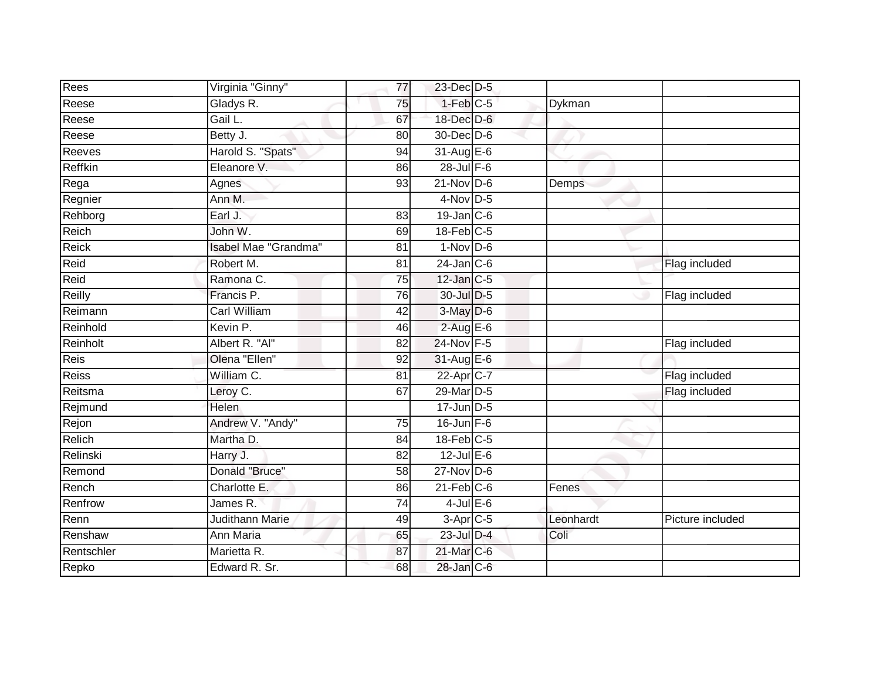| | | | | | | |
|---|---|---|---|---|---|---|
| Rees | Virginia "Ginny" | 77 | 23-Dec | D-5 | | |
| Reese | Gladys R. | 75 | 1-Feb | C-5 | Dykman | |
| Reese | Gail L. | 67 | 18-Dec | D-6 | | |
| Reese | Betty J. | 80 | 30-Dec | D-6 | | |
| Reeves | Harold S. "Spats" | 94 | 31-Aug | E-6 | | |
| Reffkin | Eleanore V. | 86 | 28-Jul | F-6 | | |
| Rega | Agnes | 93 | 21-Nov | D-6 | Demps | |
| Regnier | Ann M. | | 4-Nov | D-5 | | |
| Rehborg | Earl J. | 83 | 19-Jan | C-6 | | |
| Reich | John W. | 69 | 18-Feb | C-5 | | |
| Reick | Isabel Mae "Grandma" | 81 | 1-Nov | D-6 | | |
| Reid | Robert M. | 81 | 24-Jan | C-6 | | Flag included |
| Reid | Ramona C. | 75 | 12-Jan | C-5 | | |
| Reilly | Francis P. | 76 | 30-Jul | D-5 | | Flag included |
| Reimann | Carl William | 42 | 3-May | D-6 | | |
| Reinhold | Kevin P. | 46 | 2-Aug | E-6 | | |
| Reinholt | Albert R. "Al" | 82 | 24-Nov | F-5 | | Flag included |
| Reis | Olena "Ellen" | 92 | 31-Aug | E-6 | | |
| Reiss | William C. | 81 | 22-Apr | C-7 | | Flag included |
| Reitsma | Leroy C. | 67 | 29-Mar | D-5 | | Flag included |
| Rejmund | Helen | | 17-Jun | D-5 | | |
| Rejon | Andrew V. "Andy" | 75 | 16-Jun | F-6 | | |
| Relich | Martha D. | 84 | 18-Feb | C-5 | | |
| Relinski | Harry J. | 82 | 12-Jul | E-6 | | |
| Remond | Donald "Bruce" | 58 | 27-Nov | D-6 | | |
| Rench | Charlotte E. | 86 | 21-Feb | C-6 | Fenes | |
| Renfrow | James R. | 74 | 4-Jul | E-6 | | |
| Renn | Judithann Marie | 49 | 3-Apr | C-5 | Leonhardt | Picture included |
| Renshaw | Ann Maria | 65 | 23-Jul | D-4 | Coli | |
| Rentschler | Marietta R. | 87 | 21-Mar | C-6 | | |
| Repko | Edward R. Sr. | 68 | 28-Jan | C-6 | | |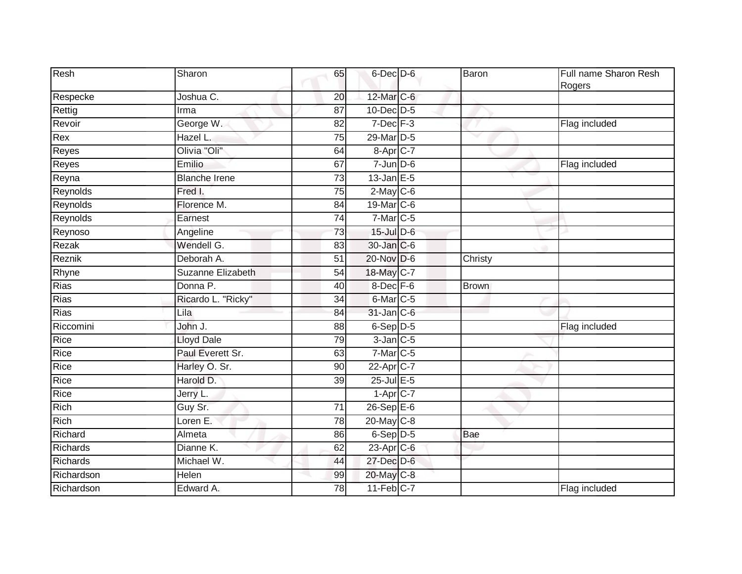| | | | | | | |
|---|---|---|---|---|---|---|
| Resh | Sharon | 65 | 6-Dec | D-6 | Baron | Full name Sharon Resh Rogers |
| Respecke | Joshua C. | 20 | 12-Mar | C-6 | | |
| Rettig | Irma | 87 | 10-Dec | D-5 | | |
| Revoir | George W. | 82 | 7-Dec | F-3 | | Flag included |
| Rex | Hazel L. | 75 | 29-Mar | D-5 | | |
| Reyes | Olivia "Oli" | 64 | 8-Apr | C-7 | | |
| Reyes | Emilio | 67 | 7-Jun | D-6 | | Flag included |
| Reyna | Blanche Irene | 73 | 13-Jan | E-5 | | |
| Reynolds | Fred I. | 75 | 2-May | C-6 | | |
| Reynolds | Florence M. | 84 | 19-Mar | C-6 | | |
| Reynolds | Earnest | 74 | 7-Mar | C-5 | | |
| Reynoso | Angeline | 73 | 15-Jul | D-6 | | |
| Rezak | Wendell G. | 83 | 30-Jan | C-6 | | |
| Reznik | Deborah A. | 51 | 20-Nov | D-6 | Christy | |
| Rhyne | Suzanne Elizabeth | 54 | 18-May | C-7 | | |
| Rias | Donna P. | 40 | 8-Dec | F-6 | Brown | |
| Rias | Ricardo L. "Ricky" | 34 | 6-Mar | C-5 | | |
| Rias | Lila | 84 | 31-Jan | C-6 | | |
| Riccomini | John J. | 88 | 6-Sep | D-5 | | Flag included |
| Rice | Lloyd Dale | 79 | 3-Jan | C-5 | | |
| Rice | Paul Everett Sr. | 63 | 7-Mar | C-5 | | |
| Rice | Harley O. Sr. | 90 | 22-Apr | C-7 | | |
| Rice | Harold D. | 39 | 25-Jul | E-5 | | |
| Rice | Jerry L. | | 1-Apr | C-7 | | |
| Rich | Guy Sr. | 71 | 26-Sep | E-6 | | |
| Rich | Loren E. | 78 | 20-May | C-8 | | |
| Richard | Almeta | 86 | 6-Sep | D-5 | Bae | |
| Richards | Dianne K. | 62 | 23-Apr | C-6 | | |
| Richards | Michael W. | 44 | 27-Dec | D-6 | | |
| Richardson | Helen | 99 | 20-May | C-8 | | |
| Richardson | Edward A. | 78 | 11-Feb | C-7 | | Flag included |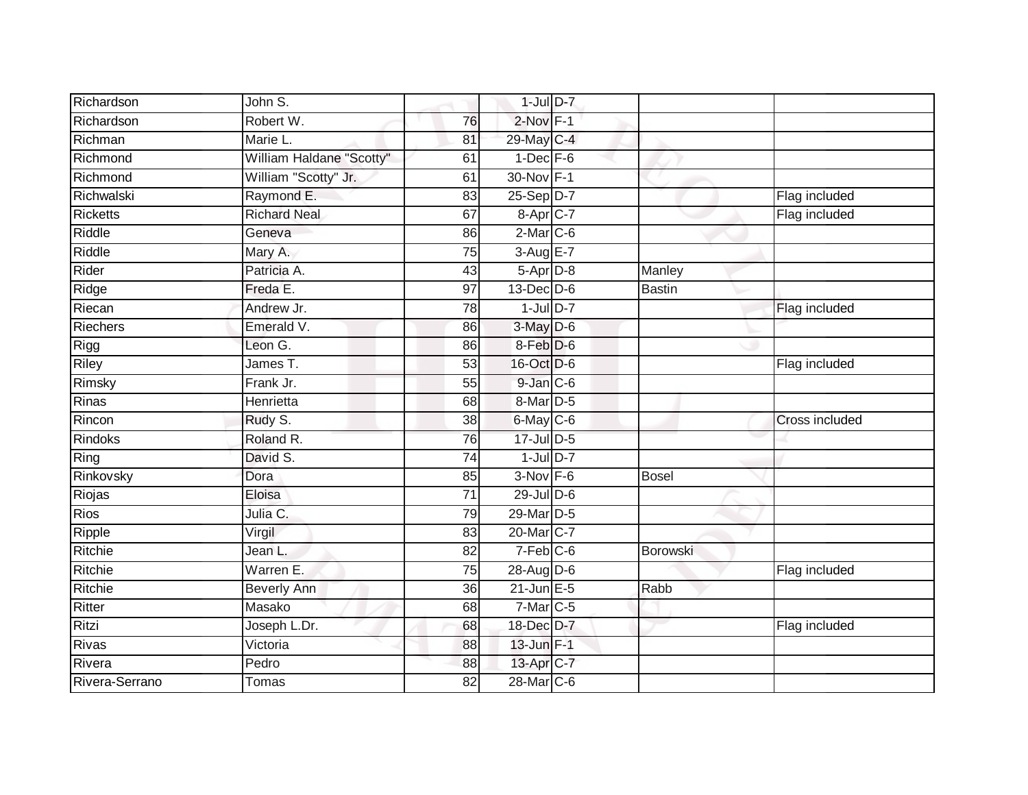| | | | | | | |
|---|---|---|---|---|---|---|
| Richardson | John S. | | 1-Jul | D-7 | | |
| Richardson | Robert W. | 76 | 2-Nov | F-1 | | |
| Richman | Marie L. | 81 | 29-May | C-4 | | |
| Richmond | William Haldane "Scotty" | 61 | 1-Dec | F-6 | | |
| Richmond | William "Scotty" Jr. | 61 | 30-Nov | F-1 | | |
| Richwalski | Raymond E. | 83 | 25-Sep | D-7 | | Flag included |
| Ricketts | Richard Neal | 67 | 8-Apr | C-7 | | Flag included |
| Riddle | Geneva | 86 | 2-Mar | C-6 | | |
| Riddle | Mary A. | 75 | 3-Aug | E-7 | | |
| Rider | Patricia A. | 43 | 5-Apr | D-8 | Manley | |
| Ridge | Freda E. | 97 | 13-Dec | D-6 | Bastin | |
| Riecan | Andrew Jr. | 78 | 1-Jul | D-7 | | Flag included |
| Riechers | Emerald V. | 86 | 3-May | D-6 | | |
| Rigg | Leon G. | 86 | 8-Feb | D-6 | | |
| Riley | James T. | 53 | 16-Oct | D-6 | | Flag included |
| Rimsky | Frank Jr. | 55 | 9-Jan | C-6 | | |
| Rinas | Henrietta | 68 | 8-Mar | D-5 | | |
| Rincon | Rudy S. | 38 | 6-May | C-6 | | Cross included |
| Rindoks | Roland R. | 76 | 17-Jul | D-5 | | |
| Ring | David S. | 74 | 1-Jul | D-7 | | |
| Rinkovsky | Dora | 85 | 3-Nov | F-6 | Bosel | |
| Riojas | Eloisa | 71 | 29-Jul | D-6 | | |
| Rios | Julia C. | 79 | 29-Mar | D-5 | | |
| Ripple | Virgil | 83 | 20-Mar | C-7 | | |
| Ritchie | Jean L. | 82 | 7-Feb | C-6 | Borowski | |
| Ritchie | Warren E. | 75 | 28-Aug | D-6 | | Flag included |
| Ritchie | Beverly Ann | 36 | 21-Jun | E-5 | Rabb | |
| Ritter | Masako | 68 | 7-Mar | C-5 | | |
| Ritzi | Joseph L.Dr. | 68 | 18-Dec | D-7 | | Flag included |
| Rivas | Victoria | 88 | 13-Jun | F-1 | | |
| Rivera | Pedro | 88 | 13-Apr | C-7 | | |
| Rivera-Serrano | Tomas | 82 | 28-Mar | C-6 | | |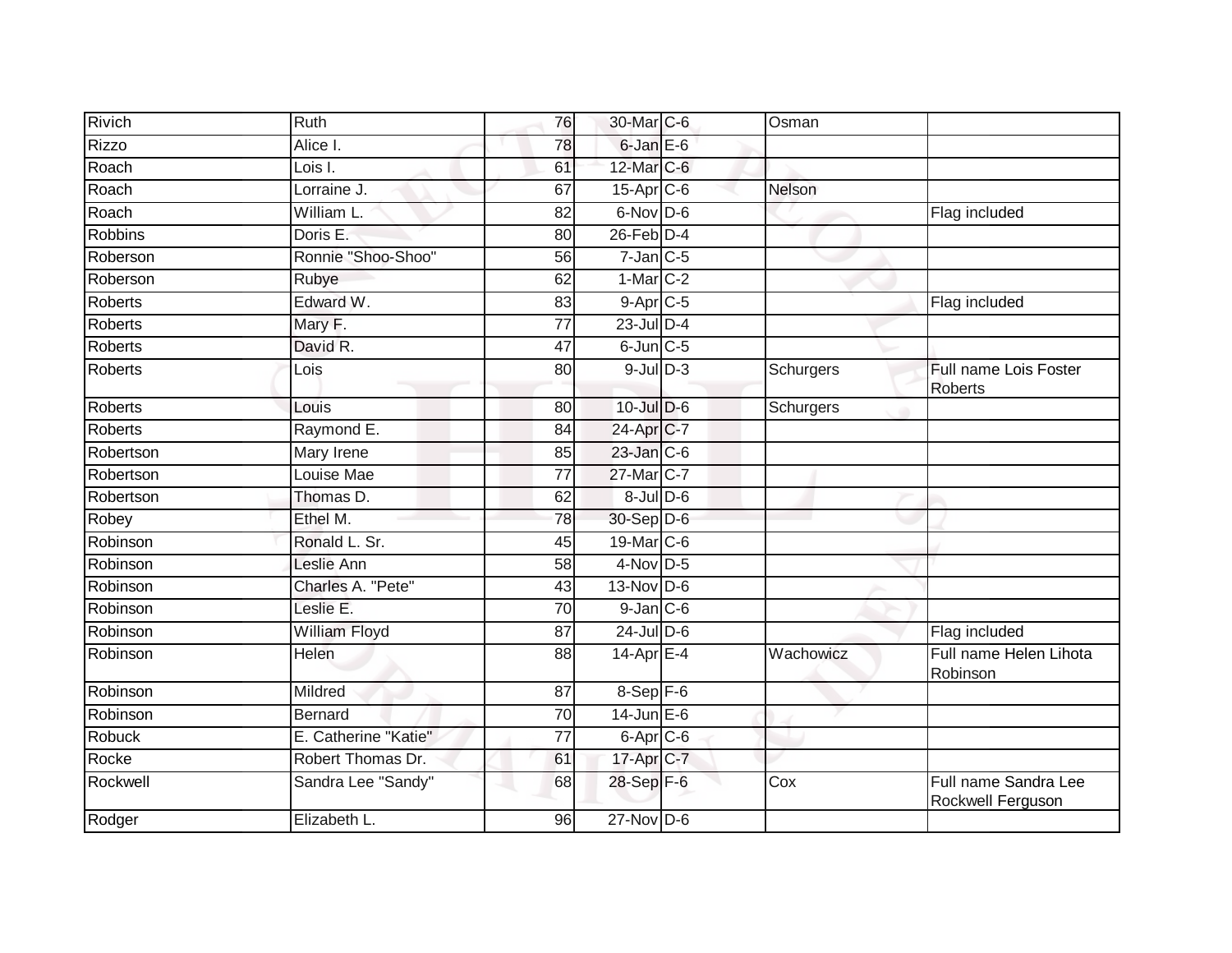| Rivich | Ruth | 76 | 30-Mar | C-6 | Osman | |
|---|---|---|---|---|---|---|
| Rizzo | Alice I. | 78 | 6-Jan | E-6 | | |
| Roach | Lois I. | 61 | 12-Mar | C-6 | | |
| Roach | Lorraine J. | 67 | 15-Apr | C-6 | Nelson | |
| Roach | William L. | 82 | 6-Nov | D-6 | | Flag included |
| Robbins | Doris E. | 80 | 26-Feb | D-4 | | |
| Roberson | Ronnie "Shoo-Shoo" | 56 | 7-Jan | C-5 | | |
| Roberson | Rubye | 62 | 1-Mar | C-2 | | |
| Roberts | Edward W. | 83 | 9-Apr | C-5 | | Flag included |
| Roberts | Mary F. | 77 | 23-Jul | D-4 | | |
| Roberts | David R. | 47 | 6-Jun | C-5 | | |
| Roberts | Lois | 80 | 9-Jul | D-3 | Schurgers | Full name Lois Foster Roberts |
| Roberts | Louis | 80 | 10-Jul | D-6 | Schurgers | |
| Roberts | Raymond E. | 84 | 24-Apr | C-7 | | |
| Robertson | Mary Irene | 85 | 23-Jan | C-6 | | |
| Robertson | Louise Mae | 77 | 27-Mar | C-7 | | |
| Robertson | Thomas D. | 62 | 8-Jul | D-6 | | |
| Robey | Ethel M. | 78 | 30-Sep | D-6 | | |
| Robinson | Ronald L. Sr. | 45 | 19-Mar | C-6 | | |
| Robinson | Leslie Ann | 58 | 4-Nov | D-5 | | |
| Robinson | Charles A. "Pete" | 43 | 13-Nov | D-6 | | |
| Robinson | Leslie E. | 70 | 9-Jan | C-6 | | |
| Robinson | William Floyd | 87 | 24-Jul | D-6 | | Flag included |
| Robinson | Helen | 88 | 14-Apr | E-4 | Wachowicz | Full name Helen Lihota Robinson |
| Robinson | Mildred | 87 | 8-Sep | F-6 | | |
| Robinson | Bernard | 70 | 14-Jun | E-6 | | |
| Robuck | E. Catherine "Katie" | 77 | 6-Apr | C-6 | | |
| Rocke | Robert Thomas Dr. | 61 | 17-Apr | C-7 | | |
| Rockwell | Sandra Lee "Sandy" | 68 | 28-Sep | F-6 | Cox | Full name Sandra Lee Rockwell Ferguson |
| Rodger | Elizabeth L. | 96 | 27-Nov | D-6 | | |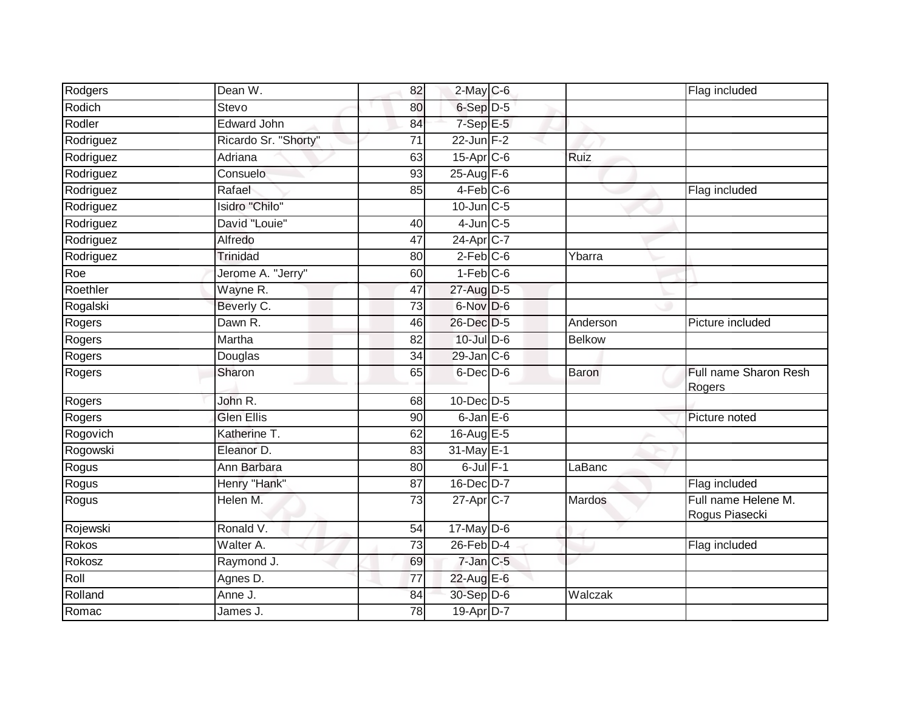| | | | | | | |
|---|---|---|---|---|---|---|
| Rodgers | Dean W. | 82 | 2-May | C-6 | | Flag included |
| Rodich | Stevo | 80 | 6-Sep | D-5 | | |
| Rodler | Edward John | 84 | 7-Sep | E-5 | | |
| Rodriguez | Ricardo Sr. "Shorty" | 71 | 22-Jun | F-2 | | |
| Rodriguez | Adriana | 63 | 15-Apr | C-6 | Ruiz | |
| Rodriguez | Consuelo | 93 | 25-Aug | F-6 | | |
| Rodriguez | Rafael | 85 | 4-Feb | C-6 | | Flag included |
| Rodriguez | Isidro "Chilo" | | 10-Jun | C-5 | | |
| Rodriguez | David "Louie" | 40 | 4-Jun | C-5 | | |
| Rodriguez | Alfredo | 47 | 24-Apr | C-7 | | |
| Rodriguez | Trinidad | 80 | 2-Feb | C-6 | Ybarra | |
| Roe | Jerome A. "Jerry" | 60 | 1-Feb | C-6 | | |
| Roethler | Wayne R. | 47 | 27-Aug | D-5 | | |
| Rogalski | Beverly C. | 73 | 6-Nov | D-6 | | |
| Rogers | Dawn R. | 46 | 26-Dec | D-5 | Anderson | Picture included |
| Rogers | Martha | 82 | 10-Jul | D-6 | Belkow | |
| Rogers | Douglas | 34 | 29-Jan | C-6 | | |
| Rogers | Sharon | 65 | 6-Dec | D-6 | Baron | Full name Sharon Resh Rogers |
| Rogers | John R. | 68 | 10-Dec | D-5 | | |
| Rogers | Glen Ellis | 90 | 6-Jan | E-6 | | Picture noted |
| Rogovich | Katherine T. | 62 | 16-Aug | E-5 | | |
| Rogowski | Eleanor D. | 83 | 31-May | E-1 | | |
| Rogus | Ann Barbara | 80 | 6-Jul | F-1 | LaBanc | |
| Rogus | Henry "Hank" | 87 | 16-Dec | D-7 | | Flag included |
| Rogus | Helen M. | 73 | 27-Apr | C-7 | Mardos | Full name Helene M. Rogus Piasecki |
| Rojewski | Ronald V. | 54 | 17-May | D-6 | | |
| Rokos | Walter A. | 73 | 26-Feb | D-4 | | Flag included |
| Rokosz | Raymond J. | 69 | 7-Jan | C-5 | | |
| Roll | Agnes D. | 77 | 22-Aug | E-6 | | |
| Rolland | Anne J. | 84 | 30-Sep | D-6 | Walczak | |
| Romac | James J. | 78 | 19-Apr | D-7 | | |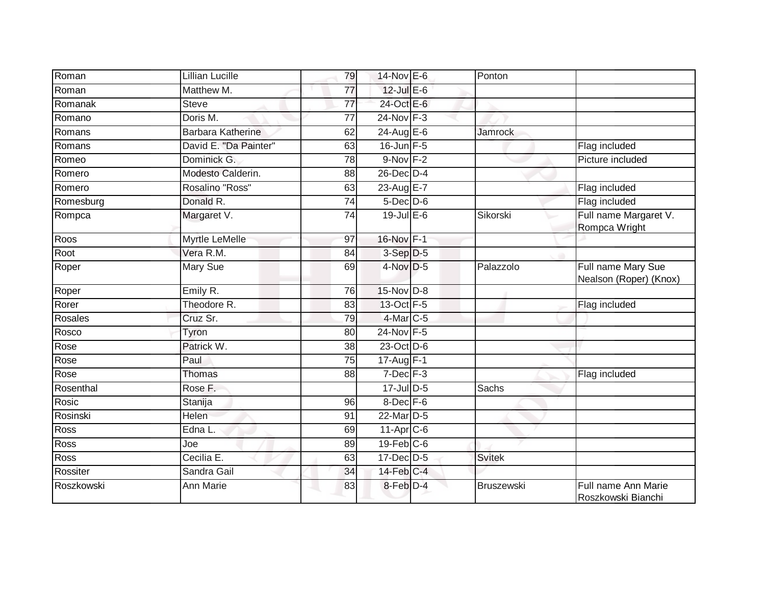| | | | | | | |
|---|---|---|---|---|---|---|
| Roman | Lillian Lucille | 79 | 14-Nov | E-6 | Ponton | |
| Roman | Matthew M. | 77 | 12-Jul | E-6 | | |
| Romanak | Steve | 77 | 24-Oct | E-6 | | |
| Romano | Doris M. | 77 | 24-Nov | F-3 | | |
| Romans | Barbara Katherine | 62 | 24-Aug | E-6 | Jamrock | |
| Romans | David E. "Da Painter" | 63 | 16-Jun | F-5 | | Flag included |
| Romeo | Dominick G. | 78 | 9-Nov | F-2 | | Picture included |
| Romero | Modesto Calderin. | 88 | 26-Dec | D-4 | | |
| Romero | Rosalino "Ross" | 63 | 23-Aug | E-7 | | Flag included |
| Romesburg | Donald R. | 74 | 5-Dec | D-6 | | Flag included |
| Rompca | Margaret V. | 74 | 19-Jul | E-6 | Sikorski | Full name Margaret V. Rompca Wright |
| Roos | Myrtle LeMelle | 97 | 16-Nov | F-1 | | |
| Root | Vera R.M. | 84 | 3-Sep | D-5 | | |
| Roper | Mary Sue | 69 | 4-Nov | D-5 | Palazzolo | Full name Mary Sue Nealson (Roper) (Knox) |
| Roper | Emily R. | 76 | 15-Nov | D-8 | | |
| Rorer | Theodore R. | 83 | 13-Oct | F-5 | | Flag included |
| Rosales | Cruz Sr. | 79 | 4-Mar | C-5 | | |
| Rosco | Tyron | 80 | 24-Nov | F-5 | | |
| Rose | Patrick W. | 38 | 23-Oct | D-6 | | |
| Rose | Paul | 75 | 17-Aug | F-1 | | |
| Rose | Thomas | 88 | 7-Dec | F-3 | | Flag included |
| Rosenthal | Rose F. | | 17-Jul | D-5 | Sachs | |
| Rosic | Stanija | 96 | 8-Dec | F-6 | | |
| Rosinski | Helen | 91 | 22-Mar | D-5 | | |
| Ross | Edna L. | 69 | 11-Apr | C-6 | | |
| Ross | Joe | 89 | 19-Feb | C-6 | | |
| Ross | Cecilia E. | 63 | 17-Dec | D-5 | Svitek | |
| Rossiter | Sandra Gail | 34 | 14-Feb | C-4 | | |
| Roszkowski | Ann Marie | 83 | 8-Feb | D-4 | Bruszewski | Full name Ann Marie Roszkowski Bianchi |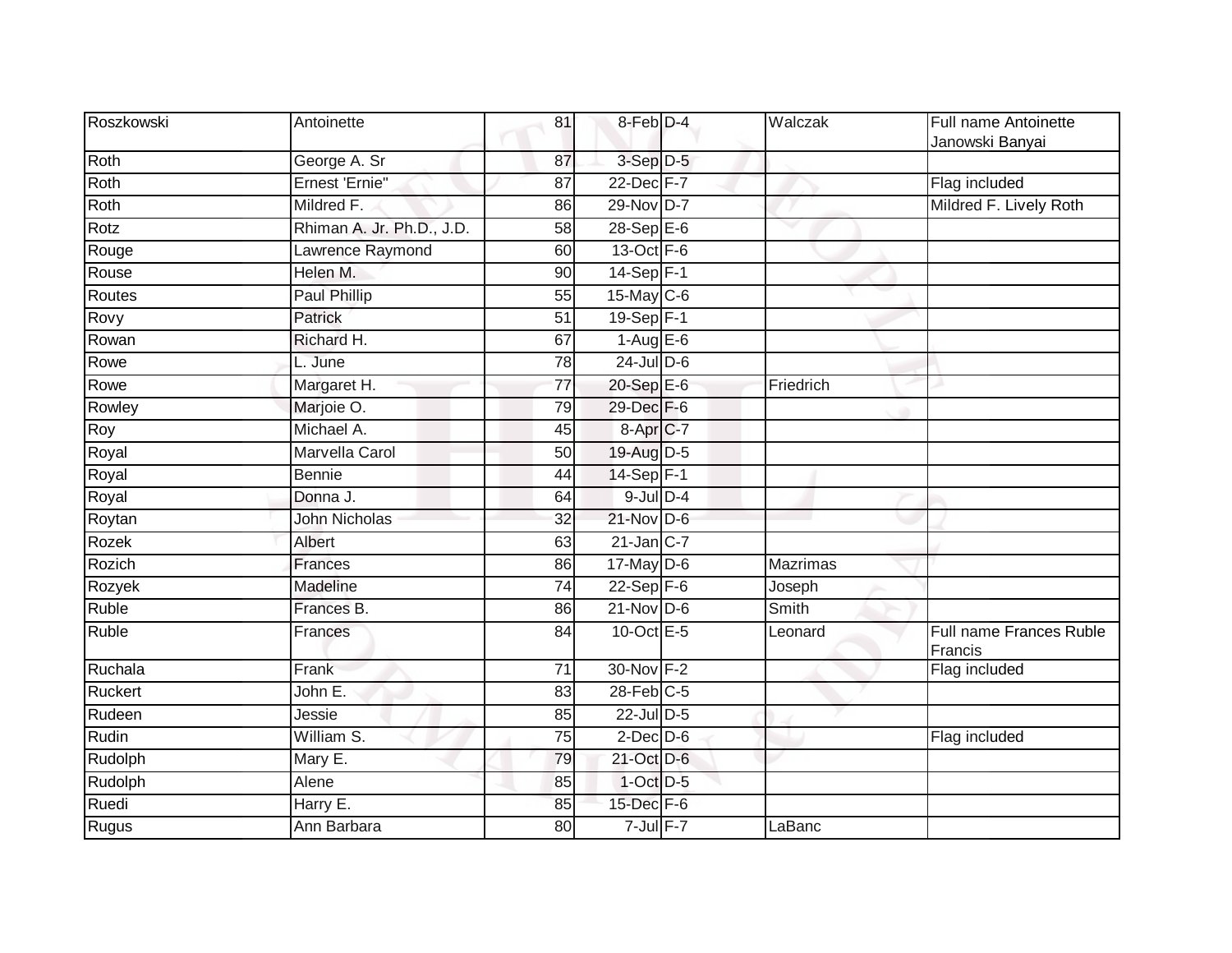| | | | | | | |
|---|---|---|---|---|---|---|
| Roszkowski | Antoinette | 81 | 8-Feb | D-4 | Walczak | Full name Antoinette Janowski Banyai |
| Roth | George A. Sr | 87 | 3-Sep | D-5 | | |
| Roth | Ernest 'Ernie" | 87 | 22-Dec | F-7 | | Flag included |
| Roth | Mildred F. | 86 | 29-Nov | D-7 | | Mildred F. Lively Roth |
| Rotz | Rhiman A. Jr. Ph.D., J.D. | 58 | 28-Sep | E-6 | | |
| Rouge | Lawrence Raymond | 60 | 13-Oct | F-6 | | |
| Rouse | Helen M. | 90 | 14-Sep | F-1 | | |
| Routes | Paul Phillip | 55 | 15-May | C-6 | | |
| Rovy | Patrick | 51 | 19-Sep | F-1 | | |
| Rowan | Richard H. | 67 | 1-Aug | E-6 | | |
| Rowe | L. June | 78 | 24-Jul | D-6 | | |
| Rowe | Margaret H. | 77 | 20-Sep | E-6 | Friedrich | |
| Rowley | Marjoie O. | 79 | 29-Dec | F-6 | | |
| Roy | Michael A. | 45 | 8-Apr | C-7 | | |
| Royal | Marvella Carol | 50 | 19-Aug | D-5 | | |
| Royal | Bennie | 44 | 14-Sep | F-1 | | |
| Royal | Donna J. | 64 | 9-Jul | D-4 | | |
| Roytan | John Nicholas | 32 | 21-Nov | D-6 | | |
| Rozek | Albert | 63 | 21-Jan | C-7 | | |
| Rozich | Frances | 86 | 17-May | D-6 | Mazrimas | |
| Rozyek | Madeline | 74 | 22-Sep | F-6 | Joseph | |
| Ruble | Frances B. | 86 | 21-Nov | D-6 | Smith | |
| Ruble | Frances | 84 | 10-Oct | E-5 | Leonard | Full name Frances Ruble Francis |
| Ruchala | Frank | 71 | 30-Nov | F-2 | | Flag included |
| Ruckert | John E. | 83 | 28-Feb | C-5 | | |
| Rudeen | Jessie | 85 | 22-Jul | D-5 | | |
| Rudin | William S. | 75 | 2-Dec | D-6 | | Flag included |
| Rudolph | Mary E. | 79 | 21-Oct | D-6 | | |
| Rudolph | Alene | 85 | 1-Oct | D-5 | | |
| Ruedi | Harry E. | 85 | 15-Dec | F-6 | | |
| Rugus | Ann Barbara | 80 | 7-Jul | F-7 | LaBanc | |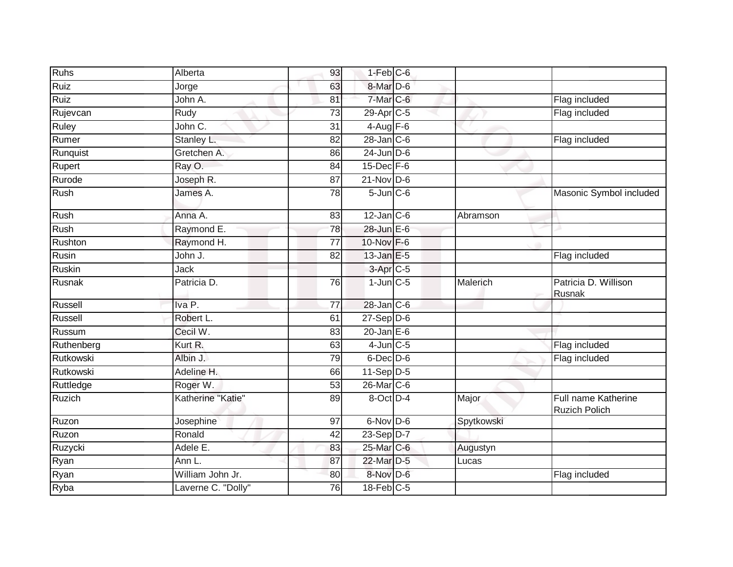| | | | | | | |
|---|---|---|---|---|---|---|
| Ruhs | Alberta | 93 | 1-Feb | C-6 | | |
| Ruiz | Jorge | 63 | 8-Mar | D-6 | | |
| Ruiz | John A. | 81 | 7-Mar | C-6 | | Flag included |
| Rujevcan | Rudy | 73 | 29-Apr | C-5 | | Flag included |
| Ruley | John C. | 31 | 4-Aug | F-6 | | |
| Rumer | Stanley L. | 82 | 28-Jan | C-6 | | Flag included |
| Runquist | Gretchen A. | 86 | 24-Jun | D-6 | | |
| Rupert | Ray O. | 84 | 15-Dec | F-6 | | |
| Rurode | Joseph R. | 87 | 21-Nov | D-6 | | |
| Rush | James A. | 78 | 5-Jun | C-6 | | Masonic Symbol included |
| Rush | Anna A. | 83 | 12-Jan | C-6 | Abramson | |
| Rush | Raymond E. | 78 | 28-Jun | E-6 | | |
| Rushton | Raymond H. | 77 | 10-Nov | F-6 | | |
| Rusin | John J. | 82 | 13-Jan | E-5 | | Flag included |
| Ruskin | Jack | | 3-Apr | C-5 | | |
| Rusnak | Patricia D. | 76 | 1-Jun | C-5 | Malerich | Patricia D. Willison Rusnak |
| Russell | Iva P. | 77 | 28-Jan | C-6 | | |
| Russell | Robert L. | 61 | 27-Sep | D-6 | | |
| Russum | Cecil W. | 83 | 20-Jan | E-6 | | |
| Ruthenberg | Kurt R. | 63 | 4-Jun | C-5 | | Flag included |
| Rutkowski | Albin J. | 79 | 6-Dec | D-6 | | Flag included |
| Rutkowski | Adeline H. | 66 | 11-Sep | D-5 | | |
| Ruttledge | Roger W. | 53 | 26-Mar | C-6 | | |
| Ruzich | Katherine "Katie" | 89 | 8-Oct | D-4 | Major | Full name Katherine Ruzich Polich |
| Ruzon | Josephine | 97 | 6-Nov | D-6 | Spytkowski | |
| Ruzon | Ronald | 42 | 23-Sep | D-7 | | |
| Ruzycki | Adele E. | 83 | 25-Mar | C-6 | Augustyn | |
| Ryan | Ann L. | 87 | 22-Mar | D-5 | Lucas | |
| Ryan | William John Jr. | 80 | 8-Nov | D-6 | | Flag included |
| Ryba | Laverne C. "Dolly" | 76 | 18-Feb | C-5 | | |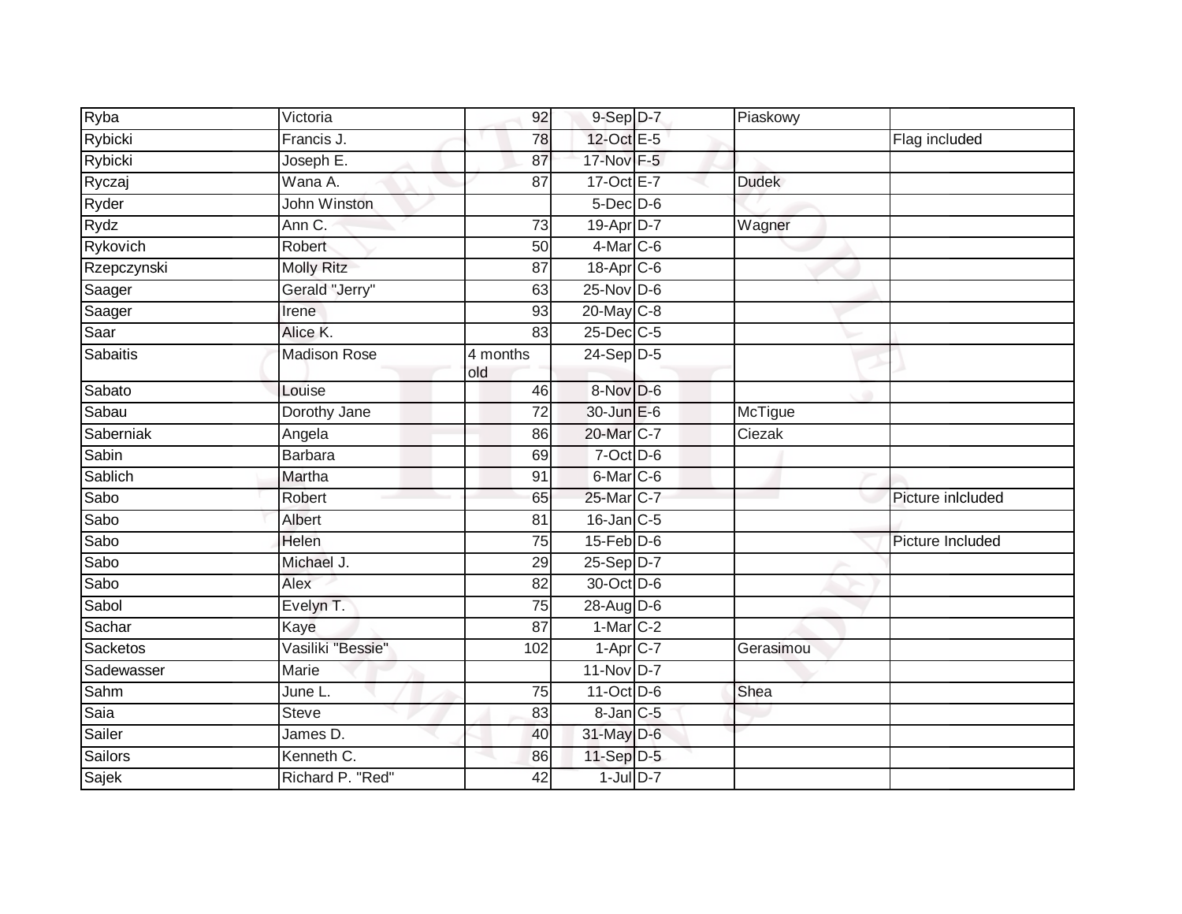| Ryba | Victoria | 92 | 9-Sep | D-7 | Piaskowy | |
|---|---|---|---|---|---|---|
| Rybicki | Francis J. | 78 | 12-Oct | E-5 | | Flag included |
| Rybicki | Joseph E. | 87 | 17-Nov | F-5 | | |
| Ryczaj | Wana A. | 87 | 17-Oct | E-7 | Dudek | |
| Ryder | John Winston | | 5-Dec | D-6 | | |
| Rydz | Ann C. | 73 | 19-Apr | D-7 | Wagner | |
| Rykovich | Robert | 50 | 4-Mar | C-6 | | |
| Rzepczynski | Molly Ritz | 87 | 18-Apr | C-6 | | |
| Saager | Gerald "Jerry" | 63 | 25-Nov | D-6 | | |
| Saager | Irene | 93 | 20-May | C-8 | | |
| Saar | Alice K. | 83 | 25-Dec | C-5 | | |
| Sabaitis | Madison Rose | 4 months old | 24-Sep | D-5 | | |
| Sabato | Louise | 46 | 8-Nov | D-6 | | |
| Sabau | Dorothy Jane | 72 | 30-Jun | E-6 | McTigue | |
| Saberniak | Angela | 86 | 20-Mar | C-7 | Ciezak | |
| Sabin | Barbara | 69 | 7-Oct | D-6 | | |
| Sablich | Martha | 91 | 6-Mar | C-6 | | |
| Sabo | Robert | 65 | 25-Mar | C-7 | | Picture inlcluded |
| Sabo | Albert | 81 | 16-Jan | C-5 | | |
| Sabo | Helen | 75 | 15-Feb | D-6 | | Picture Included |
| Sabo | Michael J. | 29 | 25-Sep | D-7 | | |
| Sabo | Alex | 82 | 30-Oct | D-6 | | |
| Sabol | Evelyn T. | 75 | 28-Aug | D-6 | | |
| Sachar | Kaye | 87 | 1-Mar | C-2 | | |
| Sacketos | Vasiliki "Bessie" | 102 | 1-Apr | C-7 | Gerasimou | |
| Sadewasser | Marie | | 11-Nov | D-7 | | |
| Sahm | June L. | 75 | 11-Oct | D-6 | Shea | |
| Saia | Steve | 83 | 8-Jan | C-5 | | |
| Sailer | James D. | 40 | 31-May | D-6 | | |
| Sailors | Kenneth C. | 86 | 11-Sep | D-5 | | |
| Sajek | Richard P. "Red" | 42 | 1-Jul | D-7 | | |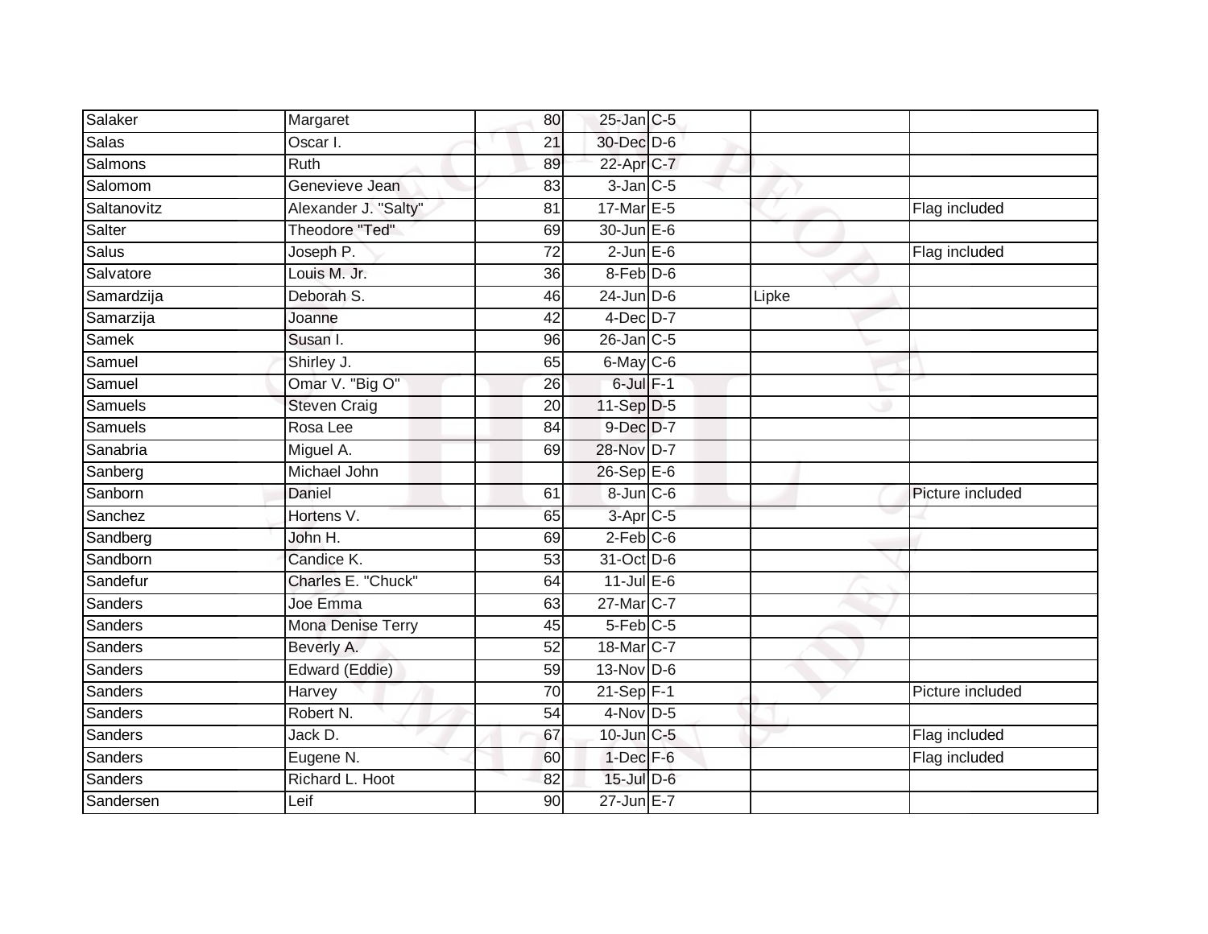| Salaker | Margaret | 80 | 25-Jan | C-5 | | |
|---|---|---|---|---|---|---|
| Salas | Oscar I. | 21 | 30-Dec | D-6 | | |
| Salmons | Ruth | 89 | 22-Apr | C-7 | | |
| Salomom | Genevieve Jean | 83 | 3-Jan | C-5 | | |
| Saltanovitz | Alexander J. "Salty" | 81 | 17-Mar | E-5 | | Flag included |
| Salter | Theodore "Ted" | 69 | 30-Jun | E-6 | | |
| Salus | Joseph P. | 72 | 2-Jun | E-6 | | Flag included |
| Salvatore | Louis M. Jr. | 36 | 8-Feb | D-6 | | |
| Samardzija | Deborah S. | 46 | 24-Jun | D-6 | Lipke | |
| Samarzija | Joanne | 42 | 4-Dec | D-7 | | |
| Samek | Susan I. | 96 | 26-Jan | C-5 | | |
| Samuel | Shirley J. | 65 | 6-May | C-6 | | |
| Samuel | Omar V. "Big O" | 26 | 6-Jul | F-1 | | |
| Samuels | Steven Craig | 20 | 11-Sep | D-5 | | |
| Samuels | Rosa Lee | 84 | 9-Dec | D-7 | | |
| Sanabria | Miguel A. | 69 | 28-Nov | D-7 | | |
| Sanberg | Michael John | | 26-Sep | E-6 | | |
| Sanborn | Daniel | 61 | 8-Jun | C-6 | | Picture included |
| Sanchez | Hortens V. | 65 | 3-Apr | C-5 | | |
| Sandberg | John H. | 69 | 2-Feb | C-6 | | |
| Sandborn | Candice K. | 53 | 31-Oct | D-6 | | |
| Sandefur | Charles E. "Chuck" | 64 | 11-Jul | E-6 | | |
| Sanders | Joe Emma | 63 | 27-Mar | C-7 | | |
| Sanders | Mona Denise Terry | 45 | 5-Feb | C-5 | | |
| Sanders | Beverly A. | 52 | 18-Mar | C-7 | | |
| Sanders | Edward (Eddie) | 59 | 13-Nov | D-6 | | |
| Sanders | Harvey | 70 | 21-Sep | F-1 | | Picture included |
| Sanders | Robert N. | 54 | 4-Nov | D-5 | | |
| Sanders | Jack D. | 67 | 10-Jun | C-5 | | Flag included |
| Sanders | Eugene N. | 60 | 1-Dec | F-6 | | Flag included |
| Sanders | Richard L. Hoot | 82 | 15-Jul | D-6 | | |
| Sandersen | Leif | 90 | 27-Jun | E-7 | | |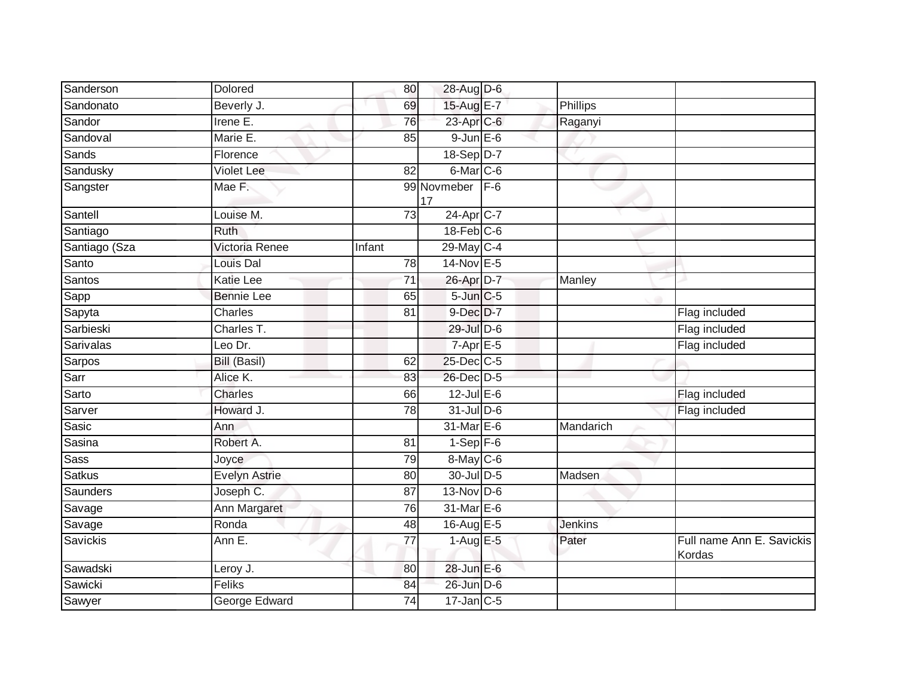| | | | | | | |
|---|---|---|---|---|---|---|
| Sanderson | Dolored | 80 | 28-Aug | D-6 | | |
| Sandonato | Beverly J. | 69 | 15-Aug | E-7 | Phillips | |
| Sandor | Irene E. | 76 | 23-Apr | C-6 | Raganyi | |
| Sandoval | Marie E. | 85 | 9-Jun | E-6 | | |
| Sands | Florence | | 18-Sep | D-7 | | |
| Sandusky | Violet Lee | 82 | 6-Mar | C-6 | | |
| Sangster | Mae F. | 99 | Novmeber 17 | F-6 | | |
| Santell | Louise M. | 73 | 24-Apr | C-7 | | |
| Santiago | Ruth | | 18-Feb | C-6 | | |
| Santiago (Sza | Victoria Renee | Infant | 29-May | C-4 | | |
| Santo | Louis Dal | 78 | 14-Nov | E-5 | | |
| Santos | Katie Lee | 71 | 26-Apr | D-7 | Manley | |
| Sapp | Bennie Lee | 65 | 5-Jun | C-5 | | |
| Sapyta | Charles | 81 | 9-Dec | D-7 | | Flag included |
| Sarbieski | Charles T. | | 29-Jul | D-6 | | Flag included |
| Sarivalas | Leo Dr. | | 7-Apr | E-5 | | Flag included |
| Sarpos | Bill (Basil) | 62 | 25-Dec | C-5 | | |
| Sarr | Alice K. | 83 | 26-Dec | D-5 | | |
| Sarto | Charles | 66 | 12-Jul | E-6 | | Flag included |
| Sarver | Howard J. | 78 | 31-Jul | D-6 | | Flag included |
| Sasic | Ann | | 31-Mar | E-6 | Mandarich | |
| Sasina | Robert A. | 81 | 1-Sep | F-6 | | |
| Sass | Joyce | 79 | 8-May | C-6 | | |
| Satkus | Evelyn Astrie | 80 | 30-Jul | D-5 | Madsen | |
| Saunders | Joseph C. | 87 | 13-Nov | D-6 | | |
| Savage | Ann Margaret | 76 | 31-Mar | E-6 | | |
| Savage | Ronda | 48 | 16-Aug | E-5 | Jenkins | |
| Savickis | Ann E. | 77 | 1-Aug | E-5 | Pater | Full name Ann E. Savickis Kordas |
| Sawadski | Leroy J. | 80 | 28-Jun | E-6 | | |
| Sawicki | Feliks | 84 | 26-Jun | D-6 | | |
| Sawyer | George Edward | 74 | 17-Jan | C-5 | | |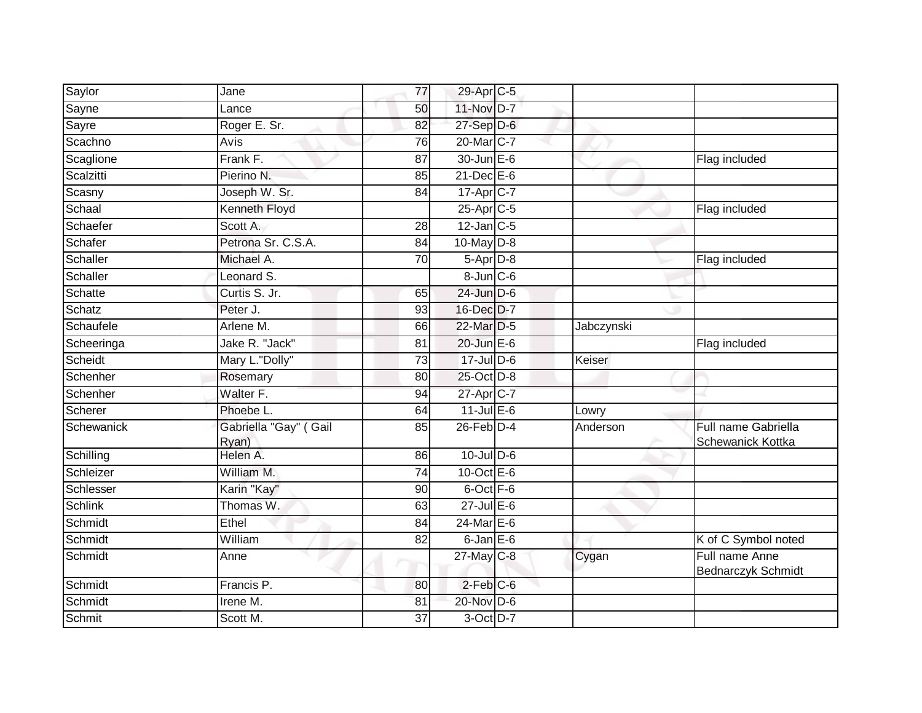| Saylor | Jane | 77 | 29-Apr | C-5 | | |
|---|---|---|---|---|---|---|
| Sayne | Lance | 50 | 11-Nov | D-7 | | |
| Sayre | Roger E. Sr. | 82 | 27-Sep | D-6 | | |
| Scachno | Avis | 76 | 20-Mar | C-7 | | |
| Scaglione | Frank F. | 87 | 30-Jun | E-6 | | Flag included |
| Scalzitti | Pierino N. | 85 | 21-Dec | E-6 | | |
| Scasny | Joseph W. Sr. | 84 | 17-Apr | C-7 | | |
| Schaal | Kenneth Floyd | | 25-Apr | C-5 | | Flag included |
| Schaefer | Scott A. | 28 | 12-Jan | C-5 | | |
| Schafer | Petrona Sr. C.S.A. | 84 | 10-May | D-8 | | |
| Schaller | Michael A. | 70 | 5-Apr | D-8 | | Flag included |
| Schaller | Leonard S. | | 8-Jun | C-6 | | |
| Schatte | Curtis S. Jr. | 65 | 24-Jun | D-6 | | |
| Schatz | Peter J. | 93 | 16-Dec | D-7 | | |
| Schaufele | Arlene M. | 66 | 22-Mar | D-5 | Jabczynski | |
| Scheeringa | Jake R. "Jack" | 81 | 20-Jun | E-6 | | Flag included |
| Scheidt | Mary L."Dolly" | 73 | 17-Jul | D-6 | Keiser | |
| Schenher | Rosemary | 80 | 25-Oct | D-8 | | |
| Schenher | Walter F. | 94 | 27-Apr | C-7 | | |
| Scherer | Phoebe L. | 64 | 11-Jul | E-6 | Lowry | |
| Schewanick | Gabriella "Gay" ( Gail Ryan) | 85 | 26-Feb | D-4 | Anderson | Full name Gabriella Schewanick Kottka |
| Schilling | Helen A. | 86 | 10-Jul | D-6 | | |
| Schleizer | William M. | 74 | 10-Oct | E-6 | | |
| Schlesser | Karin "Kay" | 90 | 6-Oct | F-6 | | |
| Schlink | Thomas W. | 63 | 27-Jul | E-6 | | |
| Schmidt | Ethel | 84 | 24-Mar | E-6 | | |
| Schmidt | William | 82 | 6-Jan | E-6 | | K of C Symbol noted |
| Schmidt | Anne | | 27-May | C-8 | Cygan | Full name Anne Bednarczyk Schmidt |
| Schmidt | Francis P. | 80 | 2-Feb | C-6 | | |
| Schmidt | Irene M. | 81 | 20-Nov | D-6 | | |
| Schmit | Scott M. | 37 | 3-Oct | D-7 | | |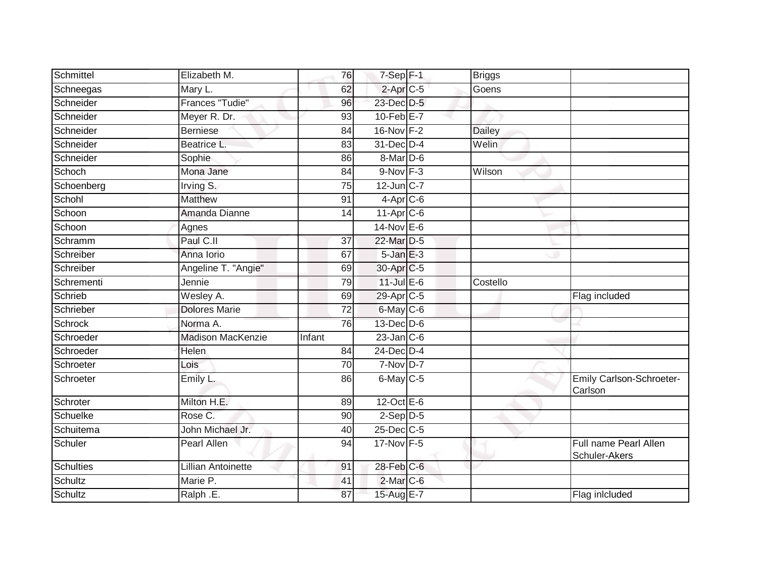| | | | | | | |
|---|---|---|---|---|---|---|
| Schmittel | Elizabeth M. | 76 | 7-Sep | F-1 | Briggs | |
| Schneegas | Mary L. | 62 | 2-Apr | C-5 | Goens | |
| Schneider | Frances "Tudie" | 96 | 23-Dec | D-5 | | |
| Schneider | Meyer R. Dr. | 93 | 10-Feb | E-7 | | |
| Schneider | Berniese | 84 | 16-Nov | F-2 | Dailey | |
| Schneider | Beatrice L. | 83 | 31-Dec | D-4 | Welin | |
| Schneider | Sophie | 86 | 8-Mar | D-6 | | |
| Schoch | Mona Jane | 84 | 9-Nov | F-3 | Wilson | |
| Schoenberg | Irving S. | 75 | 12-Jun | C-7 | | |
| Schohl | Matthew | 91 | 4-Apr | C-6 | | |
| Schoon | Amanda Dianne | 14 | 11-Apr | C-6 | | |
| Schoon | Agnes | | 14-Nov | E-6 | | |
| Schramm | Paul C.II | 37 | 22-Mar | D-5 | | |
| Schreiber | Anna Iorio | 67 | 5-Jan | E-3 | | |
| Schreiber | Angeline T. "Angie" | 69 | 30-Apr | C-5 | | |
| Schrementi | Jennie | 79 | 11-Jul | E-6 | Costello | |
| Schrieb | Wesley A. | 69 | 29-Apr | C-5 | | Flag included |
| Schrieber | Dolores Marie | 72 | 6-May | C-6 | | |
| Schrock | Norma A. | 76 | 13-Dec | D-6 | | |
| Schroeder | Madison MacKenzie | Infant | 23-Jan | C-6 | | |
| Schroeder | Helen | 84 | 24-Dec | D-4 | | |
| Schroeter | Lois | 70 | 7-Nov | D-7 | | |
| Schroeter | Emily L. | 86 | 6-May | C-5 | | Emily Carlson-Schroeter-Carlson |
| Schroter | Milton H.E. | 89 | 12-Oct | E-6 | | |
| Schuelke | Rose C. | 90 | 2-Sep | D-5 | | |
| Schuitema | John Michael Jr. | 40 | 25-Dec | C-5 | | |
| Schuler | Pearl Allen | 94 | 17-Nov | F-5 | | Full name Pearl Allen Schuler-Akers |
| Schulties | Lillian Antoinette | 91 | 28-Feb | C-6 | | |
| Schultz | Marie P. | 41 | 2-Mar | C-6 | | |
| Schultz | Ralph .E. | 87 | 15-Aug | E-7 | | Flag inlcluded |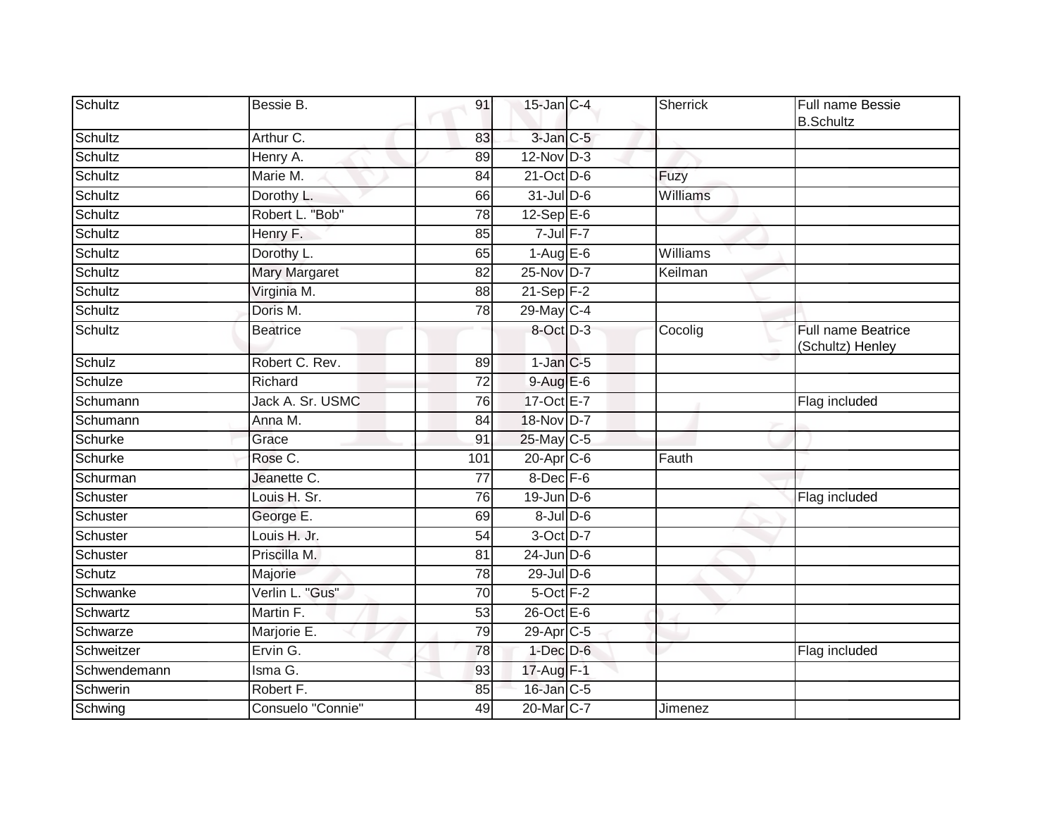| Schultz | Bessie B. | 91 | 15-Jan | C-4 | Sherrick | Full name Bessie B.Schultz |
|---|---|---|---|---|---|---|
| Schultz | Arthur C. | 83 | 3-Jan | C-5 | | |
| Schultz | Henry A. | 89 | 12-Nov | D-3 | | |
| Schultz | Marie M. | 84 | 21-Oct | D-6 | Fuzy | |
| Schultz | Dorothy L. | 66 | 31-Jul | D-6 | Williams | |
| Schultz | Robert L. "Bob" | 78 | 12-Sep | E-6 | | |
| Schultz | Henry F. | 85 | 7-Jul | F-7 | | |
| Schultz | Dorothy L. | 65 | 1-Aug | E-6 | Williams | |
| Schultz | Mary Margaret | 82 | 25-Nov | D-7 | Keilman | |
| Schultz | Virginia M. | 88 | 21-Sep | F-2 | | |
| Schultz | Doris M. | 78 | 29-May | C-4 | | |
| Schultz | Beatrice | | 8-Oct | D-3 | Cocolig | Full name Beatrice (Schultz) Henley |
| Schulz | Robert C. Rev. | 89 | 1-Jan | C-5 | | |
| Schulze | Richard | 72 | 9-Aug | E-6 | | |
| Schumann | Jack A. Sr. USMC | 76 | 17-Oct | E-7 | | Flag included |
| Schumann | Anna M. | 84 | 18-Nov | D-7 | | |
| Schurke | Grace | 91 | 25-May | C-5 | | |
| Schurke | Rose C. | 101 | 20-Apr | C-6 | Fauth | |
| Schurman | Jeanette C. | 77 | 8-Dec | F-6 | | |
| Schuster | Louis H. Sr. | 76 | 19-Jun | D-6 | | Flag included |
| Schuster | George E. | 69 | 8-Jul | D-6 | | |
| Schuster | Louis H. Jr. | 54 | 3-Oct | D-7 | | |
| Schuster | Priscilla M. | 81 | 24-Jun | D-6 | | |
| Schutz | Majorie | 78 | 29-Jul | D-6 | | |
| Schwanke | Verlin L. "Gus" | 70 | 5-Oct | F-2 | | |
| Schwartz | Martin F. | 53 | 26-Oct | E-6 | | |
| Schwarze | Marjorie E. | 79 | 29-Apr | C-5 | | |
| Schweitzer | Ervin G. | 78 | 1-Dec | D-6 | | Flag included |
| Schwendemann | Isma G. | 93 | 17-Aug | F-1 | | |
| Schwerin | Robert F. | 85 | 16-Jan | C-5 | | |
| Schwing | Consuelo "Connie" | 49 | 20-Mar | C-7 | Jimenez | |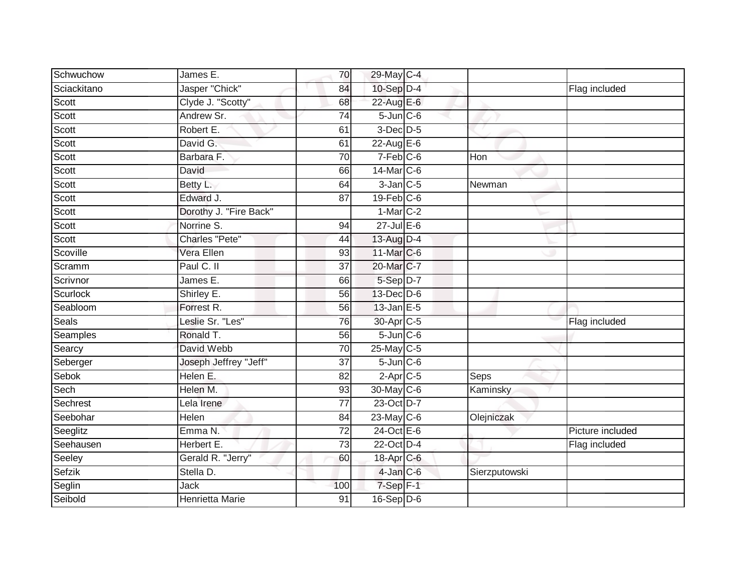| | | | | | | |
|---|---|---|---|---|---|---|
| Schwuchow | James E. | 70 | 29-May | C-4 | | |
| Sciackitano | Jasper "Chick" | 84 | 10-Sep | D-4 | | Flag included |
| Scott | Clyde J. "Scotty" | 68 | 22-Aug | E-6 | | |
| Scott | Andrew Sr. | 74 | 5-Jun | C-6 | | |
| Scott | Robert E. | 61 | 3-Dec | D-5 | | |
| Scott | David G. | 61 | 22-Aug | E-6 | | |
| Scott | Barbara F. | 70 | 7-Feb | C-6 | Hon | |
| Scott | David | 66 | 14-Mar | C-6 | | |
| Scott | Betty L. | 64 | 3-Jan | C-5 | Newman | |
| Scott | Edward J. | 87 | 19-Feb | C-6 | | |
| Scott | Dorothy J. "Fire Back" | | 1-Mar | C-2 | | |
| Scott | Norrine S. | 94 | 27-Jul | E-6 | | |
| Scott | Charles "Pete" | 44 | 13-Aug | D-4 | | |
| Scoville | Vera Ellen | 93 | 11-Mar | C-6 | | |
| Scramm | Paul C. II | 37 | 20-Mar | C-7 | | |
| Scrivnor | James E. | 66 | 5-Sep | D-7 | | |
| Scurlock | Shirley E. | 56 | 13-Dec | D-6 | | |
| Seabloom | Forrest R. | 56 | 13-Jan | E-5 | | |
| Seals | Leslie Sr. "Les" | 76 | 30-Apr | C-5 | | Flag included |
| Seamples | Ronald T. | 56 | 5-Jun | C-6 | | |
| Searcy | David Webb | 70 | 25-May | C-5 | | |
| Seberger | Joseph Jeffrey "Jeff" | 37 | 5-Jun | C-6 | | |
| Sebok | Helen E. | 82 | 2-Apr | C-5 | Seps | |
| Sech | Helen M. | 93 | 30-May | C-6 | Kaminsky | |
| Sechrest | Lela Irene | 77 | 23-Oct | D-7 | | |
| Seebohar | Helen | 84 | 23-May | C-6 | Olejniczak | |
| Seeglitz | Emma N. | 72 | 24-Oct | E-6 | | Picture included |
| Seehausen | Herbert E. | 73 | 22-Oct | D-4 | | Flag included |
| Seeley | Gerald R. "Jerry" | 60 | 18-Apr | C-6 | | |
| Sefzik | Stella D. | | 4-Jan | C-6 | Sierzputowski | |
| Seglin | Jack | 100 | 7-Sep | F-1 | | |
| Seibold | Henrietta Marie | 91 | 16-Sep | D-6 | | |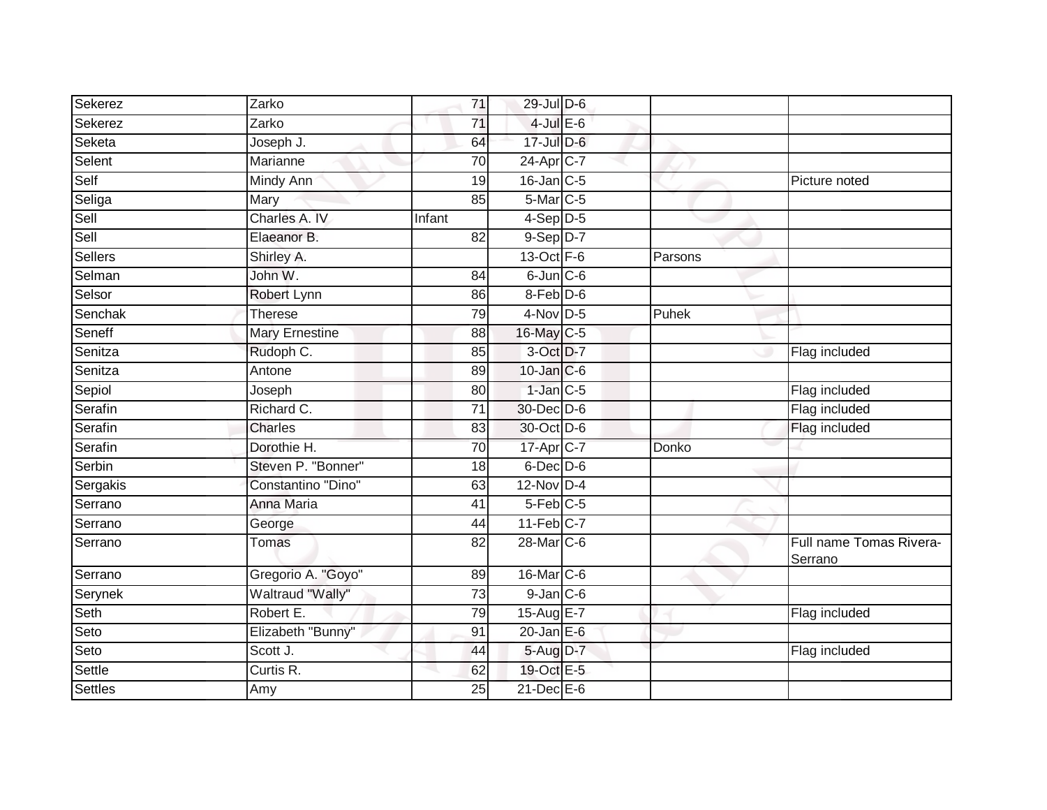| | | | | | | |
|---|---|---|---|---|---|---|
| Sekerez | Zarko | 71 | 29-Jul | D-6 | | |
| Sekerez | Zarko | 71 | 4-Jul | E-6 | | |
| Seketa | Joseph J. | 64 | 17-Jul | D-6 | | |
| Selent | Marianne | 70 | 24-Apr | C-7 | | |
| Self | Mindy Ann | 19 | 16-Jan | C-5 | | Picture noted |
| Seliga | Mary | 85 | 5-Mar | C-5 | | |
| Sell | Charles A. IV | Infant | 4-Sep | D-5 | | |
| Sell | Elaeanor B. | 82 | 9-Sep | D-7 | | |
| Sellers | Shirley A. | | 13-Oct | F-6 | Parsons | |
| Selman | John W. | 84 | 6-Jun | C-6 | | |
| Selsor | Robert Lynn | 86 | 8-Feb | D-6 | | |
| Senchak | Therese | 79 | 4-Nov | D-5 | Puhek | |
| Seneff | Mary Ernestine | 88 | 16-May | C-5 | | |
| Senitza | Rudoph C. | 85 | 3-Oct | D-7 | | Flag included |
| Senitza | Antone | 89 | 10-Jan | C-6 | | |
| Sepiol | Joseph | 80 | 1-Jan | C-5 | | Flag included |
| Serafin | Richard C. | 71 | 30-Dec | D-6 | | Flag included |
| Serafin | Charles | 83 | 30-Oct | D-6 | | Flag included |
| Serafin | Dorothie H. | 70 | 17-Apr | C-7 | Donko | |
| Serbin | Steven P. "Bonner" | 18 | 6-Dec | D-6 | | |
| Sergakis | Constantino "Dino" | 63 | 12-Nov | D-4 | | |
| Serrano | Anna Maria | 41 | 5-Feb | C-5 | | |
| Serrano | George | 44 | 11-Feb | C-7 | | |
| Serrano | Tomas | 82 | 28-Mar | C-6 | | Full name Tomas Rivera-Serrano |
| Serrano | Gregorio A. "Goyo" | 89 | 16-Mar | C-6 | | |
| Serynek | Waltraud "Wally" | 73 | 9-Jan | C-6 | | |
| Seth | Robert E. | 79 | 15-Aug | E-7 | | Flag included |
| Seto | Elizabeth "Bunny" | 91 | 20-Jan | E-6 | | |
| Seto | Scott J. | 44 | 5-Aug | D-7 | | Flag included |
| Settle | Curtis R. | 62 | 19-Oct | E-5 | | |
| Settles | Amy | 25 | 21-Dec | E-6 | | |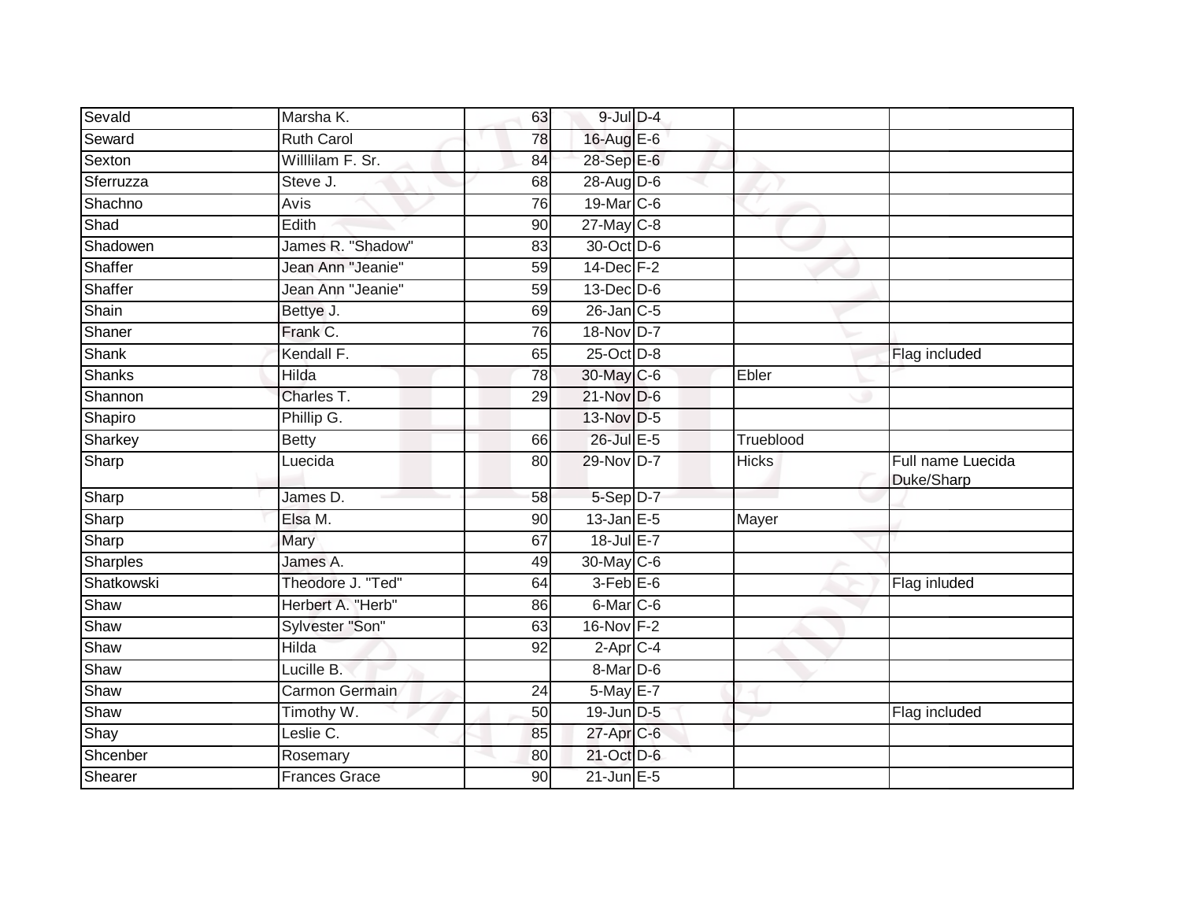| Sevald | Marsha K. | 63 | 9-Jul | D-4 | | |
|---|---|---|---|---|---|---|
| Seward | Ruth Carol | 78 | 16-Aug | E-6 | | |
| Sexton | Willlilam F. Sr. | 84 | 28-Sep | E-6 | | |
| Sferruzza | Steve J. | 68 | 28-Aug | D-6 | | |
| Shachno | Avis | 76 | 19-Mar | C-6 | | |
| Shad | Edith | 90 | 27-May | C-8 | | |
| Shadowen | James R. "Shadow" | 83 | 30-Oct | D-6 | | |
| Shaffer | Jean Ann "Jeanie" | 59 | 14-Dec | F-2 | | |
| Shaffer | Jean Ann "Jeanie" | 59 | 13-Dec | D-6 | | |
| Shain | Bettye J. | 69 | 26-Jan | C-5 | | |
| Shaner | Frank C. | 76 | 18-Nov | D-7 | | |
| Shank | Kendall F. | 65 | 25-Oct | D-8 | | Flag included |
| Shanks | Hilda | 78 | 30-May | C-6 | Ebler | |
| Shannon | Charles T. | 29 | 21-Nov | D-6 | | |
| Shapiro | Phillip G. | | 13-Nov | D-5 | | |
| Sharkey | Betty | 66 | 26-Jul | E-5 | Trueblood | |
| Sharp | Luecida | 80 | 29-Nov | D-7 | Hicks | Full name Luecida Duke/Sharp |
| Sharp | James D. | 58 | 5-Sep | D-7 | | |
| Sharp | Elsa M. | 90 | 13-Jan | E-5 | Mayer | |
| Sharp | Mary | 67 | 18-Jul | E-7 | | |
| Sharples | James A. | 49 | 30-May | C-6 | | |
| Shatkowski | Theodore J. "Ted" | 64 | 3-Feb | E-6 | | Flag inluded |
| Shaw | Herbert A. "Herb" | 86 | 6-Mar | C-6 | | |
| Shaw | Sylvester "Son" | 63 | 16-Nov | F-2 | | |
| Shaw | Hilda | 92 | 2-Apr | C-4 | | |
| Shaw | Lucille B. | | 8-Mar | D-6 | | |
| Shaw | Carmon Germain | 24 | 5-May | E-7 | | |
| Shaw | Timothy W. | 50 | 19-Jun | D-5 | | Flag included |
| Shay | Leslie C. | 85 | 27-Apr | C-6 | | |
| Shcenber | Rosemary | 80 | 21-Oct | D-6 | | |
| Shearer | Frances Grace | 90 | 21-Jun | E-5 | | |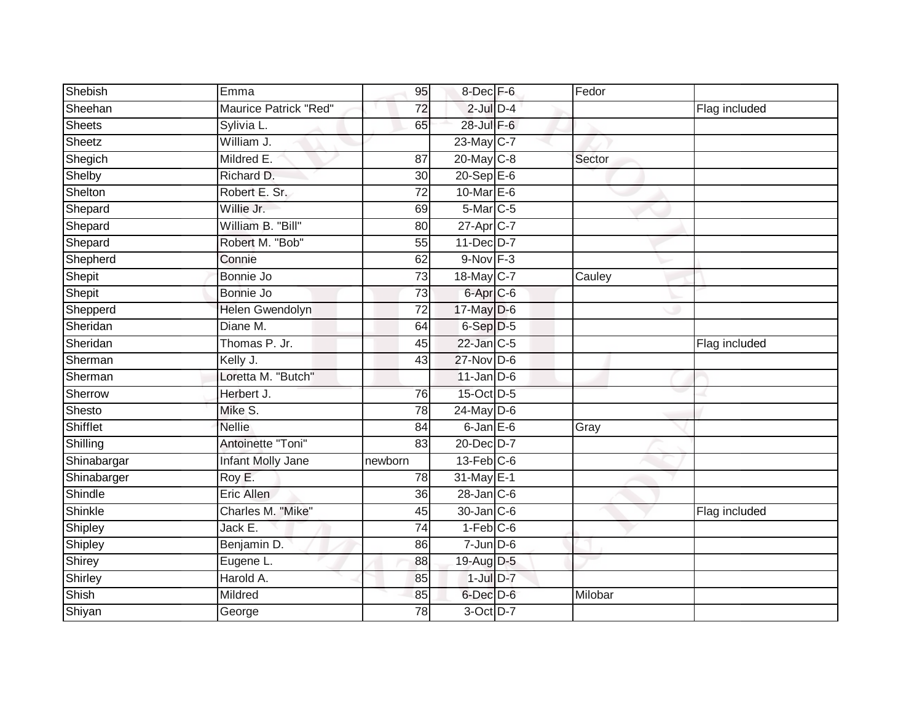| Shebish | Emma | 95 | 8-Dec | F-6 | Fedor | |
|---|---|---|---|---|---|---|
| Sheehan | Maurice Patrick "Red" | 72 | 2-Jul | D-4 | | Flag included |
| Sheets | Sylivia L. | 65 | 28-Jul | F-6 | | |
| Sheetz | William J. | | 23-May | C-7 | | |
| Shegich | Mildred E. | 87 | 20-May | C-8 | Sector | |
| Shelby | Richard D. | 30 | 20-Sep | E-6 | | |
| Shelton | Robert E. Sr. | 72 | 10-Mar | E-6 | | |
| Shepard | Willie Jr. | 69 | 5-Mar | C-5 | | |
| Shepard | William B. "Bill" | 80 | 27-Apr | C-7 | | |
| Shepard | Robert M. "Bob" | 55 | 11-Dec | D-7 | | |
| Shepherd | Connie | 62 | 9-Nov | F-3 | | |
| Shepit | Bonnie Jo | 73 | 18-May | C-7 | Cauley | |
| Shepit | Bonnie Jo | 73 | 6-Apr | C-6 | | |
| Shepperd | Helen Gwendolyn | 72 | 17-May | D-6 | | |
| Sheridan | Diane M. | 64 | 6-Sep | D-5 | | |
| Sheridan | Thomas P. Jr. | 45 | 22-Jan | C-5 | | Flag included |
| Sherman | Kelly J. | 43 | 27-Nov | D-6 | | |
| Sherman | Loretta M. "Butch" | | 11-Jan | D-6 | | |
| Sherrow | Herbert J. | 76 | 15-Oct | D-5 | | |
| Shesto | Mike S. | 78 | 24-May | D-6 | | |
| Shifflet | Nellie | 84 | 6-Jan | E-6 | Gray | |
| Shilling | Antoinette "Toni" | 83 | 20-Dec | D-7 | | |
| Shinabargar | Infant Molly Jane | newborn | 13-Feb | C-6 | | |
| Shinabarger | Roy E. | 78 | 31-May | E-1 | | |
| Shindle | Eric Allen | 36 | 28-Jan | C-6 | | |
| Shinkle | Charles M. "Mike" | 45 | 30-Jan | C-6 | | Flag included |
| Shipley | Jack E. | 74 | 1-Feb | C-6 | | |
| Shipley | Benjamin D. | 86 | 7-Jun | D-6 | | |
| Shirey | Eugene L. | 88 | 19-Aug | D-5 | | |
| Shirley | Harold A. | 85 | 1-Jul | D-7 | | |
| Shish | Mildred | 85 | 6-Dec | D-6 | Milobar | |
| Shiyan | George | 78 | 3-Oct | D-7 | | |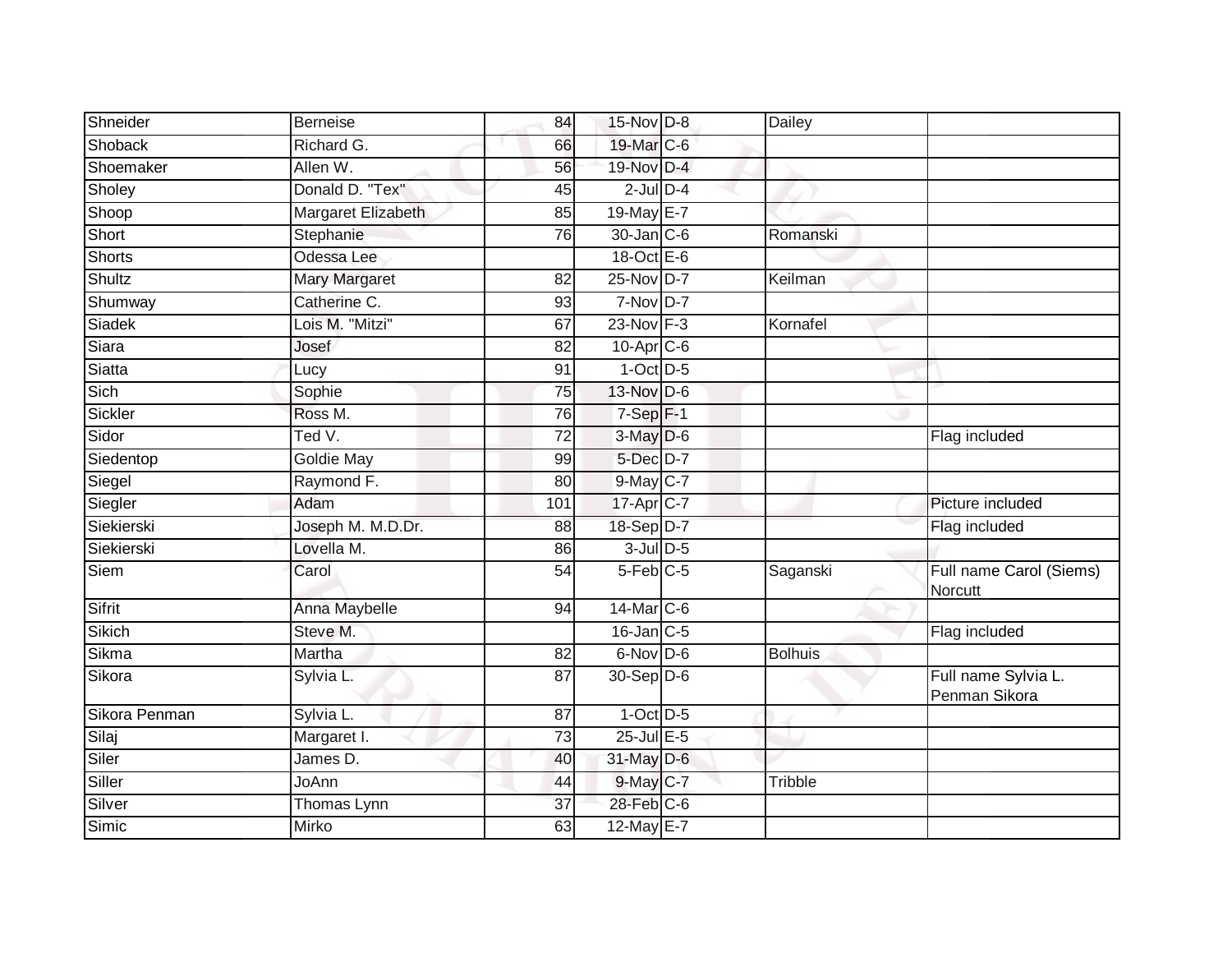| | | | | | | |
|---|---|---|---|---|---|---|
| Shneider | Berneise | 84 | 15-Nov | D-8 | Dailey | |
| Shoback | Richard G. | 66 | 19-Mar | C-6 | | |
| Shoemaker | Allen W. | 56 | 19-Nov | D-4 | | |
| Sholey | Donald D. "Tex" | 45 | 2-Jul | D-4 | | |
| Shoop | Margaret Elizabeth | 85 | 19-May | E-7 | | |
| Short | Stephanie | 76 | 30-Jan | C-6 | Romanski | |
| Shorts | Odessa Lee | | 18-Oct | E-6 | | |
| Shultz | Mary Margaret | 82 | 25-Nov | D-7 | Keilman | |
| Shumway | Catherine C. | 93 | 7-Nov | D-7 | | |
| Siadek | Lois M. "Mitzi" | 67 | 23-Nov | F-3 | Kornafel | |
| Siara | Josef | 82 | 10-Apr | C-6 | | |
| Siatta | Lucy | 91 | 1-Oct | D-5 | | |
| Sich | Sophie | 75 | 13-Nov | D-6 | | |
| Sickler | Ross M. | 76 | 7-Sep | F-1 | | |
| Sidor | Ted V. | 72 | 3-May | D-6 | | Flag included |
| Siedentop | Goldie May | 99 | 5-Dec | D-7 | | |
| Siegel | Raymond F. | 80 | 9-May | C-7 | | |
| Siegler | Adam | 101 | 17-Apr | C-7 | | Picture included |
| Siekierski | Joseph M. M.D.Dr. | 88 | 18-Sep | D-7 | | Flag included |
| Siekierski | Lovella M. | 86 | 3-Jul | D-5 | | |
| Siem | Carol | 54 | 5-Feb | C-5 | Saganski | Full name Carol (Siems) Norcutt |
| Sifrit | Anna Maybelle | 94 | 14-Mar | C-6 | | |
| Sikich | Steve M. | | 16-Jan | C-5 | | Flag included |
| Sikma | Martha | 82 | 6-Nov | D-6 | Bolhuis | |
| Sikora | Sylvia L. | 87 | 30-Sep | D-6 | | Full name Sylvia L. Penman Sikora |
| Sikora Penman | Sylvia L. | 87 | 1-Oct | D-5 | | |
| Silaj | Margaret I. | 73 | 25-Jul | E-5 | | |
| Siler | James D. | 40 | 31-May | D-6 | | |
| Siller | JoAnn | 44 | 9-May | C-7 | Tribble | |
| Silver | Thomas Lynn | 37 | 28-Feb | C-6 | | |
| Simic | Mirko | 63 | 12-May | E-7 | | |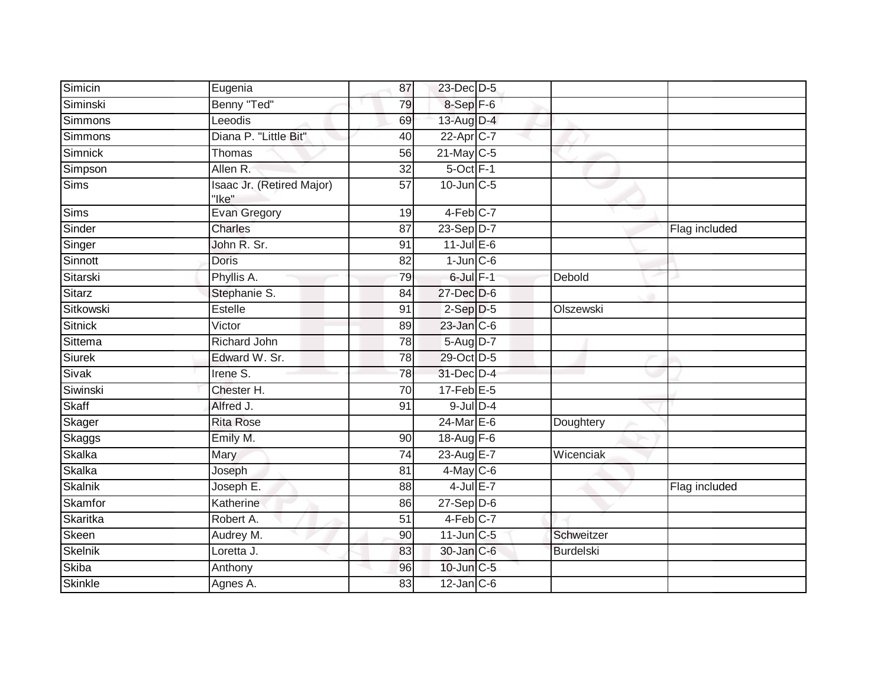| | | | | | | |
|---|---|---|---|---|---|---|
| Simicin | Eugenia | 87 | 23-Dec | D-5 | | |
| Siminski | Benny "Ted" | 79 | 8-Sep | F-6 | | |
| Simmons | Leeodis | 69 | 13-Aug | D-4 | | |
| Simmons | Diana P. "Little Bit" | 40 | 22-Apr | C-7 | | |
| Simnick | Thomas | 56 | 21-May | C-5 | | |
| Simpson | Allen R. | 32 | 5-Oct | F-1 | | |
| Sims | Isaac Jr. (Retired Major) "Ike" | 57 | 10-Jun | C-5 | | |
| Sims | Evan Gregory | 19 | 4-Feb | C-7 | | |
| Sinder | Charles | 87 | 23-Sep | D-7 | | Flag included |
| Singer | John R. Sr. | 91 | 11-Jul | E-6 | | |
| Sinnott | Doris | 82 | 1-Jun | C-6 | | |
| Sitarski | Phyllis A. | 79 | 6-Jul | F-1 | Debold | |
| Sitarz | Stephanie S. | 84 | 27-Dec | D-6 | | |
| Sitkowski | Estelle | 91 | 2-Sep | D-5 | Olszewski | |
| Sitnick | Victor | 89 | 23-Jan | C-6 | | |
| Sittema | Richard John | 78 | 5-Aug | D-7 | | |
| Siurek | Edward W. Sr. | 78 | 29-Oct | D-5 | | |
| Sivak | Irene S. | 78 | 31-Dec | D-4 | | |
| Siwinski | Chester H. | 70 | 17-Feb | E-5 | | |
| Skaff | Alfred J. | 91 | 9-Jul | D-4 | | |
| Skager | Rita Rose | | 24-Mar | E-6 | Doughtery | |
| Skaggs | Emily M. | 90 | 18-Aug | F-6 | | |
| Skalka | Mary | 74 | 23-Aug | E-7 | Wicenciak | |
| Skalka | Joseph | 81 | 4-May | C-6 | | |
| Skalnik | Joseph E. | 88 | 4-Jul | E-7 | | Flag included |
| Skamfor | Katherine | 86 | 27-Sep | D-6 | | |
| Skaritka | Robert A. | 51 | 4-Feb | C-7 | | |
| Skeen | Audrey M. | 90 | 11-Jun | C-5 | Schweitzer | |
| Skelnik | Loretta J. | 83 | 30-Jan | C-6 | Burdelski | |
| Skiba | Anthony | 96 | 10-Jun | C-5 | | |
| Skinkle | Agnes A. | 83 | 12-Jan | C-6 | | |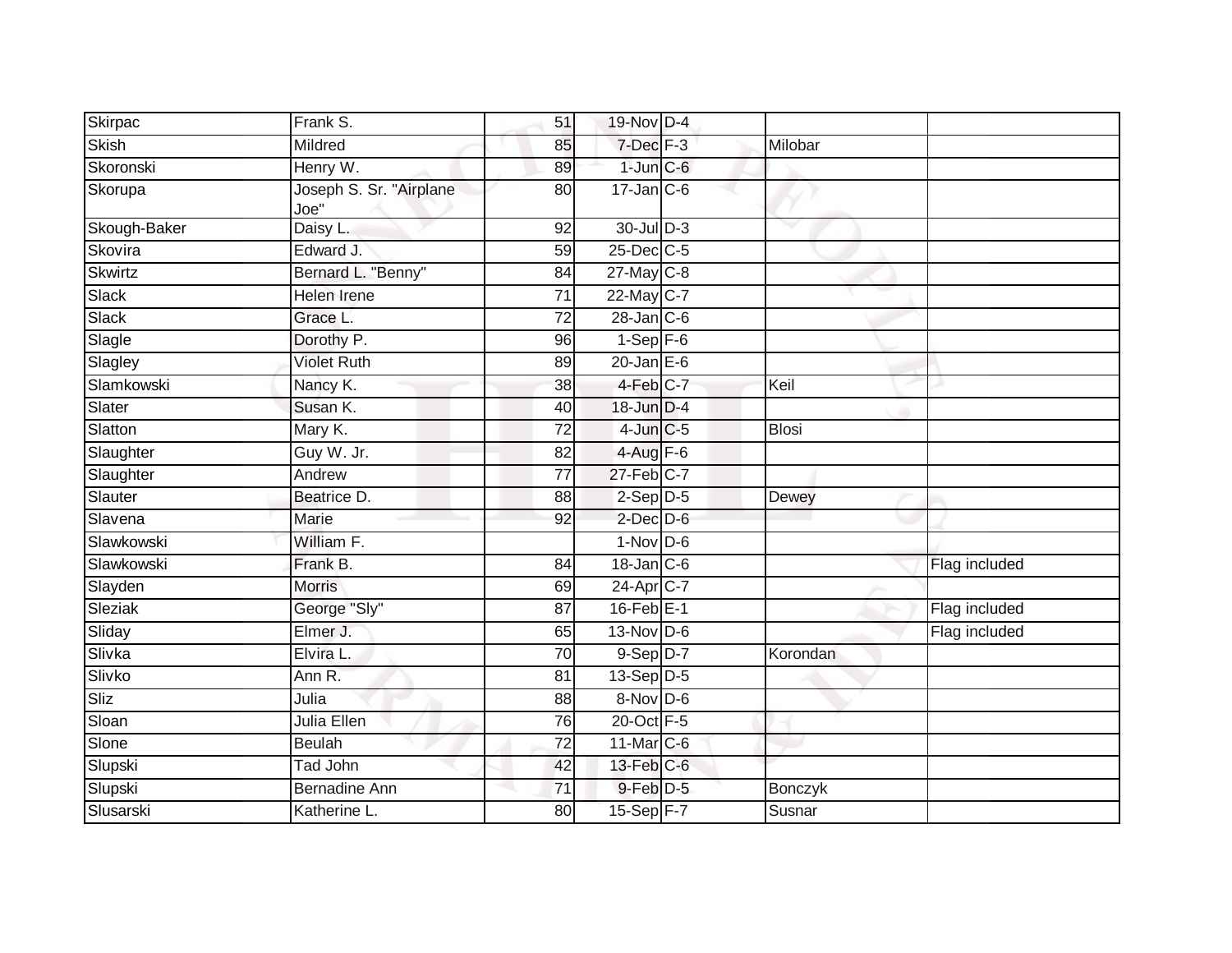| | | | | | | |
|---|---|---|---|---|---|---|
| Skirpac | Frank S. | 51 | 19-Nov | D-4 | | |
| Skish | Mildred | 85 | 7-Dec | F-3 | Milobar | |
| Skoronski | Henry W. | 89 | 1-Jun | C-6 | | |
| Skorupa | Joseph S. Sr. "Airplane Joe" | 80 | 17-Jan | C-6 | | |
| Skough-Baker | Daisy L. | 92 | 30-Jul | D-3 | | |
| Skovira | Edward J. | 59 | 25-Dec | C-5 | | |
| Skwirtz | Bernard L. "Benny" | 84 | 27-May | C-8 | | |
| Slack | Helen Irene | 71 | 22-May | C-7 | | |
| Slack | Grace L. | 72 | 28-Jan | C-6 | | |
| Slagle | Dorothy P. | 96 | 1-Sep | F-6 | | |
| Slagley | Violet Ruth | 89 | 20-Jan | E-6 | | |
| Slamkowski | Nancy K. | 38 | 4-Feb | C-7 | Keil | |
| Slater | Susan K. | 40 | 18-Jun | D-4 | | |
| Slatton | Mary K. | 72 | 4-Jun | C-5 | Blosi | |
| Slaughter | Guy W. Jr. | 82 | 4-Aug | F-6 | | |
| Slaughter | Andrew | 77 | 27-Feb | C-7 | | |
| Slauter | Beatrice D. | 88 | 2-Sep | D-5 | Dewey | |
| Slavena | Marie | 92 | 2-Dec | D-6 | | |
| Slawkowski | William F. | | 1-Nov | D-6 | | |
| Slawkowski | Frank B. | 84 | 18-Jan | C-6 | | Flag included |
| Slayden | Morris | 69 | 24-Apr | C-7 | | |
| Sleziak | George "Sly" | 87 | 16-Feb | E-1 | | Flag included |
| Sliday | Elmer J. | 65 | 13-Nov | D-6 | | Flag included |
| Slivka | Elvira L. | 70 | 9-Sep | D-7 | Korondan | |
| Slivko | Ann R. | 81 | 13-Sep | D-5 | | |
| Sliz | Julia | 88 | 8-Nov | D-6 | | |
| Sloan | Julia Ellen | 76 | 20-Oct | F-5 | | |
| Slone | Beulah | 72 | 11-Mar | C-6 | | |
| Slupski | Tad John | 42 | 13-Feb | C-6 | | |
| Slupski | Bernadine Ann | 71 | 9-Feb | D-5 | Bonczyk | |
| Slusarski | Katherine L. | 80 | 15-Sep | F-7 | Susnar | |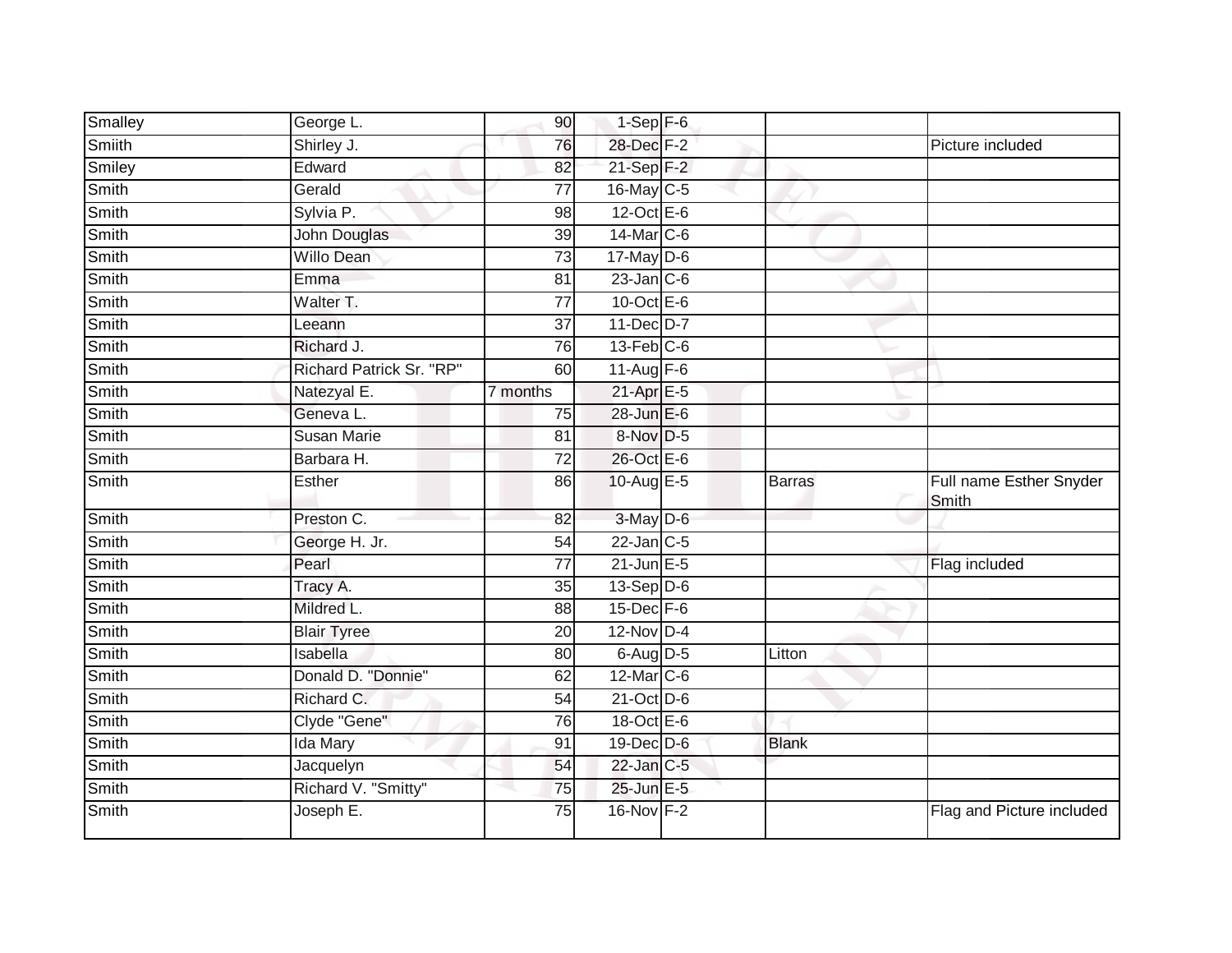| | | | | | | |
|---|---|---|---|---|---|---|
| Smalley | George L. | 90 | 1-Sep | F-6 | | |
| Smiith | Shirley J. | 76 | 28-Dec | F-2 | | Picture included |
| Smiley | Edward | 82 | 21-Sep | F-2 | | |
| Smith | Gerald | 77 | 16-May | C-5 | | |
| Smith | Sylvia P. | 98 | 12-Oct | E-6 | | |
| Smith | John Douglas | 39 | 14-Mar | C-6 | | |
| Smith | Willo Dean | 73 | 17-May | D-6 | | |
| Smith | Emma | 81 | 23-Jan | C-6 | | |
| Smith | Walter T. | 77 | 10-Oct | E-6 | | |
| Smith | Leeann | 37 | 11-Dec | D-7 | | |
| Smith | Richard J. | 76 | 13-Feb | C-6 | | |
| Smith | Richard Patrick Sr. "RP" | 60 | 11-Aug | F-6 | | |
| Smith | Natezyal E. | 7 months | 21-Apr | E-5 | | |
| Smith | Geneva L. | 75 | 28-Jun | E-6 | | |
| Smith | Susan Marie | 81 | 8-Nov | D-5 | | |
| Smith | Barbara H. | 72 | 26-Oct | E-6 | | |
| Smith | Esther | 86 | 10-Aug | E-5 | Barras | Full name Esther Snyder Smith |
| Smith | Preston C. | 82 | 3-May | D-6 | | |
| Smith | George H. Jr. | 54 | 22-Jan | C-5 | | |
| Smith | Pearl | 77 | 21-Jun | E-5 | | Flag included |
| Smith | Tracy A. | 35 | 13-Sep | D-6 | | |
| Smith | Mildred L. | 88 | 15-Dec | F-6 | | |
| Smith | Blair Tyree | 20 | 12-Nov | D-4 | | |
| Smith | Isabella | 80 | 6-Aug | D-5 | Litton | |
| Smith | Donald D. "Donnie" | 62 | 12-Mar | C-6 | | |
| Smith | Richard C. | 54 | 21-Oct | D-6 | | |
| Smith | Clyde "Gene" | 76 | 18-Oct | E-6 | | |
| Smith | Ida Mary | 91 | 19-Dec | D-6 | Blank | |
| Smith | Jacquelyn | 54 | 22-Jan | C-5 | | |
| Smith | Richard V. "Smitty" | 75 | 25-Jun | E-5 | | |
| Smith | Joseph E. | 75 | 16-Nov | F-2 | | Flag and Picture included |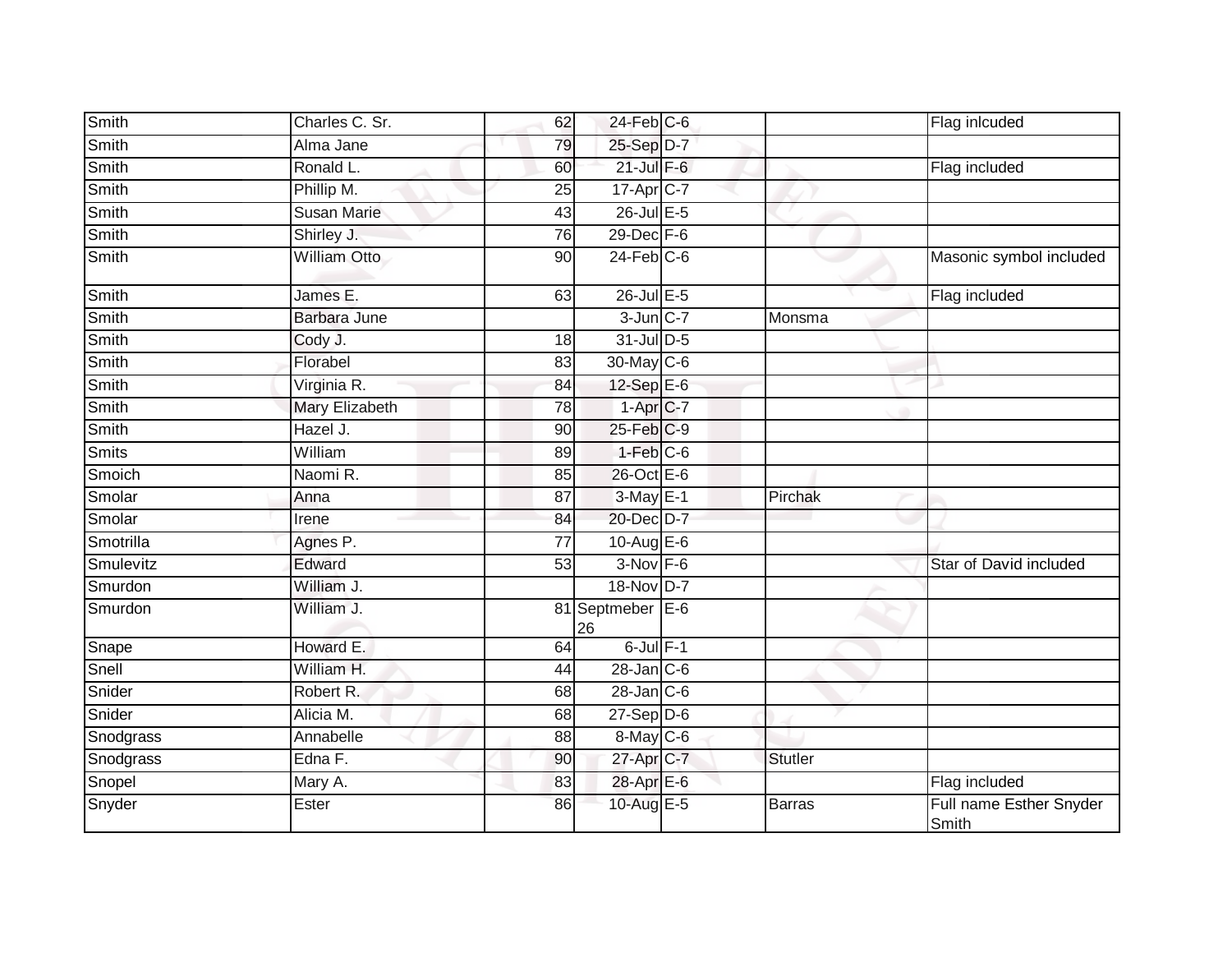| Smith | Charles C. Sr. | 62 | 24-Feb | C-6 | | Flag inlcuded |
|---|---|---|---|---|---|---|
| Smith | Alma Jane | 79 | 25-Sep | D-7 | | |
| Smith | Ronald L. | 60 | 21-Jul | F-6 | | Flag included |
| Smith | Phillip M. | 25 | 17-Apr | C-7 | | |
| Smith | Susan Marie | 43 | 26-Jul | E-5 | | |
| Smith | Shirley J. | 76 | 29-Dec | F-6 | | |
| Smith | William Otto | 90 | 24-Feb | C-6 | | Masonic symbol included |
| Smith | James E. | 63 | 26-Jul | E-5 | | Flag included |
| Smith | Barbara June | | 3-Jun | C-7 | Monsma | |
| Smith | Cody J. | 18 | 31-Jul | D-5 | | |
| Smith | Florabel | 83 | 30-May | C-6 | | |
| Smith | Virginia R. | 84 | 12-Sep | E-6 | | |
| Smith | Mary Elizabeth | 78 | 1-Apr | C-7 | | |
| Smith | Hazel J. | 90 | 25-Feb | C-9 | | |
| Smits | William | 89 | 1-Feb | C-6 | | |
| Smoich | Naomi R. | 85 | 26-Oct | E-6 | | |
| Smolar | Anna | 87 | 3-May | E-1 | Pirchak | |
| Smolar | Irene | 84 | 20-Dec | D-7 | | |
| Smotrilla | Agnes P. | 77 | 10-Aug | E-6 | | |
| Smulevitz | Edward | 53 | 3-Nov | F-6 | | Star of David included |
| Smurdon | William J. | | 18-Nov | D-7 | | |
| Smurdon | William J. | 81 | Septmeber 26 | E-6 | | |
| Snape | Howard E. | 64 | 6-Jul | F-1 | | |
| Snell | William H. | 44 | 28-Jan | C-6 | | |
| Snider | Robert R. | 68 | 28-Jan | C-6 | | |
| Snider | Alicia M. | 68 | 27-Sep | D-6 | | |
| Snodgrass | Annabelle | 88 | 8-May | C-6 | | |
| Snodgrass | Edna F. | 90 | 27-Apr | C-7 | Stutler | |
| Snopel | Mary A. | 83 | 28-Apr | E-6 | | Flag included |
| Snyder | Ester | 86 | 10-Aug | E-5 | Barras | Full name Esther Snyder Smith |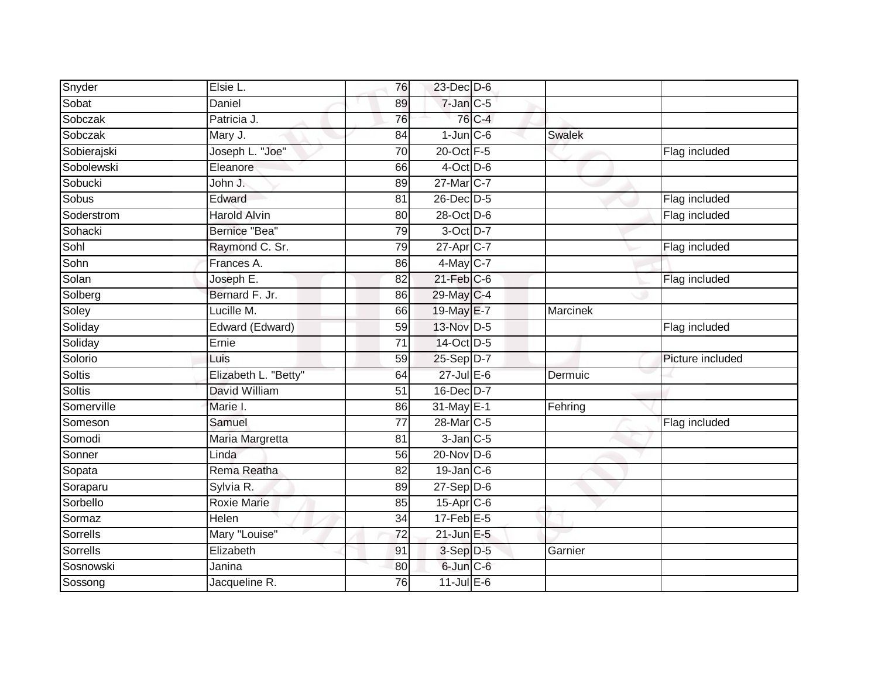| | | | | | | |
|---|---|---|---|---|---|---|
| Snyder | Elsie L. | 76 | 23-Dec | D-6 | | |
| Sobat | Daniel | 89 | 7-Jan | C-5 | | |
| Sobczak | Patricia J. | 76 | 76 | C-4 | | |
| Sobczak | Mary J. | 84 | 1-Jun | C-6 | Swalek | |
| Sobierajski | Joseph L. "Joe" | 70 | 20-Oct | F-5 | | Flag included |
| Sobolewski | Eleanore | 66 | 4-Oct | D-6 | | |
| Sobucki | John J. | 89 | 27-Mar | C-7 | | |
| Sobus | Edward | 81 | 26-Dec | D-5 | | Flag included |
| Soderstrom | Harold Alvin | 80 | 28-Oct | D-6 | | Flag included |
| Sohacki | Bernice "Bea" | 79 | 3-Oct | D-7 | | |
| Sohl | Raymond C. Sr. | 79 | 27-Apr | C-7 | | Flag included |
| Sohn | Frances A. | 86 | 4-May | C-7 | | |
| Solan | Joseph E. | 82 | 21-Feb | C-6 | | Flag included |
| Solberg | Bernard F. Jr. | 86 | 29-May | C-4 | | |
| Soley | Lucille M. | 66 | 19-May | E-7 | Marcinek | |
| Soliday | Edward (Edward) | 59 | 13-Nov | D-5 | | Flag included |
| Soliday | Ernie | 71 | 14-Oct | D-5 | | |
| Solorio | Luis | 59 | 25-Sep | D-7 | | Picture included |
| Soltis | Elizabeth L. "Betty" | 64 | 27-Jul | E-6 | Dermuic | |
| Soltis | David William | 51 | 16-Dec | D-7 | | |
| Somerville | Marie I. | 86 | 31-May | E-1 | Fehring | |
| Someson | Samuel | 77 | 28-Mar | C-5 | | Flag included |
| Somodi | Maria Margretta | 81 | 3-Jan | C-5 | | |
| Sonner | Linda | 56 | 20-Nov | D-6 | | |
| Sopata | Rema Reatha | 82 | 19-Jan | C-6 | | |
| Soraparu | Sylvia R. | 89 | 27-Sep | D-6 | | |
| Sorbello | Roxie Marie | 85 | 15-Apr | C-6 | | |
| Sormaz | Helen | 34 | 17-Feb | E-5 | | |
| Sorrells | Mary "Louise" | 72 | 21-Jun | E-5 | | |
| Sorrells | Elizabeth | 91 | 3-Sep | D-5 | Garnier | |
| Sosnowski | Janina | 80 | 6-Jun | C-6 | | |
| Sossong | Jacqueline R. | 76 | 11-Jul | E-6 | | |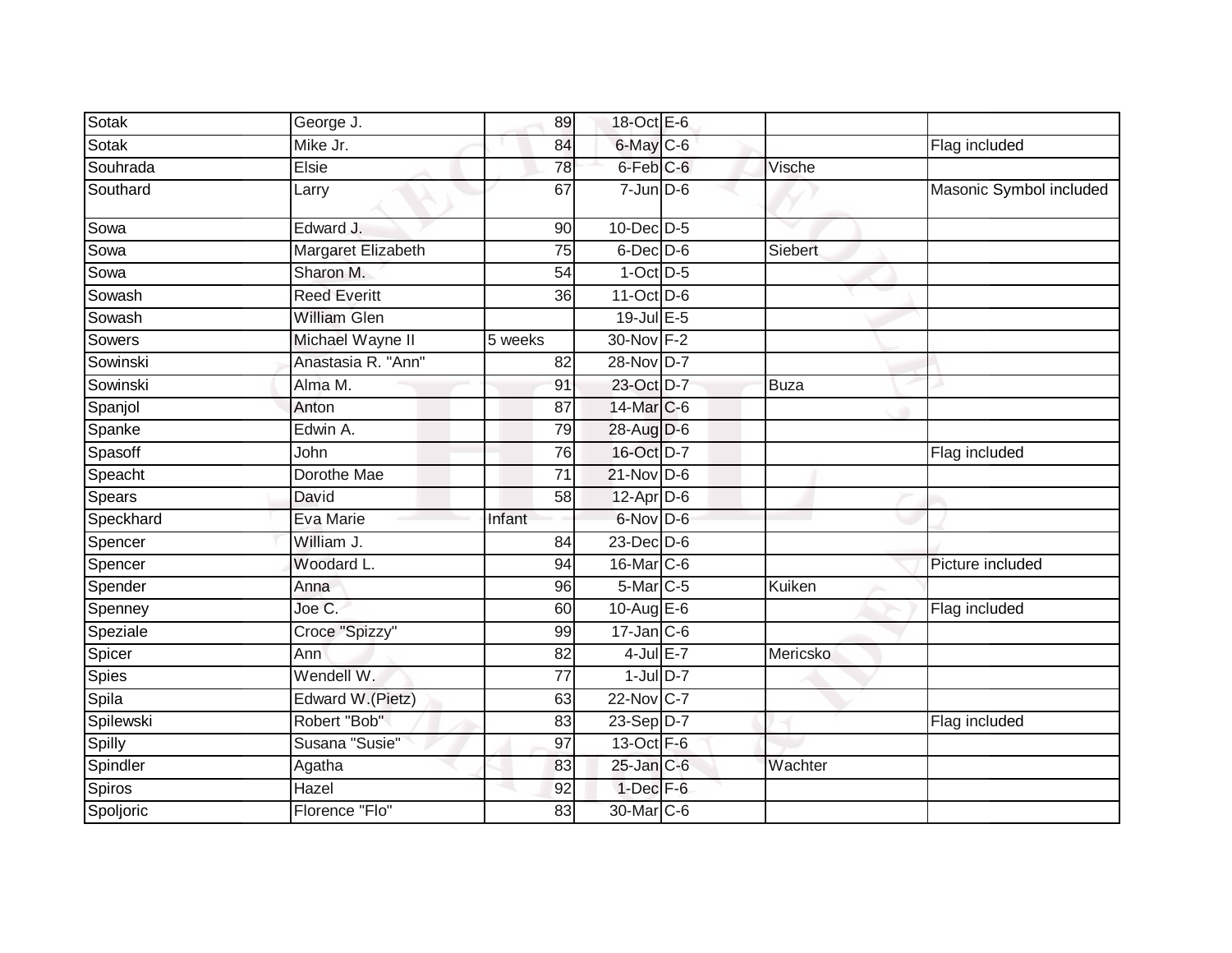| Sotak | George J. | 89 | 18-Oct | E-6 | | |
|---|---|---|---|---|---|---|
| Sotak | Mike Jr. | 84 | 6-May | C-6 | | Flag included |
| Souhrada | Elsie | 78 | 6-Feb | C-6 | Vische | |
| Southard | Larry | 67 | 7-Jun | D-6 | | Masonic Symbol included |
| Sowa | Edward J. | 90 | 10-Dec | D-5 | | |
| Sowa | Margaret Elizabeth | 75 | 6-Dec | D-6 | Siebert | |
| Sowa | Sharon M. | 54 | 1-Oct | D-5 | | |
| Sowash | Reed Everitt | 36 | 11-Oct | D-6 | | |
| Sowash | William Glen | | 19-Jul | E-5 | | |
| Sowers | Michael Wayne II | 5 weeks | 30-Nov | F-2 | | |
| Sowinski | Anastasia R. "Ann" | 82 | 28-Nov | D-7 | | |
| Sowinski | Alma M. | 91 | 23-Oct | D-7 | Buza | |
| Spanjol | Anton | 87 | 14-Mar | C-6 | | |
| Spanke | Edwin A. | 79 | 28-Aug | D-6 | | |
| Spasoff | John | 76 | 16-Oct | D-7 | | Flag included |
| Speacht | Dorothe Mae | 71 | 21-Nov | D-6 | | |
| Spears | David | 58 | 12-Apr | D-6 | | |
| Speckhard | Eva Marie | Infant | 6-Nov | D-6 | | |
| Spencer | William J. | 84 | 23-Dec | D-6 | | |
| Spencer | Woodard L. | 94 | 16-Mar | C-6 | | Picture included |
| Spender | Anna | 96 | 5-Mar | C-5 | Kuiken | |
| Spenney | Joe C. | 60 | 10-Aug | E-6 | | Flag included |
| Speziale | Croce "Spizzy" | 99 | 17-Jan | C-6 | | |
| Spicer | Ann | 82 | 4-Jul | E-7 | Mericsko | |
| Spies | Wendell W. | 77 | 1-Jul | D-7 | | |
| Spila | Edward W.(Pietz) | 63 | 22-Nov | C-7 | | |
| Spilewski | Robert "Bob" | 83 | 23-Sep | D-7 | | Flag included |
| Spilly | Susana "Susie" | 97 | 13-Oct | F-6 | | |
| Spindler | Agatha | 83 | 25-Jan | C-6 | Wachter | |
| Spiros | Hazel | 92 | 1-Dec | F-6 | | |
| Spoljoric | Florence "Flo" | 83 | 30-Mar | C-6 | | |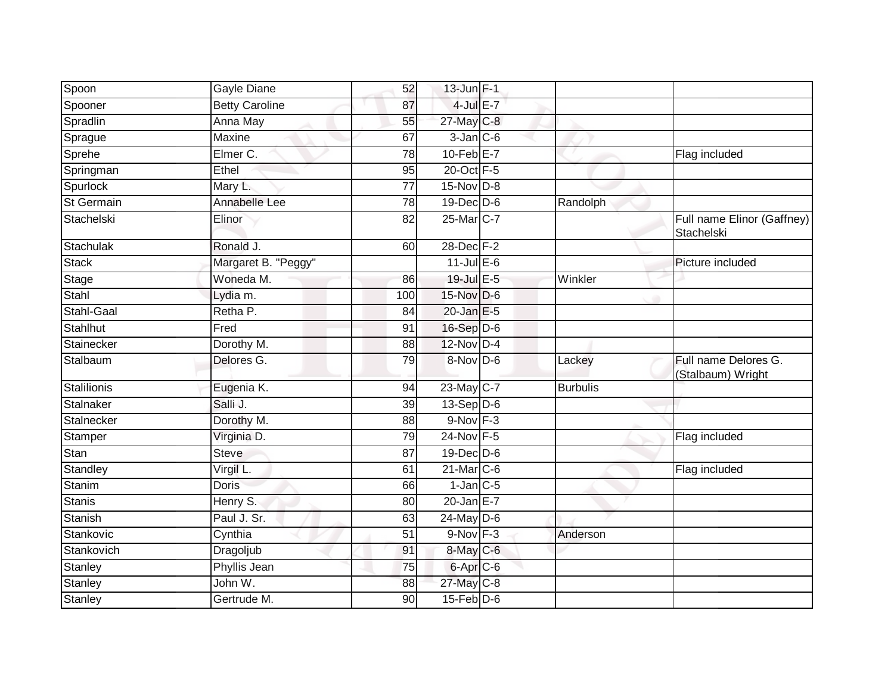| | | | | | | |
|---|---|---|---|---|---|---|
| Spoon | Gayle Diane | 52 | 13-Jun | F-1 | | |
| Spooner | Betty Caroline | 87 | 4-Jul | E-7 | | |
| Spradlin | Anna May | 55 | 27-May | C-8 | | |
| Sprague | Maxine | 67 | 3-Jan | C-6 | | |
| Sprehe | Elmer C. | 78 | 10-Feb | E-7 | | Flag included |
| Springman | Ethel | 95 | 20-Oct | F-5 | | |
| Spurlock | Mary L. | 77 | 15-Nov | D-8 | | |
| St Germain | Annabelle Lee | 78 | 19-Dec | D-6 | Randolph | |
| Stachelski | Elinor | 82 | 25-Mar | C-7 | | Full name Elinor (Gaffney) Stachelski |
| Stachulak | Ronald J. | 60 | 28-Dec | F-2 | | |
| Stack | Margaret B. "Peggy" | | 11-Jul | E-6 | | Picture included |
| Stage | Woneda M. | 86 | 19-Jul | E-5 | Winkler | |
| Stahl | Lydia m. | 100 | 15-Nov | D-6 | | |
| Stahl-Gaal | Retha P. | 84 | 20-Jan | E-5 | | |
| Stahlhut | Fred | 91 | 16-Sep | D-6 | | |
| Stainecker | Dorothy M. | 88 | 12-Nov | D-4 | | |
| Stalbaum | Delores G. | 79 | 8-Nov | D-6 | Lackey | Full name Delores G. (Stalbaum) Wright |
| Stalilionis | Eugenia K. | 94 | 23-May | C-7 | Burbulis | |
| Stalnaker | Salli J. | 39 | 13-Sep | D-6 | | |
| Stalnecker | Dorothy M. | 88 | 9-Nov | F-3 | | |
| Stamper | Virginia D. | 79 | 24-Nov | F-5 | | Flag included |
| Stan | Steve | 87 | 19-Dec | D-6 | | |
| Standley | Virgil L. | 61 | 21-Mar | C-6 | | Flag included |
| Stanim | Doris | 66 | 1-Jan | C-5 | | |
| Stanis | Henry S. | 80 | 20-Jan | E-7 | | |
| Stanish | Paul J. Sr. | 63 | 24-May | D-6 | | |
| Stankovic | Cynthia | 51 | 9-Nov | F-3 | Anderson | |
| Stankovich | Dragoljub | 91 | 8-May | C-6 | | |
| Stanley | Phyllis Jean | 75 | 6-Apr | C-6 | | |
| Stanley | John W. | 88 | 27-May | C-8 | | |
| Stanley | Gertrude M. | 90 | 15-Feb | D-6 | | |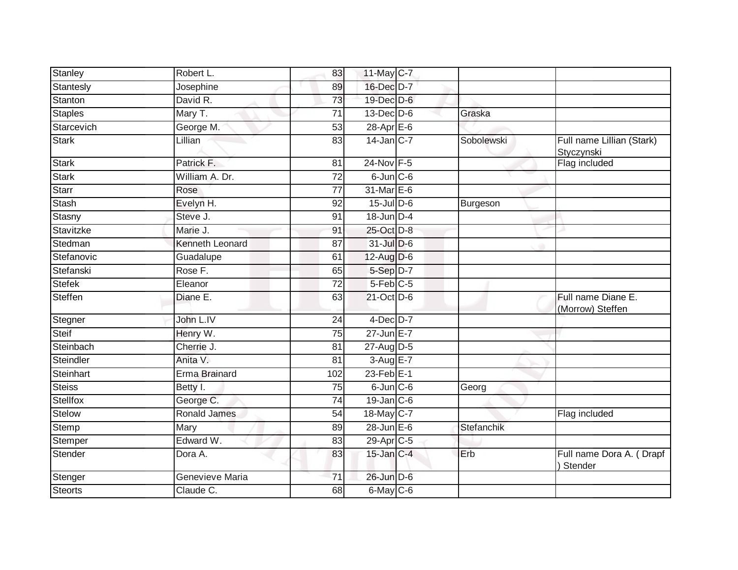| | | | | | | |
|---|---|---|---|---|---|---|
| Stanley | Robert L. | 83 | 11-May | C-7 | | |
| Stantesly | Josephine | 89 | 16-Dec | D-7 | | |
| Stanton | David R. | 73 | 19-Dec | D-6 | | |
| Staples | Mary T. | 71 | 13-Dec | D-6 | Graska | |
| Starcevich | George M. | 53 | 28-Apr | E-6 | | |
| Stark | Lillian | 83 | 14-Jan | C-7 | Sobolewski | Full name Lillian (Stark) Styczynski |
| Stark | Patrick F. | 81 | 24-Nov | F-5 | | Flag included |
| Stark | William A. Dr. | 72 | 6-Jun | C-6 | | |
| Starr | Rose | 77 | 31-Mar | E-6 | | |
| Stash | Evelyn H. | 92 | 15-Jul | D-6 | Burgeson | |
| Stasny | Steve J. | 91 | 18-Jun | D-4 | | |
| Stavitzke | Marie J. | 91 | 25-Oct | D-8 | | |
| Stedman | Kenneth Leonard | 87 | 31-Jul | D-6 | | |
| Stefanovic | Guadalupe | 61 | 12-Aug | D-6 | | |
| Stefanski | Rose F. | 65 | 5-Sep | D-7 | | |
| Stefek | Eleanor | 72 | 5-Feb | C-5 | | |
| Steffen | Diane E. | 63 | 21-Oct | D-6 | | Full name Diane E. (Morrow) Steffen |
| Stegner | John L.IV | 24 | 4-Dec | D-7 | | |
| Steif | Henry W. | 75 | 27-Jun | E-7 | | |
| Steinbach | Cherrie J. | 81 | 27-Aug | D-5 | | |
| Steindler | Anita V. | 81 | 3-Aug | E-7 | | |
| Steinhart | Erma Brainard | 102 | 23-Feb | E-1 | | |
| Steiss | Betty I. | 75 | 6-Jun | C-6 | Georg | |
| Stellfox | George C. | 74 | 19-Jan | C-6 | | |
| Stelow | Ronald James | 54 | 18-May | C-7 | | Flag included |
| Stemp | Mary | 89 | 28-Jun | E-6 | Stefanchik | |
| Stemper | Edward W. | 83 | 29-Apr | C-5 | | |
| Stender | Dora A. | 83 | 15-Jan | C-4 | Erb | Full name Dora A. ( Drapf ) Stender |
| Stenger | Genevieve Maria | 71 | 26-Jun | D-6 | | |
| Steorts | Claude C. | 68 | 6-May | C-6 | | |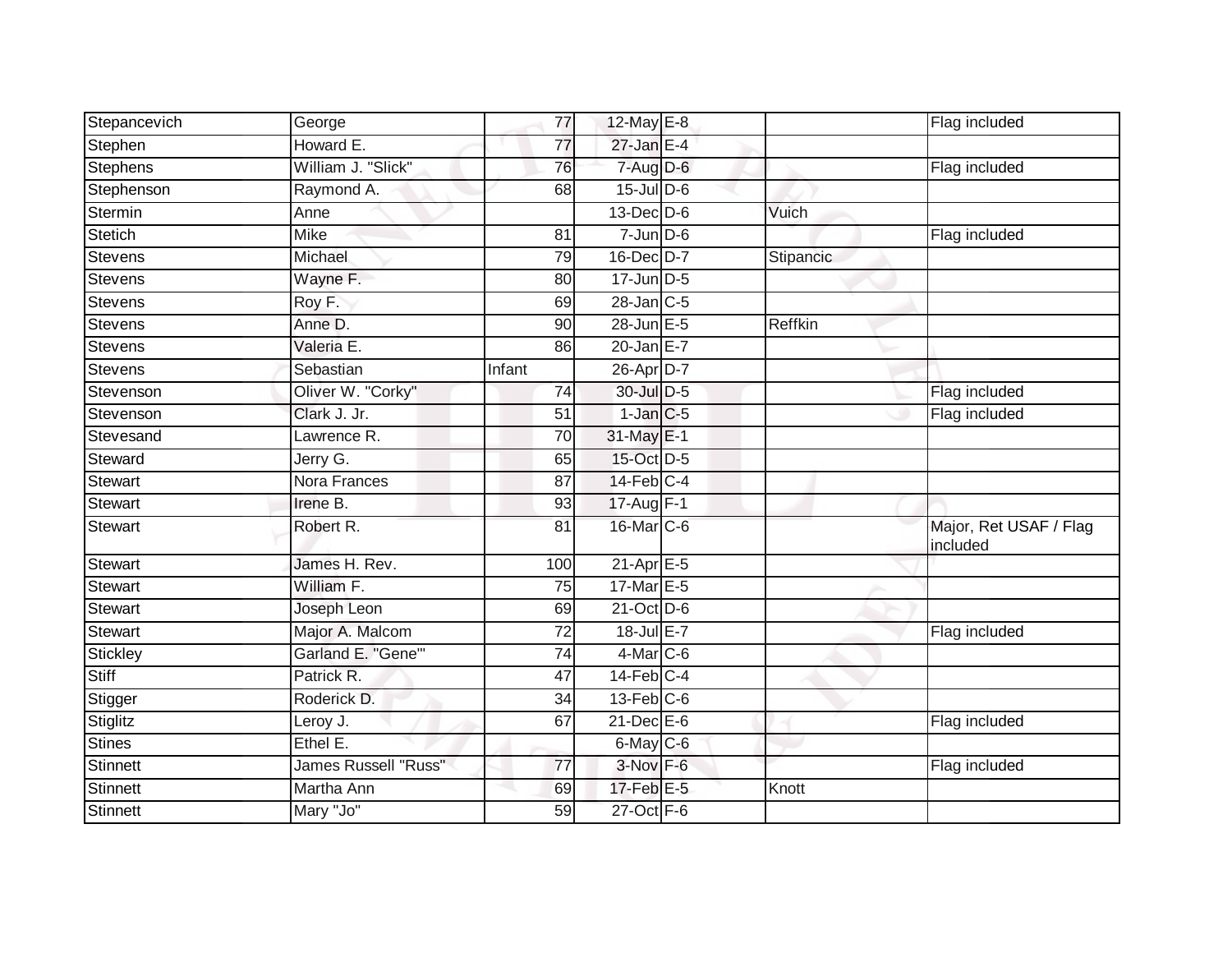| | | | | | | |
|---|---|---|---|---|---|---|
| Stepancevich | George | 77 | 12-May | E-8 | | Flag included |
| Stephen | Howard E. | 77 | 27-Jan | E-4 | | |
| Stephens | William J. "Slick" | 76 | 7-Aug | D-6 | | Flag included |
| Stephenson | Raymond A. | 68 | 15-Jul | D-6 | | |
| Stermin | Anne | | 13-Dec | D-6 | Vuich | |
| Stetich | Mike | 81 | 7-Jun | D-6 | | Flag included |
| Stevens | Michael | 79 | 16-Dec | D-7 | Stipancic | |
| Stevens | Wayne F. | 80 | 17-Jun | D-5 | | |
| Stevens | Roy F. | 69 | 28-Jan | C-5 | | |
| Stevens | Anne D. | 90 | 28-Jun | E-5 | Reffkin | |
| Stevens | Valeria E. | 86 | 20-Jan | E-7 | | |
| Stevens | Sebastian | Infant | 26-Apr | D-7 | | |
| Stevenson | Oliver W. "Corky" | 74 | 30-Jul | D-5 | | Flag included |
| Stevenson | Clark J. Jr. | 51 | 1-Jan | C-5 | | Flag included |
| Stevesand | Lawrence R. | 70 | 31-May | E-1 | | |
| Steward | Jerry G. | 65 | 15-Oct | D-5 | | |
| Stewart | Nora Frances | 87 | 14-Feb | C-4 | | |
| Stewart | Irene B. | 93 | 17-Aug | F-1 | | |
| Stewart | Robert R. | 81 | 16-Mar | C-6 | | Major, Ret USAF / Flag included |
| Stewart | James H. Rev. | 100 | 21-Apr | E-5 | | |
| Stewart | William F. | 75 | 17-Mar | E-5 | | |
| Stewart | Joseph Leon | 69 | 21-Oct | D-6 | | |
| Stewart | Major A. Malcom | 72 | 18-Jul | E-7 | | Flag included |
| Stickley | Garland E. "Gene"' | 74 | 4-Mar | C-6 | | |
| Stiff | Patrick R. | 47 | 14-Feb | C-4 | | |
| Stigger | Roderick D. | 34 | 13-Feb | C-6 | | |
| Stiglitz | Leroy J. | 67 | 21-Dec | E-6 | | Flag included |
| Stines | Ethel E. | | 6-May | C-6 | | |
| Stinnett | James Russell "Russ" | 77 | 3-Nov | F-6 | | Flag included |
| Stinnett | Martha Ann | 69 | 17-Feb | E-5 | Knott | |
| Stinnett | Mary "Jo" | 59 | 27-Oct | F-6 | | |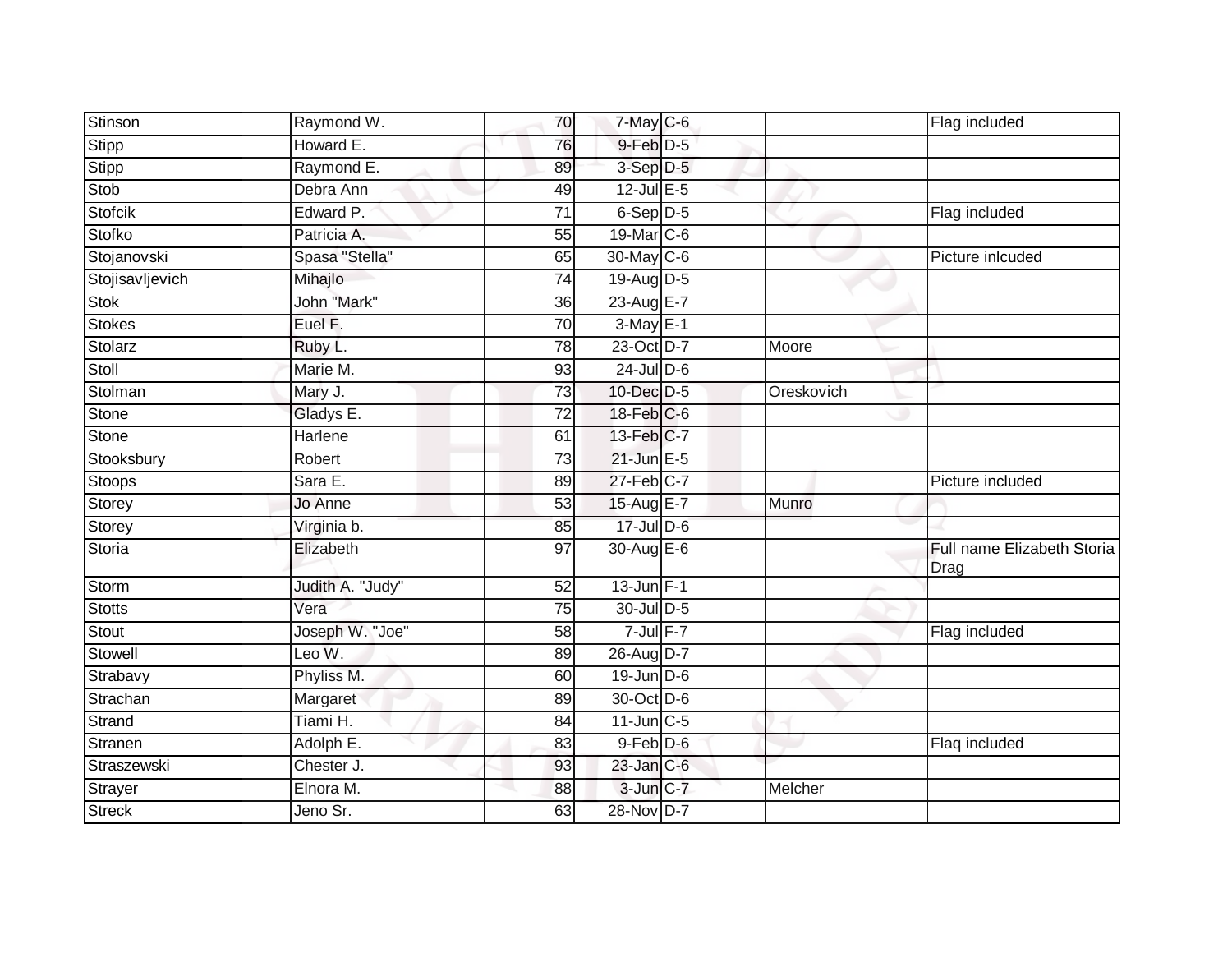| | | | | | | |
|---|---|---|---|---|---|---|
| Stinson | Raymond W. | 70 | 7-May | C-6 | | Flag included |
| Stipp | Howard E. | 76 | 9-Feb | D-5 | | |
| Stipp | Raymond E. | 89 | 3-Sep | D-5 | | |
| Stob | Debra Ann | 49 | 12-Jul | E-5 | | |
| Stofcik | Edward P. | 71 | 6-Sep | D-5 | | Flag included |
| Stofko | Patricia A. | 55 | 19-Mar | C-6 | | |
| Stojanovski | Spasa "Stella" | 65 | 30-May | C-6 | | Picture inlcuded |
| Stojisavljevich | Mihajlo | 74 | 19-Aug | D-5 | | |
| Stok | John "Mark" | 36 | 23-Aug | E-7 | | |
| Stokes | Euel F. | 70 | 3-May | E-1 | | |
| Stolarz | Ruby L. | 78 | 23-Oct | D-7 | Moore | |
| Stoll | Marie M. | 93 | 24-Jul | D-6 | | |
| Stolman | Mary J. | 73 | 10-Dec | D-5 | Oreskovich | |
| Stone | Gladys E. | 72 | 18-Feb | C-6 | | |
| Stone | Harlene | 61 | 13-Feb | C-7 | | |
| Stooksbury | Robert | 73 | 21-Jun | E-5 | | |
| Stoops | Sara E. | 89 | 27-Feb | C-7 | | Picture included |
| Storey | Jo Anne | 53 | 15-Aug | E-7 | Munro | |
| Storey | Virginia b. | 85 | 17-Jul | D-6 | | |
| Storia | Elizabeth | 97 | 30-Aug | E-6 | | Full name Elizabeth Storia Drag |
| Storm | Judith A. "Judy" | 52 | 13-Jun | F-1 | | |
| Stotts | Vera | 75 | 30-Jul | D-5 | | |
| Stout | Joseph W. "Joe" | 58 | 7-Jul | F-7 | | Flag included |
| Stowell | Leo W. | 89 | 26-Aug | D-7 | | |
| Strabavy | Phyliss M. | 60 | 19-Jun | D-6 | | |
| Strachan | Margaret | 89 | 30-Oct | D-6 | | |
| Strand | Tiami H. | 84 | 11-Jun | C-5 | | |
| Stranen | Adolph E. | 83 | 9-Feb | D-6 | | Flaq included |
| Straszewski | Chester J. | 93 | 23-Jan | C-6 | | |
| Strayer | Elnora M. | 88 | 3-Jun | C-7 | Melcher | |
| Streck | Jeno Sr. | 63 | 28-Nov | D-7 | | |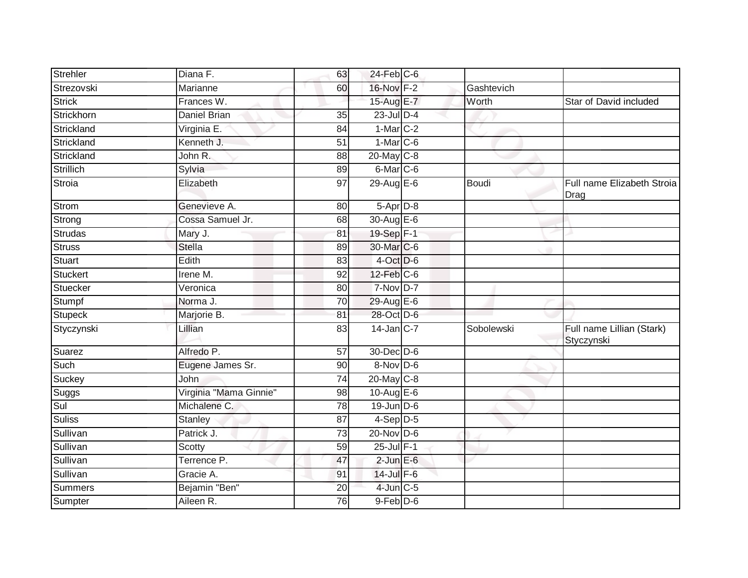| Strehler | Diana F. | 63 | 24-Feb | C-6 | | |
|---|---|---|---|---|---|---|
| Strezovski | Marianne | 60 | 16-Nov | F-2 | Gashtevich | |
| Strick | Frances W. | | 15-Aug | E-7 | Worth | Star of David included |
| Strickhorn | Daniel Brian | 35 | 23-Jul | D-4 | | |
| Strickland | Virginia E. | 84 | 1-Mar | C-2 | | |
| Strickland | Kenneth J. | 51 | 1-Mar | C-6 | | |
| Strickland | John R. | 88 | 20-May | C-8 | | |
| Strillich | Sylvia | 89 | 6-Mar | C-6 | | |
| Stroia | Elizabeth | 97 | 29-Aug | E-6 | Boudi | Full name Elizabeth Stroia Drag |
| Strom | Genevieve A. | 80 | 5-Apr | D-8 | | |
| Strong | Cossa Samuel Jr. | 68 | 30-Aug | E-6 | | |
| Strudas | Mary J. | 81 | 19-Sep | F-1 | | |
| Struss | Stella | 89 | 30-Mar | C-6 | | |
| Stuart | Edith | 83 | 4-Oct | D-6 | | |
| Stuckert | Irene M. | 92 | 12-Feb | C-6 | | |
| Stuecker | Veronica | 80 | 7-Nov | D-7 | | |
| Stumpf | Norma J. | 70 | 29-Aug | E-6 | | |
| Stupeck | Marjorie B. | 81 | 28-Oct | D-6 | | |
| Styczynski | Lillian | 83 | 14-Jan | C-7 | Sobolewski | Full name Lillian (Stark) Styczynski |
| Suarez | Alfredo P. | 57 | 30-Dec | D-6 | | |
| Such | Eugene James Sr. | 90 | 8-Nov | D-6 | | |
| Suckey | John | 74 | 20-May | C-8 | | |
| Suggs | Virginia "Mama Ginnie" | 98 | 10-Aug | E-6 | | |
| Sul | Michalene C. | 78 | 19-Jun | D-6 | | |
| Suliss | Stanley | 87 | 4-Sep | D-5 | | |
| Sullivan | Patrick J. | 73 | 20-Nov | D-6 | | |
| Sullivan | Scotty | 59 | 25-Jul | F-1 | | |
| Sullivan | Terrence P. | 47 | 2-Jun | E-6 | | |
| Sullivan | Gracie A. | 91 | 14-Jul | F-6 | | |
| Summers | Bejamin "Ben" | 20 | 4-Jun | C-5 | | |
| Sumpter | Aileen R. | 76 | 9-Feb | D-6 | | |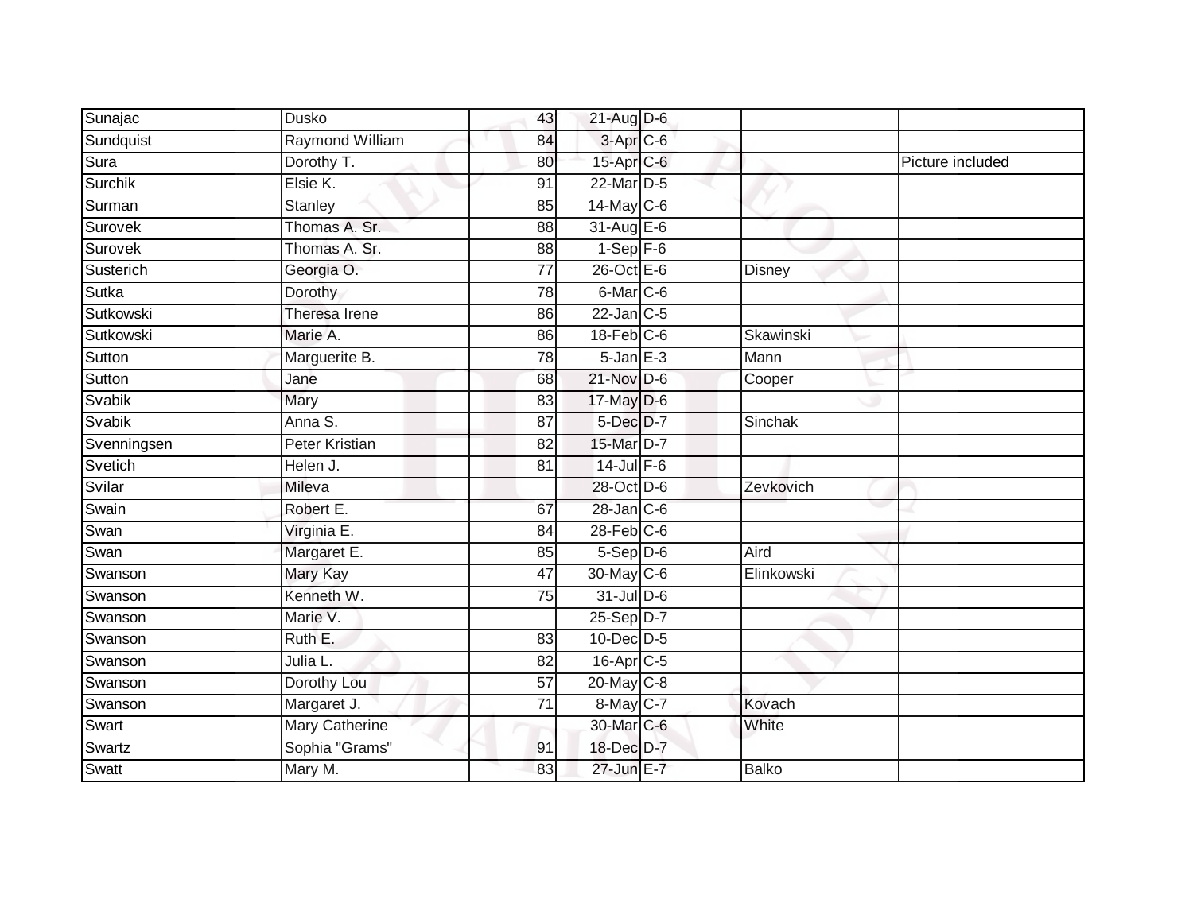| | | | | | | |
|---|---|---|---|---|---|---|
| Sunajac | Dusko | 43 | 21-Aug | D-6 | | |
| Sundquist | Raymond William | 84 | 3-Apr | C-6 | | |
| Sura | Dorothy T. | 80 | 15-Apr | C-6 | | Picture included |
| Surchik | Elsie K. | 91 | 22-Mar | D-5 | | |
| Surman | Stanley | 85 | 14-May | C-6 | | |
| Surovek | Thomas A. Sr. | 88 | 31-Aug | E-6 | | |
| Surovek | Thomas A. Sr. | 88 | 1-Sep | F-6 | | |
| Susterich | Georgia O. | 77 | 26-Oct | E-6 | Disney | |
| Sutka | Dorothy | 78 | 6-Mar | C-6 | | |
| Sutkowski | Theresa Irene | 86 | 22-Jan | C-5 | | |
| Sutkowski | Marie A. | 86 | 18-Feb | C-6 | Skawinski | |
| Sutton | Marguerite B. | 78 | 5-Jan | E-3 | Mann | |
| Sutton | Jane | 68 | 21-Nov | D-6 | Cooper | |
| Svabik | Mary | 83 | 17-May | D-6 | | |
| Svabik | Anna S. | 87 | 5-Dec | D-7 | Sinchak | |
| Svenningsen | Peter Kristian | 82 | 15-Mar | D-7 | | |
| Svetich | Helen J. | 81 | 14-Jul | F-6 | | |
| Svilar | Mileva | | 28-Oct | D-6 | Zevkovich | |
| Swain | Robert E. | 67 | 28-Jan | C-6 | | |
| Swan | Virginia E. | 84 | 28-Feb | C-6 | | |
| Swan | Margaret E. | 85 | 5-Sep | D-6 | Aird | |
| Swanson | Mary Kay | 47 | 30-May | C-6 | Elinkowski | |
| Swanson | Kenneth W. | 75 | 31-Jul | D-6 | | |
| Swanson | Marie V. | | 25-Sep | D-7 | | |
| Swanson | Ruth E. | 83 | 10-Dec | D-5 | | |
| Swanson | Julia L. | 82 | 16-Apr | C-5 | | |
| Swanson | Dorothy Lou | 57 | 20-May | C-8 | | |
| Swanson | Margaret J. | 71 | 8-May | C-7 | Kovach | |
| Swart | Mary Catherine | | 30-Mar | C-6 | White | |
| Swartz | Sophia "Grams" | 91 | 18-Dec | D-7 | | |
| Swatt | Mary M. | 83 | 27-Jun | E-7 | Balko | |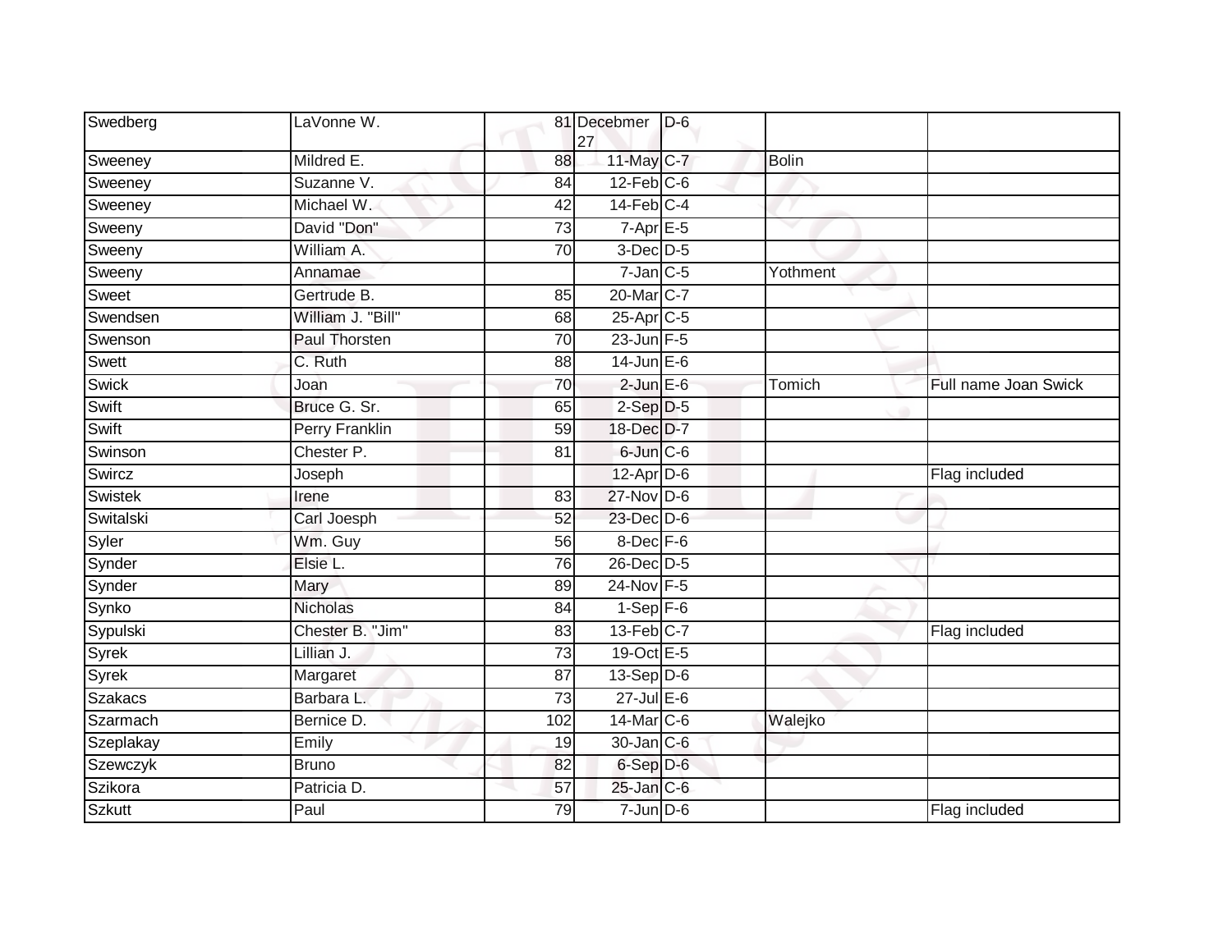| Swedberg | LaVonne W. | 81 | Decebmer 27 | D-6 | | |
|---|---|---|---|---|---|---|
| Sweeney | Mildred E. | 88 | 11-May | C-7 | Bolin | |
| Sweeney | Suzanne V. | 84 | 12-Feb | C-6 | | |
| Sweeney | Michael W. | 42 | 14-Feb | C-4 | | |
| Sweeny | David "Don" | 73 | 7-Apr | E-5 | | |
| Sweeny | William A. | 70 | 3-Dec | D-5 | | |
| Sweeny | Annamae | | 7-Jan | C-5 | Yothment | |
| Sweet | Gertrude B. | 85 | 20-Mar | C-7 | | |
| Swendsen | William J. "Bill" | 68 | 25-Apr | C-5 | | |
| Swenson | Paul Thorsten | 70 | 23-Jun | F-5 | | |
| Swett | C. Ruth | 88 | 14-Jun | E-6 | | |
| Swick | Joan | 70 | 2-Jun | E-6 | Tomich | Full name Joan Swick |
| Swift | Bruce G. Sr. | 65 | 2-Sep | D-5 | | |
| Swift | Perry Franklin | 59 | 18-Dec | D-7 | | |
| Swinson | Chester P. | 81 | 6-Jun | C-6 | | |
| Swircz | Joseph | | 12-Apr | D-6 | | Flag included |
| Swistek | Irene | 83 | 27-Nov | D-6 | | |
| Switalski | Carl Joesph | 52 | 23-Dec | D-6 | | |
| Syler | Wm. Guy | 56 | 8-Dec | F-6 | | |
| Synder | Elsie L. | 76 | 26-Dec | D-5 | | |
| Synder | Mary | 89 | 24-Nov | F-5 | | |
| Synko | Nicholas | 84 | 1-Sep | F-6 | | |
| Sypulski | Chester B. "Jim" | 83 | 13-Feb | C-7 | | Flag included |
| Syrek | Lillian J. | 73 | 19-Oct | E-5 | | |
| Syrek | Margaret | 87 | 13-Sep | D-6 | | |
| Szakacs | Barbara L. | 73 | 27-Jul | E-6 | | |
| Szarmach | Bernice D. | 102 | 14-Mar | C-6 | Walejko | |
| Szeplakay | Emily | 19 | 30-Jan | C-6 | | |
| Szewczyk | Bruno | 82 | 6-Sep | D-6 | | |
| Szikora | Patricia D. | 57 | 25-Jan | C-6 | | |
| Szkutt | Paul | 79 | 7-Jun | D-6 | | Flag included |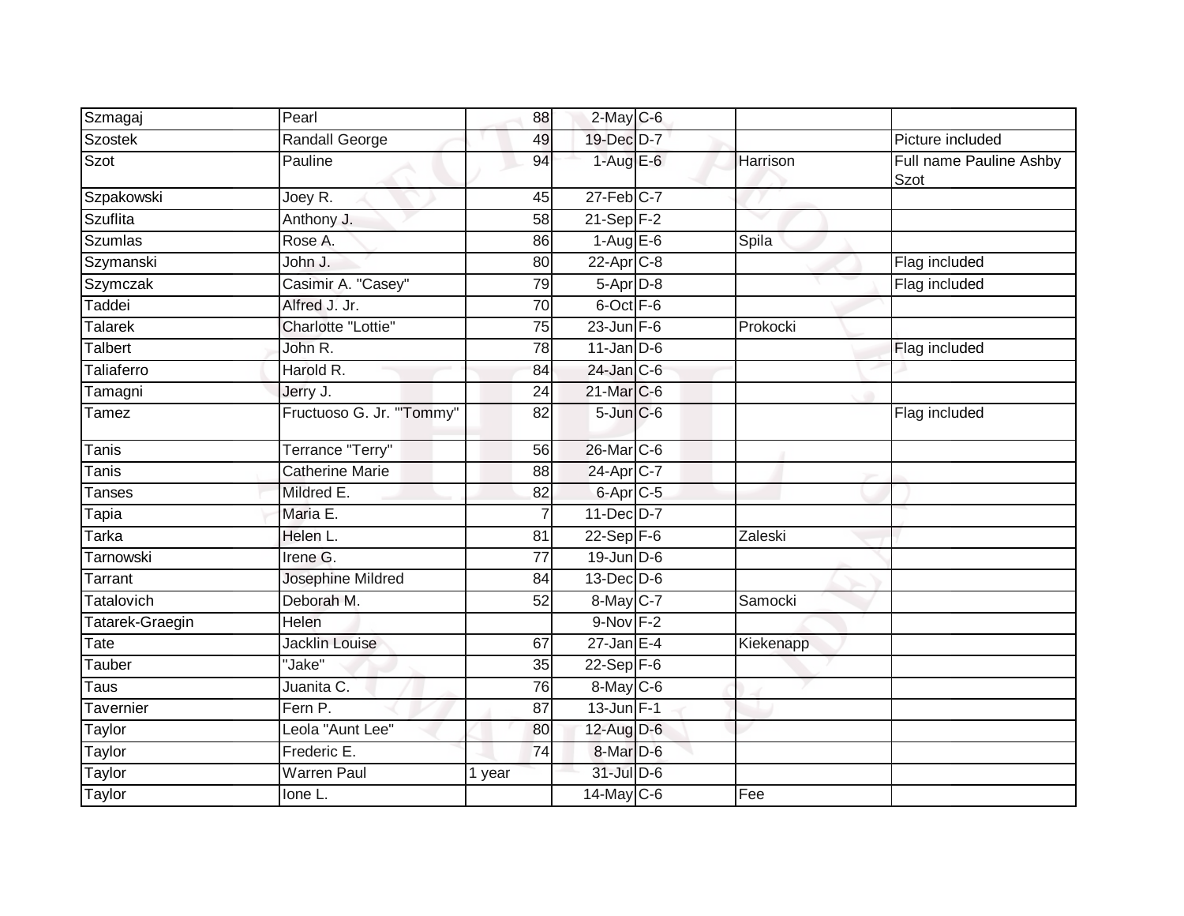| Szmagaj | Pearl | 88 | 2-May | C-6 | | |
|---|---|---|---|---|---|---|
| Szostek | Randall George | 49 | 19-Dec | D-7 | | Picture included |
| Szot | Pauline | 94 | 1-Aug | E-6 | Harrison | Full name Pauline Ashby Szot |
| Szpakowski | Joey R. | 45 | 27-Feb | C-7 | | |
| Szuflita | Anthony J. | 58 | 21-Sep | F-2 | | |
| Szumlas | Rose A. | 86 | 1-Aug | E-6 | Spila | |
| Szymanski | John J. | 80 | 22-Apr | C-8 | | Flag included |
| Szymczak | Casimir A. "Casey" | 79 | 5-Apr | D-8 | | Flag included |
| Taddei | Alfred J. Jr. | 70 | 6-Oct | F-6 | | |
| Talarek | Charlotte "Lottie" | 75 | 23-Jun | F-6 | Prokocki | |
| Talbert | John R. | 78 | 11-Jan | D-6 | | Flag included |
| Taliaferro | Harold R. | 84 | 24-Jan | C-6 | | |
| Tamagni | Jerry J. | 24 | 21-Mar | C-6 | | |
| Tamez | Fructuoso G. Jr. "'Tommy" | 82 | 5-Jun | C-6 | | Flag included |
| Tanis | Terrance "Terry" | 56 | 26-Mar | C-6 | | |
| Tanis | Catherine Marie | 88 | 24-Apr | C-7 | | |
| Tanses | Mildred E. | 82 | 6-Apr | C-5 | | |
| Tapia | Maria E. | 7 | 11-Dec | D-7 | | |
| Tarka | Helen L. | 81 | 22-Sep | F-6 | Zaleski | |
| Tarnowski | Irene G. | 77 | 19-Jun | D-6 | | |
| Tarrant | Josephine Mildred | 84 | 13-Dec | D-6 | | |
| Tatalovich | Deborah M. | 52 | 8-May | C-7 | Samocki | |
| Tatarek-Graegin | Helen | | 9-Nov | F-2 | | |
| Tate | Jacklin Louise | 67 | 27-Jan | E-4 | Kiekenapp | |
| Tauber | "Jake" | 35 | 22-Sep | F-6 | | |
| Taus | Juanita C. | 76 | 8-May | C-6 | | |
| Tavernier | Fern P. | 87 | 13-Jun | F-1 | | |
| Taylor | Leola "Aunt Lee" | 80 | 12-Aug | D-6 | | |
| Taylor | Frederic E. | 74 | 8-Mar | D-6 | | |
| Taylor | Warren Paul | 1 year | 31-Jul | D-6 | | |
| Taylor | Ione L. | | 14-May | C-6 | Fee | |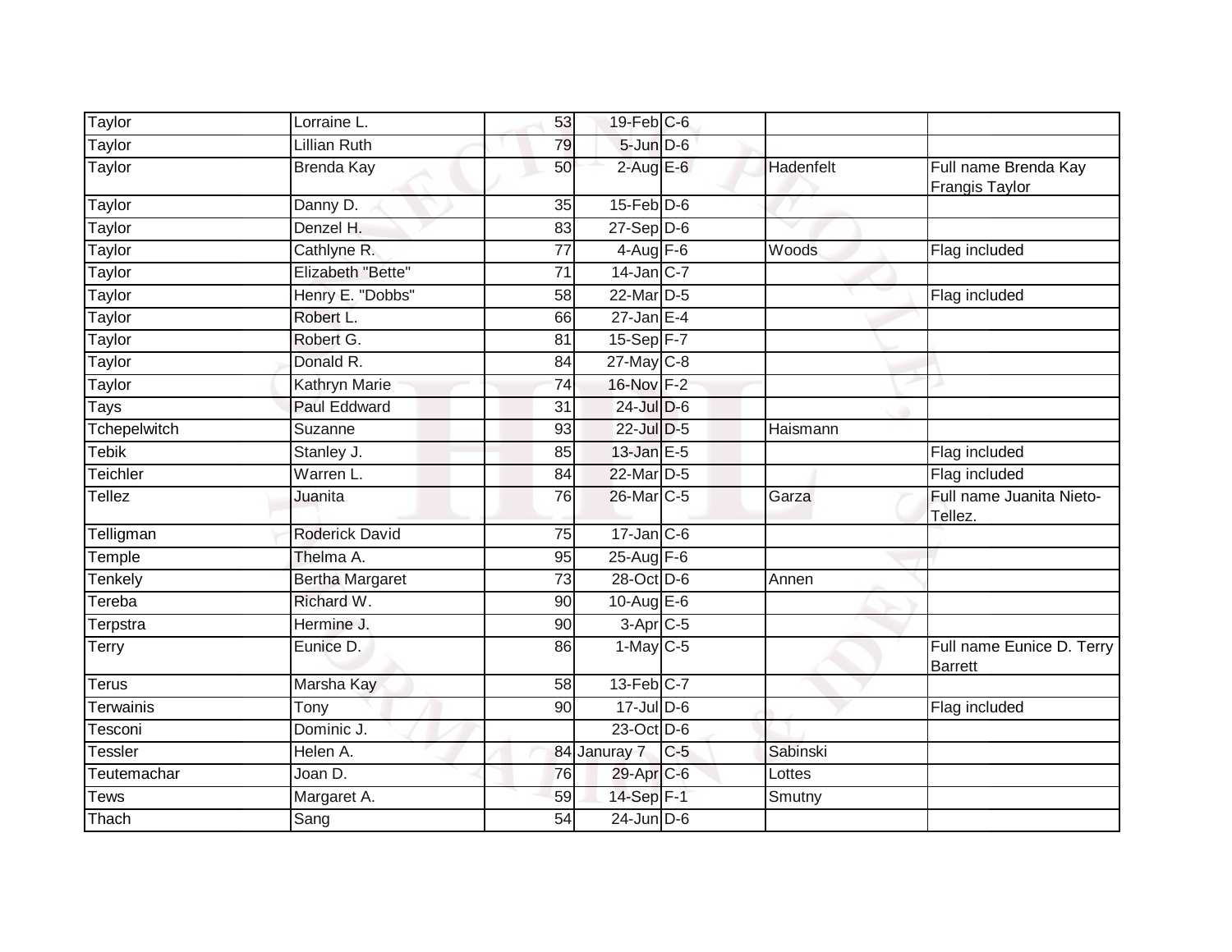| Taylor | Lorraine L. | 53 | 19-Feb | C-6 | | |
|---|---|---|---|---|---|---|
| Taylor | Lillian Ruth | 79 | 5-Jun | D-6 | | |
| Taylor | Brenda Kay | 50 | 2-Aug | E-6 | Hadenfelt | Full name Brenda Kay Frangis Taylor |
| Taylor | Danny D. | 35 | 15-Feb | D-6 | | |
| Taylor | Denzel H. | 83 | 27-Sep | D-6 | | |
| Taylor | Cathlyne R. | 77 | 4-Aug | F-6 | Woods | Flag included |
| Taylor | Elizabeth "Bette" | 71 | 14-Jan | C-7 | | |
| Taylor | Henry E. "Dobbs" | 58 | 22-Mar | D-5 | | Flag included |
| Taylor | Robert L. | 66 | 27-Jan | E-4 | | |
| Taylor | Robert G. | 81 | 15-Sep | F-7 | | |
| Taylor | Donald R. | 84 | 27-May | C-8 | | |
| Taylor | Kathryn Marie | 74 | 16-Nov | F-2 | | |
| Tays | Paul Eddward | 31 | 24-Jul | D-6 | | |
| Tchepelwitch | Suzanne | 93 | 22-Jul | D-5 | Haismann | |
| Tebik | Stanley J. | 85 | 13-Jan | E-5 | | Flag included |
| Teichler | Warren L. | 84 | 22-Mar | D-5 | | Flag included |
| Tellez | Juanita | 76 | 26-Mar | C-5 | Garza | Full name Juanita Nieto-Tellez. |
| Telligman | Roderick David | 75 | 17-Jan | C-6 | | |
| Temple | Thelma A. | 95 | 25-Aug | F-6 | | |
| Tenkely | Bertha Margaret | 73 | 28-Oct | D-6 | Annen | |
| Tereba | Richard W. | 90 | 10-Aug | E-6 | | |
| Terpstra | Hermine J. | 90 | 3-Apr | C-5 | | |
| Terry | Eunice D. | 86 | 1-May | C-5 | | Full name Eunice D. Terry Barrett |
| Terus | Marsha Kay | 58 | 13-Feb | C-7 | | |
| Terwainis | Tony | 90 | 17-Jul | D-6 | | Flag included |
| Tesconi | Dominic J. | | 23-Oct | D-6 | | |
| Tessler | Helen A. | 84 | Januray 7 | C-5 | Sabinski | |
| Teutemachar | Joan D. | 76 | 29-Apr | C-6 | Lottes | |
| Tews | Margaret A. | 59 | 14-Sep | F-1 | Smutny | |
| Thach | Sang | 54 | 24-Jun | D-6 | | |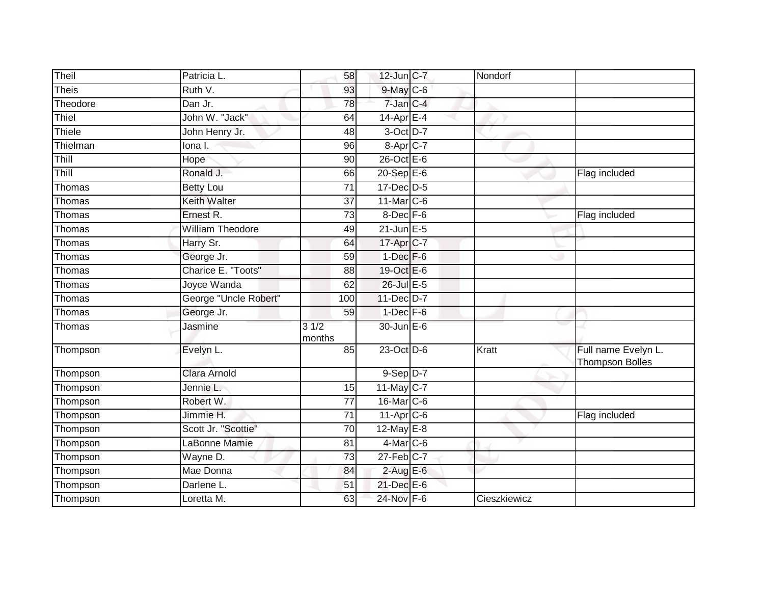| Theil | Patricia L. | 58 | 12-Jun | C-7 | Nondorf | |
|---|---|---|---|---|---|---|
| Theis | Ruth V. | 93 | 9-May | C-6 | | |
| Theodore | Dan Jr. | 78 | 7-Jan | C-4 | | |
| Thiel | John W. "Jack" | 64 | 14-Apr | E-4 | | |
| Thiele | John Henry Jr. | 48 | 3-Oct | D-7 | | |
| Thielman | Iona I. | 96 | 8-Apr | C-7 | | |
| Thill | Hope | 90 | 26-Oct | E-6 | | |
| Thill | Ronald J. | 66 | 20-Sep | E-6 | | Flag included |
| Thomas | Betty Lou | 71 | 17-Dec | D-5 | | |
| Thomas | Keith Walter | 37 | 11-Mar | C-6 | | |
| Thomas | Ernest R. | 73 | 8-Dec | F-6 | | Flag included |
| Thomas | William Theodore | 49 | 21-Jun | E-5 | | |
| Thomas | Harry Sr. | 64 | 17-Apr | C-7 | | |
| Thomas | George Jr. | 59 | 1-Dec | F-6 | | |
| Thomas | Charice E. "Toots" | 88 | 19-Oct | E-6 | | |
| Thomas | Joyce Wanda | 62 | 26-Jul | E-5 | | |
| Thomas | George "Uncle Robert" | 100 | 11-Dec | D-7 | | |
| Thomas | George Jr. | 59 | 1-Dec | F-6 | | |
| Thomas | Jasmine | 3 1/2 months | 30-Jun | E-6 | | |
| Thompson | Evelyn L. | 85 | 23-Oct | D-6 | Kratt | Full name Evelyn L. Thompson Bolles |
| Thompson | Clara Arnold | | 9-Sep | D-7 | | |
| Thompson | Jennie L. | 15 | 11-May | C-7 | | |
| Thompson | Robert W. | 77 | 16-Mar | C-6 | | |
| Thompson | Jimmie H. | 71 | 11-Apr | C-6 | | Flag included |
| Thompson | Scott Jr. "Scottie" | 70 | 12-May | E-8 | | |
| Thompson | LaBonne Mamie | 81 | 4-Mar | C-6 | | |
| Thompson | Wayne D. | 73 | 27-Feb | C-7 | | |
| Thompson | Mae Donna | 84 | 2-Aug | E-6 | | |
| Thompson | Darlene L. | 51 | 21-Dec | E-6 | | |
| Thompson | Loretta M. | 63 | 24-Nov | F-6 | Cieszkiewicz | |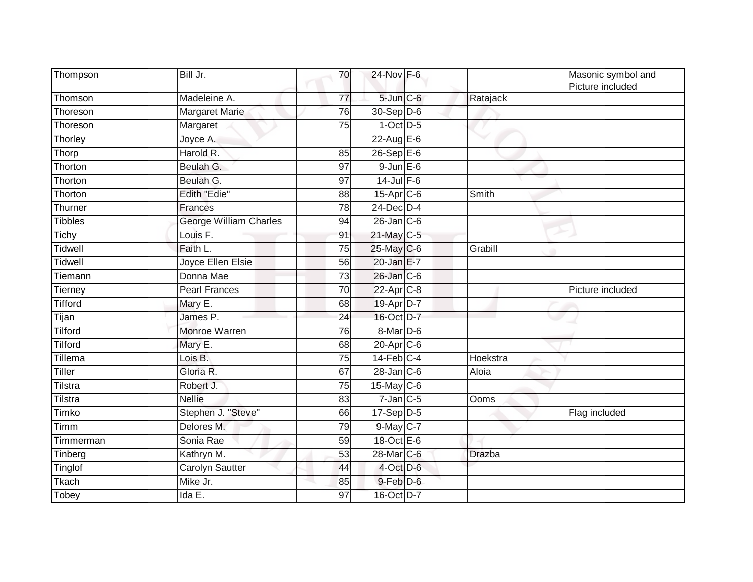| | | | | | | |
|---|---|---|---|---|---|---|
| Thompson | Bill Jr. | 70 | 24-Nov | F-6 | | Masonic symbol and Picture included |
| Thomson | Madeleine A. | 77 | 5-Jun | C-6 | Ratajack | |
| Thoreson | Margaret Marie | 76 | 30-Sep | D-6 | | |
| Thoreson | Margaret | 75 | 1-Oct | D-5 | | |
| Thorley | Joyce A. | | 22-Aug | E-6 | | |
| Thorp | Harold R. | 85 | 26-Sep | E-6 | | |
| Thorton | Beulah G. | 97 | 9-Jun | E-6 | | |
| Thorton | Beulah G. | 97 | 14-Jul | F-6 | | |
| Thorton | Edith "Edie" | 88 | 15-Apr | C-6 | Smith | |
| Thurner | Frances | 78 | 24-Dec | D-4 | | |
| Tibbles | George William Charles | 94 | 26-Jan | C-6 | | |
| Tichy | Louis F. | 91 | 21-May | C-5 | | |
| Tidwell | Faith L. | 75 | 25-May | C-6 | Grabill | |
| Tidwell | Joyce Ellen Elsie | 56 | 20-Jan | E-7 | | |
| Tiemann | Donna Mae | 73 | 26-Jan | C-6 | | |
| Tierney | Pearl Frances | 70 | 22-Apr | C-8 | | Picture included |
| Tifford | Mary E. | 68 | 19-Apr | D-7 | | |
| Tijan | James P. | 24 | 16-Oct | D-7 | | |
| Tilford | Monroe Warren | 76 | 8-Mar | D-6 | | |
| Tilford | Mary E. | 68 | 20-Apr | C-6 | | |
| Tillema | Lois B. | 75 | 14-Feb | C-4 | Hoekstra | |
| Tiller | Gloria R. | 67 | 28-Jan | C-6 | Aloia | |
| Tilstra | Robert J. | 75 | 15-May | C-6 | | |
| Tilstra | Nellie | 83 | 7-Jan | C-5 | Ooms | |
| Timko | Stephen J. "Steve" | 66 | 17-Sep | D-5 | | Flag included |
| Timm | Delores M. | 79 | 9-May | C-7 | | |
| Timmerman | Sonia Rae | 59 | 18-Oct | E-6 | | |
| Tinberg | Kathryn M. | 53 | 28-Mar | C-6 | Drazba | |
| Tinglof | Carolyn Sautter | 44 | 4-Oct | D-6 | | |
| Tkach | Mike Jr. | 85 | 9-Feb | D-6 | | |
| Tobey | Ida E. | 97 | 16-Oct | D-7 | | |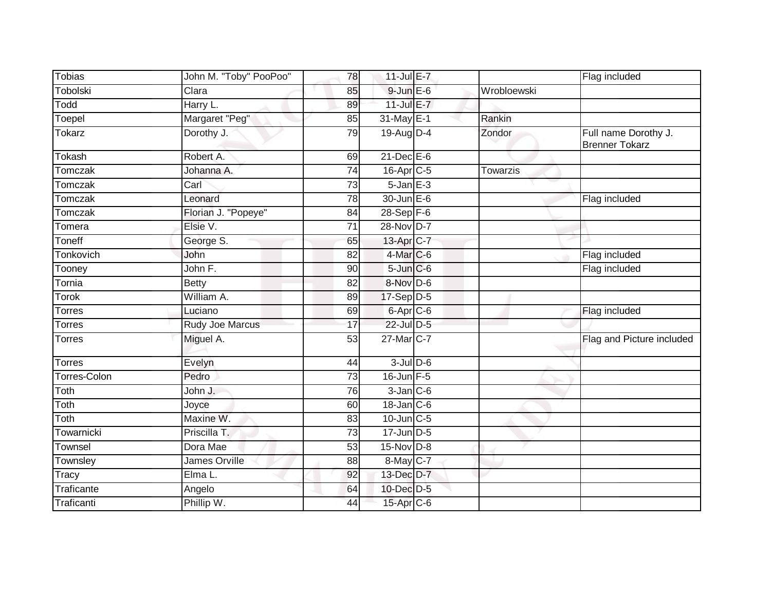| Tobias | John M. "Toby" PooPoo" | 78 | 11-Jul | E-7 | | Flag included |
|---|---|---|---|---|---|---|
| Tobolski | Clara | 85 | 9-Jun | E-6 | Wrobloewski | |
| Todd | Harry L. | 89 | 11-Jul | E-7 | | |
| Toepel | Margaret "Peg" | 85 | 31-May | E-1 | Rankin | |
| Tokarz | Dorothy J. | 79 | 19-Aug | D-4 | Zondor | Full name Dorothy J. Brenner Tokarz |
| Tokash | Robert A. | 69 | 21-Dec | E-6 | | |
| Tomczak | Johanna A. | 74 | 16-Apr | C-5 | Towarzis | |
| Tomczak | Carl | 73 | 5-Jan | E-3 | | |
| Tomczak | Leonard | 78 | 30-Jun | E-6 | | Flag included |
| Tomczak | Florian J. "Popeye" | 84 | 28-Sep | F-6 | | |
| Tomera | Elsie V. | 71 | 28-Nov | D-7 | | |
| Toneff | George S. | 65 | 13-Apr | C-7 | | |
| Tonkovich | John | 82 | 4-Mar | C-6 | | Flag included |
| Tooney | John F. | 90 | 5-Jun | C-6 | | Flag included |
| Tornia | Betty | 82 | 8-Nov | D-6 | | |
| Torok | William A. | 89 | 17-Sep | D-5 | | |
| Torres | Luciano | 69 | 6-Apr | C-6 | | Flag included |
| Torres | Rudy Joe Marcus | 17 | 22-Jul | D-5 | | |
| Torres | Miguel A. | 53 | 27-Mar | C-7 | | Flag and Picture included |
| Torres | Evelyn | 44 | 3-Jul | D-6 | | |
| Torres-Colon | Pedro | 73 | 16-Jun | F-5 | | |
| Toth | John J. | 76 | 3-Jan | C-6 | | |
| Toth | Joyce | 60 | 18-Jan | C-6 | | |
| Toth | Maxine W. | 83 | 10-Jun | C-5 | | |
| Towarnicki | Priscilla T. | 73 | 17-Jun | D-5 | | |
| Townsel | Dora Mae | 53 | 15-Nov | D-8 | | |
| Townsley | James Orville | 88 | 8-May | C-7 | | |
| Tracy | Elma L. | 92 | 13-Dec | D-7 | | |
| Traficante | Angelo | 64 | 10-Dec | D-5 | | |
| Traficanti | Phillip W. | 44 | 15-Apr | C-6 | | |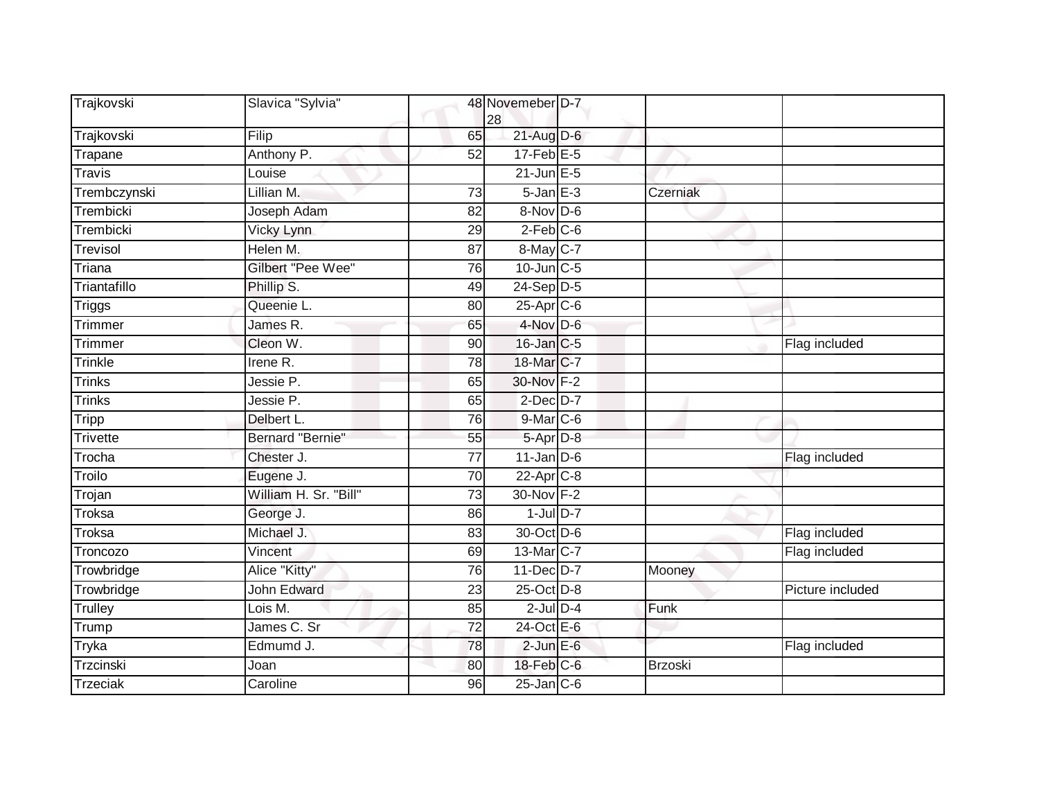| Trajkovski | Slavica "Sylvia" | 48 | Novemeber 28 | D-7 | | |
|---|---|---|---|---|---|---|
| Trajkovski | Filip | 65 | 21-Aug | D-6 | | |
| Trapane | Anthony P. | 52 | 17-Feb | E-5 | | |
| Travis | Louise | | 21-Jun | E-5 | | |
| Trembczynski | Lillian M. | 73 | 5-Jan | E-3 | Czerniak | |
| Trembicki | Joseph Adam | 82 | 8-Nov | D-6 | | |
| Trembicki | Vicky Lynn | 29 | 2-Feb | C-6 | | |
| Trevisol | Helen M. | 87 | 8-May | C-7 | | |
| Triana | Gilbert "Pee Wee" | 76 | 10-Jun | C-5 | | |
| Triantafillo | Phillip S. | 49 | 24-Sep | D-5 | | |
| Triggs | Queenie L. | 80 | 25-Apr | C-6 | | |
| Trimmer | James R. | 65 | 4-Nov | D-6 | | |
| Trimmer | Cleon W. | 90 | 16-Jan | C-5 | | Flag included |
| Trinkle | Irene R. | 78 | 18-Mar | C-7 | | |
| Trinks | Jessie P. | 65 | 30-Nov | F-2 | | |
| Trinks | Jessie P. | 65 | 2-Dec | D-7 | | |
| Tripp | Delbert L. | 76 | 9-Mar | C-6 | | |
| Trivette | Bernard "Bernie" | 55 | 5-Apr | D-8 | | |
| Trocha | Chester J. | 77 | 11-Jan | D-6 | | Flag included |
| Troilo | Eugene J. | 70 | 22-Apr | C-8 | | |
| Trojan | William H. Sr. "Bill" | 73 | 30-Nov | F-2 | | |
| Troksa | George J. | 86 | 1-Jul | D-7 | | |
| Troksa | Michael J. | 83 | 30-Oct | D-6 | | Flag included |
| Troncozo | Vincent | 69 | 13-Mar | C-7 | | Flag included |
| Trowbridge | Alice "Kitty" | 76 | 11-Dec | D-7 | Mooney | |
| Trowbridge | John Edward | 23 | 25-Oct | D-8 | | Picture included |
| Trulley | Lois M. | 85 | 2-Jul | D-4 | Funk | |
| Trump | James C. Sr | 72 | 24-Oct | E-6 | | |
| Tryka | Edmumd J. | 78 | 2-Jun | E-6 | | Flag included |
| Trzcinski | Joan | 80 | 18-Feb | C-6 | Brzoski | |
| Trzeciak | Caroline | 96 | 25-Jan | C-6 | | |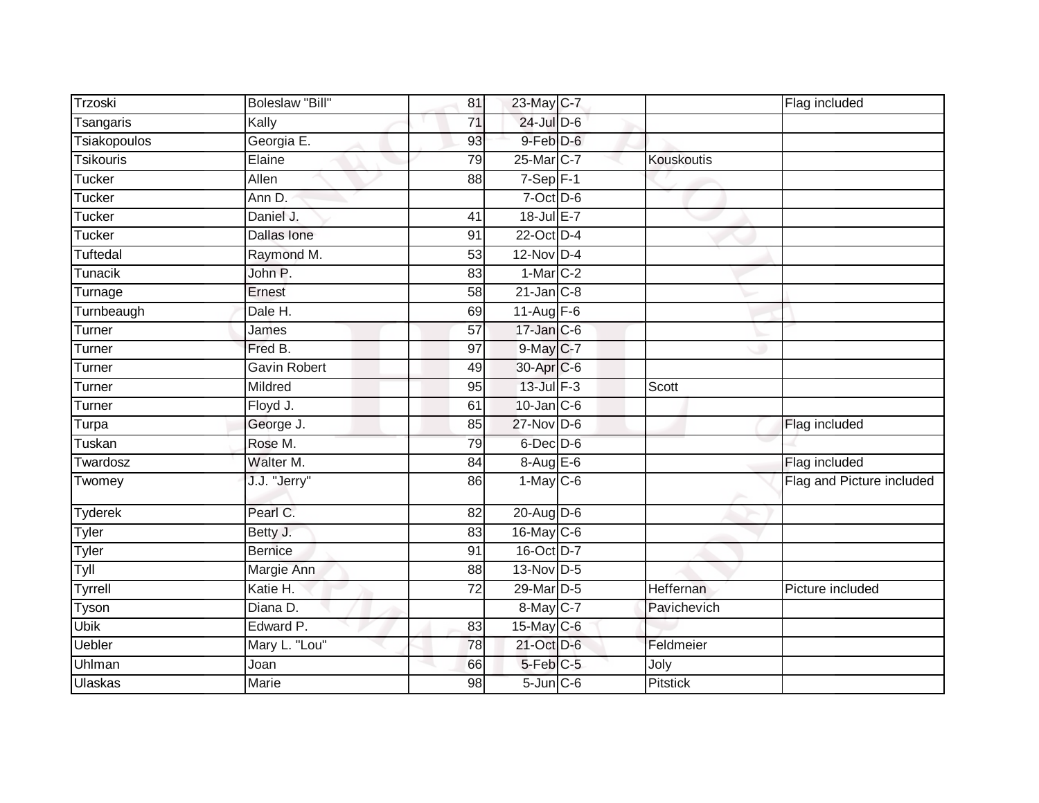| | | | | | | |
|---|---|---|---|---|---|---|
| Trzoski | Boleslaw "Bill" | 81 | 23-May | C-7 | | Flag included |
| Tsangaris | Kally | 71 | 24-Jul | D-6 | | |
| Tsiakopoulos | Georgia E. | 93 | 9-Feb | D-6 | | |
| Tsikouris | Elaine | 79 | 25-Mar | C-7 | Kouskoutis | |
| Tucker | Allen | 88 | 7-Sep | F-1 | | |
| Tucker | Ann D. | | 7-Oct | D-6 | | |
| Tucker | Daniel J. | 41 | 18-Jul | E-7 | | |
| Tucker | Dallas Ione | 91 | 22-Oct | D-4 | | |
| Tuftedal | Raymond M. | 53 | 12-Nov | D-4 | | |
| Tunacik | John P. | 83 | 1-Mar | C-2 | | |
| Turnage | Ernest | 58 | 21-Jan | C-8 | | |
| Turnbeaugh | Dale H. | 69 | 11-Aug | F-6 | | |
| Turner | James | 57 | 17-Jan | C-6 | | |
| Turner | Fred B. | 97 | 9-May | C-7 | | |
| Turner | Gavin Robert | 49 | 30-Apr | C-6 | | |
| Turner | Mildred | 95 | 13-Jul | F-3 | Scott | |
| Turner | Floyd J. | 61 | 10-Jan | C-6 | | |
| Turpa | George J. | 85 | 27-Nov | D-6 | | Flag included |
| Tuskan | Rose M. | 79 | 6-Dec | D-6 | | |
| Twardosz | Walter M. | 84 | 8-Aug | E-6 | | Flag included |
| Twomey | J.J. "Jerry" | 86 | 1-May | C-6 | | Flag and Picture included |
| Tyderek | Pearl C. | 82 | 20-Aug | D-6 | | |
| Tyler | Betty J. | 83 | 16-May | C-6 | | |
| Tyler | Bernice | 91 | 16-Oct | D-7 | | |
| Tyll | Margie Ann | 88 | 13-Nov | D-5 | | |
| Tyrrell | Katie H. | 72 | 29-Mar | D-5 | Heffernan | Picture included |
| Tyson | Diana D. | | 8-May | C-7 | Pavichevich | |
| Ubik | Edward P. | 83 | 15-May | C-6 | | |
| Uebler | Mary L. "Lou" | 78 | 21-Oct | D-6 | Feldmeier | |
| Uhlman | Joan | 66 | 5-Feb | C-5 | Joly | |
| Ulaskas | Marie | 98 | 5-Jun | C-6 | Pitstick | |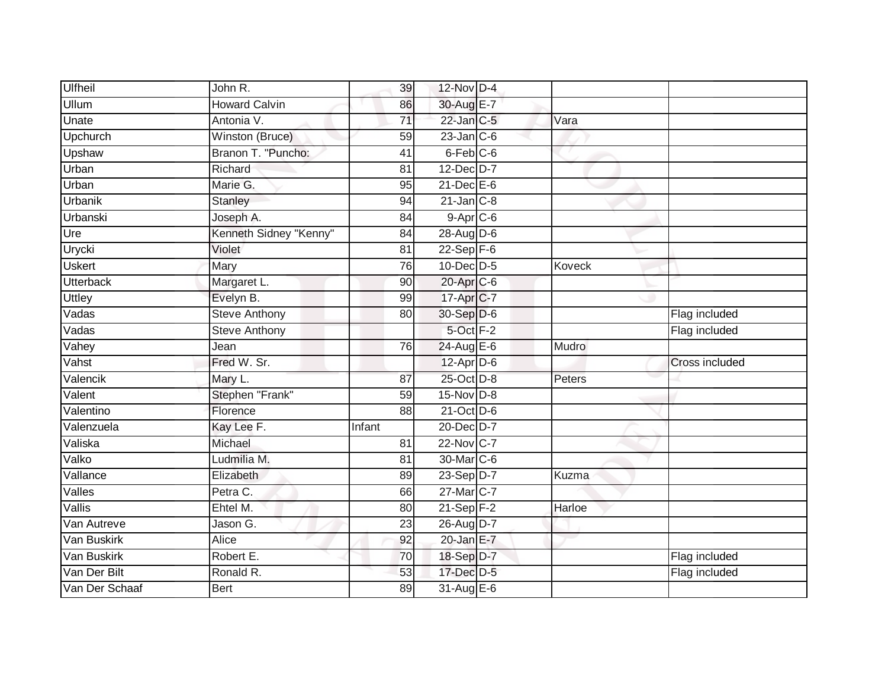| | | | | | | |
|---|---|---|---|---|---|---|
| Ulfheil | John R. | 39 | 12-Nov | D-4 | | |
| Ullum | Howard Calvin | 86 | 30-Aug | E-7 | | |
| Unate | Antonia V. | 71 | 22-Jan | C-5 | Vara | |
| Upchurch | Winston (Bruce) | 59 | 23-Jan | C-6 | | |
| Upshaw | Branon T. "Puncho: | 41 | 6-Feb | C-6 | | |
| Urban | Richard | 81 | 12-Dec | D-7 | | |
| Urban | Marie G. | 95 | 21-Dec | E-6 | | |
| Urbanik | Stanley | 94 | 21-Jan | C-8 | | |
| Urbanski | Joseph A. | 84 | 9-Apr | C-6 | | |
| Ure | Kenneth Sidney "Kenny" | 84 | 28-Aug | D-6 | | |
| Urycki | Violet | 81 | 22-Sep | F-6 | | |
| Uskert | Mary | 76 | 10-Dec | D-5 | Koveck | |
| Utterback | Margaret L. | 90 | 20-Apr | C-6 | | |
| Uttley | Evelyn B. | 99 | 17-Apr | C-7 | | |
| Vadas | Steve Anthony | 80 | 30-Sep | D-6 | | Flag included |
| Vadas | Steve Anthony | | 5-Oct | F-2 | | Flag included |
| Vahey | Jean | 76 | 24-Aug | E-6 | Mudro | |
| Vahst | Fred W. Sr. | | 12-Apr | D-6 | | Cross included |
| Valencik | Mary L. | 87 | 25-Oct | D-8 | Peters | |
| Valent | Stephen "Frank" | 59 | 15-Nov | D-8 | | |
| Valentino | Florence | 88 | 21-Oct | D-6 | | |
| Valenzuela | Kay Lee F. | Infant | 20-Dec | D-7 | | |
| Valiska | Michael | 81 | 22-Nov | C-7 | | |
| Valko | Ludmilia M. | 81 | 30-Mar | C-6 | | |
| Vallance | Elizabeth | 89 | 23-Sep | D-7 | Kuzma | |
| Valles | Petra C. | 66 | 27-Mar | C-7 | | |
| Vallis | Ehtel M. | 80 | 21-Sep | F-2 | Harloe | |
| Van Autreve | Jason G. | 23 | 26-Aug | D-7 | | |
| Van Buskirk | Alice | 92 | 20-Jan | E-7 | | |
| Van Buskirk | Robert E. | 70 | 18-Sep | D-7 | | Flag included |
| Van Der Bilt | Ronald R. | 53 | 17-Dec | D-5 | | Flag included |
| Van Der Schaaf | Bert | 89 | 31-Aug | E-6 | | |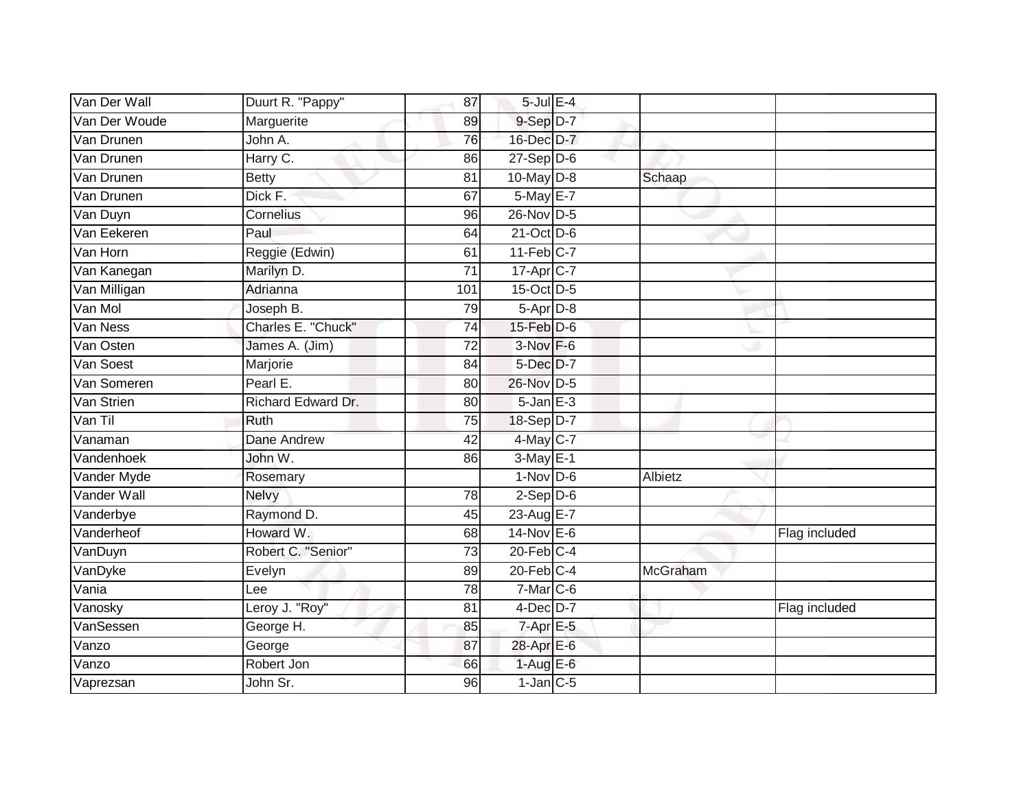| | | | | | | |
|---|---|---|---|---|---|---|
| Van Der Wall | Duurt R. "Pappy" | 87 | 5-Jul | E-4 | | |
| Van Der Woude | Marguerite | 89 | 9-Sep | D-7 | | |
| Van Drunen | John A. | 76 | 16-Dec | D-7 | | |
| Van Drunen | Harry C. | 86 | 27-Sep | D-6 | | |
| Van Drunen | Betty | 81 | 10-May | D-8 | Schaap | |
| Van Drunen | Dick F. | 67 | 5-May | E-7 | | |
| Van Duyn | Cornelius | 96 | 26-Nov | D-5 | | |
| Van Eekeren | Paul | 64 | 21-Oct | D-6 | | |
| Van Horn | Reggie (Edwin) | 61 | 11-Feb | C-7 | | |
| Van Kanegan | Marilyn D. | 71 | 17-Apr | C-7 | | |
| Van Milligan | Adrianna | 101 | 15-Oct | D-5 | | |
| Van Mol | Joseph B. | 79 | 5-Apr | D-8 | | |
| Van Ness | Charles E. "Chuck" | 74 | 15-Feb | D-6 | | |
| Van Osten | James A. (Jim) | 72 | 3-Nov | F-6 | | |
| Van Soest | Marjorie | 84 | 5-Dec | D-7 | | |
| Van Someren | Pearl E. | 80 | 26-Nov | D-5 | | |
| Van Strien | Richard Edward Dr. | 80 | 5-Jan | E-3 | | |
| Van Til | Ruth | 75 | 18-Sep | D-7 | | |
| Vanaman | Dane Andrew | 42 | 4-May | C-7 | | |
| Vandenhoek | John W. | 86 | 3-May | E-1 | | |
| Vander Myde | Rosemary | | 1-Nov | D-6 | Albietz | |
| Vander Wall | Nelvy | 78 | 2-Sep | D-6 | | |
| Vanderbye | Raymond D. | 45 | 23-Aug | E-7 | | |
| Vanderheof | Howard W. | 68 | 14-Nov | E-6 | | Flag included |
| VanDuyn | Robert C. "Senior" | 73 | 20-Feb | C-4 | | |
| VanDyke | Evelyn | 89 | 20-Feb | C-4 | McGraham | |
| Vania | Lee | 78 | 7-Mar | C-6 | | |
| Vanosky | Leroy J. "Roy" | 81 | 4-Dec | D-7 | | Flag included |
| VanSessen | George H. | 85 | 7-Apr | E-5 | | |
| Vanzo | George | 87 | 28-Apr | E-6 | | |
| Vanzo | Robert Jon | 66 | 1-Aug | E-6 | | |
| Vaprezsan | John Sr. | 96 | 1-Jan | C-5 | | |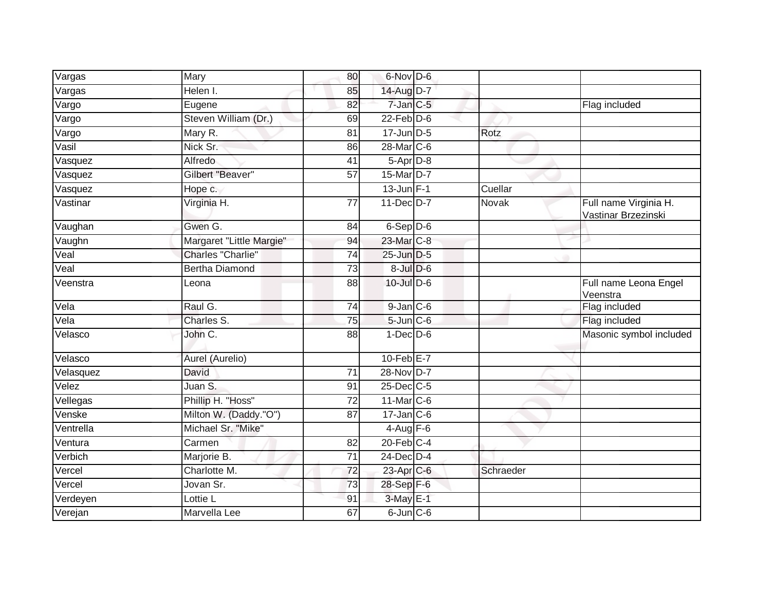| | | | | | | |
|---|---|---|---|---|---|---|
| Vargas | Mary | 80 | 6-Nov | D-6 | | |
| Vargas | Helen I. | 85 | 14-Aug | D-7 | | |
| Vargo | Eugene | 82 | 7-Jan | C-5 | | Flag included |
| Vargo | Steven William (Dr.) | 69 | 22-Feb | D-6 | | |
| Vargo | Mary R. | 81 | 17-Jun | D-5 | Rotz | |
| Vasil | Nick Sr. | 86 | 28-Mar | C-6 | | |
| Vasquez | Alfredo | 41 | 5-Apr | D-8 | | |
| Vasquez | Gilbert "Beaver" | 57 | 15-Mar | D-7 | | |
| Vasquez | Hope c. | | 13-Jun | F-1 | Cuellar | |
| Vastinar | Virginia H. | 77 | 11-Dec | D-7 | Novak | Full name Virginia H. Vastinar Brzezinski |
| Vaughan | Gwen G. | 84 | 6-Sep | D-6 | | |
| Vaughn | Margaret "Little Margie" | 94 | 23-Mar | C-8 | | |
| Veal | Charles "Charlie" | 74 | 25-Jun | D-5 | | |
| Veal | Bertha Diamond | 73 | 8-Jul | D-6 | | |
| Veenstra | Leona | 88 | 10-Jul | D-6 | | Full name Leona Engel Veenstra |
| Vela | Raul G. | 74 | 9-Jan | C-6 | | Flag included |
| Vela | Charles S. | 75 | 5-Jun | C-6 | | Flag included |
| Velasco | John C. | 88 | 1-Dec | D-6 | | Masonic symbol included |
| Velasco | Aurel (Aurelio) | | 10-Feb | E-7 | | |
| Velasquez | David | 71 | 28-Nov | D-7 | | |
| Velez | Juan S. | 91 | 25-Dec | C-5 | | |
| Vellegas | Phillip H. "Hoss" | 72 | 11-Mar | C-6 | | |
| Venske | Milton W. (Daddy."O") | 87 | 17-Jan | C-6 | | |
| Ventrella | Michael Sr. "Mike" | | 4-Aug | F-6 | | |
| Ventura | Carmen | 82 | 20-Feb | C-4 | | |
| Verbich | Marjorie B. | 71 | 24-Dec | D-4 | | |
| Vercel | Charlotte M. | 72 | 23-Apr | C-6 | Schraeder | |
| Vercel | Jovan Sr. | 73 | 28-Sep | F-6 | | |
| Verdeyen | Lottie L | 91 | 3-May | E-1 | | |
| Verejan | Marvella Lee | 67 | 6-Jun | C-6 | | |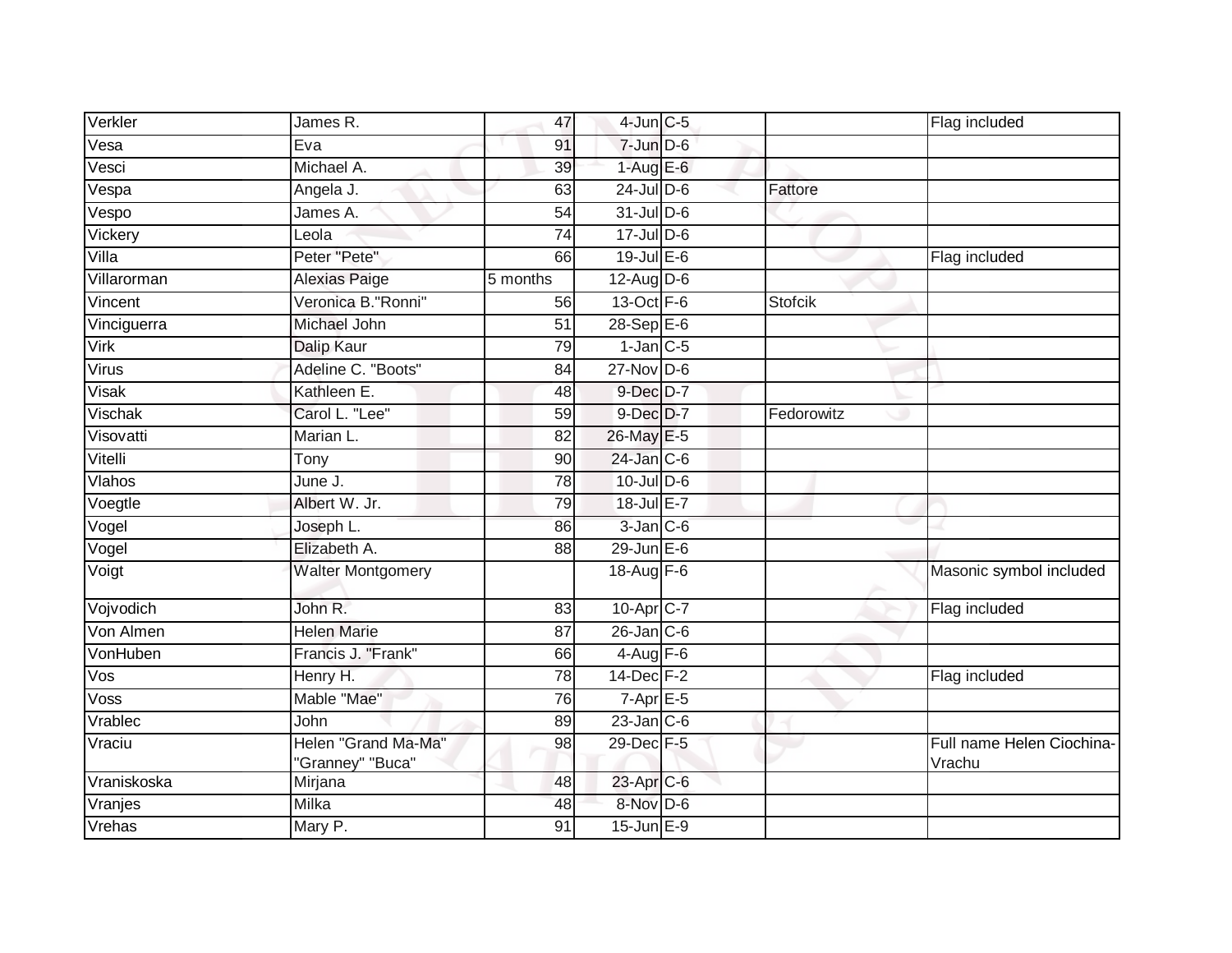| Verkler | James R. | 47 | 4-Jun | C-5 | | Flag included |
|---|---|---|---|---|---|---|
| Vesa | Eva | 91 | 7-Jun | D-6 | | |
| Vesci | Michael A. | 39 | 1-Aug | E-6 | | |
| Vespa | Angela J. | 63 | 24-Jul | D-6 | Fattore | |
| Vespo | James A. | 54 | 31-Jul | D-6 | | |
| Vickery | Leola | 74 | 17-Jul | D-6 | | |
| Villa | Peter "Pete" | 66 | 19-Jul | E-6 | | Flag included |
| Villarorman | Alexias Paige | 5 months | 12-Aug | D-6 | | |
| Vincent | Veronica B."Ronni" | 56 | 13-Oct | F-6 | Stofcik | |
| Vinciguerra | Michael John | 51 | 28-Sep | E-6 | | |
| Virk | Dalip Kaur | 79 | 1-Jan | C-5 | | |
| Virus | Adeline C. "Boots" | 84 | 27-Nov | D-6 | | |
| Visak | Kathleen E. | 48 | 9-Dec | D-7 | | |
| Vischak | Carol L. "Lee" | 59 | 9-Dec | D-7 | Fedorowitz | |
| Visovatti | Marian L. | 82 | 26-May | E-5 | | |
| Vitelli | Tony | 90 | 24-Jan | C-6 | | |
| Vlahos | June J. | 78 | 10-Jul | D-6 | | |
| Voegtle | Albert W. Jr. | 79 | 18-Jul | E-7 | | |
| Vogel | Joseph L. | 86 | 3-Jan | C-6 | | |
| Vogel | Elizabeth A. | 88 | 29-Jun | E-6 | | |
| Voigt | Walter Montgomery | | 18-Aug | F-6 | | Masonic symbol included |
| Vojvodich | John R. | 83 | 10-Apr | C-7 | | Flag included |
| Von Almen | Helen Marie | 87 | 26-Jan | C-6 | | |
| VonHuben | Francis J. "Frank" | 66 | 4-Aug | F-6 | | |
| Vos | Henry H. | 78 | 14-Dec | F-2 | | Flag included |
| Voss | Mable "Mae" | 76 | 7-Apr | E-5 | | |
| Vrablec | John | 89 | 23-Jan | C-6 | | |
| Vraciu | Helen "Grand Ma-Ma" "Granney" "Buca" | 98 | 29-Dec | F-5 | | Full name Helen Ciochina-Vrachu |
| Vraniskoska | Mirjana | 48 | 23-Apr | C-6 | | |
| Vranjes | Milka | 48 | 8-Nov | D-6 | | |
| Vrehas | Mary P. | 91 | 15-Jun | E-9 | | |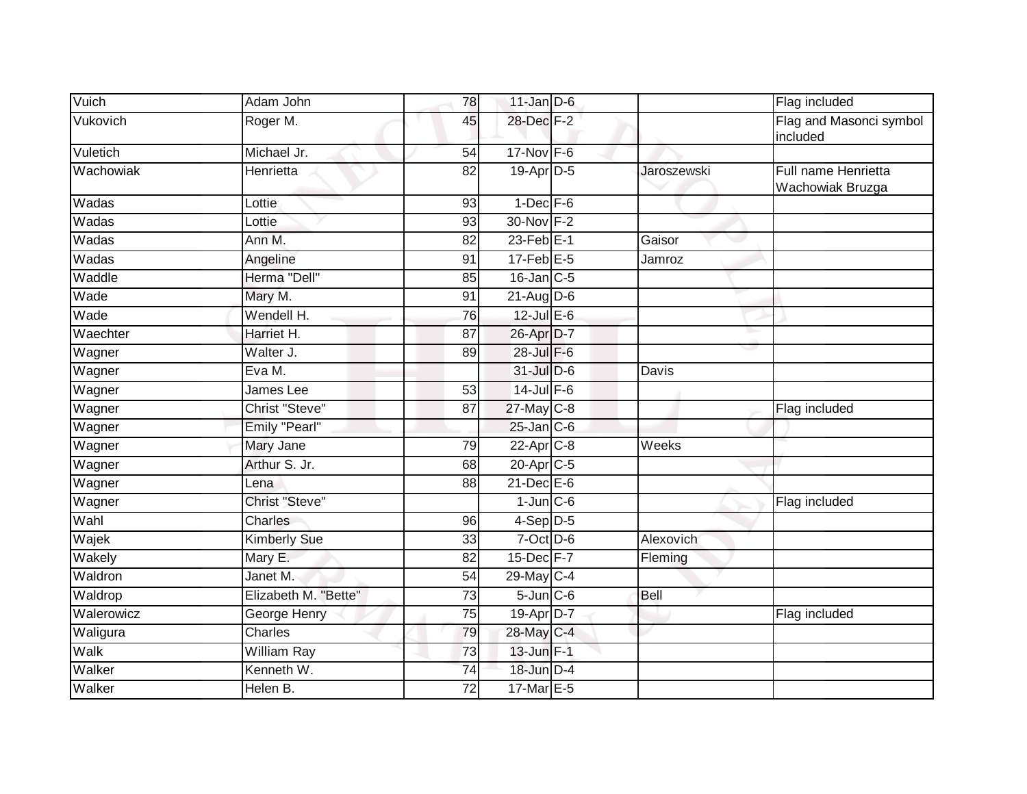| | | | | | | |
|---|---|---|---|---|---|---|
| Vuich | Adam John | 78 | 11-Jan | D-6 | | Flag included |
| Vukovich | Roger M. | 45 | 28-Dec | F-2 | | Flag and Masonci symbol included |
| Vuletich | Michael Jr. | 54 | 17-Nov | F-6 | | |
| Wachowiak | Henrietta | 82 | 19-Apr | D-5 | Jaroszewski | Full name Henrietta Wachowiak Bruzga |
| Wadas | Lottie | 93 | 1-Dec | F-6 | | |
| Wadas | Lottie | 93 | 30-Nov | F-2 | | |
| Wadas | Ann M. | 82 | 23-Feb | E-1 | Gaisor | |
| Wadas | Angeline | 91 | 17-Feb | E-5 | Jamroz | |
| Waddle | Herma "Dell" | 85 | 16-Jan | C-5 | | |
| Wade | Mary M. | 91 | 21-Aug | D-6 | | |
| Wade | Wendell H. | 76 | 12-Jul | E-6 | | |
| Waechter | Harriet H. | 87 | 26-Apr | D-7 | | |
| Wagner | Walter J. | 89 | 28-Jul | F-6 | | |
| Wagner | Eva M. | | 31-Jul | D-6 | Davis | |
| Wagner | James Lee | 53 | 14-Jul | F-6 | | |
| Wagner | Christ "Steve" | 87 | 27-May | C-8 | | Flag included |
| Wagner | Emily "Pearl" | | 25-Jan | C-6 | | |
| Wagner | Mary Jane | 79 | 22-Apr | C-8 | Weeks | |
| Wagner | Arthur S. Jr. | 68 | 20-Apr | C-5 | | |
| Wagner | Lena | 88 | 21-Dec | E-6 | | |
| Wagner | Christ "Steve" | | 1-Jun | C-6 | | Flag included |
| Wahl | Charles | 96 | 4-Sep | D-5 | | |
| Wajek | Kimberly Sue | 33 | 7-Oct | D-6 | Alexovich | |
| Wakely | Mary E. | 82 | 15-Dec | F-7 | Fleming | |
| Waldron | Janet M. | 54 | 29-May | C-4 | | |
| Waldrop | Elizabeth M. "Bette" | 73 | 5-Jun | C-6 | Bell | |
| Walerowicz | George Henry | 75 | 19-Apr | D-7 | | Flag included |
| Waligura | Charles | 79 | 28-May | C-4 | | |
| Walk | William Ray | 73 | 13-Jun | F-1 | | |
| Walker | Kenneth W. | 74 | 18-Jun | D-4 | | |
| Walker | Helen B. | 72 | 17-Mar | E-5 | | |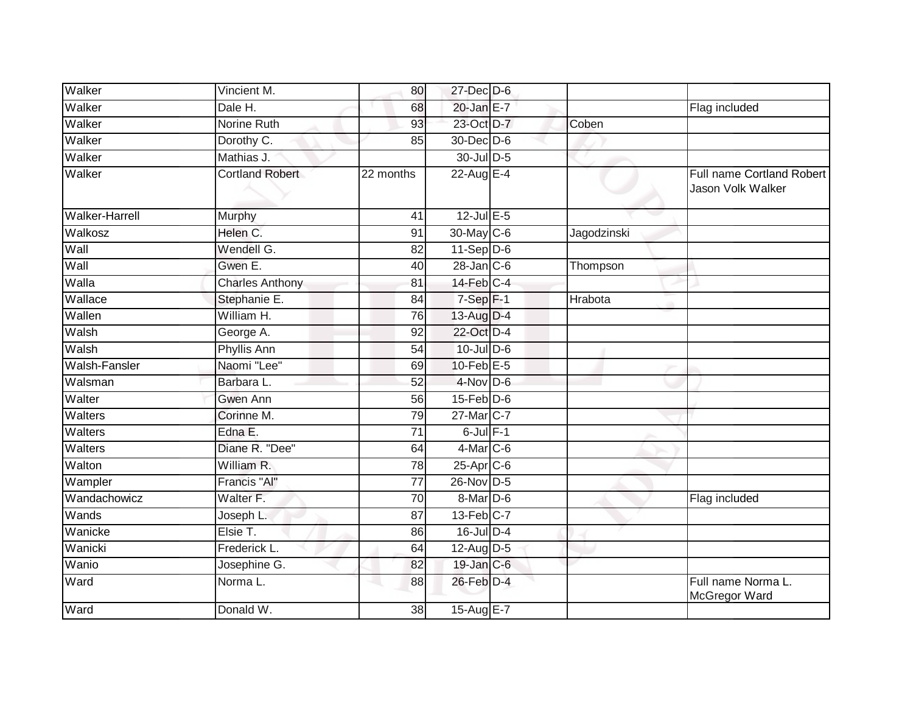| | | | | | | |
|---|---|---|---|---|---|---|
| Walker | Vincient M. | 80 | 27-Dec | D-6 | | |
| Walker | Dale H. | 68 | 20-Jan | E-7 | | Flag included |
| Walker | Norine Ruth | 93 | 23-Oct | D-7 | Coben | |
| Walker | Dorothy C. | 85 | 30-Dec | D-6 | | |
| Walker | Mathias J. | | 30-Jul | D-5 | | |
| Walker | Cortland Robert | 22 months | 22-Aug | E-4 | | Full name Cortland Robert Jason Volk Walker |
| Walker-Harrell | Murphy | 41 | 12-Jul | E-5 | | |
| Walkosz | Helen C. | 91 | 30-May | C-6 | Jagodzinski | |
| Wall | Wendell G. | 82 | 11-Sep | D-6 | | |
| Wall | Gwen E. | 40 | 28-Jan | C-6 | Thompson | |
| Walla | Charles Anthony | 81 | 14-Feb | C-4 | | |
| Wallace | Stephanie E. | 84 | 7-Sep | F-1 | Hrabota | |
| Wallen | William H. | 76 | 13-Aug | D-4 | | |
| Walsh | George A. | 92 | 22-Oct | D-4 | | |
| Walsh | Phyllis Ann | 54 | 10-Jul | D-6 | | |
| Walsh-Fansler | Naomi "Lee" | 69 | 10-Feb | E-5 | | |
| Walsman | Barbara L. | 52 | 4-Nov | D-6 | | |
| Walter | Gwen Ann | 56 | 15-Feb | D-6 | | |
| Walters | Corinne M. | 79 | 27-Mar | C-7 | | |
| Walters | Edna E. | 71 | 6-Jul | F-1 | | |
| Walters | Diane R. "Dee" | 64 | 4-Mar | C-6 | | |
| Walton | William R. | 78 | 25-Apr | C-6 | | |
| Wampler | Francis "Al" | 77 | 26-Nov | D-5 | | |
| Wandachowicz | Walter F. | 70 | 8-Mar | D-6 | | Flag included |
| Wands | Joseph L. | 87 | 13-Feb | C-7 | | |
| Wanicke | Elsie T. | 86 | 16-Jul | D-4 | | |
| Wanicki | Frederick L. | 64 | 12-Aug | D-5 | | |
| Wanio | Josephine G. | 82 | 19-Jan | C-6 | | |
| Ward | Norma L. | 88 | 26-Feb | D-4 | | Full name Norma L. McGregor Ward |
| Ward | Donald W. | 38 | 15-Aug | E-7 | | |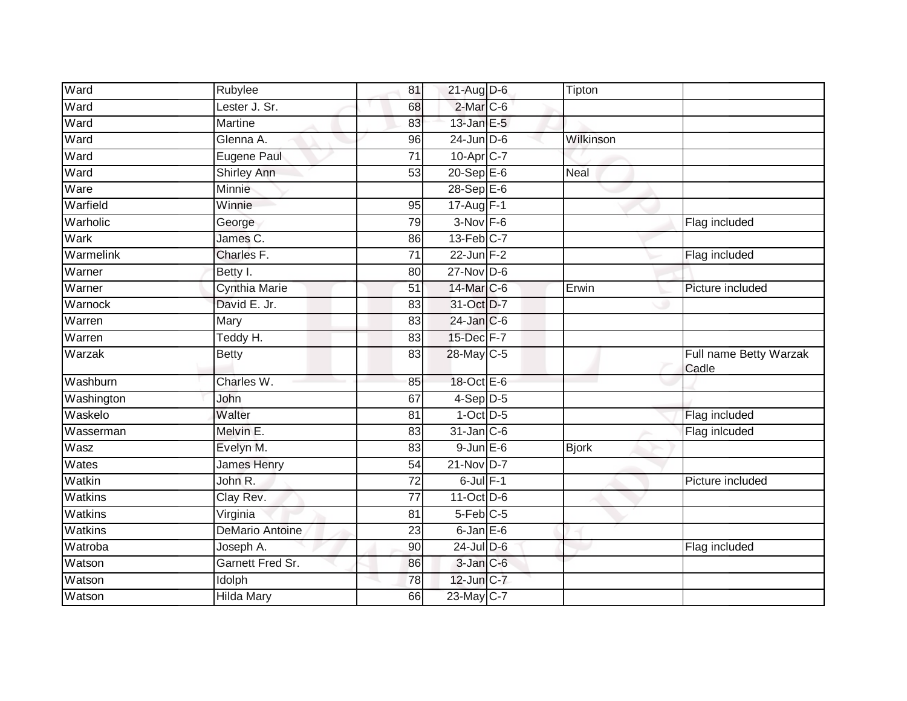| Ward | Rubylee | 81 | 21-Aug | D-6 | Tipton | |
|---|---|---|---|---|---|---|
| Ward | Lester J. Sr. | 68 | 2-Mar | C-6 | | |
| Ward | Martine | 83 | 13-Jan | E-5 | | |
| Ward | Glenna A. | 96 | 24-Jun | D-6 | Wilkinson | |
| Ward | Eugene Paul | 71 | 10-Apr | C-7 | | |
| Ward | Shirley Ann | 53 | 20-Sep | E-6 | Neal | |
| Ware | Minnie | | 28-Sep | E-6 | | |
| Warfield | Winnie | 95 | 17-Aug | F-1 | | |
| Warholic | George | 79 | 3-Nov | F-6 | | Flag included |
| Wark | James C. | 86 | 13-Feb | C-7 | | |
| Warmelink | Charles F. | 71 | 22-Jun | F-2 | | Flag included |
| Warner | Betty I. | 80 | 27-Nov | D-6 | | |
| Warner | Cynthia Marie | 51 | 14-Mar | C-6 | Erwin | Picture included |
| Warnock | David E. Jr. | 83 | 31-Oct | D-7 | | |
| Warren | Mary | 83 | 24-Jan | C-6 | | |
| Warren | Teddy H. | 83 | 15-Dec | F-7 | | |
| Warzak | Betty | 83 | 28-May | C-5 | | Full name Betty Warzak Cadle |
| Washburn | Charles W. | 85 | 18-Oct | E-6 | | |
| Washington | John | 67 | 4-Sep | D-5 | | |
| Waskelo | Walter | 81 | 1-Oct | D-5 | | Flag included |
| Wasserman | Melvin E. | 83 | 31-Jan | C-6 | | Flag inlcuded |
| Wasz | Evelyn M. | 83 | 9-Jun | E-6 | Bjork | |
| Wates | James Henry | 54 | 21-Nov | D-7 | | |
| Watkin | John R. | 72 | 6-Jul | F-1 | | Picture included |
| Watkins | Clay Rev. | 77 | 11-Oct | D-6 | | |
| Watkins | Virginia | 81 | 5-Feb | C-5 | | |
| Watkins | DeMario Antoine | 23 | 6-Jan | E-6 | | |
| Watroba | Joseph A. | 90 | 24-Jul | D-6 | | Flag included |
| Watson | Garnett Fred Sr. | 86 | 3-Jan | C-6 | | |
| Watson | Idolph | 78 | 12-Jun | C-7 | | |
| Watson | Hilda Mary | 66 | 23-May | C-7 | | |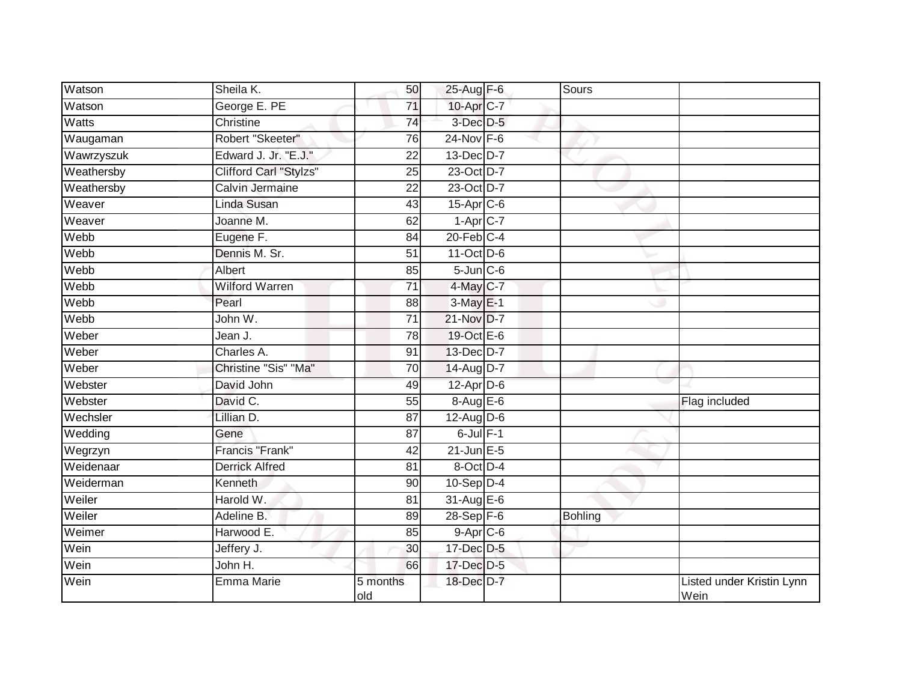| Watson | Sheila K. | 50 | 25-Aug | F-6 | Sours | |
|---|---|---|---|---|---|---|
| Watson | George E. PE | 71 | 10-Apr | C-7 | | |
| Watts | Christine | 74 | 3-Dec | D-5 | | |
| Waugaman | Robert "Skeeter" | 76 | 24-Nov | F-6 | | |
| Wawrzyszuk | Edward J. Jr. "E.J." | 22 | 13-Dec | D-7 | | |
| Weathersby | Clifford Carl "Stylzs" | 25 | 23-Oct | D-7 | | |
| Weathersby | Calvin Jermaine | 22 | 23-Oct | D-7 | | |
| Weaver | Linda Susan | 43 | 15-Apr | C-6 | | |
| Weaver | Joanne M. | 62 | 1-Apr | C-7 | | |
| Webb | Eugene F. | 84 | 20-Feb | C-4 | | |
| Webb | Dennis M. Sr. | 51 | 11-Oct | D-6 | | |
| Webb | Albert | 85 | 5-Jun | C-6 | | |
| Webb | Wilford Warren | 71 | 4-May | C-7 | | |
| Webb | Pearl | 88 | 3-May | E-1 | | |
| Webb | John W. | 71 | 21-Nov | D-7 | | |
| Weber | Jean J. | 78 | 19-Oct | E-6 | | |
| Weber | Charles A. | 91 | 13-Dec | D-7 | | |
| Weber | Christine "Sis" "Ma" | 70 | 14-Aug | D-7 | | |
| Webster | David John | 49 | 12-Apr | D-6 | | |
| Webster | David C. | 55 | 8-Aug | E-6 | | Flag included |
| Wechsler | Lillian D. | 87 | 12-Aug | D-6 | | |
| Wedding | Gene | 87 | 6-Jul | F-1 | | |
| Wegrzyn | Francis "Frank" | 42 | 21-Jun | E-5 | | |
| Weidenaar | Derrick Alfred | 81 | 8-Oct | D-4 | | |
| Weiderman | Kenneth | 90 | 10-Sep | D-4 | | |
| Weiler | Harold W. | 81 | 31-Aug | E-6 | | |
| Weiler | Adeline B. | 89 | 28-Sep | F-6 | Bohling | |
| Weimer | Harwood E. | 85 | 9-Apr | C-6 | | |
| Wein | Jeffery J. | 30 | 17-Dec | D-5 | | |
| Wein | John H. | 66 | 17-Dec | D-5 | | |
| Wein | Emma Marie | 5 months old | 18-Dec | D-7 | | Listed under Kristin Lynn Wein |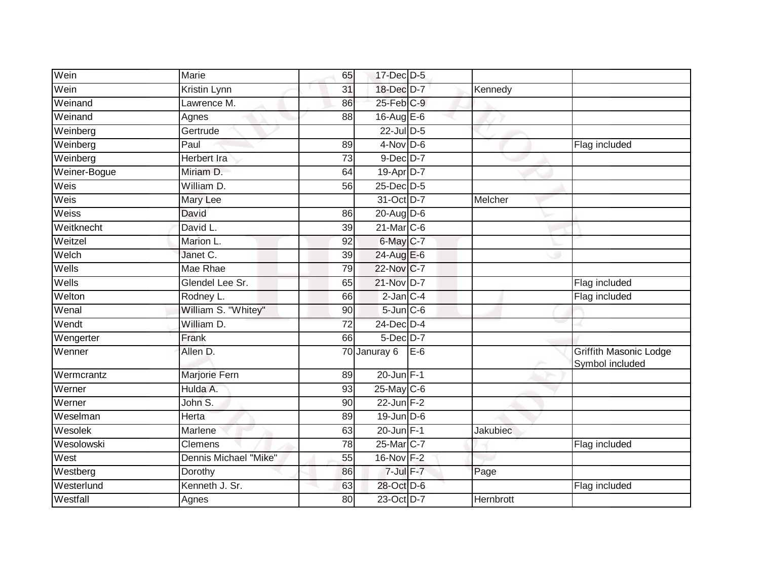| | | | | | | |
|---|---|---|---|---|---|---|
| Wein | Marie | 65 | 17-Dec | D-5 | | |
| Wein | Kristin Lynn | 31 | 18-Dec | D-7 | Kennedy | |
| Weinand | Lawrence M. | 86 | 25-Feb | C-9 | | |
| Weinand | Agnes | 88 | 16-Aug | E-6 | | |
| Weinberg | Gertrude | | 22-Jul | D-5 | | |
| Weinberg | Paul | 89 | 4-Nov | D-6 | | Flag included |
| Weinberg | Herbert Ira | 73 | 9-Dec | D-7 | | |
| Weiner-Bogue | Miriam D. | 64 | 19-Apr | D-7 | | |
| Weis | William D. | 56 | 25-Dec | D-5 | | |
| Weis | Mary Lee | | 31-Oct | D-7 | Melcher | |
| Weiss | David | 86 | 20-Aug | D-6 | | |
| Weitknecht | David L. | 39 | 21-Mar | C-6 | | |
| Weitzel | Marion L. | 92 | 6-May | C-7 | | |
| Welch | Janet C. | 39 | 24-Aug | E-6 | | |
| Wells | Mae Rhae | 79 | 22-Nov | C-7 | | |
| Wells | Glendel Lee Sr. | 65 | 21-Nov | D-7 | | Flag included |
| Welton | Rodney L. | 66 | 2-Jan | C-4 | | Flag included |
| Wenal | William S. "Whitey" | 90 | 5-Jun | C-6 | | |
| Wendt | William D. | 72 | 24-Dec | D-4 | | |
| Wengerter | Frank | 66 | 5-Dec | D-7 | | |
| Wenner | Allen D. | 70 | Januray 6 | E-6 | | Griffith Masonic Lodge Symbol included |
| Wermcrantz | Marjorie Fern | 89 | 20-Jun | F-1 | | |
| Werner | Hulda A. | 93 | 25-May | C-6 | | |
| Werner | John S. | 90 | 22-Jun | F-2 | | |
| Weselman | Herta | 89 | 19-Jun | D-6 | | |
| Wesolek | Marlene | 63 | 20-Jun | F-1 | Jakubiec | |
| Wesolowski | Clemens | 78 | 25-Mar | C-7 | | Flag included |
| West | Dennis Michael "Mike" | 55 | 16-Nov | F-2 | | |
| Westberg | Dorothy | 86 | 7-Jul | F-7 | Page | |
| Westerlund | Kenneth J. Sr. | 63 | 28-Oct | D-6 | | Flag included |
| Westfall | Agnes | 80 | 23-Oct | D-7 | Hernbrott | |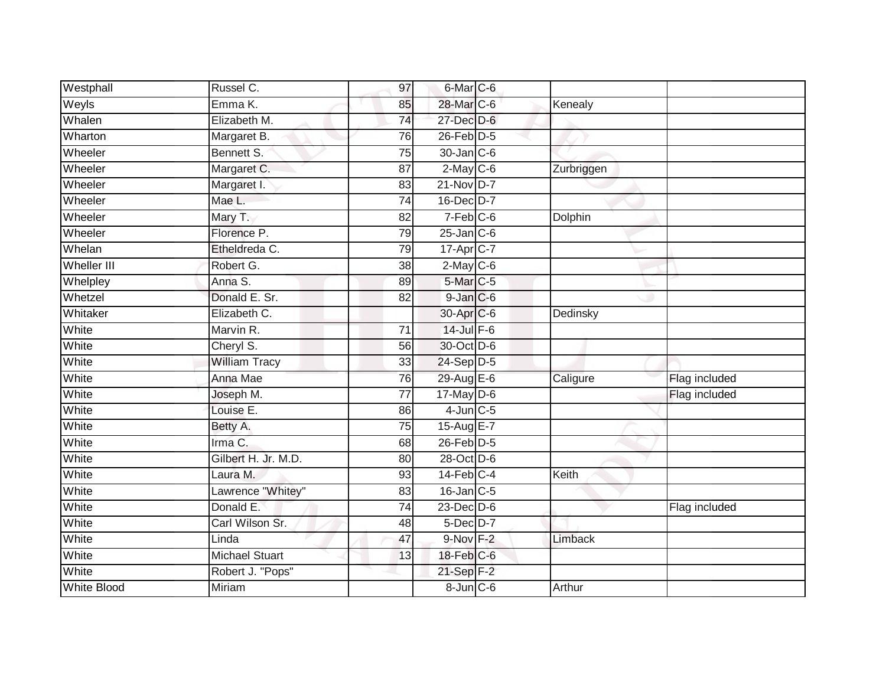| | | | | | | |
|---|---|---|---|---|---|---|
| Westphall | Russel C. | 97 | 6-Mar | C-6 | | |
| Weyls | Emma K. | 85 | 28-Mar | C-6 | Kenealy | |
| Whalen | Elizabeth M. | 74 | 27-Dec | D-6 | | |
| Wharton | Margaret B. | 76 | 26-Feb | D-5 | | |
| Wheeler | Bennett S. | 75 | 30-Jan | C-6 | | |
| Wheeler | Margaret C. | 87 | 2-May | C-6 | Zurbriggen | |
| Wheeler | Margaret I. | 83 | 21-Nov | D-7 | | |
| Wheeler | Mae L. | 74 | 16-Dec | D-7 | | |
| Wheeler | Mary T. | 82 | 7-Feb | C-6 | Dolphin | |
| Wheeler | Florence P. | 79 | 25-Jan | C-6 | | |
| Whelan | Etheldreda C. | 79 | 17-Apr | C-7 | | |
| Wheller III | Robert G. | 38 | 2-May | C-6 | | |
| Whelpley | Anna S. | 89 | 5-Mar | C-5 | | |
| Whetzel | Donald E. Sr. | 82 | 9-Jan | C-6 | | |
| Whitaker | Elizabeth C. | | 30-Apr | C-6 | Dedinsky | |
| White | Marvin R. | 71 | 14-Jul | F-6 | | |
| White | Cheryl S. | 56 | 30-Oct | D-6 | | |
| White | William Tracy | 33 | 24-Sep | D-5 | | |
| White | Anna Mae | 76 | 29-Aug | E-6 | Caligure | Flag included |
| White | Joseph M. | 77 | 17-May | D-6 | | Flag included |
| White | Louise E. | 86 | 4-Jun | C-5 | | |
| White | Betty A. | 75 | 15-Aug | E-7 | | |
| White | Irma C. | 68 | 26-Feb | D-5 | | |
| White | Gilbert H. Jr. M.D. | 80 | 28-Oct | D-6 | | |
| White | Laura M. | 93 | 14-Feb | C-4 | Keith | |
| White | Lawrence "Whitey" | 83 | 16-Jan | C-5 | | |
| White | Donald E. | 74 | 23-Dec | D-6 | | Flag included |
| White | Carl Wilson Sr. | 48 | 5-Dec | D-7 | | |
| White | Linda | 47 | 9-Nov | F-2 | Limback | |
| White | Michael Stuart | 13 | 18-Feb | C-6 | | |
| White | Robert J. "Pops" | | 21-Sep | F-2 | | |
| White Blood | Miriam | | 8-Jun | C-6 | Arthur | |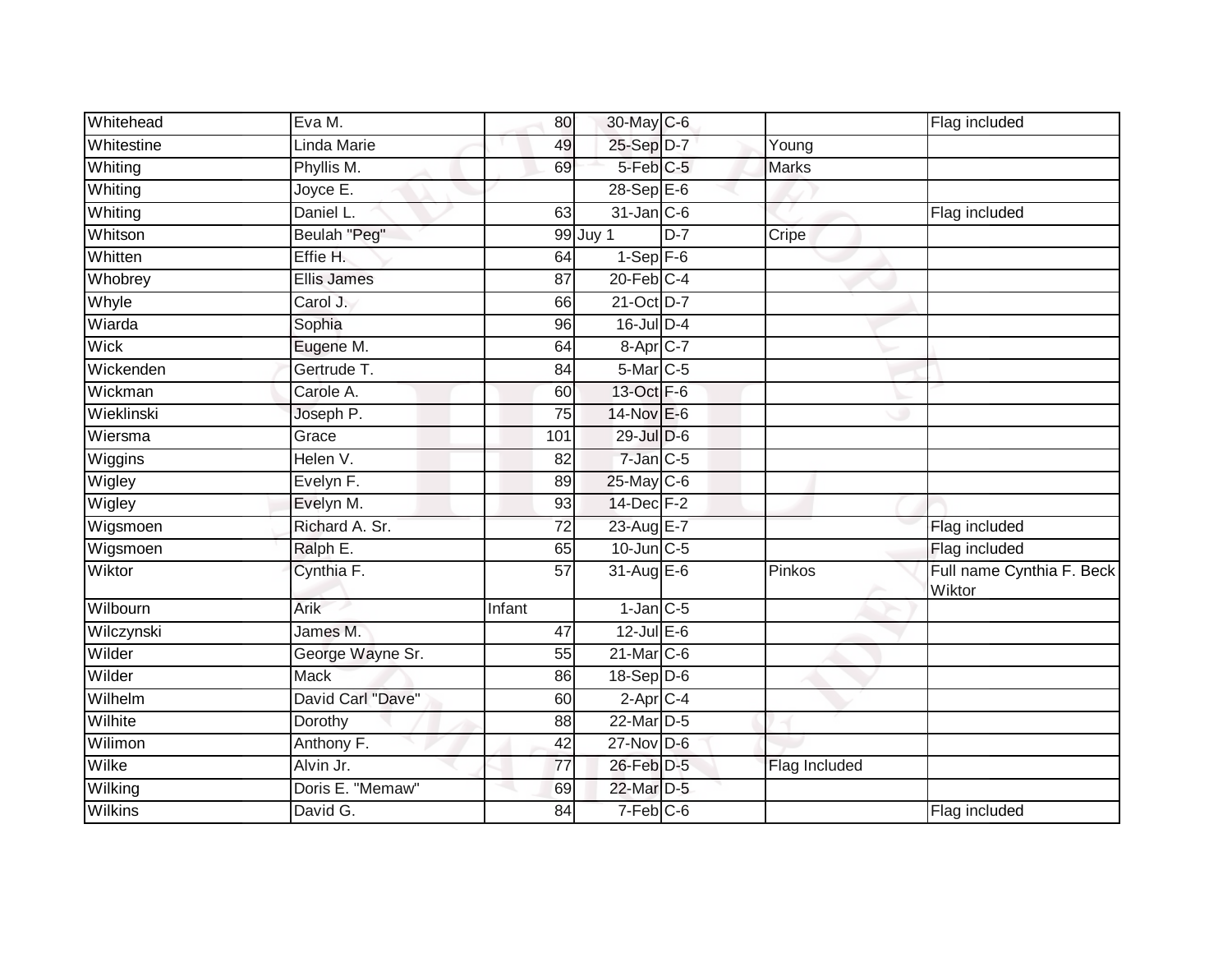| | | | | | | |
|---|---|---|---|---|---|---|
| Whitehead | Eva M. | 80 | 30-May | C-6 | | Flag included |
| Whitestine | Linda Marie | 49 | 25-Sep | D-7 | Young | |
| Whiting | Phyllis M. | 69 | 5-Feb | C-5 | Marks | |
| Whiting | Joyce E. | | 28-Sep | E-6 | | |
| Whiting | Daniel L. | 63 | 31-Jan | C-6 | | Flag included |
| Whitson | Beulah "Peg" | 99 | Juy 1 | D-7 | Cripe | |
| Whitten | Effie H. | 64 | 1-Sep | F-6 | | |
| Whobrey | Ellis James | 87 | 20-Feb | C-4 | | |
| Whyle | Carol J. | 66 | 21-Oct | D-7 | | |
| Wiarda | Sophia | 96 | 16-Jul | D-4 | | |
| Wick | Eugene M. | 64 | 8-Apr | C-7 | | |
| Wickenden | Gertrude T. | 84 | 5-Mar | C-5 | | |
| Wickman | Carole A. | 60 | 13-Oct | F-6 | | |
| Wieklinski | Joseph P. | 75 | 14-Nov | E-6 | | |
| Wiersma | Grace | 101 | 29-Jul | D-6 | | |
| Wiggins | Helen V. | 82 | 7-Jan | C-5 | | |
| Wigley | Evelyn F. | 89 | 25-May | C-6 | | |
| Wigley | Evelyn M. | 93 | 14-Dec | F-2 | | |
| Wigsmoen | Richard A. Sr. | 72 | 23-Aug | E-7 | | Flag included |
| Wigsmoen | Ralph E. | 65 | 10-Jun | C-5 | | Flag included |
| Wiktor | Cynthia F. | 57 | 31-Aug | E-6 | Pinkos | Full name Cynthia F. Beck Wiktor |
| Wilbourn | Arik | Infant | 1-Jan | C-5 | | |
| Wilczynski | James M. | 47 | 12-Jul | E-6 | | |
| Wilder | George Wayne Sr. | 55 | 21-Mar | C-6 | | |
| Wilder | Mack | 86 | 18-Sep | D-6 | | |
| Wilhelm | David Carl "Dave" | 60 | 2-Apr | C-4 | | |
| Wilhite | Dorothy | 88 | 22-Mar | D-5 | | |
| Wilimon | Anthony F. | 42 | 27-Nov | D-6 | | |
| Wilke | Alvin Jr. | 77 | 26-Feb | D-5 | Flag Included | |
| Wilking | Doris E. "Memaw" | 69 | 22-Mar | D-5 | | |
| Wilkins | David G. | 84 | 7-Feb | C-6 | | Flag included |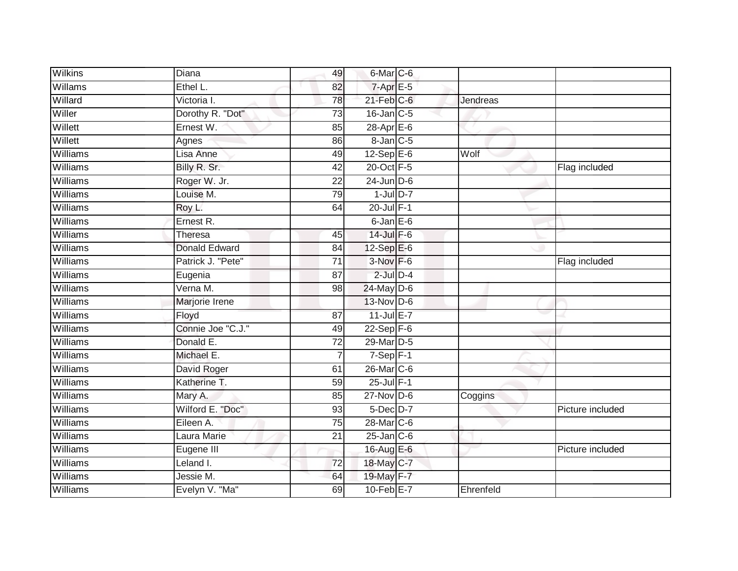| | | | | | | |
|---|---|---|---|---|---|---|
| Wilkins | Diana | 49 | 6-Mar | C-6 | | |
| Willams | Ethel L. | 82 | 7-Apr | E-5 | | |
| Willard | Victoria I. | 78 | 21-Feb | C-6 | Jendreas | |
| Willer | Dorothy R. "Dot" | 73 | 16-Jan | C-5 | | |
| Willett | Ernest W. | 85 | 28-Apr | E-6 | | |
| Willett | Agnes | 86 | 8-Jan | C-5 | | |
| Williams | Lisa Anne | 49 | 12-Sep | E-6 | Wolf | |
| Williams | Billy R. Sr. | 42 | 20-Oct | F-5 | | Flag included |
| Williams | Roger W. Jr. | 22 | 24-Jun | D-6 | | |
| Williams | Louise M. | 79 | 1-Jul | D-7 | | |
| Williams | Roy L. | 64 | 20-Jul | F-1 | | |
| Williams | Ernest R. | | 6-Jan | E-6 | | |
| Williams | Theresa | 45 | 14-Jul | F-6 | | |
| Williams | Donald Edward | 84 | 12-Sep | E-6 | | |
| Williams | Patrick J. "Pete" | 71 | 3-Nov | F-6 | | Flag included |
| Williams | Eugenia | 87 | 2-Jul | D-4 | | |
| Williams | Verna M. | 98 | 24-May | D-6 | | |
| Williams | Marjorie Irene | | 13-Nov | D-6 | | |
| Williams | Floyd | 87 | 11-Jul | E-7 | | |
| Williams | Connie Joe "C.J." | 49 | 22-Sep | F-6 | | |
| Williams | Donald E. | 72 | 29-Mar | D-5 | | |
| Williams | Michael E. | 7 | 7-Sep | F-1 | | |
| Williams | David Roger | 61 | 26-Mar | C-6 | | |
| Williams | Katherine T. | 59 | 25-Jul | F-1 | | |
| Williams | Mary A. | 85 | 27-Nov | D-6 | Coggins | |
| Williams | Wilford E. "Doc" | 93 | 5-Dec | D-7 | | Picture included |
| Williams | Eileen A. | 75 | 28-Mar | C-6 | | |
| Williams | Laura Marie | 21 | 25-Jan | C-6 | | |
| Williams | Eugene III | | 16-Aug | E-6 | | Picture included |
| Williams | Leland I. | 72 | 18-May | C-7 | | |
| Williams | Jessie M. | 64 | 19-May | F-7 | | |
| Williams | Evelyn V. "Ma" | 69 | 10-Feb | E-7 | Ehrenfeld | |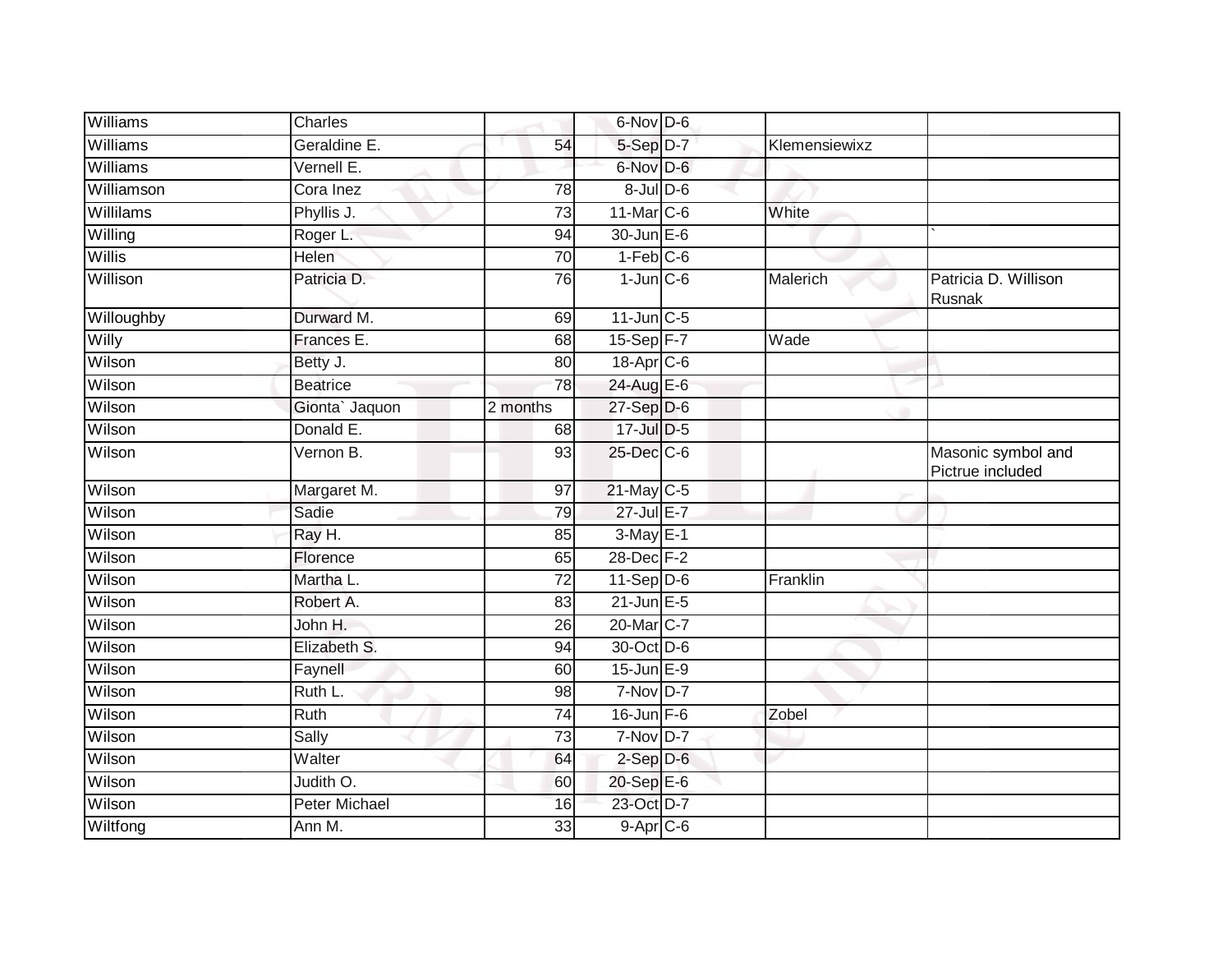| | | | | | | |
|---|---|---|---|---|---|---|
| Williams | Charles | | 6-Nov | D-6 | | |
| Williams | Geraldine E. | 54 | 5-Sep | D-7 | Klemensiewixz | |
| Williams | Vernell E. | | 6-Nov | D-6 | | |
| Williamson | Cora Inez | 78 | 8-Jul | D-6 | | |
| Willilams | Phyllis J. | 73 | 11-Mar | C-6 | White | |
| Willing | Roger L. | 94 | 30-Jun | E-6 | | ` |
| Willis | Helen | 70 | 1-Feb | C-6 | | |
| Willison | Patricia D. | 76 | 1-Jun | C-6 | Malerich | Patricia D. Willison Rusnak |
| Willoughby | Durward M. | 69 | 11-Jun | C-5 | | |
| Willy | Frances E. | 68 | 15-Sep | F-7 | Wade | |
| Wilson | Betty J. | 80 | 18-Apr | C-6 | | |
| Wilson | Beatrice | 78 | 24-Aug | E-6 | | |
| Wilson | Gionta` Jaquon | 2 months | 27-Sep | D-6 | | |
| Wilson | Donald E. | 68 | 17-Jul | D-5 | | |
| Wilson | Vernon B. | 93 | 25-Dec | C-6 | | Masonic symbol and Pictrue included |
| Wilson | Margaret M. | 97 | 21-May | C-5 | | |
| Wilson | Sadie | 79 | 27-Jul | E-7 | | |
| Wilson | Ray H. | 85 | 3-May | E-1 | | |
| Wilson | Florence | 65 | 28-Dec | F-2 | | |
| Wilson | Martha L. | 72 | 11-Sep | D-6 | Franklin | |
| Wilson | Robert A. | 83 | 21-Jun | E-5 | | |
| Wilson | John H. | 26 | 20-Mar | C-7 | | |
| Wilson | Elizabeth S. | 94 | 30-Oct | D-6 | | |
| Wilson | Faynell | 60 | 15-Jun | E-9 | | |
| Wilson | Ruth L. | 98 | 7-Nov | D-7 | | |
| Wilson | Ruth | 74 | 16-Jun | F-6 | Zobel | |
| Wilson | Sally | 73 | 7-Nov | D-7 | | |
| Wilson | Walter | 64 | 2-Sep | D-6 | | |
| Wilson | Judith O. | 60 | 20-Sep | E-6 | | |
| Wilson | Peter Michael | 16 | 23-Oct | D-7 | | |
| Wiltfong | Ann M. | 33 | 9-Apr | C-6 | | |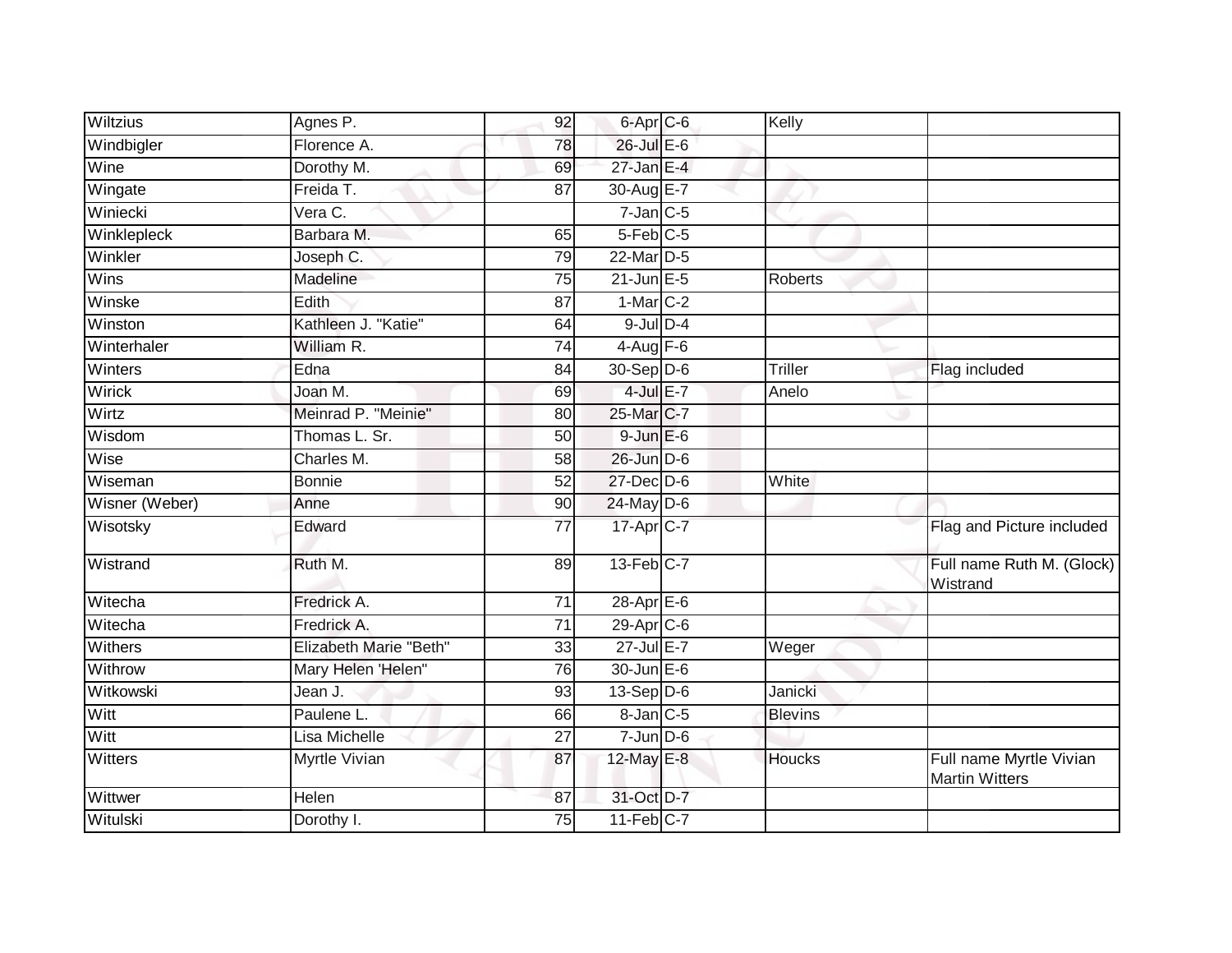| | | | | | | |
|---|---|---|---|---|---|---|
| Wiltzius | Agnes P. | 92 | 6-Apr | C-6 | Kelly | |
| Windbigler | Florence A. | 78 | 26-Jul | E-6 | | |
| Wine | Dorothy M. | 69 | 27-Jan | E-4 | | |
| Wingate | Freida T. | 87 | 30-Aug | E-7 | | |
| Winiecki | Vera C. | | 7-Jan | C-5 | | |
| Winklepleck | Barbara M. | 65 | 5-Feb | C-5 | | |
| Winkler | Joseph C. | 79 | 22-Mar | D-5 | | |
| Wins | Madeline | 75 | 21-Jun | E-5 | Roberts | |
| Winske | Edith | 87 | 1-Mar | C-2 | | |
| Winston | Kathleen J. "Katie" | 64 | 9-Jul | D-4 | | |
| Winterhaler | William R. | 74 | 4-Aug | F-6 | | |
| Winters | Edna | 84 | 30-Sep | D-6 | Triller | Flag included |
| Wirick | Joan M. | 69 | 4-Jul | E-7 | Anelo | |
| Wirtz | Meinrad P. "Meinie" | 80 | 25-Mar | C-7 | | |
| Wisdom | Thomas L. Sr. | 50 | 9-Jun | E-6 | | |
| Wise | Charles M. | 58 | 26-Jun | D-6 | | |
| Wiseman | Bonnie | 52 | 27-Dec | D-6 | White | |
| Wisner (Weber) | Anne | 90 | 24-May | D-6 | | |
| Wisotsky | Edward | 77 | 17-Apr | C-7 | | Flag and Picture included |
| Wistrand | Ruth M. | 89 | 13-Feb | C-7 | | Full name Ruth M. (Glock) Wistrand |
| Witecha | Fredrick A. | 71 | 28-Apr | E-6 | | |
| Witecha | Fredrick A. | 71 | 29-Apr | C-6 | | |
| Withers | Elizabeth Marie "Beth" | 33 | 27-Jul | E-7 | Weger | |
| Withrow | Mary Helen 'Helen" | 76 | 30-Jun | E-6 | | |
| Witkowski | Jean J. | 93 | 13-Sep | D-6 | Janicki | |
| Witt | Paulene L. | 66 | 8-Jan | C-5 | Blevins | |
| Witt | Lisa Michelle | 27 | 7-Jun | D-6 | | |
| Witters | Myrtle Vivian | 87 | 12-May | E-8 | Houcks | Full name Myrtle Vivian Martin Witters |
| Wittwer | Helen | 87 | 31-Oct | D-7 | | |
| Witulski | Dorothy I. | 75 | 11-Feb | C-7 | | |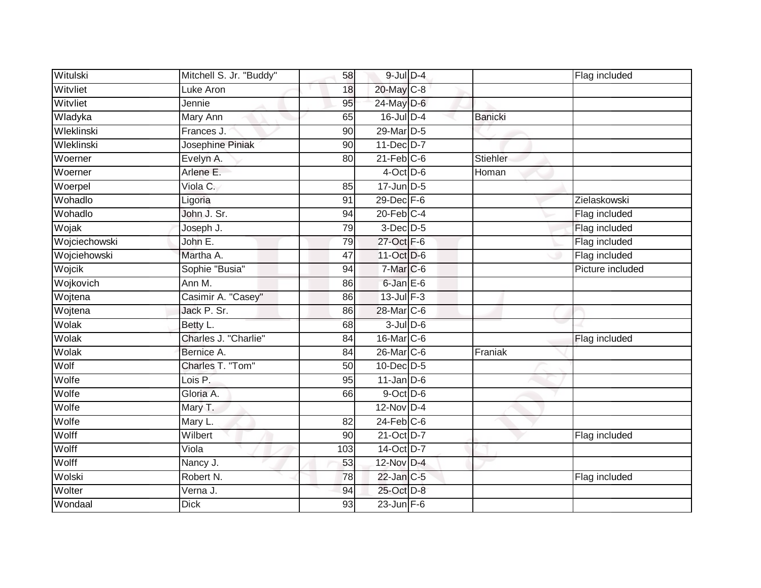| Witulski | Mitchell S. Jr. "Buddy" | 58 | 9-Jul | D-4 | | Flag included |
|---|---|---|---|---|---|---|
| Witvliet | Luke Aron | 18 | 20-May | C-8 | | |
| Witvliet | Jennie | 95 | 24-May | D-6 | | |
| Wladyka | Mary Ann | 65 | 16-Jul | D-4 | Banicki | |
| Wleklinski | Frances J. | 90 | 29-Mar | D-5 | | |
| Wleklinski | Josephine Piniak | 90 | 11-Dec | D-7 | | |
| Woerner | Evelyn A. | 80 | 21-Feb | C-6 | Stiehler | |
| Woerner | Arlene E. | | 4-Oct | D-6 | Homan | |
| Woerpel | Viola C. | 85 | 17-Jun | D-5 | | |
| Wohadlo | Ligoria | 91 | 29-Dec | F-6 | | Zielaskowski |
| Wohadlo | John J. Sr. | 94 | 20-Feb | C-4 | | Flag included |
| Wojak | Joseph J. | 79 | 3-Dec | D-5 | | Flag included |
| Wojciechowski | John E. | 79 | 27-Oct | F-6 | | Flag included |
| Wojciehowski | Martha A. | 47 | 11-Oct | D-6 | | Flag included |
| Wojcik | Sophie "Busia" | 94 | 7-Mar | C-6 | | Picture included |
| Wojkovich | Ann M. | 86 | 6-Jan | E-6 | | |
| Wojtena | Casimir A. "Casey" | 86 | 13-Jul | F-3 | | |
| Wojtena | Jack P. Sr. | 86 | 28-Mar | C-6 | | |
| Wolak | Betty L. | 68 | 3-Jul | D-6 | | |
| Wolak | Charles J. "Charlie" | 84 | 16-Mar | C-6 | | Flag included |
| Wolak | Bernice A. | 84 | 26-Mar | C-6 | Franiak | |
| Wolf | Charles T. "Tom" | 50 | 10-Dec | D-5 | | |
| Wolfe | Lois P. | 95 | 11-Jan | D-6 | | |
| Wolfe | Gloria A. | 66 | 9-Oct | D-6 | | |
| Wolfe | Mary T. | | 12-Nov | D-4 | | |
| Wolfe | Mary L. | 82 | 24-Feb | C-6 | | |
| Wolff | Wilbert | 90 | 21-Oct | D-7 | | Flag included |
| Wolff | Viola | 103 | 14-Oct | D-7 | | |
| Wolff | Nancy J. | 53 | 12-Nov | D-4 | | |
| Wolski | Robert N. | 78 | 22-Jan | C-5 | | Flag included |
| Wolter | Verna J. | 94 | 25-Oct | D-8 | | |
| Wondaal | Dick | 93 | 23-Jun | F-6 | | |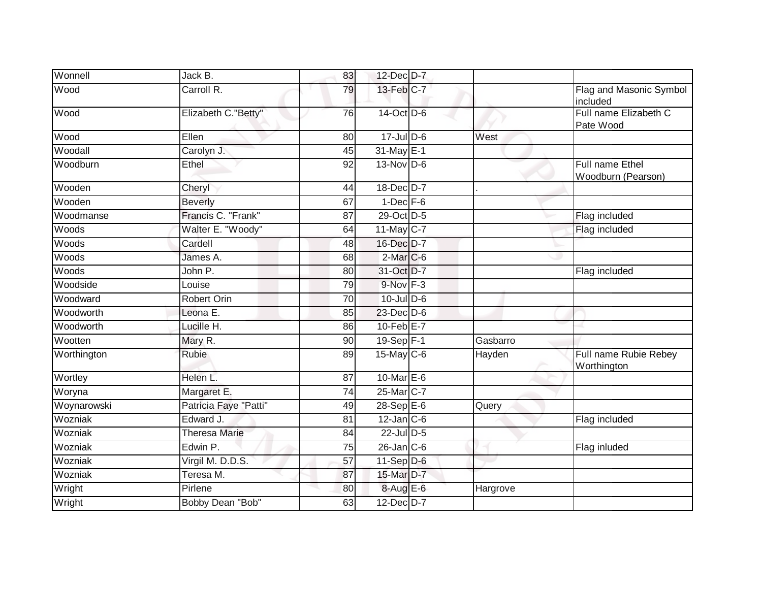| | | | | | | |
|---|---|---|---|---|---|---|
| Wonnell | Jack B. | 83 | 12-Dec | D-7 | | |
| Wood | Carroll R. | 79 | 13-Feb | C-7 | | Flag and Masonic Symbol included |
| Wood | Elizabeth C."Betty" | 76 | 14-Oct | D-6 | | Full name Elizabeth C Pate Wood |
| Wood | Ellen | 80 | 17-Jul | D-6 | West | |
| Woodall | Carolyn J. | 45 | 31-May | E-1 | | |
| Woodburn | Ethel | 92 | 13-Nov | D-6 | | Full name Ethel Woodburn (Pearson) |
| Wooden | Cheryl | 44 | 18-Dec | D-7 | . | |
| Wooden | Beverly | 67 | 1-Dec | F-6 | | |
| Woodmanse | Francis C. "Frank" | 87 | 29-Oct | D-5 | | Flag included |
| Woods | Walter E. "Woody" | 64 | 11-May | C-7 | | Flag included |
| Woods | Cardell | 48 | 16-Dec | D-7 | | |
| Woods | James A. | 68 | 2-Mar | C-6 | | |
| Woods | John P. | 80 | 31-Oct | D-7 | | Flag included |
| Woodside | Louise | 79 | 9-Nov | F-3 | | |
| Woodward | Robert Orin | 70 | 10-Jul | D-6 | | |
| Woodworth | Leona E. | 85 | 23-Dec | D-6 | | |
| Woodworth | Lucille H. | 86 | 10-Feb | E-7 | | |
| Wootten | Mary R. | 90 | 19-Sep | F-1 | Gasbarro | |
| Worthington | Rubie | 89 | 15-May | C-6 | Hayden | Full name Rubie Rebey Worthington |
| Wortley | Helen L. | 87 | 10-Mar | E-6 | | |
| Woryna | Margaret E. | 74 | 25-Mar | C-7 | | |
| Woynarowski | Patricia Faye "Patti" | 49 | 28-Sep | E-6 | Query | |
| Wozniak | Edward J. | 81 | 12-Jan | C-6 | | Flag included |
| Wozniak | Theresa Marie | 84 | 22-Jul | D-5 | | |
| Wozniak | Edwin P. | 75 | 26-Jan | C-6 | | Flag inluded |
| Wozniak | Virgil M. D.D.S. | 57 | 11-Sep | D-6 | | |
| Wozniak | Teresa M. | 87 | 15-Mar | D-7 | | |
| Wright | Pirlene | 80 | 8-Aug | E-6 | Hargrove | |
| Wright | Bobby Dean "Bob" | 63 | 12-Dec | D-7 | | |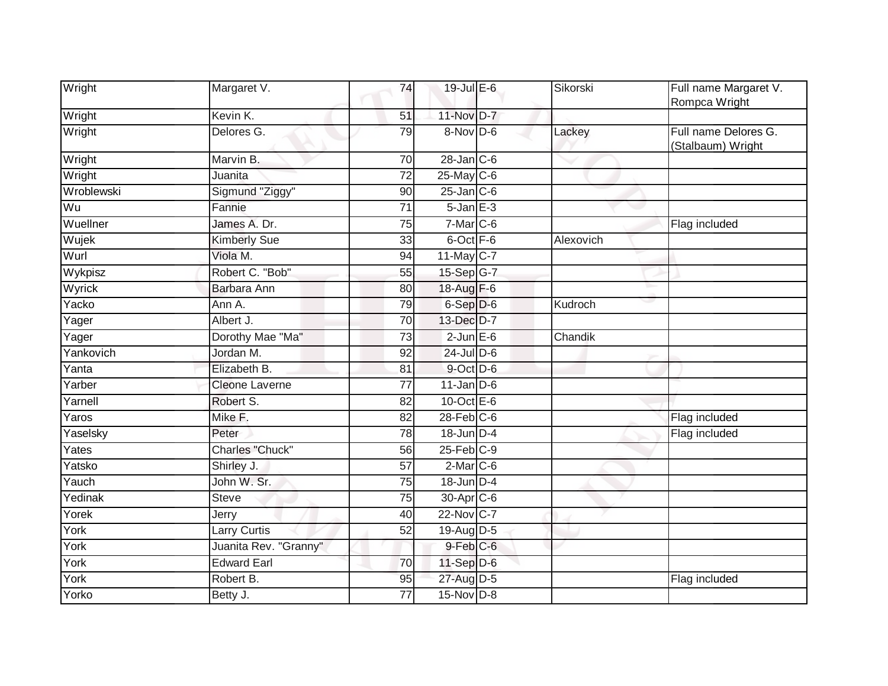| | | | | | | |
|---|---|---|---|---|---|---|
| Wright | Margaret V. | 74 | 19-Jul | E-6 | Sikorski | Full name Margaret V. Rompca Wright |
| Wright | Kevin K. | 51 | 11-Nov | D-7 | | |
| Wright | Delores G. | 79 | 8-Nov | D-6 | Lackey | Full name Delores G. (Stalbaum) Wright |
| Wright | Marvin B. | 70 | 28-Jan | C-6 | | |
| Wright | Juanita | 72 | 25-May | C-6 | | |
| Wroblewski | Sigmund "Ziggy" | 90 | 25-Jan | C-6 | | |
| Wu | Fannie | 71 | 5-Jan | E-3 | | |
| Wuellner | James A. Dr. | 75 | 7-Mar | C-6 | | Flag included |
| Wujek | Kimberly Sue | 33 | 6-Oct | F-6 | Alexovich | |
| Wurl | Viola M. | 94 | 11-May | C-7 | | |
| Wykpisz | Robert C. "Bob" | 55 | 15-Sep | G-7 | | |
| Wyrick | Barbara Ann | 80 | 18-Aug | F-6 | | |
| Yacko | Ann A. | 79 | 6-Sep | D-6 | Kudroch | |
| Yager | Albert J. | 70 | 13-Dec | D-7 | | |
| Yager | Dorothy Mae "Ma" | 73 | 2-Jun | E-6 | Chandik | |
| Yankovich | Jordan M. | 92 | 24-Jul | D-6 | | |
| Yanta | Elizabeth B. | 81 | 9-Oct | D-6 | | |
| Yarber | Cleone Laverne | 77 | 11-Jan | D-6 | | |
| Yarnell | Robert S. | 82 | 10-Oct | E-6 | | |
| Yaros | Mike F. | 82 | 28-Feb | C-6 | | Flag included |
| Yaselsky | Peter | 78 | 18-Jun | D-4 | | Flag included |
| Yates | Charles "Chuck" | 56 | 25-Feb | C-9 | | |
| Yatsko | Shirley J. | 57 | 2-Mar | C-6 | | |
| Yauch | John W. Sr. | 75 | 18-Jun | D-4 | | |
| Yedinak | Steve | 75 | 30-Apr | C-6 | | |
| Yorek | Jerry | 40 | 22-Nov | C-7 | | |
| York | Larry Curtis | 52 | 19-Aug | D-5 | | |
| York | Juanita Rev. "Granny" | | 9-Feb | C-6 | | |
| York | Edward Earl | 70 | 11-Sep | D-6 | | |
| York | Robert B. | 95 | 27-Aug | D-5 | | Flag included |
| Yorko | Betty J. | 77 | 15-Nov | D-8 | | |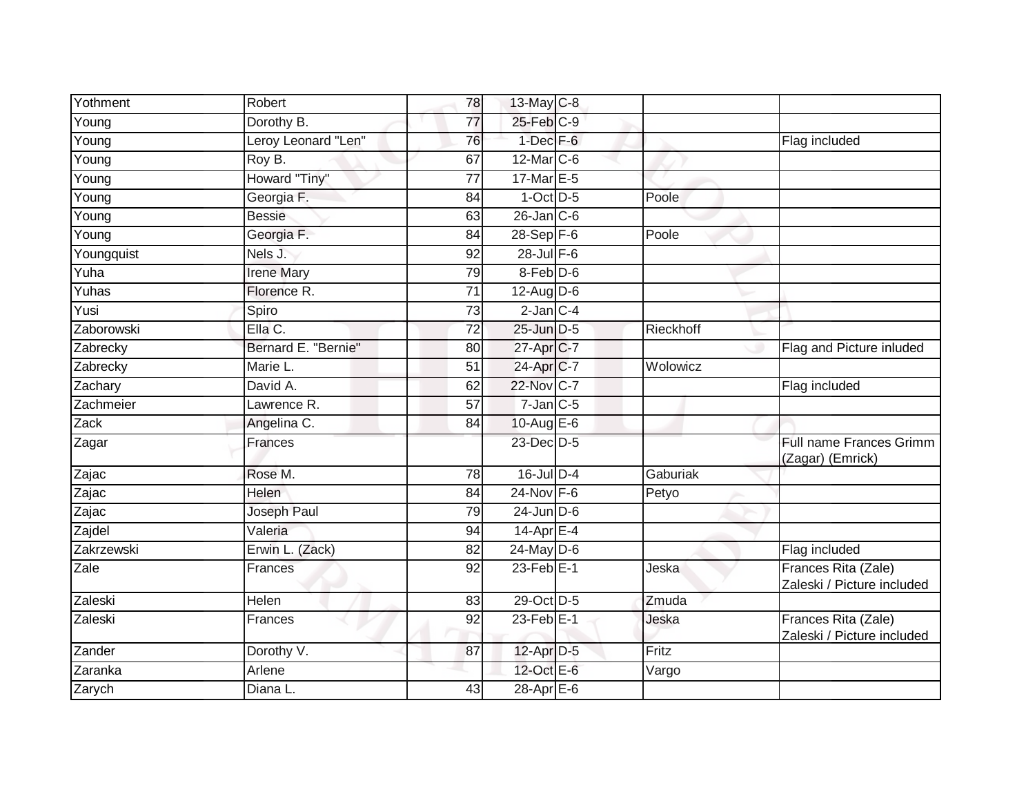| | | | | | | |
|---|---|---|---|---|---|---|
| Yothment | Robert | 78 | 13-May | C-8 | | |
| Young | Dorothy B. | 77 | 25-Feb | C-9 | | |
| Young | Leroy Leonard "Len" | 76 | 1-Dec | F-6 | | Flag included |
| Young | Roy B. | 67 | 12-Mar | C-6 | | |
| Young | Howard "Tiny" | 77 | 17-Mar | E-5 | | |
| Young | Georgia F. | 84 | 1-Oct | D-5 | Poole | |
| Young | Bessie | 63 | 26-Jan | C-6 | | |
| Young | Georgia F. | 84 | 28-Sep | F-6 | Poole | |
| Youngquist | Nels J. | 92 | 28-Jul | F-6 | | |
| Yuha | Irene Mary | 79 | 8-Feb | D-6 | | |
| Yuhas | Florence R. | 71 | 12-Aug | D-6 | | |
| Yusi | Spiro | 73 | 2-Jan | C-4 | | |
| Zaborowski | Ella C. | 72 | 25-Jun | D-5 | Rieckhoff | |
| Zabrecky | Bernard E. "Bernie" | 80 | 27-Apr | C-7 | | Flag and Picture inluded |
| Zabrecky | Marie L. | 51 | 24-Apr | C-7 | Wolowicz | |
| Zachary | David A. | 62 | 22-Nov | C-7 | | Flag included |
| Zachmeier | Lawrence R. | 57 | 7-Jan | C-5 | | |
| Zack | Angelina C. | 84 | 10-Aug | E-6 | | |
| Zagar | Frances | | 23-Dec | D-5 | | Full name Frances Grimm (Zagar) (Emrick) |
| Zajac | Rose M. | 78 | 16-Jul | D-4 | Gaburiak | |
| Zajac | Helen | 84 | 24-Nov | F-6 | Petyo | |
| Zajac | Joseph Paul | 79 | 24-Jun | D-6 | | |
| Zajdel | Valeria | 94 | 14-Apr | E-4 | | |
| Zakrzewski | Erwin L. (Zack) | 82 | 24-May | D-6 | | Flag included |
| Zale | Frances | 92 | 23-Feb | E-1 | Jeska | Frances Rita (Zale) Zaleski / Picture included |
| Zaleski | Helen | 83 | 29-Oct | D-5 | Zmuda | |
| Zaleski | Frances | 92 | 23-Feb | E-1 | Jeska | Frances Rita (Zale) Zaleski / Picture included |
| Zander | Dorothy V. | 87 | 12-Apr | D-5 | Fritz | |
| Zaranka | Arlene | | 12-Oct | E-6 | Vargo | |
| Zarych | Diana L. | 43 | 28-Apr | E-6 | | |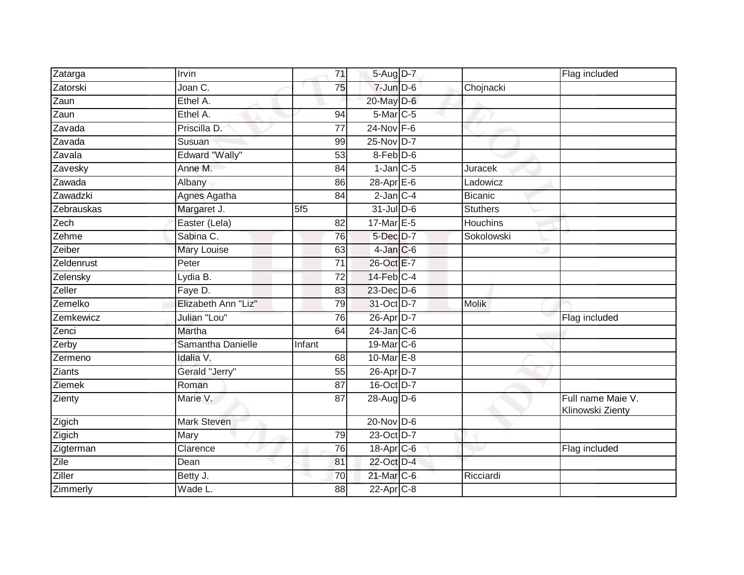| | | | | | | |
|---|---|---|---|---|---|---|
| Zatarga | Irvin | 71 | 5-Aug | D-7 | | Flag included |
| Zatorski | Joan C. | 75 | 7-Jun | D-6 | Chojnacki | |
| Zaun | Ethel A. | | 20-May | D-6 | | |
| Zaun | Ethel A. | 94 | 5-Mar | C-5 | | |
| Zavada | Priscilla D. | 77 | 24-Nov | F-6 | | |
| Zavada | Susuan | 99 | 25-Nov | D-7 | | |
| Zavala | Edward "Wally" | 53 | 8-Feb | D-6 | | |
| Zavesky | Anne M. | 84 | 1-Jan | C-5 | Juracek | |
| Zawada | Albany | 86 | 28-Apr | E-6 | Ladowicz | |
| Zawadzki | Agnes Agatha | 84 | 2-Jan | C-4 | Bicanic | |
| Zebrauskas | Margaret J. | 5f5 | 31-Jul | D-6 | Stuthers | |
| Zech | Easter (Lela) | 82 | 17-Mar | E-5 | Houchins | |
| Zehme | Sabina C. | 76 | 5-Dec | D-7 | Sokolowski | |
| Zeiber | Mary Louise | 63 | 4-Jan | C-6 | | |
| Zeldenrust | Peter | 71 | 26-Oct | E-7 | | |
| Zelensky | Lydia B. | 72 | 14-Feb | C-4 | | |
| Zeller | Faye D. | 83 | 23-Dec | D-6 | | |
| Zemelko | Elizabeth Ann "Liz" | 79 | 31-Oct | D-7 | Molik | |
| Zemkewicz | Julian "Lou" | 76 | 26-Apr | D-7 | | Flag included |
| Zenci | Martha | 64 | 24-Jan | C-6 | | |
| Zerby | Samantha Danielle | Infant | 19-Mar | C-6 | | |
| Zermeno | Idalia V. | 68 | 10-Mar | E-8 | | |
| Ziants | Gerald "Jerry" | 55 | 26-Apr | D-7 | | |
| Ziemek | Roman | 87 | 16-Oct | D-7 | | |
| Zienty | Marie V. | 87 | 28-Aug | D-6 | | Full name Maie V. Klinowski Zienty |
| Zigich | Mark Steven | | 20-Nov | D-6 | | |
| Zigich | Mary | 79 | 23-Oct | D-7 | | |
| Zigterman | Clarence | 76 | 18-Apr | C-6 | | Flag included |
| Zile | Dean | 81 | 22-Oct | D-4 | | |
| Ziller | Betty J. | 70 | 21-Mar | C-6 | Ricciardi | |
| Zimmerly | Wade L. | 88 | 22-Apr | C-8 | | |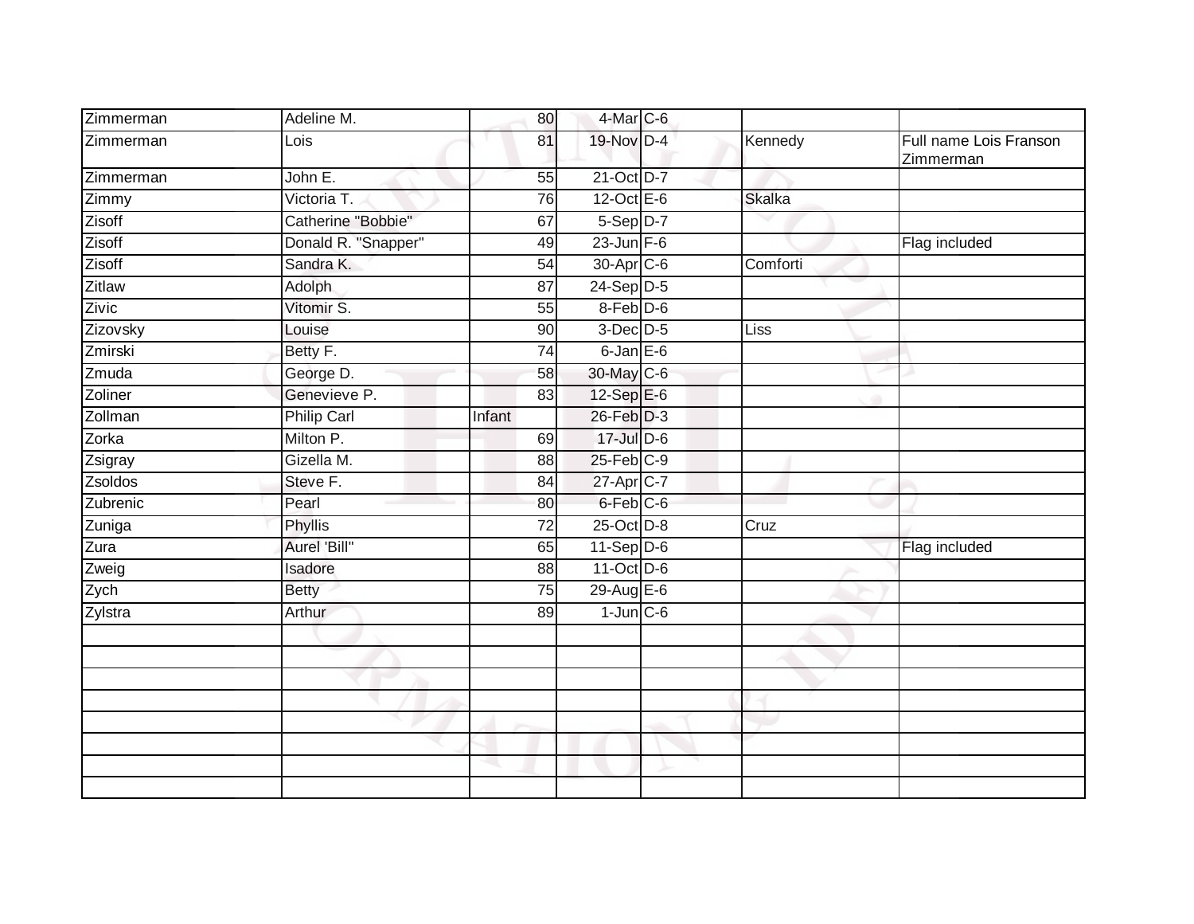| | | | | | | |
|---|---|---|---|---|---|---|
| Zimmerman | Adeline M. | 80 | 4-Mar | C-6 | | |
| Zimmerman | Lois | 81 | 19-Nov | D-4 | Kennedy | Full name Lois Franson Zimmerman |
| Zimmerman | John E. | 55 | 21-Oct | D-7 | | |
| Zimmy | Victoria T. | 76 | 12-Oct | E-6 | Skalka | |
| Zisoff | Catherine "Bobbie" | 67 | 5-Sep | D-7 | | |
| Zisoff | Donald R. "Snapper" | 49 | 23-Jun | F-6 | | Flag included |
| Zisoff | Sandra K. | 54 | 30-Apr | C-6 | Comforti | |
| Zitlaw | Adolph | 87 | 24-Sep | D-5 | | |
| Zivic | Vitomir S. | 55 | 8-Feb | D-6 | | |
| Zizovsky | Louise | 90 | 3-Dec | D-5 | Liss | |
| Zmirski | Betty F. | 74 | 6-Jan | E-6 | | |
| Zmuda | George D. | 58 | 30-May | C-6 | | |
| Zoliner | Genevieve P. | 83 | 12-Sep | E-6 | | |
| Zollman | Philip Carl | Infant | 26-Feb | D-3 | | |
| Zorka | Milton P. | 69 | 17-Jul | D-6 | | |
| Zsigray | Gizella M. | 88 | 25-Feb | C-9 | | |
| Zsoldos | Steve F. | 84 | 27-Apr | C-7 | | |
| Zubrenic | Pearl | 80 | 6-Feb | C-6 | | |
| Zuniga | Phyllis | 72 | 25-Oct | D-8 | Cruz | |
| Zura | Aurel 'Bill" | 65 | 11-Sep | D-6 | | Flag included |
| Zweig | Isadore | 88 | 11-Oct | D-6 | | |
| Zych | Betty | 75 | 29-Aug | E-6 | | |
| Zylstra | Arthur | 89 | 1-Jun | C-6 | | |